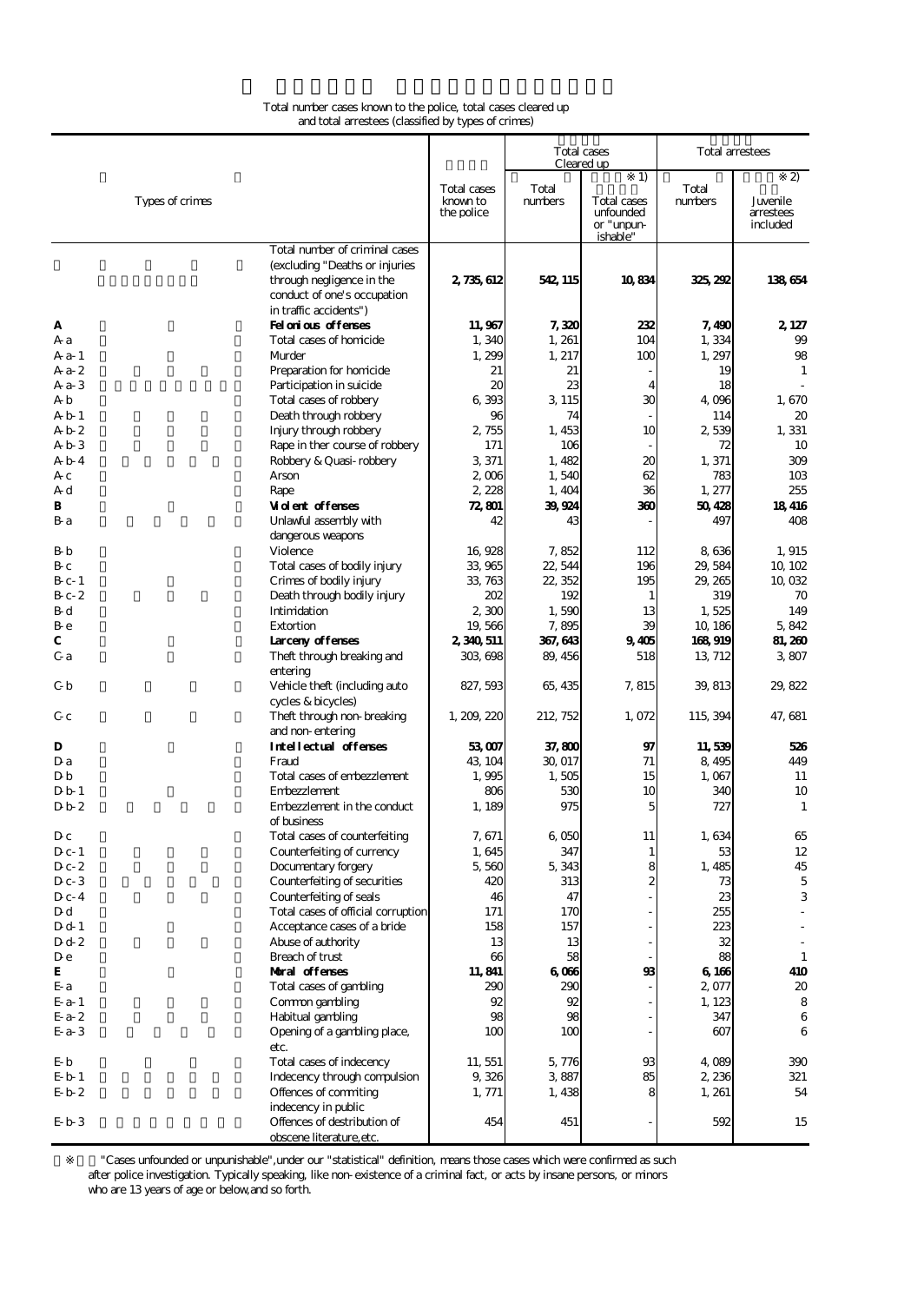Total number cases known to the police, total cases cleared up and total arrestees (classified by types of crimes)

| Types of crimes | | Total cases known to the police | Total cases Cleared up | | Total arrestees | |
|---|---|---|---|---|---|---|
| | | | Total numbers | ※1) Total cases unfounded or "unpunishable" | Total numbers | ※2) Juvenile arrestees included |
| | Total number of criminal cases (excluding "Deaths or injuries through negligence in the conduct of one's occupation in traffic accidents") | 2,735,612 | 542,115 | 10,834 | 325,292 | 138,654 |
| **A** | **Felonious offenses** | **11,967** | **7,320** | **232** | **7,490** | **2,127** |
| A-a | Total cases of homicide | 1,340 | 1,261 | 104 | 1,334 | 99 |
| A-a-1 | Murder | 1,299 | 1,217 | 100 | 1,297 | 98 |
| A-a-2 | Preparation for homicide | 21 | 21 | - | 19 | 1 |
| A-a-3 | Participation in suicide | 20 | 23 | 4 | 18 | - |
| A-b | Total cases of robbery | 6,393 | 3,115 | 30 | 4,096 | 1,670 |
| A-b-1 | Death through robbery | 96 | 74 | - | 114 | 20 |
| A-b-2 | Injury through robbery | 2,755 | 1,453 | 10 | 2,539 | 1,331 |
| A-b-3 | Rape in ther course of robbery | 171 | 106 | - | 72 | 10 |
| A-b-4 | Robbery & Quasi-robbery | 3,371 | 1,482 | 20 | 1,371 | 309 |
| A-c | Arson | 2,006 | 1,540 | 62 | 783 | 103 |
| A-d | Rape | 2,228 | 1,404 | 36 | 1,277 | 255 |
| **B** | **Violent offenses** | **72,801** | **39,924** | **360** | **50,428** | **18,416** |
| B-a | Unlawful assembly with dangerous weapons | 42 | 43 | - | 497 | 408 |
| B-b | Violence | 16,928 | 7,852 | 112 | 8,636 | 1,915 |
| B-c | Total cases of bodily injury | 33,965 | 22,544 | 196 | 29,584 | 10,102 |
| B-c-1 | Crimes of bodily injury | 33,763 | 22,352 | 195 | 29,265 | 10,032 |
| B-c-2 | Death through bodily injury | 202 | 192 | 1 | 319 | 70 |
| B-d | Intimidation | 2,300 | 1,590 | 13 | 1,525 | 149 |
| B-e | Extortion | 19,566 | 7,895 | 39 | 10,186 | 5,842 |
| **C** | **Larceny offenses** | **2,340,511** | **367,643** | **9,405** | **168,919** | **81,260** |
| C-a | Theft through breaking and entering | 303,698 | 89,456 | 518 | 13,712 | 3,807 |
| C-b | Vehicle theft (including auto cycles & bicycles) | 827,593 | 65,435 | 7,815 | 39,813 | 29,822 |
| C-c | Theft through non-breaking and non-entering | 1,209,220 | 212,752 | 1,072 | 115,394 | 47,681 |
| **D** | **Intellectual offenses** | **53,007** | **37,800** | **97** | **11,539** | **526** |
| D-a | Fraud | 43,104 | 30,017 | 71 | 8,495 | 449 |
| D-b | Total cases of embezzlement | 1,995 | 1,505 | 15 | 1,067 | 11 |
| D-b-1 | Embezzlement | 806 | 530 | 10 | 340 | 10 |
| D-b-2 | Embezzlement in the conduct of business | 1,189 | 975 | 5 | 727 | 1 |
| D-c | Total cases of counterfeiting | 7,671 | 6,050 | 11 | 1,634 | 65 |
| D-c-1 | Counterfeiting of currency | 1,645 | 347 | 1 | 53 | 12 |
| D-c-2 | Documentary forgery | 5,560 | 5,343 | 8 | 1,485 | 45 |
| D-c-3 | Counterfeiting of securities | 420 | 313 | 2 | 73 | 5 |
| D-c-4 | Counterfeiting of seals | 46 | 47 | - | 23 | 3 |
| D-d | Total cases of official corruption | 171 | 170 | - | 255 | - |
| D-d-1 | Acceptance cases of a bride | 158 | 157 | - | 223 | - |
| D-d-2 | Abuse of authority | 13 | 13 | - | 32 | - |
| D-e | Breach of trust | 66 | 58 | - | 88 | 1 |
| **E** | **Moral offenses** | **11,841** | **6,066** | **93** | **6,166** | **410** |
| E-a | Total cases of gambling | 290 | 290 | - | 2,077 | 20 |
| E-a-1 | Common gambling | 92 | 92 | - | 1,123 | 8 |
| E-a-2 | Habitual gambling | 98 | 98 | - | 347 | 6 |
| E-a-3 | Opening of a gambling place, etc. | 100 | 100 | - | 607 | 6 |
| E-b | Total cases of indecency | 11,551 | 5,776 | 93 | 4,089 | 390 |
| E-b-1 | Indecency through compulsion | 9,326 | 3,887 | 85 | 2,236 | 321 |
| E-b-2 | Offences of commiting indecency in public | 1,771 | 1,438 | 8 | 1,261 | 54 |
| E-b-3 | Offences of destribution of obscene literature, etc. | 454 | 451 | - | 592 | 15 |

※ "Cases unfounded or unpunishable", under our "statistical" definition, means those cases which were confirmed as such after police investigation. Typically speaking, like non-existence of a criminal fact, or acts by insane persons, or minors who are 13 years of age or below, and so forth.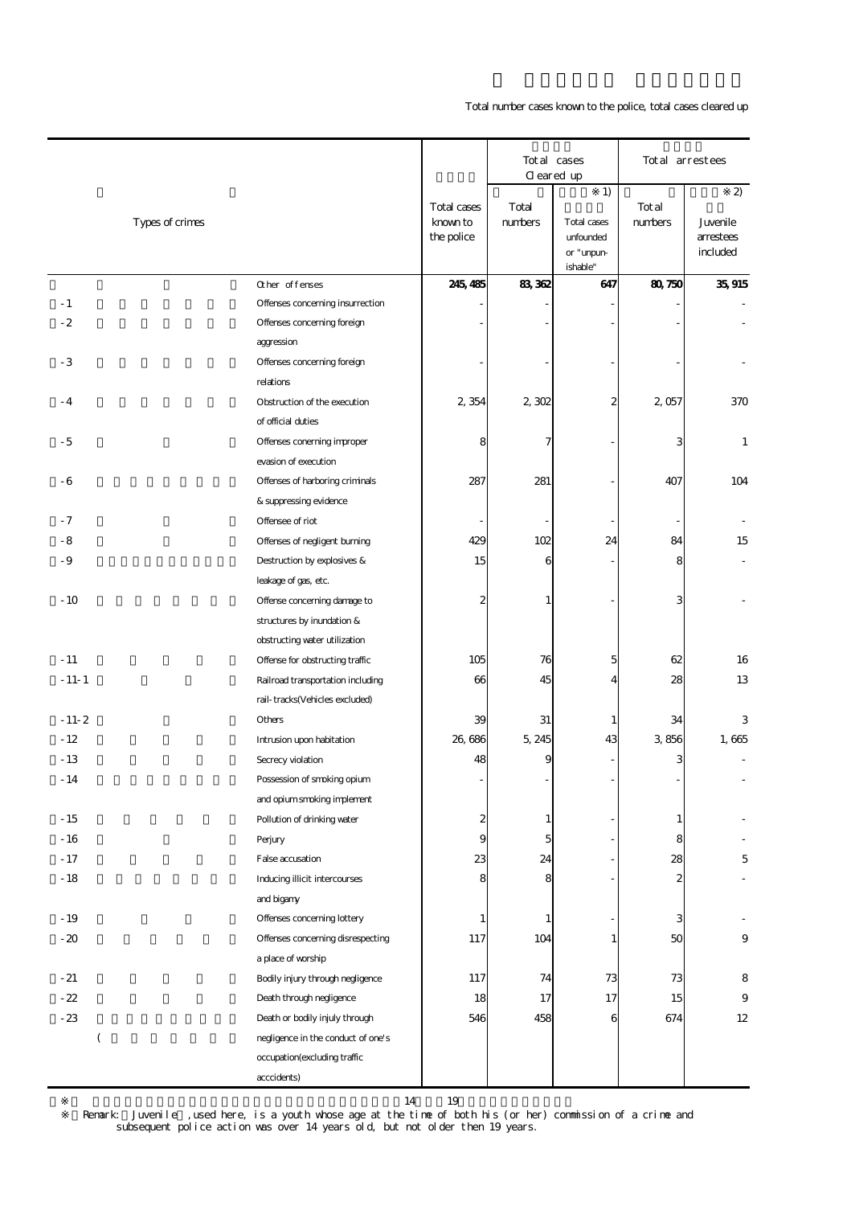Total number cases known to the police, total cases cleared up

| | Types of crimes | Total cases known to the police | Total cases cleared up: Total numbers | Total cases cleared up: ※1) Total cases unfounded or "unpunishable" | Total arrestees: Total numbers | Total arrestees: ※2) Juvenile arrestees included |
|---|---|---|---|---|---|---|
| | Other offenses | **245,485** | **83,362** | **647** | **80,750** | **35,915** |
| -1 | Offenses concerning insurrection | - | - | - | - | - |
| -2 | Offenses concerning foreign aggression | - | - | - | - | - |
| -3 | Offenses concerning foreign relations | - | - | - | - | - |
| -4 | Obstruction of the execution of official duties | 2,354 | 2,302 | 2 | 2,057 | 370 |
| -5 | Offenses conerning improper evasion of execution | 8 | 7 | - | 3 | 1 |
| -6 | Offenses of harboring criminals & suppressing evidence | 287 | 281 | - | 407 | 104 |
| -7 | Offensee of riot | - | - | - | - | - |
| -8 | Offenses of negligent burning | 429 | 102 | 24 | 84 | 15 |
| -9 | Destruction by explosives & leakage of gas, etc. | 15 | 6 | - | 8 | - |
| -10 | Offense concerning damage to structures by inundation & obstructing water utilization | 2 | 1 | - | 3 | - |
| -11 | Offense for obstructing traffic | 105 | 76 | 5 | 62 | 16 |
| -11-1 | Railroad transportation including rail-tracks(Vehicles excluded) | 66 | 45 | 4 | 28 | 13 |
| -11-2 | Others | 39 | 31 | 1 | 34 | 3 |
| -12 | Intrusion upon habitation | 26,686 | 5,245 | 43 | 3,856 | 1,665 |
| -13 | Secrecy violation | 48 | 9 | - | 3 | - |
| -14 | Possession of smoking opium and opium smoking implement | - | - | - | - | - |
| -15 | Pollution of drinking water | 2 | 1 | - | 1 | - |
| -16 | Perjury | 9 | 5 | - | 8 | - |
| -17 | False accusation | 23 | 24 | - | 28 | 5 |
| -18 | Inducing illicit intercourses and bigamy | 8 | 8 | - | 2 | - |
| -19 | Offenses concerning lottery | 1 | 1 | - | 3 | - |
| -20 | Offenses concerning disrespecting a place of worship | 117 | 104 | 1 | 50 | 9 |
| -21 | Bodily injury through negligence | 117 | 74 | 73 | 73 | 8 |
| -22 | Death through negligence | 18 | 17 | 17 | 15 | 9 |
| -23 | Death or bodily injuly through negligence in the conduct of one's occupation(excluding traffic acccidents) | 546 | 458 | 6 | 674 | 12 |

※ 14 19

※ Remark: Juvenile , used here, is a youth whose age at the time of both his (or her) commission of a crime and subsequent police action was over 14 years old, but not older then 19 years.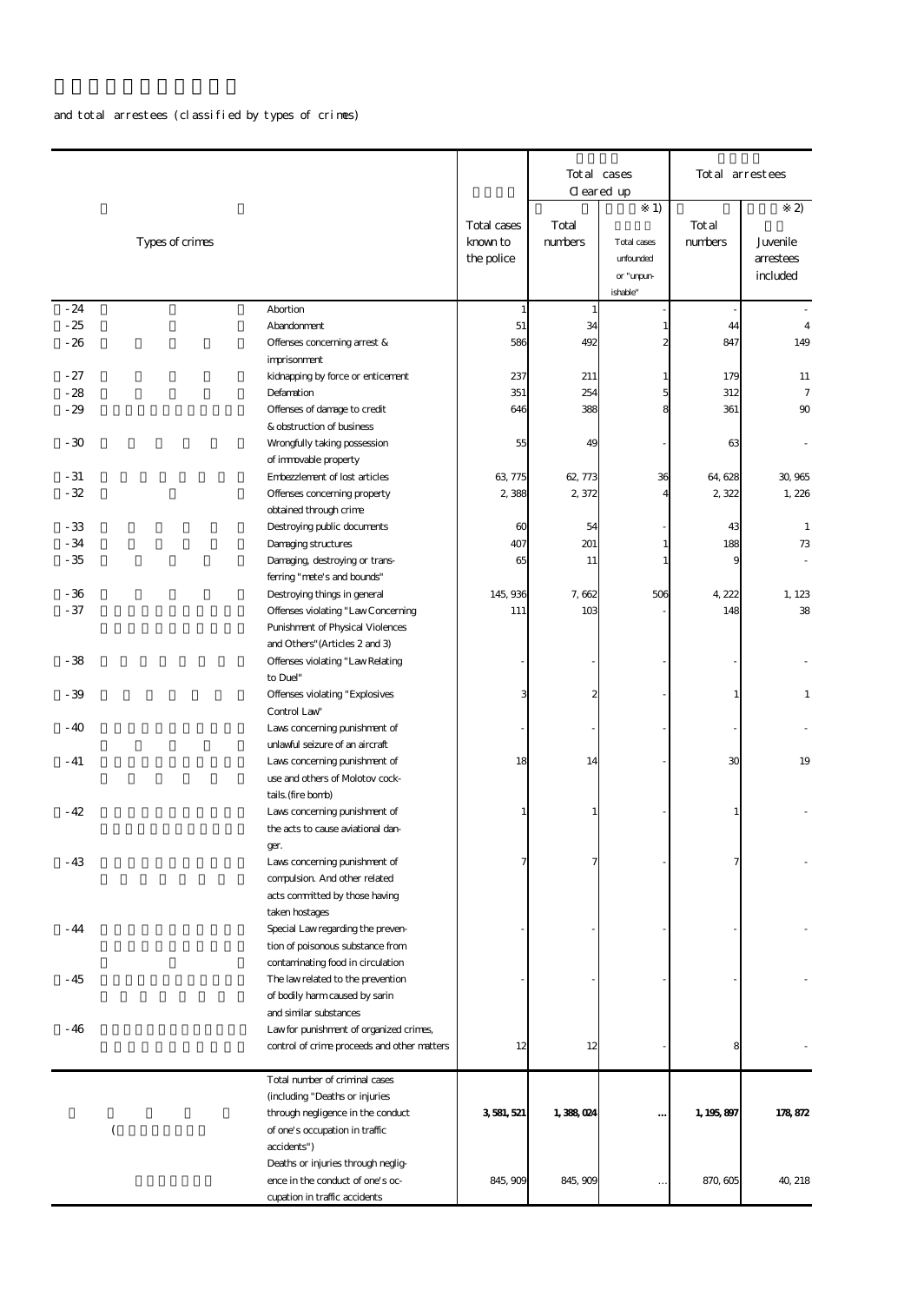and total arrestees (classified by types of crimes)

| | Types of crimes | Total cases known to the police | Total cases Cleared up | | Total arrestees | |
|---|---|---|---|---|---|---|
| | | | Total numbers | ※1) Total cases unfounded or "unpunishable" | Total numbers | ※2) Juvenile arrestees included |
| -24 | Abortion | 1 | 1 | - | - | - |
| -25 | Abandonment | 51 | 34 | 1 | 44 | 4 |
| -26 | Offenses concerning arrest & imprisonment | 586 | 492 | 2 | 847 | 149 |
| -27 | kidnapping by force or enticement | 237 | 211 | 1 | 179 | 11 |
| -28 | Defamation | 351 | 254 | 5 | 312 | 7 |
| -29 | Offenses of damage to credit & obstruction of business | 646 | 388 | 8 | 361 | 90 |
| -30 | Wrongfully taking possession of immovable property | 55 | 49 | - | 63 | - |
| -31 | Embezzlement of lost articles | 63,775 | 62,773 | 36 | 64,628 | 30,965 |
| -32 | Offenses concerning property obtained through crime | 2,388 | 2,372 | 4 | 2,322 | 1,226 |
| -33 | Destroying public documents | 60 | 54 | - | 43 | 1 |
| -34 | Damaging structures | 407 | 201 | 1 | 188 | 73 |
| -35 | Damaging, destroying or transferring "mete's and bounds" | 65 | 11 | 1 | 9 | - |
| -36 | Destroying things in general | 145,936 | 7,662 | 506 | 4,222 | 1,123 |
| -37 | Offenses violating "Law Concerning Punishment of Physical Violences and Others"(Articles 2 and 3) | 111 | 103 | - | 148 | 38 |
| -38 | Offenses violating "Law Relating to Duel" | - | - | - | - | - |
| -39 | Offenses violating "Explosives Control Law" | 3 | 2 | - | 1 | 1 |
| -40 | Laws concerning punishment of unlawful seizure of an aircraft | - | - | - | - | - |
| -41 | Laws concerning punishment of use and others of Molotov cocktails.(fire bomb) | 18 | 14 | - | 30 | 19 |
| -42 | Laws concerning punishment of the acts to cause aviational danger. | 1 | 1 | - | 1 | - |
| -43 | Laws concerning punishment of compulsion. And other related acts committed by those having taken hostages | 7 | 7 | - | 7 | - |
| -44 | Special Law regarding the prevention of poisonous substance from contaminating food in circulation | - | - | - | - | - |
| -45 | The law related to the prevention of bodily harm caused by sarin and similar substances | - | - | - | - | - |
| -46 | Law for punishment of organized crimes, control of crime proceeds and other matters | 12 | 12 | - | 8 | - |
| ( | Total number of criminal cases (including "Deaths or injuries through negligence in the conduct of one's occupation in traffic accidents") | **3,581,521** | **1,388,024** | **…** | **1,195,897** | **178,872** |
| | Deaths or injuries through negligence in the conduct of one's occupation in traffic accidents | 845,909 | 845,909 | … | 870,605 | 40,218 |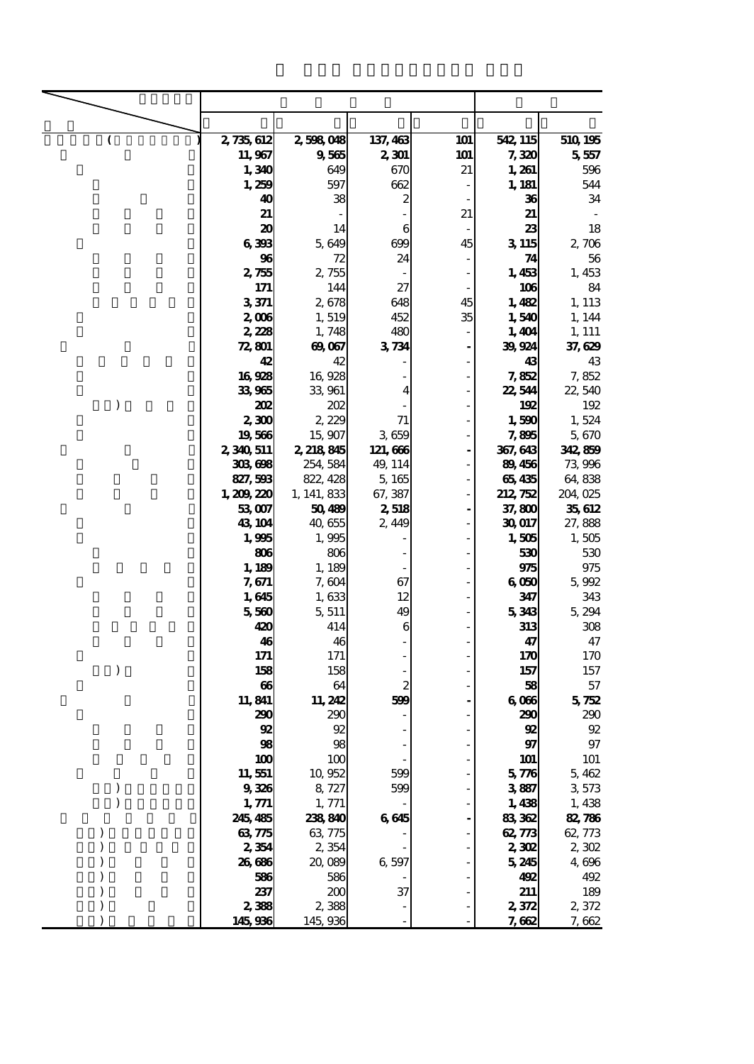| | | | | | |
|---|---|---|---|---|---|
| ( ) | 2,735,612 | 2,598,048 | 137,463 | 101 | 542,115 | 510,195 |
| | 11,967 | 9,565 | 2,301 | 101 | 7,320 | 5,557 |
| | 1,340 | 649 | 670 | 21 | 1,261 | 596 |
| | 1,259 | 597 | 662 | - | 1,181 | 544 |
| | 40 | 38 | 2 | - | 36 | 34 |
| | 21 | - | - | 21 | 21 | - |
| | 20 | 14 | 6 | - | 23 | 18 |
| | 6,393 | 5,649 | 699 | 45 | 3,115 | 2,706 |
| | 96 | 72 | 24 | - | 74 | 56 |
| | 2,755 | 2,755 | - | - | 1,453 | 1,453 |
| | 171 | 144 | 27 | - | 106 | 84 |
| | 3,371 | 2,678 | 648 | 45 | 1,482 | 1,113 |
| | 2,006 | 1,519 | 452 | 35 | 1,540 | 1,144 |
| | 2,228 | 1,748 | 480 | - | 1,404 | 1,111 |
| | 72,801 | 69,067 | 3,734 | - | 39,924 | 37,629 |
| | 42 | 42 | - | - | 43 | 43 |
| | 16,928 | 16,928 | - | - | 7,852 | 7,852 |
| | 33,965 | 33,961 | 4 | - | 22,544 | 22,540 |
| ) | 202 | 202 | - | - | 192 | 192 |
| | 2,300 | 2,229 | 71 | - | 1,590 | 1,524 |
| | 19,566 | 15,907 | 3,659 | - | 7,895 | 5,670 |
| | 2,340,511 | 2,218,845 | 121,666 | - | 367,643 | 342,859 |
| | 303,698 | 254,584 | 49,114 | - | 89,456 | 73,996 |
| | 827,593 | 822,428 | 5,165 | - | 65,435 | 64,838 |
| | 1,209,220 | 1,141,833 | 67,387 | - | 212,752 | 204,025 |
| | 53,007 | 50,489 | 2,518 | - | 37,800 | 35,612 |
| | 43,104 | 40,655 | 2,449 | - | 30,017 | 27,888 |
| | 1,995 | 1,995 | - | - | 1,505 | 1,505 |
| | 806 | 806 | - | - | 530 | 530 |
| | 1,189 | 1,189 | - | - | 975 | 975 |
| | 7,671 | 7,604 | 67 | - | 6,050 | 5,992 |
| | 1,645 | 1,633 | 12 | - | 347 | 343 |
| | 5,560 | 5,511 | 49 | - | 5,343 | 5,294 |
| | 420 | 414 | 6 | - | 313 | 308 |
| | 46 | 46 | - | - | 47 | 47 |
| | 171 | 171 | - | - | 170 | 170 |
| ) | 158 | 158 | - | - | 157 | 157 |
| | 66 | 64 | 2 | - | 58 | 57 |
| | 11,841 | 11,242 | 599 | - | 6,066 | 5,752 |
| | 290 | 290 | - | - | 290 | 290 |
| | 92 | 92 | - | - | 92 | 92 |
| | 98 | 98 | - | - | 97 | 97 |
| | 100 | 100 | - | - | 101 | 101 |
| | 11,551 | 10,952 | 599 | - | 5,776 | 5,462 |
| ) | 9,326 | 8,727 | 599 | - | 3,887 | 3,573 |
| ) | 1,771 | 1,771 | - | - | 1,438 | 1,438 |
| | 245,485 | 238,840 | 6,645 | - | 83,362 | 82,786 |
| ) | 63,775 | 63,775 | - | - | 62,773 | 62,773 |
| ) | 2,354 | 2,354 | - | - | 2,302 | 2,302 |
| ) | 26,686 | 20,089 | 6,597 | - | 5,245 | 4,696 |
| ) | 586 | 586 | - | - | 492 | 492 |
| ) | 237 | 200 | 37 | - | 211 | 189 |
| ) | 2,388 | 2,388 | - | - | 2,372 | 2,372 |
| ) | 145,936 | 145,936 | - | - | 7,662 | 7,662 |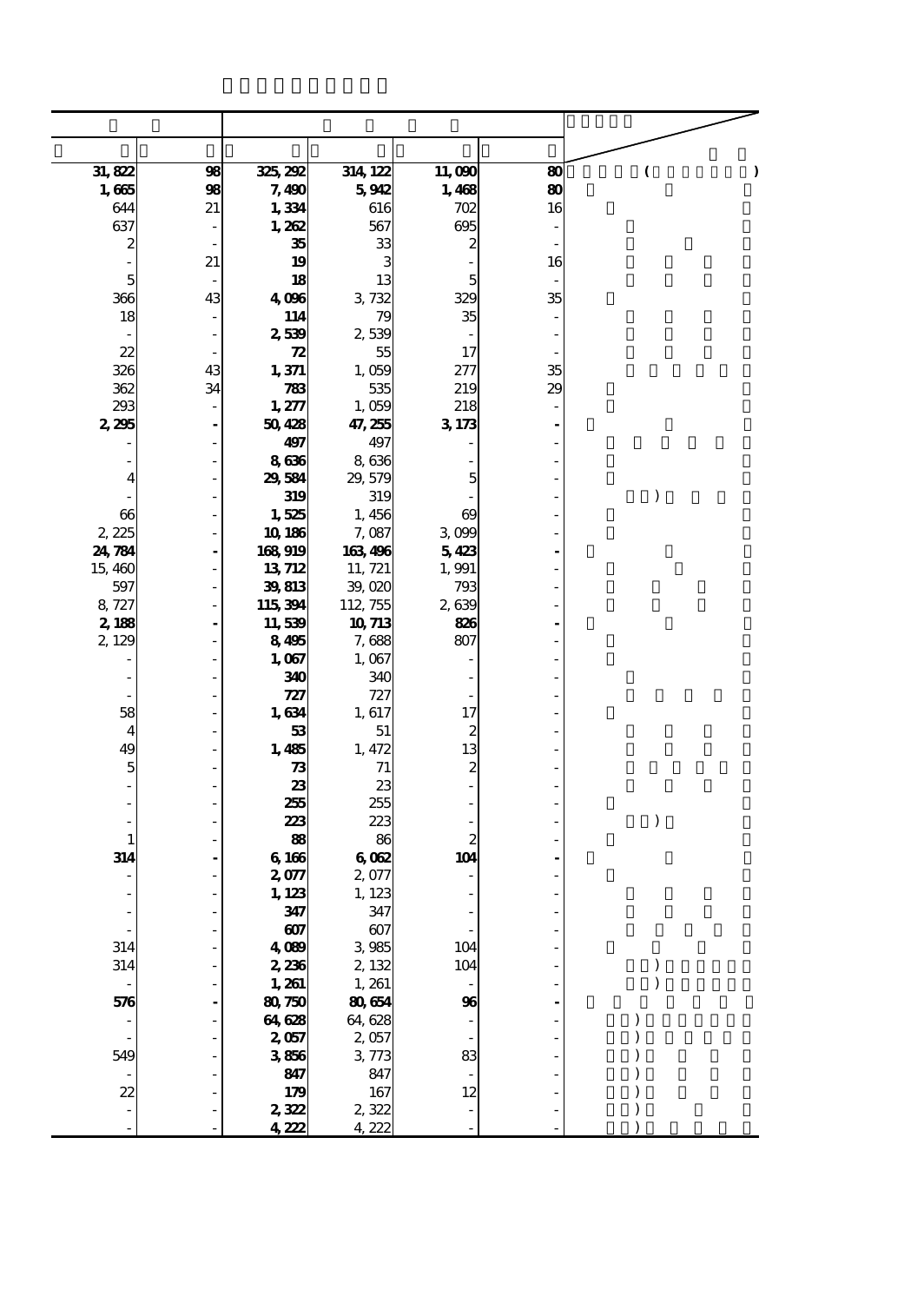| | | | | | | |
|---|---|---|---|---|---|---|
| 31,822 | 98 | 325,292 | 314,122 | 11,090 | 80 | ( ) |
| 1,665 | 98 | 7,490 | 5,942 | 1,468 | 80 | |
| 644 | 21 | 1,334 | 616 | 702 | 16 | |
| 637 | - | 1,262 | 567 | 695 | - | |
| 2 | - | 35 | 33 | 2 | - | |
| - | 21 | 19 | 3 | - | 16 | |
| 5 | - | 18 | 13 | 5 | - | |
| 366 | 43 | 4,096 | 3,732 | 329 | 35 | |
| 18 | - | 114 | 79 | 35 | - | |
| - | - | 2,539 | 2,539 | - | - | |
| 22 | - | 72 | 55 | 17 | - | |
| 326 | 43 | 1,371 | 1,059 | 277 | 35 | |
| 362 | 34 | 783 | 535 | 219 | 29 | |
| 293 | - | 1,277 | 1,059 | 218 | - | |
| 2,295 | - | 50,428 | 47,255 | 3,173 | - | |
| - | - | 497 | 497 | - | - | |
| - | - | 8,636 | 8,636 | - | - | |
| 4 | - | 29,584 | 29,579 | 5 | - | |
| - | - | 319 | 319 | - | - | ) |
| 66 | - | 1,525 | 1,456 | 69 | - | |
| 2,225 | - | 10,186 | 7,087 | 3,099 | - | |
| 24,784 | - | 168,919 | 163,496 | 5,423 | - | |
| 15,460 | - | 13,712 | 11,721 | 1,991 | - | |
| 597 | - | 39,813 | 39,020 | 793 | - | |
| 8,727 | - | 115,394 | 112,755 | 2,639 | - | |
| 2,188 | - | 11,539 | 10,713 | 826 | - | |
| 2,129 | - | 8,495 | 7,688 | 807 | - | |
| - | - | 1,067 | 1,067 | - | - | |
| - | - | 340 | 340 | - | - | |
| - | - | 727 | 727 | - | - | |
| 58 | - | 1,634 | 1,617 | 17 | - | |
| 4 | - | 53 | 51 | 2 | - | |
| 49 | - | 1,485 | 1,472 | 13 | - | |
| 5 | - | 73 | 71 | 2 | - | |
| - | - | 23 | 23 | - | - | |
| - | - | 255 | 255 | - | - | |
| - | - | 223 | 223 | - | - | ) |
| 1 | - | 88 | 86 | 2 | - | |
| 314 | - | 6,166 | 6,062 | 104 | - | |
| - | - | 2,077 | 2,077 | - | - | |
| - | - | 1,123 | 1,123 | - | - | |
| - | - | 347 | 347 | - | - | |
| - | - | 607 | 607 | - | - | |
| 314 | - | 4,089 | 3,985 | 104 | - | |
| 314 | - | 2,236 | 2,132 | 104 | - | ) |
| - | - | 1,261 | 1,261 | - | - | ) |
| 576 | - | 80,750 | 80,654 | 96 | - | |
| - | - | 64,628 | 64,628 | - | - | ) |
| - | - | 2,057 | 2,057 | - | - | ) |
| 549 | - | 3,856 | 3,773 | 83 | - | ) |
| - | - | 847 | 847 | - | - | ) |
| 22 | - | 179 | 167 | 12 | - | ) |
| - | - | 2,322 | 2,322 | - | - | ) |
| - | - | 4,222 | 4,222 | - | - | ) |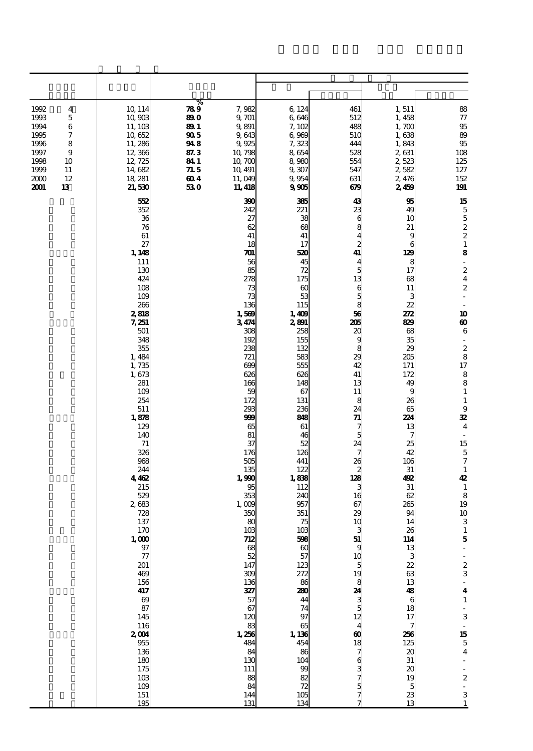| | | | % | | | | | |
|---|---|---|---|---|---|---|---|---|
| 1992 | 4 | 10,114 | 78.9 | 7,982 | 6,124 | 461 | 1,511 | 88 |
| 1993 | 5 | 10,903 | 89.0 | 9,701 | 6,646 | 512 | 1,458 | 77 |
| 1994 | 6 | 11,103 | 89.1 | 9,891 | 7,102 | 488 | 1,700 | 95 |
| 1995 | 7 | 10,652 | 90.5 | 9,643 | 6,969 | 510 | 1,638 | 89 |
| 1996 | 8 | 11,286 | 94.8 | 9,925 | 7,323 | 444 | 1,843 | 95 |
| 1997 | 9 | 12,366 | 87.3 | 10,798 | 8,654 | 528 | 2,631 | 108 |
| 1998 | 10 | 12,725 | 84.1 | 10,700 | 8,980 | 554 | 2,523 | 125 |
| 1999 | 11 | 14,682 | 71.5 | 10,491 | 9,307 | 547 | 2,582 | 127 |
| 2000 | 12 | 18,281 | 60.4 | 11,049 | 9,954 | 631 | 2,476 | 152 |
| **2001** | **13** | **21,530** | **53.0** | **11,418** | **9,905** | **679** | **2,459** | **191** |
| | | **552** | | **390** | **385** | **43** | **95** | **15** |
| | | 352 | | 242 | 221 | 23 | 49 | 5 |
| | | 36 | | 27 | 38 | 6 | 10 | 5 |
| | | 76 | | 62 | 68 | 8 | 21 | 2 |
| | | 61 | | 41 | 41 | 4 | 9 | 2 |
| | | 27 | | 18 | 17 | 2 | 6 | 1 |
| | | **1,148** | | **701** | **520** | **41** | **129** | **8** |
| | | 111 | | 56 | 45 | 4 | 8 | - |
| | | 130 | | 85 | 72 | 5 | 17 | 2 |
| | | 424 | | 278 | 175 | 13 | 68 | 4 |
| | | 108 | | 73 | 60 | 6 | 11 | 2 |
| | | 109 | | 73 | 53 | 5 | 3 | - |
| | | 266 | | 136 | 115 | 8 | 22 | - |
| | | **2,818** | | **1,569** | **1,409** | **56** | **272** | **10** |
| | | **7,251** | | **3,474** | **2,891** | **205** | **829** | **60** |
| | | 501 | | 308 | 258 | 20 | 68 | 6 |
| | | 348 | | 192 | 155 | 9 | 35 | - |
| | | 355 | | 238 | 132 | 8 | 29 | 2 |
| | | 1,484 | | 721 | 583 | 29 | 205 | 8 |
| | | 1,735 | | 699 | 555 | 42 | 171 | 17 |
| | | 1,673 | | 626 | 626 | 41 | 172 | 8 |
| | | 281 | | 166 | 148 | 13 | 49 | 8 |
| | | 109 | | 59 | 67 | 11 | 9 | 1 |
| | | 254 | | 172 | 131 | 8 | 26 | 1 |
| | | 511 | | 293 | 236 | 24 | 65 | 9 |
| | | **1,878** | | **999** | **848** | **71** | **224** | **32** |
| | | 129 | | 65 | 61 | 7 | 13 | 4 |
| | | 140 | | 81 | 46 | 5 | 7 | - |
| | | 71 | | 37 | 52 | 24 | 25 | 15 |
| | | 326 | | 176 | 126 | 7 | 42 | 5 |
| | | 968 | | 505 | 441 | 26 | 106 | 7 |
| | | 244 | | 135 | 122 | 2 | 31 | 1 |
| | | **4,462** | | **1,990** | **1,838** | **128** | **492** | **42** |
| | | 215 | | 95 | 112 | 3 | 31 | 1 |
| | | 529 | | 353 | 240 | 16 | 62 | 8 |
| | | 2,683 | | 1,009 | 957 | 67 | 265 | 19 |
| | | 728 | | 350 | 351 | 29 | 94 | 10 |
| | | 137 | | 80 | 75 | 10 | 14 | 3 |
| | | 170 | | 103 | 103 | 3 | 26 | 1 |
| | | **1,000** | | **712** | **598** | **51** | **114** | **5** |
| | | 97 | | 68 | 60 | 9 | 13 | - |
| | | 77 | | 52 | 57 | 10 | 3 | - |
| | | 201 | | 147 | 123 | 5 | 22 | 2 |
| | | 469 | | 309 | 272 | 19 | 63 | 3 |
| | | 156 | | 136 | 86 | 8 | 13 | - |
| | | **417** | | **327** | **280** | **24** | **48** | **4** |
| | | 69 | | 57 | 44 | 3 | 6 | 1 |
| | | 87 | | 67 | 74 | 5 | 18 | - |
| | | 145 | | 120 | 97 | 12 | 17 | 3 |
| | | 116 | | 83 | 65 | 4 | 7 | - |
| | | **2,004** | | **1,256** | **1,136** | **60** | **256** | **15** |
| | | 955 | | 484 | 454 | 18 | 125 | 5 |
| | | 136 | | 84 | 86 | 7 | 20 | 4 |
| | | 180 | | 130 | 104 | 6 | 31 | - |
| | | 175 | | 111 | 99 | 3 | 20 | - |
| | | 103 | | 88 | 82 | 7 | 19 | 2 |
| | | 109 | | 84 | 72 | 5 | 5 | - |
| | | 151 | | 144 | 105 | 7 | 23 | 3 |
| | | 195 | | 131 | 134 | 7 | 13 | 1 |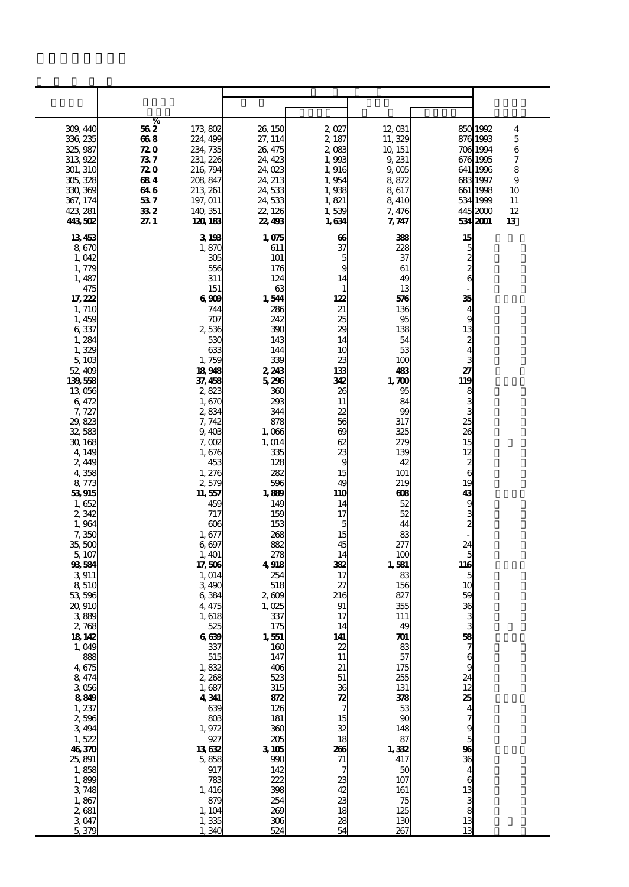| | | | | | | | | |
|---|---|---|---|---|---|---|---|---|
| | % | | | | | | | |
| 309, 440 | 56.2 | 173, 802 | 26, 150 | 2, 027 | 12, 031 | 850 | 1992 | 4 |
| 336, 235 | 66.8 | 224, 499 | 27, 114 | 2, 187 | 11, 329 | 876 | 1993 | 5 |
| 325, 987 | 72.0 | 234, 735 | 26, 475 | 2, 083 | 10, 151 | 706 | 1994 | 6 |
| 313, 922 | 73.7 | 231, 226 | 24, 423 | 1, 993 | 9, 231 | 676 | 1995 | 7 |
| 301, 310 | 72.0 | 216, 794 | 24, 023 | 1, 916 | 9, 005 | 641 | 1996 | 8 |
| 305, 328 | 68.4 | 208, 847 | 24, 213 | 1, 954 | 8, 872 | 683 | 1997 | 9 |
| 330, 369 | 64.6 | 213, 261 | 24, 533 | 1, 938 | 8, 617 | 661 | 1998 | 10 |
| 367, 174 | 53.7 | 197, 011 | 24, 533 | 1, 821 | 8, 410 | 534 | 1999 | 11 |
| 423, 281 | 33.2 | 140, 351 | 22, 126 | 1, 539 | 7, 476 | 445 | 2000 | 12 |
| **443, 502** | **27.1** | **120, 183** | **22, 493** | **1, 634** | **7, 747** | **534** | **2001** | **13** |
| **13, 453** | | **3, 193** | **1, 075** | **66** | **388** | **15** | | |
| 8, 670 | | 1, 870 | 611 | 37 | 228 | 5 | | |
| 1, 042 | | 305 | 101 | 5 | 37 | 2 | | |
| 1, 779 | | 556 | 176 | 9 | 61 | 2 | | |
| 1, 487 | | 311 | 124 | 14 | 49 | 6 | | |
| 475 | | 151 | 63 | 1 | 13 | - | | |
| **17, 222** | | **6, 909** | **1, 544** | **122** | **576** | **35** | | |
| 1, 710 | | 744 | 286 | 21 | 136 | 4 | | |
| 1, 459 | | 707 | 242 | 25 | 95 | 9 | | |
| 6, 337 | | 2, 536 | 390 | 29 | 138 | 13 | | |
| 1, 284 | | 530 | 143 | 14 | 54 | 2 | | |
| 1, 329 | | 633 | 144 | 10 | 53 | 4 | | |
| 5, 103 | | 1, 759 | 339 | 23 | 100 | 3 | | |
| 52, 409 | | **18, 948** | **2, 243** | **133** | **483** | **27** | | |
| **139, 558** | | **37, 458** | **5, 296** | **342** | **1, 700** | **119** | | |
| 13, 056 | | 2, 823 | 360 | 26 | 95 | 8 | | |
| 6, 472 | | 1, 670 | 293 | 11 | 84 | 3 | | |
| 7, 727 | | 2, 834 | 344 | 22 | 99 | 3 | | |
| 29, 823 | | 7, 742 | 878 | 56 | 317 | 25 | | |
| 32, 583 | | 9, 403 | 1, 066 | 69 | 325 | 26 | | |
| 30, 168 | | 7, 002 | 1, 014 | 62 | 279 | 15 | | |
| 4, 149 | | 1, 676 | 335 | 23 | 139 | 12 | | |
| 2, 449 | | 453 | 128 | 9 | 42 | 2 | | |
| 4, 358 | | 1, 276 | 282 | 15 | 101 | 6 | | |
| 8, 773 | | 2, 579 | 596 | 49 | 219 | 19 | | |
| **53, 915** | | **11, 557** | **1, 889** | **110** | **608** | **43** | | |
| 1, 652 | | 459 | 149 | 14 | 52 | 9 | | |
| 2, 342 | | 717 | 159 | 17 | 52 | 3 | | |
| 1, 964 | | 606 | 153 | 5 | 44 | 2 | | |
| 7, 350 | | 1, 677 | 268 | 15 | 83 | - | | |
| 35, 500 | | 6, 697 | 882 | 45 | 277 | 24 | | |
| 5, 107 | | 1, 401 | 278 | 14 | 100 | 5 | | |
| **93, 584** | | **17, 506** | **4, 918** | **382** | **1, 581** | **116** | | |
| 3, 911 | | 1, 014 | 254 | 17 | 83 | 5 | | |
| 8, 510 | | 3, 490 | 518 | 27 | 156 | 10 | | |
| 53, 596 | | 6, 384 | 2, 609 | 216 | 827 | 59 | | |
| 20, 910 | | 4, 475 | 1, 025 | 91 | 355 | 36 | | |
| 3, 889 | | 1, 618 | 337 | 17 | 111 | 3 | | |
| 2, 768 | | 525 | 175 | 14 | 49 | 3 | | |
| **18, 142** | | **6, 639** | **1, 551** | **141** | **701** | **58** | | |
| 1, 049 | | 337 | 160 | 22 | 83 | 7 | | |
| 888 | | 515 | 147 | 11 | 57 | 6 | | |
| 4, 675 | | 1, 832 | 406 | 21 | 175 | 9 | | |
| 8, 474 | | 2, 268 | 523 | 51 | 255 | 24 | | |
| 3, 056 | | 1, 687 | 315 | 36 | 131 | 12 | | |
| **8, 849** | | **4, 341** | **872** | **72** | **378** | **25** | | |
| 1, 237 | | 639 | 126 | 7 | 53 | 4 | | |
| 2, 596 | | 803 | 181 | 15 | 90 | 7 | | |
| 3, 494 | | 1, 972 | 360 | 32 | 148 | 9 | | |
| 1, 522 | | 927 | 205 | 18 | 87 | 5 | | |
| **46, 370** | | **13, 632** | **3, 105** | **266** | **1, 332** | **96** | | |
| 25, 891 | | 5, 858 | 990 | 71 | 417 | 36 | | |
| 1, 858 | | 917 | 142 | 7 | 50 | 4 | | |
| 1, 899 | | 783 | 222 | 23 | 107 | 6 | | |
| 3, 748 | | 1, 416 | 398 | 42 | 161 | 13 | | |
| 1, 867 | | 879 | 254 | 23 | 75 | 3 | | |
| 2, 681 | | 1, 104 | 269 | 18 | 125 | 8 | | |
| 3, 047 | | 1, 335 | 306 | 28 | 130 | 13 | | |
| 5, 379 | | 1, 340 | 524 | 54 | 267 | 13 | | |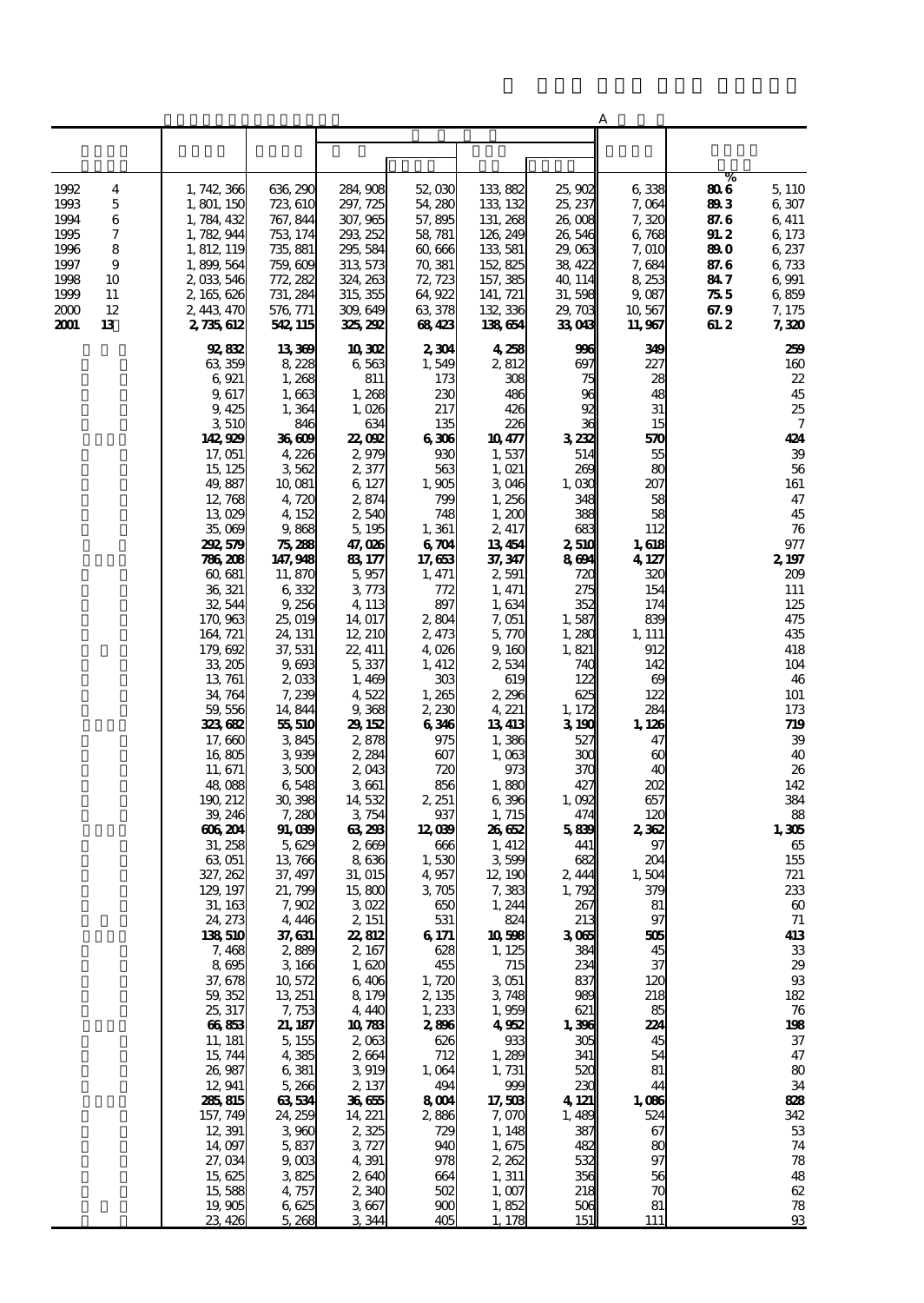| | | | | | | | A | % | |
|---|---|---|---|---|---|---|---|---|---|
| 1992 4 | 1,742,366 | 636,290 | 284,908 | 52,030 | 133,882 | 25,902 | 6,338 | **80.6** | 5,110 |
| 1993 5 | 1,801,150 | 723,610 | 297,725 | 54,280 | 133,132 | 25,237 | 7,064 | **89.3** | 6,307 |
| 1994 6 | 1,784,432 | 767,844 | 307,965 | 57,895 | 131,268 | 26,008 | 7,320 | **87.6** | 6,411 |
| 1995 7 | 1,782,944 | 753,174 | 293,252 | 58,781 | 126,249 | 26,546 | 6,768 | **91.2** | 6,173 |
| 1996 8 | 1,812,119 | 735,881 | 295,584 | 60,666 | 133,581 | 29,063 | 7,010 | **89.0** | 6,237 |
| 1997 9 | 1,899,564 | 759,609 | 313,573 | 70,381 | 152,825 | 38,422 | 7,684 | **87.6** | 6,733 |
| 1998 10 | 2,033,546 | 772,282 | 324,263 | 72,723 | 157,385 | 40,114 | 8,253 | **84.7** | 6,991 |
| 1999 11 | 2,165,626 | 731,284 | 315,355 | 64,922 | 141,721 | 31,598 | 9,087 | **75.5** | 6,859 |
| 2000 12 | 2,443,470 | 576,771 | 309,649 | 63,378 | 132,336 | 29,703 | 10,567 | **67.9** | 7,175 |
| **2001 13** | **2,735,612** | **542,115** | **325,292** | **68,423** | **138,654** | **33,043** | **11,967** | **61.2** | **7,320** |
| | **92,832** | **13,369** | **10,302** | **2,304** | **4,258** | **996** | **349** | | **259** |
| | 63,359 | 8,228 | 6,563 | 1,549 | 2,812 | 697 | 227 | | 160 |
| | 6,921 | 1,268 | 811 | 173 | 308 | 75 | 28 | | 22 |
| | 9,617 | 1,663 | 1,268 | 230 | 486 | 96 | 48 | | 45 |
| | 9,425 | 1,364 | 1,026 | 217 | 426 | 92 | 31 | | 25 |
| | 3,510 | 846 | 634 | 135 | 226 | 36 | 15 | | 7 |
| | **142,929** | **36,609** | **22,092** | **6,306** | **10,477** | **3,232** | **570** | | **424** |
| | 17,051 | 4,226 | 2,979 | 930 | 1,537 | 514 | 55 | | 39 |
| | 15,125 | 3,562 | 2,377 | 563 | 1,021 | 269 | 80 | | 56 |
| | 49,887 | 10,081 | 6,127 | 1,905 | 3,046 | 1,030 | 207 | | 161 |
| | 12,768 | 4,720 | 2,874 | 799 | 1,256 | 348 | 58 | | 47 |
| | 13,029 | 4,152 | 2,540 | 748 | 1,200 | 388 | 58 | | 45 |
| | 35,069 | 9,868 | 5,195 | 1,361 | 2,417 | 683 | 112 | | 76 |
| | **292,579** | **75,288** | **47,026** | **6,704** | **13,454** | **2,510** | **1,618** | | **977** |
| | **786,208** | **147,948** | **83,177** | **17,653** | **37,347** | **8,694** | **4,127** | | **2,197** |
| | 60,681 | 11,870 | 5,957 | 1,471 | 2,591 | 720 | 320 | | 209 |
| | 36,321 | 6,332 | 3,773 | 772 | 1,471 | 275 | 154 | | 111 |
| | 32,544 | 9,256 | 4,113 | 897 | 1,634 | 352 | 174 | | 125 |
| | 170,963 | 25,019 | 14,017 | 2,804 | 7,051 | 1,587 | 839 | | 475 |
| | 164,721 | 24,131 | 12,210 | 2,473 | 5,770 | 1,280 | 1,111 | | 435 |
| | 179,692 | 37,531 | 22,411 | 4,026 | 9,160 | 1,821 | 912 | | 418 |
| | 33,205 | 9,693 | 5,337 | 1,412 | 2,534 | 740 | 142 | | 104 |
| | 13,761 | 2,033 | 1,469 | 303 | 619 | 122 | 69 | | 46 |
| | 34,764 | 7,239 | 4,522 | 1,265 | 2,296 | 625 | 122 | | 101 |
| | 59,556 | 14,844 | 9,368 | 2,230 | 4,221 | 1,172 | 284 | | 173 |
| | **323,682** | **55,510** | **29,152** | **6,346** | **13,413** | **3,190** | **1,126** | | **719** |
| | 17,660 | 3,845 | 2,878 | 975 | 1,386 | 527 | 47 | | 39 |
| | 16,805 | 3,939 | 2,284 | 607 | 1,063 | 300 | 60 | | 40 |
| | 11,671 | 3,500 | 2,043 | 720 | 973 | 370 | 40 | | 26 |
| | 48,088 | 6,548 | 3,661 | 856 | 1,880 | 427 | 202 | | 142 |
| | 190,212 | 30,398 | 14,532 | 2,251 | 6,396 | 1,092 | 657 | | 384 |
| | 39,246 | 7,280 | 3,754 | 937 | 1,715 | 474 | 120 | | 88 |
| | **606,204** | **91,039** | **63,293** | **12,039** | **26,652** | **5,839** | **2,362** | | **1,305** |
| | 31,258 | 5,629 | 2,669 | 666 | 1,412 | 441 | 97 | | 65 |
| | 63,051 | 13,766 | 8,636 | 1,530 | 3,599 | 682 | 204 | | 155 |
| | 327,262 | 37,497 | 31,015 | 4,957 | 12,190 | 2,444 | 1,504 | | 721 |
| | 129,197 | 21,799 | 15,800 | 3,705 | 7,383 | 1,792 | 379 | | 233 |
| | 31,163 | 7,902 | 3,022 | 650 | 1,244 | 267 | 81 | | 60 |
| | 24,273 | 4,446 | 2,151 | 531 | 824 | 213 | 97 | | 71 |
| | **138,510** | **37,631** | **22,812** | **6,171** | **10,598** | **3,065** | **505** | | **413** |
| | 7,468 | 2,889 | 2,167 | 628 | 1,125 | 384 | 45 | | 33 |
| | 8,695 | 3,166 | 1,620 | 455 | 715 | 234 | 37 | | 29 |
| | 37,678 | 10,572 | 6,406 | 1,720 | 3,051 | 837 | 120 | | 93 |
| | 59,352 | 13,251 | 8,179 | 2,135 | 3,748 | 989 | 218 | | 182 |
| | 25,317 | 7,753 | 4,440 | 1,233 | 1,959 | 621 | 85 | | 76 |
| | **66,853** | **21,187** | **10,783** | **2,896** | **4,952** | **1,396** | **224** | | **198** |
| | 11,181 | 5,155 | 2,063 | 626 | 933 | 305 | 45 | | 37 |
| | 15,744 | 4,385 | 2,664 | 712 | 1,289 | 341 | 54 | | 47 |
| | 26,987 | 6,381 | 3,919 | 1,064 | 1,731 | 520 | 81 | | 80 |
| | 12,941 | 5,266 | 2,137 | 494 | 999 | 230 | 44 | | 34 |
| | **285,815** | **63,534** | **36,655** | **8,004** | **17,503** | **4,121** | **1,086** | | **828** |
| | 157,749 | 24,259 | 14,221 | 2,886 | 7,070 | 1,489 | 524 | | 342 |
| | 12,391 | 3,960 | 2,325 | 729 | 1,148 | 387 | 67 | | 53 |
| | 14,097 | 5,837 | 3,727 | 940 | 1,675 | 482 | 80 | | 74 |
| | 27,034 | 9,003 | 4,391 | 978 | 2,262 | 532 | 97 | | 78 |
| | 15,625 | 3,825 | 2,640 | 664 | 1,311 | 356 | 56 | | 48 |
| | 15,588 | 4,757 | 2,340 | 502 | 1,007 | 218 | 70 | | 62 |
| | 19,905 | 6,625 | 3,667 | 900 | 1,852 | 506 | 81 | | 78 |
| | 23,426 | 5,268 | 3,344 | 405 | 1,178 | 151 | 111 | | 93 |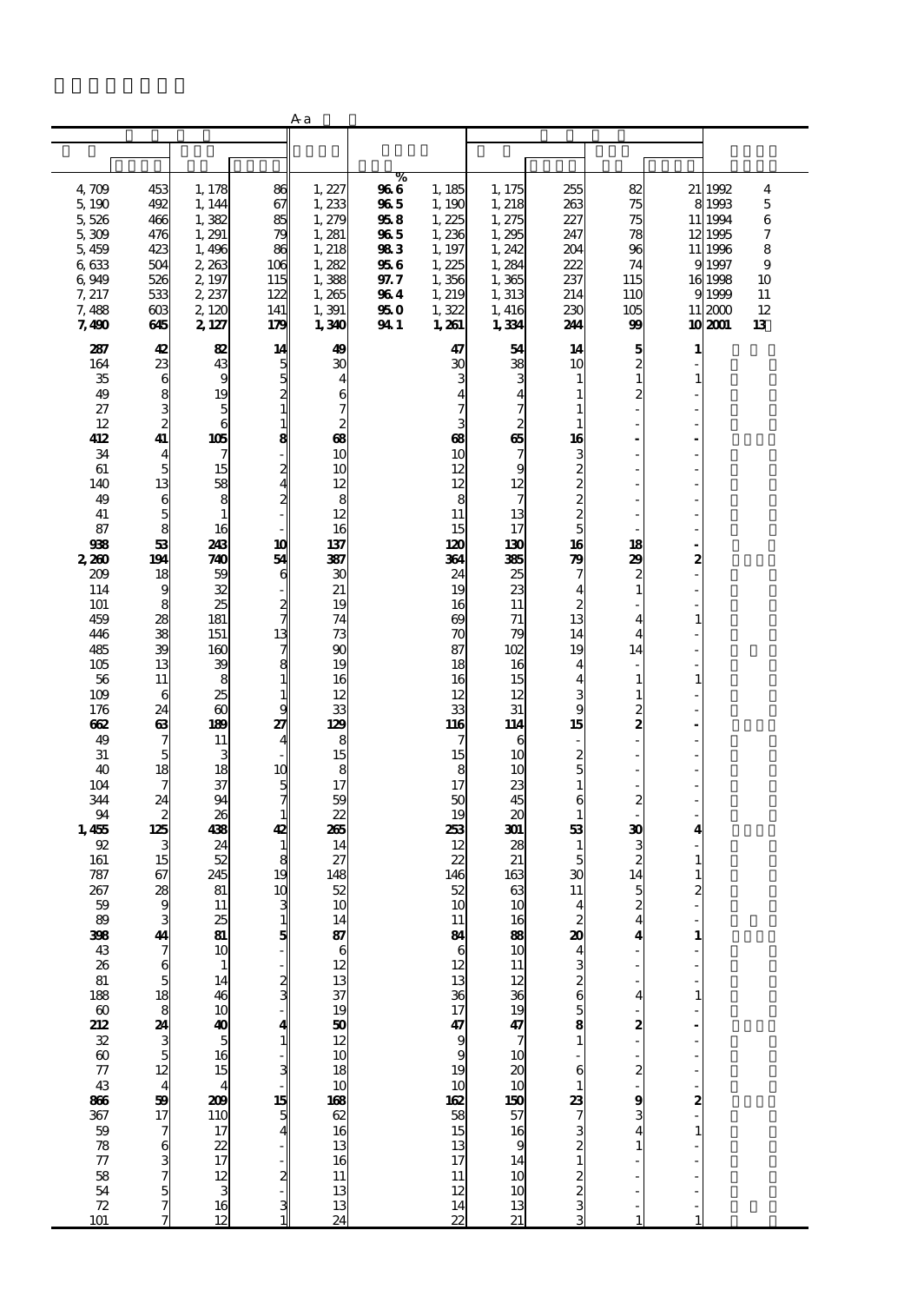A-a

| | | | | | | | | | | | | |
|---|---|---|---|---|---|---|---|---|---|---|---|---|
| | | | | | % | | | | | | | |
| 4,709 | 453 | 1,178 | 86 | 1,227 | 96.6 | 1,185 | 1,175 | 255 | 82 | 21 | 1992 | 4 |
| 5,190 | 492 | 1,144 | 67 | 1,233 | 96.5 | 1,190 | 1,218 | 263 | 75 | 8 | 1993 | 5 |
| 5,526 | 466 | 1,382 | 85 | 1,279 | 95.8 | 1,225 | 1,275 | 227 | 75 | 11 | 1994 | 6 |
| 5,309 | 476 | 1,291 | 79 | 1,281 | 96.5 | 1,236 | 1,295 | 247 | 78 | 12 | 1995 | 7 |
| 5,459 | 423 | 1,496 | 86 | 1,218 | 98.3 | 1,197 | 1,242 | 204 | 96 | 11 | 1996 | 8 |
| 6,633 | 504 | 2,263 | 106 | 1,282 | 95.6 | 1,225 | 1,284 | 222 | 74 | 9 | 1997 | 9 |
| 6,949 | 526 | 2,197 | 115 | 1,388 | 97.7 | 1,356 | 1,365 | 237 | 115 | 16 | 1998 | 10 |
| 7,217 | 533 | 2,237 | 122 | 1,265 | 96.4 | 1,219 | 1,313 | 214 | 110 | 9 | 1999 | 11 |
| 7,488 | 603 | 2,120 | 141 | 1,391 | 95.0 | 1,322 | 1,416 | 230 | 105 | 11 | 2000 | 12 |
| **7,490** | **645** | **2,127** | **179** | **1,340** | **94.1** | **1,261** | **1,334** | **244** | **99** | **10** | **2001** | **13** |
| **287** | **42** | **82** | **14** | **49** | | **47** | **54** | **14** | **5** | **1** | | |
| 164 | 23 | 43 | 5 | 30 | | 30 | 38 | 10 | 2 | - | | |
| 35 | 6 | 9 | 5 | 4 | | 3 | 3 | 1 | 1 | 1 | | |
| 49 | 8 | 19 | 2 | 6 | | 4 | 4 | 1 | 2 | - | | |
| 27 | 3 | 5 | 1 | 7 | | 7 | 7 | 1 | - | - | | |
| 12 | 2 | 6 | 1 | 2 | | 3 | 2 | 1 | - | - | | |
| **412** | **41** | **105** | **8** | **68** | | **68** | **65** | **16** | **-** | **-** | | |
| 34 | 4 | 7 | - | 10 | | 10 | 7 | 3 | - | - | | |
| 61 | 5 | 15 | 2 | 10 | | 12 | 9 | 2 | - | - | | |
| 140 | 13 | 58 | 4 | 12 | | 12 | 12 | 2 | - | - | | |
| 49 | 6 | 8 | 2 | 8 | | 8 | 7 | 2 | - | - | | |
| 41 | 5 | 1 | - | 12 | | 11 | 13 | 2 | - | - | | |
| 87 | 8 | 16 | - | 16 | | 15 | 17 | 5 | - | - | | |
| **938** | **53** | **243** | **10** | **137** | | **120** | **130** | **16** | **18** | **-** | | |
| **2,260** | **194** | **740** | **54** | **387** | | **364** | **385** | **79** | **29** | **2** | | |
| 209 | 18 | 59 | 6 | 30 | | 24 | 25 | 7 | 2 | - | | |
| 114 | 9 | 32 | - | 21 | | 19 | 23 | 4 | 1 | - | | |
| 101 | 8 | 25 | 2 | 19 | | 16 | 11 | 2 | - | - | | |
| 459 | 28 | 181 | 7 | 74 | | 69 | 71 | 13 | 4 | 1 | | |
| 446 | 38 | 151 | 13 | 73 | | 70 | 79 | 14 | 4 | - | | |
| 485 | 39 | 160 | 7 | 90 | | 87 | 102 | 19 | 14 | - | | |
| 105 | 13 | 39 | 8 | 19 | | 18 | 16 | 4 | - | - | | |
| 56 | 11 | 8 | 1 | 16 | | 16 | 15 | 4 | 1 | 1 | | |
| 109 | 6 | 25 | 1 | 12 | | 12 | 12 | 3 | 1 | - | | |
| 176 | 24 | 60 | 9 | 33 | | 33 | 31 | 9 | 2 | - | | |
| **662** | **63** | **189** | **27** | **129** | | **116** | **114** | **15** | **2** | **-** | | |
| 49 | 7 | 11 | 4 | 8 | | 7 | 6 | - | - | - | | |
| 31 | 5 | 3 | - | 15 | | 15 | 10 | 2 | - | - | | |
| 40 | 18 | 18 | 10 | 8 | | 8 | 10 | 5 | - | - | | |
| 104 | 7 | 37 | 5 | 17 | | 17 | 23 | 1 | - | - | | |
| 344 | 24 | 94 | 7 | 59 | | 50 | 45 | 6 | 2 | - | | |
| 94 | 2 | 26 | 1 | 22 | | 19 | 20 | 1 | - | - | | |
| **1,455** | **125** | **438** | **42** | **265** | | **253** | **301** | **53** | **30** | **4** | | |
| 92 | 3 | 24 | 1 | 14 | | 12 | 28 | 1 | 3 | - | | |
| 161 | 15 | 52 | 8 | 27 | | 22 | 21 | 5 | 2 | 1 | | |
| 787 | 67 | 245 | 19 | 148 | | 146 | 163 | 30 | 14 | 1 | | |
| 267 | 28 | 81 | 10 | 52 | | 52 | 63 | 11 | 5 | 2 | | |
| 59 | 9 | 11 | 3 | 10 | | 10 | 10 | 4 | 2 | - | | |
| 89 | 3 | 25 | 1 | 14 | | 11 | 16 | 2 | 4 | - | | |
| **398** | **44** | **81** | **5** | **87** | | **84** | **88** | **20** | **4** | **1** | | |
| 43 | 7 | 10 | - | 6 | | 6 | 10 | 4 | - | - | | |
| 26 | 6 | 1 | - | 12 | | 12 | 11 | 3 | - | - | | |
| 81 | 5 | 14 | 2 | 13 | | 13 | 12 | 2 | - | - | | |
| 188 | 18 | 46 | 3 | 37 | | 36 | 36 | 6 | 4 | 1 | | |
| 60 | 8 | 10 | - | 19 | | 17 | 19 | 5 | - | - | | |
| **212** | **24** | **40** | **4** | **50** | | **47** | **47** | **8** | **2** | **-** | | |
| 32 | 3 | 5 | 1 | 12 | | 9 | 7 | 1 | - | - | | |
| 60 | 5 | 16 | - | 10 | | 9 | 10 | - | - | - | | |
| 77 | 12 | 15 | 3 | 18 | | 19 | 20 | 6 | 2 | - | | |
| 43 | 4 | 4 | - | 10 | | 10 | 10 | 1 | - | - | | |
| **866** | **59** | **209** | **15** | **168** | | **162** | **150** | **23** | **9** | **2** | | |
| 367 | 17 | 110 | 5 | 62 | | 58 | 57 | 7 | 3 | - | | |
| 59 | 7 | 17 | 4 | 16 | | 15 | 16 | 3 | 4 | 1 | | |
| 78 | 6 | 22 | - | 13 | | 13 | 9 | 2 | 1 | - | | |
| 77 | 3 | 17 | - | 16 | | 17 | 14 | 1 | - | - | | |
| 58 | 7 | 12 | 2 | 11 | | 11 | 10 | 2 | - | - | | |
| 54 | 5 | 3 | - | 13 | | 12 | 10 | 2 | - | - | | |
| 72 | 7 | 16 | 3 | 13 | | 14 | 13 | 3 | - | - | | |
| 101 | 7 | 12 | 1 | 24 | | 22 | 21 | 3 | 1 | 1 | | |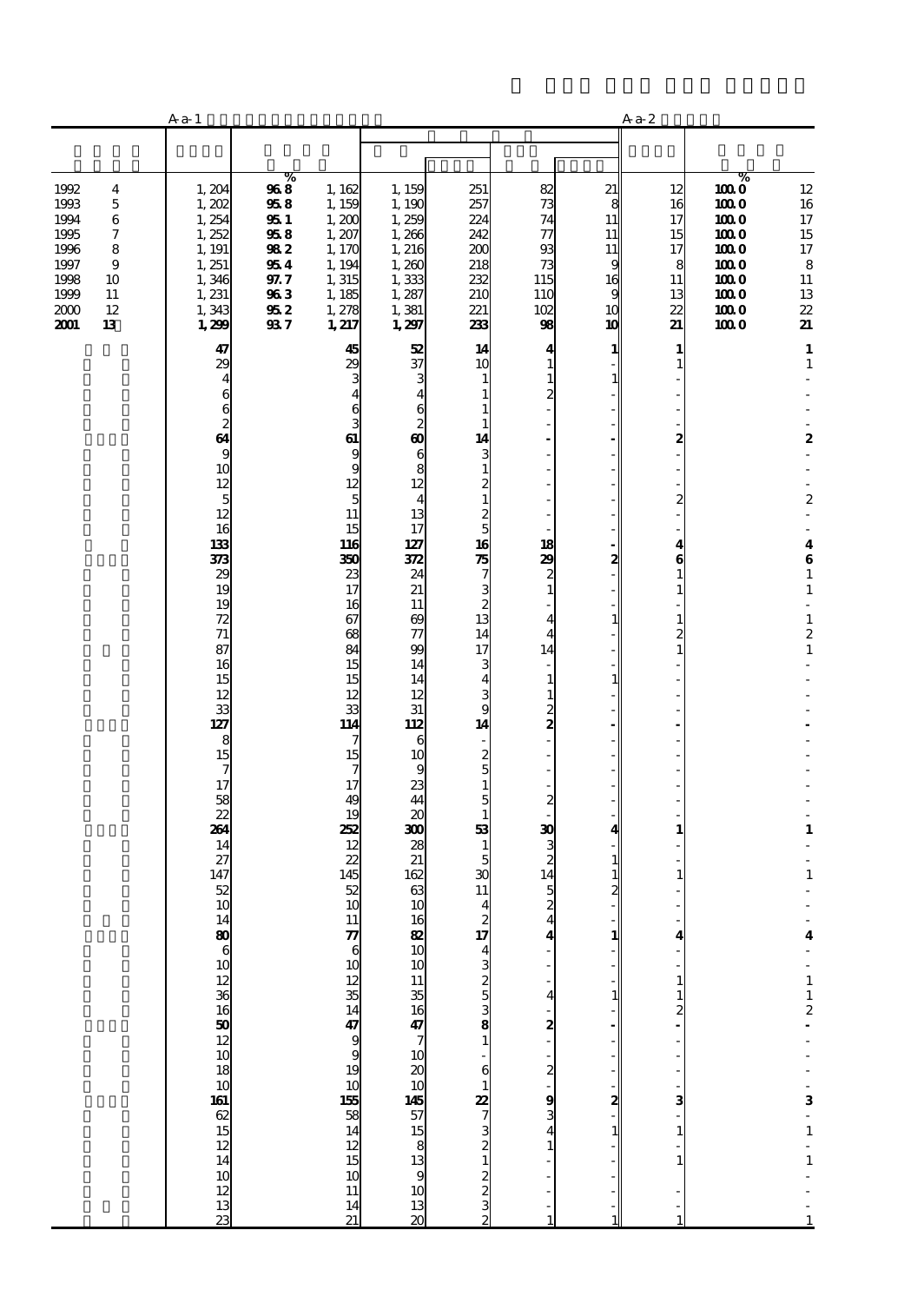| | A-a-1 | | | | | | | A-a-2 | | |
|---|---|---|---|---|---|---|---|---|---|---|
| | | % | | | | | | | % | |
| 1992 4 | 1,204 | 96.8 | 1,162 | 1,159 | 251 | 82 | 21 | 12 | 100.0 | 12 |
| 1993 5 | 1,202 | 95.8 | 1,159 | 1,190 | 257 | 73 | 8 | 16 | 100.0 | 16 |
| 1994 6 | 1,254 | 95.1 | 1,200 | 1,259 | 224 | 74 | 11 | 17 | 100.0 | 17 |
| 1995 7 | 1,252 | 95.8 | 1,207 | 1,266 | 242 | 77 | 11 | 15 | 100.0 | 15 |
| 1996 8 | 1,191 | 98.2 | 1,170 | 1,216 | 200 | 93 | 11 | 17 | 100.0 | 17 |
| 1997 9 | 1,251 | 95.4 | 1,194 | 1,260 | 218 | 73 | 9 | 8 | 100.0 | 8 |
| 1998 10 | 1,346 | 97.7 | 1,315 | 1,333 | 232 | 115 | 16 | 11 | 100.0 | 11 |
| 1999 11 | 1,231 | 96.3 | 1,185 | 1,287 | 210 | 110 | 9 | 13 | 100.0 | 13 |
| 2000 12 | 1,343 | 95.2 | 1,278 | 1,381 | 221 | 102 | 10 | 22 | 100.0 | 22 |
| **2001 13** | **1,299** | **93.7** | **1,217** | **1,297** | **233** | **98** | **10** | **21** | **100.0** | **21** |
| | **47** | | **45** | **52** | **14** | **4** | **1** | **1** | | **1** |
| | 29 | | 29 | 37 | 10 | 1 | - | 1 | | 1 |
| | 4 | | 3 | 3 | 1 | 1 | 1 | - | | - |
| | 6 | | 4 | 4 | 1 | 2 | - | - | | - |
| | 6 | | 6 | 6 | 1 | - | - | - | | - |
| | 2 | | 3 | 2 | 1 | - | - | - | | - |
| | **64** | | **61** | **60** | **14** | **-** | **-** | **2** | | **2** |
| | 9 | | 9 | 6 | 3 | - | - | - | | - |
| | 10 | | 9 | 8 | 1 | - | - | - | | - |
| | 12 | | 12 | 12 | 2 | - | - | - | | - |
| | 5 | | 5 | 4 | 1 | - | - | 2 | | 2 |
| | 12 | | 11 | 13 | 2 | - | - | - | | - |
| | 16 | | 15 | 17 | 5 | - | - | - | | - |
| | **133** | | **116** | **127** | **16** | **18** | **-** | **4** | | **4** |
| | **373** | | **350** | **372** | **75** | **29** | **2** | **6** | | **6** |
| | 29 | | 23 | 24 | 7 | 2 | - | 1 | | 1 |
| | 19 | | 17 | 21 | 3 | 1 | - | 1 | | 1 |
| | 19 | | 16 | 11 | 2 | - | - | - | | - |
| | 72 | | 67 | 69 | 13 | 4 | 1 | 1 | | 1 |
| | 71 | | 68 | 77 | 14 | 4 | - | 2 | | 2 |
| | 87 | | 84 | 99 | 17 | 14 | - | 1 | | 1 |
| | 16 | | 15 | 14 | 3 | - | - | - | | - |
| | 15 | | 15 | 14 | 4 | 1 | 1 | - | | - |
| | 12 | | 12 | 12 | 3 | 1 | - | - | | - |
| | 33 | | 33 | 31 | 9 | 2 | - | - | | - |
| | **127** | | **114** | **112** | **14** | **2** | **-** | **-** | | **-** |
| | 8 | | 7 | 6 | - | - | - | - | | - |
| | 15 | | 15 | 10 | 2 | - | - | - | | - |
| | 7 | | 7 | 9 | 5 | - | - | - | | - |
| | 17 | | 17 | 23 | 1 | - | - | - | | - |
| | 58 | | 49 | 44 | 5 | 2 | - | - | | - |
| | 22 | | 19 | 20 | 1 | - | - | - | | - |
| | **264** | | **252** | **300** | **53** | **30** | **4** | **1** | | **1** |
| | 14 | | 12 | 28 | 1 | 3 | - | - | | - |
| | 27 | | 22 | 21 | 5 | 2 | 1 | - | | - |
| | 147 | | 145 | 162 | 30 | 14 | 1 | 1 | | 1 |
| | 52 | | 52 | 63 | 11 | 5 | 2 | - | | - |
| | 10 | | 10 | 10 | 4 | 2 | - | - | | - |
| | 14 | | 11 | 16 | 2 | 4 | - | - | | - |
| | **80** | | **77** | **82** | **17** | **4** | **1** | **4** | | **4** |
| | 6 | | 6 | 10 | 4 | - | - | - | | - |
| | 10 | | 10 | 10 | 3 | - | - | - | | - |
| | 12 | | 12 | 11 | 2 | - | - | 1 | | 1 |
| | 36 | | 35 | 35 | 5 | 4 | 1 | 1 | | 1 |
| | 16 | | 14 | 16 | 3 | - | - | 2 | | 2 |
| | **50** | | **47** | **47** | **8** | **2** | **-** | **-** | | **-** |
| | 12 | | 9 | 7 | 1 | - | - | - | | - |
| | 10 | | 9 | 10 | - | - | - | - | | - |
| | 18 | | 19 | 20 | 6 | 2 | - | - | | - |
| | 10 | | 10 | 10 | 1 | - | - | - | | - |
| | **161** | | **155** | **145** | **22** | **9** | **2** | **3** | | **3** |
| | 62 | | 58 | 57 | 7 | 3 | - | - | | - |
| | 15 | | 14 | 15 | 3 | 4 | 1 | 1 | | 1 |
| | 12 | | 12 | 8 | 2 | 1 | - | - | | - |
| | 14 | | 15 | 13 | 1 | - | - | 1 | | 1 |
| | 10 | | 10 | 9 | 2 | - | - | - | | - |
| | 12 | | 11 | 10 | 2 | - | - | - | | - |
| | 13 | | 14 | 13 | 3 | - | - | - | | - |
| | 23 | | 21 | 20 | 2 | 1 | 1 | 1 | | 1 |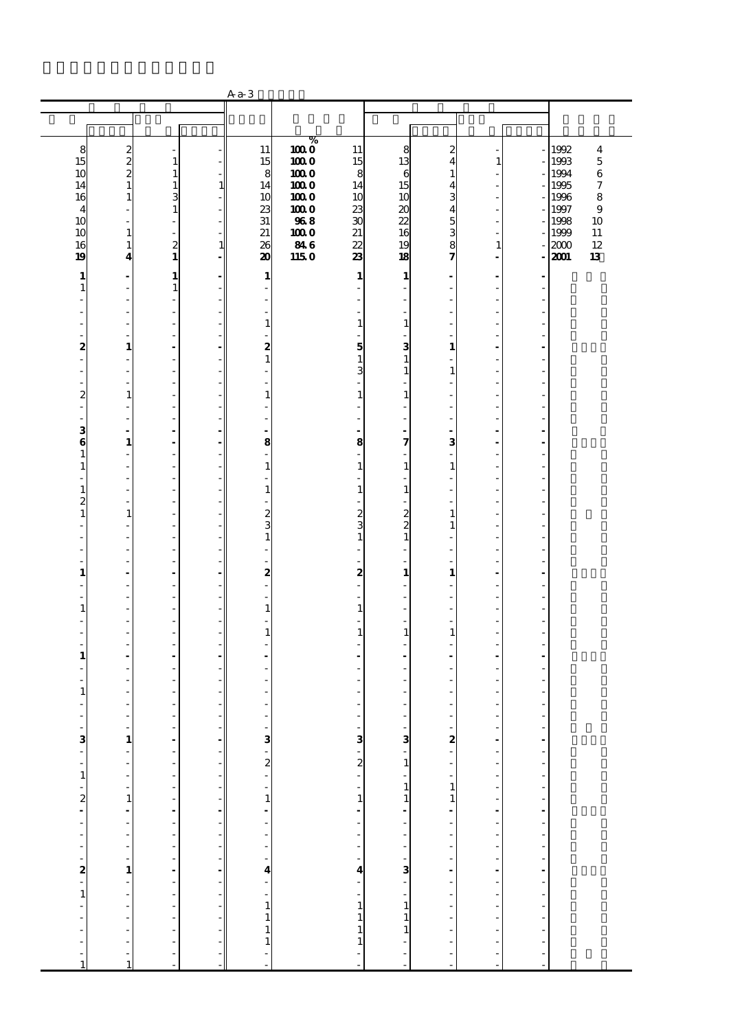A-a-3

| | | | | | | | | | | | |
|---|---|---|---|---|---|---|---|---|---|---|---|
| | | | | | % | | | | | | |
| 8 | 2 | - | - | 11 | 100.0 | 11 | 8 | 2 | - | - | 1992 4 |
| 15 | 2 | 1 | - | 15 | 100.0 | 15 | 13 | 4 | 1 | - | 1993 5 |
| 10 | 2 | 1 | - | 8 | 100.0 | 8 | 6 | 1 | - | - | 1994 6 |
| 14 | 1 | 1 | 1 | 14 | 100.0 | 14 | 15 | 4 | - | - | 1995 7 |
| 16 | 1 | 3 | - | 10 | 100.0 | 10 | 10 | 3 | - | - | 1996 8 |
| 4 | - | 1 | - | 23 | 100.0 | 23 | 20 | 4 | - | - | 1997 9 |
| 10 | - | - | - | 31 | 96.8 | 30 | 22 | 5 | - | - | 1998 10 |
| 10 | 1 | - | - | 21 | 100.0 | 21 | 16 | 3 | - | - | 1999 11 |
| 16 | 1 | 2 | 1 | 26 | 84.6 | 22 | 19 | 8 | 1 | - | 2000 12 |
| **19** | **4** | **1** | **-** | **20** | **115.0** | **23** | **18** | **7** | **-** | **-** | **2001 13** |
| **1** | **-** | **1** | **-** | **1** | | **1** | **1** | **-** | **-** | **-** | |
| 1 | - | 1 | - | - | | - | - | - | - | - | |
| - | - | - | - | - | | - | - | - | - | - | |
| - | - | - | - | - | | - | - | - | - | - | |
| - | - | - | - | 1 | | 1 | 1 | - | - | - | |
| - | - | - | - | - | | - | - | - | - | - | |
| **2** | **1** | **-** | **-** | **2** | | **5** | **3** | **1** | **-** | **-** | |
| - | - | - | - | 1 | | 1 | 1 | - | - | - | |
| - | - | - | - | - | | 3 | 1 | 1 | - | - | |
| - | - | - | - | - | | - | - | - | - | - | |
| 2 | 1 | - | - | 1 | | 1 | 1 | - | - | - | |
| - | - | - | - | - | | - | - | - | - | - | |
| - | - | - | - | - | | - | - | - | - | - | |
| **3** | **-** | **-** | **-** | **-** | | **-** | **-** | **-** | **-** | **-** | |
| **6** | **1** | **-** | **-** | **8** | | **8** | **7** | **3** | **-** | **-** | |
| 1 | - | - | - | - | | - | - | - | - | - | |
| 1 | - | - | - | 1 | | 1 | 1 | 1 | - | - | |
| - | - | - | - | - | | - | - | - | - | - | |
| 1 | - | - | - | 1 | | 1 | 1 | - | - | - | |
| 2 | - | - | - | - | | - | - | - | - | - | |
| 1 | 1 | - | - | 2 | | 2 | 2 | 1 | - | - | |
| - | - | - | - | 3 | | 3 | 2 | 1 | - | - | |
| - | - | - | - | 1 | | 1 | 1 | - | - | - | |
| - | - | - | - | - | | - | - | - | - | - | |
| - | - | - | - | - | | - | - | - | - | - | |
| **1** | **-** | **-** | **-** | **2** | | **2** | **1** | **1** | **-** | **-** | |
| - | - | - | - | - | | - | - | - | - | - | |
| - | - | - | - | - | | - | - | - | - | - | |
| 1 | - | - | - | 1 | | 1 | - | - | - | - | |
| - | - | - | - | - | | - | - | - | - | - | |
| - | - | - | - | 1 | | 1 | 1 | 1 | - | - | |
| - | - | - | - | - | | - | - | - | - | - | |
| **1** | **-** | **-** | **-** | **-** | | **-** | **-** | **-** | **-** | **-** | |
| - | - | - | - | - | | - | - | - | - | - | |
| - | - | - | - | - | | - | - | - | - | - | |
| 1 | - | - | - | - | | - | - | - | - | - | |
| - | - | - | - | - | | - | - | - | - | - | |
| - | - | - | - | - | | - | - | - | - | - | |
| - | - | - | - | - | | - | - | - | - | - | |
| **3** | **1** | **-** | **-** | **3** | | **3** | **3** | **2** | **-** | **-** | |
| - | - | - | - | - | | - | - | - | - | - | |
| - | - | - | - | 2 | | 2 | 1 | - | - | - | |
| 1 | - | - | - | - | | - | - | - | - | - | |
| - | - | - | - | - | | - | 1 | 1 | - | - | |
| 2 | 1 | - | - | 1 | | 1 | 1 | 1 | - | - | |
| **-** | **-** | **-** | **-** | **-** | | **-** | **-** | **-** | **-** | **-** | |
| - | - | - | - | - | | - | - | - | - | - | |
| - | - | - | - | - | | - | - | - | - | - | |
| - | - | - | - | - | | - | - | - | - | - | |
| - | - | - | - | - | | - | - | - | - | - | |
| **2** | **1** | **-** | **-** | **4** | | **4** | **3** | **-** | **-** | **-** | |
| - | - | - | - | - | | - | - | - | - | - | |
| 1 | - | - | - | - | | - | - | - | - | - | |
| - | - | - | - | 1 | | 1 | 1 | - | - | - | |
| - | - | - | - | 1 | | 1 | 1 | - | - | - | |
| - | - | - | - | 1 | | 1 | 1 | - | - | - | |
| - | - | - | - | 1 | | 1 | - | - | - | - | |
| - | - | - | - | - | | - | - | - | - | - | |
| 1 | 1 | - | - | - | | - | - | - | - | - | |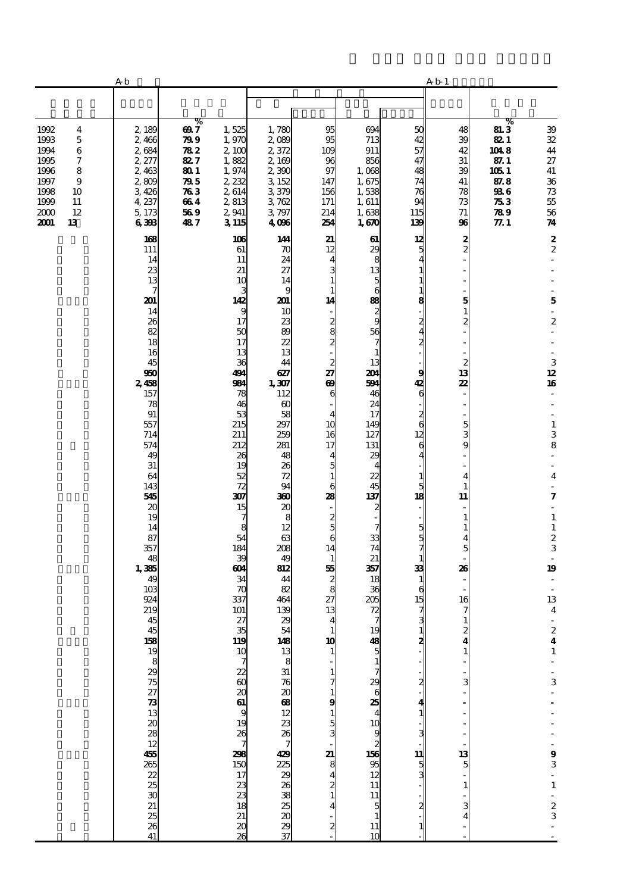| | A-b | % | | | | | | A-b-1 | % | |
|---|---|---|---|---|---|---|---|---|---|---|
| 1992 4 | 2,189 | 69.7 | 1,525 | 1,780 | 95 | 694 | 50 | 48 | 81.3 | 39 |
| 1993 5 | 2,466 | 79.9 | 1,970 | 2,089 | 95 | 713 | 42 | 39 | 82.1 | 32 |
| 1994 6 | 2,684 | 78.2 | 2,100 | 2,372 | 109 | 911 | 57 | 42 | 104.8 | 44 |
| 1995 7 | 2,277 | 82.7 | 1,882 | 2,169 | 96 | 856 | 47 | 31 | 87.1 | 27 |
| 1996 8 | 2,463 | 80.1 | 1,974 | 2,390 | 97 | 1,068 | 48 | 39 | 105.1 | 41 |
| 1997 9 | 2,809 | 79.5 | 2,232 | 3,152 | 147 | 1,675 | 74 | 41 | 87.8 | 36 |
| 1998 10 | 3,426 | 76.3 | 2,614 | 3,379 | 156 | 1,538 | 76 | 78 | 93.6 | 73 |
| 1999 11 | 4,237 | 66.4 | 2,813 | 3,762 | 171 | 1,611 | 94 | 73 | 75.3 | 55 |
| 2000 12 | 5,173 | 56.9 | 2,941 | 3,797 | 214 | 1,638 | 115 | 71 | 78.9 | 56 |
| **2001 13** | **6,393** | **48.7** | **3,115** | **4,096** | **254** | **1,670** | **139** | **96** | **77.1** | **74** |
| | **168** | | **106** | **144** | **21** | **61** | **12** | **2** | | **2** |
| | 111 | | 61 | 70 | 12 | 29 | 5 | 2 | | 2 |
| | 14 | | 11 | 24 | 4 | 8 | 4 | - | | - |
| | 23 | | 21 | 27 | 3 | 13 | 1 | - | | - |
| | 13 | | 10 | 14 | 1 | 5 | 1 | - | | - |
| | 7 | | 3 | 9 | 1 | 6 | 1 | - | | - |
| | **201** | | **142** | **201** | **14** | **88** | **8** | **5** | | **5** |
| | 14 | | 9 | 10 | - | 2 | - | 1 | | - |
| | 26 | | 17 | 23 | 2 | 9 | 2 | 2 | | 2 |
| | 82 | | 50 | 89 | 8 | 56 | 4 | - | | - |
| | 18 | | 17 | 22 | 2 | 7 | 2 | - | | - |
| | 16 | | 13 | 13 | - | 1 | - | - | | - |
| | 45 | | 36 | 44 | 2 | 13 | - | 2 | | 3 |
| | **950** | | **494** | **627** | **27** | **204** | **9** | **13** | | **12** |
| | **2,458** | | **984** | **1,307** | **69** | **594** | **42** | **22** | | **16** |
| | 157 | | 78 | 112 | 6 | 46 | 6 | - | | - |
| | 78 | | 46 | 60 | - | 24 | - | - | | - |
| | 91 | | 53 | 58 | 4 | 17 | 2 | - | | - |
| | 557 | | 215 | 297 | 10 | 149 | 6 | 5 | | 1 |
| | 714 | | 211 | 259 | 16 | 127 | 12 | 3 | | 3 |
| | 574 | | 212 | 281 | 17 | 131 | 6 | 9 | | 8 |
| | 49 | | 26 | 48 | 4 | 29 | 4 | - | | - |
| | 31 | | 19 | 26 | 5 | 4 | - | - | | - |
| | 64 | | 52 | 72 | 1 | 22 | 1 | 4 | | 4 |
| | 143 | | 72 | 94 | 6 | 45 | 5 | 1 | | - |
| | **545** | | **307** | **360** | **28** | **137** | **18** | **11** | | **7** |
| | 20 | | 15 | 20 | - | 2 | - | - | | - |
| | 19 | | 7 | 8 | 2 | - | - | 1 | | 1 |
| | 14 | | 8 | 12 | 5 | 7 | 5 | 1 | | 1 |
| | 87 | | 54 | 63 | 6 | 33 | 5 | 4 | | 2 |
| | 357 | | 184 | 208 | 14 | 74 | 7 | 5 | | 3 |
| | 48 | | 39 | 49 | 1 | 21 | 1 | - | | - |
| | **1,385** | | **604** | **812** | **55** | **357** | **33** | **26** | | **19** |
| | 49 | | 34 | 44 | 2 | 18 | 1 | - | | - |
| | 103 | | 70 | 82 | 8 | 36 | 6 | - | | - |
| | 924 | | 337 | 464 | 27 | 205 | 15 | 16 | | 13 |
| | 219 | | 101 | 139 | 13 | 72 | 7 | 7 | | 4 |
| | 45 | | 27 | 29 | 4 | 7 | 3 | 1 | | - |
| | 45 | | 35 | 54 | 1 | 19 | 1 | 2 | | 2 |
| | **158** | | **119** | **148** | **10** | **48** | **2** | **4** | | **4** |
| | 19 | | 10 | 13 | 1 | 5 | - | 1 | | 1 |
| | 8 | | 7 | 8 | - | 1 | - | - | | - |
| | 29 | | 22 | 31 | 1 | 7 | - | - | | - |
| | 75 | | 60 | 76 | 7 | 29 | 2 | 3 | | 3 |
| | 27 | | 20 | 20 | 1 | 6 | - | - | | - |
| | **73** | | **61** | **68** | **9** | **25** | **4** | **-** | | **-** |
| | 13 | | 9 | 12 | 1 | 4 | 1 | - | | - |
| | 20 | | 19 | 23 | 5 | 10 | - | - | | - |
| | 28 | | 26 | 26 | 3 | 9 | 3 | - | | - |
| | 12 | | 7 | 7 | - | 2 | - | - | | - |
| | **455** | | **298** | **429** | **21** | **156** | **11** | **13** | | **9** |
| | 265 | | 150 | 225 | 8 | 95 | 5 | 5 | | 3 |
| | 22 | | 17 | 29 | 4 | 12 | 3 | - | | - |
| | 25 | | 23 | 26 | 2 | 11 | - | 1 | | 1 |
| | 30 | | 23 | 38 | 1 | 11 | - | - | | - |
| | 21 | | 18 | 25 | 4 | 5 | 2 | 3 | | 2 |
| | 25 | | 21 | 20 | - | 1 | - | 4 | | 3 |
| | 26 | | 20 | 29 | 2 | 11 | 1 | - | | - |
| | 41 | | 26 | 37 | - | 10 | - | - | | - |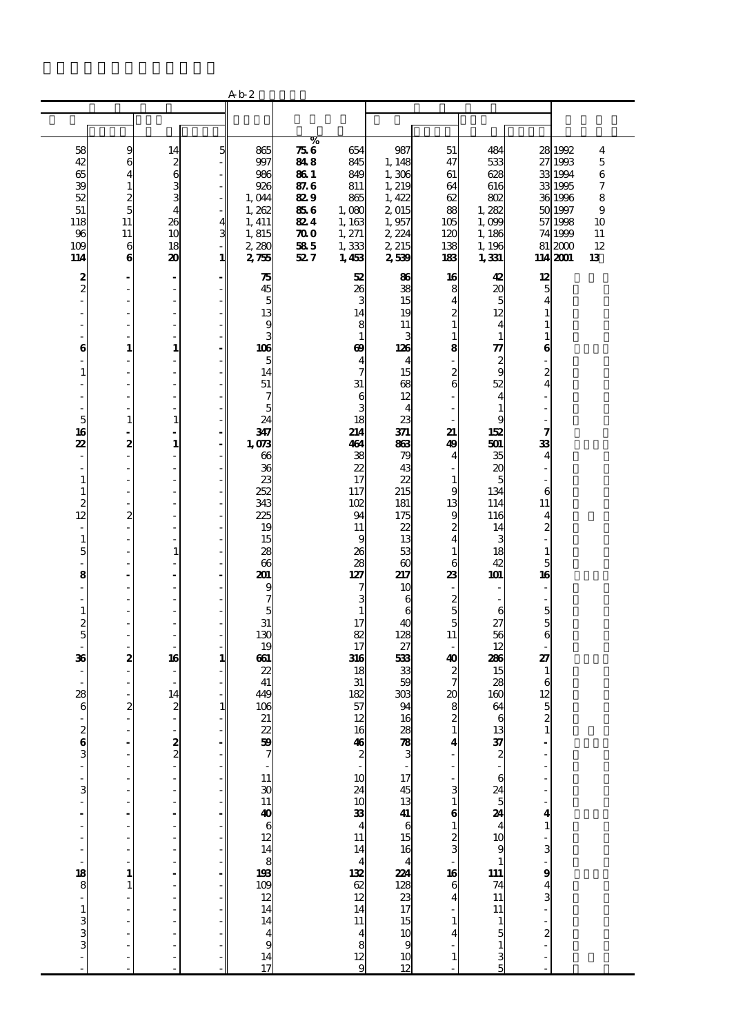A-b-2

| | | | | | % | | | | | | | |
|---|---|---|---|---|---|---|---|---|---|---|---|---|
| 58 | 9 | 14 | 5 | 865 | 75.6 | 654 | 987 | 51 | 484 | 28 | 1992 | 4 |
| 42 | 6 | 2 | - | 997 | 84.8 | 845 | 1,148 | 47 | 533 | 27 | 1993 | 5 |
| 65 | 4 | 6 | - | 986 | 86.1 | 849 | 1,306 | 61 | 628 | 33 | 1994 | 6 |
| 39 | 1 | 3 | - | 926 | 87.6 | 811 | 1,219 | 64 | 616 | 33 | 1995 | 7 |
| 52 | 2 | 3 | - | 1,044 | 82.9 | 865 | 1,422 | 62 | 802 | 36 | 1996 | 8 |
| 51 | 5 | 4 | - | 1,262 | 85.6 | 1,080 | 2,015 | 88 | 1,282 | 50 | 1997 | 9 |
| 118 | 11 | 26 | 4 | 1,411 | 82.4 | 1,163 | 1,957 | 105 | 1,099 | 57 | 1998 | 10 |
| 96 | 11 | 10 | 3 | 1,815 | 70.0 | 1,271 | 2,224 | 120 | 1,186 | 74 | 1999 | 11 |
| 109 | 6 | 18 | - | 2,280 | 58.5 | 1,333 | 2,215 | 138 | 1,196 | 81 | 2000 | 12 |
| **114** | **6** | **20** | **1** | **2,755** | **52.7** | **1,453** | **2,539** | **183** | **1,331** | **114** | **2001** | **13** |
| **2** | **-** | **-** | **-** | **75** | | **52** | **86** | **16** | **42** | **12** | | |
| 2 | - | - | - | 45 | | 26 | 38 | 8 | 20 | 5 | | |
| - | - | - | - | 5 | | 3 | 15 | 4 | 5 | 4 | | |
| - | - | - | - | 13 | | 14 | 19 | 2 | 12 | 1 | | |
| - | - | - | - | 9 | | 8 | 11 | 1 | 4 | 1 | | |
| - | - | - | - | 3 | | 1 | 3 | 1 | 1 | 1 | | |
| **6** | **1** | **1** | **-** | **106** | | **69** | **126** | **8** | **77** | **6** | | |
| - | - | - | - | 5 | | 4 | 4 | - | 2 | - | | |
| 1 | - | - | - | 14 | | 7 | 15 | 2 | 9 | 2 | | |
| - | - | - | - | 51 | | 31 | 68 | 6 | 52 | 4 | | |
| - | - | - | - | 7 | | 6 | 12 | - | 4 | - | | |
| - | - | - | - | 5 | | 3 | 4 | - | 1 | - | | |
| 5 | 1 | 1 | - | 24 | | 18 | 23 | - | 9 | - | | |
| **16** | **-** | **-** | **-** | **347** | | **214** | **371** | **21** | **152** | **7** | | |
| **22** | **2** | **1** | **-** | **1,073** | | **464** | **863** | **49** | **501** | **33** | | |
| - | - | - | - | 66 | | 38 | 79 | 4 | 35 | 4 | | |
| - | - | - | - | 36 | | 22 | 43 | - | 20 | - | | |
| 1 | - | - | - | 23 | | 17 | 22 | 1 | 5 | - | | |
| 1 | - | - | - | 252 | | 117 | 215 | 9 | 134 | 6 | | |
| 2 | - | - | - | 343 | | 102 | 181 | 13 | 114 | 11 | | |
| 12 | 2 | - | - | 225 | | 94 | 175 | 9 | 116 | 4 | | |
| - | - | - | - | 19 | | 11 | 22 | 2 | 14 | 2 | | |
| 1 | - | - | - | 15 | | 9 | 13 | 4 | 3 | - | | |
| 5 | - | 1 | - | 28 | | 26 | 53 | 1 | 18 | 1 | | |
| - | - | - | - | 66 | | 28 | 60 | 6 | 42 | 5 | | |
| **8** | **-** | **-** | **-** | **201** | | **127** | **217** | **23** | **101** | **16** | | |
| - | - | - | - | 9 | | 7 | 10 | - | - | - | | |
| - | - | - | - | 7 | | 3 | 6 | 2 | - | - | | |
| 1 | - | - | - | 5 | | 1 | 6 | 5 | 6 | 5 | | |
| 2 | - | - | - | 31 | | 17 | 40 | 5 | 27 | 5 | | |
| 5 | - | - | - | 130 | | 82 | 128 | 11 | 56 | 6 | | |
| - | - | - | - | 19 | | 17 | 27 | - | 12 | - | | |
| **36** | **2** | **16** | **1** | **661** | | **316** | **533** | **40** | **286** | **27** | | |
| - | - | - | - | 22 | | 18 | 33 | 2 | 15 | 1 | | |
| - | - | - | - | 41 | | 31 | 59 | 7 | 28 | 6 | | |
| 28 | - | 14 | - | 449 | | 182 | 303 | 20 | 160 | 12 | | |
| 6 | 2 | 2 | 1 | 106 | | 57 | 94 | 8 | 64 | 5 | | |
| - | - | - | - | 21 | | 12 | 16 | 2 | 6 | 2 | | |
| 2 | - | - | - | 22 | | 16 | 28 | 1 | 13 | 1 | | |
| **6** | **-** | **2** | **-** | **59** | | **46** | **78** | **4** | **37** | **-** | | |
| 3 | - | 2 | - | 7 | | 2 | 3 | - | 2 | - | | |
| - | - | - | - | - | | - | - | - | - | - | | |
| - | - | - | - | 11 | | 10 | 17 | - | 6 | - | | |
| 3 | - | - | - | 30 | | 24 | 45 | 3 | 24 | - | | |
| - | - | - | - | 11 | | 10 | 13 | 1 | 5 | - | | |
| **-** | **-** | **-** | **-** | **40** | | **33** | **41** | **6** | **24** | **4** | | |
| - | - | - | - | 6 | | 4 | 6 | 1 | 4 | 1 | | |
| - | - | - | - | 12 | | 11 | 15 | 2 | 10 | - | | |
| - | - | - | - | 14 | | 14 | 16 | 3 | 9 | 3 | | |
| - | - | - | - | 8 | | 4 | 4 | - | 1 | - | | |
| **18** | **1** | **-** | **-** | **193** | | **132** | **224** | **16** | **111** | **9** | | |
| 8 | 1 | - | - | 109 | | 62 | 128 | 6 | 74 | 4 | | |
| - | - | - | - | 12 | | 12 | 23 | 4 | 11 | 3 | | |
| 1 | - | - | - | 14 | | 14 | 17 | - | 11 | - | | |
| 3 | - | - | - | 14 | | 11 | 15 | 1 | 1 | - | | |
| 3 | - | - | - | 4 | | 4 | 10 | 4 | 5 | 2 | | |
| 3 | - | - | - | 9 | | 8 | 9 | - | 1 | - | | |
| - | - | - | - | 14 | | 12 | 10 | 1 | 3 | - | | |
| - | - | - | - | 17 | | 9 | 12 | - | 5 | - | | |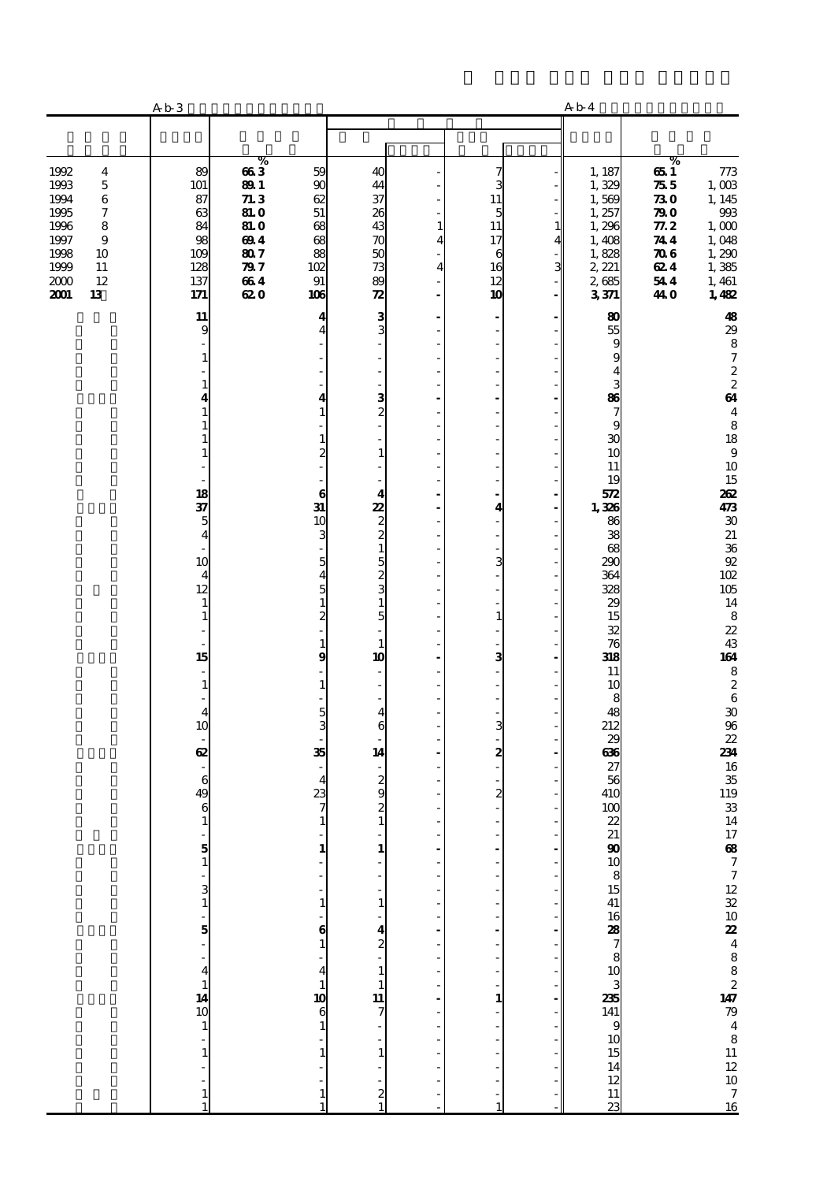| | A-b-3 | | | | | | | A-b-4 | | |
|---|---|---|---|---|---|---|---|---|---|---|
| | | % | | | | | | | % | |
| 1992 4 | 89 | 66.3 | 59 | 40 | - | 7 | - | 1,187 | 65.1 | 773 |
| 1993 5 | 101 | 89.1 | 90 | 44 | - | 3 | - | 1,329 | 75.5 | 1,003 |
| 1994 6 | 87 | 71.3 | 62 | 37 | - | 11 | - | 1,569 | 73.0 | 1,145 |
| 1995 7 | 63 | 81.0 | 51 | 26 | - | 5 | - | 1,257 | 79.0 | 993 |
| 1996 8 | 84 | 81.0 | 68 | 43 | 1 | 11 | 1 | 1,296 | 77.2 | 1,000 |
| 1997 9 | 98 | 69.4 | 68 | 70 | 4 | 17 | 4 | 1,408 | 74.4 | 1,048 |
| 1998 10 | 109 | 80.7 | 88 | 50 | - | 6 | - | 1,828 | 70.6 | 1,290 |
| 1999 11 | 128 | 79.7 | 102 | 73 | 4 | 16 | 3 | 2,221 | 62.4 | 1,385 |
| 2000 12 | 137 | 66.4 | 91 | 89 | - | 12 | - | 2,685 | 54.4 | 1,461 |
| **2001 13** | **171** | **62.0** | **106** | **72** | **-** | **10** | **-** | **3,371** | **44.0** | **1,482** |
| | **11** | | **4** | **3** | **-** | **-** | **-** | **80** | | **48** |
| | 9 | | 4 | 3 | - | - | - | 55 | | 29 |
| | - | | - | - | - | - | - | 9 | | 8 |
| | 1 | | - | - | - | - | - | 9 | | 7 |
| | - | | - | - | - | - | - | 4 | | 2 |
| | 1 | | - | - | - | - | - | 3 | | 2 |
| | **4** | | **4** | **3** | **-** | **-** | **-** | **86** | | **64** |
| | 1 | | 1 | 2 | - | - | - | 7 | | 4 |
| | 1 | | - | - | - | - | - | 9 | | 8 |
| | 1 | | 1 | - | - | - | - | 30 | | 18 |
| | 1 | | 2 | 1 | - | - | - | 10 | | 9 |
| | - | | - | - | - | - | - | 11 | | 10 |
| | - | | - | - | - | - | - | 19 | | 15 |
| | **18** | | **6** | **4** | **-** | **-** | **-** | **572** | | **262** |
| | **37** | | **31** | **22** | **-** | **4** | **-** | **1,326** | | **473** |
| | 5 | | 10 | 2 | - | - | - | 86 | | 30 |
| | 4 | | 3 | 2 | - | - | - | 38 | | 21 |
| | - | | - | 1 | - | - | - | 68 | | 36 |
| | 10 | | 5 | 5 | - | 3 | - | 290 | | 92 |
| | 4 | | 4 | 2 | - | - | - | 364 | | 102 |
| | 12 | | 5 | 3 | - | - | - | 328 | | 105 |
| | 1 | | 1 | 1 | - | - | - | 29 | | 14 |
| | 1 | | 2 | 5 | - | 1 | - | 15 | | 8 |
| | - | | - | - | - | - | - | 32 | | 22 |
| | - | | 1 | 1 | - | - | - | 76 | | 43 |
| | **15** | | **9** | **10** | **-** | **3** | **-** | **318** | | **164** |
| | - | | - | - | - | - | - | 11 | | 8 |
| | 1 | | 1 | - | - | - | - | 10 | | 2 |
| | - | | - | - | - | - | - | 8 | | 6 |
| | 4 | | 5 | 4 | - | - | - | 48 | | 30 |
| | 10 | | 3 | 6 | - | 3 | - | 212 | | 96 |
| | - | | - | - | - | - | - | 29 | | 22 |
| | **62** | | **35** | **14** | **-** | **2** | **-** | **636** | | **234** |
| | - | | - | - | - | - | - | 27 | | 16 |
| | 6 | | 4 | 2 | - | - | - | 56 | | 35 |
| | 49 | | 23 | 9 | - | 2 | - | 410 | | 119 |
| | 6 | | 7 | 2 | - | - | - | 100 | | 33 |
| | 1 | | 1 | 1 | - | - | - | 22 | | 14 |
| | - | | - | - | - | - | - | 21 | | 17 |
| | **5** | | **1** | **1** | **-** | **-** | **-** | **90** | | **68** |
| | 1 | | - | - | - | - | - | 10 | | 7 |
| | - | | - | - | - | - | - | 8 | | 7 |
| | 3 | | - | - | - | - | - | 15 | | 12 |
| | 1 | | 1 | 1 | - | - | - | 41 | | 32 |
| | - | | - | - | - | - | - | 16 | | 10 |
| | **5** | | **6** | **4** | **-** | **-** | **-** | **28** | | **22** |
| | - | | 1 | 2 | - | - | - | 7 | | 4 |
| | - | | - | - | - | - | - | 8 | | 8 |
| | 4 | | 4 | 1 | - | - | - | 10 | | 8 |
| | 1 | | 1 | 1 | - | - | - | 3 | | 2 |
| | **14** | | **10** | **11** | **-** | **1** | **-** | **235** | | **147** |
| | 10 | | 6 | 7 | - | - | - | 141 | | 79 |
| | 1 | | 1 | - | - | - | - | 9 | | 4 |
| | - | | - | - | - | - | - | 10 | | 8 |
| | 1 | | 1 | 1 | - | - | - | 15 | | 11 |
| | - | | - | - | - | - | - | 14 | | 12 |
| | - | | - | - | - | - | - | 12 | | 10 |
| | 1 | | 1 | 2 | - | - | - | 11 | | 7 |
| | 1 | | 1 | 1 | - | 1 | - | 23 | | 16 |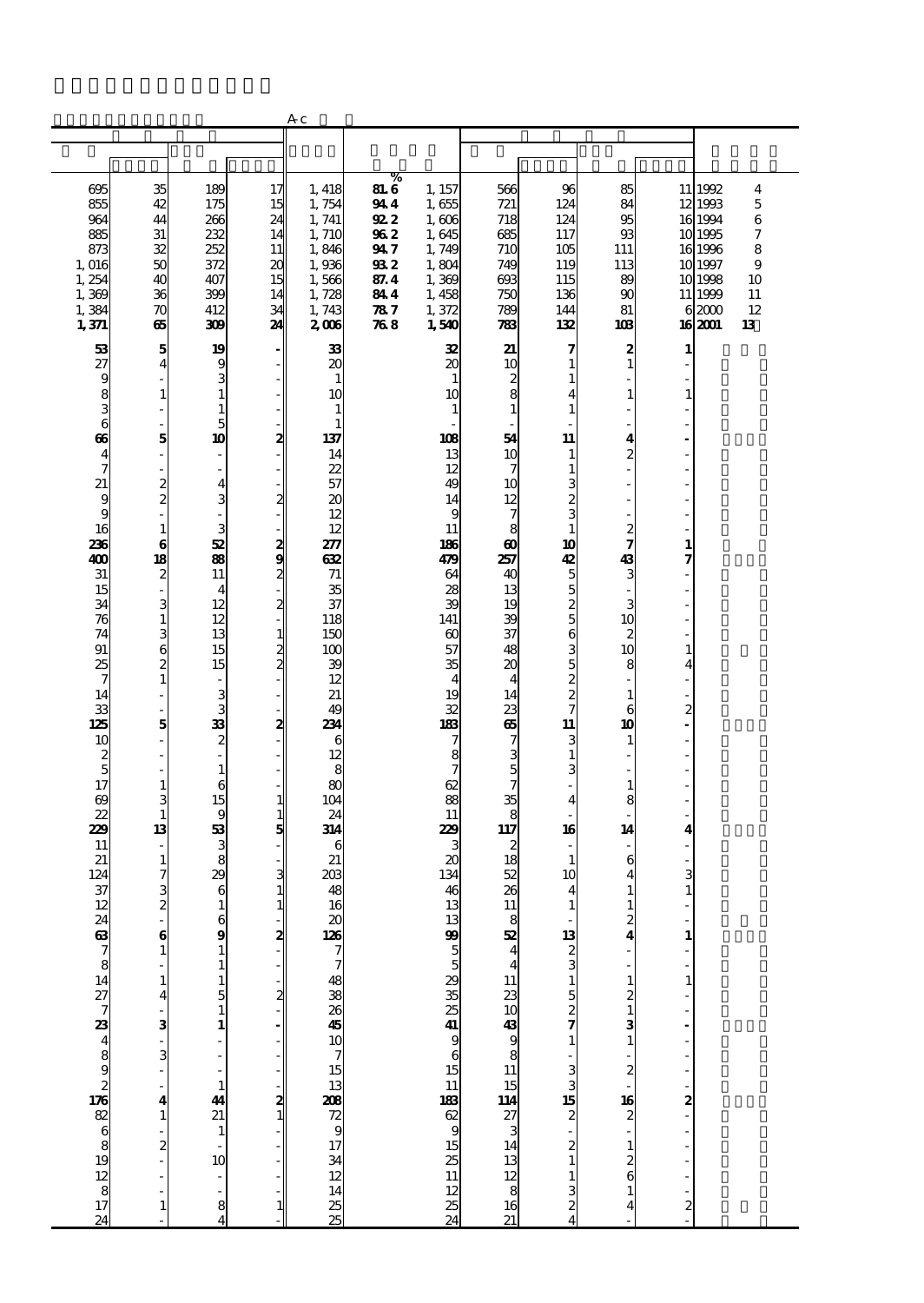A-c

| | | | | | % | | | | | | | |
|---|---|---|---|---|---|---|---|---|---|---|---|---|
| 695 | 35 | 189 | 17 | 1,418 | 81.6 | 1,157 | 566 | 96 | 85 | 11 | 1992 | 4 |
| 855 | 42 | 175 | 15 | 1,754 | 94.4 | 1,655 | 721 | 124 | 84 | 12 | 1993 | 5 |
| 964 | 44 | 266 | 24 | 1,741 | 92.2 | 1,606 | 718 | 124 | 95 | 16 | 1994 | 6 |
| 885 | 31 | 232 | 14 | 1,710 | 96.2 | 1,645 | 685 | 117 | 93 | 10 | 1995 | 7 |
| 873 | 32 | 252 | 11 | 1,846 | 94.7 | 1,749 | 710 | 105 | 111 | 16 | 1996 | 8 |
| 1,016 | 50 | 372 | 20 | 1,936 | 93.2 | 1,804 | 749 | 119 | 113 | 10 | 1997 | 9 |
| 1,254 | 40 | 407 | 15 | 1,566 | 87.4 | 1,369 | 693 | 115 | 89 | 10 | 1998 | 10 |
| 1,369 | 36 | 399 | 14 | 1,728 | 84.4 | 1,458 | 750 | 136 | 90 | 11 | 1999 | 11 |
| 1,384 | 70 | 412 | 34 | 1,743 | 78.7 | 1,372 | 789 | 144 | 81 | 6 | 2000 | 12 |
| **1,371** | **65** | **309** | **24** | **2,006** | **76.8** | **1,540** | **783** | **132** | **103** | **16** | **2001** | **13** |
| **53** | **5** | **19** | **-** | **33** | | **32** | **21** | **7** | **2** | **1** | | |
| 27 | 4 | 9 | - | 20 | | 20 | 10 | 1 | 1 | - | | |
| 9 | - | 3 | - | 1 | | 1 | 2 | 1 | - | - | | |
| 8 | 1 | 1 | - | 10 | | 10 | 8 | 4 | 1 | 1 | | |
| 3 | - | 1 | - | 1 | | 1 | 1 | 1 | - | - | | |
| 6 | - | 5 | - | 1 | | - | - | - | - | - | | |
| **66** | **5** | **10** | **2** | **137** | | **108** | **54** | **11** | **4** | **-** | | |
| 4 | - | - | - | 14 | | 13 | 10 | 1 | 2 | - | | |
| 7 | - | - | - | 22 | | 12 | 7 | 1 | - | - | | |
| 21 | 2 | 4 | - | 57 | | 49 | 10 | 3 | - | - | | |
| 9 | 2 | 3 | 2 | 20 | | 14 | 12 | 2 | - | - | | |
| 9 | - | - | - | 12 | | 9 | 7 | 3 | - | - | | |
| 16 | 1 | 3 | - | 12 | | 11 | 8 | 1 | 2 | - | | |
| **236** | **6** | **52** | **2** | **277** | | **186** | **60** | **10** | **7** | **1** | | |
| **400** | **18** | **88** | **9** | **632** | | **479** | **257** | **42** | **43** | **7** | | |
| 31 | 2 | 11 | 2 | 71 | | 64 | 40 | 5 | 3 | - | | |
| 15 | - | 4 | - | 35 | | 28 | 13 | 5 | - | - | | |
| 34 | 3 | 12 | 2 | 37 | | 39 | 19 | 2 | 3 | - | | |
| 76 | 1 | 12 | - | 118 | | 141 | 39 | 5 | 10 | - | | |
| 74 | 3 | 13 | 1 | 150 | | 60 | 37 | 6 | 2 | - | | |
| 91 | 6 | 15 | 2 | 100 | | 57 | 48 | 3 | 10 | 1 | | |
| 25 | 2 | 15 | 2 | 39 | | 35 | 20 | 5 | 8 | 4 | | |
| 7 | 1 | - | - | 12 | | 4 | 4 | 2 | - | - | | |
| 14 | - | 3 | - | 21 | | 19 | 14 | 2 | 1 | - | | |
| 33 | - | 3 | - | 49 | | 32 | 23 | 7 | 6 | 2 | | |
| **125** | **5** | **33** | **2** | **234** | | **183** | **65** | **11** | **10** | **-** | | |
| 10 | - | 2 | - | 6 | | 7 | 7 | 3 | 1 | - | | |
| 2 | - | - | - | 12 | | 8 | 3 | 1 | - | - | | |
| 5 | - | 1 | - | 8 | | 7 | 5 | 3 | - | - | | |
| 17 | 1 | 6 | - | 80 | | 62 | 7 | - | 1 | - | | |
| 69 | 3 | 15 | 1 | 104 | | 88 | 35 | 4 | 8 | - | | |
| 22 | 1 | 9 | 1 | 24 | | 11 | 8 | - | - | - | | |
| **229** | **13** | **53** | **5** | **314** | | **229** | **117** | **16** | **14** | **4** | | |
| 11 | - | 3 | - | 6 | | 3 | 2 | - | - | - | | |
| 21 | 1 | 8 | - | 21 | | 20 | 18 | 1 | 6 | - | | |
| 124 | 7 | 29 | 3 | 203 | | 134 | 52 | 10 | 4 | 3 | | |
| 37 | 3 | 6 | 1 | 48 | | 46 | 26 | 4 | 1 | 1 | | |
| 12 | 2 | 1 | 1 | 16 | | 13 | 11 | 1 | 1 | - | | |
| 24 | - | 6 | - | 20 | | 13 | 8 | - | 2 | - | | |
| **63** | **6** | **9** | **2** | **126** | | **99** | **52** | **13** | **4** | **1** | | |
| 7 | 1 | 1 | - | 7 | | 5 | 4 | 2 | - | - | | |
| 8 | - | 1 | - | 7 | | 5 | 4 | 3 | - | - | | |
| 14 | 1 | 1 | - | 48 | | 29 | 11 | 1 | 1 | 1 | | |
| 27 | 4 | 5 | 2 | 38 | | 35 | 23 | 5 | 2 | - | | |
| 7 | - | 1 | - | 26 | | 25 | 10 | 2 | 1 | - | | |
| **23** | **3** | **1** | **-** | **45** | | **41** | **43** | **7** | **3** | **-** | | |
| 4 | - | - | - | 10 | | 9 | 9 | 1 | 1 | - | | |
| 8 | 3 | - | - | 7 | | 6 | 8 | - | - | - | | |
| 9 | - | - | - | 15 | | 15 | 11 | 3 | 2 | - | | |
| 2 | - | 1 | - | 13 | | 11 | 15 | 3 | - | - | | |
| **176** | **4** | **44** | **2** | **208** | | **183** | **114** | **15** | **16** | **2** | | |
| 82 | 1 | 21 | 1 | 72 | | 62 | 27 | 2 | 2 | - | | |
| 6 | - | 1 | - | 9 | | 9 | 3 | - | - | - | | |
| 8 | 2 | - | - | 17 | | 15 | 14 | 2 | 1 | - | | |
| 19 | - | 10 | - | 34 | | 25 | 13 | 1 | 2 | - | | |
| 12 | - | - | - | 12 | | 11 | 12 | 1 | 6 | - | | |
| 8 | - | - | - | 14 | | 12 | 8 | 3 | 1 | - | | |
| 17 | 1 | 8 | 1 | 25 | | 25 | 16 | 2 | 4 | 2 | | |
| 24 | - | 4 | - | 25 | | 24 | 21 | 4 | - | - | | |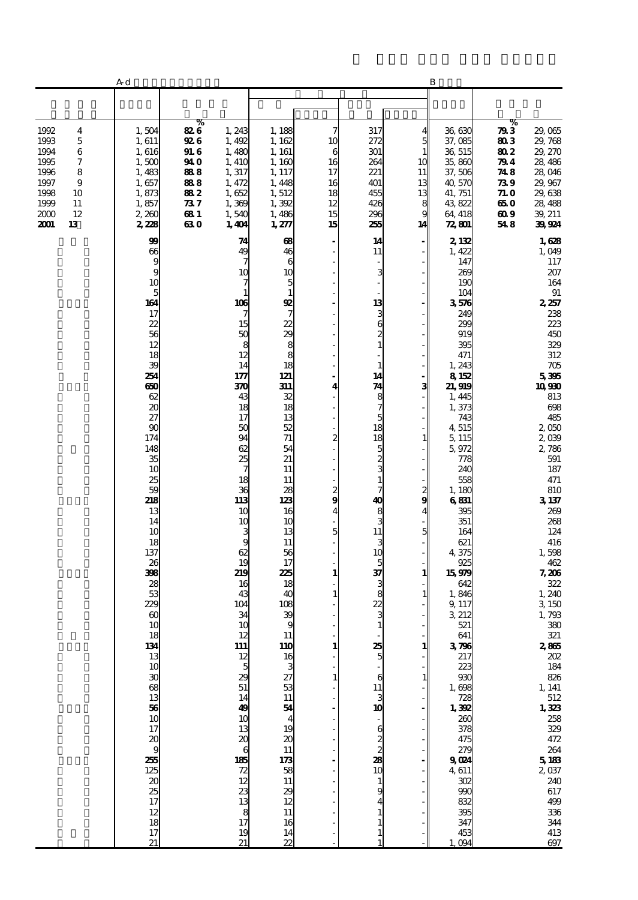| | A-d | | | | | | | B | | |
|---|---|---|---|---|---|---|---|---|---|---|
| | | % | | | | | | | % | |
| 1992 4 | 1,504 | 82.6 | 1,243 | 1,188 | 7 | 317 | 4 | 36,630 | 79.3 | 29,065 |
| 1993 5 | 1,611 | 92.6 | 1,492 | 1,162 | 10 | 272 | 5 | 37,085 | 80.3 | 29,768 |
| 1994 6 | 1,616 | 91.6 | 1,480 | 1,161 | 6 | 301 | 1 | 36,515 | 80.2 | 29,270 |
| 1995 7 | 1,500 | 94.0 | 1,410 | 1,160 | 16 | 264 | 10 | 35,860 | 79.4 | 28,486 |
| 1996 8 | 1,483 | 88.8 | 1,317 | 1,117 | 17 | 221 | 11 | 37,506 | 74.8 | 28,046 |
| 1997 9 | 1,657 | 88.8 | 1,472 | 1,448 | 16 | 401 | 13 | 40,570 | 73.9 | 29,967 |
| 1998 10 | 1,873 | 88.2 | 1,652 | 1,512 | 18 | 455 | 13 | 41,751 | 71.0 | 29,638 |
| 1999 11 | 1,857 | 73.7 | 1,369 | 1,392 | 12 | 426 | 8 | 43,822 | 65.0 | 28,488 |
| 2000 12 | 2,260 | 68.1 | 1,540 | 1,486 | 15 | 296 | 9 | 64,418 | 60.9 | 39,211 |
| **2001 13** | **2,228** | **63.0** | **1,404** | **1,277** | **15** | **255** | **14** | **72,801** | **54.8** | **39,924** |
| | **99** | | **74** | **68** | **-** | **14** | **-** | **2,132** | | **1,628** |
| | 66 | | 49 | 46 | - | 11 | - | 1,422 | | 1,049 |
| | 9 | | 7 | 6 | - | - | - | 147 | | 117 |
| | 9 | | 10 | 10 | - | 3 | - | 269 | | 207 |
| | 10 | | 7 | 5 | - | - | - | 190 | | 164 |
| | 5 | | 1 | 1 | - | - | - | 104 | | 91 |
| | **164** | | **106** | **92** | **-** | **13** | **-** | **3,576** | | **2,257** |
| | 17 | | 7 | 7 | - | 3 | - | 249 | | 238 |
| | 22 | | 15 | 22 | - | 6 | - | 299 | | 223 |
| | 56 | | 50 | 29 | - | 2 | - | 919 | | 450 |
| | 12 | | 8 | 8 | - | 1 | - | 395 | | 329 |
| | 18 | | 12 | 8 | - | - | - | 471 | | 312 |
| | 39 | | 14 | 18 | - | 1 | - | 1,243 | | 705 |
| | **254** | | **177** | **121** | **-** | **14** | **-** | **8,152** | | **5,395** |
| | **650** | | **370** | **311** | **4** | **74** | **3** | **21,919** | | **10,930** |
| | 62 | | 43 | 32 | - | 8 | - | 1,445 | | 813 |
| | 20 | | 18 | 18 | - | 7 | - | 1,373 | | 698 |
| | 27 | | 17 | 13 | - | 5 | - | 743 | | 485 |
| | 90 | | 50 | 52 | - | 18 | - | 4,515 | | 2,050 |
| | 174 | | 94 | 71 | 2 | 18 | 1 | 5,115 | | 2,039 |
| | 148 | | 62 | 54 | - | 5 | - | 5,972 | | 2,786 |
| | 35 | | 25 | 21 | - | 2 | - | 778 | | 591 |
| | 10 | | 7 | 11 | - | 3 | - | 240 | | 187 |
| | 25 | | 18 | 11 | - | 1 | - | 558 | | 471 |
| | 59 | | 36 | 28 | 2 | 7 | 2 | 1,180 | | 810 |
| | **218** | | **113** | **123** | **9** | **40** | **9** | **6,831** | | **3,137** |
| | 13 | | 10 | 16 | 4 | 8 | 4 | 395 | | 269 |
| | 14 | | 10 | 10 | - | 3 | - | 351 | | 268 |
| | 10 | | 3 | 13 | 5 | 11 | 5 | 164 | | 124 |
| | 18 | | 9 | 11 | - | 3 | - | 621 | | 416 |
| | 137 | | 62 | 56 | - | 10 | - | 4,375 | | 1,598 |
| | 26 | | 19 | 17 | - | 5 | - | 925 | | 462 |
| | **398** | | **219** | **225** | **1** | **37** | **1** | **15,979** | | **7,206** |
| | 28 | | 16 | 18 | - | 3 | - | 642 | | 322 |
| | 53 | | 43 | 40 | 1 | 8 | 1 | 1,846 | | 1,240 |
| | 229 | | 104 | 108 | - | 22 | - | 9,117 | | 3,150 |
| | 60 | | 34 | 39 | - | 3 | - | 3,212 | | 1,793 |
| | 10 | | 10 | 9 | - | 1 | - | 521 | | 380 |
| | 18 | | 12 | 11 | - | - | - | 641 | | 321 |
| | **134** | | **111** | **110** | **1** | **25** | **1** | **3,796** | | **2,865** |
| | 13 | | 12 | 16 | - | 5 | - | 217 | | 202 |
| | 10 | | 5 | 3 | - | - | - | 223 | | 184 |
| | 30 | | 29 | 27 | 1 | 6 | 1 | 930 | | 826 |
| | 68 | | 51 | 53 | - | 11 | - | 1,698 | | 1,141 |
| | 13 | | 14 | 11 | - | 3 | - | 728 | | 512 |
| | **56** | | **49** | **54** | **-** | **10** | **-** | **1,392** | | **1,323** |
| | 10 | | 10 | 4 | - | - | - | 260 | | 258 |
| | 17 | | 13 | 19 | - | 6 | - | 378 | | 329 |
| | 20 | | 20 | 20 | - | 2 | - | 475 | | 472 |
| | 9 | | 6 | 11 | - | 2 | - | 279 | | 264 |
| | **255** | | **185** | **173** | **-** | **28** | **-** | **9,024** | | **5,183** |
| | 125 | | 72 | 58 | - | 10 | - | 4,611 | | 2,037 |
| | 20 | | 12 | 11 | - | 1 | - | 302 | | 240 |
| | 25 | | 23 | 29 | - | 9 | - | 990 | | 617 |
| | 17 | | 13 | 12 | - | 4 | - | 832 | | 499 |
| | 12 | | 8 | 11 | - | 1 | - | 395 | | 336 |
| | 18 | | 17 | 16 | - | 1 | - | 347 | | 344 |
| | 17 | | 19 | 14 | - | 1 | - | 453 | | 413 |
| | 21 | | 21 | 22 | - | 1 | - | 1,094 | | 697 |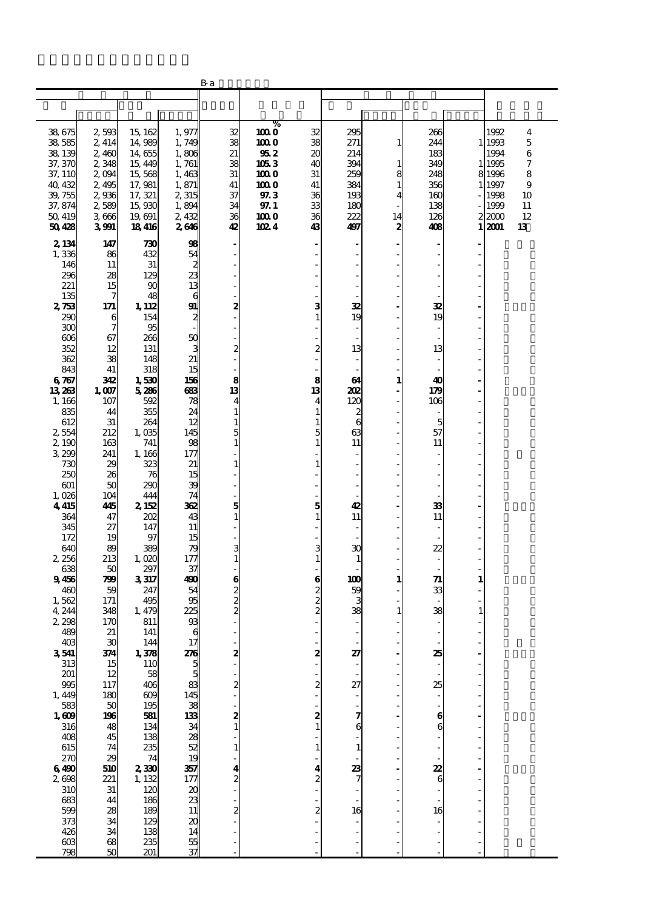B-a

| | | | | | % | | | | | | |
|---|---|---|---|---|---|---|---|---|---|---|---|
| 38,675 | 2,593 | 15,162 | 1,977 | 32 | 100.0 | 32 | 295 | | 266 | | 1992 4 |
| 38,585 | 2,414 | 14,989 | 1,749 | 38 | 100.0 | 38 | 271 | 1 | 244 | 1 | 1993 5 |
| 38,139 | 2,460 | 14,655 | 1,806 | 21 | 95.2 | 20 | 214 | | 183 | | 1994 6 |
| 37,370 | 2,348 | 15,449 | 1,761 | 38 | 105.3 | 40 | 394 | 1 | 349 | 1 | 1995 7 |
| 37,110 | 2,094 | 15,568 | 1,463 | 31 | 100.0 | 31 | 259 | 8 | 248 | 8 | 1996 8 |
| 40,432 | 2,495 | 17,981 | 1,871 | 41 | 100.0 | 41 | 384 | 1 | 356 | 1 | 1997 9 |
| 39,755 | 2,936 | 17,321 | 2,315 | 37 | 97.3 | 36 | 193 | 4 | 160 | - | 1998 10 |
| 37,874 | 2,589 | 15,930 | 1,894 | 34 | 97.1 | 33 | 180 | - | 138 | - | 1999 11 |
| 50,419 | 3,666 | 19,691 | 2,432 | 36 | 100.0 | 36 | 222 | 14 | 126 | 2 | 2000 12 |
| **50,428** | **3,991** | **18,416** | **2,646** | **42** | **102.4** | **43** | **497** | **2** | **408** | **1** | **2001 13** |
| **2,134** | **147** | **730** | **98** | **-** | | **-** | **-** | **-** | **-** | **-** | |
| 1,336 | 86 | 432 | 54 | - | | - | - | - | - | - | |
| 146 | 11 | 31 | 2 | - | | - | - | - | - | - | |
| 296 | 28 | 129 | 23 | - | | - | - | - | - | - | |
| 221 | 15 | 90 | 13 | - | | - | - | - | - | - | |
| 135 | 7 | 48 | 6 | - | | - | - | - | - | - | |
| **2,753** | **171** | **1,112** | **91** | **2** | | **3** | **32** | **-** | **32** | **-** | |
| 290 | 6 | 154 | 2 | - | | 1 | 19 | - | 19 | - | |
| 300 | 7 | 95 | - | - | | - | - | - | - | - | |
| 606 | 67 | 266 | 50 | - | | - | - | - | - | - | |
| 352 | 12 | 131 | 3 | 2 | | 2 | 13 | - | 13 | - | |
| 362 | 38 | 148 | 21 | - | | - | - | - | - | - | |
| 843 | 41 | 318 | 15 | - | | - | - | - | - | - | |
| **6,767** | **342** | **1,530** | **156** | **8** | | **8** | **64** | **1** | **40** | **-** | |
| **13,263** | **1,007** | **5,286** | **683** | **13** | | **13** | **202** | **-** | **179** | **-** | |
| 1,166 | 107 | 592 | 78 | 4 | | 4 | 120 | - | 106 | - | |
| 835 | 44 | 355 | 24 | 1 | | 1 | 2 | - | - | - | |
| 612 | 31 | 264 | 12 | 1 | | 1 | 6 | - | 5 | - | |
| 2,554 | 212 | 1,035 | 145 | 5 | | 5 | 63 | - | 57 | - | |
| 2,190 | 163 | 741 | 98 | 1 | | 1 | 11 | - | 11 | - | |
| 3,299 | 241 | 1,166 | 177 | - | | - | - | - | - | - | |
| 730 | 29 | 323 | 21 | 1 | | 1 | - | - | - | - | |
| 250 | 26 | 76 | 15 | - | | - | - | - | - | - | |
| 601 | 50 | 290 | 39 | - | | - | - | - | - | - | |
| 1,026 | 104 | 444 | 74 | - | | - | - | - | - | - | |
| **4,415** | **445** | **2,152** | **362** | **5** | | **5** | **42** | **-** | **33** | **-** | |
| 364 | 47 | 202 | 43 | 1 | | 1 | 11 | - | 11 | - | |
| 345 | 27 | 147 | 11 | - | | - | - | - | - | - | |
| 172 | 19 | 97 | 15 | - | | - | - | - | - | - | |
| 640 | 89 | 389 | 79 | 3 | | 3 | 30 | - | 22 | - | |
| 2,256 | 213 | 1,020 | 177 | 1 | | 1 | 1 | - | - | - | |
| 638 | 50 | 297 | 37 | - | | - | - | - | - | - | |
| **9,456** | **799** | **3,317** | **490** | **6** | | **6** | **100** | **1** | **71** | **1** | |
| 460 | 59 | 247 | 54 | 2 | | 2 | 59 | - | 33 | - | |
| 1,562 | 171 | 495 | 95 | 2 | | 2 | 3 | - | - | - | |
| 4,244 | 348 | 1,479 | 225 | 2 | | 2 | 38 | 1 | 38 | 1 | |
| 2,298 | 170 | 811 | 93 | - | | - | - | - | - | - | |
| 489 | 21 | 141 | 6 | - | | - | - | - | - | - | |
| 403 | 30 | 144 | 17 | - | | - | - | - | - | - | |
| **3,541** | **374** | **1,378** | **276** | **2** | | **2** | **27** | **-** | **25** | **-** | |
| 313 | 15 | 110 | 5 | - | | - | - | - | - | - | |
| 201 | 12 | 58 | 5 | - | | - | - | - | - | - | |
| 995 | 117 | 406 | 83 | 2 | | 2 | 27 | - | 25 | - | |
| 1,449 | 180 | 609 | 145 | - | | - | - | - | - | - | |
| 583 | 50 | 195 | 38 | - | | - | - | - | - | - | |
| **1,609** | **196** | **581** | **133** | **2** | | **2** | **7** | **-** | **6** | **-** | |
| 316 | 48 | 134 | 34 | 1 | | 1 | 6 | - | 6 | - | |
| 408 | 45 | 138 | 28 | - | | - | - | - | - | - | |
| 615 | 74 | 235 | 52 | 1 | | 1 | 1 | - | - | - | |
| 270 | 29 | 74 | 19 | - | | - | - | - | - | - | |
| **6,490** | **510** | **2,330** | **357** | **4** | | **4** | **23** | **-** | **22** | **-** | |
| 2,698 | 221 | 1,132 | 177 | 2 | | 2 | 7 | - | 6 | - | |
| 310 | 31 | 120 | 20 | - | | - | - | - | - | - | |
| 683 | 44 | 186 | 23 | - | | - | - | - | - | - | |
| 599 | 28 | 189 | 11 | 2 | | 2 | 16 | - | 16 | - | |
| 373 | 34 | 129 | 20 | - | | - | - | - | - | - | |
| 426 | 34 | 138 | 14 | - | | - | - | - | - | - | |
| 603 | 68 | 235 | 55 | - | | - | - | - | - | - | |
| 798 | 50 | 201 | 37 | - | | - | - | - | - | - | |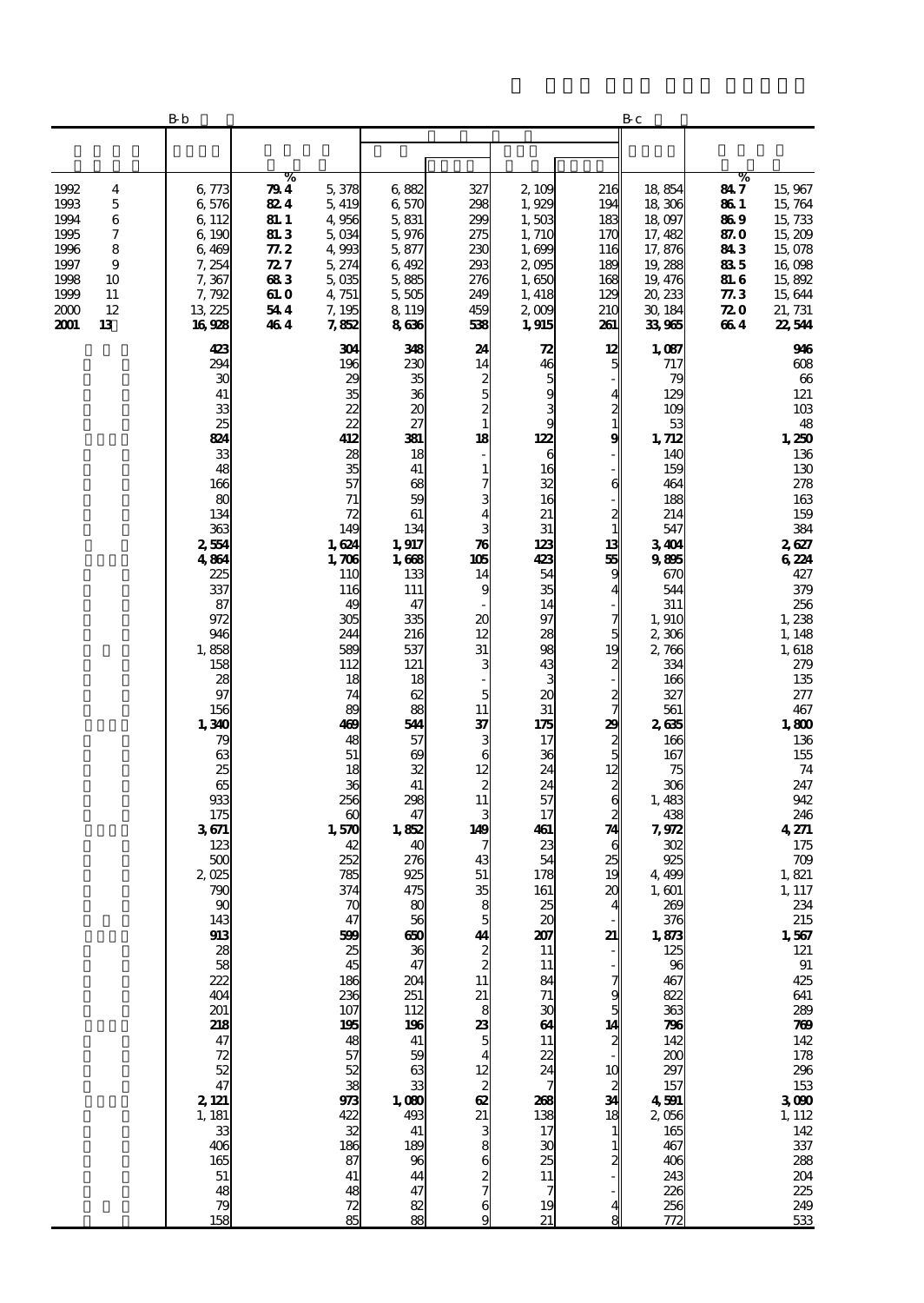| | | B-b | % | | | | | | B-c | % | |
|---|---|---|---|---|---|---|---|---|---|---|---|
| 1992 | 4 | 6,773 | 79.4 | 5,378 | 6,882 | 327 | 2,109 | 216 | 18,854 | 84.7 | 15,967 |
| 1993 | 5 | 6,576 | 82.4 | 5,419 | 6,570 | 298 | 1,929 | 194 | 18,306 | 86.1 | 15,764 |
| 1994 | 6 | 6,112 | 81.1 | 4,956 | 5,831 | 299 | 1,503 | 183 | 18,097 | 86.9 | 15,733 |
| 1995 | 7 | 6,190 | 81.3 | 5,034 | 5,976 | 275 | 1,710 | 170 | 17,482 | 87.0 | 15,209 |
| 1996 | 8 | 6,469 | 77.2 | 4,993 | 5,877 | 230 | 1,699 | 116 | 17,876 | 84.3 | 15,078 |
| 1997 | 9 | 7,254 | 72.7 | 5,274 | 6,492 | 293 | 2,095 | 189 | 19,288 | 83.5 | 16,098 |
| 1998 | 10 | 7,367 | 68.3 | 5,035 | 5,885 | 276 | 1,650 | 168 | 19,476 | 81.6 | 15,892 |
| 1999 | 11 | 7,792 | 61.0 | 4,751 | 5,505 | 249 | 1,418 | 129 | 20,233 | 77.3 | 15,644 |
| 2000 | 12 | 13,225 | 54.4 | 7,195 | 8,119 | 459 | 2,009 | 210 | 30,184 | 72.0 | 21,731 |
| **2001** | **13** | **16,928** | **46.4** | **7,852** | **8,636** | **538** | **1,915** | **261** | **33,965** | **66.4** | **22,544** |
| | | **423** | | **304** | **348** | **24** | **72** | **12** | **1,087** | | **946** |
| | | 294 | | 196 | 230 | 14 | 46 | 5 | 717 | | 608 |
| | | 30 | | 29 | 35 | 2 | 5 | - | 79 | | 66 |
| | | 41 | | 35 | 36 | 5 | 9 | 4 | 129 | | 121 |
| | | 33 | | 22 | 20 | 2 | 3 | 2 | 109 | | 103 |
| | | 25 | | 22 | 27 | 1 | 9 | 1 | 53 | | 48 |
| | | **824** | | **412** | **381** | **18** | **122** | **9** | **1,712** | | **1,250** |
| | | 33 | | 28 | 18 | - | 6 | - | 140 | | 136 |
| | | 48 | | 35 | 41 | 1 | 16 | - | 159 | | 130 |
| | | 166 | | 57 | 68 | 7 | 32 | 6 | 464 | | 278 |
| | | 80 | | 71 | 59 | 3 | 16 | - | 188 | | 163 |
| | | 134 | | 72 | 61 | 4 | 21 | 2 | 214 | | 159 |
| | | 363 | | 149 | 134 | 3 | 31 | 1 | 547 | | 384 |
| | | **2,554** | | **1,624** | **1,917** | **76** | **123** | **13** | **3,404** | | **2,627** |
| | | **4,864** | | **1,706** | **1,668** | **105** | **423** | **55** | **9,895** | | **6,224** |
| | | 225 | | 110 | 133 | 14 | 54 | 9 | 670 | | 427 |
| | | 337 | | 116 | 111 | 9 | 35 | 4 | 544 | | 379 |
| | | 87 | | 49 | 47 | - | 14 | - | 311 | | 256 |
| | | 972 | | 305 | 335 | 20 | 97 | 7 | 1,910 | | 1,238 |
| | | 946 | | 244 | 216 | 12 | 28 | 5 | 2,306 | | 1,148 |
| | | 1,858 | | 589 | 537 | 31 | 98 | 19 | 2,766 | | 1,618 |
| | | 158 | | 112 | 121 | 3 | 43 | 2 | 334 | | 279 |
| | | 28 | | 18 | 18 | - | 3 | - | 166 | | 135 |
| | | 97 | | 74 | 62 | 5 | 20 | 2 | 327 | | 277 |
| | | 156 | | 89 | 88 | 11 | 31 | 7 | 561 | | 467 |
| | | **1,340** | | **469** | **544** | **37** | **175** | **29** | **2,635** | | **1,800** |
| | | 79 | | 48 | 57 | 3 | 17 | 2 | 166 | | 136 |
| | | 63 | | 51 | 69 | 6 | 36 | 5 | 167 | | 155 |
| | | 25 | | 18 | 32 | 12 | 24 | 12 | 75 | | 74 |
| | | 65 | | 36 | 41 | 2 | 24 | 2 | 306 | | 247 |
| | | 933 | | 256 | 298 | 11 | 57 | 6 | 1,483 | | 942 |
| | | 175 | | 60 | 47 | 3 | 17 | 2 | 438 | | 246 |
| | | **3,671** | | **1,570** | **1,852** | **149** | **461** | **74** | **7,972** | | **4,271** |
| | | 123 | | 42 | 40 | 7 | 23 | 6 | 302 | | 175 |
| | | 500 | | 252 | 276 | 43 | 54 | 25 | 925 | | 709 |
| | | 2,025 | | 785 | 925 | 51 | 178 | 19 | 4,499 | | 1,821 |
| | | 790 | | 374 | 475 | 35 | 161 | 20 | 1,601 | | 1,117 |
| | | 90 | | 70 | 80 | 8 | 25 | 4 | 269 | | 234 |
| | | 143 | | 47 | 56 | 5 | 20 | - | 376 | | 215 |
| | | **913** | | **599** | **650** | **44** | **207** | **21** | **1,873** | | **1,567** |
| | | 28 | | 25 | 36 | 2 | 11 | - | 125 | | 121 |
| | | 58 | | 45 | 47 | 2 | 11 | - | 96 | | 91 |
| | | 222 | | 186 | 204 | 11 | 84 | 7 | 467 | | 425 |
| | | 404 | | 236 | 251 | 21 | 71 | 9 | 822 | | 641 |
| | | 201 | | 107 | 112 | 8 | 30 | 5 | 363 | | 289 |
| | | **218** | | **195** | **196** | **23** | **64** | **14** | **796** | | **769** |
| | | 47 | | 48 | 41 | 5 | 11 | 2 | 142 | | 142 |
| | | 72 | | 57 | 59 | 4 | 22 | - | 200 | | 178 |
| | | 52 | | 52 | 63 | 12 | 24 | 10 | 297 | | 296 |
| | | 47 | | 38 | 33 | 2 | 7 | 2 | 157 | | 153 |
| | | **2,121** | | **973** | **1,080** | **62** | **268** | **34** | **4,591** | | **3,090** |
| | | 1,181 | | 422 | 493 | 21 | 138 | 18 | 2,056 | | 1,112 |
| | | 33 | | 32 | 41 | 3 | 17 | 1 | 165 | | 142 |
| | | 406 | | 186 | 189 | 8 | 30 | 1 | 467 | | 337 |
| | | 165 | | 87 | 96 | 6 | 25 | 2 | 406 | | 288 |
| | | 51 | | 41 | 44 | 2 | 11 | - | 243 | | 204 |
| | | 48 | | 48 | 47 | 7 | 7 | - | 226 | | 225 |
| | | 79 | | 72 | 82 | 6 | 19 | 4 | 256 | | 249 |
| | | 158 | | 85 | 88 | 9 | 21 | 8 | 772 | | 533 |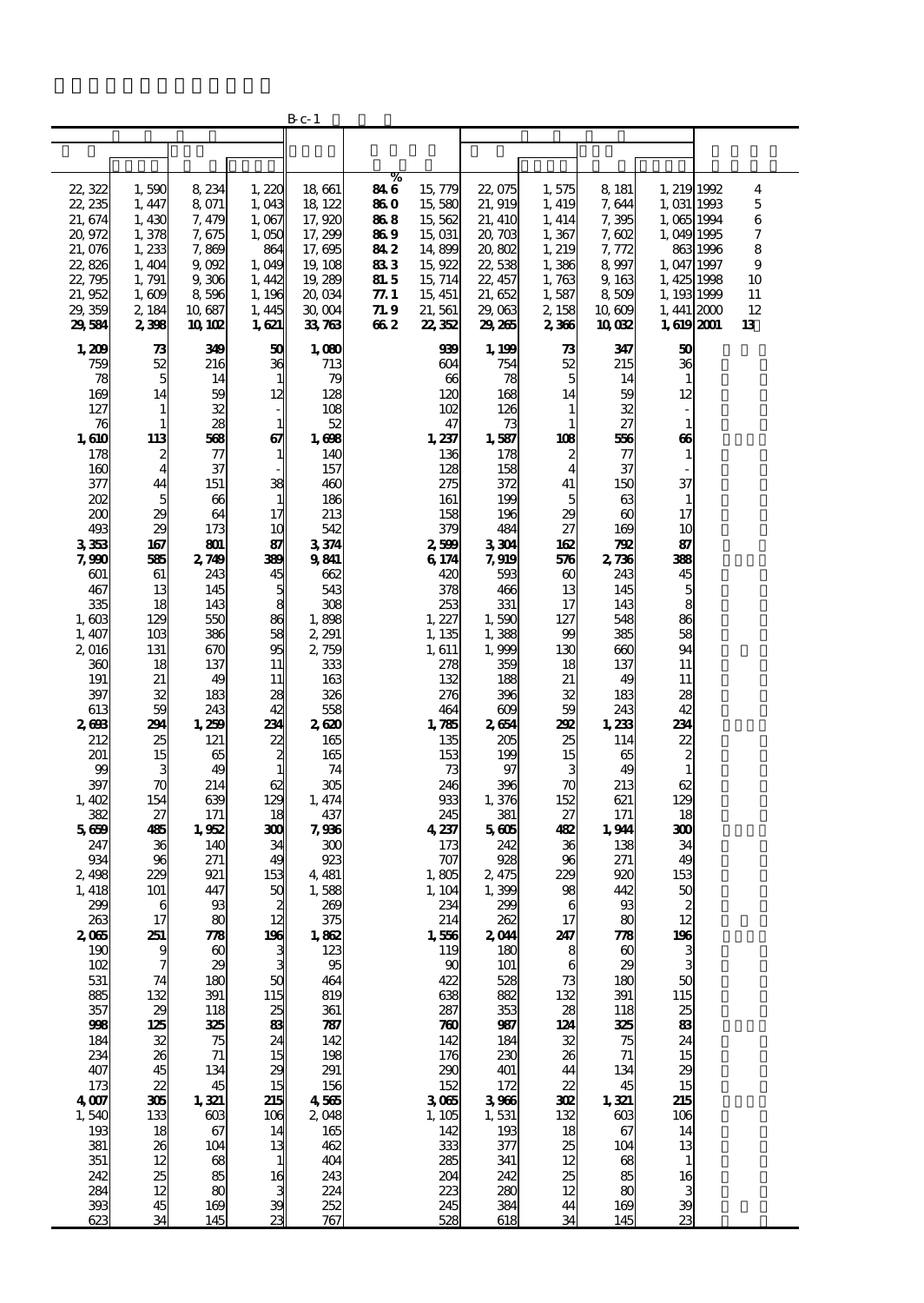B-c-1

| | | | | | % | | | | | | | |
|---|---|---|---|---|---|---|---|---|---|---|---|---|
| 22,322 | 1,590 | 8,234 | 1,220 | 18,661 | 84.6 | 15,779 | 22,075 | 1,575 | 8,181 | 1,219 | 1992 | 4 |
| 22,235 | 1,447 | 8,071 | 1,043 | 18,122 | 86.0 | 15,580 | 21,919 | 1,419 | 7,644 | 1,031 | 1993 | 5 |
| 21,674 | 1,430 | 7,479 | 1,067 | 17,920 | 86.8 | 15,562 | 21,410 | 1,414 | 7,395 | 1,065 | 1994 | 6 |
| 20,972 | 1,378 | 7,675 | 1,050 | 17,299 | 86.9 | 15,031 | 20,703 | 1,367 | 7,602 | 1,049 | 1995 | 7 |
| 21,076 | 1,233 | 7,869 | 864 | 17,695 | 84.2 | 14,899 | 20,802 | 1,219 | 7,772 | 863 | 1996 | 8 |
| 22,826 | 1,404 | 9,092 | 1,049 | 19,108 | 83.3 | 15,922 | 22,538 | 1,386 | 8,997 | 1,047 | 1997 | 9 |
| 22,795 | 1,791 | 9,306 | 1,442 | 19,289 | 81.5 | 15,714 | 22,457 | 1,763 | 9,163 | 1,425 | 1998 | 10 |
| 21,952 | 1,609 | 8,596 | 1,196 | 20,034 | 77.1 | 15,451 | 21,652 | 1,587 | 8,509 | 1,193 | 1999 | 11 |
| 29,359 | 2,184 | 10,687 | 1,445 | 30,004 | 71.9 | 21,561 | 29,063 | 2,158 | 10,609 | 1,441 | 2000 | 12 |
| **29,584** | **2,398** | **10,102** | **1,621** | **33,763** | **66.2** | **22,352** | **29,265** | **2,366** | **10,032** | **1,619** | **2001** | **13** |
| **1,209** | **73** | **349** | **50** | **1,080** | | **939** | **1,199** | **73** | **347** | **50** | | |
| 759 | 52 | 216 | 36 | 713 | | 604 | 754 | 52 | 215 | 36 | | |
| 78 | 5 | 14 | 1 | 79 | | 66 | 78 | 5 | 14 | 1 | | |
| 169 | 14 | 59 | 12 | 128 | | 120 | 168 | 14 | 59 | 12 | | |
| 127 | 1 | 32 | - | 108 | | 102 | 126 | 1 | 32 | - | | |
| 76 | 1 | 28 | 1 | 52 | | 47 | 73 | 1 | 27 | 1 | | |
| **1,610** | **113** | **568** | **67** | **1,698** | | **1,237** | **1,587** | **108** | **556** | **66** | | |
| 178 | 2 | 77 | 1 | 140 | | 136 | 178 | 2 | 77 | 1 | | |
| 160 | 4 | 37 | - | 157 | | 128 | 158 | 4 | 37 | - | | |
| 377 | 44 | 151 | 38 | 460 | | 275 | 372 | 41 | 150 | 37 | | |
| 202 | 5 | 66 | 1 | 186 | | 161 | 199 | 5 | 63 | 1 | | |
| 200 | 29 | 64 | 17 | 213 | | 158 | 196 | 29 | 60 | 17 | | |
| 493 | 29 | 173 | 10 | 542 | | 379 | 484 | 27 | 169 | 10 | | |
| **3,353** | **167** | **801** | **87** | **3,374** | | **2,599** | **3,304** | **162** | **792** | **87** | | |
| **7,990** | **585** | **2,749** | **389** | **9,841** | | **6,174** | **7,919** | **576** | **2,736** | **388** | | |
| 601 | 61 | 243 | 45 | 662 | | 420 | 593 | 60 | 243 | 45 | | |
| 467 | 13 | 145 | 5 | 543 | | 378 | 466 | 13 | 145 | 5 | | |
| 335 | 18 | 143 | 8 | 308 | | 253 | 331 | 17 | 143 | 8 | | |
| 1,603 | 129 | 550 | 86 | 1,898 | | 1,227 | 1,590 | 127 | 548 | 86 | | |
| 1,407 | 103 | 386 | 58 | 2,291 | | 1,135 | 1,388 | 99 | 385 | 58 | | |
| 2,016 | 131 | 670 | 95 | 2,759 | | 1,611 | 1,999 | 130 | 660 | 94 | | |
| 360 | 18 | 137 | 11 | 333 | | 278 | 359 | 18 | 137 | 11 | | |
| 191 | 21 | 49 | 11 | 163 | | 132 | 188 | 21 | 49 | 11 | | |
| 397 | 32 | 183 | 28 | 326 | | 276 | 396 | 32 | 183 | 28 | | |
| 613 | 59 | 243 | 42 | 558 | | 464 | 609 | 59 | 243 | 42 | | |
| **2,693** | **294** | **1,259** | **234** | **2,620** | | **1,785** | **2,654** | **292** | **1,233** | **234** | | |
| 212 | 25 | 121 | 22 | 165 | | 135 | 205 | 25 | 114 | 22 | | |
| 201 | 15 | 65 | 2 | 165 | | 153 | 199 | 15 | 65 | 2 | | |
| 99 | 3 | 49 | 1 | 74 | | 73 | 97 | 3 | 49 | 1 | | |
| 397 | 70 | 214 | 62 | 305 | | 246 | 396 | 70 | 213 | 62 | | |
| 1,402 | 154 | 639 | 129 | 1,474 | | 933 | 1,376 | 152 | 621 | 129 | | |
| 382 | 27 | 171 | 18 | 437 | | 245 | 381 | 27 | 171 | 18 | | |
| **5,659** | **485** | **1,952** | **300** | **7,936** | | **4,237** | **5,605** | **482** | **1,944** | **300** | | |
| 247 | 36 | 140 | 34 | 300 | | 173 | 242 | 36 | 138 | 34 | | |
| 934 | 96 | 271 | 49 | 923 | | 707 | 928 | 96 | 271 | 49 | | |
| 2,498 | 229 | 921 | 153 | 4,481 | | 1,805 | 2,475 | 229 | 920 | 153 | | |
| 1,418 | 101 | 447 | 50 | 1,588 | | 1,104 | 1,399 | 98 | 442 | 50 | | |
| 299 | 6 | 93 | 2 | 269 | | 234 | 299 | 6 | 93 | 2 | | |
| 263 | 17 | 80 | 12 | 375 | | 214 | 262 | 17 | 80 | 12 | | |
| **2,065** | **251** | **778** | **196** | **1,862** | | **1,556** | **2,044** | **247** | **778** | **196** | | |
| 190 | 9 | 60 | 3 | 123 | | 119 | 180 | 8 | 60 | 3 | | |
| 102 | 7 | 29 | 3 | 95 | | 90 | 101 | 6 | 29 | 3 | | |
| 531 | 74 | 180 | 50 | 464 | | 422 | 528 | 73 | 180 | 50 | | |
| 885 | 132 | 391 | 115 | 819 | | 638 | 882 | 132 | 391 | 115 | | |
| 357 | 29 | 118 | 25 | 361 | | 287 | 353 | 28 | 118 | 25 | | |
| **998** | **125** | **325** | **83** | **787** | | **760** | **987** | **124** | **325** | **83** | | |
| 184 | 32 | 75 | 24 | 142 | | 142 | 184 | 32 | 75 | 24 | | |
| 234 | 26 | 71 | 15 | 198 | | 176 | 230 | 26 | 71 | 15 | | |
| 407 | 45 | 134 | 29 | 291 | | 290 | 401 | 44 | 134 | 29 | | |
| 173 | 22 | 45 | 15 | 156 | | 152 | 172 | 22 | 45 | 15 | | |
| **4,007** | **305** | **1,321** | **215** | **4,565** | | **3,065** | **3,966** | **302** | **1,321** | **215** | | |
| 1,540 | 133 | 603 | 106 | 2,048 | | 1,105 | 1,531 | 132 | 603 | 106 | | |
| 193 | 18 | 67 | 14 | 165 | | 142 | 193 | 18 | 67 | 14 | | |
| 381 | 26 | 104 | 13 | 462 | | 333 | 377 | 25 | 104 | 13 | | |
| 351 | 12 | 68 | 1 | 404 | | 285 | 341 | 12 | 68 | 1 | | |
| 242 | 25 | 85 | 16 | 243 | | 204 | 242 | 25 | 85 | 16 | | |
| 284 | 12 | 80 | 3 | 224 | | 223 | 280 | 12 | 80 | 3 | | |
| 393 | 45 | 169 | 39 | 252 | | 245 | 384 | 44 | 169 | 39 | | |
| 623 | 34 | 145 | 23 | 767 | | 528 | 618 | 34 | 145 | 23 | | |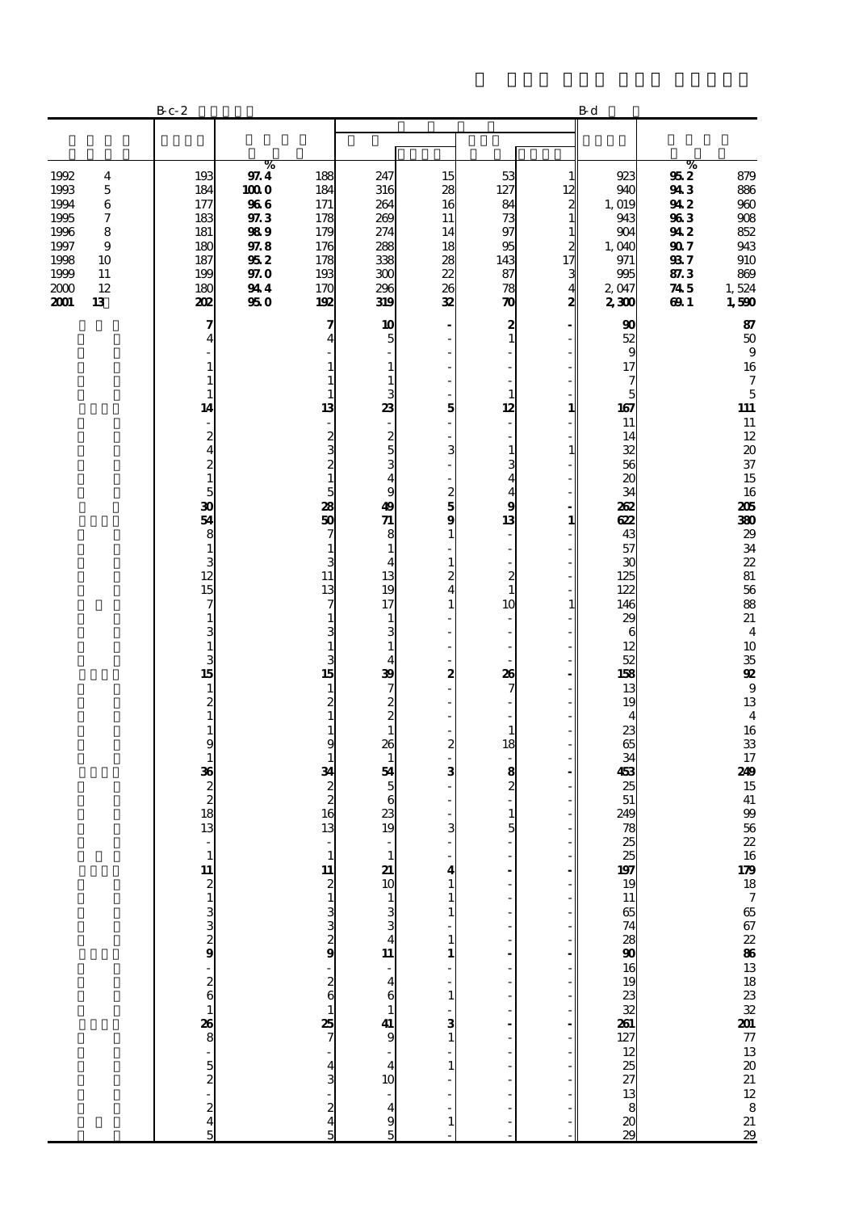| | B-c-2 | | | | | | | B-d | | |
|---|---|---|---|---|---|---|---|---|---|---|
| | | % | | | | | | | % | |
| 1992 4 | 193 | 97.4 | 188 | 247 | 15 | 53 | 1 | 923 | 95.2 | 879 |
| 1993 5 | 184 | 100.0 | 184 | 316 | 28 | 127 | 12 | 940 | 94.3 | 886 |
| 1994 6 | 177 | 96.6 | 171 | 264 | 16 | 84 | 2 | 1,019 | 94.2 | 960 |
| 1995 7 | 183 | 97.3 | 178 | 269 | 11 | 73 | 1 | 943 | 96.3 | 908 |
| 1996 8 | 181 | 98.9 | 179 | 274 | 14 | 97 | 1 | 904 | 94.2 | 852 |
| 1997 9 | 180 | 97.8 | 176 | 288 | 18 | 95 | 2 | 1,040 | 90.7 | 943 |
| 1998 10 | 187 | 95.2 | 178 | 338 | 28 | 143 | 17 | 971 | 93.7 | 910 |
| 1999 11 | 199 | 97.0 | 193 | 300 | 22 | 87 | 3 | 995 | 87.3 | 869 |
| 2000 12 | 180 | 94.4 | 170 | 296 | 26 | 78 | 4 | 2,047 | 74.5 | 1,524 |
| **2001 13** | **202** | **95.0** | **192** | **319** | **32** | **70** | **2** | **2,300** | **69.1** | **1,590** |
| | **7** | | **7** | **10** | **-** | **2** | **-** | **90** | | **87** |
| | 4 | | 4 | 5 | - | 1 | - | 52 | | 50 |
| | - | | - | - | - | - | - | 9 | | 9 |
| | 1 | | 1 | 1 | - | - | - | 17 | | 16 |
| | 1 | | 1 | 1 | - | - | - | 7 | | 7 |
| | 1 | | 1 | 3 | - | 1 | - | 5 | | 5 |
| | **14** | | **13** | **23** | **5** | **12** | **1** | **167** | | **111** |
| | - | | - | - | - | - | - | 11 | | 11 |
| | 2 | | 2 | 2 | - | - | - | 14 | | 12 |
| | 4 | | 3 | 5 | 3 | 1 | 1 | 32 | | 20 |
| | 2 | | 2 | 3 | - | 3 | - | 56 | | 37 |
| | 1 | | 1 | 4 | - | 4 | - | 20 | | 15 |
| | 5 | | 5 | 9 | 2 | 4 | - | 34 | | 16 |
| | **30** | | **28** | **49** | **5** | **9** | **-** | **262** | | **205** |
| | **54** | | **50** | **71** | **9** | **13** | **1** | **622** | | **380** |
| | 8 | | 7 | 8 | 1 | - | - | 43 | | 29 |
| | 1 | | 1 | 1 | - | - | - | 57 | | 34 |
| | 3 | | 3 | 4 | 1 | - | - | 30 | | 22 |
| | 12 | | 11 | 13 | 2 | 2 | - | 125 | | 81 |
| | 15 | | 13 | 19 | 4 | 1 | - | 122 | | 56 |
| | 7 | | 7 | 17 | 1 | 10 | 1 | 146 | | 88 |
| | 1 | | 1 | 1 | - | - | - | 29 | | 21 |
| | 3 | | 3 | 3 | - | - | - | 6 | | 4 |
| | 1 | | 1 | 1 | - | - | - | 12 | | 10 |
| | 3 | | 3 | 4 | - | - | - | 52 | | 35 |
| | **15** | | **15** | **39** | **2** | **26** | **-** | **158** | | **92** |
| | 1 | | 1 | 7 | - | 7 | - | 13 | | 9 |
| | 2 | | 2 | 2 | - | - | - | 19 | | 13 |
| | 1 | | 1 | 2 | - | - | - | 4 | | 4 |
| | 1 | | 1 | 1 | - | 1 | - | 23 | | 16 |
| | 9 | | 9 | 26 | 2 | 18 | - | 65 | | 33 |
| | 1 | | 1 | 1 | - | - | - | 34 | | 17 |
| | **36** | | **34** | **54** | **3** | **8** | **-** | **453** | | **249** |
| | 2 | | 2 | 5 | - | 2 | - | 25 | | 15 |
| | 2 | | 2 | 6 | - | - | - | 51 | | 41 |
| | 18 | | 16 | 23 | - | 1 | - | 249 | | 99 |
| | 13 | | 13 | 19 | 3 | 5 | - | 78 | | 56 |
| | - | | - | - | - | - | - | 25 | | 22 |
| | 1 | | 1 | 1 | - | - | - | 25 | | 16 |
| | **11** | | **11** | **21** | **4** | **-** | **-** | **197** | | **179** |
| | 2 | | 2 | 10 | 1 | - | - | 19 | | 18 |
| | 1 | | 1 | 1 | 1 | - | - | 11 | | 7 |
| | 3 | | 3 | 3 | 1 | - | - | 65 | | 65 |
| | 3 | | 3 | 3 | - | - | - | 74 | | 67 |
| | 2 | | 2 | 4 | 1 | - | - | 28 | | 22 |
| | **9** | | **9** | **11** | **1** | **-** | **-** | **90** | | **86** |
| | - | | - | - | - | - | - | 16 | | 13 |
| | 2 | | 2 | 4 | - | - | - | 19 | | 18 |
| | 6 | | 6 | 6 | 1 | - | - | 23 | | 23 |
| | 1 | | 1 | 1 | - | - | - | 32 | | 32 |
| | **26** | | **25** | **41** | **3** | **-** | **-** | **261** | | **201** |
| | 8 | | 7 | 9 | 1 | - | - | 127 | | 77 |
| | - | | - | - | - | - | - | 12 | | 13 |
| | 5 | | 4 | 4 | 1 | - | - | 25 | | 20 |
| | 2 | | 3 | 10 | - | - | - | 27 | | 21 |
| | - | | - | - | - | - | - | 13 | | 12 |
| | 2 | | 2 | 4 | - | - | - | 8 | | 8 |
| | 4 | | 4 | 9 | 1 | - | - | 20 | | 21 |
| | 5 | | 5 | 5 | - | - | - | 29 | | 29 |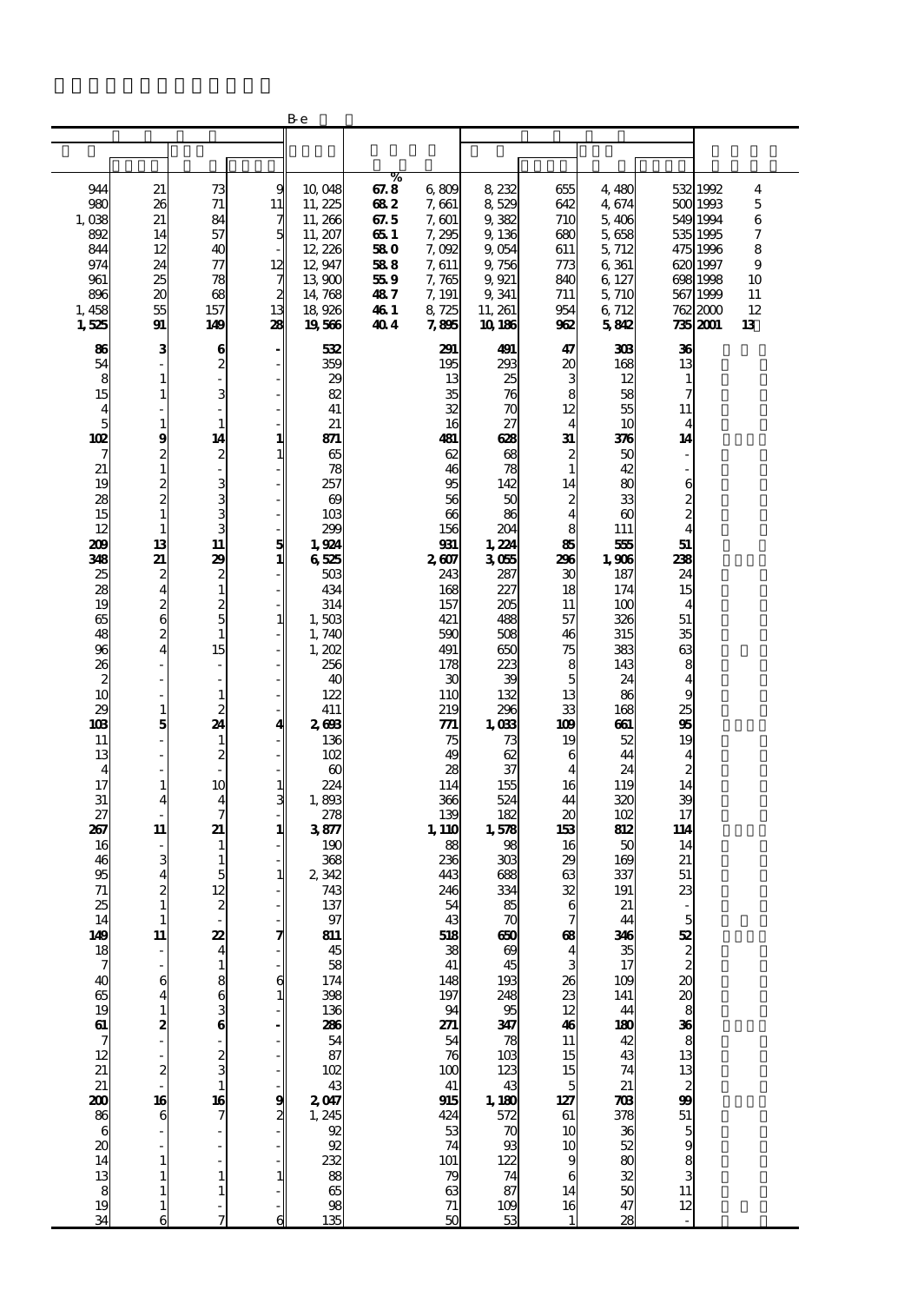B-e

| | | | | | % | | | | | | | |
|---|---|---|---|---|---|---|---|---|---|---|---|---|
| 944 | 21 | 73 | 9 | 10,048 | 67.8 | 6,809 | 8,232 | 655 | 4,480 | 532 | 1992 | 4 |
| 980 | 26 | 71 | 11 | 11,225 | 68.2 | 7,661 | 8,529 | 642 | 4,674 | 500 | 1993 | 5 |
| 1,038 | 21 | 84 | 7 | 11,266 | 67.5 | 7,601 | 9,382 | 710 | 5,406 | 549 | 1994 | 6 |
| 892 | 14 | 57 | 5 | 11,207 | 65.1 | 7,295 | 9,136 | 680 | 5,658 | 535 | 1995 | 7 |
| 844 | 12 | 40 | - | 12,226 | 58.0 | 7,092 | 9,054 | 611 | 5,712 | 475 | 1996 | 8 |
| 974 | 24 | 77 | 12 | 12,947 | 58.8 | 7,611 | 9,756 | 773 | 6,361 | 620 | 1997 | 9 |
| 961 | 25 | 78 | 7 | 13,900 | 55.9 | 7,765 | 9,921 | 840 | 6,127 | 698 | 1998 | 10 |
| 896 | 20 | 68 | 2 | 14,768 | 48.7 | 7,191 | 9,341 | 711 | 5,710 | 567 | 1999 | 11 |
| 1,458 | 55 | 157 | 13 | 18,926 | 46.1 | 8,725 | 11,261 | 954 | 6,712 | 762 | 2000 | 12 |
| **1,525** | **91** | **149** | **28** | **19,566** | **40.4** | **7,895** | **10,186** | **962** | **5,842** | **735** | **2001** | **13** |
| **86** | **3** | **6** | **-** | **532** | | **291** | **491** | **47** | **303** | **36** | | |
| 54 | - | 2 | - | 359 | | 195 | 293 | 20 | 168 | 13 | | |
| 8 | 1 | - | - | 29 | | 13 | 25 | 3 | 12 | 1 | | |
| 15 | 1 | 3 | - | 82 | | 35 | 76 | 8 | 58 | 7 | | |
| 4 | - | - | - | 41 | | 32 | 70 | 12 | 55 | 11 | | |
| 5 | 1 | 1 | - | 21 | | 16 | 27 | 4 | 10 | 4 | | |
| **102** | **9** | **14** | **1** | **871** | | **481** | **628** | **31** | **376** | **14** | | |
| 7 | 2 | 2 | 1 | 65 | | 62 | 68 | 2 | 50 | - | | |
| 21 | 1 | - | - | 78 | | 46 | 78 | 1 | 42 | - | | |
| 19 | 2 | 3 | - | 257 | | 95 | 142 | 14 | 80 | 6 | | |
| 28 | 2 | 3 | - | 69 | | 56 | 50 | 2 | 33 | 2 | | |
| 15 | 1 | 3 | - | 103 | | 66 | 86 | 4 | 60 | 2 | | |
| 12 | 1 | 3 | - | 299 | | 156 | 204 | 8 | 111 | 4 | | |
| **209** | **13** | **11** | **5** | **1,924** | | **931** | **1,224** | **85** | **555** | **51** | | |
| **348** | **21** | **29** | **1** | **6,525** | | **2,607** | **3,055** | **296** | **1,906** | **238** | | |
| 25 | 2 | 2 | - | 503 | | 243 | 287 | 30 | 187 | 24 | | |
| 28 | 4 | 1 | - | 434 | | 168 | 227 | 18 | 174 | 15 | | |
| 19 | 2 | 2 | - | 314 | | 157 | 205 | 11 | 100 | 4 | | |
| 65 | 6 | 5 | 1 | 1,503 | | 421 | 488 | 57 | 326 | 51 | | |
| 48 | 2 | 1 | - | 1,740 | | 590 | 508 | 46 | 315 | 35 | | |
| 96 | 4 | 15 | - | 1,202 | | 491 | 650 | 75 | 383 | 63 | | |
| 26 | - | - | - | 256 | | 178 | 223 | 8 | 143 | 8 | | |
| 2 | - | - | - | 40 | | 30 | 39 | 5 | 24 | 4 | | |
| 10 | - | 1 | - | 122 | | 110 | 132 | 13 | 86 | 9 | | |
| 29 | 1 | 2 | - | 411 | | 219 | 296 | 33 | 168 | 25 | | |
| **103** | **5** | **24** | **4** | **2,693** | | **771** | **1,033** | **109** | **661** | **95** | | |
| 11 | - | 1 | - | 136 | | 75 | 73 | 19 | 52 | 19 | | |
| 13 | - | 2 | - | 102 | | 49 | 62 | 6 | 44 | 4 | | |
| 4 | - | - | - | 60 | | 28 | 37 | 4 | 24 | 2 | | |
| 17 | 1 | 10 | 1 | 224 | | 114 | 155 | 16 | 119 | 14 | | |
| 31 | 4 | 4 | 3 | 1,893 | | 366 | 524 | 44 | 320 | 39 | | |
| 27 | - | 7 | - | 278 | | 139 | 182 | 20 | 102 | 17 | | |
| **267** | **11** | **21** | **1** | **3,877** | | **1,110** | **1,578** | **153** | **812** | **114** | | |
| 16 | - | 1 | - | 190 | | 88 | 98 | 16 | 50 | 14 | | |
| 46 | 3 | 1 | - | 368 | | 236 | 303 | 29 | 169 | 21 | | |
| 95 | 4 | 5 | 1 | 2,342 | | 443 | 688 | 63 | 337 | 51 | | |
| 71 | 2 | 12 | - | 743 | | 246 | 334 | 32 | 191 | 23 | | |
| 25 | 1 | 2 | - | 137 | | 54 | 85 | 6 | 21 | - | | |
| 14 | 1 | - | - | 97 | | 43 | 70 | 7 | 44 | 5 | | |
| **149** | **11** | **22** | **7** | **811** | | **518** | **650** | **68** | **346** | **52** | | |
| 18 | - | 4 | - | 45 | | 38 | 69 | 4 | 35 | 2 | | |
| 7 | - | 1 | - | 58 | | 41 | 45 | 3 | 17 | 2 | | |
| 40 | 6 | 8 | 6 | 174 | | 148 | 193 | 26 | 109 | 20 | | |
| 65 | 4 | 6 | 1 | 398 | | 197 | 248 | 23 | 141 | 20 | | |
| 19 | 1 | 3 | - | 136 | | 94 | 95 | 12 | 44 | 8 | | |
| **61** | **2** | **6** | **-** | **286** | | **271** | **347** | **46** | **180** | **36** | | |
| 7 | - | - | - | 54 | | 54 | 78 | 11 | 42 | 8 | | |
| 12 | - | 2 | - | 87 | | 76 | 103 | 15 | 43 | 13 | | |
| 21 | 2 | 3 | - | 102 | | 100 | 123 | 15 | 74 | 13 | | |
| 21 | - | 1 | - | 43 | | 41 | 43 | 5 | 21 | 2 | | |
| **200** | **16** | **16** | **9** | **2,047** | | **915** | **1,180** | **127** | **703** | **99** | | |
| 86 | 6 | 7 | 2 | 1,245 | | 424 | 572 | 61 | 378 | 51 | | |
| 6 | - | - | - | 92 | | 53 | 70 | 10 | 36 | 5 | | |
| 20 | - | - | - | 92 | | 74 | 93 | 10 | 52 | 9 | | |
| 14 | 1 | - | - | 232 | | 101 | 122 | 9 | 80 | 8 | | |
| 13 | 1 | 1 | 1 | 88 | | 79 | 74 | 6 | 32 | 3 | | |
| 8 | 1 | 1 | - | 65 | | 63 | 87 | 14 | 50 | 11 | | |
| 19 | 1 | - | - | 98 | | 71 | 109 | 16 | 47 | 12 | | |
| 34 | 6 | 7 | 6 | 135 | | 50 | 53 | 1 | 28 | - | | |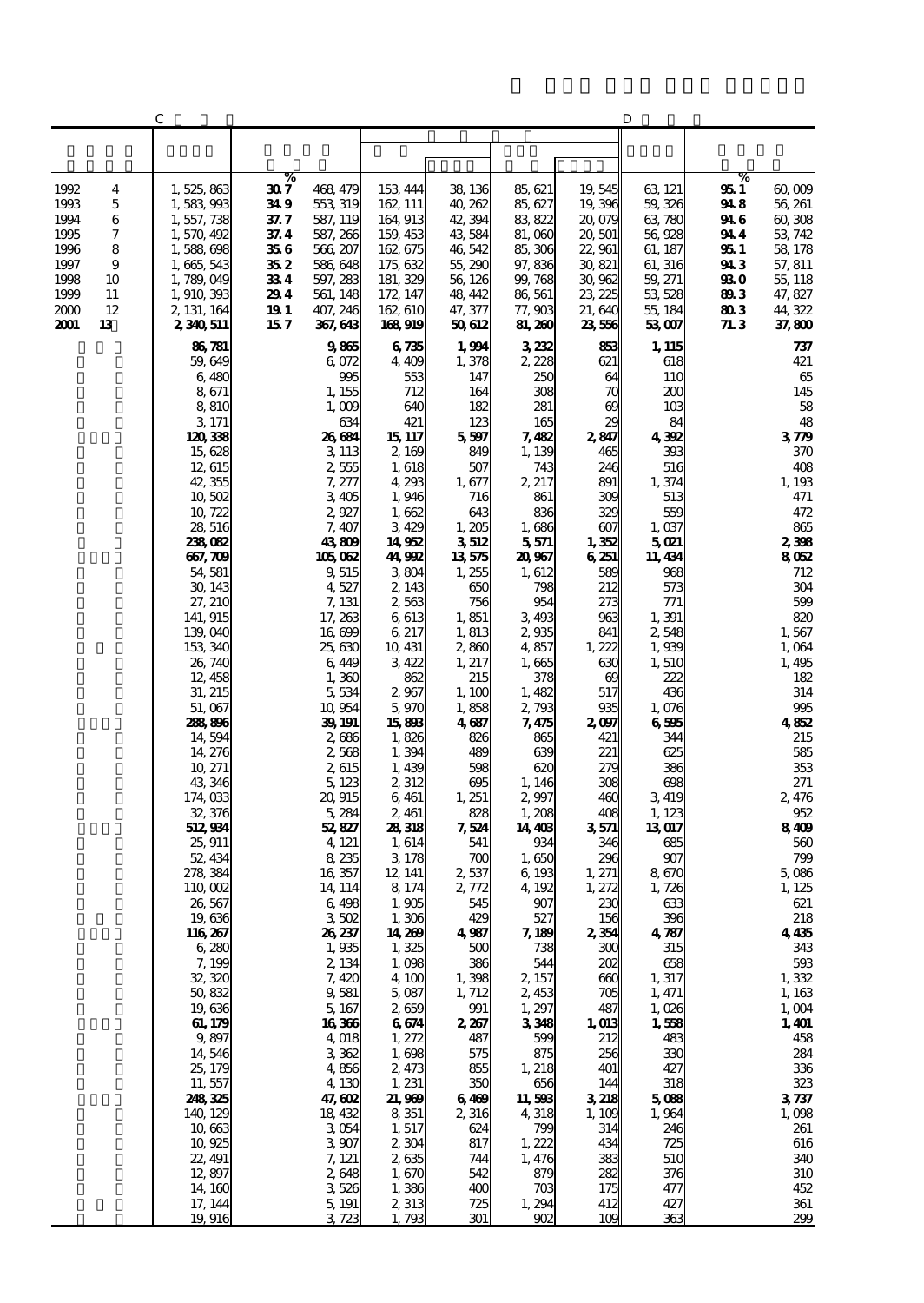| | C | | | | | | | | D | |
|---|---|---|---|---|---|---|---|---|---|---|
| | | % | | | | | | | % | |
| 1992 4 | 1, 525, 863 | 30.7 | 468, 479 | 153, 444 | 38, 136 | 85, 621 | 19, 545 | 63, 121 | 95.1 | 60, 009 |
| 1993 5 | 1, 583, 993 | 34.9 | 553, 319 | 162, 111 | 40, 262 | 85, 627 | 19, 396 | 59, 326 | 94.8 | 56, 261 |
| 1994 6 | 1, 557, 738 | 37.7 | 587, 119 | 164, 913 | 42, 394 | 83, 822 | 20, 079 | 63, 780 | 94.6 | 60, 308 |
| 1995 7 | 1, 570, 492 | 37.4 | 587, 266 | 159, 453 | 43, 584 | 81, 060 | 20, 501 | 56, 928 | 94.4 | 53, 742 |
| 1996 8 | 1, 588, 698 | 35.6 | 566, 207 | 162, 675 | 46, 542 | 85, 306 | 22, 961 | 61, 187 | 95.1 | 58, 178 |
| 1997 9 | 1, 665, 543 | 35.2 | 586, 648 | 175, 632 | 55, 290 | 97, 836 | 30, 821 | 61, 316 | 94.3 | 57, 811 |
| 1998 10 | 1, 789, 049 | 33.4 | 597, 283 | 181, 329 | 56, 126 | 99, 768 | 30, 962 | 59, 271 | 93.0 | 55, 118 |
| 1999 11 | 1, 910, 393 | 29.4 | 561, 148 | 172, 147 | 48, 442 | 86, 561 | 23, 225 | 53, 528 | 89.3 | 47, 827 |
| 2000 12 | 2, 131, 164 | 19.1 | 407, 246 | 162, 610 | 47, 377 | 77, 903 | 21, 640 | 55, 184 | 80.3 | 44, 322 |
| **2001 13** | **2, 340, 511** | **15.7** | **367, 643** | **168, 919** | **50, 612** | **81, 260** | **23, 556** | **53, 007** | **71.3** | **37, 800** |
| | **86, 781** | | **9, 865** | **6, 735** | **1, 994** | **3, 232** | **853** | **1, 115** | | **737** |
| | 59, 649 | | 6, 072 | 4, 409 | 1, 378 | 2, 228 | 621 | 618 | | 421 |
| | 6, 480 | | 995 | 553 | 147 | 250 | 64 | 110 | | 65 |
| | 8, 671 | | 1, 155 | 712 | 164 | 308 | 70 | 200 | | 145 |
| | 8, 810 | | 1, 009 | 640 | 182 | 281 | 69 | 103 | | 58 |
| | 3, 171 | | 634 | 421 | 123 | 165 | 29 | 84 | | 48 |
| | **120, 338** | | **26, 684** | **15, 117** | **5, 597** | **7, 482** | **2, 847** | **4, 392** | | **3, 779** |
| | 15, 628 | | 3, 113 | 2, 169 | 849 | 1, 139 | 465 | 393 | | 370 |
| | 12, 615 | | 2, 555 | 1, 618 | 507 | 743 | 246 | 516 | | 408 |
| | 42, 355 | | 7, 277 | 4, 293 | 1, 677 | 2, 217 | 891 | 1, 374 | | 1, 193 |
| | 10, 502 | | 3, 405 | 1, 946 | 716 | 861 | 309 | 513 | | 471 |
| | 10, 722 | | 2, 927 | 1, 662 | 643 | 836 | 329 | 559 | | 472 |
| | 28, 516 | | 7, 407 | 3, 429 | 1, 205 | 1, 686 | 607 | 1, 037 | | 865 |
| | **238, 082** | | **43, 809** | **14, 952** | **3, 512** | **5, 571** | **1, 352** | **5, 021** | | **2, 398** |
| | **667, 709** | | **105, 062** | **44, 992** | **13, 575** | **20, 967** | **6, 251** | **11, 434** | | **8, 052** |
| | 54, 581 | | 9, 515 | 3, 804 | 1, 255 | 1, 612 | 589 | 968 | | 712 |
| | 30, 143 | | 4, 527 | 2, 143 | 650 | 798 | 212 | 573 | | 304 |
| | 27, 210 | | 7, 131 | 2, 563 | 756 | 954 | 273 | 771 | | 599 |
| | 141, 915 | | 17, 263 | 6, 613 | 1, 851 | 3, 493 | 963 | 1, 391 | | 820 |
| | 139, 040 | | 16, 699 | 6, 217 | 1, 813 | 2, 935 | 841 | 2, 548 | | 1, 567 |
| | 153, 340 | | 25, 630 | 10, 431 | 2, 860 | 4, 857 | 1, 222 | 1, 939 | | 1, 064 |
| | 26, 740 | | 6, 449 | 3, 422 | 1, 217 | 1, 665 | 630 | 1, 510 | | 1, 495 |
| | 12, 458 | | 1, 360 | 862 | 215 | 378 | 69 | 222 | | 182 |
| | 31, 215 | | 5, 534 | 2, 967 | 1, 100 | 1, 482 | 517 | 436 | | 314 |
| | 51, 067 | | 10, 954 | 5, 970 | 1, 858 | 2, 793 | 935 | 1, 076 | | 995 |
| | **288, 896** | | **39, 191** | **15, 893** | **4, 687** | **7, 475** | **2, 097** | **6, 595** | | **4, 852** |
| | 14, 594 | | 2, 686 | 1, 826 | 826 | 865 | 421 | 344 | | 215 |
| | 14, 276 | | 2, 568 | 1, 394 | 489 | 639 | 221 | 625 | | 585 |
| | 10, 271 | | 2, 615 | 1, 439 | 598 | 620 | 279 | 386 | | 353 |
| | 43, 346 | | 5, 123 | 2, 312 | 695 | 1, 146 | 308 | 698 | | 271 |
| | 174, 033 | | 20, 915 | 6, 461 | 1, 251 | 2, 997 | 460 | 3, 419 | | 2, 476 |
| | 32, 376 | | 5, 284 | 2, 461 | 828 | 1, 208 | 408 | 1, 123 | | 952 |
| | **512, 934** | | **52, 827** | **28, 318** | **7, 524** | **14, 403** | **3, 571** | **13, 017** | | **8, 409** |
| | 25, 911 | | 4, 121 | 1, 614 | 541 | 934 | 346 | 685 | | 560 |
| | 52, 434 | | 8, 235 | 3, 178 | 700 | 1, 650 | 296 | 907 | | 799 |
| | 278, 384 | | 16, 357 | 12, 141 | 2, 537 | 6, 193 | 1, 271 | 8, 670 | | 5, 086 |
| | 110, 002 | | 14, 114 | 8, 174 | 2, 772 | 4, 192 | 1, 272 | 1, 726 | | 1, 125 |
| | 26, 567 | | 6, 498 | 1, 905 | 545 | 907 | 230 | 633 | | 621 |
| | 19, 636 | | 3, 502 | 1, 306 | 429 | 527 | 156 | 396 | | 218 |
| | **116, 267** | | **26, 237** | **14, 269** | **4, 987** | **7, 189** | **2, 354** | **4, 787** | | **4, 435** |
| | 6, 280 | | 1, 935 | 1, 325 | 500 | 738 | 300 | 315 | | 343 |
| | 7, 199 | | 2, 134 | 1, 098 | 386 | 544 | 202 | 658 | | 593 |
| | 32, 320 | | 7, 420 | 4, 100 | 1, 398 | 2, 157 | 660 | 1, 317 | | 1, 332 |
| | 50, 832 | | 9, 581 | 5, 087 | 1, 712 | 2, 453 | 705 | 1, 471 | | 1, 163 |
| | 19, 636 | | 5, 167 | 2, 659 | 991 | 1, 297 | 487 | 1, 026 | | 1, 004 |
| | **61, 179** | | **16, 366** | **6, 674** | **2, 267** | **3, 348** | **1, 013** | **1, 558** | | **1, 401** |
| | 9, 897 | | 4, 018 | 1, 272 | 487 | 599 | 212 | 483 | | 458 |
| | 14, 546 | | 3, 362 | 1, 698 | 575 | 875 | 256 | 330 | | 284 |
| | 25, 179 | | 4, 856 | 2, 473 | 855 | 1, 218 | 401 | 427 | | 336 |
| | 11, 557 | | 4, 130 | 1, 231 | 350 | 656 | 144 | 318 | | 323 |
| | **248, 325** | | **47, 602** | **21, 969** | **6, 469** | **11, 593** | **3, 218** | **5, 088** | | **3, 737** |
| | 140, 129 | | 18, 432 | 8, 351 | 2, 316 | 4, 318 | 1, 109 | 1, 964 | | 1, 098 |
| | 10, 663 | | 3, 054 | 1, 517 | 624 | 799 | 314 | 246 | | 261 |
| | 10, 925 | | 3, 907 | 2, 304 | 817 | 1, 222 | 434 | 725 | | 616 |
| | 22, 491 | | 7, 121 | 2, 635 | 744 | 1, 476 | 383 | 510 | | 340 |
| | 12, 897 | | 2, 648 | 1, 670 | 542 | 879 | 282 | 376 | | 310 |
| | 14, 160 | | 3, 526 | 1, 386 | 400 | 703 | 175 | 477 | | 452 |
| | 17, 144 | | 5, 191 | 2, 313 | 725 | 1, 294 | 412 | 427 | | 361 |
| | 19, 916 | | 3, 723 | 1, 793 | 301 | 902 | 109 | 363 | | 299 |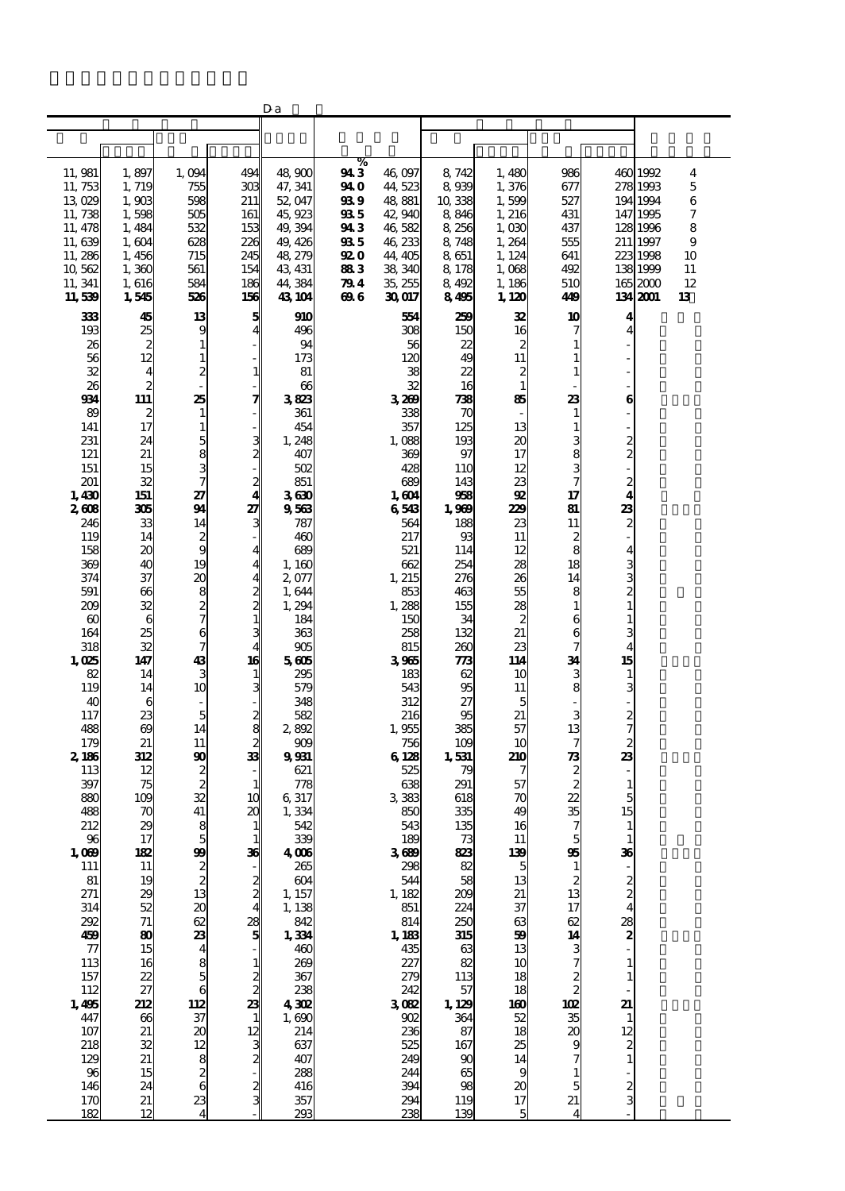D-a

| | | | | | % | | | | | | | |
|---|---|---|---|---|---|---|---|---|---|---|---|---|
| 11,981 | 1,897 | 1,094 | 494 | 48,900 | 94.3 | 46,097 | 8,742 | 1,480 | 986 | 460 | 1992 | 4 |
| 11,753 | 1,719 | 755 | 303 | 47,341 | 94.0 | 44,523 | 8,939 | 1,376 | 677 | 278 | 1993 | 5 |
| 13,029 | 1,903 | 598 | 211 | 52,047 | 93.9 | 48,881 | 10,338 | 1,599 | 527 | 194 | 1994 | 6 |
| 11,738 | 1,598 | 505 | 161 | 45,923 | 93.5 | 42,940 | 8,846 | 1,216 | 431 | 147 | 1995 | 7 |
| 11,478 | 1,484 | 532 | 153 | 49,394 | 94.3 | 46,582 | 8,256 | 1,030 | 437 | 128 | 1996 | 8 |
| 11,639 | 1,604 | 628 | 226 | 49,426 | 93.5 | 46,233 | 8,748 | 1,264 | 555 | 211 | 1997 | 9 |
| 11,286 | 1,456 | 715 | 245 | 48,279 | 92.0 | 44,405 | 8,651 | 1,124 | 641 | 223 | 1998 | 10 |
| 10,562 | 1,360 | 561 | 154 | 43,431 | 88.3 | 38,340 | 8,178 | 1,068 | 492 | 138 | 1999 | 11 |
| 11,341 | 1,616 | 584 | 186 | 44,384 | 79.4 | 35,255 | 8,492 | 1,186 | 510 | 165 | 2000 | 12 |
| **11,539** | **1,545** | **526** | **156** | **43,104** | **69.6** | **30,017** | **8,495** | **1,120** | **449** | **134** | **2001** | **13** |
| **333** | **45** | **13** | **5** | **910** | | **554** | **259** | **32** | **10** | **4** | | |
| 193 | 25 | 9 | 4 | 496 | | 308 | 150 | 16 | 7 | 4 | | |
| 26 | 2 | 1 | - | 94 | | 56 | 22 | 2 | 1 | - | | |
| 56 | 12 | 1 | - | 173 | | 120 | 49 | 11 | 1 | - | | |
| 32 | 4 | 2 | 1 | 81 | | 38 | 22 | 2 | 1 | - | | |
| 26 | 2 | - | - | 66 | | 32 | 16 | 1 | - | - | | |
| **934** | **111** | **25** | **7** | **3,823** | | **3,269** | **738** | **85** | **23** | **6** | | |
| 89 | 2 | 1 | - | 361 | | 338 | 70 | - | 1 | - | | |
| 141 | 17 | 1 | - | 454 | | 357 | 125 | 13 | 1 | - | | |
| 231 | 24 | 5 | 3 | 1,248 | | 1,088 | 193 | 20 | 3 | 2 | | |
| 121 | 21 | 8 | 2 | 407 | | 369 | 97 | 17 | 8 | 2 | | |
| 151 | 15 | 3 | - | 502 | | 428 | 110 | 12 | 3 | - | | |
| 201 | 32 | 7 | 2 | 851 | | 689 | 143 | 23 | 7 | 2 | | |
| **1,430** | **151** | **27** | **4** | **3,630** | | **1,604** | **958** | **92** | **17** | **4** | | |
| **2,608** | **305** | **94** | **27** | **9,563** | | **6,543** | **1,969** | **229** | **81** | **23** | | |
| 246 | 33 | 14 | 3 | 787 | | 564 | 188 | 23 | 11 | 2 | | |
| 119 | 14 | 2 | - | 460 | | 217 | 93 | 11 | 2 | - | | |
| 158 | 20 | 9 | 4 | 689 | | 521 | 114 | 12 | 8 | 4 | | |
| 369 | 40 | 19 | 4 | 1,160 | | 662 | 254 | 28 | 18 | 3 | | |
| 374 | 37 | 20 | 4 | 2,077 | | 1,215 | 276 | 26 | 14 | 3 | | |
| 591 | 66 | 8 | 2 | 1,644 | | 853 | 463 | 55 | 8 | 2 | | |
| 209 | 32 | 2 | 2 | 1,294 | | 1,288 | 155 | 28 | 1 | 1 | | |
| 60 | 6 | 7 | 1 | 184 | | 150 | 34 | 2 | 6 | 1 | | |
| 164 | 25 | 6 | 3 | 363 | | 258 | 132 | 21 | 6 | 3 | | |
| 318 | 32 | 7 | 4 | 905 | | 815 | 260 | 23 | 7 | 4 | | |
| **1,025** | **147** | **43** | **16** | **5,605** | | **3,965** | **773** | **114** | **34** | **15** | | |
| 82 | 14 | 3 | 1 | 295 | | 183 | 62 | 10 | 3 | 1 | | |
| 119 | 14 | 10 | 3 | 579 | | 543 | 95 | 11 | 8 | 3 | | |
| 40 | 6 | - | - | 348 | | 312 | 27 | 5 | - | - | | |
| 117 | 23 | 5 | 2 | 582 | | 216 | 95 | 21 | 3 | 2 | | |
| 488 | 69 | 14 | 8 | 2,892 | | 1,955 | 385 | 57 | 13 | 7 | | |
| 179 | 21 | 11 | 2 | 909 | | 756 | 109 | 10 | 7 | 2 | | |
| **2,186** | **312** | **90** | **33** | **9,931** | | **6,128** | **1,531** | **210** | **73** | **23** | | |
| 113 | 12 | 2 | - | 621 | | 525 | 79 | 7 | 2 | - | | |
| 397 | 75 | 2 | 1 | 778 | | 638 | 291 | 57 | 2 | 1 | | |
| 880 | 109 | 32 | 10 | 6,317 | | 3,383 | 618 | 70 | 22 | 5 | | |
| 488 | 70 | 41 | 20 | 1,334 | | 850 | 335 | 49 | 35 | 15 | | |
| 212 | 29 | 8 | 1 | 542 | | 543 | 135 | 16 | 7 | 1 | | |
| 96 | 17 | 5 | 1 | 339 | | 189 | 73 | 11 | 5 | 1 | | |
| **1,069** | **182** | **99** | **36** | **4,006** | | **3,689** | **823** | **139** | **95** | **36** | | |
| 111 | 11 | 2 | - | 265 | | 298 | 82 | 5 | 1 | - | | |
| 81 | 19 | 2 | 2 | 604 | | 544 | 58 | 13 | 2 | 2 | | |
| 271 | 29 | 13 | 2 | 1,157 | | 1,182 | 209 | 21 | 13 | 2 | | |
| 314 | 52 | 20 | 4 | 1,138 | | 851 | 224 | 37 | 17 | 4 | | |
| 292 | 71 | 62 | 28 | 842 | | 814 | 250 | 63 | 62 | 28 | | |
| **459** | **80** | **23** | **5** | **1,334** | | **1,183** | **315** | **59** | **14** | **2** | | |
| 77 | 15 | 4 | - | 460 | | 435 | 63 | 13 | 3 | - | | |
| 113 | 16 | 8 | 1 | 269 | | 227 | 82 | 10 | 7 | 1 | | |
| 157 | 22 | 5 | 2 | 367 | | 279 | 113 | 18 | 2 | 1 | | |
| 112 | 27 | 6 | 2 | 238 | | 242 | 57 | 18 | 2 | - | | |
| **1,495** | **212** | **112** | **23** | **4,302** | | **3,082** | **1,129** | **160** | **102** | **21** | | |
| 447 | 66 | 37 | 1 | 1,690 | | 902 | 364 | 52 | 35 | 1 | | |
| 107 | 21 | 20 | 12 | 214 | | 236 | 87 | 18 | 20 | 12 | | |
| 218 | 32 | 12 | 3 | 637 | | 525 | 167 | 25 | 9 | 2 | | |
| 129 | 21 | 8 | 2 | 407 | | 249 | 90 | 14 | 7 | 1 | | |
| 96 | 15 | 2 | - | 288 | | 244 | 65 | 9 | 1 | - | | |
| 146 | 24 | 6 | 2 | 416 | | 394 | 98 | 20 | 5 | 2 | | |
| 170 | 21 | 23 | 3 | 357 | | 294 | 119 | 17 | 21 | 3 | | |
| 182 | 12 | 4 | - | 293 | | 238 | 139 | 5 | 4 | - | | |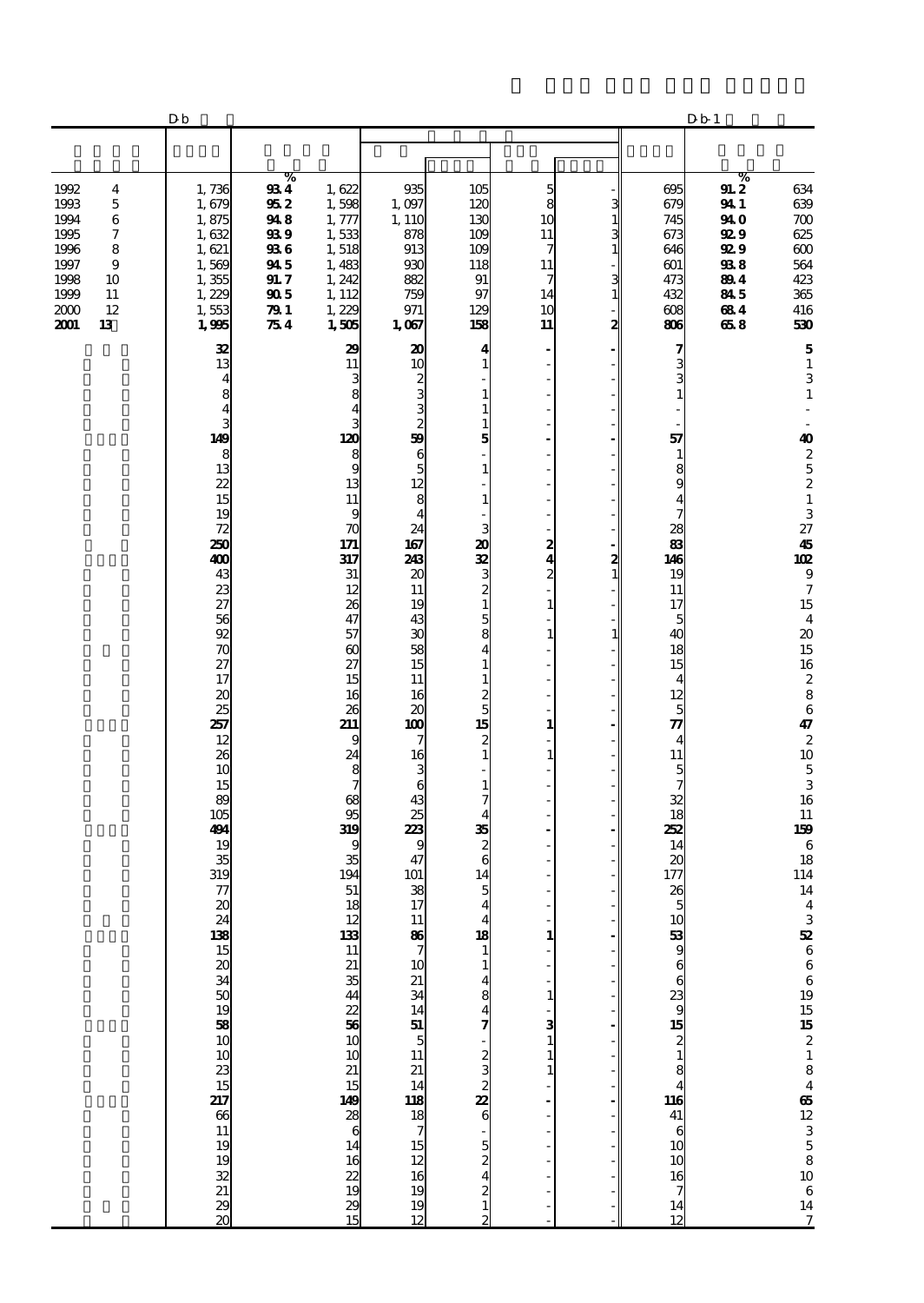| | D-b | % | | | | | | D-b-1 | % | |
|---|---|---|---|---|---|---|---|---|---|---|
| 1992 4 | 1,736 | 93.4 | 1,622 | 935 | 105 | 5 | - | 695 | 91.2 | 634 |
| 1993 5 | 1,679 | 95.2 | 1,598 | 1,097 | 120 | 8 | 3 | 679 | 94.1 | 639 |
| 1994 6 | 1,875 | 94.8 | 1,777 | 1,110 | 130 | 10 | 1 | 745 | 94.0 | 700 |
| 1995 7 | 1,632 | 93.9 | 1,533 | 878 | 109 | 11 | 3 | 673 | 92.9 | 625 |
| 1996 8 | 1,621 | 93.6 | 1,518 | 913 | 109 | 7 | 1 | 646 | 92.9 | 600 |
| 1997 9 | 1,569 | 94.5 | 1,483 | 930 | 118 | 11 | - | 601 | 93.8 | 564 |
| 1998 10 | 1,355 | 91.7 | 1,242 | 882 | 91 | 7 | 3 | 473 | 89.4 | 423 |
| 1999 11 | 1,229 | 90.5 | 1,112 | 759 | 97 | 14 | 1 | 432 | 84.5 | 365 |
| 2000 12 | 1,553 | 79.1 | 1,229 | 971 | 129 | 10 | - | 608 | 68.4 | 416 |
| **2001 13** | **1,995** | **75.4** | **1,505** | **1,067** | **158** | **11** | **2** | **806** | **65.8** | **530** |
| | **32** | | **29** | **20** | **4** | **-** | **-** | **7** | | **5** |
| | 13 | | 11 | 10 | 1 | - | - | 3 | | 1 |
| | 4 | | 3 | 2 | - | - | - | 3 | | 3 |
| | 8 | | 8 | 3 | 1 | - | - | 1 | | 1 |
| | 4 | | 4 | 3 | 1 | - | - | - | | - |
| | 3 | | 3 | 2 | 1 | - | - | - | | - |
| | **149** | | **120** | **59** | **5** | **-** | **-** | **57** | | **40** |
| | 8 | | 8 | 6 | - | - | - | 1 | | 2 |
| | 13 | | 9 | 5 | 1 | - | - | 8 | | 5 |
| | 22 | | 13 | 12 | - | - | - | 9 | | 2 |
| | 15 | | 11 | 8 | 1 | - | - | 4 | | 1 |
| | 19 | | 9 | 4 | - | - | - | 7 | | 3 |
| | 72 | | 70 | 24 | 3 | - | - | 28 | | 27 |
| | **250** | | **171** | **167** | **20** | **2** | **-** | **83** | | **45** |
| | **400** | | **317** | **243** | **32** | **4** | **2** | **146** | | **102** |
| | 43 | | 31 | 20 | 3 | 2 | 1 | 19 | | 9 |
| | 23 | | 12 | 11 | 2 | - | - | 11 | | 7 |
| | 27 | | 26 | 19 | 1 | 1 | - | 17 | | 15 |
| | 56 | | 47 | 43 | 5 | - | - | 5 | | 4 |
| | 92 | | 57 | 30 | 8 | 1 | 1 | 40 | | 20 |
| | 70 | | 60 | 58 | 4 | - | - | 18 | | 15 |
| | 27 | | 27 | 15 | 1 | - | - | 15 | | 16 |
| | 17 | | 15 | 11 | 1 | - | - | 4 | | 2 |
| | 20 | | 16 | 16 | 2 | - | - | 12 | | 8 |
| | 25 | | 26 | 20 | 5 | - | - | 5 | | 6 |
| | **257** | | **211** | **100** | **15** | **1** | **-** | **77** | | **47** |
| | 12 | | 9 | 7 | 2 | - | - | 4 | | 2 |
| | 26 | | 24 | 16 | 1 | 1 | - | 11 | | 10 |
| | 10 | | 8 | 3 | - | - | - | 5 | | 5 |
| | 15 | | 7 | 6 | 1 | - | - | 7 | | 3 |
| | 89 | | 68 | 43 | 7 | - | - | 32 | | 16 |
| | 105 | | 95 | 25 | 4 | - | - | 18 | | 11 |
| | **494** | | **319** | **223** | **35** | **-** | **-** | **252** | | **159** |
| | 19 | | 9 | 9 | 2 | - | - | 14 | | 6 |
| | 35 | | 35 | 47 | 6 | - | - | 20 | | 18 |
| | 319 | | 194 | 101 | 14 | - | - | 177 | | 114 |
| | 77 | | 51 | 38 | 5 | - | - | 26 | | 14 |
| | 20 | | 18 | 17 | 4 | - | - | 5 | | 4 |
| | 24 | | 12 | 11 | 4 | - | - | 10 | | 3 |
| | **138** | | **133** | **86** | **18** | **1** | **-** | **53** | | **52** |
| | 15 | | 11 | 7 | 1 | - | - | 9 | | 6 |
| | 20 | | 21 | 10 | 1 | - | - | 6 | | 6 |
| | 34 | | 35 | 21 | 4 | - | - | 6 | | 6 |
| | 50 | | 44 | 34 | 8 | 1 | - | 23 | | 19 |
| | 19 | | 22 | 14 | 4 | - | - | 9 | | 15 |
| | **58** | | **56** | **51** | **7** | **3** | **-** | **15** | | **15** |
| | 10 | | 10 | 5 | - | 1 | - | 2 | | 2 |
| | 10 | | 10 | 11 | 2 | 1 | - | 1 | | 1 |
| | 23 | | 21 | 21 | 3 | 1 | - | 8 | | 8 |
| | 15 | | 15 | 14 | 2 | - | - | 4 | | 4 |
| | **217** | | **149** | **118** | **22** | **-** | **-** | **116** | | **65** |
| | 66 | | 28 | 18 | 6 | - | - | 41 | | 12 |
| | 11 | | 6 | 7 | - | - | - | 6 | | 3 |
| | 19 | | 14 | 15 | 5 | - | - | 10 | | 5 |
| | 19 | | 16 | 12 | 2 | - | - | 10 | | 8 |
| | 32 | | 22 | 16 | 4 | - | - | 16 | | 10 |
| | 21 | | 19 | 19 | 2 | - | - | 7 | | 6 |
| | 29 | | 29 | 19 | 1 | - | - | 14 | | 14 |
| | 20 | | 15 | 12 | 2 | - | - | 12 | | 7 |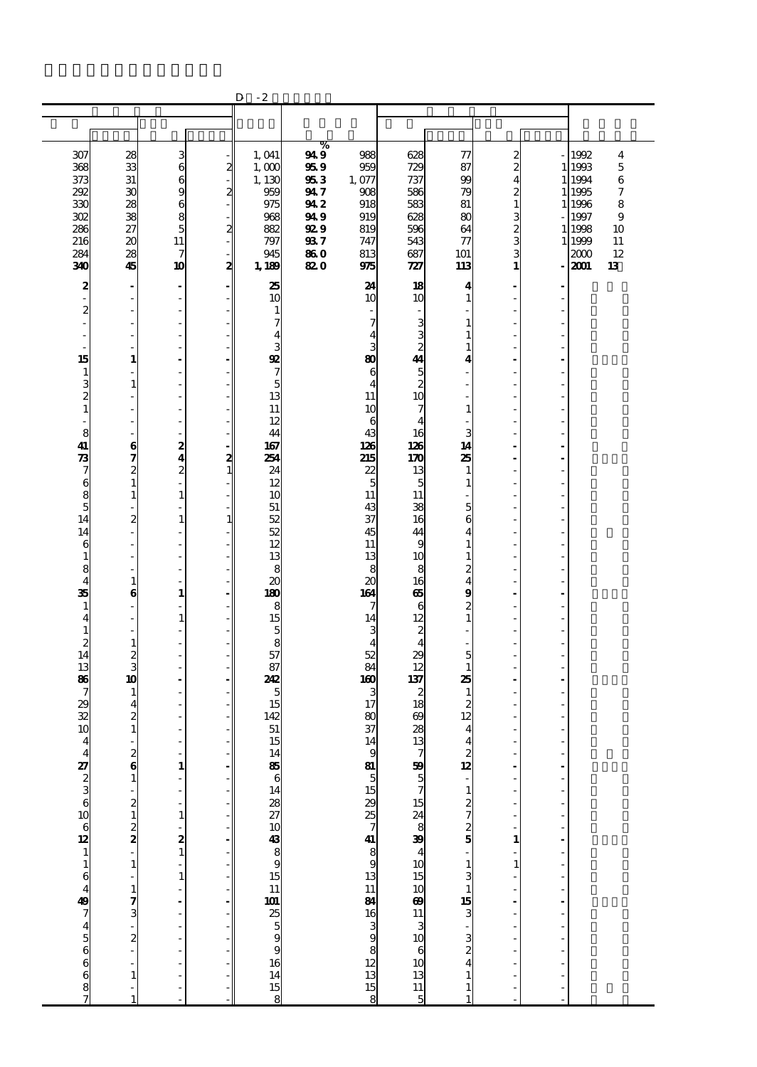D -2

| | | | | | | | | | | | |
|---|---|---|---|---|---|---|---|---|---|---|---|
| | | | | | % | | | | | | |
| 307 | 28 | 3 | - | 1,041 | 94.9 | 988 | 628 | 77 | 2 | - | 1992 4 |
| 368 | 33 | 6 | 2 | 1,000 | 95.9 | 959 | 729 | 87 | 2 | 1 | 1993 5 |
| 373 | 31 | 6 | - | 1,130 | 95.3 | 1,077 | 737 | 99 | 4 | 1 | 1994 6 |
| 292 | 30 | 9 | 2 | 959 | 94.7 | 908 | 586 | 79 | 2 | 1 | 1995 7 |
| 330 | 28 | 6 | - | 975 | 94.2 | 918 | 583 | 81 | 1 | 1 | 1996 8 |
| 302 | 38 | 8 | - | 968 | 94.9 | 919 | 628 | 80 | 3 | - | 1997 9 |
| 286 | 27 | 5 | 2 | 882 | 92.9 | 819 | 596 | 64 | 2 | 1 | 1998 10 |
| 216 | 20 | 11 | - | 797 | 93.7 | 747 | 543 | 77 | 3 | 1 | 1999 11 |
| 284 | 28 | 7 | - | 945 | 86.0 | 813 | 687 | 101 | 3 | - | 2000 12 |
| **340** | **45** | **10** | **2** | **1,189** | **82.0** | **975** | **727** | **113** | **1** | **-** | **2001 13** |
| **2** | **-** | **-** | **-** | **25** | | **24** | **18** | **4** | **-** | **-** | |
| - | - | - | - | 10 | | 10 | 10 | 1 | - | - | |
| 2 | - | - | - | 1 | | - | - | - | - | - | |
| - | - | - | - | 7 | | 7 | 3 | 1 | - | - | |
| - | - | - | - | 4 | | 4 | 3 | 1 | - | - | |
| - | - | - | - | 3 | | 3 | 2 | 1 | - | - | |
| **15** | **1** | **-** | **-** | **92** | | **80** | **44** | **4** | **-** | **-** | |
| 1 | - | - | - | 7 | | 6 | 5 | - | - | - | |
| 3 | 1 | - | - | 5 | | 4 | 2 | - | - | - | |
| 2 | - | - | - | 13 | | 11 | 10 | - | - | - | |
| 1 | - | - | - | 11 | | 10 | 7 | 1 | - | - | |
| - | - | - | - | 12 | | 6 | 4 | - | - | - | |
| 8 | - | - | - | 44 | | 43 | 16 | 3 | - | - | |
| **41** | **6** | **2** | **-** | **167** | | **126** | **126** | **14** | **-** | **-** | |
| **73** | **7** | **4** | **2** | **254** | | **215** | **170** | **25** | **-** | **-** | |
| 7 | 2 | 2 | 1 | 24 | | 22 | 13 | 1 | - | - | |
| 6 | 1 | - | - | 12 | | 5 | 5 | 1 | - | - | |
| 8 | 1 | 1 | - | 10 | | 11 | 11 | - | - | - | |
| 5 | - | - | - | 51 | | 43 | 38 | 5 | - | - | |
| 14 | 2 | 1 | 1 | 52 | | 37 | 16 | 6 | - | - | |
| 14 | - | - | - | 52 | | 45 | 44 | 4 | - | - | |
| 6 | - | - | - | 12 | | 11 | 9 | 1 | - | - | |
| 1 | - | - | - | 13 | | 13 | 10 | 1 | - | - | |
| 8 | - | - | - | 8 | | 8 | 8 | 2 | - | - | |
| 4 | 1 | - | - | 20 | | 20 | 16 | 4 | - | - | |
| **35** | **6** | **1** | **-** | **180** | | **164** | **65** | **9** | **-** | **-** | |
| 1 | - | - | - | 8 | | 7 | 6 | 2 | - | - | |
| 4 | - | 1 | - | 15 | | 14 | 12 | 1 | - | - | |
| 1 | - | - | - | 5 | | 3 | 2 | - | - | - | |
| 2 | 1 | - | - | 8 | | 4 | 4 | - | - | - | |
| 14 | 2 | - | - | 57 | | 52 | 29 | 5 | - | - | |
| 13 | 3 | - | - | 87 | | 84 | 12 | 1 | - | - | |
| **86** | **10** | **-** | **-** | **242** | | **160** | **137** | **25** | **-** | **-** | |
| 7 | 1 | - | - | 5 | | 3 | 2 | 1 | - | - | |
| 29 | 4 | - | - | 15 | | 17 | 18 | 2 | - | - | |
| 32 | 2 | - | - | 142 | | 80 | 69 | 12 | - | - | |
| 10 | 1 | - | - | 51 | | 37 | 28 | 4 | - | - | |
| 4 | - | - | - | 15 | | 14 | 13 | 4 | - | - | |
| 4 | 2 | - | - | 14 | | 9 | 7 | 2 | - | - | |
| **27** | **6** | **1** | **-** | **85** | | **81** | **59** | **12** | **-** | **-** | |
| 2 | 1 | - | - | 6 | | 5 | 5 | - | - | - | |
| 3 | - | - | - | 14 | | 15 | 7 | 1 | - | - | |
| 6 | 2 | - | - | 28 | | 29 | 15 | 2 | - | - | |
| 10 | 1 | 1 | - | 27 | | 25 | 24 | 7 | - | - | |
| 6 | 2 | - | - | 10 | | 7 | 8 | 2 | - | - | |
| **12** | **2** | **2** | **-** | **43** | | **41** | **39** | **5** | **1** | **-** | |
| 1 | - | 1 | - | 8 | | 8 | 4 | - | - | - | |
| 1 | 1 | - | - | 9 | | 9 | 10 | 1 | 1 | - | |
| 6 | - | 1 | - | 15 | | 13 | 15 | 3 | - | - | |
| 4 | 1 | - | - | 11 | | 11 | 10 | 1 | - | - | |
| **49** | **7** | **-** | **-** | **101** | | **84** | **69** | **15** | **-** | **-** | |
| 7 | 3 | - | - | 25 | | 16 | 11 | 3 | - | - | |
| 4 | - | - | - | 5 | | 3 | 3 | - | - | - | |
| 5 | 2 | - | - | 9 | | 9 | 10 | 3 | - | - | |
| 6 | - | - | - | 9 | | 8 | 6 | 2 | - | - | |
| 6 | - | - | - | 16 | | 12 | 10 | 4 | - | - | |
| 6 | 1 | - | - | 14 | | 13 | 13 | 1 | - | - | |
| 8 | - | - | - | 15 | | 15 | 11 | 1 | - | - | |
| 7 | 1 | - | - | 8 | | 8 | 5 | 1 | - | - | |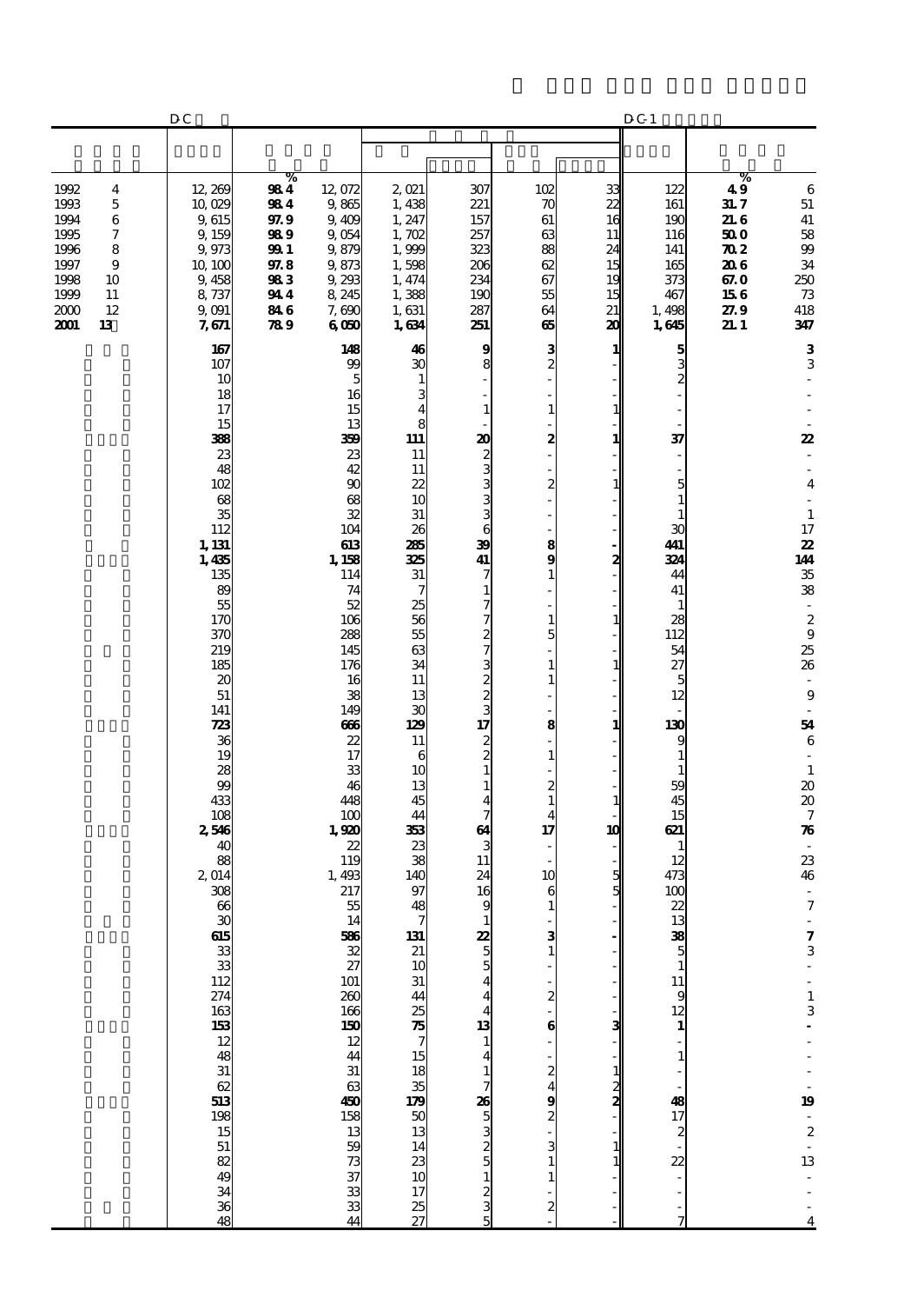| | | D-C | | | | | | | | D-C-1 | | |
|---|---|---|---|---|---|---|---|---|---|---|---|---|
| | | | % | | | | | | | | % | |
| 1992 | 4 | 12,269 | 98.4 | 12,072 | 2,021 | 307 | 102 | 33 | 122 | 4.9 | 6 |
| 1993 | 5 | 10,029 | 98.4 | 9,865 | 1,438 | 221 | 70 | 22 | 161 | 31.7 | 51 |
| 1994 | 6 | 9,615 | 97.9 | 9,409 | 1,247 | 157 | 61 | 16 | 190 | 21.6 | 41 |
| 1995 | 7 | 9,159 | 98.9 | 9,054 | 1,702 | 257 | 63 | 11 | 116 | 50.0 | 58 |
| 1996 | 8 | 9,973 | 99.1 | 9,879 | 1,999 | 323 | 88 | 24 | 141 | 70.2 | 99 |
| 1997 | 9 | 10,100 | 97.8 | 9,873 | 1,598 | 206 | 62 | 15 | 165 | 20.6 | 34 |
| 1998 | 10 | 9,458 | 98.3 | 9,293 | 1,474 | 234 | 67 | 19 | 373 | 67.0 | 250 |
| 1999 | 11 | 8,737 | 94.4 | 8,245 | 1,388 | 190 | 55 | 15 | 467 | 15.6 | 73 |
| 2000 | 12 | 9,091 | 84.6 | 7,690 | 1,631 | 287 | 64 | 21 | 1,498 | 27.9 | 418 |
| **2001** | **13** | **7,671** | **78.9** | **6,050** | **1,634** | **251** | **65** | **20** | **1,645** | **21.1** | **347** |
| | | **167** | | **148** | **46** | **9** | **3** | **1** | **5** | | **3** |
| | | 107 | | 99 | 30 | 8 | 2 | - | 3 | | 3 |
| | | 10 | | 5 | 1 | - | - | - | 2 | | - |
| | | 18 | | 16 | 3 | - | - | - | - | | - |
| | | 17 | | 15 | 4 | 1 | 1 | 1 | - | | - |
| | | 15 | | 13 | 8 | - | - | - | - | | - |
| | | **388** | | **359** | **111** | **20** | **2** | **1** | **37** | | **22** |
| | | 23 | | 23 | 11 | 2 | - | - | - | | - |
| | | 48 | | 42 | 11 | 3 | - | - | - | | - |
| | | 102 | | 90 | 22 | 3 | 2 | 1 | 5 | | 4 |
| | | 68 | | 68 | 10 | 3 | - | - | 1 | | - |
| | | 35 | | 32 | 31 | 3 | - | - | 1 | | 1 |
| | | 112 | | 104 | 26 | 6 | - | - | 30 | | 17 |
| | | **1,131** | | **613** | **285** | **39** | **8** | **-** | **441** | | **22** |
| | | **1,435** | | **1,158** | **325** | **41** | **9** | **2** | **324** | | **144** |
| | | 135 | | 114 | 31 | 7 | 1 | - | 44 | | 35 |
| | | 89 | | 74 | 7 | 1 | - | - | 41 | | 38 |
| | | 55 | | 52 | 25 | 7 | - | - | 1 | | - |
| | | 170 | | 106 | 56 | 7 | 1 | 1 | 28 | | 2 |
| | | 370 | | 288 | 55 | 2 | 5 | - | 112 | | 9 |
| | | 219 | | 145 | 63 | 7 | - | - | 54 | | 25 |
| | | 185 | | 176 | 34 | 3 | 1 | 1 | 27 | | 26 |
| | | 20 | | 16 | 11 | 2 | 1 | - | 5 | | - |
| | | 51 | | 38 | 13 | 2 | - | - | 12 | | 9 |
| | | 141 | | 149 | 30 | 3 | - | - | - | | - |
| | | **723** | | **666** | **129** | **17** | **8** | **1** | **130** | | **54** |
| | | 36 | | 22 | 11 | 2 | - | - | 9 | | 6 |
| | | 19 | | 17 | 6 | 2 | 1 | - | 1 | | - |
| | | 28 | | 33 | 10 | 1 | - | - | 1 | | 1 |
| | | 99 | | 46 | 13 | 1 | 2 | - | 59 | | 20 |
| | | 433 | | 448 | 45 | 4 | 1 | 1 | 45 | | 20 |
| | | 108 | | 100 | 44 | 7 | 4 | - | 15 | | 7 |
| | | **2,546** | | **1,920** | **353** | **64** | **17** | **10** | **621** | | **76** |
| | | 40 | | 22 | 23 | 3 | - | - | 1 | | - |
| | | 88 | | 119 | 38 | 11 | - | - | 12 | | 23 |
| | | 2,014 | | 1,493 | 140 | 24 | 10 | 5 | 473 | | 46 |
| | | 308 | | 217 | 97 | 16 | 6 | 5 | 100 | | - |
| | | 66 | | 55 | 48 | 9 | 1 | - | 22 | | 7 |
| | | 30 | | 14 | 7 | 1 | - | - | 13 | | - |
| | | **615** | | **586** | **131** | **22** | **3** | **-** | **38** | | **7** |
| | | 33 | | 32 | 21 | 5 | 1 | - | 5 | | 3 |
| | | 33 | | 27 | 10 | 5 | - | - | 1 | | - |
| | | 112 | | 101 | 31 | 4 | - | - | 11 | | - |
| | | 274 | | 260 | 44 | 4 | 2 | - | 9 | | 1 |
| | | 163 | | 166 | 25 | 4 | - | - | 12 | | 3 |
| | | **153** | | **150** | **75** | **13** | **6** | **3** | **1** | | **-** |
| | | 12 | | 12 | 7 | 1 | - | - | - | | - |
| | | 48 | | 44 | 15 | 4 | - | - | 1 | | - |
| | | 31 | | 31 | 18 | 1 | 2 | 1 | - | | - |
| | | 62 | | 63 | 35 | 7 | 4 | 2 | - | | - |
| | | **513** | | **450** | **179** | **26** | **9** | **2** | **48** | | **19** |
| | | 198 | | 158 | 50 | 5 | 2 | - | 17 | | - |
| | | 15 | | 13 | 13 | 3 | - | - | 2 | | 2 |
| | | 51 | | 59 | 14 | 2 | 3 | 1 | - | | - |
| | | 82 | | 73 | 23 | 5 | 1 | 1 | 22 | | 13 |
| | | 49 | | 37 | 10 | 1 | 1 | - | - | | - |
| | | 34 | | 33 | 17 | 2 | - | - | - | | - |
| | | 36 | | 33 | 25 | 3 | 2 | - | - | | - |
| | | 48 | | 44 | 27 | 5 | - | - | 7 | | 4 |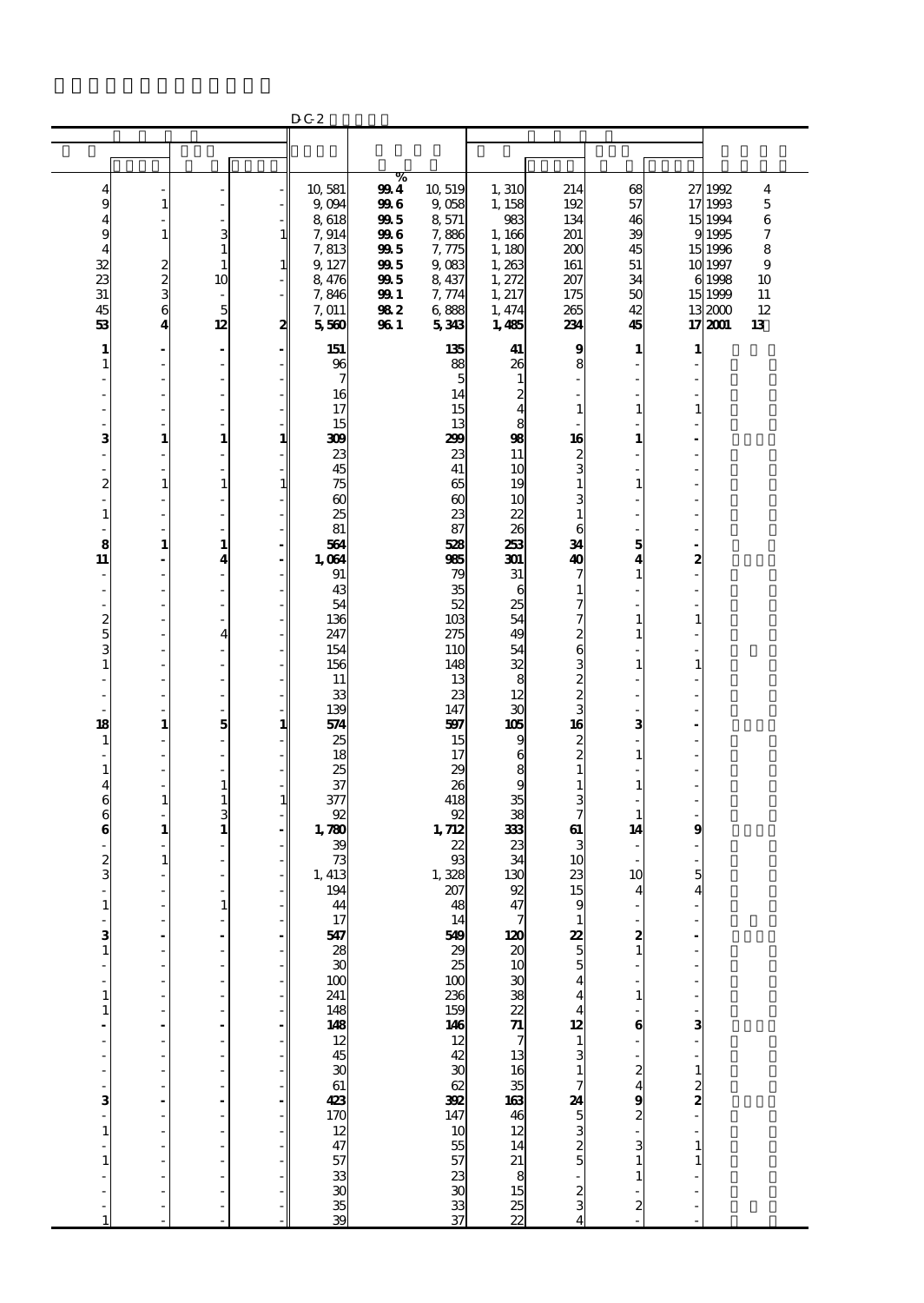D-C-2

| | | | | | % | | | | | | | |
|---|---|---|---|---|---|---|---|---|---|---|---|---|
| 4 | - | - | - | 10,581 | 99.4 | 10,519 | 1,310 | 214 | 68 | 27 | 1992 | 4 |
| 9 | 1 | - | - | 9,094 | 99.6 | 9,058 | 1,158 | 192 | 57 | 17 | 1993 | 5 |
| 4 | - | - | - | 8,618 | 99.5 | 8,571 | 983 | 134 | 46 | 15 | 1994 | 6 |
| 9 | 1 | 3 | 1 | 7,914 | 99.6 | 7,886 | 1,166 | 201 | 39 | 9 | 1995 | 7 |
| 4 | - | 1 | - | 7,813 | 99.5 | 7,775 | 1,180 | 200 | 45 | 15 | 1996 | 8 |
| 32 | 2 | 1 | 1 | 9,127 | 99.5 | 9,083 | 1,263 | 161 | 51 | 10 | 1997 | 9 |
| 23 | 2 | 10 | - | 8,476 | 99.5 | 8,437 | 1,272 | 207 | 34 | 6 | 1998 | 10 |
| 31 | 3 | - | - | 7,846 | 99.1 | 7,774 | 1,217 | 175 | 50 | 15 | 1999 | 11 |
| 45 | 6 | 5 | - | 7,011 | 98.2 | 6,888 | 1,474 | 265 | 42 | 13 | 2000 | 12 |
| **53** | **4** | **12** | **2** | **5,560** | **96.1** | **5,343** | **1,485** | **234** | **45** | **17** | **2001** | **13** |
| **1** | **-** | **-** | **-** | **151** | | **135** | **41** | **9** | **1** | **1** | | |
| 1 | - | - | - | 96 | | 88 | 26 | 8 | - | - | | |
| - | - | - | - | 7 | | 5 | 1 | - | - | - | | |
| - | - | - | - | 16 | | 14 | 2 | - | - | - | | |
| - | - | - | - | 17 | | 15 | 4 | 1 | 1 | 1 | | |
| - | - | - | - | 15 | | 13 | 8 | - | - | - | | |
| **3** | **1** | **1** | **1** | **309** | | **299** | **98** | **16** | **1** | **-** | | |
| - | - | - | - | 23 | | 23 | 11 | 2 | - | - | | |
| - | - | - | - | 45 | | 41 | 10 | 3 | - | - | | |
| 2 | 1 | 1 | 1 | 75 | | 65 | 19 | 1 | 1 | - | | |
| - | - | - | - | 60 | | 60 | 10 | 3 | - | - | | |
| 1 | - | - | - | 25 | | 23 | 22 | 1 | - | - | | |
| - | - | - | - | 81 | | 87 | 26 | 6 | - | - | | |
| **8** | **1** | **1** | **-** | **564** | | **528** | **253** | **34** | **5** | **-** | | |
| **11** | **-** | **4** | **-** | **1,064** | | **985** | **301** | **40** | **4** | **2** | | |
| - | - | - | - | 91 | | 79 | 31 | 7 | 1 | - | | |
| - | - | - | - | 43 | | 35 | 6 | 1 | - | - | | |
| - | - | - | - | 54 | | 52 | 25 | 7 | - | - | | |
| 2 | - | - | - | 136 | | 103 | 54 | 7 | 1 | 1 | | |
| 5 | - | 4 | - | 247 | | 275 | 49 | 2 | 1 | - | | |
| 3 | - | - | - | 154 | | 110 | 54 | 6 | - | - | | |
| 1 | - | - | - | 156 | | 148 | 32 | 3 | 1 | 1 | | |
| - | - | - | - | 11 | | 13 | 8 | 2 | - | - | | |
| - | - | - | - | 33 | | 23 | 12 | 2 | - | - | | |
| - | - | - | - | 139 | | 147 | 30 | 3 | - | - | | |
| **18** | **1** | **5** | **1** | **574** | | **597** | **105** | **16** | **3** | **-** | | |
| 1 | - | - | - | 25 | | 15 | 9 | 2 | - | - | | |
| - | - | - | - | 18 | | 17 | 6 | 2 | 1 | - | | |
| 1 | - | - | - | 25 | | 29 | 8 | 1 | - | - | | |
| 4 | - | 1 | - | 37 | | 26 | 9 | 1 | 1 | - | | |
| 6 | 1 | 1 | 1 | 377 | | 418 | 35 | 3 | - | - | | |
| 6 | - | 3 | - | 92 | | 92 | 38 | 7 | 1 | - | | |
| **6** | **1** | **1** | **-** | **1,780** | | **1,712** | **333** | **61** | **14** | **9** | | |
| - | - | - | - | 39 | | 22 | 23 | 3 | - | - | | |
| 2 | 1 | - | - | 73 | | 93 | 34 | 10 | - | - | | |
| 3 | - | - | - | 1,413 | | 1,328 | 130 | 23 | 10 | 5 | | |
| - | - | - | - | 194 | | 207 | 92 | 15 | 4 | 4 | | |
| 1 | - | 1 | - | 44 | | 48 | 47 | 9 | - | - | | |
| - | - | - | - | 17 | | 14 | 7 | 1 | - | - | | |
| **3** | **-** | **-** | **-** | **547** | | **549** | **120** | **22** | **2** | **-** | | |
| 1 | - | - | - | 28 | | 29 | 20 | 5 | 1 | - | | |
| - | - | - | - | 30 | | 25 | 10 | 5 | - | - | | |
| - | - | - | - | 100 | | 100 | 30 | 4 | - | - | | |
| 1 | - | - | - | 241 | | 236 | 38 | 4 | 1 | - | | |
| 1 | - | - | - | 148 | | 159 | 22 | 4 | - | - | | |
| **-** | **-** | **-** | **-** | **148** | | **146** | **71** | **12** | **6** | **3** | | |
| - | - | - | - | 12 | | 12 | 7 | 1 | - | - | | |
| - | - | - | - | 45 | | 42 | 13 | 3 | - | - | | |
| - | - | - | - | 30 | | 30 | 16 | 1 | 2 | 1 | | |
| - | - | - | - | 61 | | 62 | 35 | 7 | 4 | 2 | | |
| **3** | **-** | **-** | **-** | **423** | | **392** | **163** | **24** | **9** | **2** | | |
| - | - | - | - | 170 | | 147 | 46 | 5 | 2 | - | | |
| 1 | - | - | - | 12 | | 10 | 12 | 3 | - | - | | |
| - | - | - | - | 47 | | 55 | 14 | 2 | 3 | 1 | | |
| 1 | - | - | - | 57 | | 57 | 21 | 5 | 1 | 1 | | |
| - | - | - | - | 33 | | 23 | 8 | - | 1 | - | | |
| - | - | - | - | 30 | | 30 | 15 | 2 | - | - | | |
| - | - | - | - | 35 | | 33 | 25 | 3 | 2 | - | | |
| 1 | - | - | - | 39 | | 37 | 22 | 4 | - | - | | |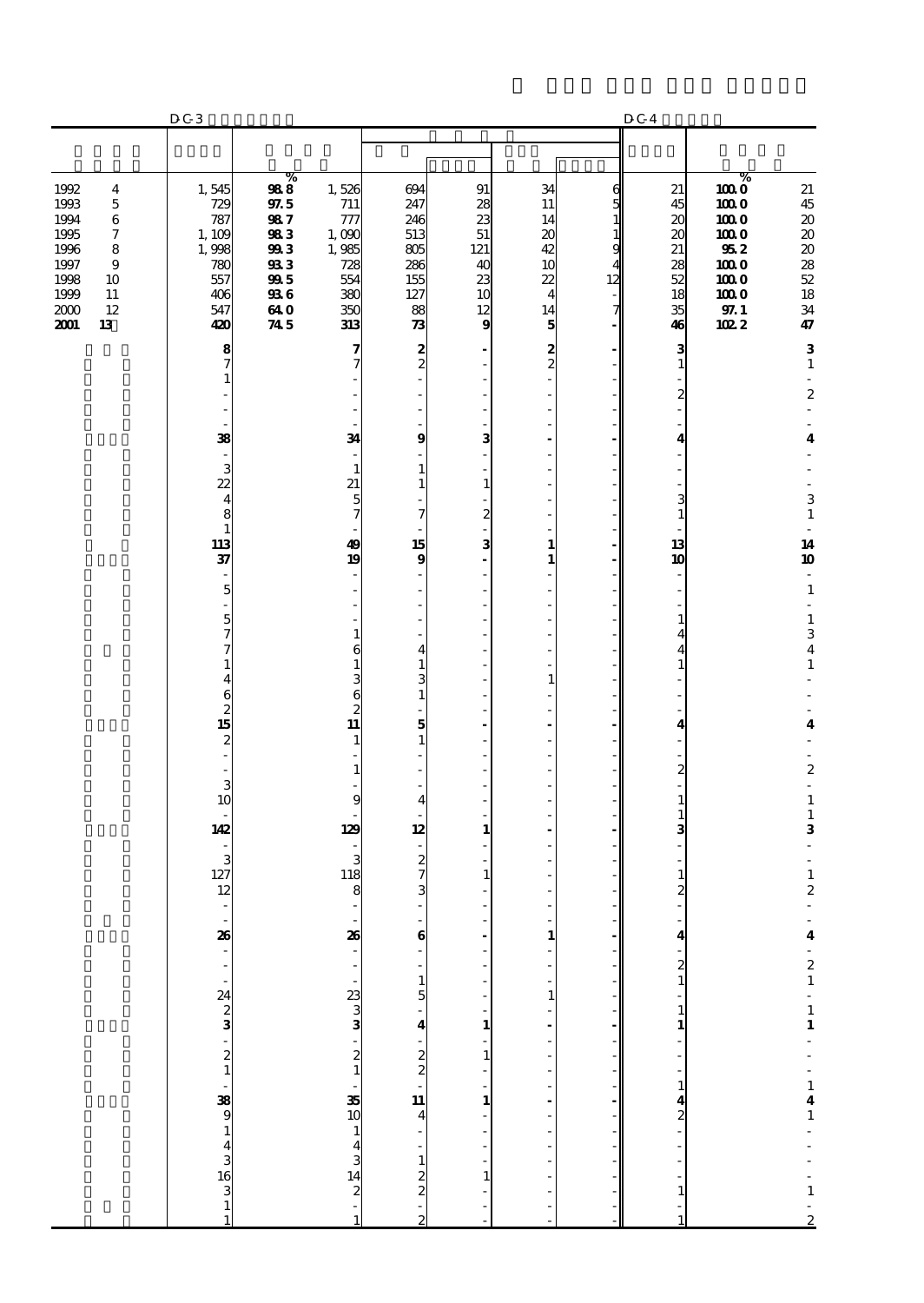| | D-C-3 | % | | | | | | D-C-4 | % | |
|---|---|---|---|---|---|---|---|---|---|---|
| 1992 4 | 1,545 | 98.8 | 1,526 | 694 | 91 | 34 | 6 | 21 | 100.0 | 21 |
| 1993 5 | 729 | 97.5 | 711 | 247 | 28 | 11 | 5 | 45 | 100.0 | 45 |
| 1994 6 | 787 | 98.7 | 777 | 246 | 23 | 14 | 1 | 20 | 100.0 | 20 |
| 1995 7 | 1,109 | 98.3 | 1,090 | 513 | 51 | 20 | 1 | 20 | 100.0 | 20 |
| 1996 8 | 1,998 | 99.3 | 1,985 | 805 | 121 | 42 | 9 | 21 | 95.2 | 20 |
| 1997 9 | 780 | 93.3 | 728 | 286 | 40 | 10 | 4 | 28 | 100.0 | 28 |
| 1998 10 | 557 | 99.5 | 554 | 155 | 23 | 22 | 12 | 52 | 100.0 | 52 |
| 1999 11 | 406 | 93.6 | 380 | 127 | 10 | 4 | - | 18 | 100.0 | 18 |
| 2000 12 | 547 | 64.0 | 350 | 88 | 12 | 14 | 7 | 35 | 97.1 | 34 |
| **2001 13** | **420** | **74.5** | **313** | **73** | **9** | **5** | **-** | **46** | **102.2** | **47** |
| | **8** | | **7** | **2** | **-** | **2** | **-** | **3** | | **3** |
| | 7 | | 7 | 2 | - | 2 | - | 1 | | 1 |
| | 1 | | - | - | - | - | - | - | | - |
| | - | | - | - | - | - | - | 2 | | 2 |
| | - | | - | - | - | - | - | - | | - |
| | - | | - | - | - | - | - | - | | - |
| | **38** | | **34** | **9** | **3** | **-** | **-** | **4** | | **4** |
| | - | | - | - | - | - | - | - | | - |
| | 3 | | 1 | 1 | - | - | - | - | | - |
| | 22 | | 21 | 1 | 1 | - | - | - | | - |
| | 4 | | 5 | - | - | - | - | 3 | | 3 |
| | 8 | | 7 | 7 | 2 | - | - | 1 | | 1 |
| | 1 | | - | - | - | - | - | - | | - |
| | **113** | | **49** | **15** | **3** | **1** | **-** | **13** | | **14** |
| | **37** | | **19** | **9** | **-** | **1** | **-** | **10** | | **10** |
| | - | | - | - | - | - | - | - | | - |
| | 5 | | - | - | - | - | - | - | | 1 |
| | - | | - | - | - | - | - | - | | - |
| | 5 | | - | - | - | - | - | 1 | | 1 |
| | 7 | | 1 | - | - | - | - | 4 | | 3 |
| | 7 | | 6 | 4 | - | - | - | 4 | | 4 |
| | 1 | | 1 | 1 | - | - | - | 1 | | 1 |
| | 4 | | 3 | 3 | - | 1 | - | - | | - |
| | 6 | | 6 | 1 | - | - | - | - | | - |
| | 2 | | 2 | - | - | - | - | - | | - |
| | **15** | | **11** | **5** | **-** | **-** | **-** | **4** | | **4** |
| | 2 | | 1 | 1 | - | - | - | - | | - |
| | - | | - | - | - | - | - | - | | - |
| | - | | 1 | - | - | - | - | 2 | | 2 |
| | 3 | | - | - | - | - | - | - | | - |
| | 10 | | 9 | 4 | - | - | - | 1 | | 1 |
| | - | | - | - | - | - | - | 1 | | 1 |
| | **142** | | **129** | **12** | **1** | **-** | **-** | **3** | | **3** |
| | - | | - | - | - | - | - | - | | - |
| | 3 | | 3 | 2 | - | - | - | - | | - |
| | 127 | | 118 | 7 | 1 | - | - | 1 | | 1 |
| | 12 | | 8 | 3 | - | - | - | 2 | | 2 |
| | - | | - | - | - | - | - | - | | - |
| | - | | - | - | - | - | - | - | | - |
| | **26** | | **26** | **6** | **-** | **1** | **-** | **4** | | **4** |
| | - | | - | - | - | - | - | - | | - |
| | - | | - | - | - | - | - | 2 | | 2 |
| | - | | - | 1 | - | - | - | 1 | | 1 |
| | 24 | | 23 | 5 | - | 1 | - | - | | - |
| | 2 | | 3 | - | - | - | - | 1 | | 1 |
| | **3** | | **3** | **4** | **1** | **-** | **-** | **1** | | **1** |
| | - | | - | - | - | - | - | - | | - |
| | 2 | | 2 | 2 | 1 | - | - | - | | - |
| | 1 | | 1 | 2 | - | - | - | - | | - |
| | - | | - | - | - | - | - | 1 | | 1 |
| | **38** | | **35** | **11** | **1** | **-** | **-** | **4** | | **4** |
| | 9 | | 10 | 4 | - | - | - | 2 | | 1 |
| | 1 | | 1 | - | - | - | - | - | | - |
| | 4 | | 4 | - | - | - | - | - | | - |
| | 3 | | 3 | 1 | - | - | - | - | | - |
| | 16 | | 14 | 2 | 1 | - | - | - | | - |
| | 3 | | 2 | 2 | - | - | - | 1 | | 1 |
| | 1 | | - | - | - | - | - | - | | - |
| | 1 | | 1 | 2 | - | - | - | 1 | | 2 |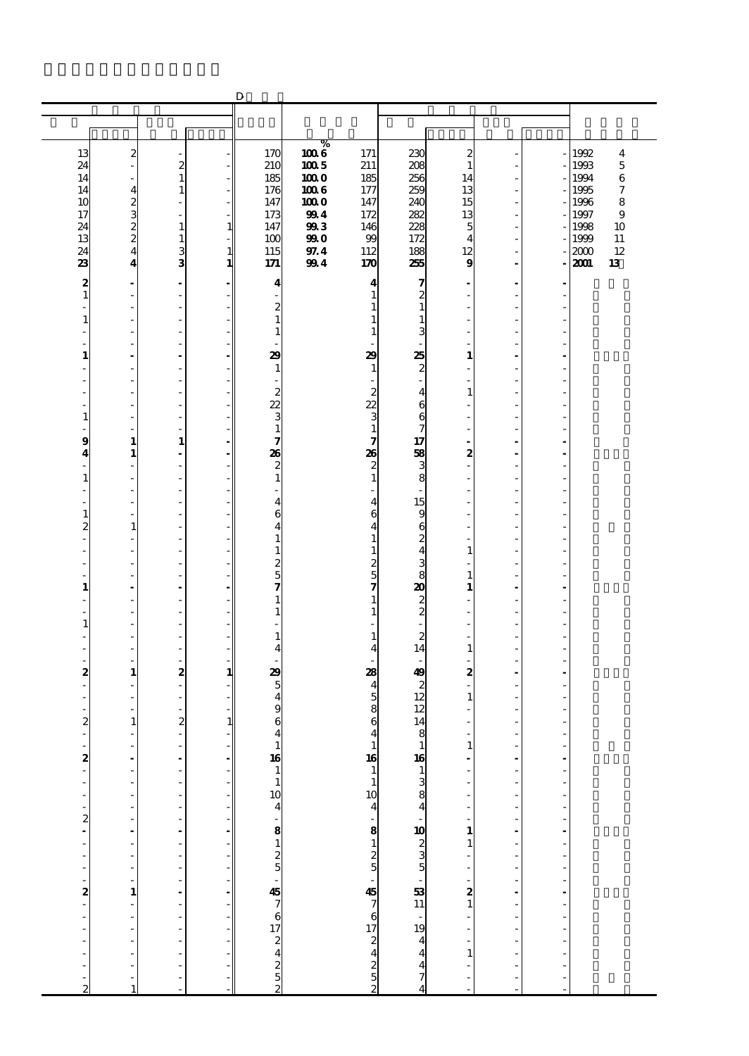D

| | | | | | % | | | | | | |
|---|---|---|---|---|---|---|---|---|---|---|---|
| 13 | 2 | - | - | 170 | 100.6 | 171 | 230 | 2 | - | - | 1992 4 |
| 24 | - | 2 | - | 210 | 100.5 | 211 | 208 | 1 | - | - | 1993 5 |
| 14 | - | 1 | - | 185 | 100.0 | 185 | 256 | 14 | - | - | 1994 6 |
| 14 | 4 | 1 | - | 176 | 100.6 | 177 | 259 | 13 | - | - | 1995 7 |
| 10 | 2 | - | - | 147 | 100.0 | 147 | 240 | 15 | - | - | 1996 8 |
| 17 | 3 | - | - | 173 | 99.4 | 172 | 282 | 13 | - | - | 1997 9 |
| 24 | 2 | 1 | 1 | 147 | 99.3 | 146 | 228 | 5 | - | - | 1998 10 |
| 13 | 2 | 1 | - | 100 | 99.0 | 99 | 172 | 4 | - | - | 1999 11 |
| 24 | 4 | 3 | 1 | 115 | 97.4 | 112 | 188 | 12 | - | - | 2000 12 |
| **23** | **4** | **3** | **1** | **171** | **99.4** | **170** | **255** | **9** | **-** | **-** | **2001 13** |
| **2** | **-** | **-** | **-** | **4** | | **4** | **7** | **-** | **-** | **-** | |
| 1 | - | - | - | - | | 1 | 2 | - | - | - | |
| - | - | - | - | 2 | | 1 | 1 | - | - | - | |
| 1 | - | - | - | 1 | | 1 | 1 | - | - | - | |
| - | - | - | - | 1 | | 1 | 3 | - | - | - | |
| - | - | - | - | - | | - | - | - | - | - | |
| **1** | **-** | **-** | **-** | **29** | | **29** | **25** | **1** | **-** | **-** | |
| - | - | - | - | 1 | | 1 | 2 | - | - | - | |
| - | - | - | - | - | | - | - | - | - | - | |
| - | - | - | - | 2 | | 2 | 4 | 1 | - | - | |
| - | - | - | - | 22 | | 22 | 6 | - | - | - | |
| 1 | - | - | - | 3 | | 3 | 6 | - | - | - | |
| - | - | - | - | 1 | | 1 | 7 | - | - | - | |
| **9** | **1** | **1** | **-** | **7** | | **7** | **17** | **-** | **-** | **-** | |
| **4** | **1** | **-** | **-** | **26** | | **26** | **58** | **2** | **-** | **-** | |
| - | - | - | - | 2 | | 2 | 3 | - | - | - | |
| 1 | - | - | - | 1 | | 1 | 8 | - | - | - | |
| - | - | - | - | - | | - | - | - | - | - | |
| - | - | - | - | 4 | | 4 | 15 | - | - | - | |
| 1 | - | - | - | 6 | | 6 | 9 | - | - | - | |
| 2 | 1 | - | - | 4 | | 4 | 6 | - | - | - | |
| - | - | - | - | 1 | | 1 | 2 | - | - | - | |
| - | - | - | - | 1 | | 1 | 4 | 1 | - | - | |
| - | - | - | - | 2 | | 2 | 3 | - | - | - | |
| - | - | - | - | 5 | | 5 | 8 | 1 | - | - | |
| **1** | **-** | **-** | **-** | **7** | | **7** | **20** | **1** | **-** | **-** | |
| - | - | - | - | 1 | | 1 | 2 | - | - | - | |
| - | - | - | - | 1 | | 1 | 2 | - | - | - | |
| 1 | - | - | - | - | | - | - | - | - | - | |
| - | - | - | - | 1 | | 1 | 2 | - | - | - | |
| - | - | - | - | 4 | | 4 | 14 | 1 | - | - | |
| - | - | - | - | - | | - | - | - | - | - | |
| **2** | **1** | **2** | **1** | **29** | | **28** | **49** | **2** | **-** | **-** | |
| - | - | - | - | 5 | | 4 | 2 | - | - | - | |
| - | - | - | - | 4 | | 5 | 12 | 1 | - | - | |
| - | - | - | - | 9 | | 8 | 12 | - | - | - | |
| 2 | 1 | 2 | 1 | 6 | | 6 | 14 | - | - | - | |
| - | - | - | - | 4 | | 4 | 8 | - | - | - | |
| - | - | - | - | 1 | | 1 | 1 | 1 | - | - | |
| **2** | **-** | **-** | **-** | **16** | | **16** | **16** | **-** | **-** | **-** | |
| - | - | - | - | 1 | | 1 | 1 | - | - | - | |
| - | - | - | - | 1 | | 1 | 3 | - | - | - | |
| - | - | - | - | 10 | | 10 | 8 | - | - | - | |
| - | - | - | - | 4 | | 4 | 4 | - | - | - | |
| 2 | - | - | - | - | | - | - | - | - | - | |
| **-** | **-** | **-** | **-** | **8** | | **8** | **10** | **1** | **-** | **-** | |
| - | - | - | - | 1 | | 1 | 2 | 1 | - | - | |
| - | - | - | - | 2 | | 2 | 3 | - | - | - | |
| - | - | - | - | 5 | | 5 | 5 | - | - | - | |
| - | - | - | - | - | | - | - | - | - | - | |
| **2** | **1** | **-** | **-** | **45** | | **45** | **53** | **2** | **-** | **-** | |
| - | - | - | - | 7 | | 7 | 11 | 1 | - | - | |
| - | - | - | - | 6 | | 6 | - | - | - | - | |
| - | - | - | - | 17 | | 17 | 19 | - | - | - | |
| - | - | - | - | 2 | | 2 | 4 | - | - | - | |
| - | - | - | - | 4 | | 4 | 4 | 1 | - | - | |
| - | - | - | - | 2 | | 2 | 4 | - | - | - | |
| - | - | - | - | 5 | | 5 | 7 | - | - | - | |
| 2 | 1 | - | - | 2 | | 2 | 4 | - | - | - | |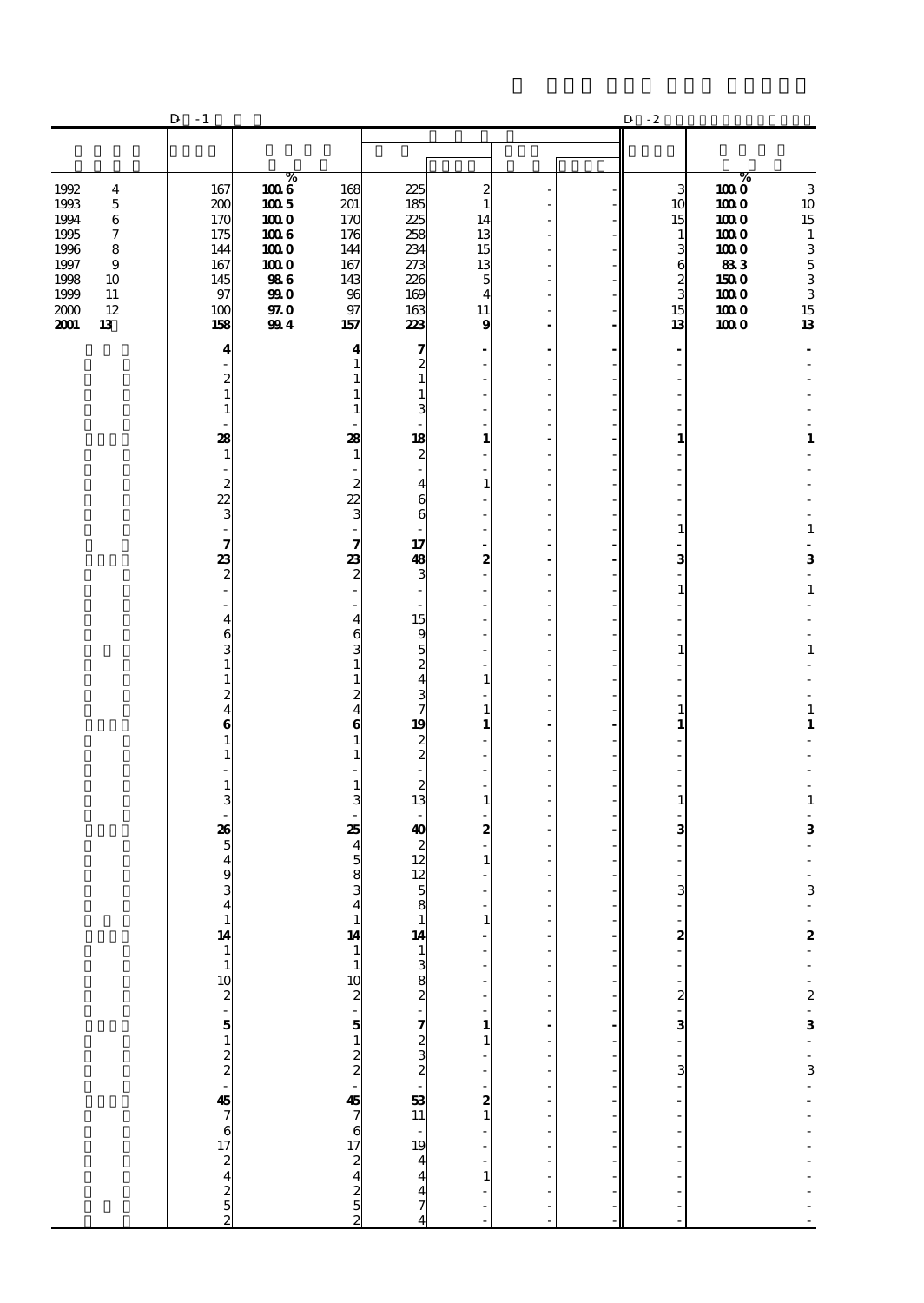| | D -1 | | | | | | | D -2 | | |
|---|---|---|---|---|---|---|---|---|---|---|
| | | % | | | | | | | % | |
| 1992 4 | 167 | 100.6 | 168 | 225 | 2 | - | - | 3 | 100.0 | 3 |
| 1993 5 | 200 | 100.5 | 201 | 185 | 1 | - | - | 10 | 100.0 | 10 |
| 1994 6 | 170 | 100.0 | 170 | 225 | 14 | - | - | 15 | 100.0 | 15 |
| 1995 7 | 175 | 100.6 | 176 | 258 | 13 | - | - | 1 | 100.0 | 1 |
| 1996 8 | 144 | 100.0 | 144 | 234 | 15 | - | - | 3 | 100.0 | 3 |
| 1997 9 | 167 | 100.0 | 167 | 273 | 13 | - | - | 6 | 83.3 | 5 |
| 1998 10 | 145 | 98.6 | 143 | 226 | 5 | - | - | 2 | 150.0 | 3 |
| 1999 11 | 97 | 99.0 | 96 | 169 | 4 | - | - | 3 | 100.0 | 3 |
| 2000 12 | 100 | 97.0 | 97 | 163 | 11 | - | - | 15 | 100.0 | 15 |
| **2001 13** | **158** | **99.4** | **157** | **223** | **9** | **-** | **-** | **13** | **100.0** | **13** |
| | **4** | | **4** | **7** | **-** | **-** | **-** | **-** | | **-** |
| | - | | 1 | 2 | - | - | - | - | | - |
| | 2 | | 1 | 1 | - | - | - | - | | - |
| | 1 | | 1 | 1 | - | - | - | - | | - |
| | 1 | | 1 | 3 | - | - | - | - | | - |
| | - | | - | - | - | - | - | - | | - |
| | **28** | | **28** | **18** | **1** | **-** | **-** | **1** | | **1** |
| | 1 | | 1 | 2 | - | - | - | - | | - |
| | - | | - | - | - | - | - | - | | - |
| | 2 | | 2 | 4 | 1 | - | - | - | | - |
| | 22 | | 22 | 6 | - | - | - | - | | - |
| | 3 | | 3 | 6 | - | - | - | - | | - |
| | - | | - | - | - | - | - | 1 | | 1 |
| | **7** | | **7** | **17** | **-** | **-** | **-** | **-** | | **-** |
| | **23** | | **23** | **48** | **2** | **-** | **-** | **3** | | **3** |
| | 2 | | 2 | 3 | - | - | - | - | | - |
| | - | | - | - | - | - | - | 1 | | 1 |
| | - | | - | - | - | - | - | - | | - |
| | 4 | | 4 | 15 | - | - | - | - | | - |
| | 6 | | 6 | 9 | - | - | - | - | | - |
| | 3 | | 3 | 5 | - | - | - | 1 | | 1 |
| | 1 | | 1 | 2 | - | - | - | - | | - |
| | 1 | | 1 | 4 | 1 | - | - | - | | - |
| | 2 | | 2 | 3 | - | - | - | - | | - |
| | 4 | | 4 | 7 | 1 | - | - | 1 | | 1 |
| | **6** | | **6** | **19** | **1** | **-** | **-** | **1** | | **1** |
| | 1 | | 1 | 2 | - | - | - | - | | - |
| | 1 | | 1 | 2 | - | - | - | - | | - |
| | - | | - | - | - | - | - | - | | - |
| | 1 | | 1 | 2 | - | - | - | - | | - |
| | 3 | | 3 | 13 | 1 | - | - | 1 | | 1 |
| | - | | - | - | - | - | - | - | | - |
| | **26** | | **25** | **40** | **2** | **-** | **-** | **3** | | **3** |
| | 5 | | 4 | 2 | - | - | - | - | | - |
| | 4 | | 5 | 12 | 1 | - | - | - | | - |
| | 9 | | 8 | 12 | - | - | - | - | | - |
| | 3 | | 3 | 5 | - | - | - | 3 | | 3 |
| | 4 | | 4 | 8 | - | - | - | - | | - |
| | 1 | | 1 | 1 | 1 | - | - | - | | - |
| | **14** | | **14** | **14** | **-** | **-** | **-** | **2** | | **2** |
| | 1 | | 1 | 1 | - | - | - | - | | - |
| | 1 | | 1 | 3 | - | - | - | - | | - |
| | 10 | | 10 | 8 | - | - | - | - | | - |
| | 2 | | 2 | 2 | - | - | - | 2 | | 2 |
| | - | | - | - | - | - | - | - | | - |
| | **5** | | **5** | **7** | **1** | **-** | **-** | **3** | | **3** |
| | 1 | | 1 | 2 | 1 | - | - | - | | - |
| | 2 | | 2 | 3 | - | - | - | - | | - |
| | 2 | | 2 | 2 | - | - | - | 3 | | 3 |
| | - | | - | - | - | - | - | - | | - |
| | **45** | | **45** | **53** | **2** | **-** | **-** | **-** | | **-** |
| | 7 | | 7 | 11 | 1 | - | - | - | | - |
| | 6 | | 6 | - | - | - | - | - | | - |
| | 17 | | 17 | 19 | - | - | - | - | | - |
| | 2 | | 2 | 4 | - | - | - | - | | - |
| | 4 | | 4 | 4 | 1 | - | - | - | | - |
| | 2 | | 2 | 4 | - | - | - | - | | - |
| | 5 | | 5 | 7 | - | - | - | - | | - |
| | 2 | | 2 | 4 | - | - | - | - | | - |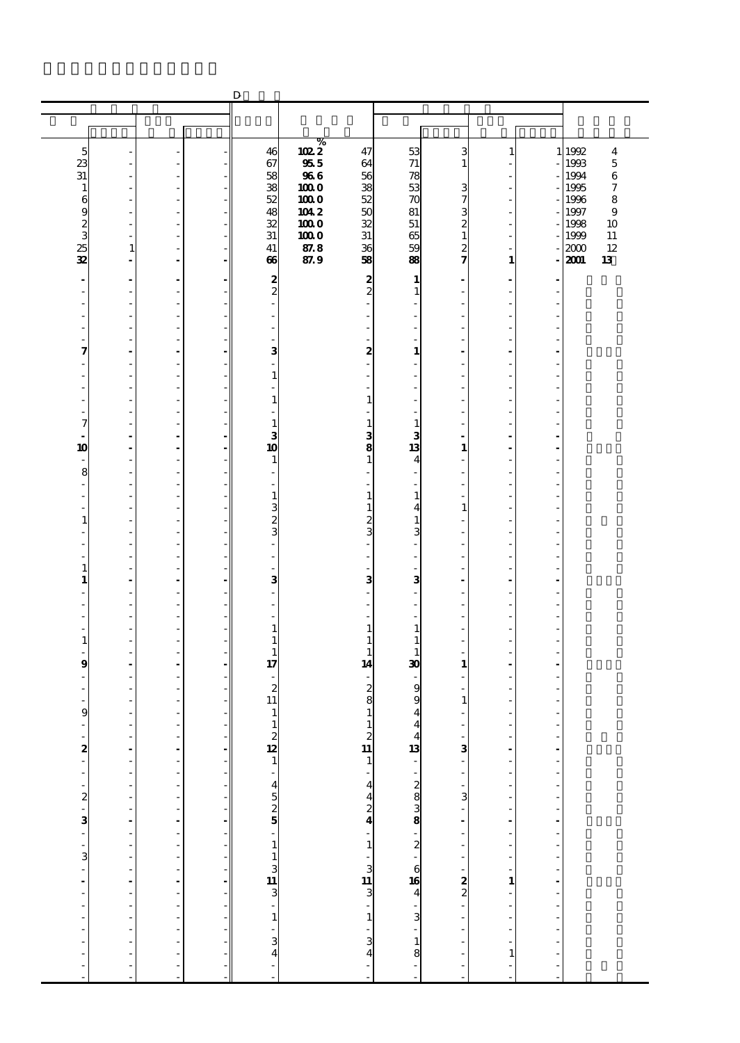D

| | | | | | % | | | | | | |
|---|---|---|---|---|---|---|---|---|---|---|---|
| 5 | - | - | - | 46 | **102.2** | 47 | 53 | 3 | 1 | 1 | 1992 4 |
| 23 | - | - | - | 67 | **95.5** | 64 | 71 | 1 | - | - | 1993 5 |
| 31 | - | - | - | 58 | **96.6** | 56 | 78 | - | - | - | 1994 6 |
| 1 | - | - | - | 38 | **100.0** | 38 | 53 | 3 | - | - | 1995 7 |
| 6 | - | - | - | 52 | **100.0** | 52 | 70 | 7 | - | - | 1996 8 |
| 9 | - | - | - | 48 | **104.2** | 50 | 81 | 3 | - | - | 1997 9 |
| 2 | - | - | - | 32 | **100.0** | 32 | 51 | 2 | - | - | 1998 10 |
| 3 | - | - | - | 31 | **100.0** | 31 | 65 | 1 | - | - | 1999 11 |
| 25 | 1 | - | - | 41 | **87.8** | 36 | 59 | 2 | - | - | 2000 12 |
| **32** | **-** | **-** | **-** | **66** | **87.9** | **58** | **88** | **7** | **1** | **-** | **2001 13** |
| **-** | **-** | **-** | **-** | **2** | | **2** | **1** | **-** | **-** | **-** | |
| - | - | - | - | 2 | | 2 | 1 | - | - | - | |
| - | - | - | - | - | | - | - | - | - | - | |
| - | - | - | - | - | | - | - | - | - | - | |
| - | - | - | - | - | | - | - | - | - | - | |
| - | - | - | - | - | | - | - | - | - | - | |
| **7** | **-** | **-** | **-** | **3** | | **2** | **1** | **-** | **-** | **-** | |
| - | - | - | - | - | | - | - | - | - | - | |
| - | - | - | - | 1 | | - | - | - | - | - | |
| - | - | - | - | - | | - | - | - | - | - | |
| - | - | - | - | 1 | | 1 | - | - | - | - | |
| - | - | - | - | - | | - | - | - | - | - | |
| 7 | - | - | - | 1 | | 1 | 1 | - | - | - | |
| **-** | **-** | **-** | **-** | **3** | | **3** | **3** | **-** | **-** | **-** | |
| **10** | **-** | **-** | **-** | **10** | | **8** | **13** | **1** | **-** | **-** | |
| - | - | - | - | 1 | | 1 | 4 | - | - | - | |
| 8 | - | - | - | - | | - | - | - | - | - | |
| - | - | - | - | - | | - | - | - | - | - | |
| - | - | - | - | 1 | | 1 | 1 | - | - | - | |
| - | - | - | - | 3 | | 1 | 4 | 1 | - | - | |
| 1 | - | - | - | 2 | | 2 | 1 | - | - | - | |
| - | - | - | - | 3 | | 3 | 3 | - | - | - | |
| - | - | - | - | - | | - | - | - | - | - | |
| - | - | - | - | - | | - | - | - | - | - | |
| 1 | - | - | - | - | | - | - | - | - | - | |
| **1** | **-** | **-** | **-** | **3** | | **3** | **3** | **-** | **-** | **-** | |
| - | - | - | - | - | | - | - | - | - | - | |
| - | - | - | - | - | | - | - | - | - | - | |
| - | - | - | - | - | | - | - | - | - | - | |
| - | - | - | - | 1 | | 1 | 1 | - | - | - | |
| 1 | - | - | - | 1 | | 1 | 1 | - | - | - | |
| - | - | - | - | 1 | | 1 | 1 | - | - | - | |
| **9** | **-** | **-** | **-** | **17** | | **14** | **30** | **1** | **-** | **-** | |
| - | - | - | - | - | | - | - | - | - | - | |
| - | - | - | - | 2 | | 2 | 9 | - | - | - | |
| - | - | - | - | 11 | | 8 | 9 | 1 | - | - | |
| 9 | - | - | - | 1 | | 1 | 4 | - | - | - | |
| - | - | - | - | 1 | | 1 | 4 | - | - | - | |
| - | - | - | - | 2 | | 2 | 4 | - | - | - | |
| **2** | **-** | **-** | **-** | **12** | | **11** | **13** | **3** | **-** | **-** | |
| - | - | - | - | 1 | | 1 | - | - | - | - | |
| - | - | - | - | - | | - | - | - | - | - | |
| - | - | - | - | 4 | | 4 | 2 | - | - | - | |
| 2 | - | - | - | 5 | | 4 | 8 | 3 | - | - | |
| - | - | - | - | 2 | | 2 | 3 | - | - | - | |
| **3** | **-** | **-** | **-** | **5** | | **4** | **8** | **-** | **-** | **-** | |
| - | - | - | - | - | | - | - | - | - | - | |
| - | - | - | - | 1 | | 1 | 2 | - | - | - | |
| 3 | - | - | - | 1 | | - | - | - | - | - | |
| - | - | - | - | 3 | | 3 | 6 | - | - | - | |
| **-** | **-** | **-** | **-** | **11** | | **11** | **16** | **2** | **1** | **-** | |
| - | - | - | - | 3 | | 3 | 4 | 2 | - | - | |
| - | - | - | - | - | | - | - | - | - | - | |
| - | - | - | - | 1 | | 1 | 3 | - | - | - | |
| - | - | - | - | - | | - | - | - | - | - | |
| - | - | - | - | 3 | | 3 | 1 | - | - | - | |
| - | - | - | - | 4 | | 4 | 8 | - | 1 | - | |
| - | - | - | - | - | | - | - | - | - | - | |
| - | - | - | - | - | | - | - | - | - | - | |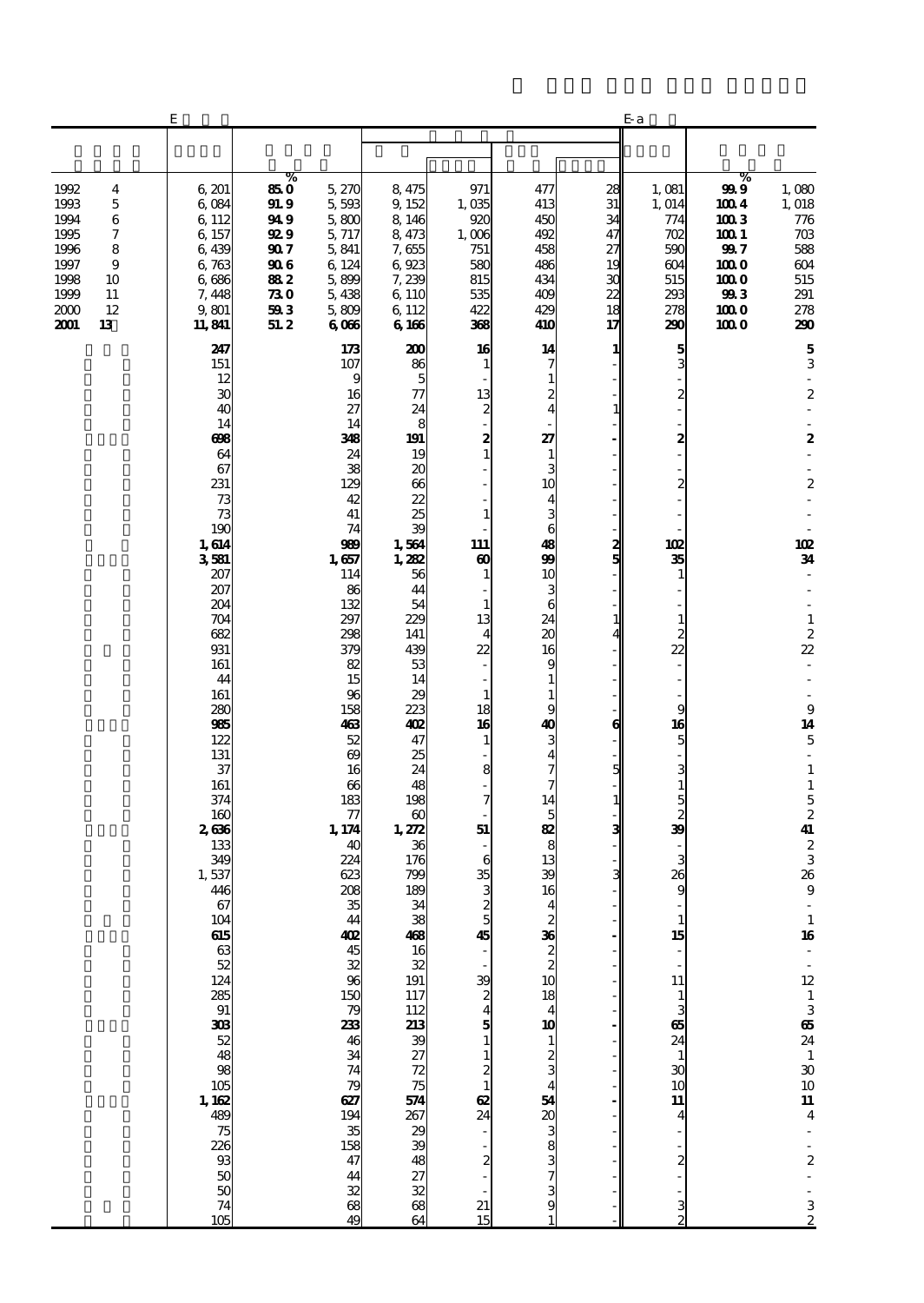| | E | | | | | | | E-a | | |
|---|---|---|---|---|---|---|---|---|---|---|
| | | % | | | | | | | % | |
| 1992 4 | 6,201 | 85.0 | 5,270 | 8,475 | 971 | 477 | 28 | 1,081 | 99.9 | 1,080 |
| 1993 5 | 6,084 | 91.9 | 5,593 | 9,152 | 1,035 | 413 | 31 | 1,014 | 100.4 | 1,018 |
| 1994 6 | 6,112 | 94.9 | 5,800 | 8,146 | 920 | 450 | 34 | 774 | 100.3 | 776 |
| 1995 7 | 6,157 | 92.9 | 5,717 | 8,473 | 1,006 | 492 | 47 | 702 | 100.1 | 703 |
| 1996 8 | 6,439 | 90.7 | 5,841 | 7,655 | 751 | 458 | 27 | 590 | 99.7 | 588 |
| 1997 9 | 6,763 | 90.6 | 6,124 | 6,923 | 580 | 486 | 19 | 604 | 100.0 | 604 |
| 1998 10 | 6,686 | 88.2 | 5,899 | 7,239 | 815 | 434 | 30 | 515 | 100.0 | 515 |
| 1999 11 | 7,448 | 73.0 | 5,438 | 6,110 | 535 | 409 | 22 | 293 | 99.3 | 291 |
| 2000 12 | 9,801 | 59.3 | 5,809 | 6,112 | 422 | 429 | 18 | 278 | 100.0 | 278 |
| **2001 13** | **11,841** | **51.2** | **6,066** | **6,166** | **368** | **410** | **17** | **290** | **100.0** | **290** |
| | **247** | | **173** | **200** | **16** | **14** | **1** | **5** | | **5** |
| | 151 | | 107 | 86 | 1 | 7 | - | 3 | | 3 |
| | 12 | | 9 | 5 | - | 1 | - | - | | - |
| | 30 | | 16 | 77 | 13 | 2 | - | 2 | | 2 |
| | 40 | | 27 | 24 | 2 | 4 | 1 | - | | - |
| | 14 | | 14 | 8 | - | - | - | - | | - |
| | **698** | | **348** | **191** | **2** | **27** | **-** | **2** | | **2** |
| | 64 | | 24 | 19 | 1 | 1 | - | - | | - |
| | 67 | | 38 | 20 | - | 3 | - | - | | - |
| | 231 | | 129 | 66 | - | 10 | - | 2 | | 2 |
| | 73 | | 42 | 22 | - | 4 | - | - | | - |
| | 73 | | 41 | 25 | 1 | 3 | - | - | | - |
| | 190 | | 74 | 39 | - | 6 | - | - | | - |
| | **1,614** | | **989** | **1,564** | **111** | **48** | **2** | **102** | | **102** |
| | **3,581** | | **1,657** | **1,282** | **60** | **99** | **5** | **35** | | **34** |
| | 207 | | 114 | 56 | 1 | 10 | - | 1 | | - |
| | 207 | | 86 | 44 | - | 3 | - | - | | - |
| | 204 | | 132 | 54 | 1 | 6 | - | - | | - |
| | 704 | | 297 | 229 | 13 | 24 | 1 | 1 | | 1 |
| | 682 | | 298 | 141 | 4 | 20 | 4 | 2 | | 2 |
| | 931 | | 379 | 439 | 22 | 16 | - | 22 | | 22 |
| | 161 | | 82 | 53 | - | 9 | - | - | | - |
| | 44 | | 15 | 14 | - | 1 | - | - | | - |
| | 161 | | 96 | 29 | 1 | 1 | - | - | | - |
| | 280 | | 158 | 223 | 18 | 9 | - | 9 | | 9 |
| | **985** | | **463** | **402** | **16** | **40** | **6** | **16** | | **14** |
| | 122 | | 52 | 47 | 1 | 3 | - | 5 | | 5 |
| | 131 | | 69 | 25 | - | 4 | - | - | | - |
| | 37 | | 16 | 24 | 8 | 7 | 5 | 3 | | 1 |
| | 161 | | 66 | 48 | - | 7 | - | 1 | | 1 |
| | 374 | | 183 | 198 | 7 | 14 | 1 | 5 | | 5 |
| | 160 | | 77 | 60 | - | 5 | - | 2 | | 2 |
| | **2,636** | | **1,174** | **1,272** | **51** | **82** | **3** | **39** | | **41** |
| | 133 | | 40 | 36 | - | 8 | - | - | | 2 |
| | 349 | | 224 | 176 | 6 | 13 | - | 3 | | 3 |
| | 1,537 | | 623 | 799 | 35 | 39 | 3 | 26 | | 26 |
| | 446 | | 208 | 189 | 3 | 16 | - | 9 | | 9 |
| | 67 | | 35 | 34 | 2 | 4 | - | - | | - |
| | 104 | | 44 | 38 | 5 | 2 | - | 1 | | 1 |
| | **615** | | **402** | **468** | **45** | **36** | **-** | **15** | | **16** |
| | 63 | | 45 | 16 | - | 2 | - | - | | - |
| | 52 | | 32 | 32 | - | 2 | - | - | | - |
| | 124 | | 96 | 191 | 39 | 10 | - | 11 | | 12 |
| | 285 | | 150 | 117 | 2 | 18 | - | 1 | | 1 |
| | 91 | | 79 | 112 | 4 | 4 | - | 3 | | 3 |
| | **303** | | **233** | **213** | **5** | **10** | **-** | **65** | | **65** |
| | 52 | | 46 | 39 | 1 | 1 | - | 24 | | 24 |
| | 48 | | 34 | 27 | 1 | 2 | - | 1 | | 1 |
| | 98 | | 74 | 72 | 2 | 3 | - | 30 | | 30 |
| | 105 | | 79 | 75 | 1 | 4 | - | 10 | | 10 |
| | **1,162** | | **627** | **574** | **62** | **54** | **-** | **11** | | **11** |
| | 489 | | 194 | 267 | 24 | 20 | - | 4 | | 4 |
| | 75 | | 35 | 29 | - | 3 | - | - | | - |
| | 226 | | 158 | 39 | - | 8 | - | - | | - |
| | 93 | | 47 | 48 | 2 | 3 | - | 2 | | 2 |
| | 50 | | 44 | 27 | - | 7 | - | - | | - |
| | 50 | | 32 | 32 | - | 3 | - | - | | - |
| | 74 | | 68 | 68 | 21 | 9 | - | 3 | | 3 |
| | 105 | | 49 | 64 | 15 | 1 | - | 2 | | 2 |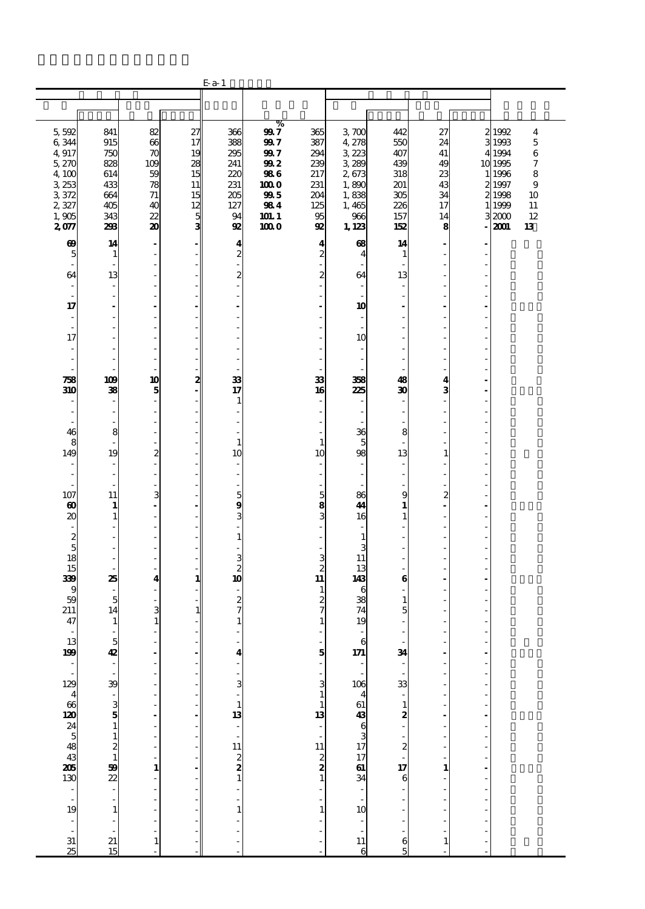E-a-1

| | | | | | % | | | | | | |
|---|---|---|---|---|---|---|---|---|---|---|---|
| 5,592 | 841 | 82 | 27 | 366 | 99.7 | 365 | 3,700 | 442 | 27 | 2 | 1992 4 |
| 6,344 | 915 | 66 | 17 | 388 | 99.7 | 387 | 4,278 | 550 | 24 | 3 | 1993 5 |
| 4,917 | 750 | 70 | 19 | 295 | 99.7 | 294 | 3,223 | 407 | 41 | 4 | 1994 6 |
| 5,270 | 828 | 109 | 28 | 241 | 99.2 | 239 | 3,289 | 439 | 49 | 10 | 1995 7 |
| 4,100 | 614 | 59 | 15 | 220 | 98.6 | 217 | 2,673 | 318 | 23 | 1 | 1996 8 |
| 3,253 | 433 | 78 | 11 | 231 | 100.0 | 231 | 1,890 | 201 | 43 | 2 | 1997 9 |
| 3,372 | 664 | 71 | 15 | 205 | 99.5 | 204 | 1,838 | 305 | 34 | 2 | 1998 10 |
| 2,327 | 405 | 40 | 12 | 127 | 98.4 | 125 | 1,465 | 226 | 17 | 1 | 1999 11 |
| 1,905 | 343 | 22 | 5 | 94 | 101.1 | 95 | 966 | 157 | 14 | 3 | 2000 12 |
| **2,077** | **293** | **20** | **3** | **92** | **100.0** | **92** | **1,123** | **152** | **8** | **-** | **2001 13** |
| **69** | **14** | **-** | **-** | **4** | | **4** | **68** | **14** | **-** | **-** | |
| 5 | 1 | - | - | 2 | | 2 | 4 | 1 | - | - | |
| - | - | - | - | - | | - | - | - | - | - | |
| 64 | 13 | - | - | 2 | | 2 | 64 | 13 | - | - | |
| - | - | - | - | - | | - | - | - | - | - | |
| - | - | - | - | - | | - | - | - | - | - | |
| **17** | **-** | **-** | **-** | **-** | | **-** | **10** | **-** | **-** | **-** | |
| - | - | - | - | - | | - | - | - | - | - | |
| - | - | - | - | - | | - | - | - | - | - | |
| 17 | - | - | - | - | | - | 10 | - | - | - | |
| - | - | - | - | - | | - | - | - | - | - | |
| - | - | - | - | - | | - | - | - | - | - | |
| - | - | - | - | - | | - | - | - | - | - | |
| **758** | **109** | **10** | **2** | **33** | | **33** | **358** | **48** | **4** | **-** | |
| **310** | **38** | **5** | **-** | **17** | | **16** | **225** | **30** | **3** | **-** | |
| - | - | - | - | 1 | | - | - | - | - | - | |
| - | - | - | - | - | | - | - | - | - | - | |
| - | - | - | - | - | | - | - | - | - | - | |
| 46 | 8 | - | - | - | | - | 36 | 8 | - | - | |
| 8 | - | - | - | 1 | | 1 | 5 | - | - | - | |
| 149 | 19 | 2 | - | 10 | | 10 | 98 | 13 | 1 | - | |
| - | - | - | - | - | | - | - | - | - | - | |
| - | - | - | - | - | | - | - | - | - | - | |
| - | - | - | - | - | | - | - | - | - | - | |
| 107 | 11 | 3 | - | 5 | | 5 | 86 | 9 | 2 | - | |
| **60** | **1** | **-** | **-** | **9** | | **8** | **44** | **1** | **-** | **-** | |
| 20 | 1 | - | - | 3 | | 3 | 16 | 1 | - | - | |
| - | - | - | - | - | | - | - | - | - | - | |
| 2 | - | - | - | 1 | | - | 1 | - | - | - | |
| 5 | - | - | - | - | | - | 3 | - | - | - | |
| 18 | - | - | - | 3 | | 3 | 11 | - | - | - | |
| 15 | - | - | - | 2 | | 2 | 13 | - | - | - | |
| **339** | **25** | **4** | **1** | **10** | | **11** | **143** | **6** | **-** | **-** | |
| 9 | - | - | - | - | | 1 | 6 | - | - | - | |
| 59 | 5 | - | - | 2 | | 2 | 38 | 1 | - | - | |
| 211 | 14 | 3 | 1 | 7 | | 7 | 74 | 5 | - | - | |
| 47 | 1 | 1 | - | 1 | | 1 | 19 | - | - | - | |
| - | - | - | - | - | | - | - | - | - | - | |
| 13 | 5 | - | - | - | | - | 6 | - | - | - | |
| **199** | **42** | **-** | **-** | **4** | | **5** | **171** | **34** | **-** | **-** | |
| - | - | - | - | - | | - | - | - | - | - | |
| - | - | - | - | - | | - | - | - | - | - | |
| 129 | 39 | - | - | 3 | | 3 | 106 | 33 | - | - | |
| 4 | - | - | - | - | | 1 | 4 | - | - | - | |
| 66 | 3 | - | - | 1 | | 1 | 61 | 1 | - | - | |
| **120** | **5** | **-** | **-** | **13** | | **13** | **43** | **2** | **-** | **-** | |
| 24 | 1 | - | - | - | | - | 6 | - | - | - | |
| 5 | 1 | - | - | - | | - | 3 | - | - | - | |
| 48 | 2 | - | - | 11 | | 11 | 17 | 2 | - | - | |
| 43 | 1 | - | - | 2 | | 2 | 17 | - | - | - | |
| **205** | **59** | **1** | **-** | **2** | | **2** | **61** | **17** | **1** | **-** | |
| 130 | 22 | - | - | 1 | | 1 | 34 | 6 | - | - | |
| - | - | - | - | - | | - | - | - | - | - | |
| - | - | - | - | - | | - | - | - | - | - | |
| 19 | 1 | - | - | 1 | | 1 | 10 | - | - | - | |
| - | - | - | - | - | | - | - | - | - | - | |
| - | - | - | - | - | | - | - | - | - | - | |
| 31 | 21 | 1 | - | - | | - | 11 | 6 | 1 | - | |
| 25 | 15 | - | - | - | | - | 6 | 5 | - | - | |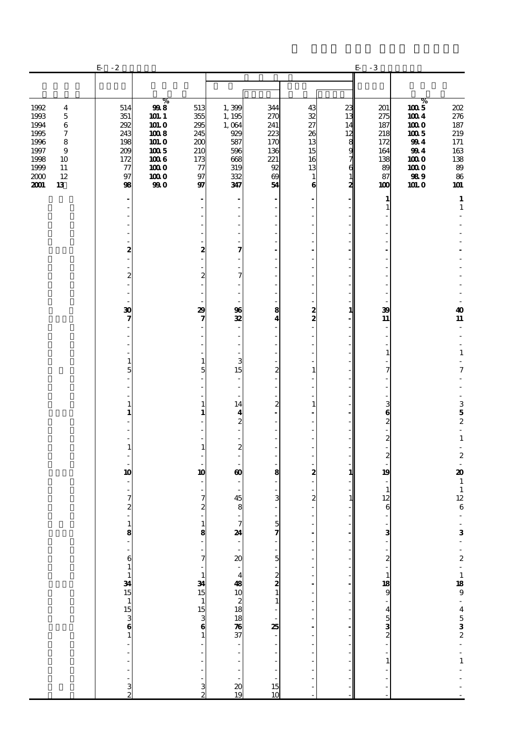| | E- -2 | | | | | | | E- -3 | | |
|---|---|---|---|---|---|---|---|---|---|---|
| | | % | | | | | | | % | |
| 1992　4 | 514 | 99.8 | 513 | 1,399 | 344 | 43 | 23 | 201 | 100.5 | 202 |
| 1993　5 | 351 | 101.1 | 355 | 1,195 | 270 | 32 | 13 | 275 | 100.4 | 276 |
| 1994　6 | 292 | 101.0 | 295 | 1,064 | 241 | 27 | 14 | 187 | 100.0 | 187 |
| 1995　7 | 243 | 100.8 | 245 | 929 | 223 | 26 | 12 | 218 | 100.5 | 219 |
| 1996　8 | 198 | 101.0 | 200 | 587 | 170 | 13 | 8 | 172 | 99.4 | 171 |
| 1997　9 | 209 | 100.5 | 210 | 596 | 136 | 15 | 9 | 164 | 99.4 | 163 |
| 1998　10 | 172 | 100.6 | 173 | 668 | 221 | 16 | 7 | 138 | 100.0 | 138 |
| 1999　11 | 77 | 100.0 | 77 | 319 | 92 | 13 | 6 | 89 | 100.0 | 89 |
| 2000　12 | 97 | 100.0 | 97 | 332 | 69 | 1 | 1 | 87 | 98.9 | 86 |
| **2001　13** | **98** | **99.0** | **97** | **347** | **54** | **6** | **2** | **100** | **101.0** | **101** |
| | **-** | | **-** | **-** | **-** | **-** | **-** | **1** | | **1** |
| | - | | - | - | - | - | - | 1 | | 1 |
| | - | | - | - | - | - | - | - | | - |
| | - | | - | - | - | - | - | - | | - |
| | - | | - | - | - | - | - | - | | - |
| | - | | - | - | - | - | - | - | | - |
| | **2** | | **2** | **7** | **-** | **-** | **-** | **-** | | **-** |
| | - | | - | - | - | - | - | - | | - |
| | - | | - | - | - | - | - | - | | - |
| | 2 | | 2 | 7 | - | - | - | - | | - |
| | - | | - | - | - | - | - | - | | - |
| | - | | - | - | - | - | - | - | | - |
| | - | | - | - | - | - | - | - | | - |
| | **30** | | **29** | **96** | **8** | **2** | **1** | **39** | | **40** |
| | **7** | | **7** | **32** | **4** | **2** | **-** | **11** | | **11** |
| | - | | - | - | - | - | - | - | | - |
| | - | | - | - | - | - | - | - | | - |
| | - | | - | - | - | - | - | - | | - |
| | - | | - | - | - | - | - | 1 | | 1 |
| | 1 | | 1 | 3 | - | - | - | - | | - |
| | 5 | | 5 | 15 | 2 | 1 | - | 7 | | 7 |
| | - | | - | - | - | - | - | - | | - |
| | - | | - | - | - | - | - | - | | - |
| | - | | - | - | - | - | - | - | | - |
| | 1 | | 1 | 14 | 2 | 1 | - | 3 | | 3 |
| | **1** | | **1** | **4** | **-** | **-** | **-** | **6** | | **5** |
| | - | | - | 2 | - | - | - | 2 | | 2 |
| | - | | - | - | - | - | - | - | | - |
| | - | | - | - | - | - | - | 2 | | 1 |
| | 1 | | 1 | 2 | - | - | - | - | | - |
| | - | | - | - | - | - | - | 2 | | 2 |
| | - | | - | - | - | - | - | - | | - |
| | **10** | | **10** | **60** | **8** | **2** | **1** | **19** | | **20** |
| | - | | - | - | - | - | - | - | | 1 |
| | - | | - | - | - | - | - | 1 | | 1 |
| | 7 | | 7 | 45 | 3 | 2 | 1 | 12 | | 12 |
| | 2 | | 2 | 8 | - | - | - | 6 | | 6 |
| | - | | - | - | - | - | - | - | | - |
| | 1 | | 1 | 7 | 5 | - | - | - | | - |
| | **8** | | **8** | **24** | **7** | **-** | **-** | **3** | | **3** |
| | - | | - | - | - | - | - | - | | - |
| | - | | - | - | - | - | - | - | | - |
| | 6 | | 7 | 20 | 5 | - | - | 2 | | 2 |
| | 1 | | - | - | - | - | - | - | | - |
| | 1 | | 1 | 4 | 2 | - | - | 1 | | 1 |
| | **34** | | **34** | **48** | **2** | **-** | **-** | **18** | | **18** |
| | 15 | | 15 | 10 | 1 | - | - | 9 | | 9 |
| | 1 | | 1 | 2 | 1 | - | - | - | | - |
| | 15 | | 15 | 18 | - | - | - | 4 | | 4 |
| | 3 | | 3 | 18 | - | - | - | 5 | | 5 |
| | **6** | | **6** | **76** | **25** | **-** | **-** | **3** | | **3** |
| | 1 | | 1 | 37 | - | - | - | 2 | | 2 |
| | - | | - | - | - | - | - | - | | - |
| | - | | - | - | - | - | - | - | | - |
| | - | | - | - | - | - | - | 1 | | 1 |
| | - | | - | - | - | - | - | - | | - |
| | - | | - | - | - | - | - | - | | - |
| | 3 | | 3 | 20 | 15 | - | - | - | | - |
| | 2 | | 2 | 19 | 10 | - | - | - | | - |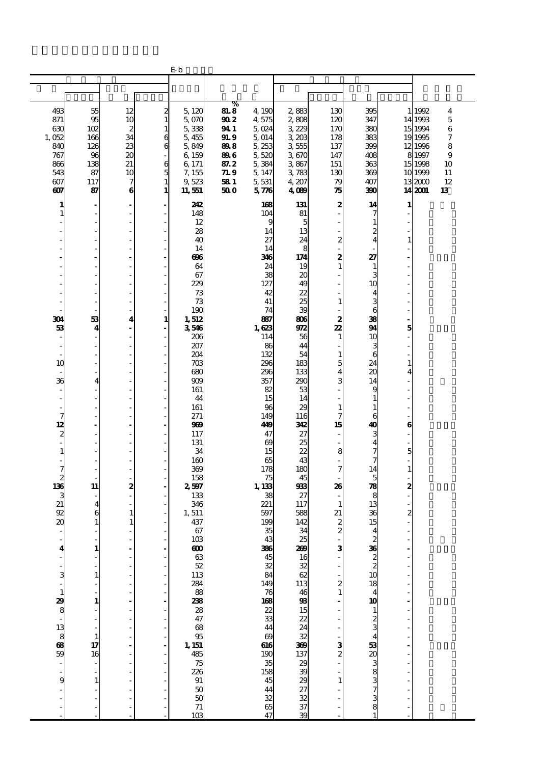E-b

| | | | | | % | | | | | | | |
|---|---|---|---|---|---|---|---|---|---|---|---|---|
| 493 | 55 | 12 | 2 | 5,120 | 81.8 | 4,190 | 2,883 | 130 | 395 | 1 | 1992 | 4 |
| 871 | 95 | 10 | 1 | 5,070 | 90.2 | 4,575 | 2,808 | 120 | 347 | 14 | 1993 | 5 |
| 630 | 102 | 2 | 1 | 5,338 | 94.1 | 5,024 | 3,229 | 170 | 380 | 15 | 1994 | 6 |
| 1,052 | 166 | 34 | 6 | 5,455 | 91.9 | 5,014 | 3,203 | 178 | 383 | 19 | 1995 | 7 |
| 840 | 126 | 23 | 6 | 5,849 | 89.8 | 5,253 | 3,555 | 137 | 399 | 12 | 1996 | 8 |
| 767 | 96 | 20 | - | 6,159 | 89.6 | 5,520 | 3,670 | 147 | 408 | 8 | 1997 | 9 |
| 866 | 138 | 21 | 6 | 6,171 | 87.2 | 5,384 | 3,867 | 151 | 363 | 15 | 1998 | 10 |
| 543 | 87 | 10 | 5 | 7,155 | 71.9 | 5,147 | 3,783 | 130 | 369 | 10 | 1999 | 11 |
| 607 | 117 | 7 | 1 | 9,523 | 58.1 | 5,531 | 4,207 | 79 | 407 | 13 | 2000 | 12 |
| **607** | **87** | **6** | **1** | **11,551** | **50.0** | **5,776** | **4,089** | **75** | **390** | **14** | **2001** | **13** |
| **1** | **-** | **-** | **-** | **242** | | **168** | **131** | **2** | **14** | **1** | | |
| 1 | - | - | - | 148 | | 104 | 81 | - | 7 | - | | |
| - | - | - | - | 12 | | 9 | 5 | - | 1 | - | | |
| - | - | - | - | 28 | | 14 | 13 | - | 2 | - | | |
| - | - | - | - | 40 | | 27 | 24 | 2 | 4 | 1 | | |
| - | - | - | - | 14 | | 14 | 8 | - | - | - | | |
| **-** | **-** | **-** | **-** | **696** | | **346** | **174** | **2** | **27** | **-** | | |
| - | - | - | - | 64 | | 24 | 19 | 1 | 1 | - | | |
| - | - | - | - | 67 | | 38 | 20 | - | 3 | - | | |
| - | - | - | - | 229 | | 127 | 49 | - | 10 | - | | |
| - | - | - | - | 73 | | 42 | 22 | - | 4 | - | | |
| - | - | - | - | 73 | | 41 | 25 | 1 | 3 | - | | |
| - | - | - | - | 190 | | 74 | 39 | - | 6 | - | | |
| **304** | **53** | **4** | **1** | **1,512** | | **887** | **806** | **2** | **38** | **-** | | |
| **53** | **4** | **-** | **-** | **3,546** | | **1,623** | **972** | **22** | **94** | **5** | | |
| - | - | - | - | 206 | | 114 | 56 | 1 | 10 | - | | |
| - | - | - | - | 207 | | 86 | 44 | - | 3 | - | | |
| - | - | - | - | 204 | | 132 | 54 | 1 | 6 | - | | |
| 10 | - | - | - | 703 | | 296 | 183 | 5 | 24 | 1 | | |
| - | - | - | - | 680 | | 296 | 133 | 4 | 20 | 4 | | |
| 36 | 4 | - | - | 909 | | 357 | 290 | 3 | 14 | - | | |
| - | - | - | - | 161 | | 82 | 53 | - | 9 | - | | |
| - | - | - | - | 44 | | 15 | 14 | - | 1 | - | | |
| - | - | - | - | 161 | | 96 | 29 | 1 | 1 | - | | |
| 7 | - | - | - | 271 | | 149 | 116 | 7 | 6 | - | | |
| **12** | **-** | **-** | **-** | **969** | | **449** | **342** | **15** | **40** | **6** | | |
| 2 | - | - | - | 117 | | 47 | 27 | - | 3 | - | | |
| - | - | - | - | 131 | | 69 | 25 | - | 4 | - | | |
| 1 | - | - | - | 34 | | 15 | 22 | 8 | 7 | 5 | | |
| - | - | - | - | 160 | | 65 | 43 | - | 7 | - | | |
| 7 | - | - | - | 369 | | 178 | 180 | 7 | 14 | 1 | | |
| 2 | - | - | - | 158 | | 75 | 45 | - | 5 | - | | |
| **136** | **11** | **2** | **-** | **2,597** | | **1,133** | **933** | **26** | **78** | **2** | | |
| 3 | - | - | - | 133 | | 38 | 27 | - | 8 | - | | |
| 21 | 4 | - | - | 346 | | 221 | 117 | 1 | 13 | - | | |
| 92 | 6 | 1 | - | 1,511 | | 597 | 588 | 21 | 36 | 2 | | |
| 20 | 1 | 1 | - | 437 | | 199 | 142 | 2 | 15 | - | | |
| - | - | - | - | 67 | | 35 | 34 | 2 | 4 | - | | |
| - | - | - | - | 103 | | 43 | 25 | - | 2 | - | | |
| **4** | **1** | **-** | **-** | **600** | | **386** | **269** | **3** | **36** | **-** | | |
| - | - | - | - | 63 | | 45 | 16 | - | 2 | - | | |
| - | - | - | - | 52 | | 32 | 32 | - | 2 | - | | |
| 3 | 1 | - | - | 113 | | 84 | 62 | - | 10 | - | | |
| - | - | - | - | 284 | | 149 | 113 | 2 | 18 | - | | |
| 1 | - | - | - | 88 | | 76 | 46 | 1 | 4 | - | | |
| **29** | **1** | **-** | **-** | **238** | | **168** | **93** | **-** | **10** | **-** | | |
| 8 | - | - | - | 28 | | 22 | 15 | - | 1 | - | | |
| - | - | - | - | 47 | | 33 | 22 | - | 2 | - | | |
| 13 | - | - | - | 68 | | 44 | 24 | - | 3 | - | | |
| 8 | 1 | - | - | 95 | | 69 | 32 | - | 4 | - | | |
| **68** | **17** | **-** | **-** | **1,151** | | **616** | **369** | **3** | **53** | **-** | | |
| 59 | 16 | - | - | 485 | | 190 | 137 | 2 | 20 | - | | |
| - | - | - | - | 75 | | 35 | 29 | - | 3 | - | | |
| - | - | - | - | 226 | | 158 | 39 | - | 8 | - | | |
| 9 | 1 | - | - | 91 | | 45 | 29 | 1 | 3 | - | | |
| - | - | - | - | 50 | | 44 | 27 | - | 7 | - | | |
| - | - | - | - | 50 | | 32 | 32 | - | 3 | - | | |
| - | - | - | - | 71 | | 65 | 37 | - | 8 | - | | |
| - | - | - | - | 103 | | 47 | 39 | - | 1 | - | | |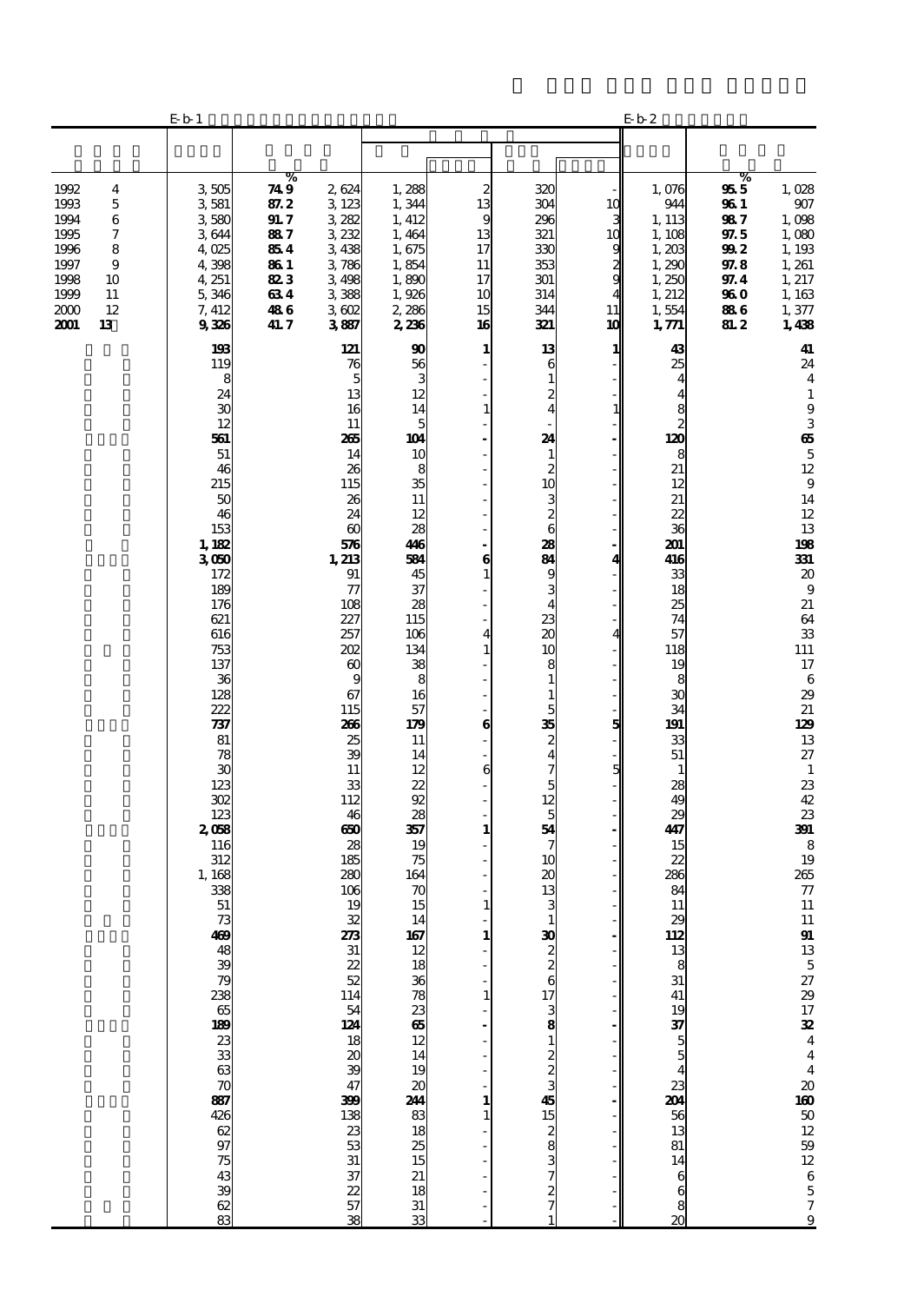| | E-b-1 | % | | | | | | E-b-2 | % | |
|---|---|---|---|---|---|---|---|---|---|---|
| 1992 4 | 3,505 | 74.9 | 2,624 | 1,288 | 2 | 320 | - | 1,076 | 95.5 | 1,028 |
| 1993 5 | 3,581 | 87.2 | 3,123 | 1,344 | 13 | 304 | 10 | 944 | 96.1 | 907 |
| 1994 6 | 3,580 | 91.7 | 3,282 | 1,412 | 9 | 296 | 3 | 1,113 | 98.7 | 1,098 |
| 1995 7 | 3,644 | 88.7 | 3,232 | 1,464 | 13 | 321 | 10 | 1,108 | 97.5 | 1,080 |
| 1996 8 | 4,025 | 85.4 | 3,438 | 1,675 | 17 | 330 | 9 | 1,203 | 99.2 | 1,193 |
| 1997 9 | 4,398 | 86.1 | 3,786 | 1,854 | 11 | 353 | 2 | 1,290 | 97.8 | 1,261 |
| 1998 10 | 4,251 | 82.3 | 3,498 | 1,890 | 17 | 301 | 9 | 1,250 | 97.4 | 1,217 |
| 1999 11 | 5,346 | 63.4 | 3,388 | 1,926 | 10 | 314 | 4 | 1,212 | 96.0 | 1,163 |
| 2000 12 | 7,412 | 48.6 | 3,602 | 2,286 | 15 | 344 | 11 | 1,554 | 88.6 | 1,377 |
| **2001 13** | **9,326** | **41.7** | **3,887** | **2,236** | **16** | **321** | **10** | **1,771** | **81.2** | **1,438** |
| | **193** | | **121** | **90** | **1** | **13** | **1** | **43** | | **41** |
| | 119 | | 76 | 56 | - | 6 | - | 25 | | 24 |
| | 8 | | 5 | 3 | - | 1 | - | 4 | | 4 |
| | 24 | | 13 | 12 | - | 2 | - | 4 | | 1 |
| | 30 | | 16 | 14 | 1 | 4 | 1 | 8 | | 9 |
| | 12 | | 11 | 5 | - | - | - | 2 | | 3 |
| | **561** | | **265** | **104** | **-** | **24** | **-** | **120** | | **65** |
| | 51 | | 14 | 10 | - | 1 | - | 8 | | 5 |
| | 46 | | 26 | 8 | - | 2 | - | 21 | | 12 |
| | 215 | | 115 | 35 | - | 10 | - | 12 | | 9 |
| | 50 | | 26 | 11 | - | 3 | - | 21 | | 14 |
| | 46 | | 24 | 12 | - | 2 | - | 22 | | 12 |
| | 153 | | 60 | 28 | - | 6 | - | 36 | | 13 |
| | **1,182** | | **576** | **446** | **-** | **28** | **-** | **201** | | **198** |
| | **3,050** | | **1,213** | **584** | **6** | **84** | **4** | **416** | | **331** |
| | 172 | | 91 | 45 | 1 | 9 | - | 33 | | 20 |
| | 189 | | 77 | 37 | - | 3 | - | 18 | | 9 |
| | 176 | | 108 | 28 | - | 4 | - | 25 | | 21 |
| | 621 | | 227 | 115 | - | 23 | - | 74 | | 64 |
| | 616 | | 257 | 106 | 4 | 20 | 4 | 57 | | 33 |
| | 753 | | 202 | 134 | 1 | 10 | - | 118 | | 111 |
| | 137 | | 60 | 38 | - | 8 | - | 19 | | 17 |
| | 36 | | 9 | 8 | - | 1 | - | 8 | | 6 |
| | 128 | | 67 | 16 | - | 1 | - | 30 | | 29 |
| | 222 | | 115 | 57 | - | 5 | - | 34 | | 21 |
| | **737** | | **266** | **179** | **6** | **35** | **5** | **191** | | **129** |
| | 81 | | 25 | 11 | - | 2 | - | 33 | | 13 |
| | 78 | | 39 | 14 | - | 4 | - | 51 | | 27 |
| | 30 | | 11 | 12 | 6 | 7 | 5 | 1 | | 1 |
| | 123 | | 33 | 22 | - | 5 | - | 28 | | 23 |
| | 302 | | 112 | 92 | - | 12 | - | 49 | | 42 |
| | 123 | | 46 | 28 | - | 5 | - | 29 | | 23 |
| | **2,058** | | **650** | **357** | **1** | **54** | **-** | **447** | | **391** |
| | 116 | | 28 | 19 | - | 7 | - | 15 | | 8 |
| | 312 | | 185 | 75 | - | 10 | - | 22 | | 19 |
| | 1,168 | | 280 | 164 | - | 20 | - | 286 | | 265 |
| | 338 | | 106 | 70 | - | 13 | - | 84 | | 77 |
| | 51 | | 19 | 15 | 1 | 3 | - | 11 | | 11 |
| | 73 | | 32 | 14 | - | 1 | - | 29 | | 11 |
| | **469** | | **273** | **167** | **1** | **30** | **-** | **112** | | **91** |
| | 48 | | 31 | 12 | - | 2 | - | 13 | | 13 |
| | 39 | | 22 | 18 | - | 2 | - | 8 | | 5 |
| | 79 | | 52 | 36 | - | 6 | - | 31 | | 27 |
| | 238 | | 114 | 78 | 1 | 17 | - | 41 | | 29 |
| | 65 | | 54 | 23 | - | 3 | - | 19 | | 17 |
| | **189** | | **124** | **65** | **-** | **8** | **-** | **37** | | **32** |
| | 23 | | 18 | 12 | - | 1 | - | 5 | | 4 |
| | 33 | | 20 | 14 | - | 2 | - | 5 | | 4 |
| | 63 | | 39 | 19 | - | 2 | - | 4 | | 4 |
| | 70 | | 47 | 20 | - | 3 | - | 23 | | 20 |
| | **887** | | **399** | **244** | **1** | **45** | **-** | **204** | | **160** |
| | 426 | | 138 | 83 | 1 | 15 | - | 56 | | 50 |
| | 62 | | 23 | 18 | - | 2 | - | 13 | | 12 |
| | 97 | | 53 | 25 | - | 8 | - | 81 | | 59 |
| | 75 | | 31 | 15 | - | 3 | - | 14 | | 12 |
| | 43 | | 37 | 21 | - | 7 | - | 6 | | 6 |
| | 39 | | 22 | 18 | - | 2 | - | 6 | | 5 |
| | 62 | | 57 | 31 | - | 7 | - | 8 | | 7 |
| | 83 | | 38 | 33 | - | 1 | - | 20 | | 9 |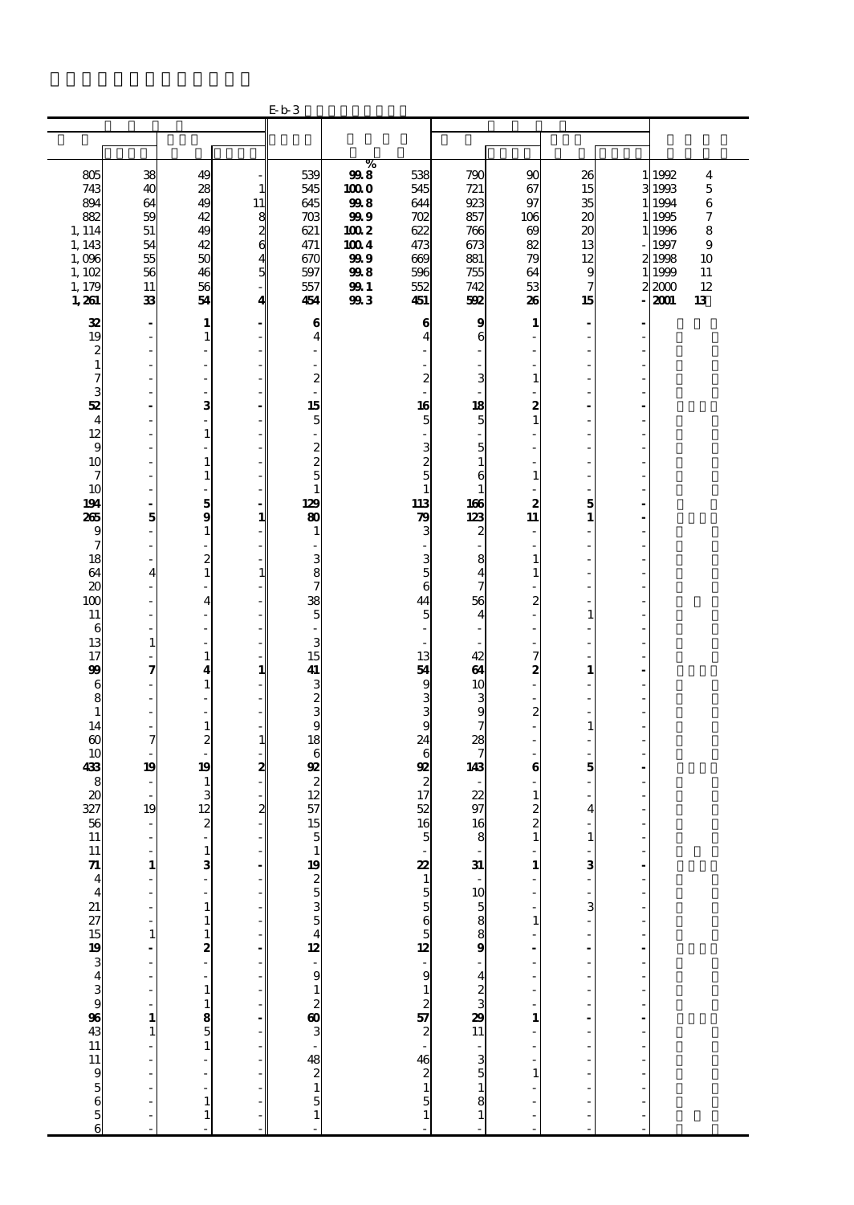E-b-3

| | | | | | | | | | | | |
|---|---|---|---|---|---|---|---|---|---|---|---|
| | | | | | % | | | | | | |
| 805 | 38 | 49 | - | 539 | 99.8 | 538 | 790 | 90 | 26 | 1 | 1992 4 |
| 743 | 40 | 28 | 1 | 545 | 100.0 | 545 | 721 | 67 | 15 | 3 | 1993 5 |
| 894 | 64 | 49 | 11 | 645 | 99.8 | 644 | 923 | 97 | 35 | 1 | 1994 6 |
| 882 | 59 | 42 | 8 | 703 | 99.9 | 702 | 857 | 106 | 20 | 1 | 1995 7 |
| 1,114 | 51 | 49 | 2 | 621 | 100.2 | 622 | 766 | 69 | 20 | 1 | 1996 8 |
| 1,143 | 54 | 42 | 6 | 471 | 100.4 | 473 | 673 | 82 | 13 | - | 1997 9 |
| 1,096 | 55 | 50 | 4 | 670 | 99.9 | 669 | 881 | 79 | 12 | 2 | 1998 10 |
| 1,102 | 56 | 46 | 5 | 597 | 99.8 | 596 | 755 | 64 | 9 | 1 | 1999 11 |
| 1,179 | 11 | 56 | - | 557 | 99.1 | 552 | 742 | 53 | 7 | 2 | 2000 12 |
| **1,261** | **33** | **54** | **4** | **454** | **99.3** | **451** | **592** | **26** | **15** | **-** | **2001 13** |
| **32** | **-** | **1** | **-** | **6** | | **6** | **9** | **1** | **-** | **-** | |
| 19 | - | 1 | - | 4 | | 4 | 6 | - | - | - | |
| 2 | - | - | - | - | | - | - | - | - | - | |
| 1 | - | - | - | - | | - | - | - | - | - | |
| 7 | - | - | - | 2 | | 2 | 3 | 1 | - | - | |
| 3 | - | - | - | - | | - | - | - | - | - | |
| **52** | **-** | **3** | **-** | **15** | | **16** | **18** | **2** | **-** | **-** | |
| 4 | - | - | - | 5 | | 5 | 5 | 1 | - | - | |
| 12 | - | 1 | - | - | | - | - | - | - | - | |
| 9 | - | - | - | 2 | | 3 | 5 | - | - | - | |
| 10 | - | 1 | - | 2 | | 2 | 1 | - | - | - | |
| 7 | - | 1 | - | 5 | | 5 | 6 | 1 | - | - | |
| 10 | - | - | - | 1 | | 1 | 1 | - | - | - | |
| **194** | **-** | **5** | **-** | **129** | | **113** | **166** | **2** | **5** | **-** | |
| **265** | **5** | **9** | **1** | **80** | | **79** | **123** | **11** | **1** | **-** | |
| 9 | - | 1 | - | 1 | | 3 | 2 | - | - | - | |
| 7 | - | - | - | - | | - | - | - | - | - | |
| 18 | - | 2 | - | 3 | | 3 | 8 | 1 | - | - | |
| 64 | 4 | 1 | 1 | 8 | | 5 | 4 | 1 | - | - | |
| 20 | - | - | - | 7 | | 6 | 7 | - | - | - | |
| 100 | - | 4 | - | 38 | | 44 | 56 | 2 | - | - | |
| 11 | - | - | - | 5 | | 5 | 4 | - | 1 | - | |
| 6 | - | - | - | - | | - | - | - | - | - | |
| 13 | 1 | - | - | 3 | | - | - | - | - | - | |
| 17 | - | 1 | - | 15 | | 13 | 42 | 7 | - | - | |
| **99** | **7** | **4** | **1** | **41** | | **54** | **64** | **2** | **1** | **-** | |
| 6 | - | 1 | - | 3 | | 9 | 10 | - | - | - | |
| 8 | - | - | - | 2 | | 3 | 3 | - | - | - | |
| 1 | - | - | - | 3 | | 3 | 9 | 2 | - | - | |
| 14 | - | 1 | - | 9 | | 9 | 7 | - | 1 | - | |
| 60 | 7 | 2 | 1 | 18 | | 24 | 28 | - | - | - | |
| 10 | - | - | - | 6 | | 6 | 7 | - | - | - | |
| **433** | **19** | **19** | **2** | **92** | | **92** | **143** | **6** | **5** | **-** | |
| 8 | - | 1 | - | 2 | | 2 | - | - | - | - | |
| 20 | - | 3 | - | 12 | | 17 | 22 | 1 | - | - | |
| 327 | 19 | 12 | 2 | 57 | | 52 | 97 | 2 | 4 | - | |
| 56 | - | 2 | - | 15 | | 16 | 16 | 2 | - | - | |
| 11 | - | - | - | 5 | | 5 | 8 | 1 | 1 | - | |
| 11 | - | 1 | - | 1 | | - | - | - | - | - | |
| **71** | **1** | **3** | **-** | **19** | | **22** | **31** | **1** | **3** | **-** | |
| 4 | - | - | - | 2 | | 1 | - | - | - | - | |
| 4 | - | - | - | 5 | | 5 | 10 | - | - | - | |
| 21 | - | 1 | - | 3 | | 5 | 5 | - | 3 | - | |
| 27 | - | 1 | - | 5 | | 6 | 8 | 1 | - | - | |
| 15 | 1 | 1 | - | 4 | | 5 | 8 | - | - | - | |
| **19** | **-** | **2** | **-** | **12** | | **12** | **9** | **-** | **-** | **-** | |
| 3 | - | - | - | - | | - | - | - | - | - | |
| 4 | - | - | - | 9 | | 9 | 4 | - | - | - | |
| 3 | - | 1 | - | 1 | | 1 | 2 | - | - | - | |
| 9 | - | 1 | - | 2 | | 2 | 3 | - | - | - | |
| **96** | **1** | **8** | **-** | **60** | | **57** | **29** | **1** | **-** | **-** | |
| 43 | 1 | 5 | - | 3 | | 2 | 11 | - | - | - | |
| 11 | - | 1 | - | - | | - | - | - | - | - | |
| 11 | - | - | - | 48 | | 46 | 3 | - | - | - | |
| 9 | - | - | - | 2 | | 2 | 5 | 1 | - | - | |
| 5 | - | - | - | 1 | | 1 | 1 | - | - | - | |
| 6 | - | 1 | - | 5 | | 5 | 8 | - | - | - | |
| 5 | - | 1 | - | 1 | | 1 | 1 | - | - | - | |
| 6 | - | - | - | - | | - | - | - | - | - | |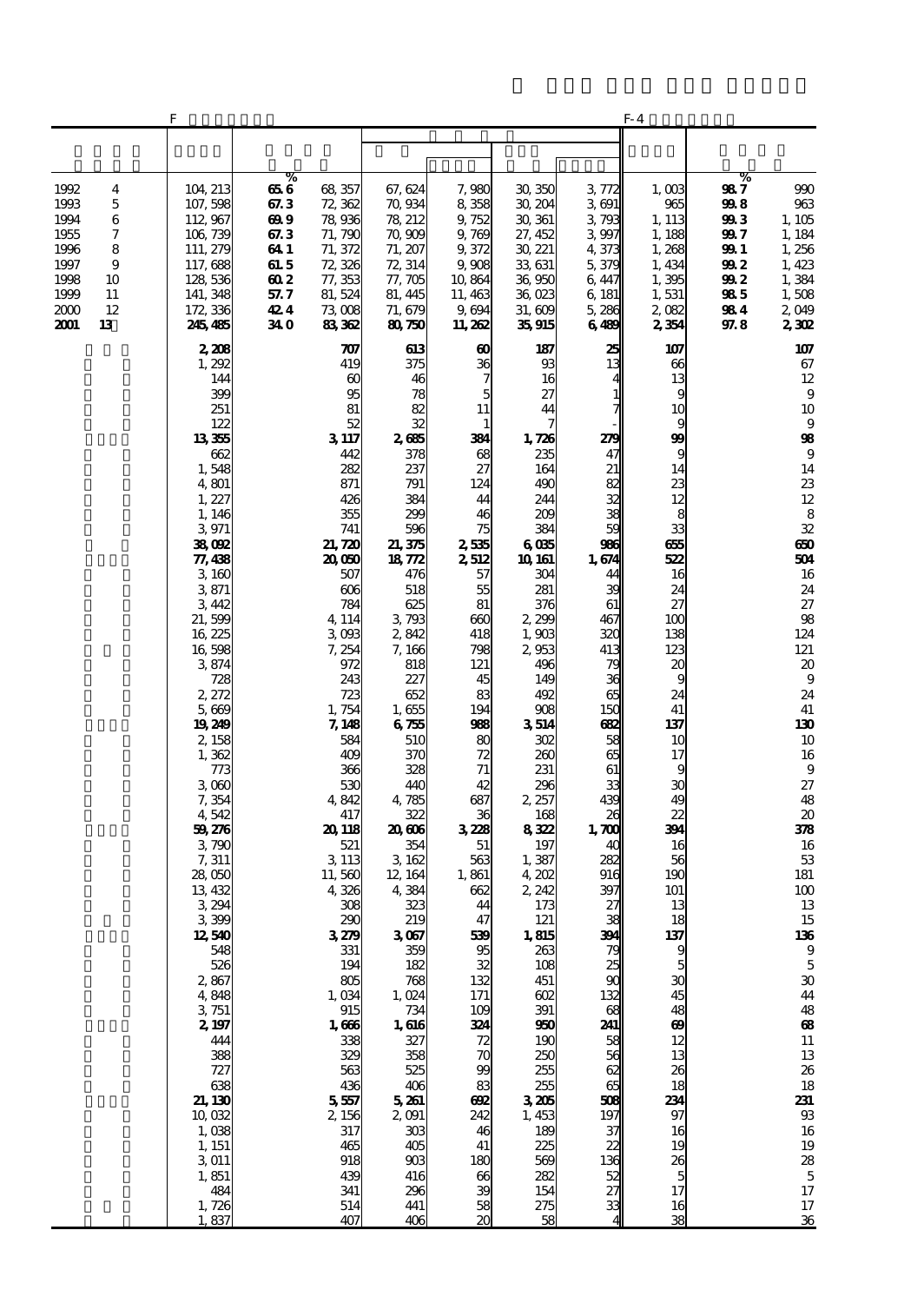F　　　　　　　　　　　　　　　　　　　　　　　　　　　　　　　　　　　　　　F-4

| | | | % | | | | | | | | % | |
|---|---|---|---|---|---|---|---|---|---|---|---|---|
| 1992 | 4 | 104,213 | 65.6 | 68,357 | 67,624 | 7,980 | 30,350 | 3,772 | 1,003 | | 98.7 | 990 |
| 1993 | 5 | 107,598 | 67.3 | 72,362 | 70,934 | 8,358 | 30,204 | 3,691 | 965 | | 99.8 | 963 |
| 1994 | 6 | 112,967 | 69.9 | 78,936 | 78,212 | 9,752 | 30,361 | 3,793 | 1,113 | | 99.3 | 1,105 |
| 1955 | 7 | 106,739 | 67.3 | 71,790 | 70,909 | 9,769 | 27,452 | 3,997 | 1,188 | | 99.7 | 1,184 |
| 1996 | 8 | 111,279 | 64.1 | 71,372 | 71,207 | 9,372 | 30,221 | 4,373 | 1,268 | | 99.1 | 1,256 |
| 1997 | 9 | 117,688 | 61.5 | 72,326 | 72,314 | 9,908 | 33,631 | 5,379 | 1,434 | | 99.2 | 1,423 |
| 1998 | 10 | 128,536 | 60.2 | 77,353 | 77,705 | 10,864 | 36,950 | 6,447 | 1,395 | | 99.2 | 1,384 |
| 1999 | 11 | 141,348 | 57.7 | 81,524 | 81,445 | 11,463 | 36,023 | 6,181 | 1,531 | | 98.5 | 1,508 |
| 2000 | 12 | 172,336 | 42.4 | 73,008 | 71,679 | 9,694 | 31,609 | 5,286 | 2,082 | | 98.4 | 2,049 |
| **2001** | **13** | **245,485** | **34.0** | **83,362** | **80,750** | **11,262** | **35,915** | **6,489** | **2,354** | | **97.8** | **2,302** |
| | | **2,208** | | **707** | **613** | **60** | **187** | **25** | **107** | | | **107** |
| | | 1,292 | | 419 | 375 | 36 | 93 | 13 | 66 | | | 67 |
| | | 144 | | 60 | 46 | 7 | 16 | 4 | 13 | | | 12 |
| | | 399 | | 95 | 78 | 5 | 27 | 1 | 9 | | | 9 |
| | | 251 | | 81 | 82 | 11 | 44 | 7 | 10 | | | 10 |
| | | 122 | | 52 | 32 | 1 | 7 | - | 9 | | | 9 |
| | | **13,355** | | **3,117** | **2,685** | **384** | **1,726** | **279** | **99** | | | **98** |
| | | 662 | | 442 | 378 | 68 | 235 | 47 | 9 | | | 9 |
| | | 1,548 | | 282 | 237 | 27 | 164 | 21 | 14 | | | 14 |
| | | 4,801 | | 871 | 791 | 124 | 490 | 82 | 23 | | | 23 |
| | | 1,227 | | 426 | 384 | 44 | 244 | 32 | 12 | | | 12 |
| | | 1,146 | | 355 | 299 | 46 | 209 | 38 | 8 | | | 8 |
| | | 3,971 | | 741 | 596 | 75 | 384 | 59 | 33 | | | 32 |
| | | **38,092** | | **21,720** | **21,375** | **2,535** | **6,035** | **986** | **655** | | | **650** |
| | | **77,438** | | **20,050** | **18,772** | **2,512** | **10,161** | **1,674** | **522** | | | **504** |
| | | 3,160 | | 507 | 476 | 57 | 304 | 44 | 16 | | | 16 |
| | | 3,871 | | 606 | 518 | 55 | 281 | 39 | 24 | | | 24 |
| | | 3,442 | | 784 | 625 | 81 | 376 | 61 | 27 | | | 27 |
| | | 21,599 | | 4,114 | 3,793 | 660 | 2,299 | 467 | 100 | | | 98 |
| | | 16,225 | | 3,093 | 2,842 | 418 | 1,903 | 320 | 138 | | | 124 |
| | | 16,598 | | 7,254 | 7,166 | 798 | 2,953 | 413 | 123 | | | 121 |
| | | 3,874 | | 972 | 818 | 121 | 496 | 79 | 20 | | | 20 |
| | | 728 | | 243 | 227 | 45 | 149 | 36 | 9 | | | 9 |
| | | 2,272 | | 723 | 652 | 83 | 492 | 65 | 24 | | | 24 |
| | | 5,669 | | 1,754 | 1,655 | 194 | 908 | 150 | 41 | | | 41 |
| | | **19,249** | | **7,148** | **6,755** | **988** | **3,514** | **682** | **137** | | | **130** |
| | | 2,158 | | 584 | 510 | 80 | 302 | 58 | 10 | | | 10 |
| | | 1,362 | | 409 | 370 | 72 | 260 | 65 | 17 | | | 16 |
| | | 773 | | 366 | 328 | 71 | 231 | 61 | 9 | | | 9 |
| | | 3,060 | | 530 | 440 | 42 | 296 | 33 | 30 | | | 27 |
| | | 7,354 | | 4,842 | 4,785 | 687 | 2,257 | 439 | 49 | | | 48 |
| | | 4,542 | | 417 | 322 | 36 | 168 | 26 | 22 | | | 20 |
| | | **59,276** | | **20,118** | **20,606** | **3,228** | **8,322** | **1,700** | **394** | | | **378** |
| | | 3,790 | | 521 | 354 | 51 | 197 | 40 | 16 | | | 16 |
| | | 7,311 | | 3,113 | 3,162 | 563 | 1,387 | 282 | 56 | | | 53 |
| | | 28,050 | | 11,560 | 12,164 | 1,861 | 4,202 | 916 | 190 | | | 181 |
| | | 13,432 | | 4,326 | 4,384 | 662 | 2,242 | 397 | 101 | | | 100 |
| | | 3,294 | | 308 | 323 | 44 | 173 | 27 | 13 | | | 13 |
| | | 3,399 | | 290 | 219 | 47 | 121 | 38 | 18 | | | 15 |
| | | **12,540** | | **3,279** | **3,067** | **539** | **1,815** | **394** | **137** | | | **136** |
| | | 548 | | 331 | 359 | 95 | 263 | 79 | 9 | | | 9 |
| | | 526 | | 194 | 182 | 32 | 108 | 25 | 5 | | | 5 |
| | | 2,867 | | 805 | 768 | 132 | 451 | 90 | 30 | | | 30 |
| | | 4,848 | | 1,034 | 1,024 | 171 | 602 | 132 | 45 | | | 44 |
| | | 3,751 | | 915 | 734 | 109 | 391 | 68 | 48 | | | 48 |
| | | **2,197** | | **1,666** | **1,616** | **324** | **950** | **241** | **69** | | | **68** |
| | | 444 | | 338 | 327 | 72 | 190 | 58 | 12 | | | 11 |
| | | 388 | | 329 | 358 | 70 | 250 | 56 | 13 | | | 13 |
| | | 727 | | 563 | 525 | 99 | 255 | 62 | 26 | | | 26 |
| | | 638 | | 436 | 406 | 83 | 255 | 65 | 18 | | | 18 |
| | | **21,130** | | **5,557** | **5,261** | **692** | **3,205** | **508** | **234** | | | **231** |
| | | 10,032 | | 2,156 | 2,091 | 242 | 1,453 | 197 | 97 | | | 93 |
| | | 1,038 | | 317 | 303 | 46 | 189 | 37 | 16 | | | 16 |
| | | 1,151 | | 465 | 405 | 41 | 225 | 22 | 19 | | | 19 |
| | | 3,011 | | 918 | 903 | 180 | 569 | 136 | 26 | | | 28 |
| | | 1,851 | | 439 | 416 | 66 | 282 | 52 | 5 | | | 5 |
| | | 484 | | 341 | 296 | 39 | 154 | 27 | 17 | | | 17 |
| | | 1,726 | | 514 | 441 | 58 | 275 | 33 | 16 | | | 17 |
| | | 1,837 | | 407 | 406 | 20 | 58 | 4 | 38 | | | 36 |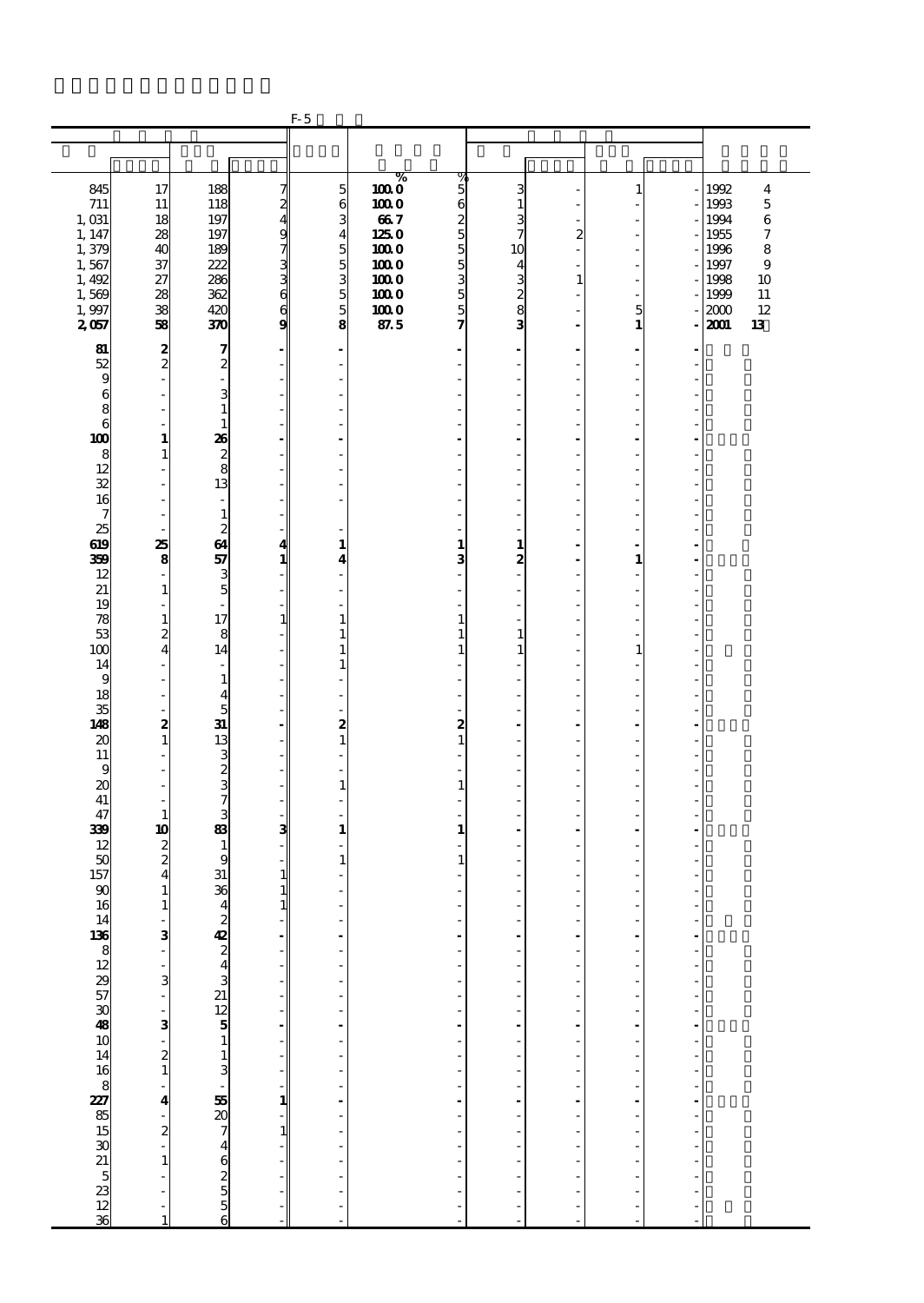F-5

| | | | | | % | % | | | | | |
|---|---|---|---|---|---|---|---|---|---|---|---|
| 845 | 17 | 188 | 7 | 5 | 100.0 | 5 | 3 | - | 1 | - | 1992 4 |
| 711 | 11 | 118 | 2 | 6 | 100.0 | 6 | 1 | - | - | - | 1993 5 |
| 1,031 | 18 | 197 | 4 | 3 | 66.7 | 2 | 3 | - | - | - | 1994 6 |
| 1,147 | 28 | 197 | 9 | 4 | 125.0 | 5 | 7 | 2 | - | - | 1955 7 |
| 1,379 | 40 | 189 | 7 | 5 | 100.0 | 5 | 10 | - | - | - | 1996 8 |
| 1,567 | 37 | 222 | 3 | 5 | 100.0 | 5 | 4 | - | - | - | 1997 9 |
| 1,492 | 27 | 286 | 3 | 3 | 100.0 | 3 | 3 | 1 | - | - | 1998 10 |
| 1,569 | 28 | 362 | 6 | 5 | 100.0 | 5 | 2 | - | - | - | 1999 11 |
| 1,997 | 38 | 420 | 6 | 5 | 100.0 | 5 | 8 | - | 5 | - | 2000 12 |
| **2,057** | **58** | **370** | **9** | **8** | **87.5** | **7** | **3** | **-** | **1** | **-** | **2001 13** |
| **81** | **2** | **7** | **-** | **-** | | **-** | **-** | **-** | **-** | **-** | |
| 52 | 2 | 2 | - | - | | - | - | - | - | - | |
| 9 | - | - | - | - | | - | - | - | - | - | |
| 6 | - | 3 | - | - | | - | - | - | - | - | |
| 8 | - | 1 | - | - | | - | - | - | - | - | |
| 6 | - | 1 | - | - | | - | - | - | - | - | |
| **100** | **1** | **26** | **-** | **-** | | **-** | **-** | **-** | **-** | **-** | |
| 8 | 1 | 2 | - | - | | - | - | - | - | - | |
| 12 | - | 8 | - | - | | - | - | - | - | - | |
| 32 | - | 13 | - | - | | - | - | - | - | - | |
| 16 | - | - | - | - | | - | - | - | - | - | |
| 7 | - | 1 | - | | | - | - | - | - | - | |
| 25 | - | 2 | - | - | | - | - | - | - | - | |
| **619** | **25** | **64** | **4** | **1** | | **1** | **1** | **-** | **-** | **-** | |
| **359** | **8** | **57** | **1** | **4** | | **3** | **2** | **-** | **1** | **-** | |
| 12 | - | 3 | - | - | | - | - | - | - | - | |
| 21 | 1 | 5 | - | - | | - | - | - | - | - | |
| 19 | - | - | - | - | | - | - | - | - | - | |
| 78 | 1 | 17 | 1 | 1 | | 1 | - | - | - | - | |
| 53 | 2 | 8 | - | 1 | | 1 | 1 | - | - | - | |
| 100 | 4 | 14 | - | 1 | | 1 | 1 | - | 1 | - | |
| 14 | - | - | - | 1 | | - | - | - | - | - | |
| 9 | - | 1 | - | - | | - | - | - | - | - | |
| 18 | - | 4 | - | - | | - | - | - | - | - | |
| 35 | - | 5 | - | - | | - | - | - | - | - | |
| **148** | **2** | **31** | **-** | **2** | | **2** | **-** | **-** | **-** | **-** | |
| 20 | 1 | 13 | - | 1 | | 1 | - | - | - | - | |
| 11 | - | 3 | - | - | | - | - | - | - | - | |
| 9 | - | 2 | - | - | | - | - | - | - | - | |
| 20 | - | 3 | - | 1 | | 1 | - | - | - | - | |
| 41 | - | 7 | - | - | | - | - | - | - | - | |
| 47 | 1 | 3 | - | - | | - | - | - | - | - | |
| **339** | **10** | **83** | **3** | **1** | | **1** | **-** | **-** | **-** | **-** | |
| 12 | 2 | 1 | - | - | | - | - | - | - | - | |
| 50 | 2 | 9 | - | 1 | | 1 | - | - | - | - | |
| 157 | 4 | 31 | 1 | - | | - | - | - | - | - | |
| 90 | 1 | 36 | 1 | - | | - | - | - | - | - | |
| 16 | 1 | 4 | 1 | - | | - | - | - | - | - | |
| 14 | - | 2 | - | - | | - | - | - | - | - | |
| **136** | **3** | **42** | **-** | **-** | | **-** | **-** | **-** | **-** | **-** | |
| 8 | - | 2 | - | - | | - | - | - | - | - | |
| 12 | - | 4 | - | - | | - | - | - | - | - | |
| 29 | 3 | 3 | - | - | | - | - | - | - | - | |
| 57 | - | 21 | - | - | | - | - | - | - | - | |
| 30 | - | 12 | - | - | | - | - | - | - | - | |
| **48** | **3** | **5** | **-** | **-** | | **-** | **-** | **-** | **-** | **-** | |
| 10 | - | 1 | - | - | | - | - | - | - | - | |
| 14 | 2 | 1 | - | - | | - | - | - | - | - | |
| 16 | 1 | 3 | - | - | | - | - | - | - | - | |
| 8 | - | - | - | - | | - | - | - | - | - | |
| **227** | **4** | **55** | **1** | **-** | | **-** | **-** | **-** | **-** | **-** | |
| 85 | - | 20 | - | - | | - | - | - | - | - | |
| 15 | 2 | 7 | 1 | - | | - | - | - | - | - | |
| 30 | - | 4 | - | - | | - | - | - | - | - | |
| 21 | 1 | 6 | - | - | | - | - | - | - | - | |
| 5 | - | 2 | - | - | | - | - | - | - | - | |
| 23 | - | 5 | - | - | | - | - | - | - | - | |
| 12 | - | 5 | - | - | | - | - | - | - | - | |
| 36 | 1 | 6 | - | - | | - | - | - | - | - | |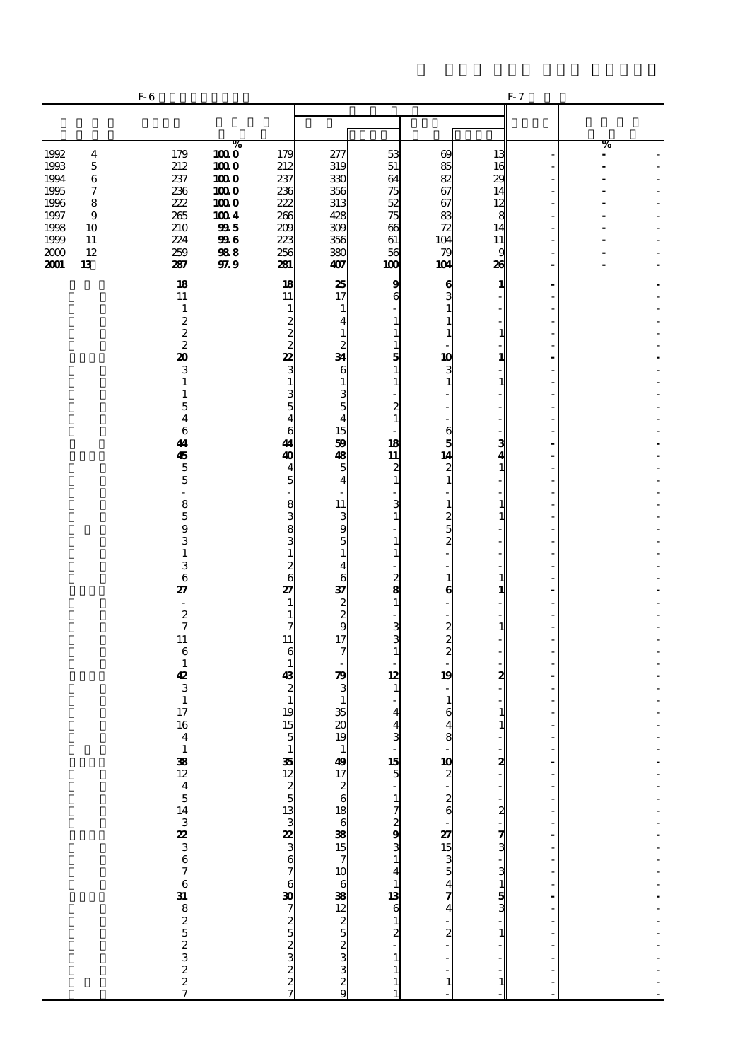| | F-6 | | | | | | | F-7 | | |
|---|---|---|---|---|---|---|---|---|---|---|
| | | % | | | | | | | % | |
| 1992 4 | 179 | 100.0 | 179 | 277 | 53 | 69 | 13 | - | - | - |
| 1993 5 | 212 | 100.0 | 212 | 319 | 51 | 85 | 16 | - | - | - |
| 1994 6 | 237 | 100.0 | 237 | 330 | 64 | 82 | 29 | - | - | - |
| 1995 7 | 236 | 100.0 | 236 | 356 | 75 | 67 | 14 | - | - | - |
| 1996 8 | 222 | 100.0 | 222 | 313 | 52 | 67 | 12 | - | - | - |
| 1997 9 | 265 | 100.4 | 266 | 428 | 75 | 83 | 8 | - | - | - |
| 1998 10 | 210 | 99.5 | 209 | 309 | 66 | 72 | 14 | - | - | - |
| 1999 11 | 224 | 99.6 | 223 | 356 | 61 | 104 | 11 | - | - | - |
| 2000 12 | 259 | 98.8 | 256 | 380 | 56 | 79 | 9 | - | - | - |
| **2001 13** | **287** | **97.9** | **281** | **407** | **100** | **104** | **26** | **-** | **-** | **-** |
| | **18** | | **18** | **25** | **9** | **6** | **1** | **-** | | **-** |
| | 11 | | 11 | 17 | 6 | 3 | - | - | | - |
| | 1 | | 1 | 1 | - | 1 | - | - | | - |
| | 2 | | 2 | 4 | 1 | 1 | - | - | | - |
| | 2 | | 2 | 1 | 1 | 1 | 1 | - | | - |
| | 2 | | 2 | 2 | 1 | - | - | - | | - |
| | **20** | | **22** | **34** | **5** | **10** | **1** | **-** | | **-** |
| | 3 | | 3 | 6 | 1 | 3 | - | - | | - |
| | 1 | | 1 | 1 | 1 | 1 | 1 | - | | - |
| | 1 | | 3 | 3 | - | - | - | - | | - |
| | 5 | | 5 | 5 | 2 | - | - | - | | - |
| | 4 | | 4 | 4 | 1 | - | - | - | | - |
| | 6 | | 6 | 15 | - | 6 | - | - | | - |
| | **44** | | **44** | **59** | **18** | **5** | **3** | **-** | | **-** |
| | **45** | | **40** | **48** | **11** | **14** | **4** | **-** | | **-** |
| | 5 | | 4 | 5 | 2 | 2 | 1 | - | | - |
| | 5 | | 5 | 4 | 1 | 1 | - | - | | - |
| | - | | - | - | - | - | - | - | | - |
| | 8 | | 8 | 11 | 3 | 1 | 1 | - | | - |
| | 5 | | 3 | 3 | 1 | 2 | 1 | - | | - |
| | 9 | | 8 | 9 | - | 5 | - | - | | - |
| | 3 | | 3 | 5 | 1 | 2 | - | - | | - |
| | 1 | | 1 | 1 | 1 | - | - | - | | - |
| | 3 | | 2 | 4 | - | - | - | - | | - |
| | 6 | | 6 | 6 | 2 | 1 | 1 | - | | - |
| | **27** | | **27** | **37** | **8** | **6** | **1** | **-** | | **-** |
| | - | | 1 | 2 | 1 | - | - | - | | - |
| | 2 | | 1 | 2 | - | - | - | - | | - |
| | 7 | | 7 | 9 | 3 | 2 | 1 | - | | - |
| | 11 | | 11 | 17 | 3 | 2 | - | - | | - |
| | 6 | | 6 | 7 | 1 | 2 | - | - | | - |
| | 1 | | 1 | - | - | - | - | - | | - |
| | **42** | | **43** | **79** | **12** | **19** | **2** | **-** | | **-** |
| | 3 | | 2 | 3 | 1 | - | - | - | | - |
| | 1 | | 1 | 1 | - | 1 | - | - | | - |
| | 17 | | 19 | 35 | 4 | 6 | 1 | - | | - |
| | 16 | | 15 | 20 | 4 | 4 | 1 | - | | - |
| | 4 | | 5 | 19 | 3 | 8 | - | - | | - |
| | 1 | | 1 | 1 | - | - | - | - | | - |
| | **38** | | **35** | **49** | **15** | **10** | **2** | **-** | | **-** |
| | 12 | | 12 | 17 | 5 | 2 | - | - | | - |
| | 4 | | 2 | 2 | - | - | - | - | | - |
| | 5 | | 5 | 6 | 1 | 2 | - | - | | - |
| | 14 | | 13 | 18 | 7 | 6 | 2 | - | | - |
| | 3 | | 3 | 6 | 2 | - | - | - | | - |
| | **22** | | **22** | **38** | **9** | **27** | **7** | **-** | | **-** |
| | 3 | | 3 | 15 | 3 | 15 | 3 | - | | - |
| | 6 | | 6 | 7 | 1 | 3 | - | - | | - |
| | 7 | | 7 | 10 | 4 | 5 | 3 | - | | - |
| | 6 | | 6 | 6 | 1 | 4 | 1 | - | | - |
| | **31** | | **30** | **38** | **13** | **7** | **5** | **-** | | **-** |
| | 8 | | 7 | 12 | 6 | 4 | 3 | - | | - |
| | 2 | | 2 | 2 | 1 | - | - | - | | - |
| | 5 | | 5 | 5 | 2 | 2 | 1 | - | | - |
| | 2 | | 2 | 2 | - | - | - | - | | - |
| | 3 | | 3 | 3 | 1 | - | - | - | | - |
| | 2 | | 2 | 3 | 1 | - | - | - | | - |
| | 2 | | 2 | 2 | 1 | 1 | 1 | - | | - |
| | 7 | | 7 | 9 | 1 | - | - | - | | - |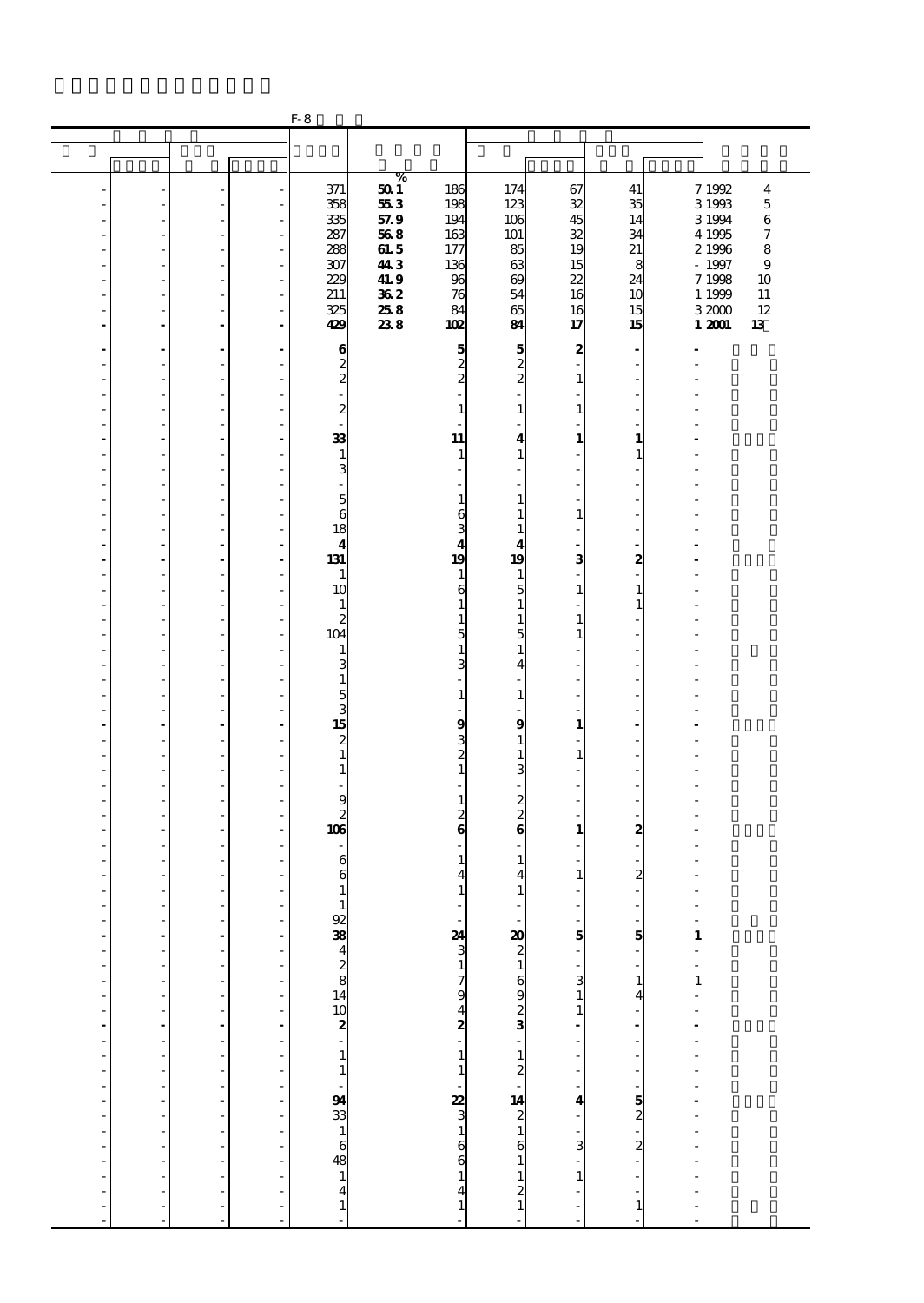F-8

| | | | | | % | | | | | | |
|---|---|---|---|---|---|---|---|---|---|---|---|
| - | - | - | - | 371 | 50.1 | 186 | 174 | 67 | 41 | 7 | 1992 4 |
| - | - | - | - | 358 | 55.3 | 198 | 123 | 32 | 35 | 3 | 1993 5 |
| - | - | - | - | 335 | 57.9 | 194 | 106 | 45 | 14 | 3 | 1994 6 |
| - | - | - | - | 287 | 56.8 | 163 | 101 | 32 | 34 | 4 | 1995 7 |
| - | - | - | - | 288 | 61.5 | 177 | 85 | 19 | 21 | 2 | 1996 8 |
| - | - | - | - | 307 | 44.3 | 136 | 63 | 15 | 8 | - | 1997 9 |
| - | - | - | - | 229 | 41.9 | 96 | 69 | 22 | 24 | 7 | 1998 10 |
| - | - | - | - | 211 | 36.2 | 76 | 54 | 16 | 10 | 1 | 1999 11 |
| - | - | - | - | 325 | 25.8 | 84 | 65 | 16 | 15 | 3 | 2000 12 |
| **-** | **-** | **-** | **-** | **429** | **23.8** | **102** | **84** | **17** | **15** | **1** | **2001 13** |
| **-** | **-** | **-** | **-** | **6** | | **5** | **5** | **2** | **-** | **-** | |
| - | - | - | - | 2 | | 2 | 2 | - | - | - | |
| - | - | - | - | 2 | | 2 | 2 | 1 | - | - | |
| - | - | - | - | - | | - | - | - | - | - | |
| - | - | - | - | 2 | | 1 | 1 | 1 | - | - | |
| - | - | - | - | - | | - | - | - | - | - | |
| **-** | **-** | **-** | **-** | **33** | | **11** | **4** | **1** | **1** | **-** | |
| - | - | - | - | 1 | | 1 | 1 | - | 1 | - | |
| - | - | - | - | 3 | | - | - | - | - | - | |
| - | - | - | - | - | | - | - | - | - | - | |
| - | - | - | - | 5 | | 1 | 1 | - | - | - | |
| - | - | - | - | 6 | | 6 | 1 | 1 | - | - | |
| - | - | - | - | 18 | | 3 | 1 | - | - | - | |
| **-** | **-** | **-** | **-** | **4** | | **4** | **4** | **-** | **-** | **-** | |
| **-** | **-** | **-** | **-** | **131** | | **19** | **19** | **3** | **2** | **-** | |
| - | - | - | - | 1 | | 1 | 1 | - | - | - | |
| - | - | - | - | 10 | | 6 | 5 | 1 | 1 | - | |
| - | - | - | - | 1 | | 1 | 1 | - | 1 | - | |
| - | - | - | - | 2 | | 1 | 1 | 1 | - | - | |
| - | - | - | - | 104 | | 5 | 5 | 1 | - | - | |
| - | - | - | - | 1 | | 1 | 1 | - | - | - | |
| - | - | - | - | 3 | | 3 | 4 | - | - | - | |
| - | - | - | - | 1 | | - | - | - | - | - | |
| - | - | - | - | 5 | | 1 | 1 | - | - | - | |
| - | - | - | - | 3 | | - | - | - | - | - | |
| **-** | **-** | **-** | **-** | **15** | | **9** | **9** | **1** | **-** | **-** | |
| - | - | - | - | 2 | | 3 | 1 | - | - | - | |
| - | - | - | - | 1 | | 2 | 1 | 1 | - | - | |
| - | - | - | - | 1 | | 1 | 3 | - | - | - | |
| - | - | - | - | - | | - | - | - | - | - | |
| - | - | - | - | 9 | | 1 | 2 | - | - | - | |
| - | - | - | - | 2 | | 2 | 2 | - | - | - | |
| **-** | **-** | **-** | **-** | **106** | | **6** | **6** | **1** | **2** | **-** | |
| - | - | - | - | - | | - | - | - | - | - | |
| - | - | - | - | 6 | | 1 | 1 | - | - | - | |
| - | - | - | - | 6 | | 4 | 4 | 1 | 2 | - | |
| - | - | - | - | 1 | | 1 | 1 | - | - | - | |
| - | - | - | - | 1 | | - | - | - | - | - | |
| - | - | - | - | 92 | | - | - | - | - | - | |
| **-** | **-** | **-** | **-** | **38** | | **24** | **20** | **5** | **5** | **1** | |
| - | - | - | - | 4 | | 3 | 2 | - | - | - | |
| - | - | - | - | 2 | | 1 | 1 | - | - | - | |
| - | - | - | - | 8 | | 7 | 6 | 3 | 1 | 1 | |
| - | - | - | - | 14 | | 9 | 9 | 1 | 4 | - | |
| - | - | - | - | 10 | | 4 | 2 | 1 | - | - | |
| **-** | **-** | **-** | **-** | **2** | | **2** | **3** | **-** | **-** | **-** | |
| - | - | - | - | - | | - | - | - | - | - | |
| - | - | - | - | 1 | | 1 | 1 | - | - | - | |
| - | - | - | - | 1 | | 1 | 2 | - | - | - | |
| - | - | - | - | - | | - | - | - | - | - | |
| **-** | **-** | **-** | **-** | **94** | | **22** | **14** | **4** | **5** | **-** | |
| - | - | - | - | 33 | | 3 | 2 | - | 2 | - | |
| - | - | - | - | 1 | | 1 | 1 | - | - | - | |
| - | - | - | - | 6 | | 6 | 6 | 3 | 2 | - | |
| - | - | - | - | 48 | | 6 | 1 | - | - | - | |
| - | - | - | - | 1 | | 1 | 1 | 1 | - | - | |
| - | - | - | - | 4 | | 4 | 2 | - | - | - | |
| - | - | - | - | 1 | | 1 | 1 | - | 1 | - | |
| - | - | - | - | - | | - | - | - | - | - | |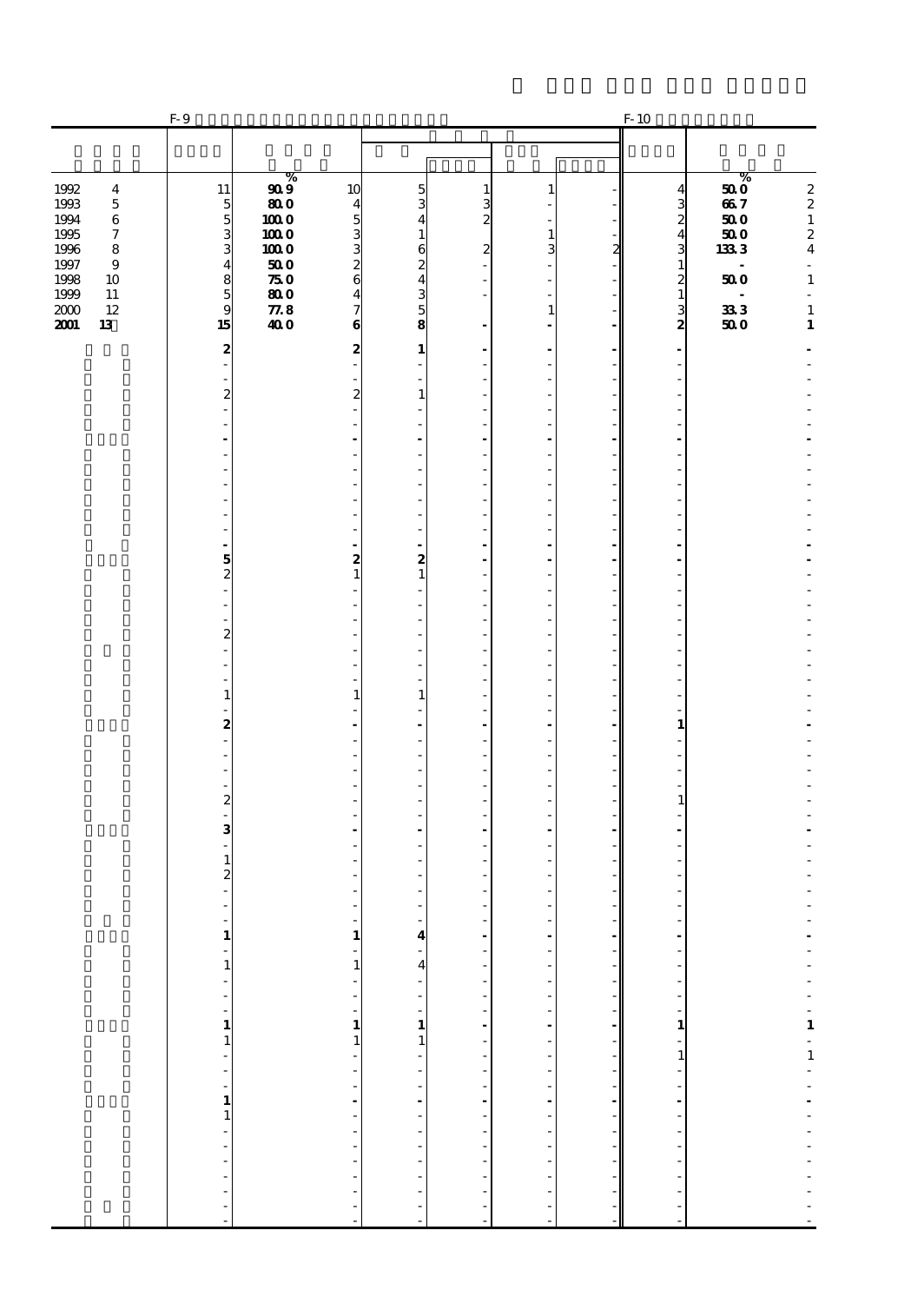| | F-9 | | | | | | | F-10 | | |
|---|---|---|---|---|---|---|---|---|---|---|
| | | % | | | | | | | % | |
| 1992　4 | 11 | 90.9 | 10 | 5 | 1 | 1 | - | 4 | 50.0 | 2 |
| 1993　5 | 5 | 80.0 | 4 | 3 | 3 | - | - | 3 | 66.7 | 2 |
| 1994　6 | 5 | 100.0 | 5 | 4 | 2 | - | - | 2 | 50.0 | 1 |
| 1995　7 | 3 | 100.0 | 3 | 1 | | 1 | - | 4 | 50.0 | 2 |
| 1996　8 | 3 | 100.0 | 3 | 6 | 2 | 3 | 2 | 3 | 133.3 | 4 |
| 1997　9 | 4 | 50.0 | 2 | 2 | - | - | - | 1 | - | - |
| 1998　10 | 8 | 75.0 | 6 | 4 | - | - | - | 2 | 50.0 | 1 |
| 1999　11 | 5 | 80.0 | 4 | 3 | - | - | - | 1 | - | - |
| 2000　12 | 9 | 77.8 | 7 | 5 | | 1 | - | 3 | 33.3 | 1 |
| **2001　13** | **15** | **40.0** | **6** | **8** | **-** | **-** | **-** | **2** | **50.0** | **1** |
| | **2** | | **2** | **1** | **-** | **-** | **-** | **-** | | **-** |
| | - | | - | - | - | - | - | - | | - |
| | - | | - | - | - | - | - | - | | - |
| | 2 | | 2 | 1 | - | - | - | - | | - |
| | - | | - | - | - | - | - | - | | - |
| | - | | - | - | - | - | - | - | | - |
| | **-** | | **-** | **-** | **-** | **-** | **-** | **-** | | **-** |
| | - | | - | - | - | - | - | - | | - |
| | - | | - | - | - | - | - | - | | - |
| | - | | - | - | - | - | - | - | | - |
| | - | | - | - | - | - | - | - | | - |
| | - | | - | - | - | - | - | - | | - |
| | - | | - | - | - | - | - | - | | - |
| | **-** | | **-** | **-** | **-** | **-** | **-** | **-** | | **-** |
| | **5** | | **2** | **2** | **-** | **-** | **-** | **-** | | **-** |
| | 2 | | 1 | 1 | - | - | - | - | | - |
| | - | | - | - | - | - | - | - | | - |
| | - | | - | - | - | - | - | - | | - |
| | - | | - | - | - | - | - | - | | - |
| | 2 | | - | - | - | - | - | - | | - |
| | - | | - | - | - | - | - | - | | - |
| | - | | - | - | - | - | - | - | | - |
| | - | | - | - | - | - | - | - | | - |
| | 1 | | 1 | 1 | - | - | - | - | | - |
| | - | | - | - | - | - | - | - | | - |
| | **2** | | **-** | **-** | **-** | **-** | **-** | **1** | | **-** |
| | - | | - | - | - | - | - | - | | - |
| | - | | - | - | - | - | - | - | | - |
| | - | | - | - | - | - | - | - | | - |
| | - | | - | - | - | - | - | - | | - |
| | 2 | | - | - | - | - | - | 1 | | - |
| | - | | - | - | - | - | - | - | | - |
| | **3** | | **-** | **-** | **-** | **-** | **-** | **-** | | **-** |
| | - | | - | - | - | - | - | - | | - |
| | 1 | | - | - | - | - | - | - | | - |
| | 2 | | - | - | - | - | - | - | | - |
| | - | | - | - | - | - | - | - | | - |
| | - | | - | - | - | - | - | - | | - |
| | - | | - | - | - | - | - | - | | - |
| | **1** | | **1** | **4** | **-** | **-** | **-** | **-** | | **-** |
| | - | | - | - | - | - | - | - | | - |
| | 1 | | 1 | 4 | - | - | - | - | | - |
| | - | | - | - | - | - | - | - | | - |
| | - | | - | - | - | - | - | - | | - |
| | - | | - | - | - | - | - | - | | - |
| | **1** | | **1** | **1** | **-** | **-** | **-** | **1** | | **1** |
| | 1 | | 1 | 1 | - | - | - | - | | - |
| | - | | - | - | - | - | - | 1 | | 1 |
| | - | | - | - | - | - | - | - | | - |
| | - | | - | - | - | - | - | - | | - |
| | **1** | | **-** | **-** | **-** | **-** | **-** | **-** | | **-** |
| | 1 | | - | - | - | - | - | - | | - |
| | - | | - | - | - | - | - | - | | - |
| | - | | - | - | - | - | - | - | | - |
| | - | | - | - | - | - | - | - | | - |
| | - | | - | - | - | - | - | - | | - |
| | - | | - | - | - | - | - | - | | - |
| | - | | - | - | - | - | - | - | | - |
| | - | | - | - | - | - | - | - | | - |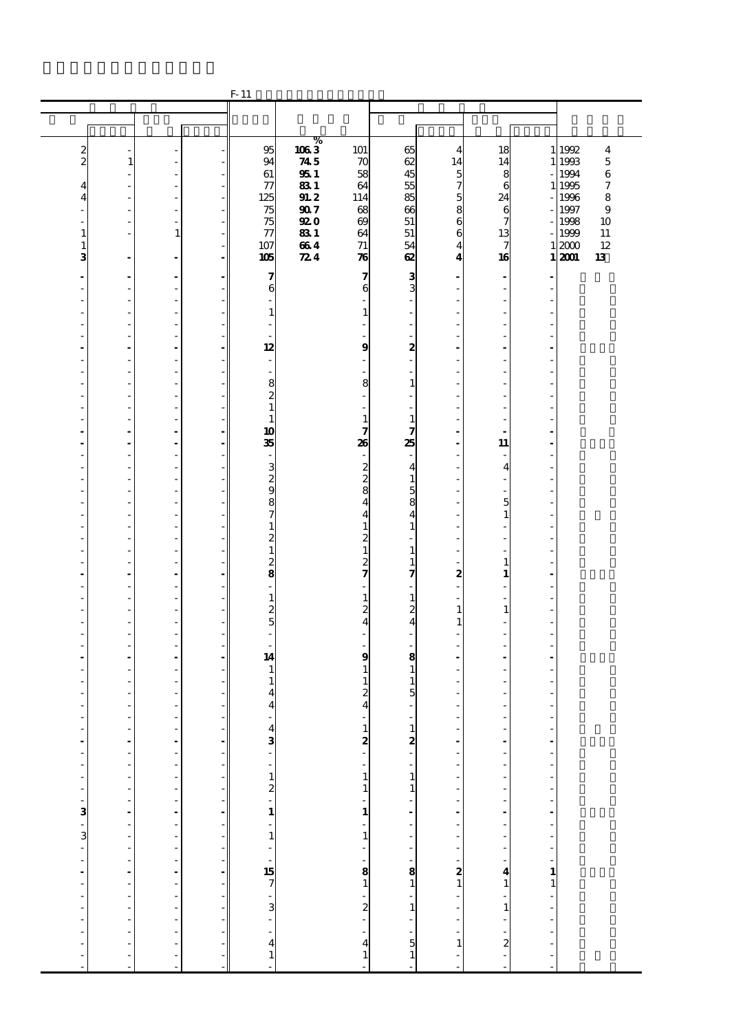F-11

| | | | | | % | | | | | | |
|---|---|---|---|---|---|---|---|---|---|---|---|
| 2 | - | - | - | 95 | 106.3 | 101 | 65 | 4 | 18 | 1 | 1992 4 |
| 2 | 1 | - | - | 94 | 74.5 | 70 | 62 | 14 | 14 | 1 | 1993 5 |
| | - | - | - | 61 | 95.1 | 58 | 45 | 5 | 8 | - | 1994 6 |
| 4 | - | - | - | 77 | 83.1 | 64 | 55 | 7 | 6 | 1 | 1995 7 |
| 4 | - | - | - | 125 | 91.2 | 114 | 85 | 5 | 24 | - | 1996 8 |
| - | - | - | - | 75 | 90.7 | 68 | 66 | 8 | 6 | - | 1997 9 |
| - | - | - | - | 75 | 92.0 | 69 | 51 | 6 | 7 | - | 1998 10 |
| 1 | - | 1 | - | 77 | 83.1 | 64 | 51 | 6 | 13 | - | 1999 11 |
| 1 | - | - | - | 107 | 66.4 | 71 | 54 | 4 | 7 | 1 | 2000 12 |
| **3** | **-** | **-** | **-** | **105** | **72.4** | **76** | **62** | **4** | **16** | **1** | **2001 13** |
| **-** | **-** | **-** | **-** | **7** | | **7** | **3** | **-** | **-** | **-** | |
| - | - | - | - | 6 | | 6 | 3 | - | - | - | |
| - | - | - | - | - | | - | - | - | - | - | |
| - | - | - | - | 1 | | 1 | - | - | - | - | |
| - | - | - | - | - | | - | - | - | - | - | |
| - | - | - | - | - | | - | - | - | - | - | |
| **-** | **-** | **-** | **-** | **12** | | **9** | **2** | **-** | **-** | **-** | |
| - | - | - | - | - | | - | - | - | - | - | |
| - | - | - | - | - | | - | - | - | - | - | |
| - | - | - | - | 8 | | 8 | 1 | - | - | - | |
| - | - | - | - | 2 | | - | - | - | - | - | |
| - | - | - | - | 1 | | - | - | - | - | - | |
| - | - | - | - | 1 | | 1 | 1 | - | - | - | |
| **-** | **-** | **-** | **-** | **10** | | **7** | **7** | **-** | **-** | **-** | |
| **-** | **-** | **-** | **-** | **35** | | **26** | **25** | **-** | **11** | **-** | |
| - | - | - | - | - | | - | - | - | - | - | |
| - | - | - | - | 3 | | 2 | 4 | - | 4 | - | |
| - | - | - | - | 2 | | 2 | 1 | - | - | - | |
| - | - | - | - | 9 | | 8 | 5 | - | - | - | |
| - | - | - | - | 8 | | 4 | 8 | - | 5 | - | |
| - | - | - | - | 7 | | 4 | 4 | - | 1 | - | |
| - | - | - | - | 1 | | 1 | 1 | - | - | - | |
| - | - | - | - | 2 | | 2 | - | - | - | - | |
| - | - | - | - | 1 | | 1 | 1 | - | - | - | |
| - | - | - | - | 2 | | 2 | 1 | - | 1 | - | |
| **-** | **-** | **-** | **-** | **8** | | **7** | **7** | **2** | **1** | **-** | |
| - | - | - | - | - | | - | - | - | - | - | |
| - | - | - | - | 1 | | 1 | 1 | - | - | - | |
| - | - | - | - | 2 | | 2 | 2 | 1 | 1 | - | |
| - | - | - | - | 5 | | 4 | 4 | 1 | - | - | |
| - | - | - | - | - | | - | - | - | - | - | |
| - | - | - | - | - | | - | - | - | - | - | |
| **-** | **-** | **-** | **-** | **14** | | **9** | **8** | **-** | **-** | **-** | |
| - | - | - | - | 1 | | 1 | 1 | - | - | - | |
| - | - | - | - | 1 | | 1 | 1 | - | - | - | |
| - | - | - | - | 4 | | 2 | 5 | - | - | - | |
| - | - | - | - | 4 | | 4 | - | - | - | - | |
| - | - | - | - | - | | - | - | - | - | - | |
| - | - | - | - | 4 | | 1 | 1 | - | - | - | |
| **-** | **-** | **-** | **-** | **3** | | **2** | **2** | **-** | **-** | **-** | |
| - | - | - | - | - | | - | - | - | - | - | |
| - | - | - | - | - | | - | - | - | - | - | |
| - | - | - | - | 1 | | 1 | 1 | - | - | - | |
| - | - | - | - | 2 | | 1 | 1 | - | - | - | |
| - | - | - | - | - | | - | - | - | - | - | |
| **3** | **-** | **-** | **-** | **1** | | **1** | **-** | **-** | **-** | **-** | |
| - | - | - | - | - | | - | - | - | - | - | |
| 3 | - | - | - | 1 | | 1 | - | - | - | - | |
| - | - | - | - | - | | - | - | - | - | - | |
| - | - | - | - | - | | - | - | - | - | - | |
| **-** | **-** | **-** | **-** | **15** | | **8** | **8** | **2** | **4** | **1** | |
| - | - | - | - | 7 | | 1 | 1 | 1 | 1 | 1 | |
| - | - | - | - | - | | - | - | - | - | - | |
| - | - | - | - | 3 | | 2 | 1 | - | 1 | - | |
| - | - | - | - | - | | - | - | - | - | - | |
| - | - | - | - | - | | - | - | - | - | - | |
| - | - | - | - | 4 | | 4 | 5 | 1 | 2 | - | |
| - | - | - | - | 1 | | 1 | 1 | - | - | - | |
| - | - | - | - | - | | - | - | - | - | - | |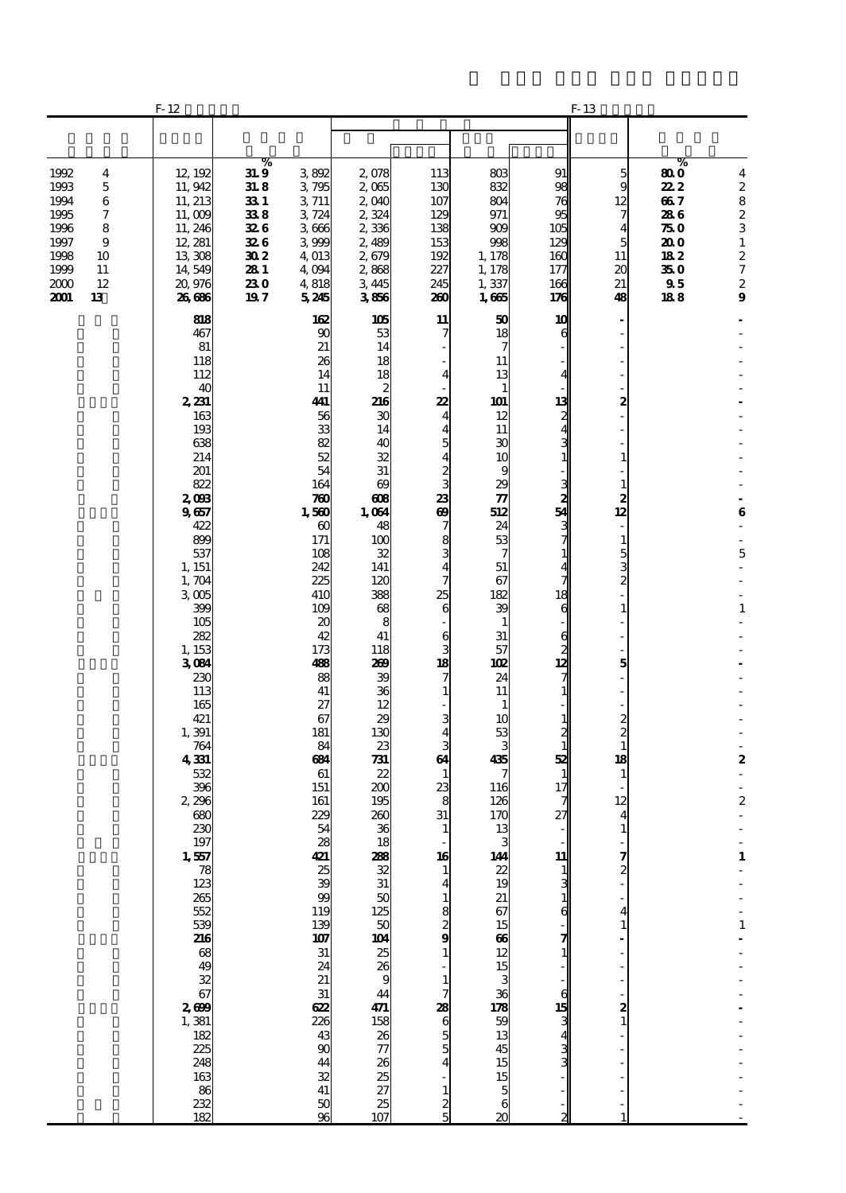| | | F-12 | | | | | | | | F-13 | | |
|---|---|---|---|---|---|---|---|---|---|---|---|---|
| | | | % | | | | | | | | % | |
| 1992 | 4 | 12,192 | 31.9 | 3,892 | 2,078 | 113 | 803 | 91 | 5 | 80.0 | 4 |
| 1993 | 5 | 11,942 | 31.8 | 3,795 | 2,065 | 130 | 832 | 98 | 9 | 22.2 | 2 |
| 1994 | 6 | 11,213 | 33.1 | 3,711 | 2,040 | 107 | 804 | 76 | 12 | 66.7 | 8 |
| 1995 | 7 | 11,009 | 33.8 | 3,724 | 2,324 | 129 | 971 | 95 | 7 | 28.6 | 2 |
| 1996 | 8 | 11,246 | 32.6 | 3,666 | 2,336 | 138 | 909 | 105 | 4 | 75.0 | 3 |
| 1997 | 9 | 12,281 | 32.6 | 3,999 | 2,489 | 153 | 998 | 129 | 5 | 20.0 | 1 |
| 1998 | 10 | 13,308 | 30.2 | 4,013 | 2,679 | 192 | 1,178 | 160 | 11 | 18.2 | 2 |
| 1999 | 11 | 14,549 | 28.1 | 4,094 | 2,868 | 227 | 1,178 | 177 | 20 | 35.0 | 7 |
| 2000 | 12 | 20,976 | 23.0 | 4,818 | 3,445 | 245 | 1,337 | 166 | 21 | 9.5 | 2 |
| **2001** | **13** | **26,686** | **19.7** | **5,245** | **3,856** | **260** | **1,665** | **176** | **48** | **18.8** | **9** |
| | | **818** | | **162** | **105** | **11** | **50** | **10** | **-** | | **-** |
| | | 467 | | 90 | 53 | 7 | 18 | 6 | - | | - |
| | | 81 | | 21 | 14 | - | 7 | - | - | | - |
| | | 118 | | 26 | 18 | - | 11 | - | - | | - |
| | | 112 | | 14 | 18 | 4 | 13 | 4 | - | | - |
| | | 40 | | 11 | 2 | - | 1 | - | - | | - |
| | | **2,231** | | **441** | **216** | **22** | **101** | **13** | **2** | | **-** |
| | | 163 | | 56 | 30 | 4 | 12 | 2 | - | | - |
| | | 193 | | 33 | 14 | 4 | 11 | 4 | - | | - |
| | | 638 | | 82 | 40 | 5 | 30 | 3 | - | | - |
| | | 214 | | 52 | 32 | 4 | 10 | 1 | 1 | | - |
| | | 201 | | 54 | 31 | 2 | 9 | - | - | | - |
| | | 822 | | 164 | 69 | 3 | 29 | 3 | 1 | | - |
| | | **2,093** | | **760** | **608** | **23** | **77** | **2** | **2** | | **-** |
| | | **9,657** | | **1,560** | **1,064** | **69** | **512** | **54** | **12** | | **6** |
| | | 422 | | 60 | 48 | 7 | 24 | 3 | - | | - |
| | | 899 | | 171 | 100 | 8 | 53 | 7 | 1 | | - |
| | | 537 | | 108 | 32 | 3 | 7 | 1 | 5 | | 5 |
| | | 1,151 | | 242 | 141 | 4 | 51 | 4 | 3 | | - |
| | | 1,704 | | 225 | 120 | 7 | 67 | 7 | 2 | | - |
| | | 3,005 | | 410 | 388 | 25 | 182 | 18 | - | | - |
| | | 399 | | 109 | 68 | 6 | 39 | 6 | 1 | | 1 |
| | | 105 | | 20 | 8 | - | 1 | - | - | | - |
| | | 282 | | 42 | 41 | 6 | 31 | 6 | - | | - |
| | | 1,153 | | 173 | 118 | 3 | 57 | 2 | - | | - |
| | | **3,084** | | **488** | **269** | **18** | **102** | **12** | **5** | | **-** |
| | | 230 | | 88 | 39 | 7 | 24 | 7 | - | | - |
| | | 113 | | 41 | 36 | 1 | 11 | 1 | - | | - |
| | | 165 | | 27 | 12 | - | 1 | - | - | | - |
| | | 421 | | 67 | 29 | 3 | 10 | 1 | 2 | | - |
| | | 1,391 | | 181 | 130 | 4 | 53 | 2 | 2 | | - |
| | | 764 | | 84 | 23 | 3 | 3 | 1 | 1 | | - |
| | | **4,331** | | **684** | **731** | **64** | **435** | **52** | **18** | | **2** |
| | | 532 | | 61 | 22 | 1 | 7 | 1 | 1 | | - |
| | | 396 | | 151 | 200 | 23 | 116 | 17 | - | | - |
| | | 2,296 | | 161 | 195 | 8 | 126 | 7 | 12 | | 2 |
| | | 680 | | 229 | 260 | 31 | 170 | 27 | 4 | | - |
| | | 230 | | 54 | 36 | 1 | 13 | - | 1 | | - |
| | | 197 | | 28 | 18 | - | 3 | - | - | | - |
| | | **1,557** | | **421** | **288** | **16** | **144** | **11** | **7** | | **1** |
| | | 78 | | 25 | 32 | 1 | 22 | 1 | 2 | | - |
| | | 123 | | 39 | 31 | 4 | 19 | 3 | - | | - |
| | | 265 | | 99 | 50 | 1 | 21 | 1 | - | | - |
| | | 552 | | 119 | 125 | 8 | 67 | 6 | 4 | | - |
| | | 539 | | 139 | 50 | 2 | 15 | - | 1 | | 1 |
| | | **216** | | **107** | **104** | **9** | **66** | **7** | **-** | | **-** |
| | | 68 | | 31 | 25 | 1 | 12 | 1 | - | | - |
| | | 49 | | 24 | 26 | - | 15 | - | - | | - |
| | | 32 | | 21 | 9 | 1 | 3 | - | - | | - |
| | | 67 | | 31 | 44 | 7 | 36 | 6 | - | | - |
| | | **2,699** | | **622** | **471** | **28** | **178** | **15** | **2** | | **-** |
| | | 1,381 | | 226 | 158 | 6 | 59 | 3 | 1 | | - |
| | | 182 | | 43 | 26 | 5 | 13 | 4 | - | | - |
| | | 225 | | 90 | 77 | 5 | 45 | 3 | - | | - |
| | | 248 | | 44 | 26 | 4 | 15 | 3 | - | | - |
| | | 163 | | 32 | 25 | - | 15 | - | - | | - |
| | | 86 | | 41 | 27 | 1 | 5 | - | - | | - |
| | | 232 | | 50 | 25 | 2 | 6 | - | - | | - |
| | | 182 | | 96 | 107 | 5 | 20 | 2 | 1 | | - |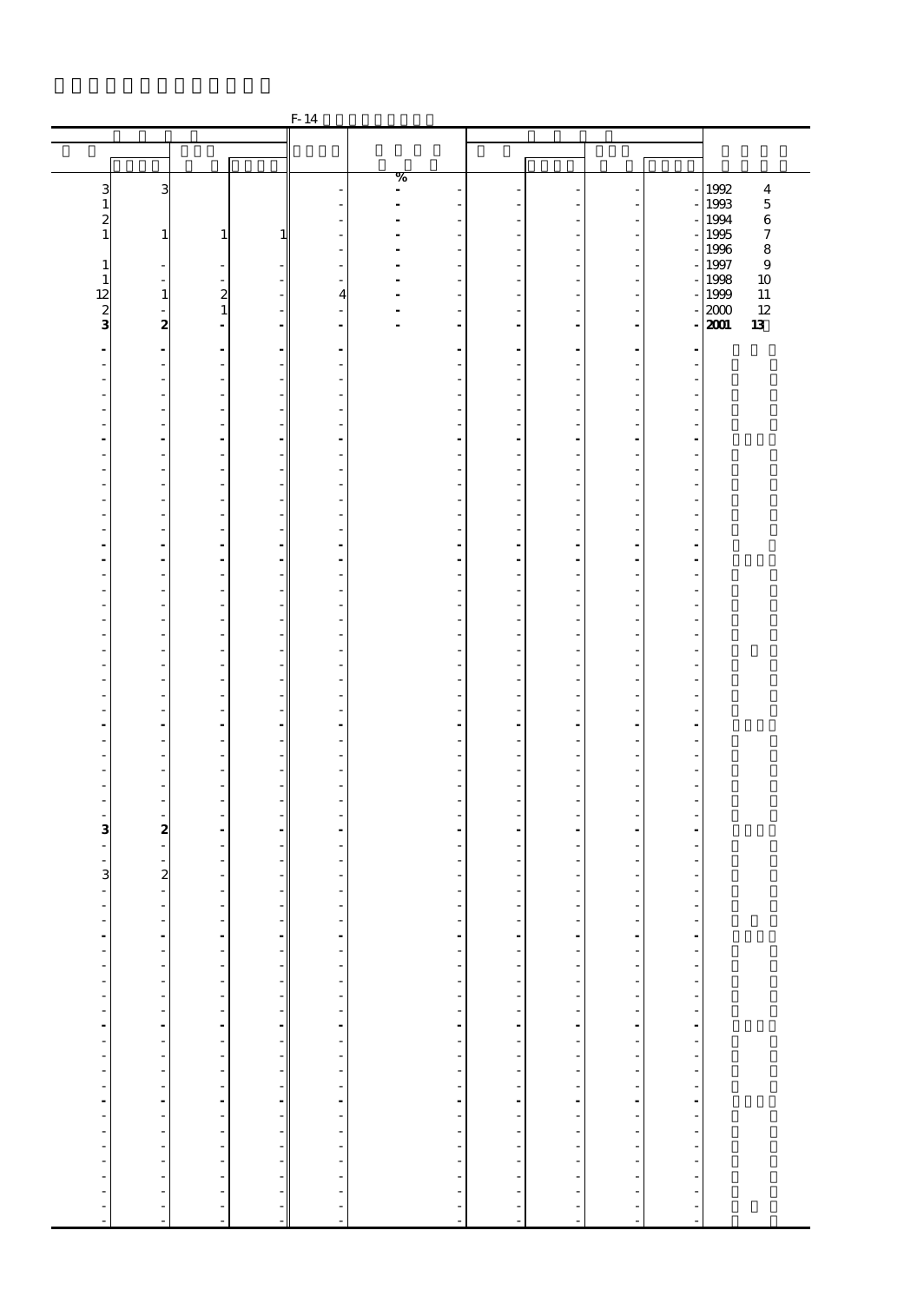F-14

| | | | | | % | | | | | | |
|---|---|---|---|---|---|---|---|---|---|---|---|
| 3 | 3 | | | - | - | - | - | - | - | - | 1992 4 |
| 1 | | | | - | - | - | - | - | - | - | 1993 5 |
| 2 | | | | - | - | - | - | - | - | - | 1994 6 |
| 1 | 1 | 1 | 1 | - | - | - | - | - | - | - | 1995 7 |
| | | | | - | - | - | - | - | - | - | 1996 8 |
| 1 | - | - | - | - | - | - | - | - | - | - | 1997 9 |
| 1 | - | - | - | - | - | - | - | - | - | - | 1998 10 |
| 12 | 1 | 2 | - | 4 | - | - | - | - | - | - | 1999 11 |
| 2 | - | 1 | - | - | - | - | - | - | - | - | 2000 12 |
| **3** | **2** | **-** | **-** | **-** | **-** | **-** | **-** | **-** | **-** | **-** | **2001 13** |
| **-** | **-** | **-** | **-** | **-** | | **-** | **-** | **-** | **-** | **-** | |
| - | - | - | - | - | | - | - | - | - | - | |
| - | - | - | - | - | | - | - | - | - | - | |
| - | - | - | - | - | | - | - | - | - | - | |
| - | - | - | - | - | | - | - | - | - | - | |
| - | - | - | - | - | | - | - | - | - | - | |
| **-** | **-** | **-** | **-** | **-** | | **-** | **-** | **-** | **-** | **-** | |
| - | - | - | - | - | | - | - | - | - | - | |
| - | - | - | - | - | | - | - | - | - | - | |
| - | - | - | - | - | | - | - | - | - | - | |
| - | - | - | - | - | | - | - | - | - | - | |
| - | - | - | - | - | | - | - | - | - | - | |
| - | - | - | - | - | | - | - | - | - | - | |
| **-** | **-** | **-** | **-** | **-** | | **-** | **-** | **-** | **-** | **-** | |
| **-** | **-** | **-** | **-** | **-** | | **-** | **-** | **-** | **-** | **-** | |
| - | - | - | - | - | | - | - | - | - | - | |
| - | - | - | - | - | | - | - | - | - | - | |
| - | - | - | - | - | | - | - | - | - | - | |
| - | - | - | - | - | | - | - | - | - | - | |
| - | - | - | - | - | | - | - | - | - | - | |
| - | - | - | - | - | | - | - | - | - | - | |
| - | - | - | - | - | | - | - | - | - | - | |
| - | - | - | - | - | | - | - | - | - | - | |
| - | - | - | - | - | | - | - | - | - | - | |
| - | - | - | - | - | | - | - | - | - | - | |
| **-** | **-** | **-** | **-** | **-** | | **-** | **-** | **-** | **-** | **-** | |
| - | - | - | - | - | | - | - | - | - | - | |
| - | - | - | - | - | | - | - | - | - | - | |
| - | - | - | - | - | | - | - | - | - | - | |
| - | - | - | - | - | | - | - | - | - | - | |
| - | - | - | - | - | | - | - | - | - | - | |
| - | - | - | - | - | | - | - | - | - | - | |
| **3** | **2** | **-** | **-** | **-** | | **-** | **-** | **-** | **-** | **-** | |
| - | - | - | - | - | | - | - | - | - | - | |
| - | - | - | - | - | | - | - | - | - | - | |
| 3 | 2 | - | - | - | | - | - | - | - | - | |
| - | - | - | - | - | | - | - | - | - | - | |
| - | - | - | - | - | | - | - | - | - | - | |
| - | - | - | - | - | | - | - | - | - | - | |
| **-** | **-** | **-** | **-** | **-** | | **-** | **-** | **-** | **-** | **-** | |
| - | - | - | - | - | | - | - | - | - | - | |
| - | - | - | - | - | | - | - | - | - | - | |
| - | - | - | - | - | | - | - | - | - | - | |
| - | - | - | - | - | | - | - | - | - | - | |
| - | - | - | - | - | | - | - | - | - | - | |
| **-** | **-** | **-** | **-** | **-** | | **-** | **-** | **-** | **-** | **-** | |
| - | - | - | - | - | | - | - | - | - | - | |
| - | - | - | - | - | | - | - | - | - | - | |
| - | - | - | - | - | | - | - | - | - | - | |
| - | - | - | - | - | | - | - | - | - | - | |
| **-** | **-** | **-** | **-** | **-** | | **-** | **-** | **-** | **-** | **-** | |
| - | - | - | - | - | | - | - | - | - | - | |
| - | - | - | - | - | | - | - | - | - | - | |
| - | - | - | - | - | | - | - | - | - | - | |
| - | - | - | - | - | | - | - | - | - | - | |
| - | - | - | - | - | | - | - | - | - | - | |
| - | - | - | - | - | | - | - | - | - | - | |
| - | - | - | - | - | | - | - | - | - | - | |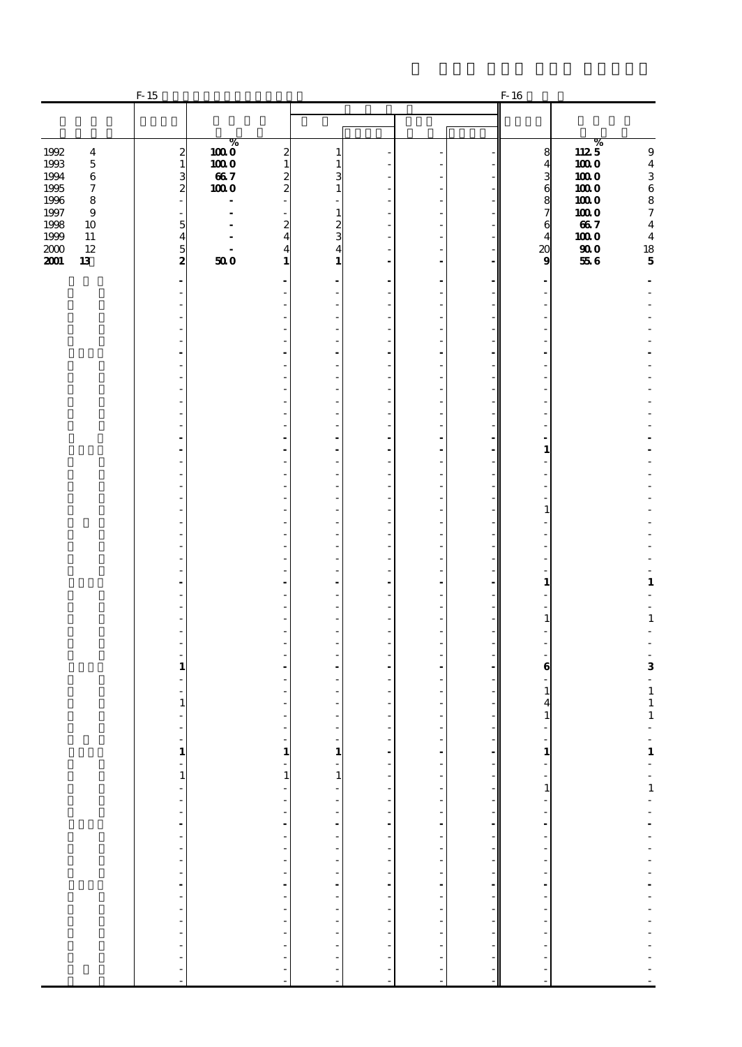| | F-15 | | | | | | | F-16 | | |
|---|---|---|---|---|---|---|---|---|---|---|
| | | % | | | | | | | % | |
| 1992 4 | 2 | 100.0 | 2 | 1 | - | - | - | 8 | 112.5 | 9 |
| 1993 5 | 1 | 100.0 | 1 | 1 | - | - | - | 4 | 100.0 | 4 |
| 1994 6 | 3 | 66.7 | 2 | 3 | - | - | - | 3 | 100.0 | 3 |
| 1995 7 | 2 | 100.0 | 2 | 1 | - | - | - | 6 | 100.0 | 6 |
| 1996 8 | - | - | - | - | - | - | - | 8 | 100.0 | 8 |
| 1997 9 | - | - | - | 1 | - | - | - | 7 | 100.0 | 7 |
| 1998 10 | 5 | - | 2 | 2 | - | - | - | 6 | 66.7 | 4 |
| 1999 11 | 4 | - | 4 | 3 | - | - | - | 4 | 100.0 | 4 |
| 2000 12 | 5 | - | 4 | 4 | - | - | - | 20 | 90.0 | 18 |
| **2001 13** | **2** | **50.0** | **1** | **1** | **-** | **-** | **-** | **9** | **55.6** | **5** |
| | **-** | | **-** | **-** | **-** | **-** | **-** | **-** | | **-** |
| | - | | - | - | - | - | - | - | | - |
| | - | | - | - | - | - | - | - | | - |
| | - | | - | - | - | - | - | - | | - |
| | - | | - | - | - | - | - | - | | - |
| | - | | - | - | - | - | - | - | | - |
| | **-** | | **-** | **-** | **-** | **-** | **-** | **-** | | **-** |
| | - | | - | - | - | - | - | - | | - |
| | - | | - | - | - | - | - | - | | - |
| | - | | - | - | - | - | - | - | | - |
| | - | | - | - | - | - | - | - | | - |
| | - | | - | - | - | - | - | - | | - |
| | - | | - | - | - | - | - | - | | - |
| | - | | - | - | - | - | - | - | | - |
| | **-** | | **-** | **-** | **-** | **-** | **-** | **1** | | **-** |
| | - | | - | - | - | - | - | - | | - |
| | - | | - | - | - | - | - | - | | - |
| | - | | - | - | - | - | - | - | | - |
| | - | | - | - | - | - | - | - | | - |
| | - | | - | - | - | - | - | 1 | | - |
| | - | | - | - | - | - | - | - | | - |
| | - | | - | - | - | - | - | - | | - |
| | - | | - | - | - | - | - | - | | - |
| | - | | - | - | - | - | - | - | | - |
| | - | | - | - | - | - | - | - | | - |
| | **-** | | **-** | **-** | **-** | **-** | **-** | **1** | | **1** |
| | - | | - | - | - | - | - | - | | - |
| | - | | - | - | - | - | - | - | | - |
| | - | | - | - | - | - | - | 1 | | 1 |
| | - | | - | - | - | - | - | - | | - |
| | - | | - | - | - | - | - | - | | - |
| | - | | - | - | - | - | - | - | | - |
| | **1** | | **-** | **-** | **-** | **-** | **-** | **6** | | **3** |
| | - | | - | - | - | - | - | - | | - |
| | - | | - | - | - | - | - | 1 | | 1 |
| | 1 | | - | - | - | - | - | 4 | | 1 |
| | - | | - | - | - | - | - | 1 | | 1 |
| | - | | - | - | - | - | - | - | | - |
| | - | | - | - | - | - | - | - | | - |
| | **1** | | **1** | **1** | **-** | **-** | **-** | **1** | | **1** |
| | - | | - | - | - | - | - | - | | - |
| | 1 | | 1 | 1 | - | - | - | - | | - |
| | - | | - | - | - | - | - | 1 | | 1 |
| | - | | - | - | - | - | - | - | | - |
| | - | | - | - | - | - | - | - | | - |
| | **-** | | **-** | **-** | **-** | **-** | **-** | **-** | | **-** |
| | - | | - | - | - | - | - | - | | - |
| | - | | - | - | - | - | - | - | | - |
| | - | | - | - | - | - | - | - | | - |
| | - | | - | - | - | - | - | - | | - |
| | **-** | | **-** | **-** | **-** | **-** | **-** | **-** | | **-** |
| | - | | - | - | - | - | - | - | | - |
| | - | | - | - | - | - | - | - | | - |
| | - | | - | - | - | - | - | - | | - |
| | - | | - | - | - | - | - | - | | - |
| | - | | - | - | - | - | - | - | | - |
| | - | | - | - | - | - | - | - | | - |
| | - | | - | - | - | - | - | - | | - |
| | - | | - | - | - | - | - | - | | - |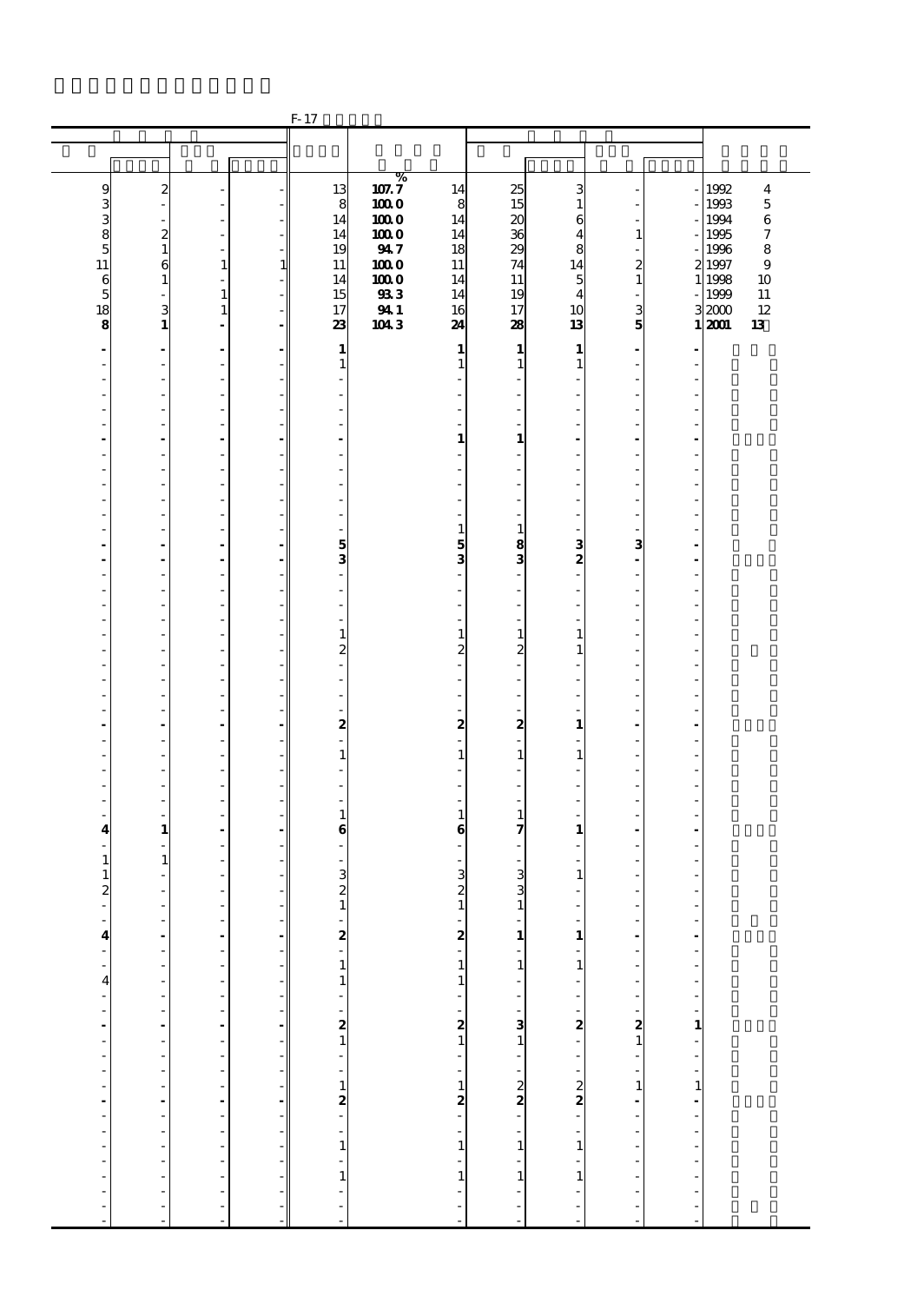F-17

| | | | | | % | | | | | | |
|---|---|---|---|---|---|---|---|---|---|---|---|
| 9 | 2 | - | - | 13 | 107.7 | 14 | 25 | 3 | - | - | 1992 4 |
| 3 | - | - | - | 8 | 100.0 | 8 | 15 | 1 | - | - | 1993 5 |
| 3 | - | - | - | 14 | 100.0 | 14 | 20 | 6 | - | - | 1994 6 |
| 8 | 2 | - | - | 14 | 100.0 | 14 | 36 | 4 | 1 | - | 1995 7 |
| 5 | 1 | - | - | 19 | 94.7 | 18 | 29 | 8 | - | - | 1996 8 |
| 11 | 6 | 1 | 1 | 11 | 100.0 | 11 | 74 | 14 | 2 | 2 | 1997 9 |
| 6 | 1 | - | - | 14 | 100.0 | 14 | 11 | 5 | 1 | 1 | 1998 10 |
| 5 | - | 1 | - | 15 | 93.3 | 14 | 19 | 4 | - | - | 1999 11 |
| 18 | 3 | 1 | - | 17 | 94.1 | 16 | 17 | 10 | 3 | 3 | 2000 12 |
| **8** | **1** | **-** | **-** | **23** | **104.3** | **24** | **28** | **13** | **5** | **1** | **2001 13** |
| **-** | **-** | **-** | **-** | **1** | | **1** | **1** | **1** | **-** | **-** | |
| - | - | - | - | 1 | | 1 | 1 | 1 | - | - | |
| - | - | - | - | - | | - | - | - | - | - | |
| - | - | - | - | - | | - | - | - | - | - | |
| - | - | - | - | - | | - | - | - | - | - | |
| - | - | - | - | - | | - | - | - | - | - | |
| **-** | **-** | **-** | **-** | **-** | | **1** | **1** | **-** | **-** | **-** | |
| - | - | - | - | - | | - | - | - | - | - | |
| - | - | - | - | - | | - | - | - | - | - | |
| - | - | - | - | - | | - | - | - | - | - | |
| - | - | - | - | - | | - | - | - | - | - | |
| - | - | - | - | - | | - | - | - | - | - | |
| - | - | - | - | - | | 1 | 1 | - | - | - | |
| **-** | **-** | **-** | **-** | **5** | | **5** | **8** | **3** | **3** | **-** | |
| **-** | **-** | **-** | **-** | **3** | | **3** | **3** | **2** | **-** | **-** | |
| - | - | - | - | - | | - | - | - | - | - | |
| - | - | - | - | - | | - | - | - | - | - | |
| - | - | - | - | - | | - | - | - | - | - | |
| - | - | - | - | - | | - | - | - | - | - | |
| - | - | - | - | 1 | | 1 | 1 | 1 | - | - | |
| - | - | - | - | 2 | | 2 | 2 | 1 | - | - | |
| - | - | - | - | - | | - | - | - | - | - | |
| - | - | - | - | - | | - | - | - | - | - | |
| - | - | - | - | - | | - | - | - | - | - | |
| - | - | - | - | - | | - | - | - | - | - | |
| **-** | **-** | **-** | **-** | **2** | | **2** | **2** | **1** | **-** | **-** | |
| - | - | - | - | - | | - | - | - | - | - | |
| - | - | - | - | 1 | | 1 | 1 | 1 | - | - | |
| - | - | - | - | - | | - | - | - | - | - | |
| - | - | - | - | - | | - | - | - | - | - | |
| - | - | - | - | - | | - | - | - | - | - | |
| - | - | - | - | 1 | | 1 | 1 | - | - | - | |
| **4** | **1** | **-** | **-** | **6** | | **6** | **7** | **1** | **-** | **-** | |
| - | - | - | - | - | | - | - | - | - | - | |
| 1 | 1 | - | - | - | | - | - | - | - | - | |
| 1 | - | - | - | 3 | | 3 | 3 | 1 | - | - | |
| 2 | - | - | - | 2 | | 2 | 3 | - | - | - | |
| - | - | - | - | 1 | | 1 | 1 | - | - | - | |
| - | - | - | - | - | | - | - | - | - | - | |
| **4** | **-** | **-** | **-** | **2** | | **2** | **1** | **1** | **-** | **-** | |
| - | - | - | - | - | | - | - | - | - | - | |
| - | - | - | - | 1 | | 1 | 1 | 1 | - | - | |
| 4 | - | - | - | 1 | | 1 | - | - | - | - | |
| - | - | - | - | - | | - | - | - | - | - | |
| - | - | - | - | - | | - | - | - | - | - | |
| **-** | **-** | **-** | **-** | **2** | | **2** | **3** | **2** | **2** | **1** | |
| - | - | - | - | 1 | | 1 | 1 | - | 1 | - | |
| - | - | - | - | - | | - | - | - | - | - | |
| - | - | - | - | - | | - | - | - | - | - | |
| - | - | - | - | 1 | | 1 | 2 | 2 | 1 | 1 | |
| **-** | **-** | **-** | **-** | **2** | | **2** | **2** | **2** | **-** | **-** | |
| - | - | - | - | - | | - | - | - | - | - | |
| - | - | - | - | - | | - | - | - | - | - | |
| - | - | - | - | 1 | | 1 | 1 | 1 | - | - | |
| - | - | - | - | - | | - | - | - | - | - | |
| - | - | - | - | 1 | | 1 | 1 | 1 | - | - | |
| - | - | - | - | - | | - | - | - | - | - | |
| - | - | - | - | - | | - | - | - | - | - | |
| - | - | - | - | - | | - | - | - | - | - | |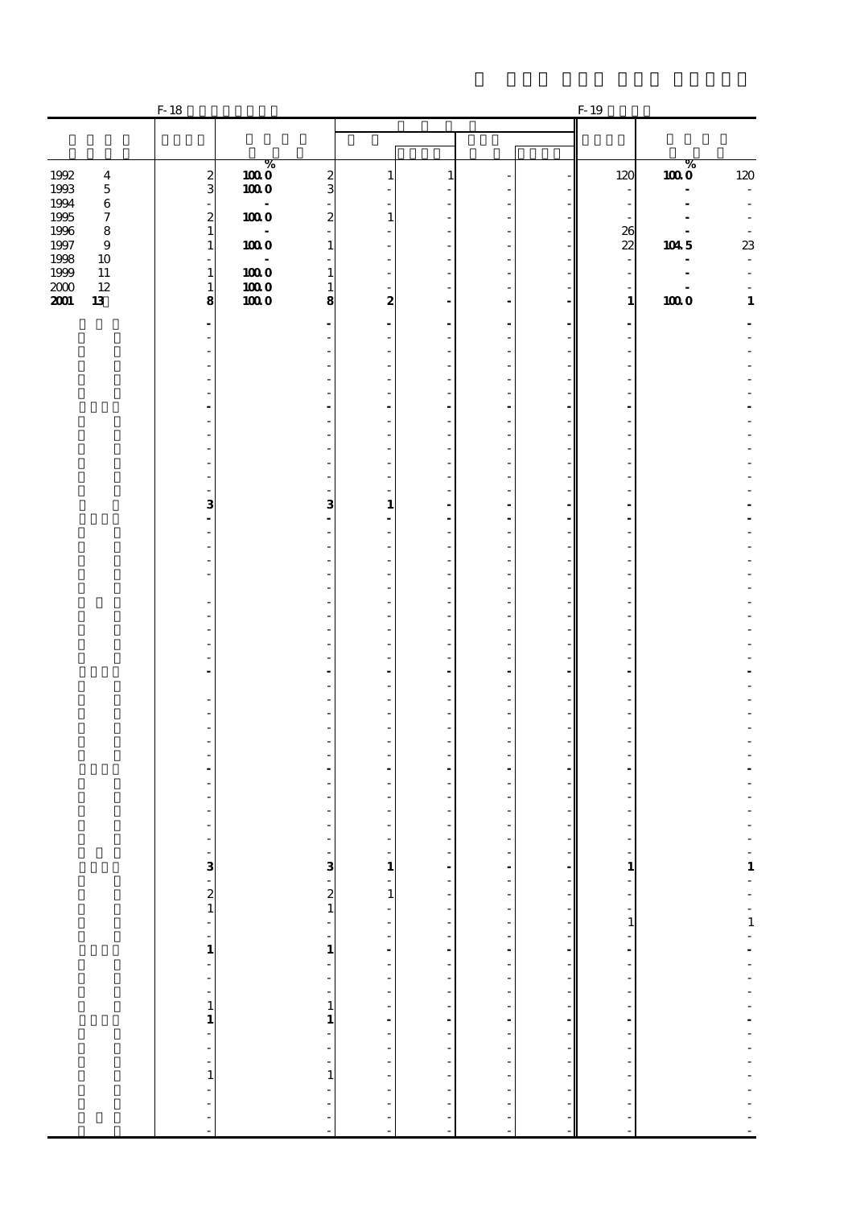| | F-18 | | | | | | | | F-19 | | |
|---|---|---|---|---|---|---|---|---|---|---|---|
| | | % | | | | | | | | % | |
| 1992　4 | 2 | 100.0 | 2 | 1 | 1 | - | - | 120 | 100.0 | 120 |
| 1993　5 | 3 | 100.0 | 3 | - | - | - | - | - | - | - |
| 1994　6 | - | - | - | - | - | - | - | - | - | - |
| 1995　7 | 2 | 100.0 | 2 | 1 | - | - | - | - | - | - |
| 1996　8 | 1 | - | - | - | - | - | - | 26 | - | - |
| 1997　9 | 1 | 100.0 | 1 | - | - | - | - | 22 | 104.5 | 23 |
| 1998　10 | - | - | - | - | - | - | - | - | - | - |
| 1999　11 | 1 | 100.0 | 1 | - | - | - | - | - | - | - |
| 2000　12 | 1 | 100.0 | 1 | - | - | - | - | - | - | - |
| **2001　13** | **8** | **100.0** | **8** | **2** | **-** | **-** | **-** | **1** | **100.0** | **1** |
| | **-** | | **-** | **-** | **-** | **-** | **-** | **-** | | **-** |
| | - | | - | - | - | - | - | - | | - |
| | - | | - | - | - | - | - | - | | - |
| | - | | - | - | - | - | - | - | | - |
| | - | | - | - | - | - | - | - | | - |
| | - | | - | - | - | - | - | - | | - |
| | **-** | | **-** | **-** | **-** | **-** | **-** | **-** | | **-** |
| | - | | - | - | - | - | - | - | | - |
| | - | | - | - | - | - | - | - | | - |
| | - | | - | - | - | - | - | - | | - |
| | - | | - | - | - | - | - | - | | - |
| | - | | - | - | - | - | - | - | | - |
| | - | | - | - | - | - | - | - | | - |
| | **3** | | **3** | **1** | **-** | **-** | **-** | **-** | | **-** |
| | **-** | | **-** | **-** | **-** | **-** | **-** | **-** | | **-** |
| | - | | - | - | - | - | - | - | | - |
| | - | | - | - | - | - | - | - | | - |
| | - | | - | - | - | - | - | - | | - |
| | - | | - | - | - | - | - | - | | - |
| | | | - | - | - | - | - | - | | - |
| | - | | - | - | - | - | - | - | | - |
| | - | | - | - | - | - | - | - | | - |
| | - | | - | - | - | - | - | - | | - |
| | - | | - | - | - | - | - | - | | - |
| | - | | - | - | - | - | - | - | | - |
| | **-** | | **-** | **-** | **-** | **-** | **-** | **-** | | **-** |
| | | | - | - | - | - | - | - | | - |
| | - | | - | - | - | - | - | - | | - |
| | - | | - | - | - | - | - | - | | - |
| | - | | - | - | - | - | - | - | | - |
| | - | | - | - | - | - | - | - | | - |
| | - | | - | - | - | - | - | - | | - |
| | **-** | | **-** | **-** | **-** | **-** | **-** | **-** | | **-** |
| | - | | - | - | - | - | - | - | | - |
| | - | | - | - | - | - | - | - | | - |
| | - | | - | - | - | - | - | - | | - |
| | - | | - | - | - | - | - | - | | - |
| | - | | - | - | - | - | - | - | | - |
| | - | | - | - | - | - | - | - | | - |
| | **3** | | **3** | **1** | **-** | **-** | **-** | **1** | | **1** |
| | - | | - | - | - | - | - | - | | - |
| | 2 | | 2 | 1 | - | - | - | - | | - |
| | 1 | | 1 | - | - | - | - | - | | - |
| | - | | - | - | - | - | - | 1 | | 1 |
| | - | | - | - | - | - | - | - | | - |
| | **1** | | **1** | **-** | **-** | **-** | **-** | **-** | | **-** |
| | - | | - | - | - | - | - | - | | - |
| | - | | - | - | - | - | - | - | | - |
| | - | | - | - | - | - | - | - | | - |
| | 1 | | 1 | - | - | - | - | - | | - |
| | **1** | | **1** | **-** | **-** | **-** | **-** | **-** | | **-** |
| | - | | - | - | - | - | - | - | | - |
| | - | | - | - | - | - | - | - | | - |
| | - | | - | - | - | - | - | - | | - |
| | 1 | | 1 | - | - | - | - | - | | - |
| | - | | - | - | - | - | - | - | | - |
| | - | | - | - | - | - | - | - | | - |
| | - | | - | - | - | - | - | - | | - |
| | - | | - | - | - | - | - | - | | - |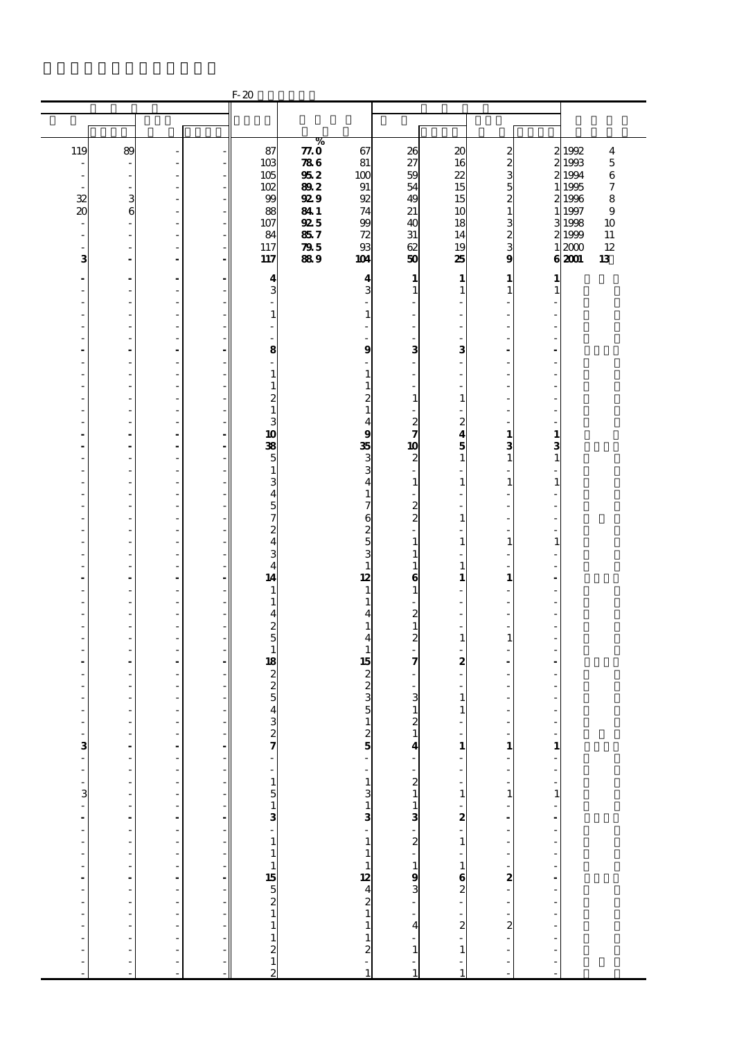F-20

| | | | | | % | | | | | | | |
|---|---|---|---|---|---|---|---|---|---|---|---|---|
| 119 | 89 | - | - | 87 | 77.0 | 67 | 26 | 20 | 2 | 2 | 1992 | 4 |
| - | - | - | - | 103 | 78.6 | 81 | 27 | 16 | 2 | 2 | 1993 | 5 |
| - | - | - | - | 105 | 95.2 | 100 | 59 | 22 | 3 | 2 | 1994 | 6 |
| - | - | - | - | 102 | 89.2 | 91 | 54 | 15 | 5 | 1 | 1995 | 7 |
| 32 | 3 | - | - | 99 | 92.9 | 92 | 49 | 15 | 2 | 2 | 1996 | 8 |
| 20 | 6 | - | - | 88 | 84.1 | 74 | 21 | 10 | 1 | 1 | 1997 | 9 |
| - | - | - | - | 107 | 92.5 | 99 | 40 | 18 | 3 | 3 | 1998 | 10 |
| - | - | - | - | 84 | 85.7 | 72 | 31 | 14 | 2 | 2 | 1999 | 11 |
| - | - | - | - | 117 | 79.5 | 93 | 62 | 19 | 3 | 1 | 2000 | 12 |
| **3** | **-** | **-** | **-** | **117** | **88.9** | **104** | **50** | **25** | **9** | **6** | **2001** | **13** |
| **-** | **-** | **-** | **-** | **4** | | **4** | **1** | **1** | **1** | **1** | | |
| - | - | - | - | 3 | | 3 | 1 | 1 | 1 | 1 | | |
| - | - | - | - | - | | - | - | - | - | - | | |
| - | - | - | - | 1 | | 1 | - | - | - | - | | |
| - | - | - | - | - | | - | - | - | - | - | | |
| - | - | - | - | - | | - | - | - | - | - | | |
| **-** | **-** | **-** | **-** | **8** | | **9** | **3** | **3** | **-** | **-** | | |
| - | - | - | - | - | | - | - | - | - | - | | |
| - | - | - | - | 1 | | 1 | - | - | - | - | | |
| - | - | - | - | 1 | | 1 | - | - | - | - | | |
| - | - | - | - | 2 | | 2 | 1 | 1 | - | - | | |
| - | - | - | - | 1 | | 1 | - | - | - | - | | |
| - | - | - | - | 3 | | 4 | 2 | 2 | - | - | | |
| **-** | **-** | **-** | **-** | **10** | | **9** | **7** | **4** | **1** | **1** | | |
| **-** | **-** | **-** | **-** | **38** | | **35** | **10** | **5** | **3** | **3** | | |
| - | - | - | - | 5 | | 3 | 2 | 1 | 1 | 1 | | |
| - | - | - | - | 1 | | 3 | - | - | - | - | | |
| - | - | - | - | 3 | | 4 | 1 | 1 | 1 | 1 | | |
| - | - | - | - | 4 | | 1 | - | - | - | - | | |
| - | - | - | - | 5 | | 7 | 2 | - | - | - | | |
| - | - | - | - | 7 | | 6 | 2 | 1 | - | - | | |
| - | - | - | - | 2 | | 2 | - | - | - | - | | |
| - | - | - | - | 4 | | 5 | 1 | 1 | 1 | 1 | | |
| - | - | - | - | 3 | | 3 | 1 | - | - | - | | |
| - | - | - | - | 4 | | 1 | 1 | 1 | - | - | | |
| **-** | **-** | **-** | **-** | **14** | | **12** | **6** | **1** | **1** | **-** | | |
| - | - | - | - | 1 | | 1 | 1 | - | - | - | | |
| - | - | - | - | 1 | | 1 | - | - | - | - | | |
| - | - | - | - | 4 | | 4 | 2 | - | - | - | | |
| - | - | - | - | 2 | | 1 | 1 | - | - | - | | |
| - | - | - | - | 5 | | 4 | 2 | 1 | 1 | - | | |
| - | - | - | - | 1 | | 1 | - | - | - | - | | |
| **-** | **-** | **-** | **-** | **18** | | **15** | **7** | **2** | **-** | **-** | | |
| - | - | - | - | 2 | | 2 | - | - | - | - | | |
| - | - | - | - | 2 | | 2 | - | - | - | - | | |
| - | - | - | - | 5 | | 3 | 3 | 1 | - | - | | |
| - | - | - | - | 4 | | 5 | 1 | 1 | - | - | | |
| - | - | - | - | 3 | | 1 | 2 | - | - | - | | |
| - | - | - | - | 2 | | 2 | 1 | - | - | - | | |
| **3** | **-** | **-** | **-** | **7** | | **5** | **4** | **1** | **1** | **1** | | |
| - | - | - | - | - | | - | - | - | - | - | | |
| - | - | - | - | - | | - | - | - | - | - | | |
| - | - | - | - | 1 | | 1 | 2 | - | - | - | | |
| 3 | - | - | - | 5 | | 3 | 1 | 1 | 1 | 1 | | |
| - | - | - | - | 1 | | 1 | 1 | - | - | - | | |
| **-** | **-** | **-** | **-** | **3** | | **3** | **3** | **2** | **-** | **-** | | |
| - | - | - | - | - | | - | - | - | - | - | | |
| - | - | - | - | 1 | | 1 | 2 | 1 | - | - | | |
| - | - | - | - | 1 | | 1 | - | - | - | - | | |
| - | - | - | - | 1 | | 1 | 1 | 1 | - | - | | |
| **-** | **-** | **-** | **-** | **15** | | **12** | **9** | **6** | **2** | **-** | | |
| - | - | - | - | 5 | | 4 | 3 | 2 | - | - | | |
| - | - | - | - | 2 | | 2 | - | - | - | - | | |
| - | - | - | - | 1 | | 1 | - | - | - | - | | |
| - | - | - | - | 1 | | 1 | 4 | 2 | 2 | - | | |
| - | - | - | - | 1 | | 1 | - | - | - | - | | |
| - | - | - | - | 2 | | 2 | 1 | 1 | - | - | | |
| - | - | - | - | 1 | | - | - | - | - | - | | |
| - | - | - | - | 2 | | 1 | 1 | 1 | - | - | | |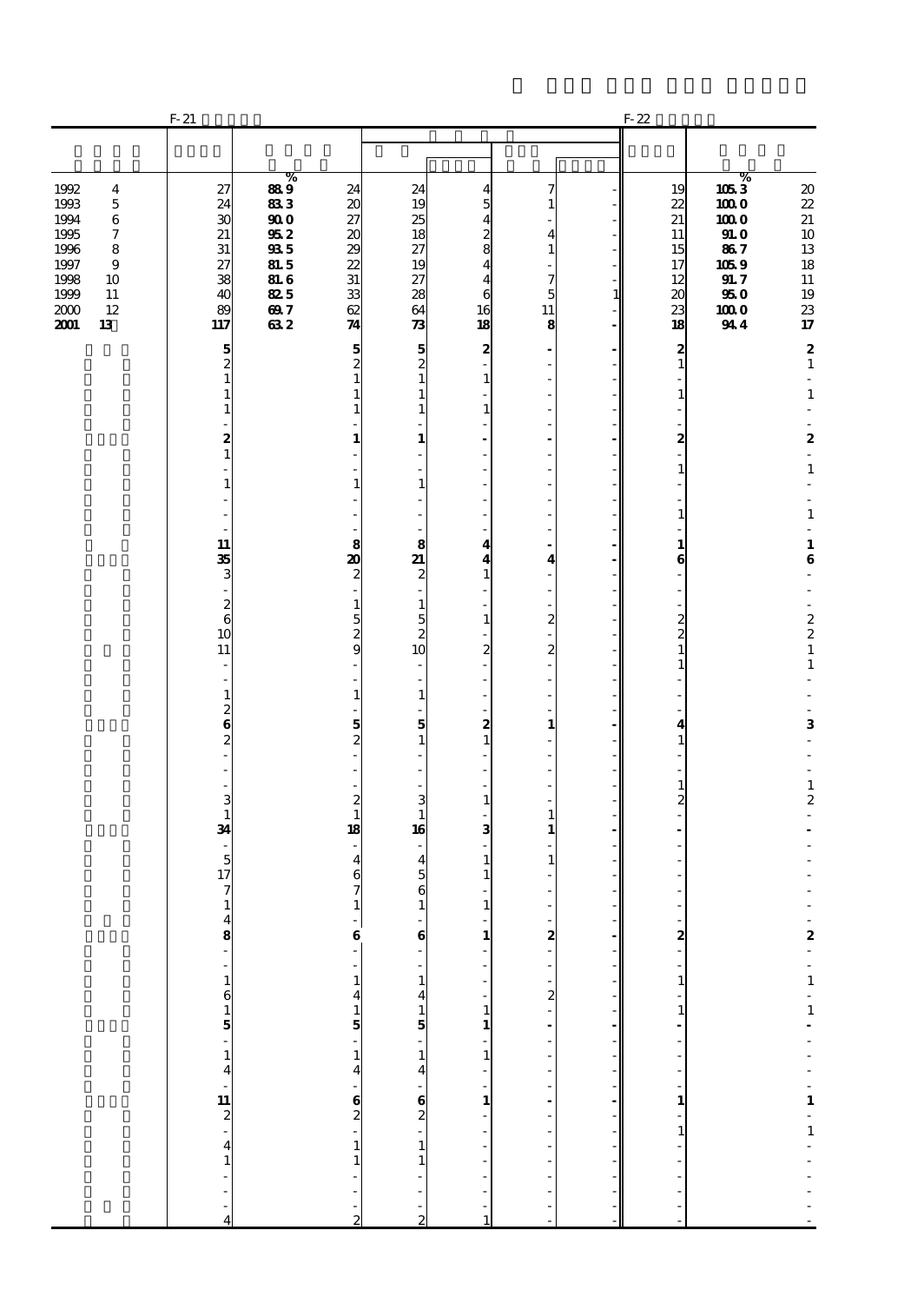| | F-21 | | | | | | | F-22 | | |
|---|---|---|---|---|---|---|---|---|---|---|
| | | % | | | | | | | % | |
| 1992 4 | 27 | 88.9 | 24 | 24 | 4 | 7 | - | 19 | 105.3 | 20 |
| 1993 5 | 24 | 83.3 | 20 | 19 | 5 | 1 | - | 22 | 100.0 | 22 |
| 1994 6 | 30 | 90.0 | 27 | 25 | 4 | - | - | 21 | 100.0 | 21 |
| 1995 7 | 21 | 95.2 | 20 | 18 | 2 | 4 | - | 11 | 91.0 | 10 |
| 1996 8 | 31 | 93.5 | 29 | 27 | 8 | 1 | - | 15 | 86.7 | 13 |
| 1997 9 | 27 | 81.5 | 22 | 19 | 4 | - | - | 17 | 105.9 | 18 |
| 1998 10 | 38 | 81.6 | 31 | 27 | 4 | 7 | - | 12 | 91.7 | 11 |
| 1999 11 | 40 | 82.5 | 33 | 28 | 6 | 5 | 1 | 20 | 95.0 | 19 |
| 2000 12 | 89 | 69.7 | 62 | 64 | 16 | 11 | - | 23 | 100.0 | 23 |
| **2001 13** | **117** | **63.2** | **74** | **73** | **18** | **8** | **-** | **18** | **94.4** | **17** |
| | **5** | | **5** | **5** | **2** | **-** | **-** | **2** | | **2** |
| | 2 | | 2 | 2 | - | - | - | 1 | | 1 |
| | 1 | | 1 | 1 | 1 | - | - | - | | - |
| | 1 | | 1 | 1 | - | - | - | 1 | | 1 |
| | 1 | | 1 | 1 | 1 | - | - | - | | - |
| | - | | - | - | - | - | - | - | | - |
| | **2** | | **1** | **1** | **-** | **-** | **-** | **2** | | **2** |
| | 1 | | - | - | - | - | - | - | | - |
| | - | | - | - | - | - | - | 1 | | 1 |
| | 1 | | 1 | 1 | - | - | - | - | | - |
| | - | | - | - | - | - | - | - | | - |
| | - | | - | - | - | - | - | 1 | | 1 |
| | - | | - | - | - | - | - | - | | - |
| | **11** | | **8** | **8** | **4** | **-** | **-** | **1** | | **1** |
| | **35** | | **20** | **21** | **4** | **4** | **-** | **6** | | **6** |
| | 3 | | 2 | 2 | 1 | - | - | - | | - |
| | - | | - | - | - | - | - | - | | - |
| | 2 | | 1 | 1 | - | - | - | - | | - |
| | 6 | | 5 | 5 | 1 | 2 | - | 2 | | 2 |
| | 10 | | 2 | 2 | - | - | - | 2 | | 2 |
| | 11 | | 9 | 10 | 2 | 2 | - | 1 | | 1 |
| | - | | - | - | - | - | - | 1 | | 1 |
| | - | | - | - | - | - | - | - | | - |
| | 1 | | 1 | 1 | - | - | - | - | | - |
| | 2 | | - | - | - | - | - | - | | - |
| | **6** | | **5** | **5** | **2** | **1** | **-** | **4** | | **3** |
| | 2 | | 2 | 1 | 1 | - | - | 1 | | - |
| | - | | - | - | - | - | - | - | | - |
| | - | | - | - | - | - | - | - | | - |
| | - | | - | - | - | - | - | 1 | | 1 |
| | 3 | | 2 | 3 | 1 | - | - | 2 | | 2 |
| | 1 | | 1 | 1 | - | 1 | - | - | | - |
| | **34** | | **18** | **16** | **3** | **1** | **-** | **-** | | **-** |
| | - | | - | - | - | - | - | - | | - |
| | 5 | | 4 | 4 | 1 | 1 | - | - | | - |
| | 17 | | 6 | 5 | 1 | - | - | - | | - |
| | 7 | | 7 | 6 | - | - | - | - | | - |
| | 1 | | 1 | 1 | 1 | - | - | - | | - |
| | 4 | | - | - | - | - | - | - | | - |
| | **8** | | **6** | **6** | **1** | **2** | **-** | **2** | | **2** |
| | - | | - | - | - | - | - | - | | - |
| | - | | - | - | - | - | - | - | | - |
| | 1 | | 1 | 1 | - | - | - | 1 | | 1 |
| | 6 | | 4 | 4 | - | 2 | - | - | | - |
| | 1 | | 1 | 1 | 1 | - | - | 1 | | 1 |
| | **5** | | **5** | **5** | **1** | **-** | **-** | **-** | | **-** |
| | - | | - | - | - | - | - | - | | - |
| | 1 | | 1 | 1 | 1 | - | - | - | | - |
| | 4 | | 4 | 4 | - | - | - | - | | - |
| | - | | - | - | - | - | - | - | | - |
| | **11** | | **6** | **6** | **1** | **-** | **-** | **1** | | **1** |
| | 2 | | 2 | 2 | - | - | - | - | | - |
| | - | | - | - | - | - | - | 1 | | 1 |
| | 4 | | 1 | 1 | - | - | - | - | | - |
| | 1 | | 1 | 1 | - | - | - | - | | - |
| | - | | - | - | - | - | - | - | | - |
| | - | | - | - | - | - | - | - | | - |
| | - | | - | - | - | - | - | - | | - |
| | 4 | | 2 | 2 | 1 | - | - | - | | - |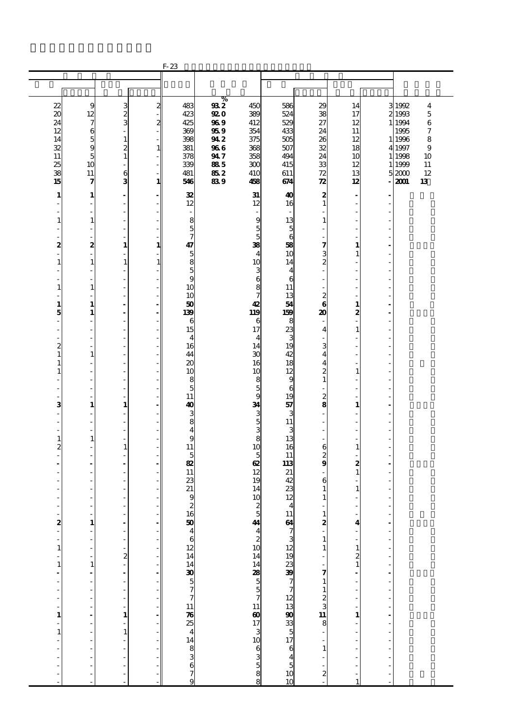F-23

| | | | | | % | | | | | | |
|---|---|---|---|---|---|---|---|---|---|---|---|
| 22 | 9 | 3 | 2 | 483 | 93.2 | 450 | 586 | 29 | 14 | 3 | 1992 4 |
| 20 | 12 | 2 | - | 423 | 92.0 | 389 | 524 | 38 | 17 | 2 | 1993 5 |
| 24 | 7 | 3 | 2 | 425 | 96.9 | 412 | 529 | 27 | 12 | 1 | 1994 6 |
| 12 | 6 | - | - | 369 | 95.9 | 354 | 433 | 24 | 11 | | 1995 7 |
| 14 | 5 | 1 | - | 398 | 94.2 | 375 | 505 | 26 | 12 | 1 | 1996 8 |
| 32 | 9 | 2 | 1 | 381 | 96.6 | 368 | 507 | 32 | 18 | 4 | 1997 9 |
| 11 | 5 | 1 | - | 378 | 94.7 | 358 | 494 | 24 | 10 | 1 | 1998 10 |
| 25 | 10 | - | - | 339 | 88.5 | 300 | 415 | 33 | 12 | 1 | 1999 11 |
| 38 | 11 | 6 | - | 481 | 85.2 | 410 | 611 | 72 | 13 | 5 | 2000 12 |
| **15** | **7** | **3** | **1** | **546** | **83.9** | **458** | **674** | **72** | **12** | **-** | **2001 13** |
| **1** | **1** | **-** | **-** | **32** | | **31** | **40** | **2** | **-** | **-** | |
| - | - | - | - | 12 | | 12 | 16 | 1 | - | - | |
| - | - | - | - | - | | - | - | - | - | - | |
| 1 | 1 | - | - | 8 | | 9 | 13 | 1 | - | - | |
| - | - | - | - | 5 | | 5 | 5 | - | - | - | |
| - | - | - | - | 7 | | 5 | 6 | - | - | - | |
| **2** | **2** | **1** | **1** | **47** | | **38** | **58** | **7** | **1** | **-** | |
| - | - | - | - | 5 | | 4 | 10 | 3 | 1 | - | |
| 1 | 1 | 1 | 1 | 8 | | 10 | 14 | 2 | - | - | |
| - | - | - | - | 5 | | 3 | 4 | - | - | - | |
| - | - | - | - | 9 | | 6 | 6 | - | - | - | |
| 1 | 1 | - | - | 10 | | 8 | 11 | - | - | - | |
| - | - | - | - | 10 | | 7 | 13 | 2 | - | - | |
| **1** | **1** | **-** | **-** | **50** | | **42** | **54** | **6** | **1** | **-** | |
| **5** | **1** | **-** | **-** | **139** | | **119** | **159** | **20** | **2** | **-** | |
| - | - | - | - | 6 | | 6 | 8 | - | - | - | |
| - | - | - | - | 15 | | 17 | 23 | 4 | 1 | - | |
| - | - | - | - | 4 | | 4 | 3 | - | - | - | |
| 2 | - | - | - | 16 | | 14 | 19 | 3 | - | - | |
| 1 | 1 | - | - | 44 | | 30 | 42 | 4 | - | - | |
| 1 | - | - | - | 20 | | 16 | 18 | 4 | - | - | |
| 1 | - | - | - | 10 | | 10 | 12 | 2 | 1 | - | |
| - | - | - | - | 8 | | 8 | 9 | 1 | - | - | |
| - | - | - | - | 5 | | 5 | 6 | - | - | - | |
| - | - | - | - | 11 | | 9 | 19 | 2 | - | - | |
| **3** | **1** | **1** | **-** | **40** | | **34** | **57** | **8** | **1** | **-** | |
| - | - | - | - | 3 | | 3 | 3 | - | - | - | |
| - | - | - | - | 8 | | 5 | 11 | - | - | - | |
| - | - | - | - | 4 | | 3 | 3 | - | - | - | |
| 1 | 1 | - | - | 9 | | 8 | 13 | - | - | - | |
| 2 | - | 1 | - | 11 | | 10 | 16 | 6 | 1 | - | |
| - | - | - | - | 5 | | 5 | 11 | 2 | - | - | |
| **-** | **-** | **-** | **-** | **82** | | **62** | **113** | **9** | **2** | **-** | |
| - | - | - | - | 11 | | 12 | 21 | - | 1 | - | |
| - | - | - | - | 23 | | 19 | 42 | 6 | - | - | |
| - | - | - | - | 21 | | 14 | 23 | 1 | 1 | - | |
| - | - | - | - | 9 | | 10 | 12 | 1 | - | - | |
| - | - | - | - | 2 | | 2 | 4 | - | - | - | |
| - | - | - | - | 16 | | 5 | 11 | 1 | - | - | |
| **2** | **1** | **-** | **-** | **50** | | **44** | **64** | **2** | **4** | **-** | |
| - | - | - | - | 4 | | 4 | 7 | - | - | - | |
| - | - | - | - | 6 | | 2 | 3 | 1 | - | - | |
| 1 | - | - | - | 12 | | 10 | 12 | 1 | 1 | - | |
| - | - | 2 | - | 14 | | 14 | 19 | - | 2 | - | |
| 1 | 1 | - | - | 14 | | 14 | 23 | - | 1 | - | |
| **-** | **-** | **-** | **-** | **30** | | **28** | **39** | **7** | **-** | **-** | |
| - | - | - | - | 5 | | 5 | 7 | 1 | - | - | |
| - | - | - | - | 7 | | 5 | 7 | 1 | - | - | |
| - | - | - | - | 7 | | 7 | 12 | 2 | - | - | |
| - | - | - | - | 11 | | 11 | 13 | 3 | - | - | |
| **1** | **-** | **1** | **-** | **76** | | **60** | **90** | **11** | **1** | **-** | |
| - | - | - | - | 25 | | 17 | 33 | 8 | - | - | |
| 1 | - | 1 | - | 4 | | 3 | 5 | - | - | - | |
| - | - | - | - | 14 | | 10 | 17 | - | - | - | |
| - | - | - | - | 8 | | 6 | 6 | 1 | - | - | |
| - | - | - | - | 3 | | 3 | 4 | - | - | - | |
| - | - | - | - | 6 | | 5 | 5 | - | - | - | |
| - | - | - | - | 7 | | 8 | 10 | 2 | - | - | |
| - | - | - | - | 9 | | 8 | 10 | - | 1 | - | |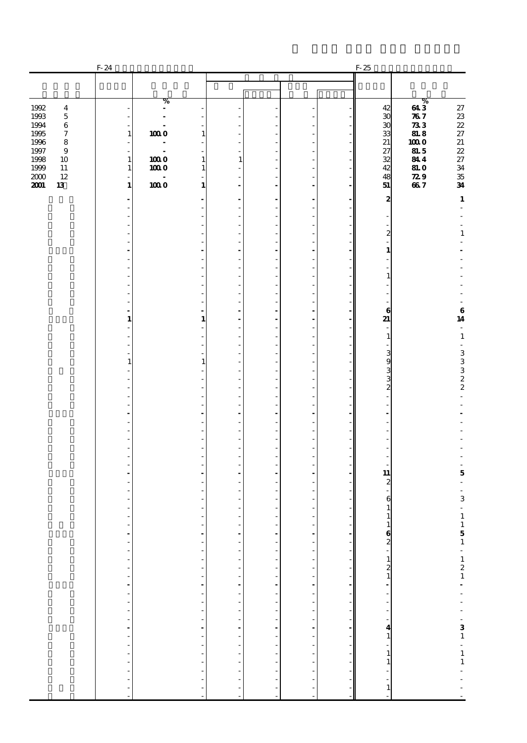| | F-24 | | | | | | | F-25 | | |
|---|---|---|---|---|---|---|---|---|---|---|
| | | % | | | | | | | % | |
| 1992 4 | - | - | - | - | - | - | - | 42 | 64.3 | 27 |
| 1993 5 | - | - | - | - | - | - | - | 30 | 76.7 | 23 |
| 1994 6 | - | - | - | - | - | - | - | 30 | 73.3 | 22 |
| 1995 7 | 1 | 100.0 | 1 | - | - | - | - | 33 | 81.8 | 27 |
| 1996 8 | - | - | - | - | - | - | - | 21 | 100.0 | 21 |
| 1997 9 | - | - | - | - | - | - | - | 27 | 81.5 | 22 |
| 1998 10 | 1 | 100.0 | 1 | 1 | - | - | - | 32 | 84.4 | 27 |
| 1999 11 | 1 | 100.0 | 1 | - | - | - | - | 42 | 81.0 | 34 |
| 2000 12 | - | - | - | - | - | - | - | 48 | 72.9 | 35 |
| **2001 13** | **1** | **100.0** | **1** | **-** | **-** | **-** | **-** | **51** | **66.7** | **34** |
| | **-** | | **-** | **-** | **-** | **-** | **-** | **2** | | **1** |
| | - | | - | - | - | - | - | - | | - |
| | - | | - | - | - | - | - | - | | - |
| | - | | - | - | - | - | - | - | | - |
| | - | | - | - | - | - | - | 2 | | 1 |
| | - | | - | - | - | - | - | - | | - |
| | **-** | | **-** | **-** | **-** | **-** | **-** | **1** | | **-** |
| | - | | - | - | - | - | - | - | | - |
| | - | | - | - | - | - | - | - | | - |
| | - | | - | - | - | - | - | 1 | | - |
| | - | | - | - | - | - | - | - | | - |
| | - | | - | - | - | - | - | - | | - |
| | - | | - | - | - | - | - | - | | - |
| | **-** | | **-** | **-** | **-** | **-** | **-** | **6** | | **6** |
| | **1** | | **1** | **-** | **-** | **-** | **-** | **21** | | **14** |
| | - | | - | - | - | - | - | - | | - |
| | - | | - | - | - | - | - | 1 | | 1 |
| | - | | - | - | - | - | - | - | | - |
| | - | | - | - | - | - | - | 3 | | 3 |
| | 1 | | 1 | - | - | - | - | 9 | | 3 |
| | - | | - | - | - | - | - | 3 | | 3 |
| | - | | - | - | - | - | - | 3 | | 2 |
| | - | | - | - | - | - | - | 2 | | 2 |
| | - | | - | - | - | - | - | - | | - |
| | - | | - | - | - | - | - | - | | - |
| | **-** | | **-** | **-** | **-** | **-** | **-** | **-** | | **-** |
| | - | | - | - | - | - | - | - | | - |
| | - | | - | - | - | - | - | - | | - |
| | - | | - | - | - | - | - | - | | - |
| | - | | - | - | - | - | - | - | | - |
| | - | | - | - | - | - | - | - | | - |
| | - | | - | - | - | - | - | - | | - |
| | **-** | | **-** | **-** | **-** | **-** | **-** | **11** | | **5** |
| | - | | - | - | - | - | - | 2 | | - |
| | - | | - | - | - | - | - | - | | - |
| | - | | - | - | - | - | - | 6 | | 3 |
| | - | | - | - | - | - | - | 1 | | - |
| | - | | - | - | - | - | - | 1 | | 1 |
| | - | | - | - | - | - | - | 1 | | 1 |
| | **-** | | **-** | **-** | **-** | **-** | **-** | **6** | | **5** |
| | - | | - | - | - | - | - | 2 | | 1 |
| | - | | - | - | - | - | - | - | | - |
| | - | | - | - | - | - | - | 1 | | 1 |
| | - | | - | - | - | - | - | 2 | | 2 |
| | - | | - | - | - | - | - | 1 | | 1 |
| | **-** | | **-** | **-** | **-** | **-** | **-** | **-** | | **-** |
| | - | | - | - | - | - | - | - | | - |
| | - | | - | - | - | - | - | - | | - |
| | - | | - | - | - | - | - | - | | - |
| | - | | - | - | - | - | - | - | | - |
| | **-** | | **-** | **-** | **-** | **-** | **-** | **4** | | **3** |
| | - | | - | - | - | - | - | 1 | | 1 |
| | - | | - | - | - | - | - | - | | - |
| | - | | - | - | - | - | - | 1 | | 1 |
| | - | | - | - | - | - | - | 1 | | 1 |
| | - | | - | - | - | - | - | - | | - |
| | - | | - | - | - | - | - | - | | - |
| | - | | - | - | - | - | - | 1 | | - |
| | - | | - | - | - | - | - | - | | - |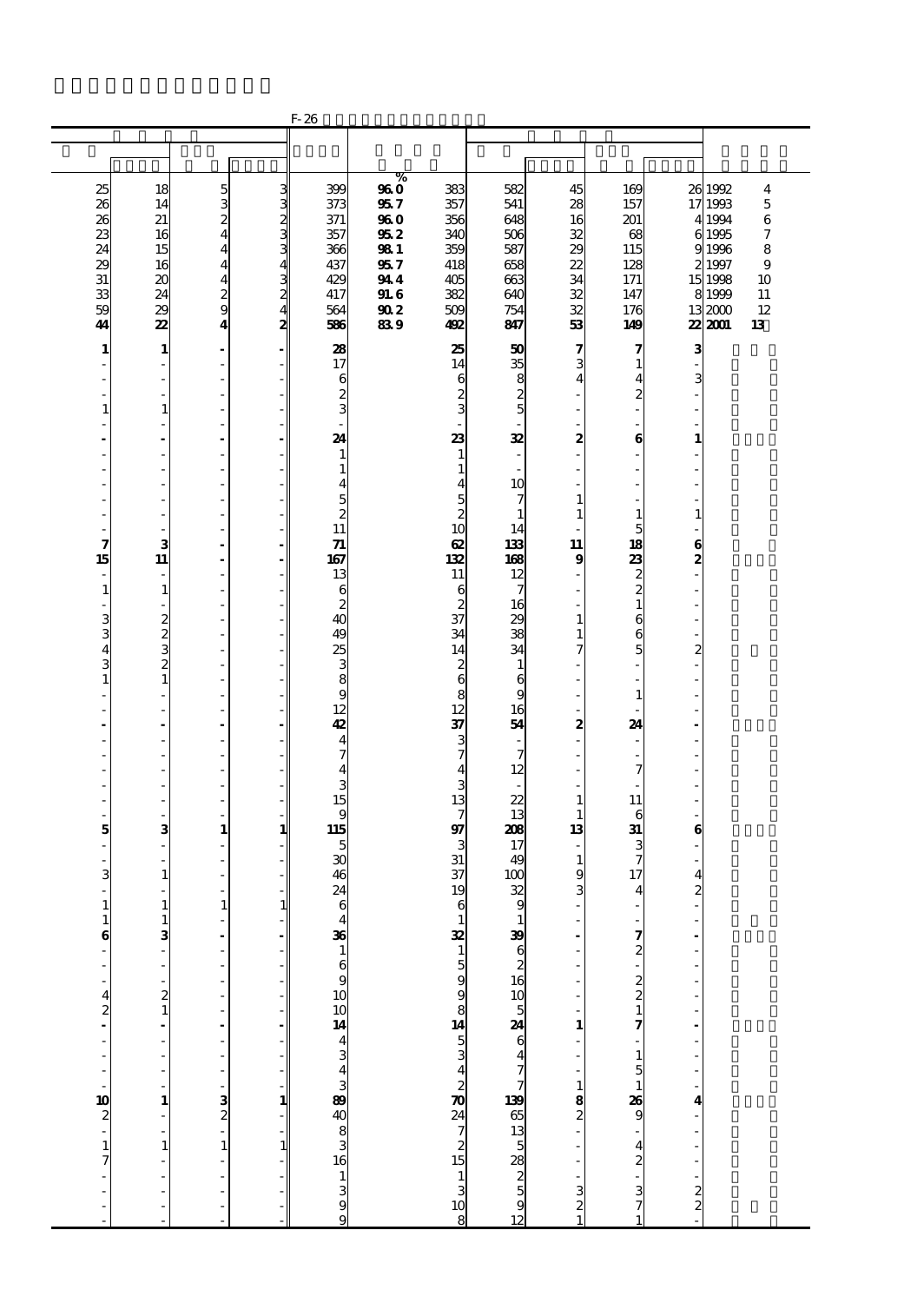F-26

| | | | | | | | | | | | | |
|---|---|---|---|---|---|---|---|---|---|---|---|---|
| | | | | | % | | | | | | | |
| 25 | 18 | 5 | 3 | 399 | 96.0 | 383 | 582 | 45 | 169 | 26 | 1992 | 4 |
| 26 | 14 | 3 | 3 | 373 | 95.7 | 357 | 541 | 28 | 157 | 17 | 1993 | 5 |
| 26 | 21 | 2 | 2 | 371 | 96.0 | 356 | 648 | 16 | 201 | 4 | 1994 | 6 |
| 23 | 16 | 4 | 3 | 357 | 95.2 | 340 | 506 | 32 | 68 | 6 | 1995 | 7 |
| 24 | 15 | 4 | 3 | 366 | 98.1 | 359 | 587 | 29 | 115 | 9 | 1996 | 8 |
| 29 | 16 | 4 | 4 | 437 | 95.7 | 418 | 658 | 22 | 128 | 2 | 1997 | 9 |
| 31 | 20 | 4 | 3 | 429 | 94.4 | 405 | 663 | 34 | 171 | 15 | 1998 | 10 |
| 33 | 24 | 2 | 2 | 417 | 91.6 | 382 | 640 | 32 | 147 | 8 | 1999 | 11 |
| 59 | 29 | 9 | 4 | 564 | 90.2 | 509 | 754 | 32 | 176 | 13 | 2000 | 12 |
| **44** | **22** | **4** | **2** | **586** | **83.9** | **492** | **847** | **53** | **149** | **22** | **2001** | **13** |
| **1** | **1** | **-** | **-** | **28** | | **25** | **50** | **7** | **7** | **3** | | |
| - | - | - | - | 17 | | 14 | 35 | 3 | 1 | - | | |
| - | - | - | - | 6 | | 6 | 8 | 4 | 4 | 3 | | |
| - | - | - | - | 2 | | 2 | 2 | - | 2 | - | | |
| 1 | 1 | - | - | 3 | | 3 | 5 | - | - | - | | |
| - | - | - | - | - | | - | - | - | - | - | | |
| **-** | **-** | **-** | **-** | **24** | | **23** | **32** | **2** | **6** | **1** | | |
| - | - | - | - | 1 | | 1 | - | - | - | - | | |
| - | - | - | - | 1 | | 1 | - | - | - | - | | |
| - | - | - | - | 4 | | 4 | 10 | - | - | - | | |
| - | - | - | - | 5 | | 5 | 7 | 1 | - | - | | |
| - | - | - | - | 2 | | 2 | 1 | 1 | 1 | 1 | | |
| - | - | - | - | 11 | | 10 | 14 | - | 5 | - | | |
| **7** | **3** | **-** | **-** | **71** | | **62** | **133** | **11** | **18** | **6** | | |
| **15** | **11** | **-** | **-** | **167** | | **132** | **168** | **9** | **23** | **2** | | |
| - | - | - | - | 13 | | 11 | 12 | - | 2 | - | | |
| 1 | 1 | - | - | 6 | | 6 | 7 | - | 2 | - | | |
| - | - | - | - | 2 | | 2 | 16 | - | 1 | - | | |
| 3 | 2 | - | - | 40 | | 37 | 29 | 1 | 6 | - | | |
| 3 | 2 | - | - | 49 | | 34 | 38 | 1 | 6 | - | | |
| 4 | 3 | - | - | 25 | | 14 | 34 | 7 | 5 | 2 | | |
| 3 | 2 | - | - | 3 | | 2 | 1 | - | - | - | | |
| 1 | 1 | - | - | 8 | | 6 | 6 | - | - | - | | |
| - | - | - | - | 9 | | 8 | 9 | - | 1 | - | | |
| - | - | - | - | 12 | | 12 | 16 | - | - | - | | |
| **-** | **-** | **-** | **-** | **42** | | **37** | **54** | **2** | **24** | **-** | | |
| - | - | - | - | 4 | | 3 | - | - | - | - | | |
| - | - | - | - | 7 | | 7 | 7 | - | - | - | | |
| - | - | - | - | 4 | | 4 | 12 | - | 7 | - | | |
| - | - | - | - | 3 | | 3 | - | - | - | - | | |
| - | - | - | - | 15 | | 13 | 22 | 1 | 11 | - | | |
| - | - | - | - | 9 | | 7 | 13 | 1 | 6 | - | | |
| **5** | **3** | **1** | **1** | **115** | | **97** | **208** | **13** | **31** | **6** | | |
| - | - | - | - | 5 | | 3 | 17 | - | 3 | - | | |
| - | - | - | - | 30 | | 31 | 49 | 1 | 7 | - | | |
| 3 | 1 | - | - | 46 | | 37 | 100 | 9 | 17 | 4 | | |
| - | - | - | - | 24 | | 19 | 32 | 3 | 4 | 2 | | |
| 1 | 1 | 1 | 1 | 6 | | 6 | 9 | - | - | - | | |
| 1 | 1 | - | - | 4 | | 1 | 1 | - | - | - | | |
| **6** | **3** | **-** | **-** | **36** | | **32** | **39** | **-** | **7** | **-** | | |
| - | - | - | - | 1 | | 1 | 6 | - | 2 | - | | |
| - | - | - | - | 6 | | 5 | 2 | - | - | - | | |
| - | - | - | - | 9 | | 9 | 16 | - | 2 | - | | |
| 4 | 2 | - | - | 10 | | 9 | 10 | - | 2 | - | | |
| 2 | 1 | - | - | 10 | | 8 | 5 | - | 1 | - | | |
| **-** | **-** | **-** | **-** | **14** | | **14** | **24** | **1** | **7** | **-** | | |
| - | - | - | - | 4 | | 5 | 6 | - | - | - | | |
| - | - | - | - | 3 | | 3 | 4 | - | 1 | - | | |
| - | - | - | - | 4 | | 4 | 7 | - | 5 | - | | |
| - | - | - | - | 3 | | 2 | 7 | 1 | 1 | - | | |
| **10** | **1** | **3** | **1** | **89** | | **70** | **139** | **8** | **26** | **4** | | |
| 2 | - | 2 | - | 40 | | 24 | 65 | 2 | 9 | - | | |
| - | - | - | - | 8 | | 7 | 13 | - | - | - | | |
| 1 | 1 | 1 | 1 | 3 | | 2 | 5 | - | 4 | - | | |
| 7 | - | - | - | 16 | | 15 | 28 | - | 2 | - | | |
| - | - | - | - | 1 | | 1 | 2 | - | - | - | | |
| - | - | - | - | 3 | | 3 | 5 | 3 | 3 | 2 | | |
| - | - | - | - | 9 | | 10 | 9 | 2 | 7 | 2 | | |
| - | - | - | - | 9 | | 8 | 12 | 1 | 1 | - | | |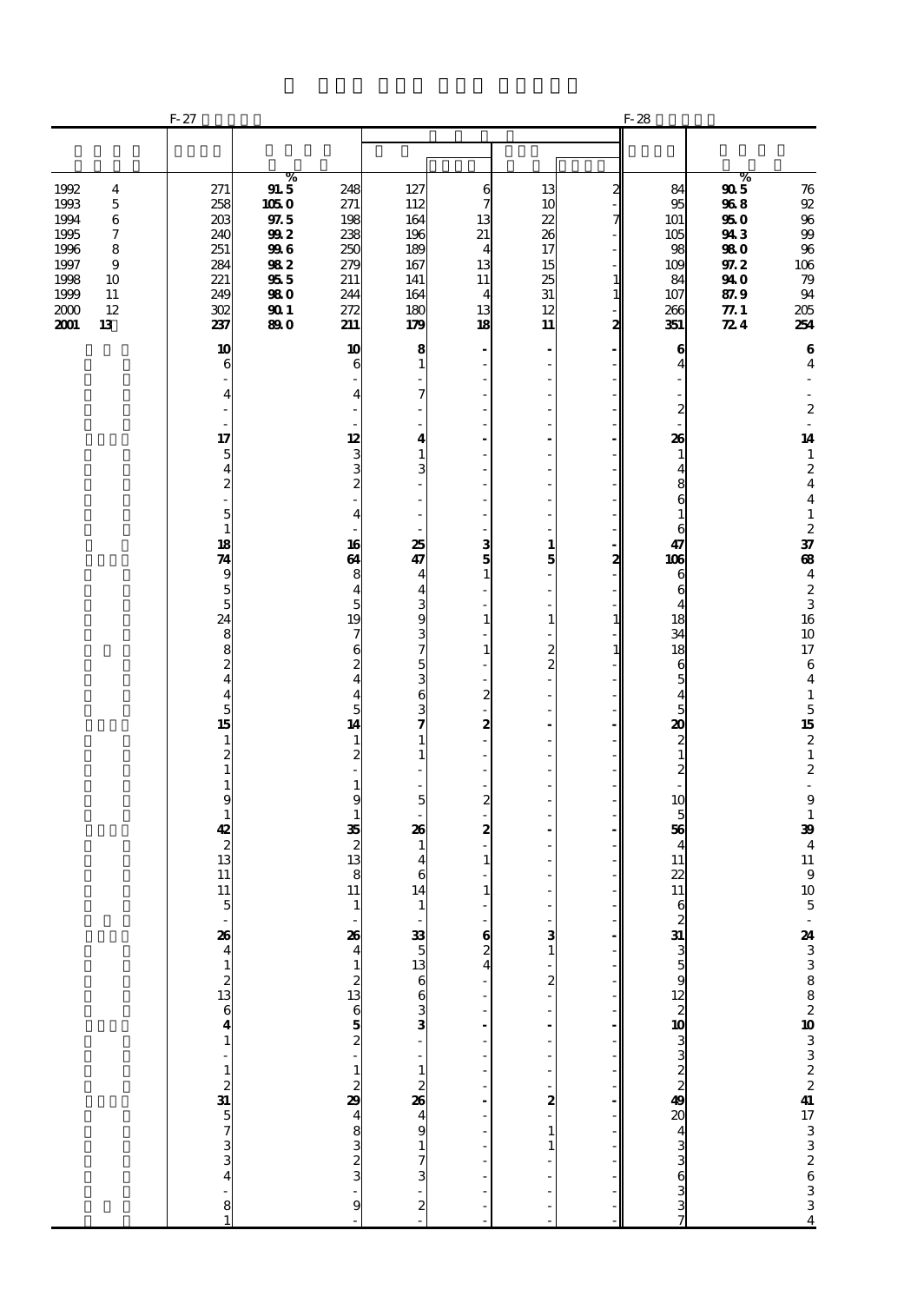| | F-27 | | | | | | | F-28 | | |
|---|---|---|---|---|---|---|---|---|---|---|
| | | % | | | | | | | % | |
| 1992　4 | 271 | 91.5 | 248 | 127 | 6 | 13 | 2 | 84 | 90.5 | 76 |
| 1993　5 | 258 | 105.0 | 271 | 112 | 7 | 10 | - | 95 | 96.8 | 92 |
| 1994　6 | 203 | 97.5 | 198 | 164 | 13 | 22 | 7 | 101 | 95.0 | 96 |
| 1995　7 | 240 | 99.2 | 238 | 196 | 21 | 26 | - | 105 | 94.3 | 99 |
| 1996　8 | 251 | 99.6 | 250 | 189 | 4 | 17 | - | 98 | 98.0 | 96 |
| 1997　9 | 284 | 98.2 | 279 | 167 | 13 | 15 | - | 109 | 97.2 | 106 |
| 1998　10 | 221 | 95.5 | 211 | 141 | 11 | 25 | 1 | 84 | 94.0 | 79 |
| 1999　11 | 249 | 98.0 | 244 | 164 | 4 | 31 | 1 | 107 | 87.9 | 94 |
| 2000　12 | 302 | 90.1 | 272 | 180 | 13 | 12 | - | 266 | 77.1 | 205 |
| **2001　13** | **237** | **89.0** | **211** | **179** | **18** | **11** | **2** | **351** | **72.4** | **254** |
| | **10** | | **10** | **8** | **-** | **-** | **-** | **6** | | **6** |
| | 6 | | 6 | 1 | - | - | - | 4 | | 4 |
| | - | | - | - | - | - | - | - | | - |
| | 4 | | 4 | 7 | - | - | - | - | | - |
| | - | | - | - | - | - | - | 2 | | 2 |
| | - | | - | - | - | - | - | - | | - |
| | **17** | | **12** | **4** | **-** | **-** | **-** | **26** | | **14** |
| | 5 | | 3 | 1 | - | - | - | 1 | | 1 |
| | 4 | | 3 | 3 | - | - | - | 4 | | 2 |
| | 2 | | 2 | - | - | - | - | 8 | | 4 |
| | - | | - | - | - | - | - | 6 | | 4 |
| | 5 | | 4 | - | - | - | - | 1 | | 1 |
| | 1 | | - | - | - | - | - | 6 | | 2 |
| | **18** | | **16** | **25** | **3** | **1** | **-** | **47** | | **37** |
| | **74** | | **64** | **47** | **5** | **5** | **2** | **106** | | **68** |
| | 9 | | 8 | 4 | 1 | - | - | 6 | | 4 |
| | 5 | | 4 | 4 | - | - | - | 6 | | 2 |
| | 5 | | 5 | 3 | - | - | - | 4 | | 3 |
| | 24 | | 19 | 9 | 1 | 1 | 1 | 18 | | 16 |
| | 8 | | 7 | 3 | - | - | - | 34 | | 10 |
| | 8 | | 6 | 7 | 1 | 2 | 1 | 18 | | 17 |
| | 2 | | 2 | 5 | - | 2 | - | 6 | | 6 |
| | 4 | | 4 | 3 | - | - | - | 5 | | 4 |
| | 4 | | 4 | 6 | 2 | - | - | 4 | | 1 |
| | 5 | | 5 | 3 | - | - | - | 5 | | 5 |
| | **15** | | **14** | **7** | **2** | **-** | **-** | **20** | | **15** |
| | 1 | | 1 | 1 | - | - | - | 2 | | 2 |
| | 2 | | 2 | 1 | - | - | - | 1 | | 1 |
| | 1 | | - | - | - | - | - | 2 | | 2 |
| | 1 | | 1 | - | - | - | - | - | | - |
| | 9 | | 9 | 5 | 2 | - | - | 10 | | 9 |
| | 1 | | 1 | - | - | - | - | 5 | | 1 |
| | **42** | | **35** | **26** | **2** | **-** | **-** | **56** | | **39** |
| | 2 | | 2 | 1 | - | - | - | 4 | | 4 |
| | 13 | | 13 | 4 | 1 | - | - | 11 | | 11 |
| | 11 | | 8 | 6 | - | - | - | 22 | | 9 |
| | 11 | | 11 | 14 | 1 | - | - | 11 | | 10 |
| | 5 | | 1 | 1 | - | - | - | 6 | | 5 |
| | - | | - | - | - | - | - | 2 | | - |
| | **26** | | **26** | **33** | **6** | **3** | **-** | **31** | | **24** |
| | 4 | | 4 | 5 | 2 | 1 | - | 3 | | 3 |
| | 1 | | 1 | 13 | 4 | - | - | 5 | | 3 |
| | 2 | | 2 | 6 | - | 2 | - | 9 | | 8 |
| | 13 | | 13 | 6 | - | - | - | 12 | | 8 |
| | 6 | | 6 | 3 | - | - | - | 2 | | 2 |
| | **4** | | **5** | **3** | **-** | **-** | **-** | **10** | | **10** |
| | 1 | | 2 | - | - | - | - | 3 | | 3 |
| | - | | - | - | - | - | - | 3 | | 3 |
| | 1 | | 1 | 1 | - | - | - | 2 | | 2 |
| | 2 | | 2 | 2 | - | - | - | 2 | | 2 |
| | **31** | | **29** | **26** | **-** | **2** | **-** | **49** | | **41** |
| | 5 | | 4 | 4 | - | - | - | 20 | | 17 |
| | 7 | | 8 | 9 | - | 1 | - | 4 | | 3 |
| | 3 | | 3 | 1 | - | 1 | - | 3 | | 3 |
| | 3 | | 2 | 7 | - | - | - | 3 | | 2 |
| | 4 | | 3 | 3 | - | - | - | 6 | | 6 |
| | - | | - | - | - | - | - | 3 | | 3 |
| | 8 | | 9 | 2 | - | - | - | 3 | | 3 |
| | 1 | | - | - | - | - | - | 7 | | 4 |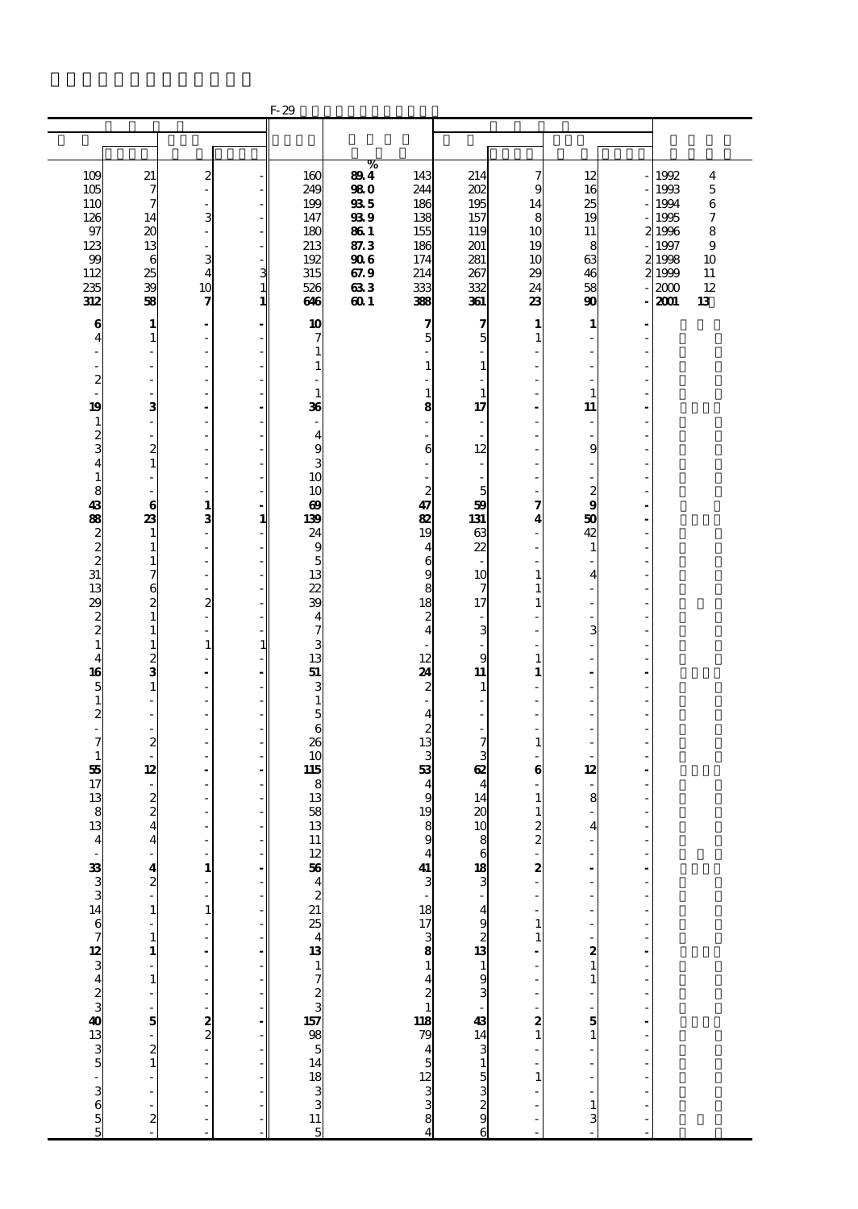F-29

| | | | | | % | | | | | | |
|---|---|---|---|---|---|---|---|---|---|---|---|
| 109 | 21 | 2 | - | 160 | 89.4 | 143 | 214 | 7 | 12 | - | 1992 4 |
| 105 | 7 | - | - | 249 | 98.0 | 244 | 202 | 9 | 16 | - | 1993 5 |
| 110 | 7 | - | - | 199 | 93.5 | 186 | 195 | 14 | 25 | - | 1994 6 |
| 126 | 14 | 3 | - | 147 | 93.9 | 138 | 157 | 8 | 19 | - | 1995 7 |
| 97 | 20 | - | - | 180 | 86.1 | 155 | 119 | 10 | 11 | 2 | 1996 8 |
| 123 | 13 | - | - | 213 | 87.3 | 186 | 201 | 19 | 8 | - | 1997 9 |
| 99 | 6 | 3 | - | 192 | 90.6 | 174 | 281 | 10 | 63 | 2 | 1998 10 |
| 112 | 25 | 4 | 3 | 315 | 67.9 | 214 | 267 | 29 | 46 | 2 | 1999 11 |
| 235 | 39 | 10 | 1 | 526 | 63.3 | 333 | 332 | 24 | 58 | - | 2000 12 |
| **312** | **58** | **7** | **1** | **646** | **60.1** | **388** | **361** | **23** | **90** | **-** | **2001 13** |
| **6** | **1** | **-** | **-** | **10** | | **7** | **7** | **1** | **1** | **-** | |
| 4 | 1 | - | - | 7 | | 5 | 5 | 1 | - | - | |
| - | - | - | - | 1 | | - | - | - | - | - | |
| - | - | - | - | 1 | | 1 | 1 | - | - | - | |
| 2 | - | - | - | - | | - | - | - | - | - | |
| - | - | - | - | 1 | | 1 | 1 | - | 1 | - | |
| **19** | **3** | **-** | **-** | **36** | | **8** | **17** | **-** | **11** | **-** | |
| 1 | - | - | - | - | | - | - | - | - | - | |
| 2 | - | - | - | 4 | | - | - | - | - | - | |
| 3 | 2 | - | - | 9 | | 6 | 12 | - | 9 | - | |
| 4 | 1 | - | - | 3 | | - | - | - | - | - | |
| 1 | - | - | - | 10 | | - | - | - | - | - | |
| 8 | - | - | - | 10 | | 2 | 5 | - | 2 | - | |
| **43** | **6** | **1** | **-** | **69** | | **47** | **59** | **7** | **9** | **-** | |
| **88** | **23** | **3** | **1** | **139** | | **82** | **131** | **4** | **50** | **-** | |
| 2 | 1 | - | - | 24 | | 19 | 63 | - | 42 | - | |
| 2 | 1 | - | - | 9 | | 4 | 22 | - | 1 | - | |
| 2 | 1 | - | - | 5 | | 6 | - | - | - | - | |
| 31 | 7 | - | - | 13 | | 9 | 10 | 1 | 4 | - | |
| 13 | 6 | - | - | 22 | | 8 | 7 | 1 | - | - | |
| 29 | 2 | 2 | - | 39 | | 18 | 17 | 1 | - | - | |
| 2 | 1 | - | - | 4 | | 2 | - | - | - | - | |
| 2 | 1 | - | - | 7 | | 4 | 3 | - | 3 | - | |
| 1 | 1 | 1 | 1 | 3 | | - | - | - | - | - | |
| 4 | 2 | - | - | 13 | | 12 | 9 | 1 | - | - | |
| **16** | **3** | **-** | **-** | **51** | | **24** | **11** | **1** | **-** | **-** | |
| 5 | 1 | - | - | 3 | | 2 | 1 | - | - | - | |
| 1 | - | - | - | 1 | | - | - | - | - | - | |
| 2 | - | - | - | 5 | | 4 | - | - | - | - | |
| - | - | - | - | 6 | | 2 | - | - | - | - | |
| 7 | 2 | - | - | 26 | | 13 | 7 | 1 | - | - | |
| 1 | - | - | - | 10 | | 3 | 3 | - | - | - | |
| **55** | **12** | **-** | **-** | **115** | | **53** | **62** | **6** | **12** | **-** | |
| 17 | - | - | - | 8 | | 4 | 4 | - | - | - | |
| 13 | 2 | - | - | 13 | | 9 | 14 | 1 | 8 | - | |
| 8 | 2 | - | - | 58 | | 19 | 20 | 1 | - | - | |
| 13 | 4 | - | - | 13 | | 8 | 10 | 2 | 4 | - | |
| 4 | 4 | - | - | 11 | | 9 | 8 | 2 | - | - | |
| - | - | - | - | 12 | | 4 | 6 | - | - | - | |
| **33** | **4** | **1** | **-** | **56** | | **41** | **18** | **2** | **-** | **-** | |
| 3 | 2 | - | - | 4 | | 3 | 3 | - | - | - | |
| 3 | - | - | - | 2 | | - | - | - | - | - | |
| 14 | 1 | 1 | - | 21 | | 18 | 4 | - | - | - | |
| 6 | - | - | - | 25 | | 17 | 9 | 1 | - | - | |
| 7 | 1 | - | - | 4 | | 3 | 2 | 1 | - | - | |
| **12** | **1** | **-** | **-** | **13** | | **8** | **13** | **-** | **2** | **-** | |
| 3 | - | - | - | 1 | | 1 | 1 | - | 1 | - | |
| 4 | 1 | - | - | 7 | | 4 | 9 | - | 1 | - | |
| 2 | - | - | - | 2 | | 2 | 3 | - | - | - | |
| 3 | - | - | - | 3 | | 1 | - | - | - | - | |
| **40** | **5** | **2** | **-** | **157** | | **118** | **43** | **2** | **5** | **-** | |
| 13 | - | 2 | - | 98 | | 79 | 14 | 1 | 1 | - | |
| 3 | 2 | - | - | 5 | | 4 | 3 | - | - | - | |
| 5 | 1 | - | - | 14 | | 5 | 1 | - | - | - | |
| - | - | - | - | 18 | | 12 | 5 | 1 | - | - | |
| 3 | - | - | - | 3 | | 3 | 3 | - | - | - | |
| 6 | - | - | - | 3 | | 3 | 2 | - | 1 | - | |
| 5 | 2 | - | - | 11 | | 8 | 9 | - | 3 | - | |
| 5 | - | - | - | 5 | | 4 | 6 | - | - | - | |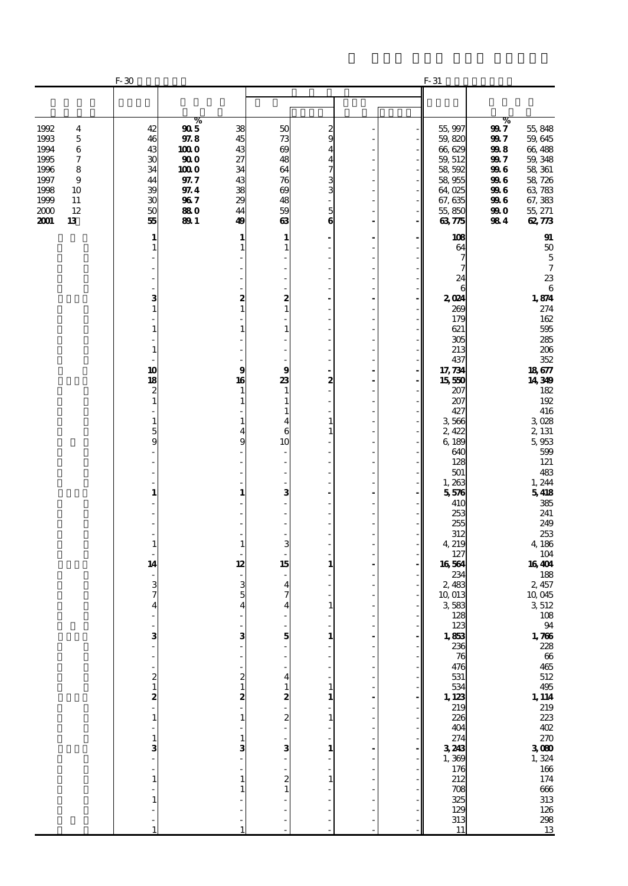| | F-30 | | | | | | | F-31 | | |
|---|---|---|---|---|---|---|---|---|---|---|
| | | % | | | | | | | % | |
| 1992 4 | 42 | 90.5 | 38 | 50 | 2 | - | - | 55,997 | 99.7 | 55,848 |
| 1993 5 | 46 | 97.8 | 45 | 73 | 9 | - | - | 59,820 | 99.7 | 59,645 |
| 1994 6 | 43 | 100.0 | 43 | 69 | 4 | - | - | 66,629 | 99.8 | 66,488 |
| 1995 7 | 30 | 90.0 | 27 | 48 | 4 | - | - | 59,512 | 99.7 | 59,348 |
| 1996 8 | 34 | 100.0 | 34 | 64 | 7 | - | - | 58,592 | 99.6 | 58,361 |
| 1997 9 | 44 | 97.7 | 43 | 76 | 3 | - | - | 58,955 | 99.6 | 58,726 |
| 1998 10 | 39 | 97.4 | 38 | 69 | 3 | - | - | 64,025 | 99.6 | 63,783 |
| 1999 11 | 30 | 96.7 | 29 | 48 | - | - | - | 67,635 | 99.6 | 67,383 |
| 2000 12 | 50 | 88.0 | 44 | 59 | 5 | - | - | 55,850 | 99.0 | 55,271 |
| **2001 13** | **55** | **89.1** | **49** | **63** | **6** | **-** | **-** | **63,775** | **98.4** | **62,773** |
| | **1** | | **1** | **1** | **-** | **-** | **-** | **108** | | **91** |
| | 1 | | 1 | 1 | - | - | - | 64 | | 50 |
| | - | | - | - | - | - | - | 7 | | 5 |
| | - | | - | - | - | - | - | 7 | | 7 |
| | - | | - | - | - | - | - | 24 | | 23 |
| | - | | - | - | - | - | - | 6 | | 6 |
| | **3** | | **2** | **2** | **-** | **-** | **-** | **2,024** | | **1,874** |
| | 1 | | 1 | 1 | - | - | - | 269 | | 274 |
| | - | | - | - | - | - | - | 179 | | 162 |
| | 1 | | 1 | 1 | - | - | - | 621 | | 595 |
| | - | | - | - | - | - | - | 305 | | 285 |
| | 1 | | - | - | - | - | - | 213 | | 206 |
| | - | | - | - | - | - | - | 437 | | 352 |
| | **10** | | **9** | **9** | **-** | **-** | **-** | **17,734** | | **18,677** |
| | **18** | | **16** | **23** | **2** | **-** | **-** | **15,550** | | **14,349** |
| | 2 | | 1 | 1 | - | - | - | 207 | | 182 |
| | 1 | | 1 | 1 | - | - | - | 207 | | 192 |
| | - | | - | 1 | - | - | - | 427 | | 416 |
| | 1 | | 1 | 4 | 1 | - | - | 3,566 | | 3,028 |
| | 5 | | 4 | 6 | 1 | - | - | 2,422 | | 2,131 |
| | 9 | | 9 | 10 | - | - | - | 6,189 | | 5,953 |
| | - | | - | - | - | - | - | 640 | | 599 |
| | - | | - | - | - | - | - | 128 | | 121 |
| | - | | - | - | - | - | - | 501 | | 483 |
| | - | | - | - | - | - | - | 1,263 | | 1,244 |
| | **1** | | **1** | **3** | **-** | **-** | **-** | **5,576** | | **5,418** |
| | - | | - | - | - | - | - | 410 | | 385 |
| | - | | - | - | - | - | - | 253 | | 241 |
| | - | | - | - | - | - | - | 255 | | 249 |
| | - | | - | - | - | - | - | 312 | | 253 |
| | 1 | | 1 | 3 | - | - | - | 4,219 | | 4,186 |
| | - | | - | - | - | - | - | 127 | | 104 |
| | **14** | | **12** | **15** | **1** | **-** | **-** | **16,564** | | **16,404** |
| | - | | - | - | - | - | - | 234 | | 188 |
| | 3 | | 3 | 4 | - | - | - | 2,483 | | 2,457 |
| | 7 | | 5 | 7 | - | - | - | 10,013 | | 10,045 |
| | 4 | | 4 | 4 | 1 | - | - | 3,583 | | 3,512 |
| | - | | - | - | - | - | - | 128 | | 108 |
| | - | | - | - | - | - | - | 123 | | 94 |
| | **3** | | **3** | **5** | **1** | **-** | **-** | **1,853** | | **1,766** |
| | - | | - | - | - | - | - | 236 | | 228 |
| | - | | - | - | - | - | - | 76 | | 66 |
| | - | | - | - | - | - | - | 476 | | 465 |
| | 2 | | 2 | 4 | - | - | - | 531 | | 512 |
| | 1 | | 1 | 1 | 1 | - | - | 534 | | 495 |
| | **2** | | **2** | **2** | **1** | **-** | **-** | **1,123** | | **1,114** |
| | - | | - | - | - | - | - | 219 | | 219 |
| | 1 | | 1 | 2 | 1 | - | - | 226 | | 223 |
| | - | | - | - | - | - | - | 404 | | 402 |
| | 1 | | 1 | - | - | - | - | 274 | | 270 |
| | **3** | | **3** | **3** | **1** | **-** | **-** | **3,243** | | **3,080** |
| | - | | - | - | - | - | - | 1,369 | | 1,324 |
| | - | | - | - | - | - | - | 176 | | 166 |
| | 1 | | 1 | 2 | 1 | - | - | 212 | | 174 |
| | - | | 1 | 1 | - | - | - | 708 | | 666 |
| | 1 | | - | - | - | - | - | 325 | | 313 |
| | - | | - | - | - | - | - | 129 | | 126 |
| | - | | - | - | - | - | - | 313 | | 298 |
| | 1 | | 1 | - | - | - | - | 11 | | 13 |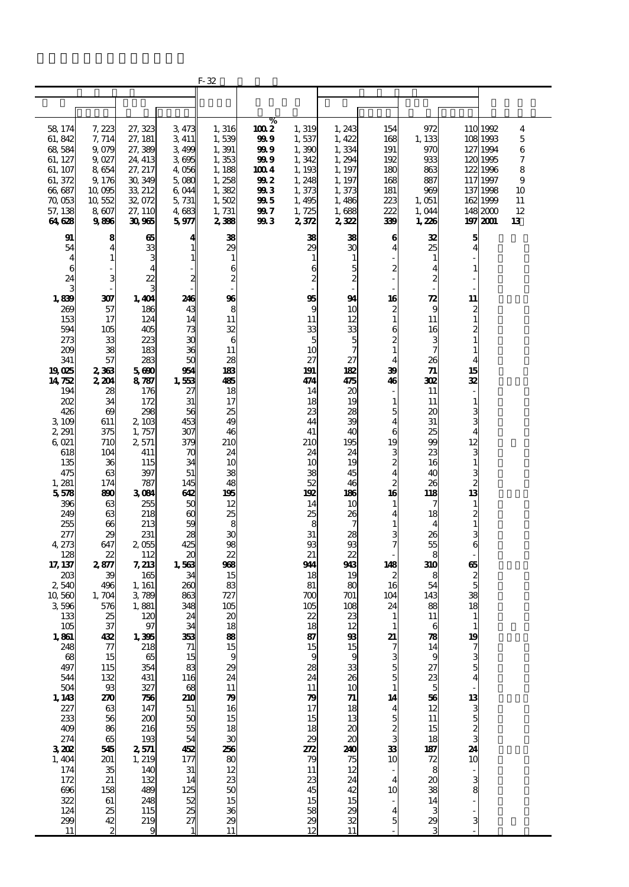F-32

| | | | | | % | | | | | | | |
|---|---|---|---|---|---|---|---|---|---|---|---|---|
| 58,174 | 7,223 | 27,323 | 3,473 | 1,316 | 100.2 | 1,319 | 1,243 | 154 | 972 | 110 | 1992 | 4 |
| 61,842 | 7,714 | 27,181 | 3,411 | 1,539 | 99.9 | 1,537 | 1,422 | 168 | 1,133 | 108 | 1993 | 5 |
| 68,584 | 9,079 | 27,389 | 3,499 | 1,391 | 99.9 | 1,390 | 1,334 | 191 | 970 | 127 | 1994 | 6 |
| 61,127 | 9,027 | 24,413 | 3,695 | 1,353 | 99.9 | 1,342 | 1,294 | 192 | 933 | 120 | 1995 | 7 |
| 61,107 | 8,654 | 27,217 | 4,056 | 1,188 | 100.4 | 1,193 | 1,197 | 180 | 863 | 122 | 1996 | 8 |
| 61,372 | 9,176 | 30,349 | 5,080 | 1,258 | 99.2 | 1,248 | 1,197 | 168 | 887 | 117 | 1997 | 9 |
| 66,687 | 10,095 | 33,212 | 6,044 | 1,382 | 99.3 | 1,373 | 1,373 | 181 | 969 | 137 | 1998 | 10 |
| 70,053 | 10,552 | 32,072 | 5,731 | 1,502 | 99.5 | 1,495 | 1,486 | 223 | 1,051 | 162 | 1999 | 11 |
| 57,138 | 8,607 | 27,110 | 4,683 | 1,731 | 99.7 | 1,725 | 1,688 | 222 | 1,044 | 148 | 2000 | 12 |
| **64,628** | **9,896** | **30,965** | **5,977** | **2,388** | **99.3** | **2,372** | **2,322** | **339** | **1,226** | **197** | **2001** | **13** |
| **91** | **8** | **65** | **4** | **38** | | **38** | **38** | **6** | **32** | **5** | | |
| 54 | 4 | 33 | 1 | 29 | | 29 | 30 | 4 | 25 | 4 | | |
| 4 | 1 | 3 | 1 | 1 | | 1 | 1 | - | 1 | - | | |
| 6 | - | 4 | - | 6 | | 6 | 5 | 2 | 4 | 1 | | |
| 24 | 3 | 22 | 2 | 2 | | 2 | 2 | - | 2 | - | | |
| 3 | - | 3 | - | - | | - | - | - | - | - | | |
| **1,839** | **307** | **1,404** | **246** | **96** | | **95** | **94** | **16** | **72** | **11** | | |
| 269 | 57 | 186 | 43 | 8 | | 9 | 10 | 2 | 9 | 2 | | |
| 153 | 17 | 124 | 14 | 11 | | 11 | 12 | 1 | 11 | 1 | | |
| 594 | 105 | 405 | 73 | 32 | | 33 | 33 | 6 | 16 | 2 | | |
| 273 | 33 | 223 | 30 | 6 | | 5 | 5 | 2 | 3 | 1 | | |
| 209 | 38 | 183 | 36 | 11 | | 10 | 7 | 1 | 7 | 1 | | |
| 341 | 57 | 283 | 50 | 28 | | 27 | 27 | 4 | 26 | 4 | | |
| **19,025** | **2,363** | **5,690** | **954** | **183** | | **191** | **182** | **39** | **71** | **15** | | |
| **14,752** | **2,204** | **8,787** | **1,553** | **485** | | **474** | **475** | **46** | **302** | **32** | | |
| 194 | 28 | 176 | 27 | 18 | | 14 | 20 | - | 11 | - | | |
| 202 | 34 | 172 | 31 | 17 | | 18 | 19 | 1 | 11 | 1 | | |
| 426 | 69 | 298 | 56 | 25 | | 23 | 28 | 5 | 20 | 3 | | |
| 3,109 | 611 | 2,103 | 453 | 49 | | 44 | 39 | 4 | 31 | 3 | | |
| 2,291 | 375 | 1,757 | 307 | 46 | | 41 | 40 | 6 | 25 | 4 | | |
| 6,021 | 710 | 2,571 | 379 | 210 | | 210 | 195 | 19 | 99 | 12 | | |
| 618 | 104 | 411 | 70 | 24 | | 24 | 24 | 3 | 23 | 3 | | |
| 135 | 36 | 115 | 34 | 10 | | 10 | 19 | 2 | 16 | 1 | | |
| 475 | 63 | 397 | 51 | 38 | | 38 | 45 | 4 | 40 | 3 | | |
| 1,281 | 174 | 787 | 145 | 48 | | 52 | 46 | 2 | 26 | 2 | | |
| **5,578** | **890** | **3,084** | **642** | **195** | | **192** | **186** | **16** | **118** | **13** | | |
| 396 | 63 | 255 | 50 | 12 | | 14 | 10 | 1 | 7 | 1 | | |
| 249 | 63 | 218 | 60 | 25 | | 25 | 26 | 4 | 18 | 2 | | |
| 255 | 66 | 213 | 59 | 8 | | 8 | 7 | 1 | 4 | 1 | | |
| 277 | 29 | 231 | 28 | 30 | | 31 | 28 | 3 | 26 | 3 | | |
| 4,273 | 647 | 2,055 | 425 | 98 | | 93 | 93 | 7 | 55 | 6 | | |
| 128 | 22 | 112 | 20 | 22 | | 21 | 22 | - | 8 | - | | |
| **17,137** | **2,877** | **7,213** | **1,563** | **968** | | **944** | **943** | **148** | **310** | **65** | | |
| 203 | 39 | 165 | 34 | 15 | | 18 | 19 | 2 | 8 | 2 | | |
| 2,540 | 496 | 1,161 | 260 | 83 | | 81 | 80 | 16 | 54 | 5 | | |
| 10,560 | 1,704 | 3,789 | 863 | 727 | | 700 | 701 | 104 | 143 | 38 | | |
| 3,596 | 576 | 1,881 | 348 | 105 | | 105 | 108 | 24 | 88 | 18 | | |
| 133 | 25 | 120 | 24 | 20 | | 22 | 23 | 1 | 11 | 1 | | |
| 105 | 37 | 97 | 34 | 18 | | 18 | 12 | 1 | 6 | 1 | | |
| **1,861** | **432** | **1,395** | **353** | **88** | | **87** | **93** | **21** | **78** | **19** | | |
| 248 | 77 | 218 | 71 | 15 | | 15 | 15 | 7 | 14 | 7 | | |
| 68 | 15 | 65 | 15 | 9 | | 9 | 9 | 3 | 9 | 3 | | |
| 497 | 115 | 354 | 83 | 29 | | 28 | 33 | 5 | 27 | 5 | | |
| 544 | 132 | 431 | 116 | 24 | | 24 | 26 | 5 | 23 | 4 | | |
| 504 | 93 | 327 | 68 | 11 | | 11 | 10 | 1 | 5 | - | | |
| **1,143** | **270** | **756** | **210** | **79** | | **79** | **71** | **14** | **56** | **13** | | |
| 227 | 63 | 147 | 51 | 16 | | 17 | 18 | 4 | 12 | 3 | | |
| 233 | 56 | 200 | 50 | 15 | | 15 | 13 | 5 | 11 | 5 | | |
| 409 | 86 | 216 | 55 | 18 | | 18 | 20 | 2 | 15 | 2 | | |
| 274 | 65 | 193 | 54 | 30 | | 29 | 20 | 3 | 18 | 3 | | |
| **3,202** | **545** | **2,571** | **452** | **256** | | **272** | **240** | **33** | **187** | **24** | | |
| 1,404 | 201 | 1,219 | 177 | 80 | | 79 | 75 | 10 | 72 | 10 | | |
| 174 | 35 | 140 | 31 | 12 | | 11 | 12 | - | 8 | - | | |
| 172 | 21 | 132 | 14 | 23 | | 23 | 24 | 4 | 20 | 3 | | |
| 696 | 158 | 489 | 125 | 50 | | 45 | 42 | 10 | 38 | 8 | | |
| 322 | 61 | 248 | 52 | 15 | | 15 | 15 | - | 14 | - | | |
| 124 | 25 | 115 | 25 | 36 | | 58 | 29 | 4 | 3 | - | | |
| 299 | 42 | 219 | 27 | 29 | | 29 | 32 | 5 | 29 | 3 | | |
| 11 | 2 | 9 | 1 | 11 | | 12 | 11 | - | 3 | - | | |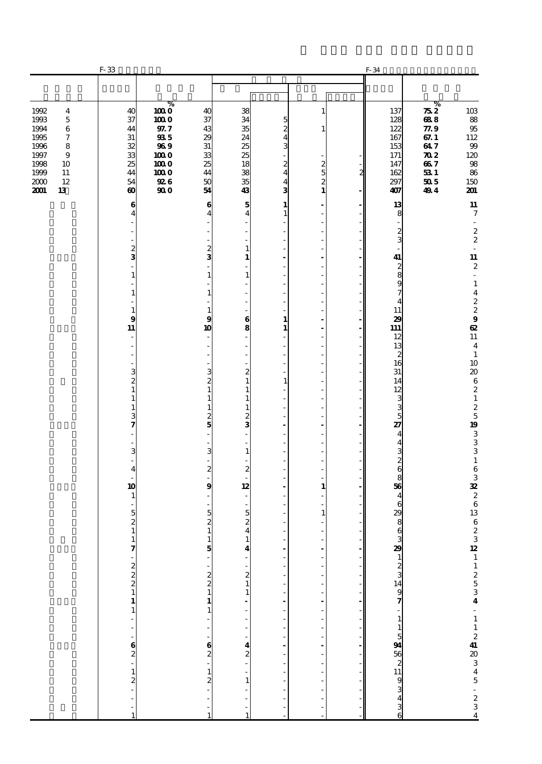| | F-33 | | | | | | | F-34 | | |
|---|---|---|---|---|---|---|---|---|---|---|
| | | % | | | | | | | % | |
| 1992 4 | 40 | 100.0 | 40 | 38 | | 1 | | 137 | 75.2 | 103 |
| 1993 5 | 37 | 100.0 | 37 | 34 | 5 | | | 128 | 68.8 | 88 |
| 1994 6 | 44 | 97.7 | 43 | 35 | 2 | 1 | | 122 | 77.9 | 95 |
| 1995 7 | 31 | 93.5 | 29 | 24 | 4 | | | 167 | 67.1 | 112 |
| 1996 8 | 32 | 96.9 | 31 | 25 | 3 | | | 153 | 64.7 | 99 |
| 1997 9 | 33 | 100.0 | 33 | 25 | - | - | - | 171 | 70.2 | 120 |
| 1998 10 | 25 | 100.0 | 25 | 18 | 2 | 2 | - | 147 | 66.7 | 98 |
| 1999 11 | 44 | 100.0 | 44 | 38 | 4 | 5 | 2 | 162 | 53.1 | 86 |
| 2000 12 | 54 | 92.6 | 50 | 35 | 4 | 2 | - | 297 | 50.5 | 150 |
| **2001 13** | **60** | **90.0** | **54** | **43** | **3** | **1** | **-** | **407** | **49.4** | **201** |
| | **6** | | **6** | **5** | **1** | **-** | **-** | **13** | | **11** |
| | 4 | | 4 | 4 | 1 | - | - | 8 | | 7 |
| | - | | - | - | - | - | - | - | | - |
| | - | | - | - | - | - | - | 2 | | 2 |
| | - | | - | - | - | - | - | 3 | | 2 |
| | 2 | | 2 | 1 | - | - | - | - | | - |
| | **3** | | **3** | **1** | **-** | **-** | **-** | **41** | | **11** |
| | - | | - | - | - | - | - | 2 | | 2 |
| | 1 | | 1 | 1 | - | - | - | 8 | | - |
| | - | | - | - | - | - | - | 9 | | 1 |
| | 1 | | 1 | - | - | - | - | 7 | | 4 |
| | - | | - | - | - | - | - | 4 | | 2 |
| | 1 | | 1 | - | - | - | - | 11 | | 2 |
| | **9** | | **9** | **6** | **1** | **-** | **-** | **29** | | **9** |
| | **11** | | **10** | **8** | **1** | **-** | **-** | **111** | | **62** |
| | - | | - | - | - | - | - | 12 | | 11 |
| | - | | - | - | - | - | - | 13 | | 4 |
| | - | | - | - | - | - | - | 2 | | 1 |
| | - | | - | - | - | - | - | 16 | | 10 |
| | 3 | | 3 | 2 | - | - | - | 31 | | 20 |
| | 2 | | 2 | 1 | 1 | - | - | 14 | | 6 |
| | 1 | | 1 | 1 | - | - | - | 12 | | 2 |
| | 1 | | 1 | 1 | - | - | - | 3 | | 1 |
| | 1 | | 1 | 1 | - | - | - | 3 | | 2 |
| | 3 | | 2 | 2 | - | - | - | 5 | | 5 |
| | **7** | | **5** | **3** | **-** | **-** | **-** | **27** | | **19** |
| | - | | - | - | - | - | - | 4 | | 3 |
| | - | | - | - | - | - | - | 4 | | 3 |
| | 3 | | 3 | 1 | - | - | - | 3 | | 3 |
| | - | | - | - | - | - | - | 2 | | 1 |
| | 4 | | 2 | 2 | - | - | - | 6 | | 6 |
| | - | | - | - | - | - | - | 8 | | 3 |
| | **10** | | **9** | **12** | **-** | **1** | **-** | **56** | | **32** |
| | 1 | | - | - | - | - | - | 4 | | 2 |
| | - | | - | - | - | - | - | 6 | | 6 |
| | 5 | | 5 | 5 | - | 1 | - | 29 | | 13 |
| | 2 | | 2 | 2 | - | - | - | 8 | | 6 |
| | 1 | | 1 | 4 | - | - | - | 6 | | 2 |
| | 1 | | 1 | 1 | - | - | - | 3 | | 3 |
| | **7** | | **5** | **4** | **-** | **-** | **-** | **29** | | **12** |
| | - | | - | - | - | - | - | 1 | | 1 |
| | 2 | | - | - | - | - | - | 2 | | 1 |
| | 2 | | 2 | 2 | - | - | - | 3 | | 2 |
| | 2 | | 2 | 1 | - | - | - | 14 | | 5 |
| | 1 | | 1 | 1 | - | - | - | 9 | | 3 |
| | **1** | | **1** | **-** | **-** | **-** | **-** | **7** | | **4** |
| | 1 | | 1 | - | - | - | - | - | | - |
| | - | | - | - | - | - | - | 1 | | 1 |
| | - | | - | - | - | - | - | 1 | | 1 |
| | - | | - | - | - | - | - | 5 | | 2 |
| | **6** | | **6** | **4** | **-** | **-** | **-** | **94** | | **41** |
| | 2 | | 2 | 2 | - | - | - | 56 | | 20 |
| | - | | - | - | - | - | - | 2 | | 3 |
| | 1 | | 1 | - | - | - | - | 11 | | 4 |
| | 2 | | 2 | 1 | - | - | - | 9 | | 5 |
| | - | | - | - | - | - | - | 3 | | - |
| | - | | - | - | - | - | - | 4 | | 2 |
| | - | | - | - | - | - | - | 3 | | 3 |
| | 1 | | 1 | 1 | - | - | - | 6 | | 4 |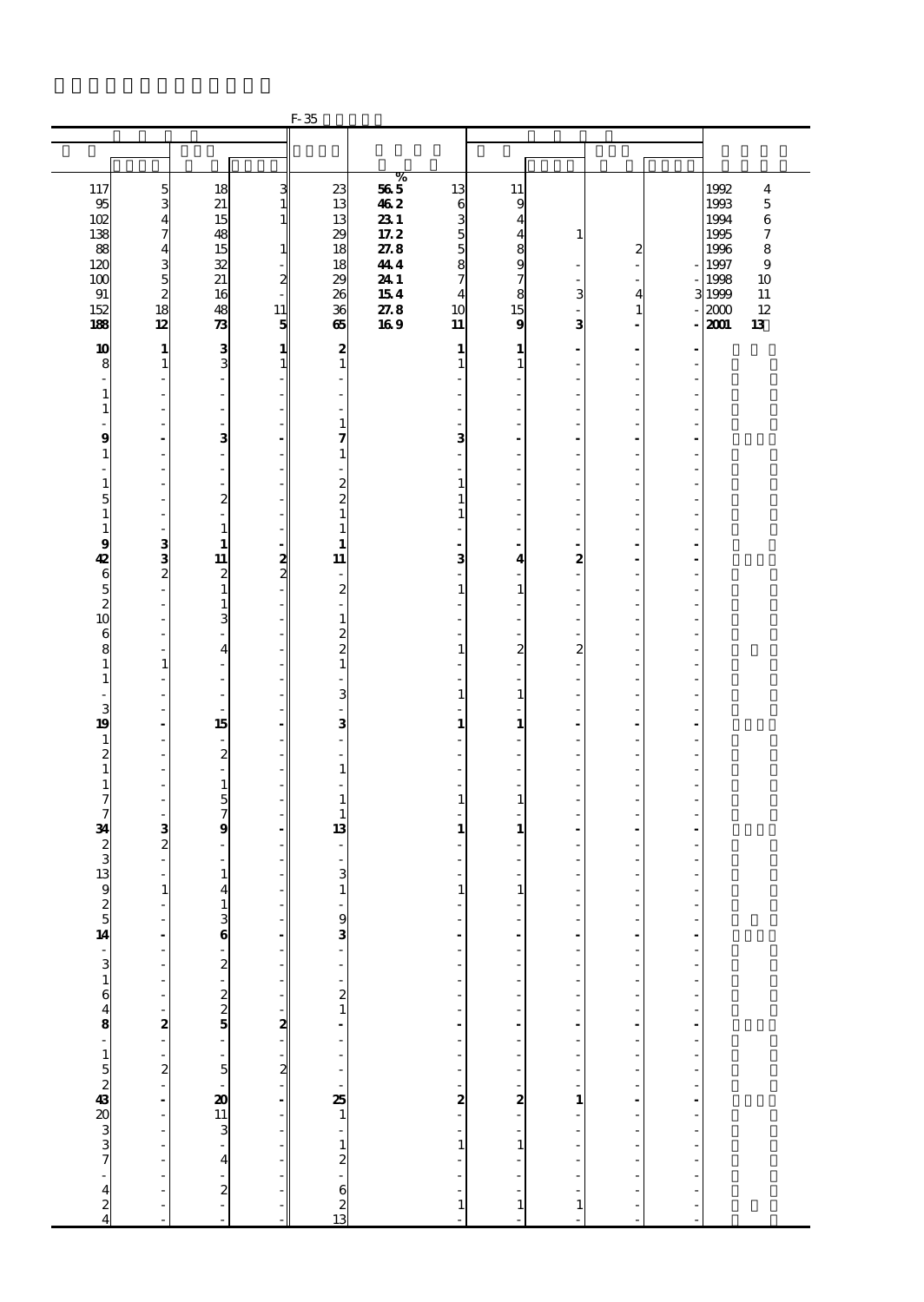F-35

| | | | | | % | | | | | | |
|---|---|---|---|---|---|---|---|---|---|---|---|
| 117 | 5 | 18 | 3 | 23 | 56.5 | 13 | 11 | | | | 1992 4 |
| 95 | 3 | 21 | 1 | 13 | 46.2 | 6 | 9 | | | | 1993 5 |
| 102 | 4 | 15 | 1 | 13 | 23.1 | 3 | 4 | | | | 1994 6 |
| 138 | 7 | 48 | | 29 | 17.2 | 5 | 4 | 1 | | | 1995 7 |
| 88 | 4 | 15 | 1 | 18 | 27.8 | 5 | 8 | | 2 | | 1996 8 |
| 120 | 3 | 32 | - | 18 | 44.4 | 8 | 9 | - | - | - | 1997 9 |
| 100 | 5 | 21 | 2 | 29 | 24.1 | 7 | 7 | - | - | - | 1998 10 |
| 91 | 2 | 16 | - | 26 | 15.4 | 4 | 8 | 3 | 4 | 3 | 1999 11 |
| 152 | 18 | 48 | 11 | 36 | 27.8 | 10 | 15 | - | 1 | - | 2000 12 |
| **188** | **12** | **73** | **5** | **65** | **16.9** | **11** | **9** | **3** | **-** | **-** | **2001 13** |
| **10** | **1** | **3** | **1** | **2** | | **1** | **1** | **-** | **-** | **-** | |
| 8 | 1 | 3 | 1 | 1 | | 1 | 1 | - | - | - | |
| - | - | - | - | - | | - | - | - | - | - | |
| 1 | - | - | - | - | | - | - | - | - | - | |
| 1 | - | - | - | - | | - | - | - | - | - | |
| - | - | - | - | 1 | | - | - | - | - | - | |
| **9** | **-** | **3** | **-** | **7** | | **3** | **-** | **-** | **-** | **-** | |
| 1 | - | - | - | 1 | | - | - | - | - | - | |
| - | - | - | - | - | | - | - | - | - | - | |
| 1 | - | - | - | 2 | | 1 | - | - | - | - | |
| 5 | - | 2 | - | 2 | | 1 | - | - | - | - | |
| 1 | - | - | - | 1 | | 1 | - | - | - | - | |
| 1 | - | 1 | - | 1 | | - | - | - | - | - | |
| **9** | **3** | **1** | **-** | **1** | | **-** | **-** | **-** | **-** | **-** | |
| **42** | **3** | **11** | **2** | **11** | | **3** | **4** | **2** | **-** | **-** | |
| 6 | 2 | 2 | 2 | - | | - | - | - | - | - | |
| 5 | - | 1 | - | 2 | | 1 | 1 | - | - | - | |
| 2 | - | 1 | - | - | | - | - | - | - | - | |
| 10 | - | 3 | - | 1 | | - | - | - | - | - | |
| 6 | - | - | - | 2 | | - | - | - | - | - | |
| 8 | - | 4 | - | 2 | | 1 | 2 | 2 | - | - | |
| 1 | 1 | - | - | 1 | | - | - | - | - | - | |
| 1 | - | - | - | - | | - | - | - | - | - | |
| - | - | - | - | 3 | | 1 | 1 | - | - | - | |
| 3 | - | - | - | - | | - | - | - | - | - | |
| **19** | **-** | **15** | **-** | **3** | | **1** | **1** | **-** | **-** | **-** | |
| 1 | - | - | - | - | | - | - | - | - | - | |
| 2 | - | 2 | - | - | | - | - | - | - | - | |
| 1 | - | - | - | 1 | | - | - | - | - | - | |
| 1 | - | 1 | - | - | | - | - | - | - | - | |
| 7 | - | 5 | - | 1 | | 1 | 1 | - | - | - | |
| 7 | - | 7 | - | 1 | | - | - | - | - | - | |
| **34** | **3** | **9** | **-** | **13** | | **1** | **1** | **-** | **-** | **-** | |
| 2 | 2 | - | - | - | | - | - | - | - | - | |
| 3 | - | - | - | - | | - | - | - | - | - | |
| 13 | - | 1 | - | 3 | | - | - | - | - | - | |
| 9 | 1 | 4 | - | 1 | | 1 | 1 | - | - | - | |
| 2 | - | 1 | - | - | | - | - | - | - | - | |
| 5 | - | 3 | - | 9 | | - | - | - | - | - | |
| **14** | **-** | **6** | **-** | **3** | | **-** | **-** | **-** | **-** | **-** | |
| - | - | - | - | - | | - | - | - | - | - | |
| 3 | - | 2 | - | - | | - | - | - | - | - | |
| 1 | - | - | - | - | | - | - | - | - | - | |
| 6 | - | 2 | - | 2 | | - | - | - | - | - | |
| 4 | - | 2 | - | 1 | | - | - | - | - | - | |
| **8** | **2** | **5** | **2** | **-** | | **-** | **-** | **-** | **-** | **-** | |
| - | - | - | - | - | | - | - | - | - | - | |
| 1 | - | - | - | - | | - | - | - | - | - | |
| 5 | 2 | 5 | 2 | - | | - | - | - | - | - | |
| 2 | - | - | - | - | | - | - | - | - | - | |
| **43** | **-** | **20** | **-** | **25** | | **2** | **2** | **1** | **-** | **-** | |
| 20 | - | 11 | - | 1 | | - | - | - | - | - | |
| 3 | - | 3 | - | - | | - | - | - | - | - | |
| 3 | - | - | - | 1 | | 1 | 1 | - | - | - | |
| 7 | - | 4 | - | 2 | | - | - | - | - | - | |
| - | - | - | - | - | | - | - | - | - | - | |
| 4 | - | 2 | - | 6 | | - | - | - | - | - | |
| 2 | - | - | - | 2 | | 1 | 1 | 1 | - | - | |
| 4 | - | - | - | 13 | | - | - | - | - | - | |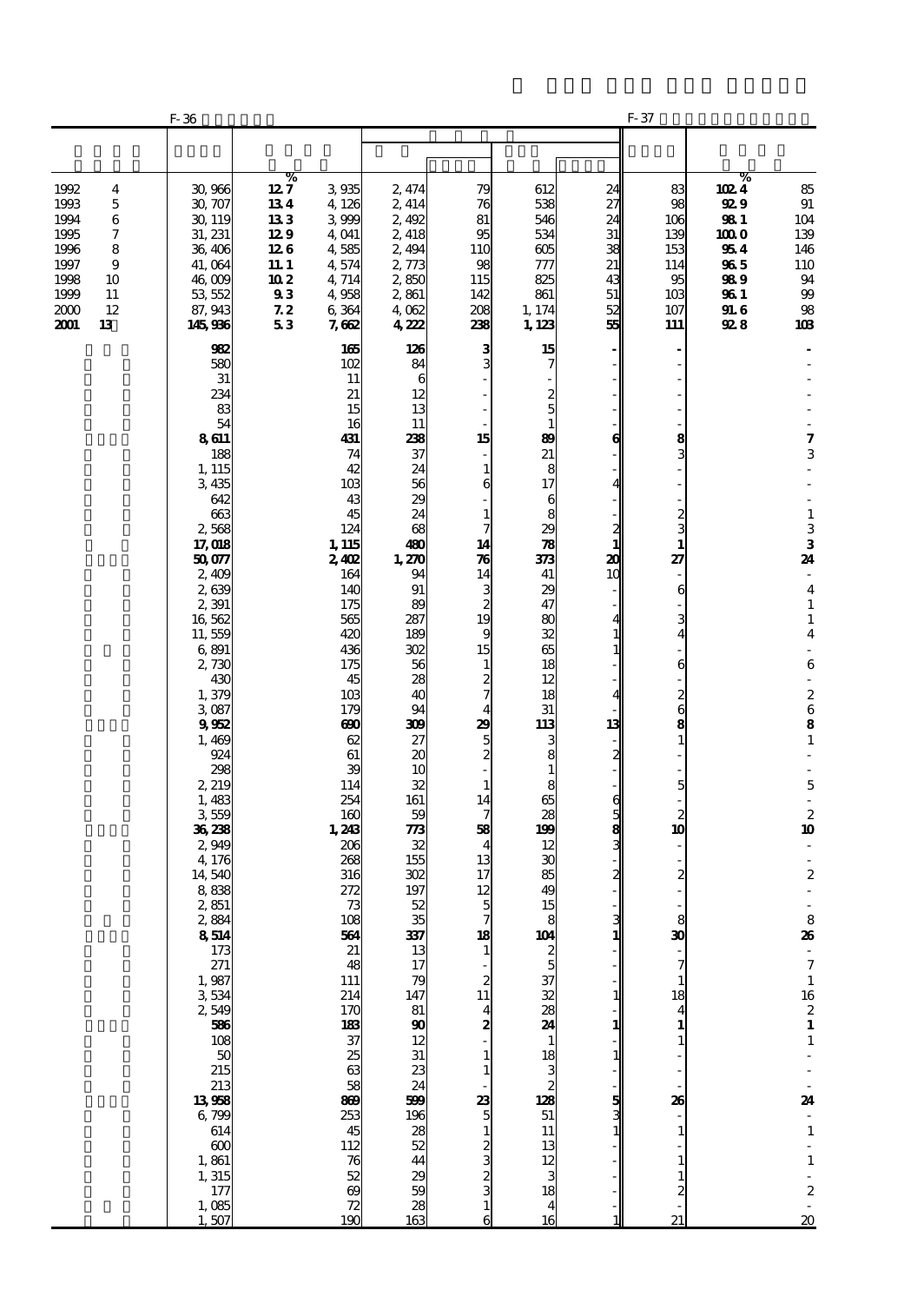| | F-36 | | | | | | | F-37 | | |
|---|---|---|---|---|---|---|---|---|---|---|
| | | % | | | | | | | % | |
| 1992 4 | 30, 966 | 12.7 | 3, 935 | 2, 474 | 79 | 612 | 24 | 83 | 102.4 | 85 |
| 1993 5 | 30, 707 | 13.4 | 4, 126 | 2, 414 | 76 | 538 | 27 | 98 | 92.9 | 91 |
| 1994 6 | 30, 119 | 13.3 | 3, 999 | 2, 492 | 81 | 546 | 24 | 106 | 98.1 | 104 |
| 1995 7 | 31, 231 | 12.9 | 4, 041 | 2, 418 | 95 | 534 | 31 | 139 | 100.0 | 139 |
| 1996 8 | 36, 406 | 12.6 | 4, 585 | 2, 494 | 110 | 605 | 38 | 153 | 95.4 | 146 |
| 1997 9 | 41, 064 | 11.1 | 4, 574 | 2, 773 | 98 | 777 | 21 | 114 | 96.5 | 110 |
| 1998 10 | 46, 009 | 10.2 | 4, 714 | 2, 850 | 115 | 825 | 43 | 95 | 98.9 | 94 |
| 1999 11 | 53, 552 | 9.3 | 4, 958 | 2, 861 | 142 | 861 | 51 | 103 | 96.1 | 99 |
| 2000 12 | 87, 943 | 7.2 | 6, 364 | 4, 062 | 208 | 1, 174 | 52 | 107 | 91.6 | 98 |
| **2001 13** | **145, 936** | **5.3** | **7, 662** | **4, 222** | **238** | **1, 123** | **55** | **111** | **92.8** | **103** |
| | **982** | | **165** | **126** | **3** | **15** | **-** | **-** | | **-** |
| | 580 | | 102 | 84 | 3 | 7 | - | - | | - |
| | 31 | | 11 | 6 | - | - | - | - | | - |
| | 234 | | 21 | 12 | - | 2 | - | - | | - |
| | 83 | | 15 | 13 | - | 5 | - | - | | - |
| | 54 | | 16 | 11 | - | 1 | - | - | | - |
| | **8, 611** | | **431** | **238** | **15** | **89** | **6** | **8** | | **7** |
| | 188 | | 74 | 37 | - | 21 | - | 3 | | 3 |
| | 1, 115 | | 42 | 24 | 1 | 8 | - | - | | - |
| | 3, 435 | | 103 | 56 | 6 | 17 | 4 | - | | - |
| | 642 | | 43 | 29 | - | 6 | - | - | | - |
| | 663 | | 45 | 24 | 1 | 8 | - | 2 | | 1 |
| | 2, 568 | | 124 | 68 | 7 | 29 | 2 | 3 | | 3 |
| | **17, 018** | | **1, 115** | **480** | **14** | **78** | **1** | **1** | | **3** |
| | **50, 077** | | **2, 402** | **1, 270** | **76** | **373** | **20** | **27** | | **24** |
| | 2, 409 | | 164 | 94 | 14 | 41 | 10 | - | | - |
| | 2, 639 | | 140 | 91 | 3 | 29 | - | 6 | | 4 |
| | 2, 391 | | 175 | 89 | 2 | 47 | - | - | | 1 |
| | 16, 562 | | 565 | 287 | 19 | 80 | 4 | 3 | | 1 |
| | 11, 559 | | 420 | 189 | 9 | 32 | 1 | 4 | | 4 |
| | 6, 891 | | 436 | 302 | 15 | 65 | 1 | - | | - |
| | 2, 730 | | 175 | 56 | 1 | 18 | - | 6 | | 6 |
| | 430 | | 45 | 28 | 2 | 12 | - | - | | - |
| | 1, 379 | | 103 | 40 | 7 | 18 | 4 | 2 | | 2 |
| | 3, 087 | | 179 | 94 | 4 | 31 | - | 6 | | 6 |
| | **9, 952** | | **690** | **309** | **29** | **113** | **13** | **8** | | **8** |
| | 1, 469 | | 62 | 27 | 5 | 3 | - | 1 | | 1 |
| | 924 | | 61 | 20 | 2 | 8 | 2 | - | | - |
| | 298 | | 39 | 10 | - | 1 | - | - | | - |
| | 2, 219 | | 114 | 32 | 1 | 8 | - | 5 | | 5 |
| | 1, 483 | | 254 | 161 | 14 | 65 | 6 | - | | - |
| | 3, 559 | | 160 | 59 | 7 | 28 | 5 | 2 | | 2 |
| | **36, 238** | | **1, 243** | **773** | **58** | **199** | **8** | **10** | | **10** |
| | 2, 949 | | 206 | 32 | 4 | 12 | 3 | - | | - |
| | 4, 176 | | 268 | 155 | 13 | 30 | - | - | | - |
| | 14, 540 | | 316 | 302 | 17 | 85 | 2 | 2 | | 2 |
| | 8, 838 | | 272 | 197 | 12 | 49 | - | - | | - |
| | 2, 851 | | 73 | 52 | 5 | 15 | - | - | | - |
| | 2, 884 | | 108 | 35 | 7 | 8 | 3 | 8 | | 8 |
| | **8, 514** | | **564** | **337** | **18** | **104** | **1** | **30** | | **26** |
| | 173 | | 21 | 13 | 1 | 2 | - | - | | - |
| | 271 | | 48 | 17 | - | 5 | - | 7 | | 7 |
| | 1, 987 | | 111 | 79 | 2 | 37 | - | 1 | | 1 |
| | 3, 534 | | 214 | 147 | 11 | 32 | 1 | 18 | | 16 |
| | 2, 549 | | 170 | 81 | 4 | 28 | - | 4 | | 2 |
| | **586** | | **183** | **90** | **2** | **24** | **1** | **1** | | **1** |
| | 108 | | 37 | 12 | - | 1 | - | 1 | | 1 |
| | 50 | | 25 | 31 | 1 | 18 | 1 | - | | - |
| | 215 | | 63 | 23 | 1 | 3 | - | - | | - |
| | 213 | | 58 | 24 | - | 2 | - | - | | - |
| | **13, 958** | | **869** | **599** | **23** | **128** | **5** | **26** | | **24** |
| | 6, 799 | | 253 | 196 | 5 | 51 | 3 | - | | - |
| | 614 | | 45 | 28 | 1 | 11 | 1 | 1 | | 1 |
| | 600 | | 112 | 52 | 2 | 13 | - | - | | - |
| | 1, 861 | | 76 | 44 | 3 | 12 | - | 1 | | 1 |
| | 1, 315 | | 52 | 29 | 2 | 3 | - | 1 | | - |
| | 177 | | 69 | 59 | 3 | 18 | - | 2 | | 2 |
| | 1, 085 | | 72 | 28 | 1 | 4 | - | - | | - |
| | 1, 507 | | 190 | 163 | 6 | 16 | 1 | 21 | | 20 |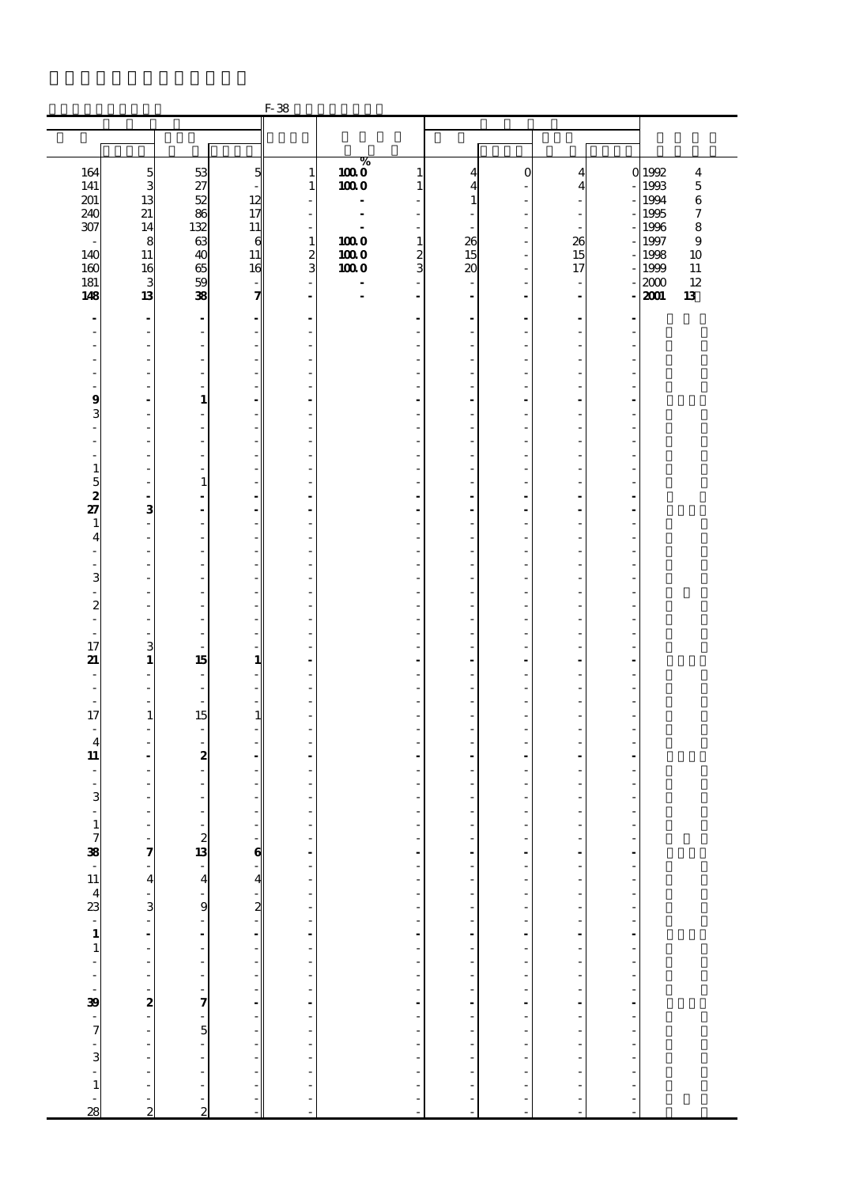F-38

| | | | | | % | | | | | | |
|---|---|---|---|---|---|---|---|---|---|---|---|
| 164 | 5 | 53 | 5 | 1 | 100.0 | 1 | 4 | 0 | 4 | 0 | 1992 4 |
| 141 | 3 | 27 | - | 1 | 100.0 | 1 | 4 | - | 4 | - | 1993 5 |
| 201 | 13 | 52 | 12 | - | - | - | 1 | - | - | - | 1994 6 |
| 240 | 21 | 86 | 17 | - | - | - | - | - | - | - | 1995 7 |
| 307 | 14 | 132 | 11 | - | - | - | - | - | - | - | 1996 8 |
| - | 8 | 63 | 6 | 1 | 100.0 | 1 | 26 | - | 26 | - | 1997 9 |
| 140 | 11 | 40 | 11 | 2 | 100.0 | 2 | 15 | - | 15 | - | 1998 10 |
| 160 | 16 | 65 | 16 | 3 | 100.0 | 3 | 20 | - | 17 | - | 1999 11 |
| 181 | 3 | 59 | - | - | - | - | - | - | - | - | 2000 12 |
| **148** | **13** | **38** | **7** | **-** | **-** | **-** | **-** | **-** | **-** | **-** | **2001 13** |
| **-** | **-** | **-** | **-** | **-** | | **-** | **-** | **-** | **-** | **-** | |
| - | - | - | - | - | | - | - | - | - | - | |
| - | - | - | - | - | | - | - | - | - | - | |
| - | - | - | - | - | | - | - | - | - | - | |
| - | - | - | - | - | | - | - | - | - | - | |
| - | - | - | - | - | | - | - | - | - | - | |
| - | - | - | - | - | | - | - | - | - | - | |
| **9** | **-** | **1** | **-** | **-** | | **-** | **-** | **-** | **-** | **-** | |
| 3 | - | - | - | - | | - | - | - | - | - | |
| - | - | - | - | - | | - | - | - | - | - | |
| - | - | - | - | - | | - | - | - | - | - | |
| - | - | - | - | - | | - | - | - | - | - | |
| 1 | - | - | - | - | | - | - | - | - | - | |
| 5 | - | 1 | - | - | | - | - | - | - | - | |
| **2** | **-** | **-** | **-** | **-** | | **-** | **-** | **-** | **-** | **-** | |
| **27** | **3** | **-** | **-** | **-** | | **-** | **-** | **-** | **-** | **-** | |
| 1 | - | - | - | - | | - | - | - | - | - | |
| 4 | - | - | - | - | | - | - | - | - | - | |
| - | - | - | - | - | | - | - | - | - | - | |
| - | - | - | - | - | | - | - | - | - | - | |
| 3 | - | - | - | - | | - | - | - | - | - | |
| - | - | - | - | - | | - | - | - | - | - | |
| 2 | - | - | - | - | | - | - | - | - | - | |
| - | - | - | - | - | | - | - | - | - | - | |
| - | - | - | - | - | | - | - | - | - | - | |
| 17 | 3 | - | - | - | | - | - | - | - | - | |
| **21** | **1** | **15** | **1** | **-** | | **-** | **-** | **-** | **-** | **-** | |
| - | - | - | - | - | | - | - | - | - | - | |
| - | - | - | - | - | | - | - | - | - | - | |
| - | - | - | - | - | | - | - | - | - | - | |
| 17 | 1 | 15 | 1 | - | | - | - | - | - | - | |
| - | - | - | - | - | | - | - | - | - | - | |
| 4 | - | - | - | - | | - | - | - | - | - | |
| **11** | **-** | **2** | **-** | **-** | | **-** | **-** | **-** | **-** | **-** | |
| - | - | - | - | - | | - | - | - | - | - | |
| - | - | - | - | - | | - | - | - | - | - | |
| 3 | - | - | - | - | | - | - | - | - | - | |
| - | - | - | - | - | | - | - | - | - | - | |
| 1 | - | - | - | - | | - | - | - | - | - | |
| 7 | - | 2 | - | - | | - | - | - | - | - | |
| **38** | **7** | **13** | **6** | **-** | | **-** | **-** | **-** | **-** | **-** | |
| - | - | - | - | - | | - | - | - | - | - | |
| 11 | 4 | 4 | 4 | - | | - | - | - | - | - | |
| 4 | - | - | - | - | | - | - | - | - | - | |
| 23 | 3 | 9 | 2 | - | | - | - | - | - | - | |
| - | - | - | - | - | | - | - | - | - | - | |
| **1** | **-** | **-** | **-** | **-** | | **-** | **-** | **-** | **-** | **-** | |
| 1 | - | - | - | - | | - | - | - | - | - | |
| - | - | - | - | - | | - | - | - | - | - | |
| - | - | - | - | - | | - | - | - | - | - | |
| - | - | - | - | - | | - | - | - | - | - | |
| **39** | **2** | **7** | **-** | **-** | | **-** | **-** | **-** | **-** | **-** | |
| - | - | - | - | - | | - | - | - | - | - | |
| 7 | - | 5 | - | - | | - | - | - | - | - | |
| - | - | - | - | - | | - | - | - | - | - | |
| 3 | - | - | - | - | | - | - | - | - | - | |
| - | - | - | - | - | | - | - | - | - | - | |
| 1 | - | - | - | - | | - | - | - | - | - | |
| - | - | - | - | - | | - | - | - | - | - | |
| 28 | 2 | 2 | - | - | | - | - | - | - | - | |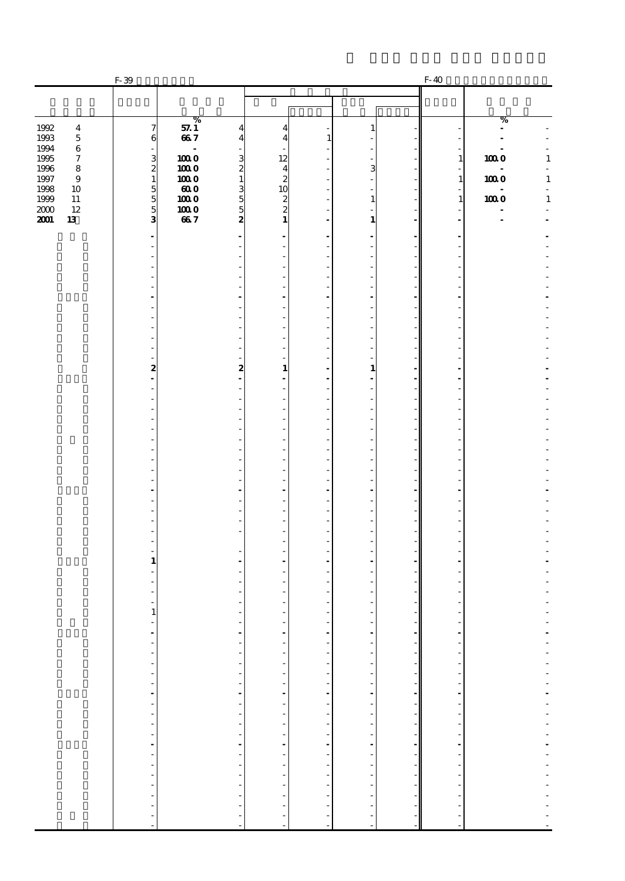| | F-39 | | | | | | | F-40 | | |
|---|---|---|---|---|---|---|---|---|---|---|
| | | % | | | | | | | % | |
| 1992 4 | 7 | 57.1 | 4 | 4 | - | 1 | - | - | - | - |
| 1993 5 | 6 | 66.7 | 4 | 4 | 1 | - | - | - | - | - |
| 1994 6 | - | - | - | - | - | - | - | - | - | - |
| 1995 7 | 3 | 100.0 | 3 | 12 | - | - | - | 1 | 100.0 | 1 |
| 1996 8 | 2 | 100.0 | 2 | 4 | - | 3 | - | - | - | - |
| 1997 9 | 1 | 100.0 | 1 | 2 | - | - | - | 1 | 100.0 | 1 |
| 1998 10 | 5 | 60.0 | 3 | 10 | - | - | - | - | - | - |
| 1999 11 | 5 | 100.0 | 5 | 2 | - | 1 | - | 1 | 100.0 | 1 |
| 2000 12 | 5 | 100.0 | 5 | 2 | - | - | - | - | - | - |
| **2001 13** | **3** | **66.7** | **2** | **1** | **-** | **1** | **-** | **-** | **-** | **-** |
| | **-** | | **-** | **-** | **-** | **-** | **-** | **-** | | **-** |
| | - | | - | - | - | - | - | - | | - |
| | - | | - | - | - | - | - | - | | - |
| | - | | - | - | - | - | - | - | | - |
| | - | | - | - | - | - | - | - | | - |
| | - | | - | - | - | - | - | - | | - |
| | **-** | | **-** | **-** | **-** | **-** | **-** | **-** | | **-** |
| | - | | - | - | - | - | - | - | | - |
| | - | | - | - | - | - | - | - | | - |
| | - | | - | - | - | - | - | - | | - |
| | - | | - | - | - | - | - | - | | - |
| | - | | - | - | - | - | - | - | | - |
| | - | | - | - | - | - | - | - | | - |
| | **2** | | **2** | **1** | **-** | **1** | **-** | **-** | | **-** |
| | **-** | | **-** | **-** | **-** | **-** | **-** | **-** | | **-** |
| | - | | - | - | - | - | - | - | | - |
| | - | | - | - | - | - | - | - | | - |
| | - | | - | - | - | - | - | - | | - |
| | - | | - | - | - | - | - | - | | - |
| | - | | - | - | - | - | - | - | | - |
| | - | | - | - | - | - | - | - | | - |
| | - | | - | - | - | - | - | - | | - |
| | - | | - | - | - | - | - | - | | - |
| | - | | - | - | - | - | - | - | | - |
| | **-** | | **-** | **-** | **-** | **-** | **-** | **-** | | **-** |
| | - | | - | - | - | - | - | - | | - |
| | - | | - | - | - | - | - | - | | - |
| | - | | - | - | - | - | - | - | | - |
| | - | | - | - | - | - | - | - | | - |
| | - | | - | - | - | - | - | - | | - |
| | **1** | | **-** | **-** | **-** | **-** | **-** | **-** | | **-** |
| | - | | - | - | - | - | - | - | | - |
| | - | | - | - | - | - | - | - | | - |
| | - | | - | - | - | - | - | - | | - |
| | 1 | | - | - | - | - | - | - | | - |
| | - | | - | - | - | - | - | - | | - |
| | **-** | | **-** | **-** | **-** | **-** | **-** | **-** | | **-** |
| | - | | - | - | - | - | - | - | | - |
| | - | | - | - | - | - | - | - | | - |
| | - | | - | - | - | - | - | - | | - |
| | - | | - | - | - | - | - | - | | - |
| | **-** | | **-** | **-** | **-** | **-** | **-** | **-** | | **-** |
| | - | | - | - | - | - | - | - | | - |
| | - | | - | - | - | - | - | - | | - |
| | - | | - | - | - | - | - | - | | - |
| | **-** | | **-** | **-** | **-** | **-** | **-** | **-** | | **-** |
| | - | | - | - | - | - | - | - | | - |
| | - | | - | - | - | - | - | - | | - |
| | - | | - | - | - | - | - | - | | - |
| | - | | - | - | - | - | - | - | | - |
| | - | | - | - | - | - | - | - | | - |
| | - | | - | - | - | - | - | - | | - |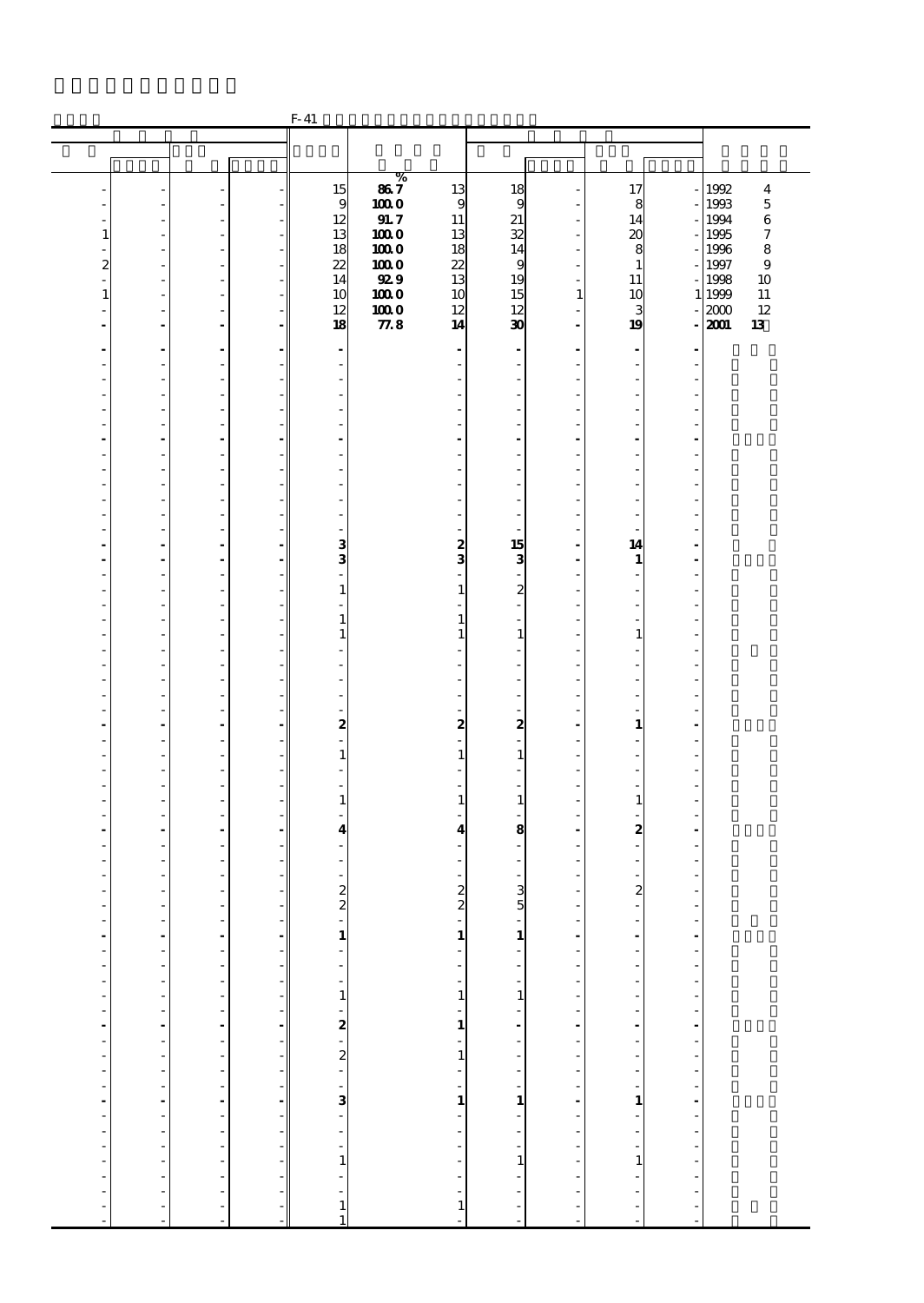F-41

| | | | | | % | | | | | | | |
|---|---|---|---|---|---|---|---|---|---|---|---|---|
| - | - | - | - | 15 | 86.7 | 13 | 18 | - | 17 | - | 1992 | 4 |
| - | - | - | - | 9 | 100.0 | 9 | 9 | - | 8 | - | 1993 | 5 |
| - | - | - | - | 12 | 91.7 | 11 | 21 | - | 14 | - | 1994 | 6 |
| 1 | - | - | - | 13 | 100.0 | 13 | 32 | - | 20 | - | 1995 | 7 |
| - | - | - | - | 18 | 100.0 | 18 | 14 | - | 8 | - | 1996 | 8 |
| 2 | - | - | - | 22 | 100.0 | 22 | 9 | - | 1 | - | 1997 | 9 |
| - | - | - | - | 14 | 92.9 | 13 | 19 | - | 11 | - | 1998 | 10 |
| 1 | - | - | - | 10 | 100.0 | 10 | 15 | 1 | 10 | 1 | 1999 | 11 |
| - | - | - | - | 12 | 100.0 | 12 | 12 | - | 3 | - | 2000 | 12 |
| **-** | **-** | **-** | **-** | **18** | **77.8** | **14** | **30** | **-** | **19** | **-** | **2001** | **13** |
| **-** | **-** | **-** | **-** | **-** | | **-** | **-** | **-** | **-** | **-** | | |
| - | - | - | - | - | | - | - | - | - | - | | |
| - | - | - | - | - | | - | - | - | - | - | | |
| - | - | - | - | - | | - | - | - | - | - | | |
| - | - | - | - | - | | - | - | - | - | - | | |
| - | - | - | - | - | | - | - | - | - | - | | |
| **-** | **-** | **-** | **-** | **-** | | **-** | **-** | **-** | **-** | **-** | | |
| - | - | - | - | - | | - | - | - | - | - | | |
| - | - | - | - | - | | - | - | - | - | - | | |
| - | - | - | - | - | | - | - | - | - | - | | |
| - | - | - | - | - | | - | - | - | - | - | | |
| - | - | - | - | - | | - | - | - | - | - | | |
| - | - | - | - | - | | - | - | - | - | - | | |
| **-** | **-** | **-** | **-** | **3** | | **2** | **15** | **-** | **14** | **-** | | |
| **-** | **-** | **-** | **-** | **3** | | **3** | **3** | **-** | **1** | **-** | | |
| - | - | - | - | - | | - | - | - | - | - | | |
| - | - | - | - | 1 | | 1 | 2 | - | - | - | | |
| - | - | - | - | - | | - | - | - | - | - | | |
| - | - | - | - | 1 | | 1 | - | - | - | - | | |
| - | - | - | - | 1 | | 1 | 1 | - | 1 | - | | |
| - | - | - | - | - | | - | - | - | - | - | | |
| - | - | - | - | - | | - | - | - | - | - | | |
| - | - | - | - | - | | - | - | - | - | - | | |
| - | - | - | - | - | | - | - | - | - | - | | |
| - | - | - | - | - | | - | - | - | - | - | | |
| **-** | **-** | **-** | **-** | **2** | | **2** | **2** | **-** | **1** | **-** | | |
| - | - | - | - | - | | - | - | - | - | - | | |
| - | - | - | - | 1 | | 1 | 1 | - | - | - | | |
| - | - | - | - | - | | - | - | - | - | - | | |
| - | - | - | - | - | | - | - | - | - | - | | |
| - | - | - | - | 1 | | 1 | 1 | - | 1 | - | | |
| - | - | - | - | - | | - | - | - | - | - | | |
| **-** | **-** | **-** | **-** | **4** | | **4** | **8** | **-** | **2** | **-** | | |
| - | - | - | - | - | | - | - | - | - | - | | |
| - | - | - | - | - | | - | - | - | - | - | | |
| - | - | - | - | - | | - | - | - | - | - | | |
| - | - | - | - | 2 | | 2 | 3 | - | 2 | - | | |
| - | - | - | - | 2 | | 2 | 5 | - | - | - | | |
| - | - | - | - | - | | - | - | - | - | - | | |
| **-** | **-** | **-** | **-** | **1** | | **1** | **1** | **-** | **-** | **-** | | |
| - | - | - | - | - | | - | - | - | - | - | | |
| - | - | - | - | - | | - | - | - | - | - | | |
| - | - | - | - | - | | - | - | - | - | - | | |
| - | - | - | - | 1 | | 1 | 1 | - | - | - | | |
| - | - | - | - | - | | - | - | - | - | - | | |
| **-** | **-** | **-** | **-** | **2** | | **1** | **-** | **-** | **-** | **-** | | |
| - | - | - | - | - | | - | - | - | - | - | | |
| - | - | - | - | 2 | | 1 | - | - | - | - | | |
| - | - | - | - | - | | - | - | - | - | - | | |
| - | - | - | - | - | | - | - | - | - | - | | |
| **-** | **-** | **-** | **-** | **3** | | **1** | **1** | **-** | **1** | **-** | | |
| - | - | - | - | - | | - | - | - | - | - | | |
| - | - | - | - | - | | - | - | - | - | - | | |
| - | - | - | - | - | | - | - | - | - | - | | |
| - | - | - | - | 1 | | - | 1 | - | 1 | - | | |
| - | - | - | - | - | | - | - | - | - | - | | |
| - | - | - | - | - | | - | - | - | - | - | | |
| - | - | - | - | 1 | | 1 | - | - | - | - | | |
| - | - | - | - | 1 | | - | - | - | - | - | | |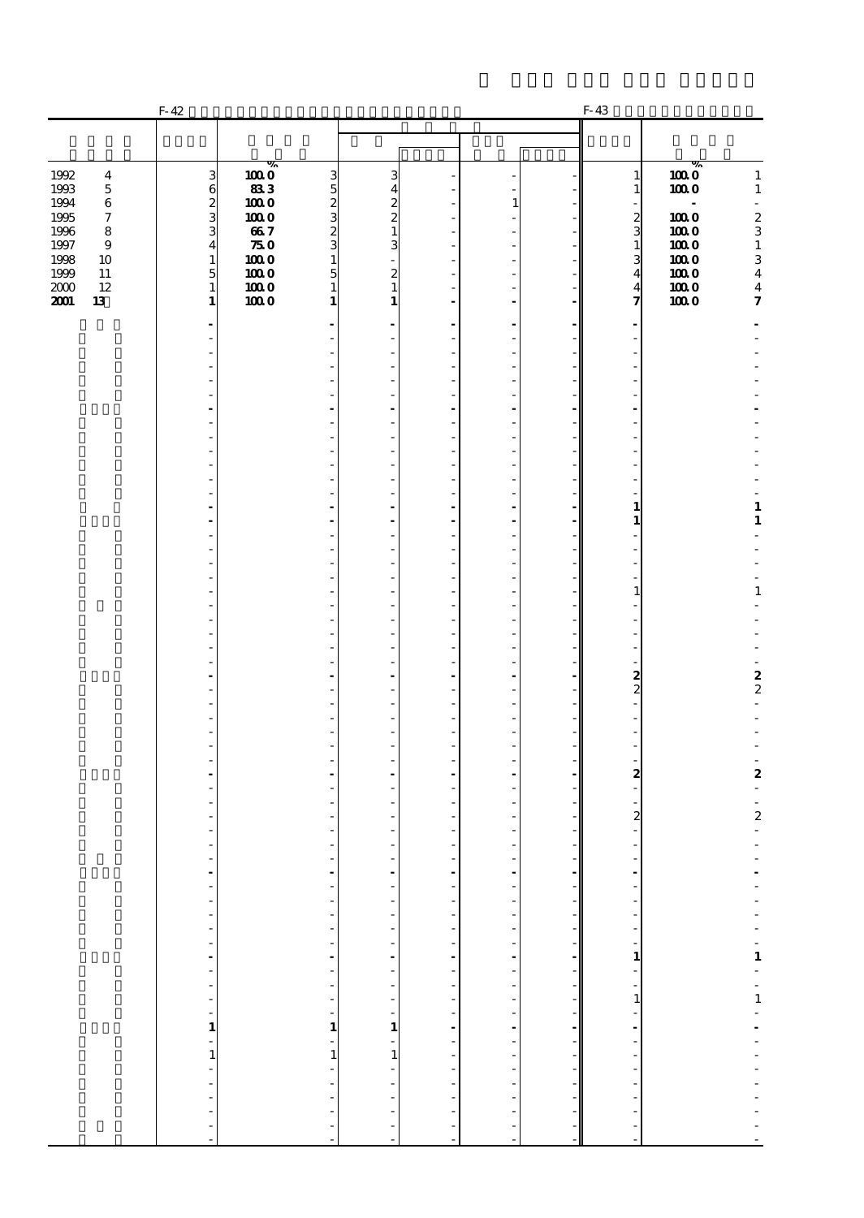| | F-42 | | | | | | | | F-43 | | |
|---|---|---|---|---|---|---|---|---|---|---|---|
| | | % | | | | | | | | % | |
| 1992 4 | 3 | 100.0 | 3 | 3 | - | - | - | | 1 | 100.0 | 1 |
| 1993 5 | 6 | 83.3 | 5 | 4 | - | - | - | | 1 | 100.0 | 1 |
| 1994 6 | 2 | 100.0 | 2 | 2 | - | 1 | - | | - | - | - |
| 1995 7 | 3 | 100.0 | 3 | 2 | - | - | - | | 2 | 100.0 | 2 |
| 1996 8 | 3 | 66.7 | 2 | 1 | - | - | - | | 3 | 100.0 | 3 |
| 1997 9 | 4 | 75.0 | 3 | 3 | - | - | - | | 1 | 100.0 | 1 |
| 1998 10 | 1 | 100.0 | 1 | - | - | - | - | | 3 | 100.0 | 3 |
| 1999 11 | 5 | 100.0 | 5 | 2 | - | - | - | | 4 | 100.0 | 4 |
| 2000 12 | 1 | 100.0 | 1 | 1 | - | - | - | | 4 | 100.0 | 4 |
| **2001 13** | **1** | **100.0** | **1** | **1** | **-** | **-** | **-** | | **7** | **100.0** | **7** |
| | **-** | | **-** | **-** | **-** | **-** | **-** | | **-** | | **-** |
| | - | | - | - | - | - | - | | - | | - |
| | - | | - | - | - | - | - | | - | | - |
| | - | | - | - | - | - | - | | - | | - |
| | - | | - | - | - | - | - | | - | | - |
| | - | | - | - | - | - | - | | - | | - |
| | **-** | | **-** | **-** | **-** | **-** | **-** | | **-** | | **-** |
| | - | | - | - | - | - | - | | - | | - |
| | - | | - | - | - | - | - | | - | | - |
| | - | | - | - | - | - | - | | - | | - |
| | - | | - | - | - | - | - | | - | | - |
| | - | | - | - | - | - | - | | - | | - |
| | - | | - | - | - | - | - | | - | | - |
| | **-** | | **-** | **-** | **-** | **-** | **-** | | **1** | | **1** |
| | **-** | | **-** | **-** | **-** | **-** | **-** | | **1** | | **1** |
| | - | | - | - | - | - | - | | - | | - |
| | - | | - | - | - | - | - | | - | | - |
| | - | | - | - | - | - | - | | - | | - |
| | - | | - | - | - | - | - | | - | | - |
| | - | | - | - | - | - | - | | 1 | | 1 |
| | - | | - | - | - | - | - | | - | | - |
| | - | | - | - | - | - | - | | - | | - |
| | - | | - | - | - | - | - | | - | | - |
| | - | | - | - | - | - | - | | - | | - |
| | - | | - | - | - | - | - | | - | | - |
| | **-** | | **-** | **-** | **-** | **-** | **-** | | **2** | | **2** |
| | - | | - | - | - | - | - | | 2 | | 2 |
| | - | | - | - | - | - | - | | - | | - |
| | - | | - | - | - | - | - | | - | | - |
| | - | | - | - | - | - | - | | - | | - |
| | - | | - | - | - | - | - | | - | | - |
| | - | | - | - | - | - | - | | - | | - |
| | **-** | | **-** | **-** | **-** | **-** | **-** | | **2** | | **2** |
| | - | | - | - | - | - | - | | - | | - |
| | - | | - | - | - | - | - | | - | | - |
| | - | | - | - | - | - | - | | 2 | | 2 |
| | - | | - | - | - | - | - | | - | | - |
| | - | | - | - | - | - | - | | - | | - |
| | - | | - | - | - | - | - | | - | | - |
| | **-** | | **-** | **-** | **-** | **-** | **-** | | **-** | | **-** |
| | - | | - | - | - | - | - | | - | | - |
| | - | | - | - | - | - | - | | - | | - |
| | - | | - | - | - | - | - | | - | | - |
| | - | | - | - | - | - | - | | - | | - |
| | - | | - | - | - | - | - | | - | | - |
| | **-** | | **-** | **-** | **-** | **-** | **-** | | **1** | | **1** |
| | - | | - | - | - | - | - | | - | | - |
| | - | | - | - | - | - | - | | - | | - |
| | - | | - | - | - | - | - | | 1 | | 1 |
| | - | | - | - | - | - | - | | - | | - |
| | **1** | | **1** | **1** | **-** | **-** | **-** | | **-** | | **-** |
| | - | | - | - | - | - | - | | - | | - |
| | 1 | | 1 | 1 | - | - | - | | - | | - |
| | - | | - | - | - | - | - | | - | | - |
| | - | | - | - | - | - | - | | - | | - |
| | - | | - | - | - | - | - | | - | | - |
| | - | | - | - | - | - | - | | - | | - |
| | - | | - | - | - | - | - | | - | | - |
| | - | | - | - | - | - | - | | - | | - |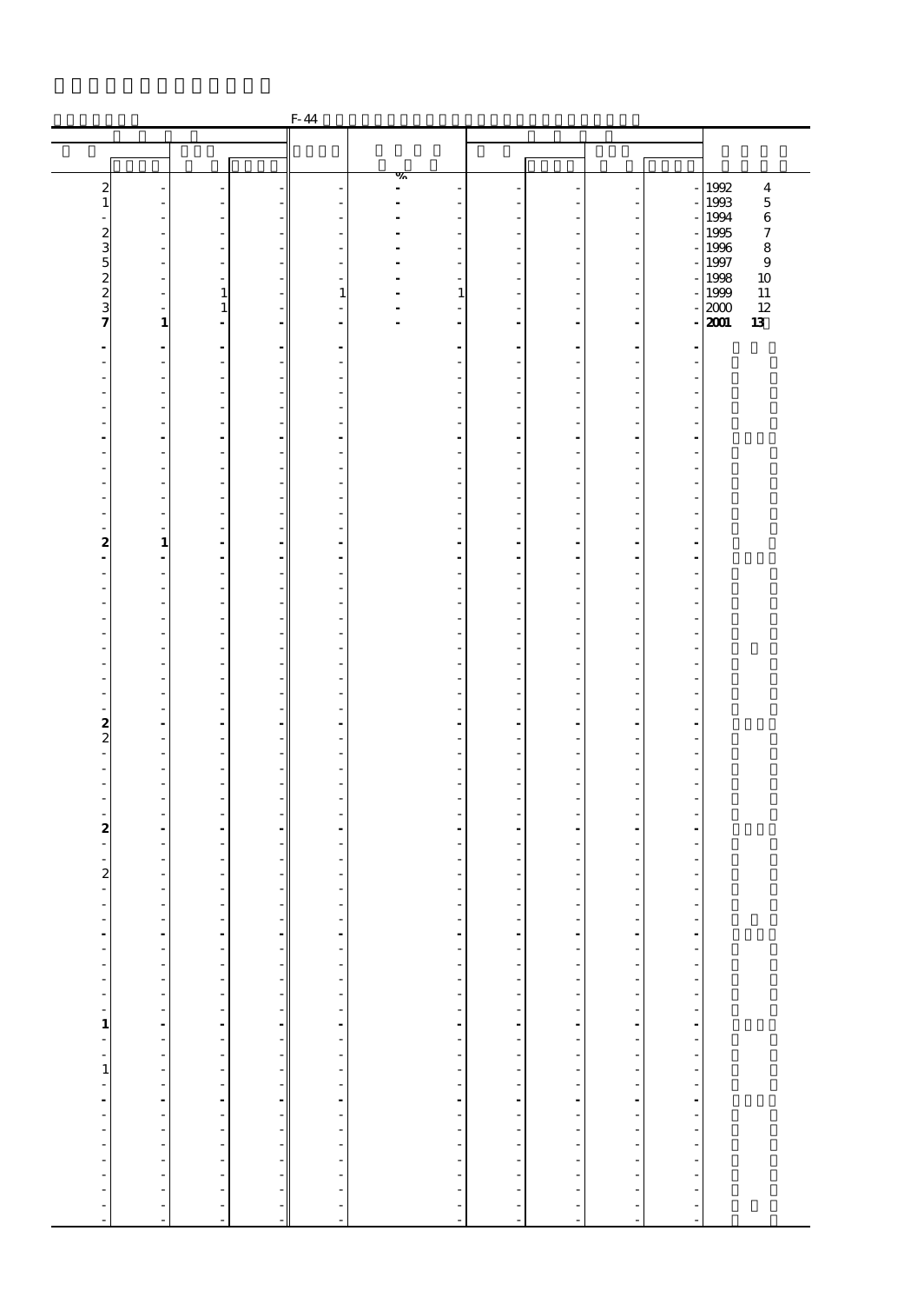F-44

| | | | | | % | | | | | | |
|---|---|---|---|---|---|---|---|---|---|---|---|
| 2 | - | - | - | - | - | - | - | - | - | - | 1992 4 |
| 1 | - | - | - | - | - | - | - | - | - | - | 1993 5 |
| - | - | - | - | - | - | - | - | - | - | - | 1994 6 |
| 2 | - | - | - | - | - | - | - | - | - | - | 1995 7 |
| 3 | - | - | - | - | - | - | - | - | - | - | 1996 8 |
| 5 | - | - | - | - | - | - | - | - | - | - | 1997 9 |
| 2 | - | - | - | - | - | - | - | - | - | - | 1998 10 |
| 2 | - | 1 | - | 1 | - | 1 | - | - | - | - | 1999 11 |
| 3 | - | 1 | - | - | - | - | - | - | - | - | 2000 12 |
| **7** | **1** | **-** | **-** | **-** | **-** | **-** | **-** | **-** | **-** | **-** | **2001 13** |
| **-** | **-** | **-** | **-** | **-** | | **-** | **-** | **-** | **-** | **-** | |
| - | - | - | - | - | | - | - | - | - | - | |
| - | - | - | - | - | | - | - | - | - | - | |
| - | - | - | - | - | | - | - | - | - | - | |
| - | - | - | - | - | | - | - | - | - | - | |
| - | - | - | - | - | | - | - | - | - | - | |
| **-** | **-** | **-** | **-** | **-** | | **-** | **-** | **-** | **-** | **-** | |
| - | - | - | - | - | | - | - | - | - | - | |
| - | - | - | - | - | | - | - | - | - | - | |
| - | - | - | - | - | | - | - | - | - | - | |
| - | - | - | - | - | | - | - | - | - | - | |
| - | - | - | - | - | | - | - | - | - | - | |
| - | - | - | - | - | | - | - | - | - | - | |
| **2** | **1** | **-** | **-** | **-** | | **-** | **-** | **-** | **-** | **-** | |
| **-** | **-** | **-** | **-** | **-** | | **-** | **-** | **-** | **-** | **-** | |
| - | - | - | - | - | | - | - | - | - | - | |
| - | - | - | - | - | | - | - | - | - | - | |
| - | - | - | - | - | | - | - | - | - | - | |
| - | - | - | - | - | | - | - | - | - | - | |
| - | - | - | - | - | | - | - | - | - | - | |
| - | - | - | - | - | | - | - | - | - | - | |
| - | - | - | - | - | | - | - | - | - | - | |
| - | - | - | - | - | | - | - | - | - | - | |
| - | - | - | - | - | | - | - | - | - | - | |
| - | - | - | - | - | | - | - | - | - | - | |
| **2** | **-** | **-** | **-** | **-** | | **-** | **-** | **-** | **-** | **-** | |
| 2 | - | - | - | - | | - | - | - | - | - | |
| - | - | - | - | - | | - | - | - | - | - | |
| - | - | - | - | - | | - | - | - | - | - | |
| - | - | - | - | - | | - | - | - | - | - | |
| - | - | - | - | - | | - | - | - | - | - | |
| - | - | - | - | - | | - | - | - | - | - | |
| **2** | **-** | **-** | **-** | **-** | | **-** | **-** | **-** | **-** | **-** | |
| - | - | - | - | - | | - | - | - | - | - | |
| - | - | - | - | - | | - | - | - | - | - | |
| 2 | - | - | - | - | | - | - | - | - | - | |
| - | - | - | - | - | | - | - | - | - | - | |
| - | - | - | - | - | | - | - | - | - | - | |
| - | - | - | - | - | | - | - | - | - | - | |
| **-** | **-** | **-** | **-** | **-** | | **-** | **-** | **-** | **-** | **-** | |
| - | - | - | - | - | | - | - | - | - | - | |
| - | - | - | - | - | | - | - | - | - | - | |
| - | - | - | - | - | | - | - | - | - | - | |
| - | - | - | - | - | | - | - | - | - | - | |
| - | - | - | - | - | | - | - | - | - | - | |
| **1** | **-** | **-** | **-** | **-** | | **-** | **-** | **-** | **-** | **-** | |
| - | - | - | - | - | | - | - | - | - | - | |
| - | - | - | - | - | | - | - | - | - | - | |
| 1 | - | - | - | - | | - | - | - | - | - | |
| - | - | - | - | - | | - | - | - | - | - | |
| **-** | **-** | **-** | **-** | **-** | | **-** | **-** | **-** | **-** | **-** | |
| - | - | - | - | - | | - | - | - | - | - | |
| - | - | - | - | - | | - | - | - | - | - | |
| - | - | - | - | - | | - | - | - | - | - | |
| - | - | - | - | - | | - | - | - | - | - | |
| - | - | - | - | - | | - | - | - | - | - | |
| - | - | - | - | - | | - | - | - | - | - | |
| - | - | - | - | - | | - | - | - | - | - | |
| - | - | - | - | - | | - | - | - | - | - | |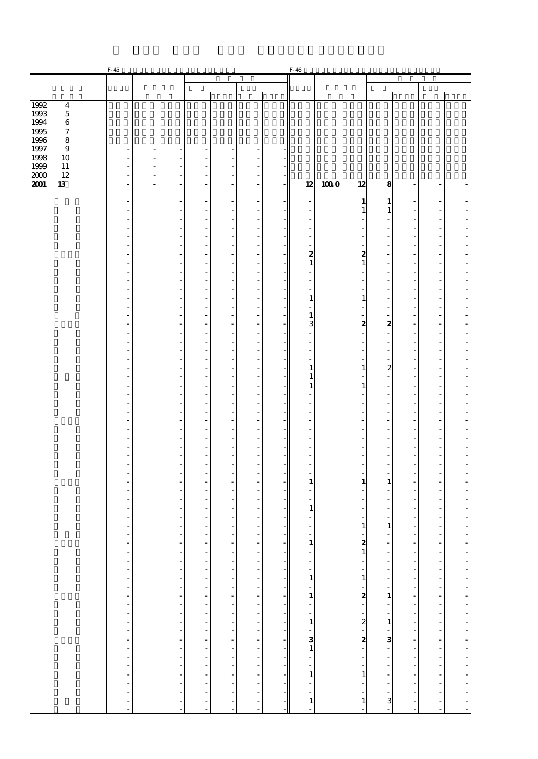| | F-45 | | | | | | | F-46 | | | | | | |
|---|---|---|---|---|---|---|---|---|---|---|---|---|---|---|
| 1992 4 | | | | | | | | | | | | | | |
| 1993 5 | | | | | | | | | | | | | | |
| 1994 6 | | | | | | | | | | | | | | |
| 1995 7 | | | | | | | | | | | | | | |
| 1996 8 | | | | | | | | | | | | | | |
| 1997 9 | - | - | - | - | - | - | - | | | | | | | |
| 1998 10 | - | - | - | - | - | - | - | | | | | | | |
| 1999 11 | - | - | - | - | - | - | - | | | | | | | |
| 2000 12 | - | - | - | - | - | - | - | | | | | | | |
| **2001 13** | **-** | **-** | **-** | **-** | **-** | **-** | **-** | **12** | **100.0** | **12** | **8** | **-** | **-** | **-** |
| | **-** | | **-** | **-** | **-** | **-** | **-** | **-** | | **1** | **1** | **-** | **-** | **-** |
| | - | | - | - | - | - | - | - | | 1 | 1 | - | - | - |
| | - | | - | - | - | - | - | - | | - | - | - | - | - |
| | - | | - | - | - | - | - | - | | - | - | - | - | - |
| | - | | - | - | - | - | - | - | | - | - | - | - | - |
| | - | | - | - | - | - | - | - | | - | - | - | - | - |
| | **-** | | **-** | **-** | **-** | **-** | **-** | **2** | | **2** | **-** | **-** | **-** | **-** |
| | - | | - | - | - | - | - | 1 | | 1 | - | - | - | - |
| | - | | - | - | - | - | - | - | | - | - | - | - | - |
| | - | | - | - | - | - | - | - | | - | - | - | - | - |
| | - | | - | - | - | - | - | - | | - | - | - | - | - |
| | - | | - | - | - | - | - | 1 | | 1 | - | - | - | - |
| | - | | - | - | - | - | - | - | | - | - | - | - | - |
| | **-** | | **-** | **-** | **-** | **-** | **-** | **1** | | **-** | **-** | **-** | **-** | **-** |
| | **-** | | **-** | **-** | **-** | **-** | **-** | 3 | | **2** | **2** | **-** | **-** | **-** |
| | - | | - | - | - | - | - | - | | - | - | - | - | - |
| | - | | - | - | - | - | - | - | | - | - | - | - | - |
| | - | | - | - | - | - | - | - | | - | - | - | - | - |
| | - | | - | - | - | - | - | - | | - | - | - | - | - |
| | - | | - | - | - | - | - | 1 | | 1 | 2 | - | - | - |
| | - | | - | - | - | - | - | 1 | | - | - | - | - | - |
| | - | | - | - | - | - | - | 1 | | 1 | - | - | - | - |
| | - | | - | - | - | - | - | - | | - | - | - | - | - |
| | - | | - | - | - | - | - | - | | - | - | - | - | - |
| | - | | - | - | - | - | - | - | | - | - | - | - | - |
| | **-** | | **-** | **-** | **-** | **-** | **-** | **-** | | **-** | **-** | **-** | **-** | **-** |
| | - | | - | - | - | - | - | - | | - | - | - | - | - |
| | - | | - | - | - | - | - | - | | - | - | - | - | - |
| | - | | - | - | - | - | - | - | | - | - | - | - | - |
| | - | | - | - | - | - | - | - | | - | - | - | - | - |
| | - | | - | - | - | - | - | - | | - | - | - | - | - |
| | - | | - | - | - | - | - | - | | - | - | - | - | - |
| | **-** | | **-** | **-** | **-** | **-** | **-** | **1** | | **1** | **1** | **-** | **-** | **-** |
| | - | | - | - | - | - | - | - | | - | - | - | - | - |
| | - | | - | - | - | - | - | - | | - | - | - | - | - |
| | - | | - | - | - | - | - | 1 | | - | - | - | - | - |
| | - | | - | - | - | - | - | - | | - | - | - | - | - |
| | - | | - | - | - | - | - | - | | 1 | 1 | - | - | - |
| | - | | - | - | - | - | - | - | | - | - | - | - | - |
| | **-** | | **-** | **-** | **-** | **-** | **-** | **1** | | **2** | **-** | **-** | **-** | **-** |
| | - | | - | - | - | - | - | - | | 1 | - | - | - | - |
| | - | | - | - | - | - | - | - | | - | - | - | - | - |
| | - | | - | - | - | - | - | - | | - | - | - | - | - |
| | - | | - | - | - | - | - | 1 | | 1 | - | - | - | - |
| | - | | - | - | - | - | - | - | | - | - | - | - | - |
| | **-** | | **-** | **-** | **-** | **-** | **-** | **1** | | **2** | **1** | **-** | **-** | **-** |
| | - | | - | - | - | - | - | - | | - | - | - | - | - |
| | - | | - | - | - | - | - | - | | - | - | - | - | - |
| | - | | - | - | - | - | - | 1 | | 2 | 1 | - | - | - |
| | - | | - | - | - | - | - | - | | - | - | - | - | - |
| | **-** | | **-** | **-** | **-** | **-** | **-** | **3** | | **2** | **3** | **-** | **-** | **-** |
| | - | | - | - | - | - | - | 1 | | - | - | - | - | - |
| | - | | - | - | - | - | - | - | | - | - | - | - | - |
| | - | | - | - | - | - | - | - | | - | - | - | - | - |
| | - | | - | - | - | - | - | 1 | | 1 | - | - | - | - |
| | - | | - | - | - | - | - | - | | - | - | - | - | - |
| | - | | - | - | - | - | - | - | | - | - | - | - | - |
| | - | | - | - | - | - | - | 1 | | 1 | 3 | - | - | - |
| | - | | - | - | - | - | - | - | | - | - | - | - | - |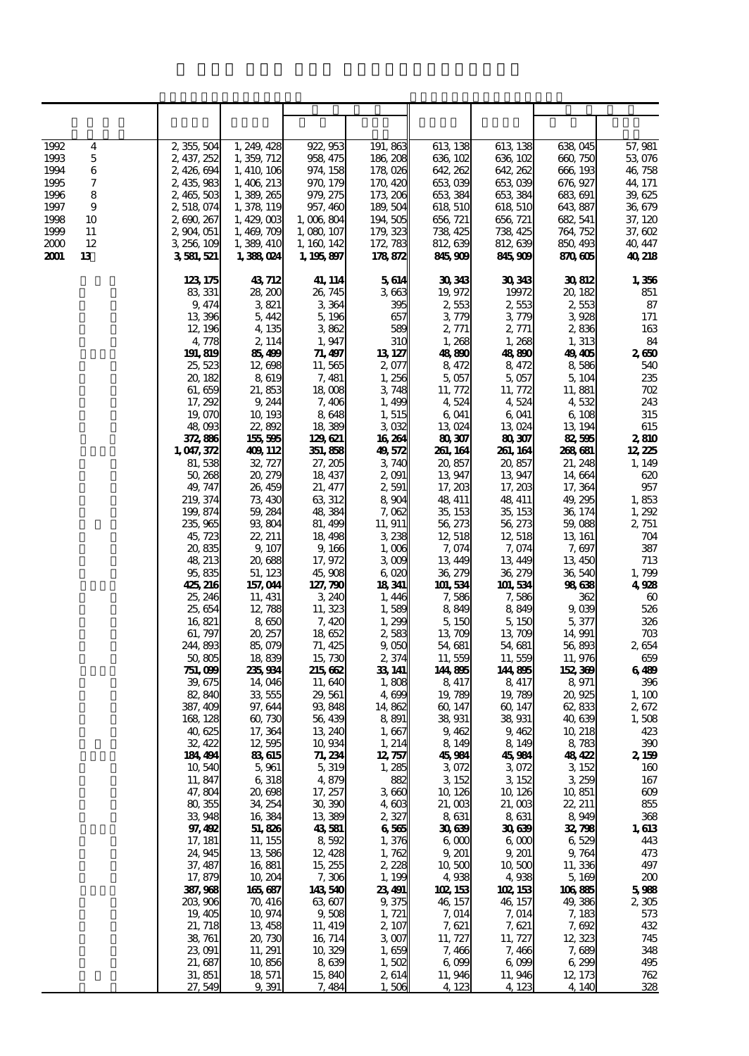| | | | | | | | | | |
|---|---|---|---|---|---|---|---|---|---|
| | | | | | | | | | |
| 1992 | 4 | 2, 355, 504 | 1, 249, 428 | 922, 953 | 191, 863 | 613, 138 | 613, 138 | 638, 045 | 57, 981 |
| 1993 | 5 | 2, 437, 252 | 1, 359, 712 | 958, 475 | 186, 208 | 636, 102 | 636, 102 | 660, 750 | 53, 076 |
| 1994 | 6 | 2, 426, 694 | 1, 410, 106 | 974, 158 | 178, 026 | 642, 262 | 642, 262 | 666, 193 | 46, 758 |
| 1995 | 7 | 2, 435, 983 | 1, 406, 213 | 970, 179 | 170, 420 | 653, 039 | 653, 039 | 676, 927 | 44, 171 |
| 1996 | 8 | 2, 465, 503 | 1, 389, 265 | 979, 275 | 173, 206 | 653, 384 | 653, 384 | 683, 691 | 39, 625 |
| 1997 | 9 | 2, 518, 074 | 1, 378, 119 | 957, 460 | 189, 504 | 618, 510 | 618, 510 | 643, 887 | 36, 679 |
| 1998 | 10 | 2, 690, 267 | 1, 429, 003 | 1, 006, 804 | 194, 505 | 656, 721 | 656, 721 | 682, 541 | 37, 120 |
| 1999 | 11 | 2, 904, 051 | 1, 469, 709 | 1, 080, 107 | 179, 323 | 738, 425 | 738, 425 | 764, 752 | 37, 602 |
| 2000 | 12 | 3, 256, 109 | 1, 389, 410 | 1, 160, 142 | 172, 783 | 812, 639 | 812, 639 | 850, 493 | 40, 447 |
| **2001** | **13** | **3, 581, 521** | **1, 388, 024** | **1, 195, 897** | **178, 872** | **845, 909** | **845, 909** | **870, 605** | **40, 218** |
| | | **123, 175** | **43, 712** | **41, 114** | **5, 614** | **30, 343** | **30, 343** | **30, 812** | **1, 356** |
| | | 83, 331 | 28, 200 | 26, 745 | 3, 663 | 19, 972 | 19972 | 20, 182 | 851 |
| | | 9, 474 | 3, 821 | 3, 364 | 395 | 2, 553 | 2, 553 | 2, 553 | 87 |
| | | 13, 396 | 5, 442 | 5, 196 | 657 | 3, 779 | 3, 779 | 3, 928 | 171 |
| | | 12, 196 | 4, 135 | 3, 862 | 589 | 2, 771 | 2, 771 | 2, 836 | 163 |
| | | 4, 778 | 2, 114 | 1, 947 | 310 | 1, 268 | 1, 268 | 1, 313 | 84 |
| | | **191, 819** | **85, 499** | **71, 497** | **13, 127** | **48, 890** | **48, 890** | **49, 405** | **2, 650** |
| | | 25, 523 | 12, 698 | 11, 565 | 2, 077 | 8, 472 | 8, 472 | 8, 586 | 540 |
| | | 20, 182 | 8, 619 | 7, 481 | 1, 256 | 5, 057 | 5, 057 | 5, 104 | 235 |
| | | 61, 659 | 21, 853 | 18, 008 | 3, 748 | 11, 772 | 11, 772 | 11, 881 | 702 |
| | | 17, 292 | 9, 244 | 7, 406 | 1, 499 | 4, 524 | 4, 524 | 4, 532 | 243 |
| | | 19, 070 | 10, 193 | 8, 648 | 1, 515 | 6, 041 | 6, 041 | 6, 108 | 315 |
| | | 48, 093 | 22, 892 | 18, 389 | 3, 032 | 13, 024 | 13, 024 | 13, 194 | 615 |
| | | **372, 886** | **155, 595** | **129, 621** | **16, 264** | **80, 307** | **80, 307** | **82, 595** | **2, 810** |
| | | **1, 047, 372** | **409, 112** | **351, 858** | **49, 572** | **261, 164** | **261, 164** | **268, 681** | **12, 225** |
| | | 81, 538 | 32, 727 | 27, 205 | 3, 740 | 20, 857 | 20, 857 | 21, 248 | 1, 149 |
| | | 50, 268 | 20, 279 | 18, 437 | 2, 091 | 13, 947 | 13, 947 | 14, 664 | 620 |
| | | 49, 747 | 26, 459 | 21, 477 | 2, 591 | 17, 203 | 17, 203 | 17, 364 | 957 |
| | | 219, 374 | 73, 430 | 63, 312 | 8, 904 | 48, 411 | 48, 411 | 49, 295 | 1, 853 |
| | | 199, 874 | 59, 284 | 48, 384 | 7, 062 | 35, 153 | 35, 153 | 36, 174 | 1, 292 |
| | | 235, 965 | 93, 804 | 81, 499 | 11, 911 | 56, 273 | 56, 273 | 59, 088 | 2, 751 |
| | | 45, 723 | 22, 211 | 18, 498 | 3, 238 | 12, 518 | 12, 518 | 13, 161 | 704 |
| | | 20, 835 | 9, 107 | 9, 166 | 1, 006 | 7, 074 | 7, 074 | 7, 697 | 387 |
| | | 48, 213 | 20, 688 | 17, 972 | 3, 009 | 13, 449 | 13, 449 | 13, 450 | 713 |
| | | 95, 835 | 51, 123 | 45, 908 | 6, 020 | 36, 279 | 36, 279 | 36, 540 | 1, 799 |
| | | **425, 216** | **157, 044** | **127, 790** | **18, 341** | **101, 534** | **101, 534** | **98, 638** | **4, 928** |
| | | 25, 246 | 11, 431 | 3, 240 | 1, 446 | 7, 586 | 7, 586 | 362 | 60 |
| | | 25, 654 | 12, 788 | 11, 323 | 1, 589 | 8, 849 | 8, 849 | 9, 039 | 526 |
| | | 16, 821 | 8, 650 | 7, 420 | 1, 299 | 5, 150 | 5, 150 | 5, 377 | 326 |
| | | 61, 797 | 20, 257 | 18, 652 | 2, 583 | 13, 709 | 13, 709 | 14, 991 | 703 |
| | | 244, 893 | 85, 079 | 71, 425 | 9, 050 | 54, 681 | 54, 681 | 56, 893 | 2, 654 |
| | | 50, 805 | 18, 839 | 15, 730 | 2, 374 | 11, 559 | 11, 559 | 11, 976 | 659 |
| | | **751, 099** | **235, 934** | **215, 662** | **33, 141** | **144, 895** | **144, 895** | **152, 369** | **6, 489** |
| | | 39, 675 | 14, 046 | 11, 640 | 1, 808 | 8, 417 | 8, 417 | 8, 971 | 396 |
| | | 82, 840 | 33, 555 | 29, 561 | 4, 699 | 19, 789 | 19, 789 | 20, 925 | 1, 100 |
| | | 387, 409 | 97, 644 | 93, 848 | 14, 862 | 60, 147 | 60, 147 | 62, 833 | 2, 672 |
| | | 168, 128 | 60, 730 | 56, 439 | 8, 891 | 38, 931 | 38, 931 | 40, 639 | 1, 508 |
| | | 40, 625 | 17, 364 | 13, 240 | 1, 667 | 9, 462 | 9, 462 | 10, 218 | 423 |
| | | 32, 422 | 12, 595 | 10, 934 | 1, 214 | 8, 149 | 8, 149 | 8, 783 | 390 |
| | | **184, 494** | **83, 615** | **71, 234** | **12, 757** | **45, 984** | **45, 984** | **48, 422** | **2, 159** |
| | | 10, 540 | 5, 961 | 5, 319 | 1, 285 | 3, 072 | 3, 072 | 3, 152 | 160 |
| | | 11, 847 | 6, 318 | 4, 879 | 882 | 3, 152 | 3, 152 | 3, 259 | 167 |
| | | 47, 804 | 20, 698 | 17, 257 | 3, 660 | 10, 126 | 10, 126 | 10, 851 | 609 |
| | | 80, 355 | 34, 254 | 30, 390 | 4, 603 | 21, 003 | 21, 003 | 22, 211 | 855 |
| | | 33, 948 | 16, 384 | 13, 389 | 2, 327 | 8, 631 | 8, 631 | 8, 949 | 368 |
| | | **97, 492** | **51, 826** | **43, 581** | **6, 565** | **30, 639** | **30, 639** | **32, 798** | **1, 613** |
| | | 17, 181 | 11, 155 | 8, 592 | 1, 376 | 6, 000 | 6, 000 | 6, 529 | 443 |
| | | 24, 945 | 13, 586 | 12, 428 | 1, 762 | 9, 201 | 9, 201 | 9, 764 | 473 |
| | | 37, 487 | 16, 881 | 15, 255 | 2, 228 | 10, 500 | 10, 500 | 11, 336 | 497 |
| | | 17, 879 | 10, 204 | 7, 306 | 1, 199 | 4, 938 | 4, 938 | 5, 169 | 200 |
| | | **387, 968** | **165, 687** | **143, 540** | **23, 491** | **102, 153** | **102, 153** | **106, 885** | **5, 988** |
| | | 203, 906 | 70, 416 | 63, 607 | 9, 375 | 46, 157 | 46, 157 | 49, 386 | 2, 305 |
| | | 19, 405 | 10, 974 | 9, 508 | 1, 721 | 7, 014 | 7, 014 | 7, 183 | 573 |
| | | 21, 718 | 13, 458 | 11, 419 | 2, 107 | 7, 621 | 7, 621 | 7, 692 | 432 |
| | | 38, 761 | 20, 730 | 16, 714 | 3, 007 | 11, 727 | 11, 727 | 12, 323 | 745 |
| | | 23, 091 | 11, 291 | 10, 329 | 1, 659 | 7, 466 | 7, 466 | 7, 689 | 348 |
| | | 21, 687 | 10, 856 | 8, 639 | 1, 502 | 6, 099 | 6, 099 | 6, 299 | 495 |
| | | 31, 851 | 18, 571 | 15, 840 | 2, 614 | 11, 946 | 11, 946 | 12, 173 | 762 |
| | | 27, 549 | 9, 391 | 7, 484 | 1, 506 | 4, 123 | 4, 123 | 4, 140 | 328 |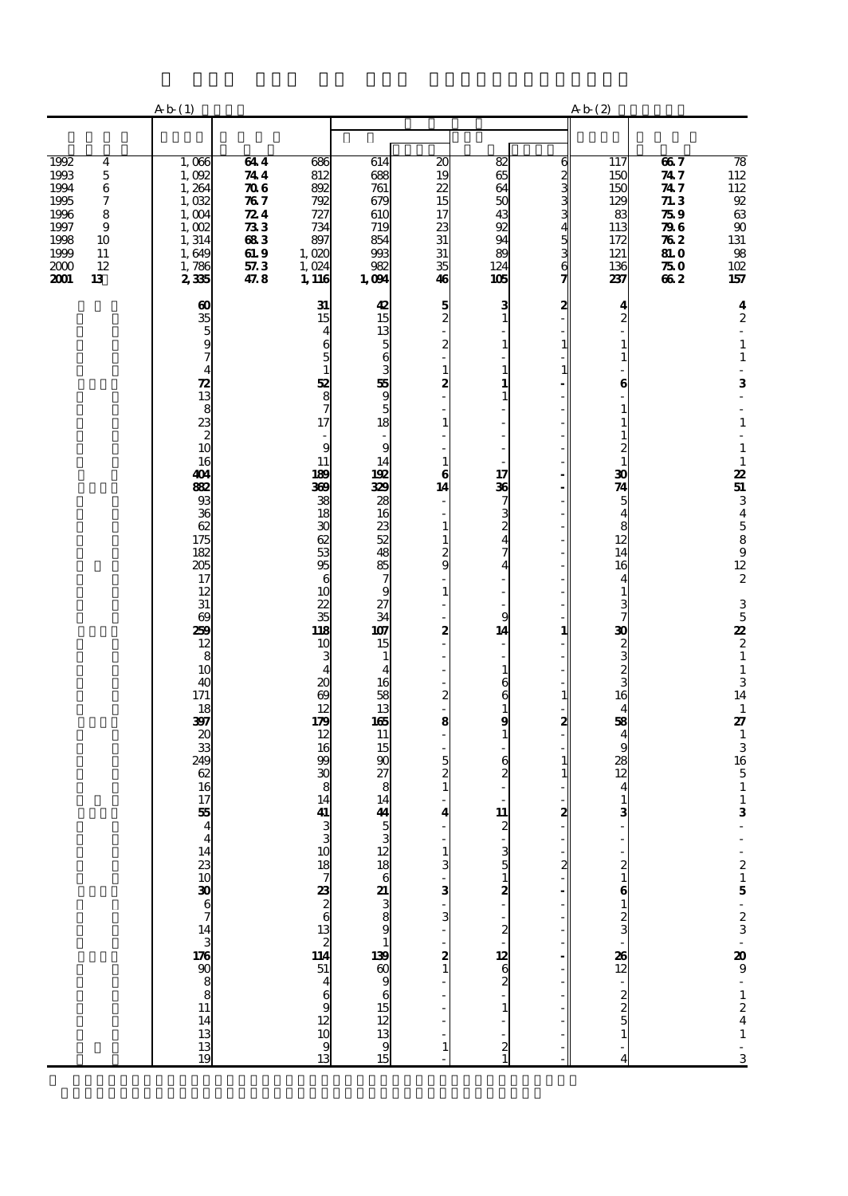| | | A-b-(1) | | | | | | | A-b-(2) | | |
|---|---|---|---|---|---|---|---|---|---|---|---|
| 1992 | 4 | 1,066 | 64.4 | 686 | 614 | 20 | 82 | 6 | 117 | 66.7 | 78 |
| 1993 | 5 | 1,092 | 74.4 | 812 | 688 | 19 | 65 | 2 | 150 | 74.7 | 112 |
| 1994 | 6 | 1,264 | 70.6 | 892 | 761 | 22 | 64 | 3 | 150 | 74.7 | 112 |
| 1995 | 7 | 1,032 | 76.7 | 792 | 679 | 15 | 50 | 3 | 129 | 71.3 | 92 |
| 1996 | 8 | 1,004 | 72.4 | 727 | 610 | 17 | 43 | 3 | 83 | 75.9 | 63 |
| 1997 | 9 | 1,002 | 73.3 | 734 | 719 | 23 | 92 | 4 | 113 | 79.6 | 90 |
| 1998 | 10 | 1,314 | 68.3 | 897 | 854 | 31 | 94 | 5 | 172 | 76.2 | 131 |
| 1999 | 11 | 1,649 | 61.9 | 1,020 | 993 | 31 | 89 | 3 | 121 | 81.0 | 98 |
| 2000 | 12 | 1,786 | 57.3 | 1,024 | 982 | 35 | 124 | 6 | 136 | 75.0 | 102 |
| **2001** | **13** | **2,335** | **47.8** | **1,116** | **1,094** | **46** | **105** | **7** | **237** | **66.2** | **157** |
| | | **60** | | **31** | **42** | **5** | **3** | **2** | **4** | | **4** |
| | | 35 | | 15 | 15 | 2 | 1 | - | 2 | | 2 |
| | | 5 | | 4 | 13 | - | - | - | - | | - |
| | | 9 | | 6 | 5 | 2 | 1 | 1 | 1 | | 1 |
| | | 7 | | 5 | 6 | - | - | - | 1 | | 1 |
| | | 4 | | 1 | 3 | 1 | 1 | 1 | - | | - |
| | | **72** | | **52** | **55** | **2** | **1** | **-** | **6** | | **3** |
| | | 13 | | 8 | 9 | - | 1 | - | - | | - |
| | | 8 | | 7 | 5 | - | - | - | 1 | | - |
| | | 23 | | 17 | 18 | 1 | - | - | 1 | | 1 |
| | | 2 | | - | - | - | - | - | 1 | | - |
| | | 10 | | 9 | 9 | - | - | - | 2 | | 1 |
| | | 16 | | 11 | 14 | 1 | - | - | 1 | | 1 |
| | | **404** | | **189** | **192** | **6** | **17** | **-** | **30** | | **22** |
| | | **882** | | **369** | **329** | **14** | **36** | **-** | **74** | | **51** |
| | | 93 | | 38 | 28 | - | 7 | - | 5 | | 3 |
| | | 36 | | 18 | 16 | - | 3 | - | 4 | | 4 |
| | | 62 | | 30 | 23 | 1 | 2 | - | 8 | | 5 |
| | | 175 | | 62 | 52 | 1 | 4 | - | 12 | | 8 |
| | | 182 | | 53 | 48 | 2 | 7 | - | 14 | | 9 |
| | | 205 | | 95 | 85 | 9 | 4 | - | 16 | | 12 |
| | | 17 | | 6 | 7 | - | - | - | 4 | | 2 |
| | | 12 | | 10 | 9 | 1 | - | - | 1 | | |
| | | 31 | | 22 | 27 | - | - | - | 3 | | 3 |
| | | 69 | | 35 | 34 | - | 9 | - | 7 | | 5 |
| | | **259** | | **118** | **107** | **2** | **14** | **1** | **30** | | **22** |
| | | 12 | | 10 | 15 | - | - | - | 2 | | 2 |
| | | 8 | | 3 | 1 | - | - | - | 3 | | 1 |
| | | 10 | | 4 | 4 | - | 1 | - | 2 | | 1 |
| | | 40 | | 20 | 16 | - | 6 | - | 3 | | 3 |
| | | 171 | | 69 | 58 | 2 | 6 | 1 | 16 | | 14 |
| | | 18 | | 12 | 13 | - | 1 | - | 4 | | 1 |
| | | **397** | | **179** | **165** | **8** | **9** | **2** | **58** | | **27** |
| | | 20 | | 12 | 11 | - | 1 | - | 4 | | 1 |
| | | 33 | | 16 | 15 | - | - | - | 9 | | 3 |
| | | 249 | | 99 | 90 | 5 | 6 | 1 | 28 | | 16 |
| | | 62 | | 30 | 27 | 2 | 2 | 1 | 12 | | 5 |
| | | 16 | | 8 | 8 | 1 | - | - | 4 | | 1 |
| | | 17 | | 14 | 14 | - | - | - | 1 | | 1 |
| | | **55** | | **41** | **44** | **4** | **11** | **2** | **3** | | **3** |
| | | 4 | | 3 | 5 | - | 2 | - | - | | - |
| | | 4 | | 3 | 3 | - | - | - | - | | - |
| | | 14 | | 10 | 12 | 1 | 3 | - | - | | - |
| | | 23 | | 18 | 18 | 3 | 5 | 2 | 2 | | 2 |
| | | 10 | | 7 | 6 | - | 1 | - | 1 | | 1 |
| | | **30** | | **23** | **21** | **3** | **2** | **-** | **6** | | **5** |
| | | 6 | | 2 | 3 | - | - | - | 1 | | - |
| | | 7 | | 6 | 8 | 3 | - | - | 2 | | 2 |
| | | 14 | | 13 | 9 | - | 2 | - | 3 | | 3 |
| | | 3 | | 2 | 1 | - | - | - | - | | - |
| | | **176** | | **114** | **139** | **2** | **12** | **-** | **26** | | **20** |
| | | 90 | | 51 | 60 | 1 | 6 | - | 12 | | 9 |
| | | 8 | | 4 | 9 | - | 2 | - | - | | - |
| | | 8 | | 6 | 6 | - | - | - | 2 | | 1 |
| | | 11 | | 9 | 15 | - | 1 | - | 2 | | 2 |
| | | 14 | | 12 | 12 | - | - | - | 5 | | 4 |
| | | 13 | | 10 | 13 | - | - | - | 1 | | 1 |
| | | 13 | | 9 | 9 | 1 | 2 | - | - | | - |
| | | 19 | | 13 | 15 | - | 1 | - | 4 | | 3 |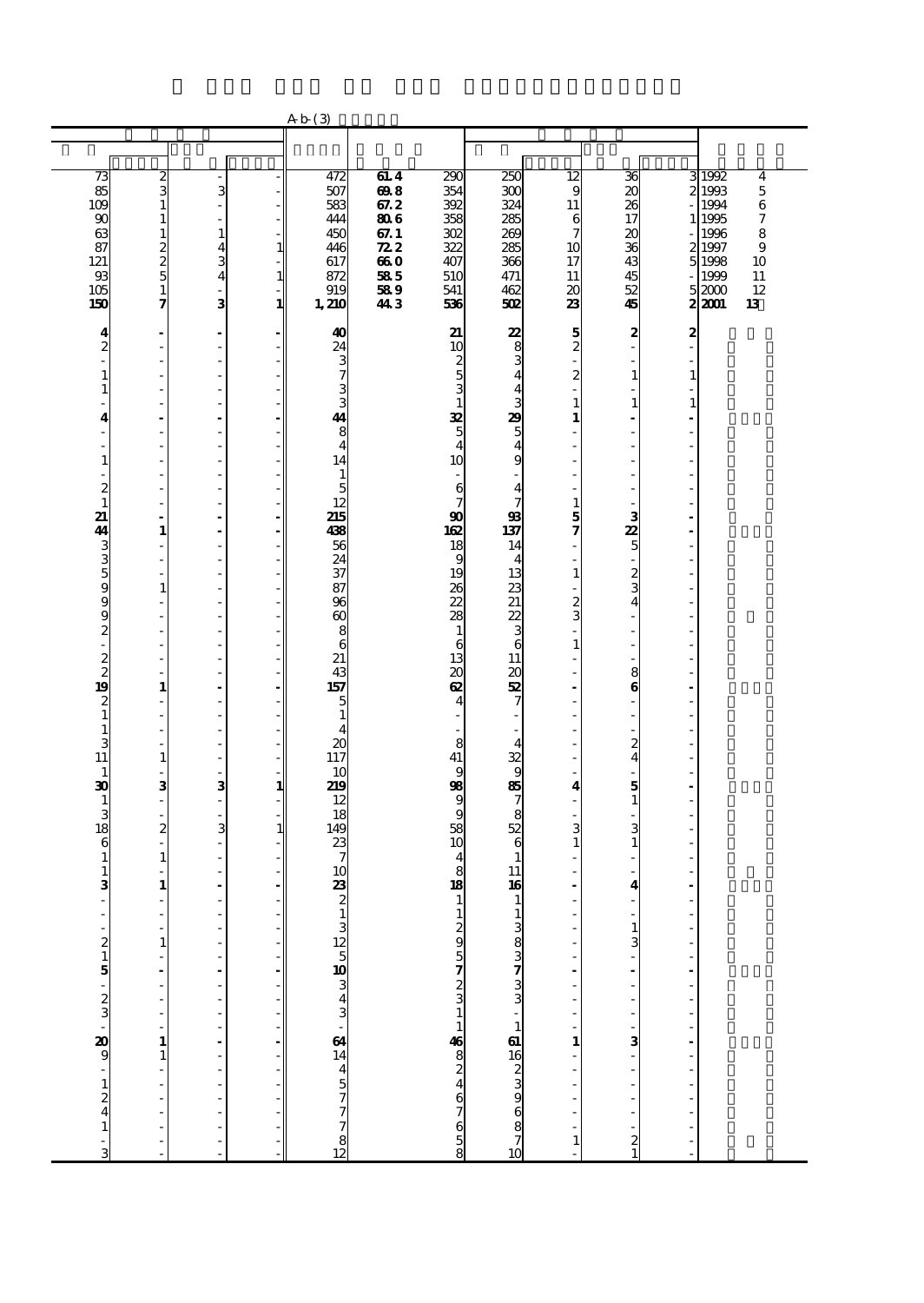A-b-(3)

| | | | | | | | | | | | |
|---|---|---|---|---|---|---|---|---|---|---|---|
| 73 | 2 | - | - | 472 | 61.4 | 290 | 250 | 12 | 36 | 3 | 1992　4 |
| 85 | 3 | 3 | - | 507 | 69.8 | 354 | 300 | 9 | 20 | 2 | 1993　5 |
| 109 | 1 | - | - | 583 | 67.2 | 392 | 324 | 11 | 26 | - | 1994　6 |
| 90 | 1 | - | - | 444 | 80.6 | 358 | 285 | 6 | 17 | 1 | 1995　7 |
| 63 | 1 | 1 | - | 450 | 67.1 | 302 | 269 | 7 | 20 | - | 1996　8 |
| 87 | 2 | 4 | 1 | 446 | 72.2 | 322 | 285 | 10 | 36 | 2 | 1997　9 |
| 121 | 2 | 3 | - | 617 | 66.0 | 407 | 366 | 17 | 43 | 5 | 1998　10 |
| 93 | 5 | 4 | 1 | 872 | 58.5 | 510 | 471 | 11 | 45 | - | 1999　11 |
| 105 | 1 | - | - | 919 | 58.9 | 541 | 462 | 20 | 52 | 5 | 2000　12 |
| **150** | **7** | **3** | **1** | **1,210** | **44.3** | **536** | **502** | **23** | **45** | **2** | **2001　13** |
| **4** | **-** | **-** | **-** | **40** | | **21** | **22** | **5** | **2** | **2** | |
| 2 | - | - | - | 24 | | 10 | 8 | 2 | - | - | |
| - | - | - | - | 3 | | 2 | 3 | - | - | - | |
| 1 | - | - | - | 7 | | 5 | 4 | 2 | 1 | 1 | |
| 1 | - | - | - | 3 | | 3 | 4 | - | - | - | |
| - | - | - | - | 3 | | 1 | 3 | 1 | 1 | 1 | |
| **4** | **-** | **-** | **-** | **44** | | **32** | **29** | **1** | **-** | **-** | |
| - | - | - | - | 8 | | 5 | 5 | - | - | - | |
| - | - | - | - | 4 | | 4 | 4 | - | - | - | |
| 1 | - | - | - | 14 | | 10 | 9 | - | - | - | |
| - | - | - | - | 1 | | - | - | - | - | - | |
| 2 | - | - | - | 5 | | 6 | 4 | - | - | - | |
| 1 | - | - | - | 12 | | 7 | 7 | 1 | - | - | |
| **21** | **-** | **-** | **-** | **215** | | **90** | **93** | **5** | **3** | **-** | |
| **44** | **1** | **-** | **-** | **438** | | **162** | **137** | **7** | **22** | **-** | |
| 3 | - | - | - | 56 | | 18 | 14 | - | 5 | - | |
| 3 | - | - | - | 24 | | 9 | 4 | - | - | - | |
| 5 | - | - | - | 37 | | 19 | 13 | 1 | 2 | - | |
| 9 | 1 | - | - | 87 | | 26 | 23 | - | 3 | - | |
| 9 | - | - | - | 96 | | 22 | 21 | 2 | 4 | - | |
| 9 | - | - | - | 60 | | 28 | 22 | 3 | - | - | |
| 2 | - | - | - | 8 | | 1 | 3 | - | - | - | |
| - | - | - | - | 6 | | 6 | 6 | 1 | - | - | |
| 2 | - | - | - | 21 | | 13 | 11 | - | - | - | |
| 2 | - | - | - | 43 | | 20 | 20 | - | 8 | - | |
| **19** | **1** | **-** | **-** | **157** | | **62** | **52** | **-** | **6** | **-** | |
| 2 | - | - | - | 5 | | 4 | 7 | - | - | - | |
| 1 | - | - | - | 1 | | - | - | - | - | - | |
| 1 | - | - | - | 4 | | - | - | - | - | - | |
| 3 | - | - | - | 20 | | 8 | 4 | - | 2 | - | |
| 11 | 1 | - | - | 117 | | 41 | 32 | - | 4 | - | |
| 1 | - | - | - | 10 | | 9 | 9 | - | - | - | |
| **30** | **3** | **3** | **1** | **219** | | **98** | **85** | **4** | **5** | **-** | |
| 1 | - | - | - | 12 | | 9 | 7 | - | 1 | - | |
| 3 | - | - | - | 18 | | 9 | 8 | - | - | - | |
| 18 | 2 | 3 | 1 | 149 | | 58 | 52 | 3 | 3 | - | |
| 6 | - | - | - | 23 | | 10 | 6 | 1 | 1 | - | |
| 1 | 1 | - | - | 7 | | 4 | 1 | - | - | - | |
| 1 | - | - | - | 10 | | 8 | 11 | - | - | - | |
| **3** | **1** | **-** | **-** | **23** | | **18** | **16** | **-** | **4** | **-** | |
| - | - | - | - | 2 | | 1 | 1 | - | - | - | |
| - | - | - | - | 1 | | 1 | 1 | - | - | - | |
| - | - | - | - | 3 | | 2 | 3 | - | 1 | - | |
| 2 | 1 | - | - | 12 | | 9 | 8 | - | 3 | - | |
| 1 | - | - | - | 5 | | 5 | 3 | - | - | - | |
| **5** | **-** | **-** | **-** | **10** | | **7** | **7** | **-** | **-** | **-** | |
| - | - | - | - | 3 | | 2 | 3 | - | - | - | |
| 2 | - | - | - | 4 | | 3 | 3 | - | - | - | |
| 3 | - | - | - | 3 | | 1 | - | - | - | - | |
| - | - | - | - | - | | 1 | 1 | - | - | - | |
| **20** | **1** | **-** | **-** | **64** | | **46** | **61** | **1** | **3** | **-** | |
| 9 | 1 | - | - | 14 | | 8 | 16 | - | - | - | |
| - | - | - | - | 4 | | 2 | 2 | - | - | - | |
| 1 | - | - | - | 5 | | 4 | 3 | - | - | - | |
| 2 | - | - | - | 7 | | 6 | 9 | - | - | - | |
| 4 | - | - | - | 7 | | 7 | 6 | - | - | - | |
| 1 | - | - | - | 7 | | 6 | 8 | - | - | - | |
| - | - | - | - | 8 | | 5 | 7 | 1 | 2 | - | |
| 3 | - | - | - | 12 | | 8 | 10 | - | 1 | - | |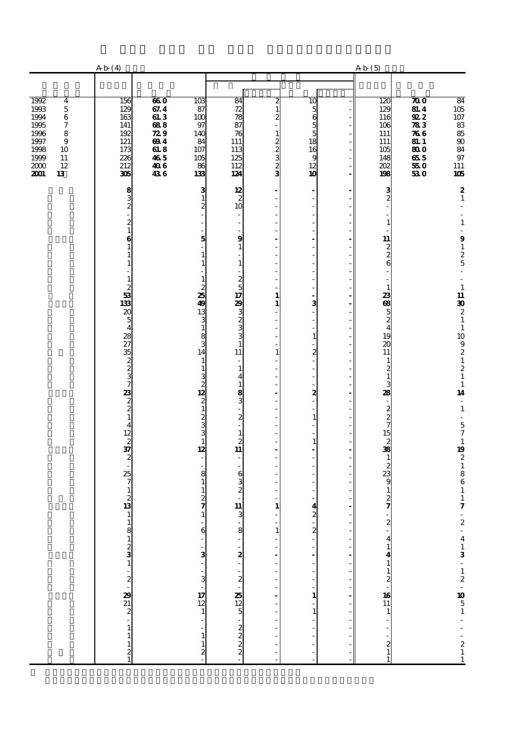| | | A-b-(4) | | | | | | | A-b-(5) | | |
|---|---|---|---|---|---|---|---|---|---|---|---|
| 1992 | 4 | 156 | 66.0 | 103 | 84 | 2 | 10 | - | 120 | 70.0 | 84 |
| 1993 | 5 | 129 | 67.4 | 87 | 72 | 1 | 5 | - | 129 | 81.4 | 105 |
| 1994 | 6 | 163 | 61.3 | 100 | 78 | 2 | 6 | - | 116 | 92.2 | 107 |
| 1995 | 7 | 141 | 68.8 | 97 | 87 | - | 5 | - | 106 | 78.3 | 83 |
| 1996 | 8 | 192 | 72.9 | 140 | 76 | 1 | 5 | - | 111 | 76.6 | 85 |
| 1997 | 9 | 121 | 69.4 | 84 | 111 | 2 | 18 | - | 111 | 81.1 | 90 |
| 1998 | 10 | 173 | 61.8 | 107 | 113 | 2 | 16 | - | 105 | 80.0 | 84 |
| 1999 | 11 | 226 | 46.5 | 105 | 125 | 3 | 9 | - | 148 | 65.5 | 97 |
| 2000 | 12 | 212 | 40.6 | 86 | 112 | 2 | 12 | - | 202 | 55.0 | 111 |
| **2001** | **13** | **305** | **43.6** | **133** | **124** | **3** | **10** | **-** | **198** | **53.0** | **105** |
| | | **8** | | **3** | **12** | **-** | **-** | **-** | **3** | | **2** |
| | | 3 | | 1 | 2 | - | - | - | 2 | | 1 |
| | | 2 | | 2 | 10 | - | - | - | - | | - |
| | | - | | - | - | - | - | - | - | | - |
| | | 2 | | - | - | - | - | - | 1 | | 1 |
| | | 1 | | - | - | - | - | - | - | | - |
| | | **6** | | **5** | **9** | **-** | **-** | **-** | **11** | | **9** |
| | | 1 | | - | 1 | - | - | - | 2 | | 1 |
| | | 1 | | 1 | - | - | - | - | 2 | | 2 |
| | | 1 | | 1 | 1 | - | - | - | 6 | | 5 |
| | | - | | - | - | - | - | - | - | | - |
| | | 1 | | 1 | 2 | - | - | - | - | | - |
| | | 2 | | 2 | 5 | - | - | - | 1 | | 1 |
| | | **53** | | **25** | **17** | **1** | **-** | **-** | **23** | | **11** |
| | | **133** | | **49** | **29** | **1** | **3** | **-** | **68** | | **30** |
| | | 20 | | 13 | 3 | - | - | - | 5 | | 2 |
| | | 5 | | 3 | 2 | - | - | - | 2 | | 1 |
| | | 4 | | 1 | 3 | - | - | - | 4 | | 1 |
| | | 28 | | 8 | 3 | - | 1 | - | 19 | | 10 |
| | | 27 | | 3 | 1 | - | - | - | 20 | | 9 |
| | | 35 | | 14 | 11 | 1 | 2 | - | 11 | | 2 |
| | | 2 | | 1 | - | - | - | - | 1 | | 1 |
| | | 2 | | 1 | 1 | - | - | - | 2 | | 2 |
| | | 3 | | 3 | 4 | - | - | - | 1 | | 1 |
| | | 7 | | 2 | 1 | - | - | - | 3 | | 1 |
| | | **23** | | **12** | **8** | **-** | **2** | **-** | **28** | | **14** |
| | | 2 | | 2 | 3 | - | - | - | - | | - |
| | | 2 | | 1 | - | - | - | - | 2 | | 1 |
| | | 1 | | 2 | 2 | - | 1 | - | 2 | | - |
| | | 4 | | 3 | - | - | - | - | 7 | | 5 |
| | | 12 | | 3 | 1 | - | - | - | 15 | | 7 |
| | | 2 | | 1 | 2 | - | 1 | - | 2 | | 1 |
| | | **37** | | **12** | **11** | **-** | **-** | **-** | **38** | | **19** |
| | | 2 | | - | - | - | - | - | 1 | | 2 |
| | | - | | - | - | - | - | - | 2 | | 1 |
| | | 25 | | 8 | 6 | - | - | - | 23 | | 8 |
| | | 7 | | 1 | 3 | - | - | - | 9 | | 6 |
| | | 1 | | 1 | 2 | - | - | - | 1 | | 1 |
| | | 2 | | 2 | - | - | - | - | 2 | | 1 |
| | | **13** | | **7** | **11** | **1** | **4** | **-** | **7** | | **7** |
| | | 1 | | 1 | 3 | - | 2 | - | - | | - |
| | | 1 | | - | - | - | - | - | 2 | | 2 |
| | | 8 | | 6 | 8 | 1 | 2 | - | - | | - |
| | | 1 | | - | - | - | - | - | 4 | | 4 |
| | | 2 | | - | - | - | - | - | 1 | | 1 |
| | | **3** | | **3** | **2** | **-** | **-** | **-** | **4** | | **3** |
| | | 1 | | - | - | - | - | - | 1 | | - |
| | | - | | - | - | - | - | - | 1 | | 1 |
| | | 2 | | 3 | 2 | - | - | - | 2 | | 2 |
| | | - | | - | - | - | - | - | - | | - |
| | | **29** | | **17** | **25** | **-** | **1** | **-** | **16** | | **10** |
| | | 21 | | 12 | 12 | - | - | - | 11 | | 5 |
| | | 2 | | 1 | 5 | - | 1 | - | 1 | | 1 |
| | | - | | - | - | - | - | - | - | | - |
| | | 1 | | - | 2 | - | - | - | - | | - |
| | | 1 | | 1 | 2 | - | - | - | - | | - |
| | | 1 | | 1 | 2 | - | - | - | 2 | | 2 |
| | | 2 | | 2 | 2 | - | - | - | 1 | | 1 |
| | | 1 | | - | - | - | - | - | 1 | | 1 |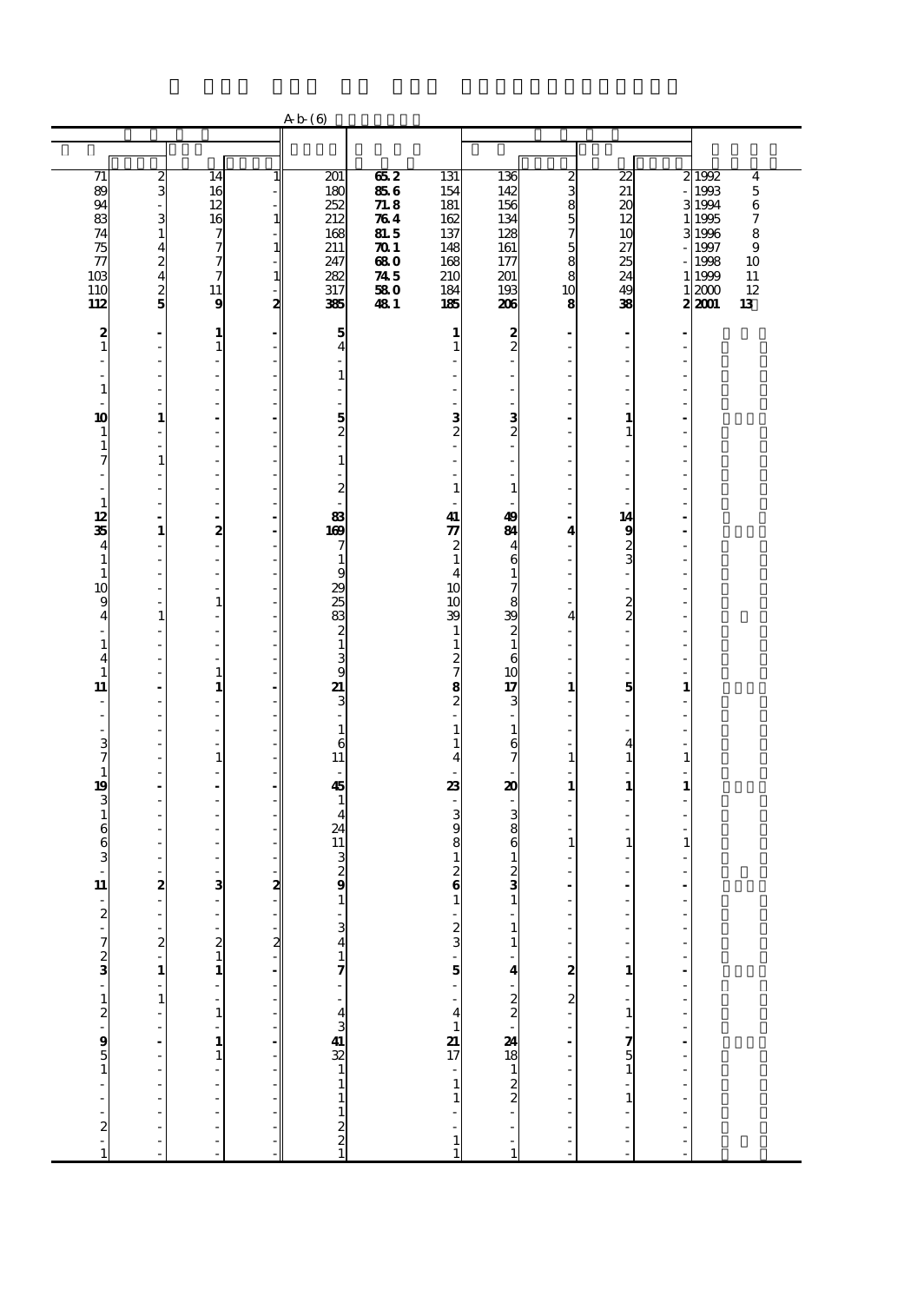A-b-(6)

| | | | | | | | | | | | | |
|---|---|---|---|---|---|---|---|---|---|---|---|---|
| 71 | 2 | 14 | 1 | 201 | 65.2 | 131 | 136 | 2 | 22 | 2 | 1992 | 4 |
| 89 | 3 | 16 | - | 180 | 85.6 | 154 | 142 | 3 | 21 | - | 1993 | 5 |
| 94 | - | 12 | - | 252 | 71.8 | 181 | 156 | 8 | 20 | 3 | 1994 | 6 |
| 83 | 3 | 16 | 1 | 212 | 76.4 | 162 | 134 | 5 | 12 | 1 | 1995 | 7 |
| 74 | 1 | 7 | - | 168 | 81.5 | 137 | 128 | 7 | 10 | 3 | 1996 | 8 |
| 75 | 4 | 7 | 1 | 211 | 70.1 | 148 | 161 | 5 | 27 | - | 1997 | 9 |
| 77 | 2 | 7 | - | 247 | 68.0 | 168 | 177 | 8 | 25 | - | 1998 | 10 |
| 103 | 4 | 7 | 1 | 282 | 74.5 | 210 | 201 | 8 | 24 | 1 | 1999 | 11 |
| 110 | 2 | 11 | - | 317 | 58.0 | 184 | 193 | 10 | 49 | 1 | 2000 | 12 |
| **112** | **5** | **9** | **2** | **385** | **48.1** | **185** | **206** | **8** | **38** | **2** | **2001** | **13** |
| **2** | **-** | **1** | **-** | **5** | | **1** | **2** | **-** | **-** | **-** | | |
| 1 | - | 1 | - | 4 | | 1 | 2 | - | - | - | | |
| - | - | - | - | - | | - | - | - | - | - | | |
| - | - | - | - | 1 | | - | - | - | - | - | | |
| 1 | - | - | - | - | | - | - | - | - | - | | |
| - | - | - | - | - | | - | - | - | - | - | | |
| **10** | **1** | **-** | **-** | **5** | | **3** | **3** | **-** | **1** | **-** | | |
| 1 | - | - | - | 2 | | 2 | 2 | - | 1 | - | | |
| 1 | - | - | - | - | | - | - | - | - | - | | |
| 7 | 1 | - | - | 1 | | - | - | - | - | - | | |
| - | - | - | - | - | | - | - | - | - | - | | |
| - | - | - | - | 2 | | 1 | 1 | - | - | - | | |
| 1 | - | - | - | - | | - | - | - | - | - | | |
| **12** | **-** | **-** | **-** | **83** | | **41** | **49** | **-** | **14** | **-** | | |
| **35** | **1** | **2** | **-** | **169** | | **77** | **84** | **4** | **9** | **-** | | |
| 4 | - | - | - | 7 | | 2 | 4 | - | 2 | - | | |
| 1 | - | - | - | 1 | | 1 | 6 | - | 3 | - | | |
| 1 | - | - | - | 9 | | 4 | 1 | - | - | - | | |
| 10 | - | - | - | 29 | | 10 | 7 | - | - | - | | |
| 9 | - | 1 | - | 25 | | 10 | 8 | - | 2 | - | | |
| 4 | 1 | - | - | 83 | | 39 | 39 | 4 | 2 | - | | |
| - | - | - | - | 2 | | 1 | 2 | - | - | - | | |
| 1 | - | - | - | 1 | | 1 | 1 | - | - | - | | |
| 4 | - | - | - | 3 | | 2 | 6 | - | - | - | | |
| 1 | - | 1 | - | 9 | | 7 | 10 | - | - | - | | |
| **11** | **-** | **1** | **-** | **21** | | **8** | **17** | **1** | **5** | **1** | | |
| - | - | - | - | 3 | | 2 | 3 | - | - | - | | |
| - | - | - | - | - | | - | - | - | - | - | | |
| - | - | - | - | 1 | | 1 | 1 | - | - | - | | |
| 3 | - | - | - | 6 | | 1 | 6 | - | 4 | - | | |
| 7 | - | 1 | - | 11 | | 4 | 7 | 1 | 1 | 1 | | |
| 1 | - | - | - | - | | - | - | - | - | - | | |
| **19** | **-** | **-** | **-** | **45** | | **23** | **20** | **1** | **1** | **1** | | |
| 3 | - | - | - | 1 | | - | - | - | - | - | | |
| 1 | - | - | - | 4 | | 3 | 3 | - | - | - | | |
| 6 | - | - | - | 24 | | 9 | 8 | - | - | - | | |
| 6 | - | - | - | 11 | | 8 | 6 | 1 | 1 | 1 | | |
| 3 | - | - | - | 3 | | 1 | 1 | - | - | - | | |
| - | - | - | - | 2 | | 2 | 2 | - | - | - | | |
| **11** | **2** | **3** | **2** | **9** | | **6** | **3** | **-** | **-** | **-** | | |
| - | - | - | - | 1 | | 1 | 1 | - | - | - | | |
| 2 | - | - | - | - | | - | - | - | - | - | | |
| - | - | - | - | 3 | | 2 | 1 | - | - | - | | |
| 7 | 2 | 2 | 2 | 4 | | 3 | 1 | - | - | - | | |
| 2 | - | 1 | - | 1 | | - | - | - | - | - | | |
| **3** | **1** | **1** | **-** | **7** | | **5** | **4** | **2** | **1** | **-** | | |
| - | - | - | - | - | | - | - | - | - | - | | |
| 1 | 1 | - | - | - | | - | 2 | 2 | - | - | | |
| 2 | - | 1 | - | 4 | | 4 | 2 | - | 1 | - | | |
| - | - | - | - | 3 | | 1 | - | - | - | - | | |
| **9** | **-** | **1** | **-** | **41** | | **21** | **24** | **-** | **7** | **-** | | |
| 5 | - | 1 | - | 32 | | 17 | 18 | - | 5 | - | | |
| 1 | - | - | - | 1 | | - | 1 | - | 1 | - | | |
| - | - | - | - | 1 | | 1 | 2 | - | - | - | | |
| - | - | - | - | 1 | | 1 | 2 | - | 1 | - | | |
| - | - | - | - | 1 | | - | - | - | - | - | | |
| 2 | - | - | - | 2 | | - | - | - | - | - | | |
| - | - | - | - | 2 | | 1 | - | - | - | - | | |
| 1 | - | - | - | 1 | | 1 | 1 | - | - | - | | |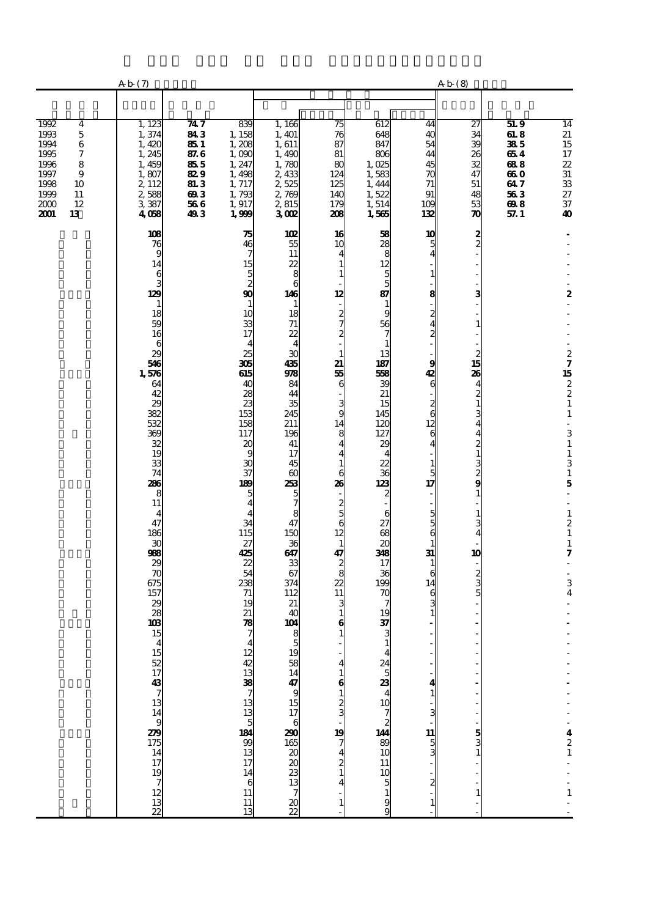| | | A-b-(7) | | | | | | | A-b-(8) | | |
|---|---|---|---|---|---|---|---|---|---|---|---|
| 1992 | 4 | 1,123 | 74.7 | 839 | 1,166 | 75 | 612 | 44 | 27 | 51.9 | 14 |
| 1993 | 5 | 1,374 | 84.3 | 1,158 | 1,401 | 76 | 648 | 40 | 34 | 61.8 | 21 |
| 1994 | 6 | 1,420 | 85.1 | 1,208 | 1,611 | 87 | 847 | 54 | 39 | 38.5 | 15 |
| 1995 | 7 | 1,245 | 87.6 | 1,090 | 1,490 | 81 | 806 | 44 | 26 | 65.4 | 17 |
| 1996 | 8 | 1,459 | 85.5 | 1,247 | 1,780 | 80 | 1,025 | 45 | 32 | 68.8 | 22 |
| 1997 | 9 | 1,807 | 82.9 | 1,498 | 2,433 | 124 | 1,583 | 70 | 47 | 66.0 | 31 |
| 1998 | 10 | 2,112 | 81.3 | 1,717 | 2,525 | 125 | 1,444 | 71 | 51 | 64.7 | 33 |
| 1999 | 11 | 2,588 | 69.3 | 1,793 | 2,769 | 140 | 1,522 | 91 | 48 | 56.3 | 27 |
| 2000 | 12 | 3,387 | 56.6 | 1,917 | 2,815 | 179 | 1,514 | 109 | 53 | 69.8 | 37 |
| **2001** | **13** | **4,058** | **49.3** | **1,999** | **3,002** | **208** | **1,565** | **132** | **70** | **57.1** | **40** |
| | | **108** | | **75** | **102** | **16** | **58** | **10** | **2** | | **-** |
| | | 76 | | 46 | 55 | 10 | 28 | 5 | 2 | | - |
| | | 9 | | 7 | 11 | 4 | 8 | 4 | - | | - |
| | | 14 | | 15 | 22 | 1 | 12 | - | - | | - |
| | | 6 | | 5 | 8 | 1 | 5 | 1 | - | | - |
| | | 3 | | 2 | 6 | - | 5 | - | - | | - |
| | | **129** | | **90** | **146** | **12** | **87** | **8** | **3** | | **2** |
| | | 1 | | 1 | 1 | - | 1 | - | - | | - |
| | | 18 | | 10 | 18 | 2 | 9 | 2 | - | | - |
| | | 59 | | 33 | 71 | 7 | 56 | 4 | 1 | | - |
| | | 16 | | 17 | 22 | 2 | 7 | 2 | - | | - |
| | | 6 | | 4 | 4 | - | 1 | - | - | | - |
| | | 29 | | 25 | 30 | 1 | 13 | - | 2 | | 2 |
| | | **546** | | **305** | **435** | **21** | **187** | **9** | **15** | | **7** |
| | | **1,576** | | **615** | **978** | **55** | **558** | **42** | **26** | | **15** |
| | | 64 | | 40 | 84 | 6 | 39 | 6 | 4 | | 2 |
| | | 42 | | 28 | 44 | - | 21 | - | 2 | | 2 |
| | | 29 | | 23 | 35 | 3 | 15 | 2 | 1 | | 1 |
| | | 382 | | 153 | 245 | 9 | 145 | 6 | 3 | | 1 |
| | | 532 | | 158 | 211 | 14 | 120 | 12 | 4 | | - |
| | | 369 | | 117 | 196 | 8 | 127 | 6 | 4 | | 3 |
| | | 32 | | 20 | 41 | 4 | 29 | 4 | 2 | | 1 |
| | | 19 | | 9 | 17 | 4 | 4 | - | 1 | | 1 |
| | | 33 | | 30 | 45 | 1 | 22 | 1 | 3 | | 3 |
| | | 74 | | 37 | 60 | 6 | 36 | 5 | 2 | | 1 |
| | | **286** | | **189** | **253** | **26** | **123** | **17** | **9** | | **5** |
| | | 8 | | 5 | 5 | - | 2 | - | 1 | | - |
| | | 11 | | 4 | 7 | 2 | - | - | - | | - |
| | | 4 | | 4 | 8 | 5 | 6 | 5 | 1 | | 1 |
| | | 47 | | 34 | 47 | 6 | 27 | 5 | 3 | | 2 |
| | | 186 | | 115 | 150 | 12 | 68 | 6 | 4 | | 1 |
| | | 30 | | 27 | 36 | 1 | 20 | 1 | - | | 1 |
| | | **988** | | **425** | **647** | **47** | **348** | **31** | **10** | | **7** |
| | | 29 | | 22 | 33 | 2 | 17 | 1 | - | | - |
| | | 70 | | 54 | 67 | 8 | 36 | 6 | 2 | | - |
| | | 675 | | 238 | 374 | 22 | 199 | 14 | 3 | | 3 |
| | | 157 | | 71 | 112 | 11 | 70 | 6 | 5 | | 4 |
| | | 29 | | 19 | 21 | 3 | 7 | 3 | - | | - |
| | | 28 | | 21 | 40 | 1 | 19 | 1 | - | | - |
| | | **103** | | **78** | **104** | **6** | **37** | **-** | **-** | | **-** |
| | | 15 | | 7 | 8 | 1 | 3 | - | - | | - |
| | | 4 | | 4 | 5 | - | 1 | - | - | | - |
| | | 15 | | 12 | 19 | - | 4 | - | - | | - |
| | | 52 | | 42 | 58 | 4 | 24 | - | - | | - |
| | | 17 | | 13 | 14 | 1 | 5 | - | - | | - |
| | | **43** | | **38** | **47** | **6** | **23** | **4** | **-** | | **-** |
| | | 7 | | 7 | 9 | 1 | 4 | 1 | - | | - |
| | | 13 | | 13 | 15 | 2 | 10 | - | - | | - |
| | | 14 | | 13 | 17 | 3 | 7 | 3 | - | | - |
| | | 9 | | 5 | 6 | - | 2 | - | - | | - |
| | | **279** | | **184** | **290** | **19** | **144** | **11** | **5** | | **4** |
| | | 175 | | 99 | 165 | 7 | 89 | 5 | 3 | | 2 |
| | | 14 | | 13 | 20 | 4 | 10 | 3 | 1 | | 1 |
| | | 17 | | 17 | 20 | 2 | 11 | - | - | | - |
| | | 19 | | 14 | 23 | 1 | 10 | - | - | | - |
| | | 7 | | 6 | 13 | 4 | 5 | 2 | - | | - |
| | | 12 | | 11 | 7 | - | 1 | - | 1 | | 1 |
| | | 13 | | 11 | 20 | 1 | 9 | 1 | - | | - |
| | | 22 | | 13 | 22 | - | 9 | - | - | | - |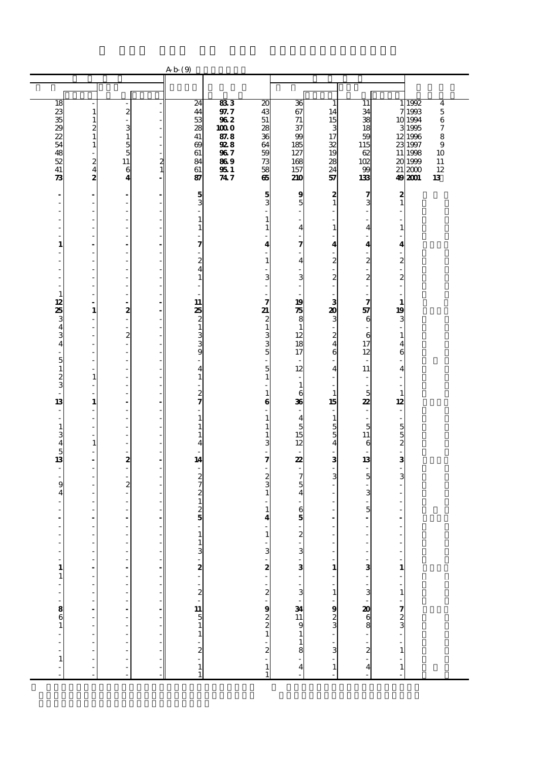A-b-(9)

| | | | | | | | | | | | | |
|---|---|---|---|---|---|---|---|---|---|---|---|---|
| 18 | - | - | - | 24 | 83.3 | 20 | 36 | 1 | 11 | 1 | 1992 | 4 |
| 23 | 1 | 2 | - | 44 | 97.7 | 43 | 67 | 14 | 34 | 7 | 1993 | 5 |
| 35 | 1 | - | - | 53 | 96.2 | 51 | 71 | 15 | 38 | 10 | 1994 | 6 |
| 29 | 2 | 3 | - | 28 | 100.0 | 28 | 37 | 3 | 18 | 3 | 1995 | 7 |
| 22 | 1 | 1 | - | 41 | 87.8 | 36 | 99 | 17 | 59 | 12 | 1996 | 8 |
| 54 | 1 | 5 | - | 69 | 92.8 | 64 | 185 | 32 | 115 | 23 | 1997 | 9 |
| 48 | - | 5 | - | 61 | 96.7 | 59 | 127 | 19 | 62 | 11 | 1998 | 10 |
| 52 | 2 | 11 | 2 | 84 | 86.9 | 73 | 168 | 28 | 102 | 20 | 1999 | 11 |
| 41 | 4 | 6 | 1 | 61 | 95.1 | 58 | 157 | 24 | 99 | 21 | 2000 | 12 |
| **73** | **2** | **4** | **-** | **87** | **74.7** | **65** | **210** | **57** | **133** | **49** | **2001** | **13** |
| **-** | **-** | **-** | **-** | **5** | | **5** | **9** | **2** | **7** | **2** | | |
| - | - | - | - | 3 | | 3 | 5 | 1 | 3 | 1 | | |
| - | - | - | - | - | | - | - | - | - | - | | |
| - | - | - | - | 1 | | 1 | - | - | - | - | | |
| - | - | - | - | 1 | | 1 | 4 | 1 | 4 | 1 | | |
| - | - | - | - | - | | - | - | - | - | - | | |
| **1** | **-** | **-** | **-** | **7** | | **4** | **7** | **4** | **4** | **4** | | |
| - | - | - | - | - | | - | - | - | - | - | | |
| - | - | - | - | 2 | | 1 | 4 | 2 | 2 | 2 | | |
| - | - | - | - | 4 | | - | - | - | - | - | | |
| - | - | - | - | 1 | | 3 | 3 | 2 | 2 | 2 | | |
| - | - | - | - | - | | - | - | - | - | - | | |
| 1 | - | - | - | - | | - | - | - | - | - | | |
| **12** | **-** | **-** | **-** | **11** | | **7** | **19** | **3** | **7** | **1** | | |
| **25** | **1** | **2** | **-** | **25** | | **21** | **75** | **20** | **57** | **19** | | |
| 3 | - | - | - | 2 | | 2 | 8 | 3 | 6 | 3 | | |
| 4 | - | - | - | 1 | | 1 | 1 | - | - | - | | |
| 3 | - | 2 | - | 3 | | 3 | 12 | 2 | 6 | 1 | | |
| 4 | - | - | - | 3 | | 3 | 18 | 4 | 17 | 4 | | |
| - | - | - | - | 9 | | 5 | 17 | 6 | 12 | 6 | | |
| 5 | - | - | - | - | | - | - | - | - | - | | |
| 1 | - | - | - | 4 | | 5 | 12 | 4 | 11 | 4 | | |
| 2 | 1 | - | - | 1 | | 1 | - | - | - | - | | |
| 3 | - | - | - | - | | - | 1 | - | - | - | | |
| - | - | - | - | 2 | | 1 | 6 | 1 | 5 | 1 | | |
| **13** | **1** | **-** | **-** | **7** | | **6** | **36** | **15** | **22** | **12** | | |
| - | - | - | - | - | | - | - | - | - | - | | |
| - | - | - | - | 1 | | 1 | 4 | 1 | - | - | | |
| 1 | - | - | - | 1 | | 1 | 5 | 5 | 5 | 5 | | |
| 3 | - | - | - | 1 | | 1 | 15 | 5 | 11 | 5 | | |
| 4 | 1 | - | - | 4 | | 3 | 12 | 4 | 6 | 2 | | |
| 5 | - | - | - | - | | - | - | - | - | - | | |
| **13** | **-** | **2** | **-** | **14** | | **7** | **22** | **3** | **13** | **3** | | |
| - | - | - | - | - | | - | - | - | - | - | | |
| - | - | - | - | 2 | | 2 | 7 | 3 | 5 | 3 | | |
| 9 | - | 2 | - | 7 | | 3 | 5 | - | - | - | | |
| 4 | - | - | - | 2 | | 1 | 4 | - | 3 | - | | |
| - | - | - | - | 1 | | - | - | - | - | - | | |
| - | - | - | - | 2 | | 1 | 6 | - | 5 | - | | |
| **-** | **-** | **-** | **-** | **5** | | **4** | **5** | **-** | **-** | **-** | | |
| - | - | - | - | - | | - | - | - | - | - | | |
| - | - | - | - | 1 | | 1 | 2 | - | - | - | | |
| - | - | - | - | 1 | | - | - | - | - | - | | |
| - | - | - | - | 3 | | 3 | 3 | - | - | - | | |
| - | - | - | - | - | | - | - | - | - | - | | |
| **1** | **-** | **-** | **-** | **2** | | **2** | **3** | **1** | **3** | **1** | | |
| 1 | - | - | - | - | | - | - | - | - | - | | |
| - | - | - | - | - | | - | - | - | - | - | | |
| - | - | - | - | 2 | | 2 | 3 | 1 | 3 | 1 | | |
| - | - | - | - | - | | - | - | - | - | - | | |
| **8** | **-** | **-** | **-** | **11** | | **9** | **34** | **9** | **20** | **7** | | |
| 6 | - | - | - | 5 | | 2 | 11 | 2 | 6 | 2 | | |
| 1 | - | - | - | 1 | | 2 | 9 | 3 | 8 | 3 | | |
| - | - | - | - | 1 | | 1 | 1 | - | - | - | | |
| - | - | - | - | - | | - | 1 | - | - | - | | |
| - | - | - | - | 2 | | 2 | 8 | 3 | 2 | 1 | | |
| 1 | - | - | - | - | | - | - | - | - | - | | |
| - | - | - | - | 1 | | 1 | 4 | 1 | 4 | 1 | | |
| - | - | - | - | 1 | | 1 | - | - | - | - | | |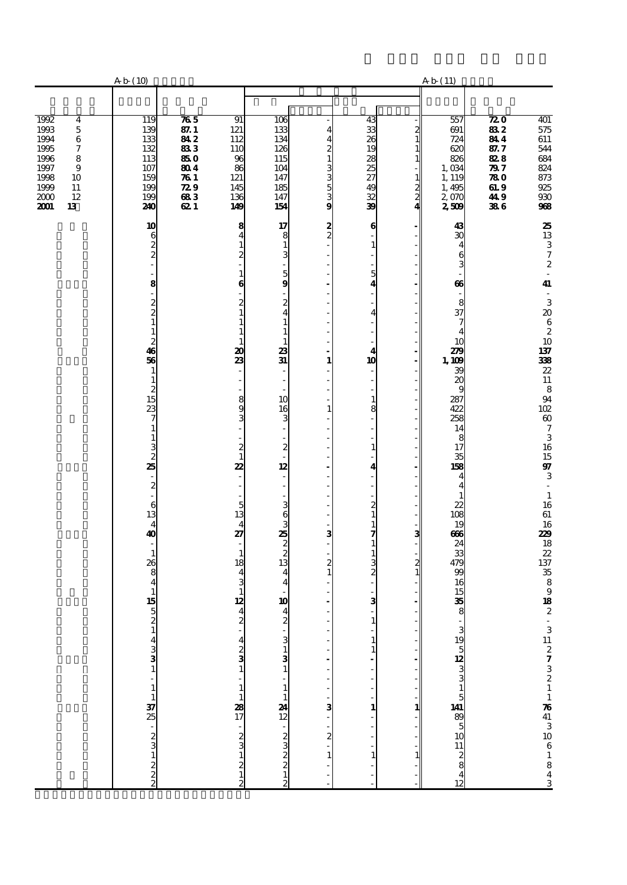| | A-b-(10) | | | | | | | A-b-(11) | | |
|---|---|---|---|---|---|---|---|---|---|---|
| 1992 4 | 119 | 76.5 | 91 | 106 | - | 43 | - | 557 | 72.0 | 401 |
| 1993 5 | 139 | 87.1 | 121 | 133 | 4 | 33 | 2 | 691 | 83.2 | 575 |
| 1994 6 | 133 | 84.2 | 112 | 134 | 4 | 26 | 1 | 724 | 84.4 | 611 |
| 1995 7 | 132 | 83.3 | 110 | 126 | 2 | 19 | 1 | 620 | 87.7 | 544 |
| 1996 8 | 113 | 85.0 | 96 | 115 | 1 | 28 | 1 | 826 | 82.8 | 684 |
| 1997 9 | 107 | 80.4 | 86 | 104 | 3 | 25 | - | 1,034 | 79.7 | 824 |
| 1998 10 | 159 | 76.1 | 121 | 147 | 3 | 27 | 1 | 1,119 | 78.0 | 873 |
| 1999 11 | 199 | 72.9 | 145 | 185 | 5 | 49 | 2 | 1,495 | 61.9 | 925 |
| 2000 12 | 199 | 68.3 | 136 | 147 | 3 | 32 | 2 | 2,070 | 44.9 | 930 |
| **2001 13** | **240** | **62.1** | **149** | **154** | **9** | **39** | **4** | **2,509** | **38.6** | **968** |
| | **10** | | **8** | **17** | **2** | **6** | **-** | **43** | | **25** |
| | 6 | | 4 | 8 | 2 | - | - | 30 | | 13 |
| | 2 | | 1 | 1 | - | 1 | - | 4 | | 3 |
| | 2 | | 2 | 3 | - | - | - | 6 | | 7 |
| | - | | - | - | - | - | - | 3 | | 2 |
| | - | | 1 | 5 | - | 5 | - | - | | - |
| | **8** | | **6** | **9** | **-** | **4** | **-** | **66** | | **41** |
| | - | | - | - | - | - | - | - | | - |
| | 2 | | 2 | 2 | - | - | - | 8 | | 3 |
| | 2 | | 1 | 4 | - | 4 | - | 37 | | 20 |
| | 1 | | 1 | 1 | - | - | - | 7 | | 6 |
| | 1 | | 1 | 1 | - | - | - | 4 | | 2 |
| | 2 | | 1 | 1 | - | - | - | 10 | | 10 |
| | **46** | | **20** | **23** | **-** | **4** | **-** | **279** | | **137** |
| | **56** | | **23** | **31** | **1** | **10** | **-** | **1,109** | | **338** |
| | 1 | | - | - | - | - | - | 39 | | 22 |
| | 1 | | - | - | - | - | - | 20 | | 11 |
| | 2 | | - | - | - | - | - | 9 | | 8 |
| | 15 | | 8 | 10 | - | 1 | - | 287 | | 94 |
| | 23 | | 9 | 16 | 1 | 8 | - | 422 | | 102 |
| | 7 | | 3 | 3 | - | - | - | 258 | | 60 |
| | 1 | | - | - | - | - | - | 14 | | 7 |
| | 1 | | - | - | - | - | - | 8 | | 3 |
| | 3 | | 2 | 2 | - | 1 | - | 17 | | 16 |
| | 2 | | 1 | - | - | - | - | 35 | | 15 |
| | **25** | | **22** | **12** | **-** | **4** | **-** | **158** | | **97** |
| | - | | - | - | - | - | - | 4 | | 3 |
| | 2 | | - | - | - | - | - | 4 | | - |
| | - | | - | - | - | - | - | 1 | | 1 |
| | 6 | | 5 | 3 | - | 2 | - | 22 | | 16 |
| | 13 | | 13 | 6 | - | 1 | - | 108 | | 61 |
| | 4 | | 4 | 3 | - | 1 | - | 19 | | 16 |
| | **40** | | **27** | **25** | **3** | **7** | **3** | **666** | | **229** |
| | - | | - | 2 | - | 1 | - | 24 | | 18 |
| | 1 | | 1 | 2 | - | 1 | - | 33 | | 22 |
| | 26 | | 18 | 13 | 2 | 3 | 2 | 479 | | 137 |
| | 8 | | 4 | 4 | 1 | 2 | 1 | 99 | | 35 |
| | 4 | | 3 | 4 | - | - | - | 16 | | 8 |
| | 1 | | 1 | - | - | - | - | 15 | | 9 |
| | **15** | | **12** | **10** | **-** | **3** | **-** | **35** | | **18** |
| | 5 | | 4 | 4 | - | - | - | 8 | | 2 |
| | 2 | | 2 | 2 | - | 1 | - | - | | - |
| | 1 | | - | - | - | - | - | 3 | | 3 |
| | 4 | | 4 | 3 | - | 1 | - | 19 | | 11 |
| | 3 | | 2 | 1 | - | 1 | - | 5 | | 2 |
| | **3** | | **3** | **3** | **-** | **-** | **-** | **12** | | **7** |
| | 1 | | 1 | 1 | - | - | - | 3 | | 3 |
| | - | | - | - | - | - | - | 3 | | 2 |
| | 1 | | 1 | 1 | - | - | - | 1 | | 1 |
| | 1 | | 1 | 1 | - | - | - | 5 | | 1 |
| | **37** | | **28** | **24** | **3** | **1** | **1** | **141** | | **76** |
| | 25 | | 17 | 12 | - | - | - | 89 | | 41 |
| | - | | - | - | - | - | - | 5 | | 3 |
| | 2 | | 2 | 2 | 2 | - | - | 10 | | 10 |
| | 3 | | 3 | 3 | - | - | - | 11 | | 6 |
| | 1 | | 1 | 2 | 1 | 1 | 1 | 2 | | 1 |
| | 2 | | 2 | 2 | - | - | - | 8 | | 8 |
| | 2 | | 1 | 1 | - | - | - | 4 | | 4 |
| | 2 | | 2 | 2 | - | - | - | 12 | | 3 |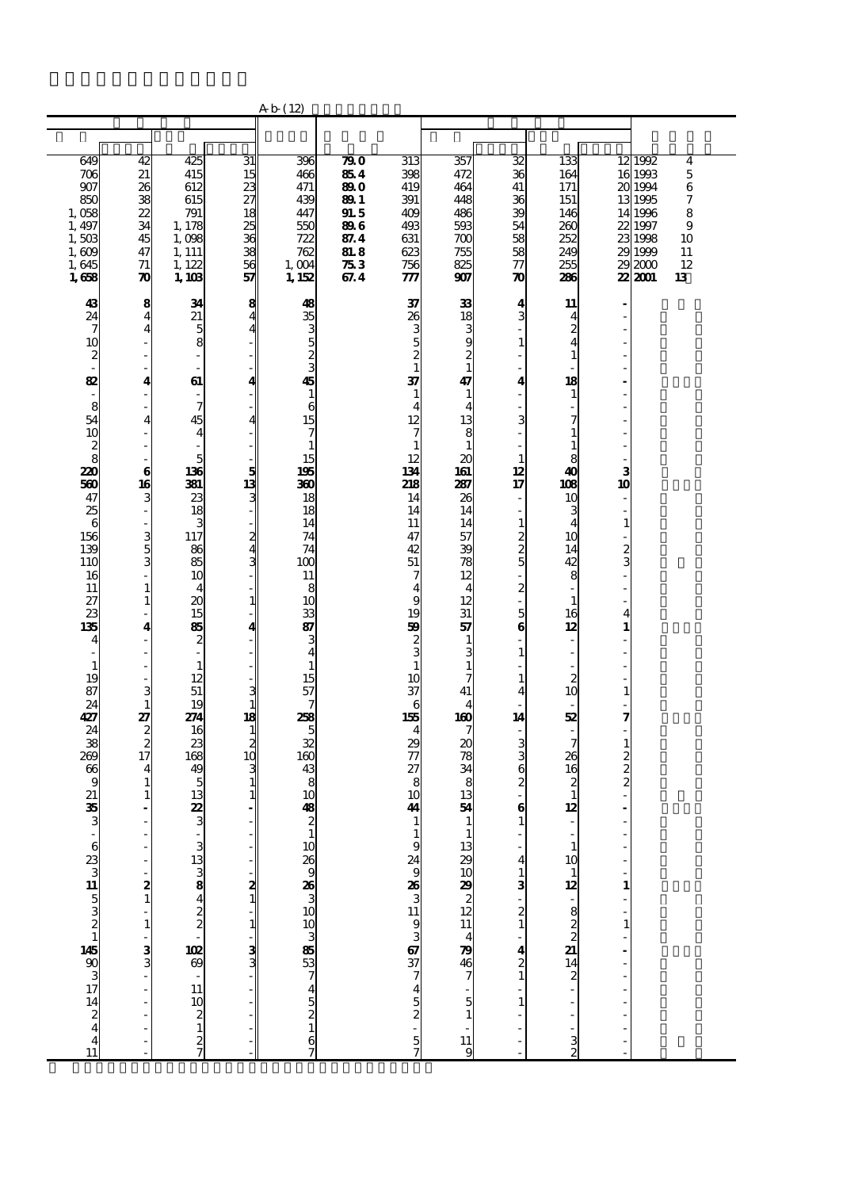A-b-(12)

| | | | | | | | | | | | | |
|---|---|---|---|---|---|---|---|---|---|---|---|---|
| 649 | 42 | 425 | 31 | 396 | 79.0 | 313 | 357 | 32 | 133 | 12 | 1992 | 4 |
| 706 | 21 | 415 | 15 | 466 | 85.4 | 398 | 472 | 36 | 164 | 16 | 1993 | 5 |
| 907 | 26 | 612 | 23 | 471 | 89.0 | 419 | 464 | 41 | 171 | 20 | 1994 | 6 |
| 850 | 38 | 615 | 27 | 439 | 89.1 | 391 | 448 | 36 | 151 | 13 | 1995 | 7 |
| 1,058 | 22 | 791 | 18 | 447 | 91.5 | 409 | 486 | 39 | 146 | 14 | 1996 | 8 |
| 1,497 | 34 | 1,178 | 25 | 550 | 89.6 | 493 | 593 | 54 | 260 | 22 | 1997 | 9 |
| 1,503 | 45 | 1,098 | 36 | 722 | 87.4 | 631 | 700 | 58 | 252 | 23 | 1998 | 10 |
| 1,609 | 47 | 1,111 | 38 | 762 | 81.8 | 623 | 755 | 58 | 249 | 29 | 1999 | 11 |
| 1,645 | 71 | 1,122 | 56 | 1,004 | 75.3 | 756 | 825 | 77 | 255 | 29 | 2000 | 12 |
| **1,658** | **70** | **1,103** | **57** | **1,152** | **67.4** | **777** | **907** | **70** | **286** | **22** | **2001** | **13** |
| **43** | **8** | **34** | **8** | **48** | | **37** | **33** | **4** | **11** | **-** | | |
| 24 | 4 | 21 | 4 | 35 | | 26 | 18 | 3 | 4 | - | | |
| 7 | 4 | 5 | 4 | 3 | | 3 | 3 | - | 2 | - | | |
| 10 | - | 8 | - | 5 | | 5 | 9 | 1 | 4 | - | | |
| 2 | - | - | - | 2 | | 2 | 2 | - | 1 | - | | |
| - | - | - | - | 3 | | 1 | 1 | - | - | - | | |
| **82** | **4** | **61** | **4** | **45** | | **37** | **47** | **4** | **18** | **-** | | |
| - | - | - | - | 1 | | 1 | 1 | - | 1 | - | | |
| 8 | - | 7 | - | 6 | | 4 | 4 | - | - | - | | |
| 54 | 4 | 45 | 4 | 15 | | 12 | 13 | 3 | 7 | - | | |
| 10 | - | 4 | - | 7 | | 7 | 8 | - | 1 | - | | |
| 2 | - | - | - | 1 | | 1 | 1 | - | 1 | - | | |
| 8 | - | 5 | - | 15 | | 12 | 20 | 1 | 8 | - | | |
| **220** | **6** | **136** | **5** | **195** | | **134** | **161** | **12** | **40** | **3** | | |
| **560** | **16** | **381** | **13** | **360** | | **218** | **287** | **17** | **108** | **10** | | |
| 47 | 3 | 23 | 3 | 18 | | 14 | 26 | - | 10 | - | | |
| 25 | - | 18 | - | 18 | | 14 | 14 | - | 3 | - | | |
| 6 | - | 3 | - | 14 | | 11 | 14 | 1 | 4 | 1 | | |
| 156 | 3 | 117 | 2 | 74 | | 47 | 57 | 2 | 10 | - | | |
| 139 | 5 | 86 | 4 | 74 | | 42 | 39 | 2 | 14 | 2 | | |
| 110 | 3 | 85 | 3 | 100 | | 51 | 78 | 5 | 42 | 3 | | |
| 16 | - | 10 | - | 11 | | 7 | 12 | - | 8 | - | | |
| 11 | 1 | 4 | - | 8 | | 4 | 4 | 2 | - | - | | |
| 27 | 1 | 20 | 1 | 10 | | 9 | 12 | - | 1 | - | | |
| 23 | - | 15 | - | 33 | | 19 | 31 | 5 | 16 | 4 | | |
| **135** | **4** | **85** | **4** | **87** | | **59** | **57** | **6** | **12** | **1** | | |
| 4 | - | 2 | - | 3 | | 2 | 1 | - | - | - | | |
| - | - | - | - | 4 | | 3 | 3 | 1 | - | - | | |
| 1 | - | 1 | - | 1 | | 1 | 1 | - | - | - | | |
| 19 | - | 12 | - | 15 | | 10 | 7 | 1 | 2 | - | | |
| 87 | 3 | 51 | 3 | 57 | | 37 | 41 | 4 | 10 | 1 | | |
| 24 | 1 | 19 | 1 | 7 | | 6 | 4 | - | - | - | | |
| **427** | **27** | **274** | **18** | **258** | | **155** | **160** | **14** | **52** | **7** | | |
| 24 | 2 | 16 | 1 | 5 | | 4 | 7 | - | - | - | | |
| 38 | 2 | 23 | 2 | 32 | | 29 | 20 | 3 | 7 | 1 | | |
| 269 | 17 | 168 | 10 | 160 | | 77 | 78 | 3 | 26 | 2 | | |
| 66 | 4 | 49 | 3 | 43 | | 27 | 34 | 6 | 16 | 2 | | |
| 9 | 1 | 5 | 1 | 8 | | 8 | 8 | 2 | 2 | 2 | | |
| 21 | 1 | 13 | 1 | 10 | | 10 | 13 | - | 1 | - | | |
| **35** | **-** | **22** | **-** | **48** | | **44** | **54** | **6** | **12** | **-** | | |
| 3 | - | 3 | - | 2 | | 1 | 1 | 1 | - | - | | |
| - | - | - | - | 1 | | 1 | 1 | - | - | - | | |
| 6 | - | 3 | - | 10 | | 9 | 13 | - | 1 | - | | |
| 23 | - | 13 | - | 26 | | 24 | 29 | 4 | 10 | - | | |
| 3 | - | 3 | - | 9 | | 9 | 10 | 1 | 1 | - | | |
| **11** | **2** | **8** | **2** | **26** | | **26** | **29** | **3** | **12** | **1** | | |
| 5 | 1 | 4 | 1 | 3 | | 3 | 2 | - | - | - | | |
| 3 | - | 2 | - | 10 | | 11 | 12 | 2 | 8 | - | | |
| 2 | 1 | 2 | 1 | 10 | | 9 | 11 | 1 | 2 | 1 | | |
| 1 | - | - | - | 3 | | 3 | 4 | - | 2 | - | | |
| **145** | **3** | **102** | **3** | **85** | | **67** | **79** | **4** | **21** | **-** | | |
| 90 | 3 | 69 | 3 | 53 | | 37 | 46 | 2 | 14 | - | | |
| 3 | - | - | - | 7 | | 7 | 7 | 1 | 2 | - | | |
| 17 | - | 11 | - | 4 | | 4 | - | - | - | - | | |
| 14 | - | 10 | - | 5 | | 5 | 5 | 1 | - | - | | |
| 2 | - | 2 | - | 2 | | 2 | 1 | - | - | - | | |
| 4 | - | 1 | - | 1 | | - | - | - | - | - | | |
| 4 | - | 2 | - | 6 | | 5 | 11 | - | 3 | - | | |
| 11 | - | 7 | - | 7 | | 7 | 9 | - | 2 | - | | |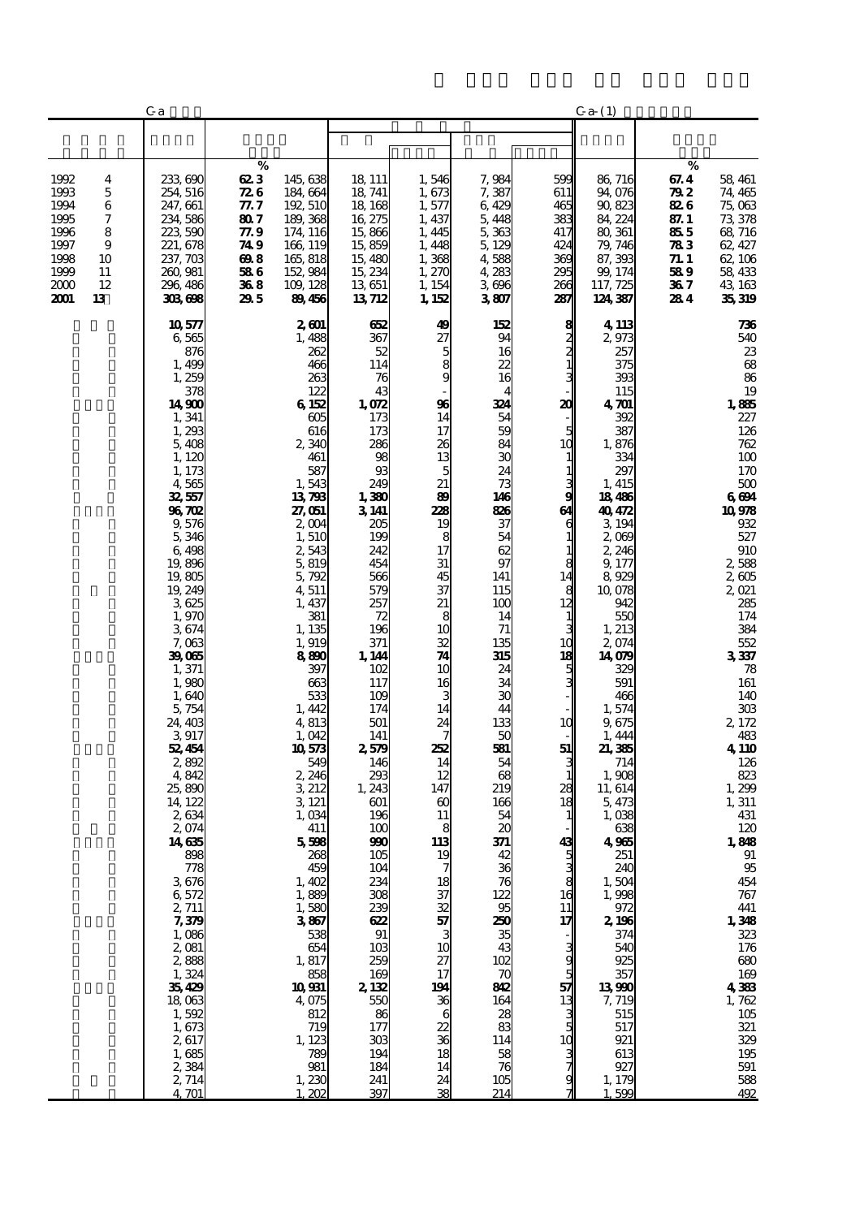| | C-a | % | | | | | | C-a-(1) | % | |
|---|---|---|---|---|---|---|---|---|---|---|
| 1992 4 | 233,690 | 62.3 | 145,638 | 18,111 | 1,546 | 7,984 | 599 | 86,716 | 67.4 | 58,461 |
| 1993 5 | 254,516 | 72.6 | 184,664 | 18,741 | 1,673 | 7,387 | 611 | 94,076 | 79.2 | 74,465 |
| 1994 6 | 247,661 | 77.7 | 192,510 | 18,168 | 1,577 | 6,429 | 465 | 90,823 | 82.6 | 75,063 |
| 1995 7 | 234,586 | 80.7 | 189,368 | 16,275 | 1,437 | 5,448 | 383 | 84,224 | 87.1 | 73,378 |
| 1996 8 | 223,590 | 77.9 | 174,116 | 15,866 | 1,445 | 5,363 | 417 | 80,361 | 85.5 | 68,716 |
| 1997 9 | 221,678 | 74.9 | 166,119 | 15,859 | 1,448 | 5,129 | 424 | 79,746 | 78.3 | 62,427 |
| 1998 10 | 237,703 | 69.8 | 165,818 | 15,480 | 1,368 | 4,588 | 369 | 87,393 | 71.1 | 62,106 |
| 1999 11 | 260,981 | 58.6 | 152,984 | 15,234 | 1,270 | 4,283 | 295 | 99,174 | 58.9 | 58,433 |
| 2000 12 | 296,486 | 36.8 | 109,128 | 13,651 | 1,154 | 3,696 | 266 | 117,725 | 36.7 | 43,163 |
| **2001 13** | **303,698** | **29.5** | **89,456** | **13,712** | **1,152** | **3,807** | **287** | **124,387** | **28.4** | **35,319** |
| | **10,577** | | **2,601** | **652** | **49** | **152** | **8** | **4,113** | | **736** |
| | 6,565 | | 1,488 | 367 | 27 | 94 | 2 | 2,973 | | 540 |
| | 876 | | 262 | 52 | 5 | 16 | 2 | 257 | | 23 |
| | 1,499 | | 466 | 114 | 8 | 22 | 1 | 375 | | 68 |
| | 1,259 | | 263 | 76 | 9 | 16 | 3 | 393 | | 86 |
| | 378 | | 122 | 43 | - | 4 | - | 115 | | 19 |
| | **14,900** | | **6,152** | **1,072** | **96** | **324** | **20** | **4,701** | | **1,885** |
| | 1,341 | | 605 | 173 | 14 | 54 | - | 392 | | 227 |
| | 1,293 | | 616 | 173 | 17 | 59 | 5 | 387 | | 126 |
| | 5,408 | | 2,340 | 286 | 26 | 84 | 10 | 1,876 | | 762 |
| | 1,120 | | 461 | 98 | 13 | 30 | 1 | 334 | | 100 |
| | 1,173 | | 587 | 93 | 5 | 24 | 1 | 297 | | 170 |
| | 4,565 | | 1,543 | 249 | 21 | 73 | 3 | 1,415 | | 500 |
| | **32,557** | | **13,793** | **1,380** | **89** | **146** | **9** | **18,486** | | **6,694** |
| | **96,702** | | **27,051** | **3,141** | **228** | **826** | **64** | **40,472** | | **10,978** |
| | 9,576 | | 2,004 | 205 | 19 | 37 | 6 | 3,194 | | 932 |
| | 5,346 | | 1,510 | 199 | 8 | 54 | 1 | 2,069 | | 527 |
| | 6,498 | | 2,543 | 242 | 17 | 62 | 1 | 2,246 | | 910 |
| | 19,896 | | 5,819 | 454 | 31 | 97 | 8 | 9,177 | | 2,588 |
| | 19,805 | | 5,792 | 566 | 45 | 141 | 14 | 8,929 | | 2,605 |
| | 19,249 | | 4,511 | 579 | 37 | 115 | 8 | 10,078 | | 2,021 |
| | 3,625 | | 1,437 | 257 | 21 | 100 | 12 | 942 | | 285 |
| | 1,970 | | 381 | 72 | 8 | 14 | 1 | 550 | | 174 |
| | 3,674 | | 1,135 | 196 | 10 | 71 | 3 | 1,213 | | 384 |
| | 7,063 | | 1,919 | 371 | 32 | 135 | 10 | 2,074 | | 552 |
| | **39,065** | | **8,890** | **1,144** | **74** | **315** | **18** | **14,079** | | **3,337** |
| | 1,371 | | 397 | 102 | 10 | 24 | 5 | 329 | | 78 |
| | 1,980 | | 663 | 117 | 16 | 34 | 3 | 591 | | 161 |
| | 1,640 | | 533 | 109 | 3 | 30 | - | 466 | | 140 |
| | 5,754 | | 1,442 | 174 | 14 | 44 | - | 1,574 | | 303 |
| | 24,403 | | 4,813 | 501 | 24 | 133 | 10 | 9,675 | | 2,172 |
| | 3,917 | | 1,042 | 141 | 7 | 50 | - | 1,444 | | 483 |
| | **52,454** | | **10,573** | **2,579** | **252** | **581** | **51** | **21,385** | | **4,110** |
| | 2,892 | | 549 | 146 | 14 | 54 | 3 | 714 | | 126 |
| | 4,842 | | 2,246 | 293 | 12 | 68 | 1 | 1,908 | | 823 |
| | 25,890 | | 3,212 | 1,243 | 147 | 219 | 28 | 11,614 | | 1,299 |
| | 14,122 | | 3,121 | 601 | 60 | 166 | 18 | 5,473 | | 1,311 |
| | 2,634 | | 1,034 | 196 | 11 | 54 | 1 | 1,038 | | 431 |
| | 2,074 | | 411 | 100 | 8 | 20 | - | 638 | | 120 |
| | **14,635** | | **5,598** | **990** | **113** | **371** | **43** | **4,965** | | **1,848** |
| | 898 | | 268 | 105 | 19 | 42 | 5 | 251 | | 91 |
| | 778 | | 459 | 104 | 7 | 36 | 3 | 240 | | 95 |
| | 3,676 | | 1,402 | 234 | 18 | 76 | 8 | 1,504 | | 454 |
| | 6,572 | | 1,889 | 308 | 37 | 122 | 16 | 1,998 | | 767 |
| | 2,711 | | 1,580 | 239 | 32 | 95 | 11 | 972 | | 441 |
| | **7,379** | | **3,867** | **622** | **57** | **250** | **17** | **2,196** | | **1,348** |
| | 1,086 | | 538 | 91 | 3 | 35 | - | 374 | | 323 |
| | 2,081 | | 654 | 103 | 10 | 43 | 3 | 540 | | 176 |
| | 2,888 | | 1,817 | 259 | 27 | 102 | 9 | 925 | | 680 |
| | 1,324 | | 858 | 169 | 17 | 70 | 5 | 357 | | 169 |
| | **35,429** | | **10,931** | **2,132** | **194** | **842** | **57** | **13,990** | | **4,383** |
| | 18,063 | | 4,075 | 550 | 36 | 164 | 13 | 7,719 | | 1,762 |
| | 1,592 | | 812 | 86 | 6 | 28 | 3 | 515 | | 105 |
| | 1,673 | | 719 | 177 | 22 | 83 | 5 | 517 | | 321 |
| | 2,617 | | 1,123 | 303 | 36 | 114 | 10 | 921 | | 329 |
| | 1,685 | | 789 | 194 | 18 | 58 | 3 | 613 | | 195 |
| | 2,384 | | 981 | 184 | 14 | 76 | 7 | 927 | | 591 |
| | 2,714 | | 1,230 | 241 | 24 | 105 | 9 | 1,179 | | 588 |
| | 4,701 | | 1,202 | 397 | 38 | 214 | 7 | 1,599 | | 492 |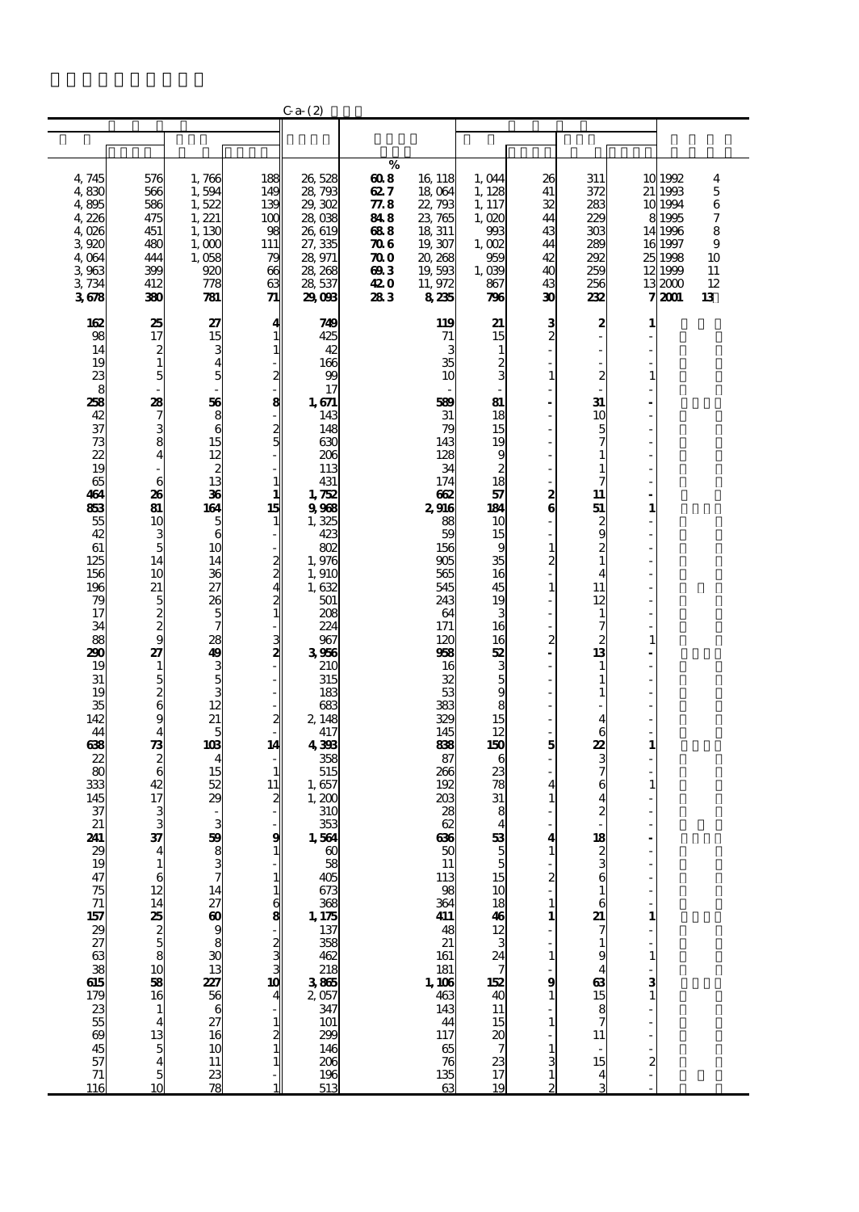C-a-(2)

| | | | | | % | | | | | | | |
|---|---|---|---|---|---|---|---|---|---|---|---|---|
| 4,745 | 576 | 1,766 | 188 | 26,528 | 60.8 | 16,118 | 1,044 | 26 | 311 | 10 | 1992 | 4 |
| 4,830 | 566 | 1,594 | 149 | 28,793 | 62.7 | 18,064 | 1,128 | 41 | 372 | 21 | 1993 | 5 |
| 4,895 | 586 | 1,522 | 139 | 29,302 | 77.8 | 22,793 | 1,117 | 32 | 283 | 10 | 1994 | 6 |
| 4,226 | 475 | 1,221 | 100 | 28,038 | 84.8 | 23,765 | 1,020 | 44 | 229 | 8 | 1995 | 7 |
| 4,026 | 451 | 1,130 | 98 | 26,619 | 68.8 | 18,311 | 993 | 43 | 303 | 14 | 1996 | 8 |
| 3,920 | 480 | 1,000 | 111 | 27,335 | 70.6 | 19,307 | 1,002 | 44 | 289 | 16 | 1997 | 9 |
| 4,064 | 444 | 1,058 | 79 | 28,971 | 70.0 | 20,268 | 959 | 42 | 292 | 25 | 1998 | 10 |
| 3,963 | 399 | 920 | 66 | 28,268 | 69.3 | 19,593 | 1,039 | 40 | 259 | 12 | 1999 | 11 |
| 3,734 | 412 | 778 | 63 | 28,537 | 42.0 | 11,972 | 867 | 43 | 256 | 13 | 2000 | 12 |
| **3,678** | **380** | **781** | **71** | **29,093** | **28.3** | **8,235** | **796** | **30** | **232** | **7** | **2001** | **13** |
| **162** | **25** | **27** | **4** | **749** | | **119** | **21** | **3** | **2** | **1** | | |
| 98 | 17 | 15 | 1 | 425 | | 71 | 15 | 2 | - | - | | |
| 14 | 2 | 3 | 1 | 42 | | 3 | 1 | - | - | - | | |
| 19 | 1 | 4 | - | 166 | | 35 | 2 | - | - | - | | |
| 23 | 5 | 5 | 2 | 99 | | 10 | 3 | 1 | 2 | 1 | | |
| 8 | - | - | - | 17 | | - | - | - | - | - | | |
| **258** | **28** | **56** | **8** | **1,671** | | **589** | **81** | **-** | **31** | **-** | | |
| 42 | 7 | 8 | - | 143 | | 31 | 18 | - | 10 | - | | |
| 37 | 3 | 6 | 2 | 148 | | 79 | 15 | - | 5 | - | | |
| 73 | 8 | 15 | 5 | 630 | | 143 | 19 | - | 7 | - | | |
| 22 | 4 | 12 | - | 206 | | 128 | 9 | - | 1 | - | | |
| 19 | - | 2 | - | 113 | | 34 | 2 | - | 1 | - | | |
| 65 | 6 | 13 | 1 | 431 | | 174 | 18 | - | 7 | - | | |
| **464** | **26** | **36** | **1** | **1,752** | | **662** | **57** | **2** | **11** | **-** | | |
| **853** | **81** | **164** | **15** | **9,968** | | **2,916** | **184** | **6** | **51** | **1** | | |
| 55 | 10 | 5 | 1 | 1,325 | | 88 | 10 | - | 2 | - | | |
| 42 | 3 | 6 | - | 423 | | 59 | 15 | - | 9 | - | | |
| 61 | 5 | 10 | - | 802 | | 156 | 9 | 1 | 2 | - | | |
| 125 | 14 | 14 | 2 | 1,976 | | 905 | 35 | 2 | 1 | - | | |
| 156 | 10 | 36 | 2 | 1,910 | | 565 | 16 | - | 4 | - | | |
| 196 | 21 | 27 | 4 | 1,632 | | 545 | 45 | 1 | 11 | - | | |
| 79 | 5 | 26 | 2 | 501 | | 243 | 19 | - | 12 | - | | |
| 17 | 2 | 5 | 1 | 208 | | 64 | 3 | - | 1 | - | | |
| 34 | 2 | 7 | - | 224 | | 171 | 16 | - | 7 | - | | |
| 88 | 9 | 28 | 3 | 967 | | 120 | 16 | 2 | 2 | 1 | | |
| **290** | **27** | **49** | **2** | **3,956** | | **958** | **52** | **-** | **13** | **-** | | |
| 19 | 1 | 3 | - | 210 | | 16 | 3 | - | 1 | - | | |
| 31 | 5 | 5 | - | 315 | | 32 | 5 | - | 1 | - | | |
| 19 | 2 | 3 | - | 183 | | 53 | 9 | - | 1 | - | | |
| 35 | 6 | 12 | - | 683 | | 383 | 8 | - | - | - | | |
| 142 | 9 | 21 | 2 | 2,148 | | 329 | 15 | - | 4 | - | | |
| 44 | 4 | 5 | - | 417 | | 145 | 12 | - | 6 | - | | |
| **638** | **73** | **103** | **14** | **4,393** | | **838** | **150** | **5** | **22** | **1** | | |
| 22 | 2 | 4 | - | 358 | | 87 | 6 | - | 3 | - | | |
| 80 | 6 | 15 | 1 | 515 | | 266 | 23 | - | 7 | - | | |
| 333 | 42 | 52 | 11 | 1,657 | | 192 | 78 | 4 | 6 | 1 | | |
| 145 | 17 | 29 | 2 | 1,200 | | 203 | 31 | 1 | 4 | - | | |
| 37 | 3 | - | - | 310 | | 28 | 8 | - | 2 | - | | |
| 21 | 3 | 3 | - | 353 | | 62 | 4 | - | - | - | | |
| **241** | **37** | **59** | **9** | **1,564** | | **636** | **53** | **4** | **18** | **-** | | |
| 29 | 4 | 8 | 1 | 60 | | 50 | 5 | 1 | 2 | - | | |
| 19 | 1 | 3 | - | 58 | | 11 | 5 | - | 3 | - | | |
| 47 | 6 | 7 | 1 | 405 | | 113 | 15 | 2 | 6 | - | | |
| 75 | 12 | 14 | 1 | 673 | | 98 | 10 | - | 1 | - | | |
| 71 | 14 | 27 | 6 | 368 | | 364 | 18 | 1 | 6 | - | | |
| **157** | **25** | **60** | **8** | **1,175** | | **411** | **46** | **1** | **21** | **1** | | |
| 29 | 2 | 9 | - | 137 | | 48 | 12 | - | 7 | - | | |
| 27 | 5 | 8 | 2 | 358 | | 21 | 3 | - | 1 | - | | |
| 63 | 8 | 30 | 3 | 462 | | 161 | 24 | 1 | 9 | 1 | | |
| 38 | 10 | 13 | 3 | 218 | | 181 | 7 | - | 4 | - | | |
| **615** | **58** | **227** | **10** | **3,865** | | **1,106** | **152** | **9** | **63** | **3** | | |
| 179 | 16 | 56 | 4 | 2,057 | | 463 | 40 | 1 | 15 | 1 | | |
| 23 | 1 | 6 | - | 347 | | 143 | 11 | - | 8 | - | | |
| 55 | 4 | 27 | 1 | 101 | | 44 | 15 | 1 | 7 | - | | |
| 69 | 13 | 16 | 2 | 299 | | 117 | 20 | - | 11 | - | | |
| 45 | 5 | 10 | 1 | 146 | | 65 | 7 | 1 | - | - | | |
| 57 | 4 | 11 | 1 | 206 | | 76 | 23 | 3 | 15 | 2 | | |
| 71 | 5 | 23 | - | 196 | | 135 | 17 | 1 | 4 | - | | |
| 116 | 10 | 78 | 1 | 513 | | 63 | 19 | 2 | 3 | - | | |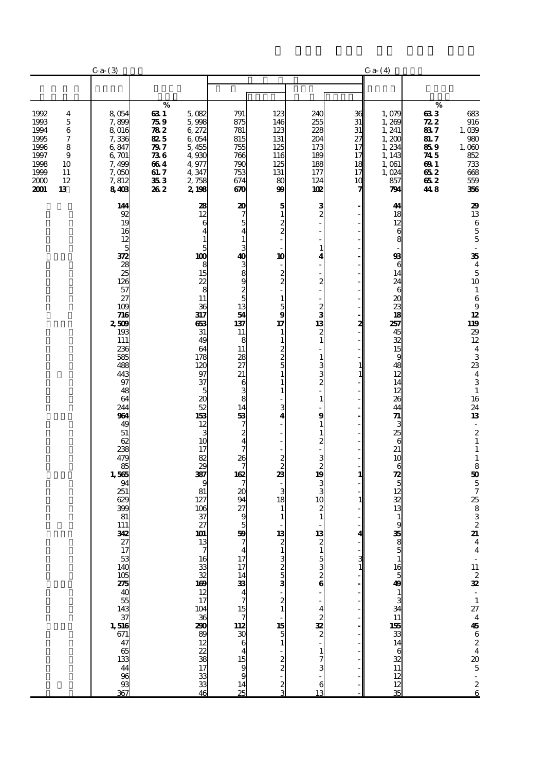| | C-a-(3) | | | | | | | C-a-(4) | | |
|---|---|---|---|---|---|---|---|---|---|---|
| | | % | | | | | | | % | |
| 1992 4 | 8,054 | **63.1** | 5,082 | 791 | 123 | 240 | 36 | 1,079 | **63.3** | 683 |
| 1993 5 | 7,899 | **75.9** | 5,998 | 875 | 146 | 255 | 31 | 1,269 | **72.2** | 916 |
| 1994 6 | 8,016 | **78.2** | 6,272 | 781 | 123 | 228 | 31 | 1,241 | **83.7** | 1,039 |
| 1995 7 | 7,336 | **82.5** | 6,054 | 815 | 131 | 204 | 27 | 1,200 | **81.7** | 980 |
| 1996 8 | 6,847 | **79.7** | 5,455 | 755 | 125 | 173 | 17 | 1,234 | **85.9** | 1,060 |
| 1997 9 | 6,701 | **73.6** | 4,930 | 766 | 116 | 189 | 17 | 1,143 | **74.5** | 852 |
| 1998 10 | 7,499 | **66.4** | 4,977 | 790 | 125 | 188 | 18 | 1,061 | **69.1** | 733 |
| 1999 11 | 7,050 | **61.7** | 4,347 | 753 | 131 | 177 | 17 | 1,024 | **65.2** | 668 |
| 2000 12 | 7,812 | **35.3** | 2,758 | 674 | 80 | 124 | 10 | 857 | **65.2** | 559 |
| **2001 13** | **8,403** | **26.2** | **2,198** | **670** | **99** | **102** | **7** | **794** | **44.8** | **356** |
| | **144** | | **28** | **20** | **5** | **3** | **-** | **44** | | **29** |
| | 92 | | 12 | 7 | 1 | 2 | - | 18 | | 13 |
| | 19 | | 6 | 5 | 2 | - | - | 12 | | 6 |
| | 16 | | 4 | 4 | 2 | - | - | 6 | | 5 |
| | 12 | | 1 | 1 | - | - | - | 8 | | 5 |
| | 5 | | 5 | 3 | - | 1 | - | - | | - |
| | **372** | | **100** | **40** | **10** | **4** | **-** | **93** | | **35** |
| | 28 | | 8 | 3 | - | - | - | 6 | | 4 |
| | 25 | | 15 | 8 | 2 | - | - | 14 | | 5 |
| | 126 | | 22 | 9 | 2 | 2 | - | 24 | | 10 |
| | 57 | | 8 | 2 | - | - | - | 6 | | 1 |
| | 27 | | 11 | 5 | 1 | - | - | 20 | | 6 |
| | 109 | | 36 | 13 | 5 | 2 | - | 23 | | 9 |
| | **716** | | **317** | **54** | **9** | **3** | **-** | **18** | | **12** |
| | **2,509** | | **653** | **137** | **17** | **13** | **2** | **257** | | **119** |
| | 193 | | 31 | 11 | 1 | 2 | - | 45 | | 29 |
| | 111 | | 49 | 8 | 1 | 1 | - | 32 | | 12 |
| | 236 | | 64 | 11 | 2 | - | - | 15 | | 4 |
| | 585 | | 178 | 28 | 2 | 1 | - | 9 | | 3 |
| | 488 | | 120 | 27 | 5 | 3 | 1 | 48 | | 23 |
| | 443 | | 97 | 21 | 1 | 3 | 1 | 12 | | 4 |
| | 97 | | 37 | 6 | 1 | 2 | - | 14 | | 3 |
| | 48 | | 5 | 3 | 1 | - | - | 12 | | 1 |
| | 64 | | 20 | 8 | - | 1 | - | 26 | | 16 |
| | 244 | | 52 | 14 | 3 | - | - | 44 | | 24 |
| | **964** | | **153** | **53** | **4** | **9** | **-** | **71** | | **13** |
| | 49 | | 12 | 7 | - | 1 | - | 3 | | - |
| | 51 | | 3 | 2 | - | 1 | - | 25 | | 2 |
| | 62 | | 10 | 4 | - | 2 | - | 6 | | 1 |
| | 238 | | 17 | 7 | - | - | - | 21 | | 1 |
| | 479 | | 82 | 26 | 2 | 3 | - | 10 | | 1 |
| | 85 | | 29 | 7 | 2 | 2 | - | 6 | | 8 |
| | **1,565** | | **387** | **162** | **23** | **19** | **1** | **72** | | **50** |
| | 94 | | 9 | 7 | - | 3 | - | 5 | | 5 |
| | 251 | | 81 | 20 | 3 | 3 | - | 12 | | 7 |
| | 629 | | 127 | 94 | 18 | 10 | 1 | 32 | | 25 |
| | 399 | | 106 | 27 | 1 | 2 | - | 13 | | 8 |
| | 81 | | 37 | 9 | 1 | 1 | - | 1 | | 3 |
| | 111 | | 27 | 5 | - | - | - | 9 | | 2 |
| | **342** | | **101** | **59** | **13** | **13** | **4** | **35** | | **21** |
| | 27 | | 13 | 7 | 2 | 2 | - | 8 | | 4 |
| | 17 | | 7 | 4 | 1 | 1 | - | 5 | | 4 |
| | 53 | | 16 | 17 | 3 | 5 | - | 1 | | - |
| | 140 | | 33 | 17 | 2 | 3 | 3 | 16 | | 11 |
| | 105 | | 32 | 14 | 5 | 2 | 1 | 5 | | 2 |
| | **275** | | **169** | **33** | **3** | **6** | **-** | **49** | | **32** |
| | 40 | | 12 | 4 | - | - | - | 1 | | - |
| | 55 | | 17 | 7 | 2 | - | - | 3 | | 1 |
| | 143 | | 104 | 15 | 1 | 4 | - | 34 | | 27 |
| | 37 | | 36 | 7 | - | 2 | - | 11 | | 4 |
| | **1,516** | | **290** | **112** | **15** | **32** | **-** | **155** | | **45** |
| | 671 | | 89 | 30 | 5 | 2 | - | 33 | | 6 |
| | 47 | | 12 | 6 | 1 | - | - | 14 | | 2 |
| | 65 | | 22 | 4 | - | 1 | - | 6 | | 4 |
| | 133 | | 38 | 15 | 2 | 7 | - | 32 | | 20 |
| | 44 | | 17 | 9 | 2 | 3 | - | 11 | | 5 |
| | 96 | | 33 | 9 | - | - | - | 12 | | - |
| | 93 | | 33 | 14 | 2 | 6 | - | 12 | | 2 |
| | 367 | | 46 | 25 | 3 | 13 | - | 35 | | 6 |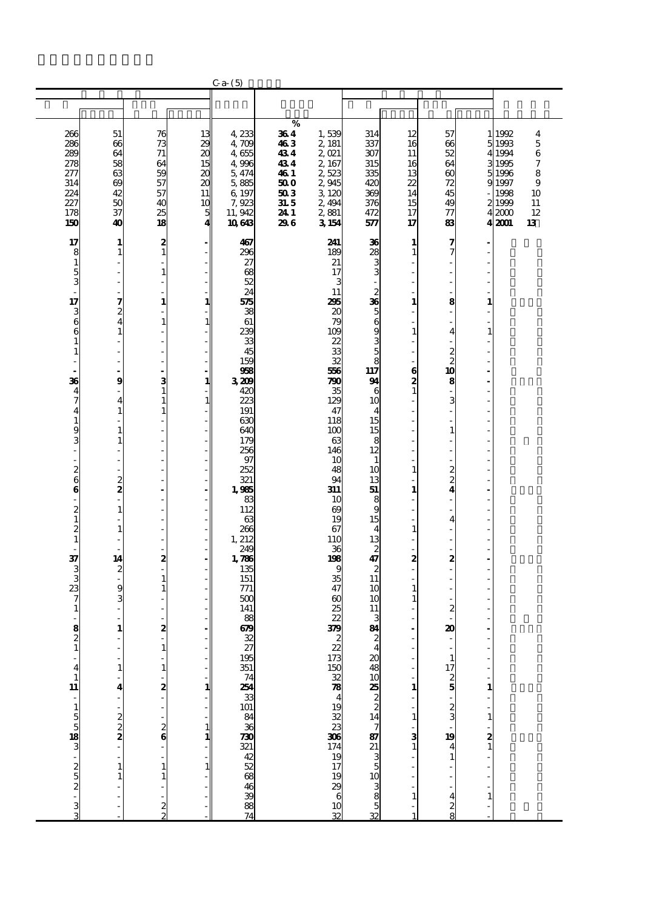C-a-(5)

| | | | | | % | | | | | | | |
|---|---|---|---|---|---|---|---|---|---|---|---|---|
| 266 | 51 | 76 | 13 | 4,233 | 36.4 | 1,539 | 314 | 12 | 57 | 1 | 1992 | 4 |
| 286 | 66 | 73 | 29 | 4,709 | 46.3 | 2,181 | 337 | 16 | 66 | 5 | 1993 | 5 |
| 289 | 64 | 71 | 20 | 4,655 | 43.4 | 2,021 | 307 | 11 | 52 | 4 | 1994 | 6 |
| 278 | 58 | 64 | 15 | 4,996 | 43.4 | 2,167 | 315 | 16 | 64 | 3 | 1995 | 7 |
| 277 | 63 | 59 | 20 | 5,474 | 46.1 | 2,523 | 335 | 13 | 60 | 5 | 1996 | 8 |
| 314 | 69 | 57 | 20 | 5,885 | 50.0 | 2,945 | 420 | 22 | 72 | 9 | 1997 | 9 |
| 224 | 42 | 57 | 11 | 6,197 | 50.3 | 3,120 | 369 | 14 | 45 | - | 1998 | 10 |
| 227 | 50 | 40 | 10 | 7,923 | 31.5 | 2,494 | 376 | 15 | 49 | 2 | 1999 | 11 |
| 178 | 37 | 25 | 5 | 11,942 | 24.1 | 2,881 | 472 | 17 | 77 | 4 | 2000 | 12 |
| **150** | **40** | **18** | **4** | **10,643** | **29.6** | **3,154** | **577** | **17** | **83** | **4** | **2001** | **13** |
| **17** | **1** | **2** | **-** | **467** | | **241** | **36** | **1** | **7** | **-** | | |
| 8 | 1 | 1 | - | 296 | | 189 | 28 | 1 | 7 | - | | |
| 1 | - | - | - | 27 | | 21 | 3 | - | - | - | | |
| 5 | - | 1 | - | 68 | | 17 | 3 | - | - | - | | |
| 3 | - | - | - | 52 | | 3 | - | - | - | - | | |
| - | - | - | - | 24 | | 11 | 2 | - | - | - | | |
| **17** | **7** | **1** | **1** | **575** | | **295** | **36** | **1** | **8** | **1** | | |
| 3 | 2 | - | - | 38 | | 20 | 5 | - | - | - | | |
| 6 | 4 | 1 | 1 | 61 | | 79 | 6 | - | - | - | | |
| 6 | 1 | - | - | 239 | | 109 | 9 | 1 | 4 | 1 | | |
| 1 | - | - | - | 33 | | 22 | 3 | - | - | - | | |
| 1 | - | - | - | 45 | | 33 | 5 | - | 2 | - | | |
| - | - | - | - | 159 | | 32 | 8 | - | 2 | - | | |
| **-** | **-** | **-** | **-** | **958** | | **556** | **117** | **6** | **10** | **-** | | |
| **36** | **9** | **3** | **1** | **3,209** | | **790** | **94** | **2** | **8** | **-** | | |
| 4 | - | 1 | - | 420 | | 35 | 6 | 1 | - | - | | |
| 7 | 4 | 1 | 1 | 223 | | 129 | 10 | - | 3 | - | | |
| 4 | 1 | 1 | - | 191 | | 47 | 4 | - | - | - | | |
| 1 | - | - | - | 630 | | 118 | 15 | - | - | - | | |
| 9 | 1 | - | - | 640 | | 100 | 15 | - | 1 | - | | |
| 3 | 1 | - | - | 179 | | 63 | 8 | - | - | - | | |
| - | - | - | - | 256 | | 146 | 12 | - | - | - | | |
| - | - | - | - | 97 | | 10 | 1 | - | - | - | | |
| 2 | - | - | - | 252 | | 48 | 10 | 1 | 2 | - | | |
| 6 | 2 | - | - | 321 | | 94 | 13 | - | 2 | - | | |
| **6** | **2** | **-** | **-** | **1,985** | | **311** | **51** | **1** | **4** | **-** | | |
| - | - | - | - | 83 | | 10 | 8 | - | - | - | | |
| 2 | 1 | - | - | 112 | | 69 | 9 | - | - | - | | |
| 1 | - | - | - | 63 | | 19 | 15 | - | 4 | - | | |
| 2 | 1 | - | - | 266 | | 67 | 4 | 1 | - | - | | |
| 1 | - | - | - | 1,212 | | 110 | 13 | - | - | - | | |
| - | - | - | - | 249 | | 36 | 2 | - | - | - | | |
| **37** | **14** | **2** | **-** | **1,786** | | **198** | **47** | **2** | **2** | **-** | | |
| 3 | 2 | - | - | 135 | | 9 | 2 | - | - | - | | |
| 3 | - | 1 | - | 151 | | 35 | 11 | - | - | - | | |
| 23 | 9 | 1 | - | 771 | | 47 | 10 | 1 | - | - | | |
| 7 | 3 | - | - | 500 | | 60 | 10 | 1 | - | - | | |
| 1 | - | - | - | 141 | | 25 | 11 | - | 2 | - | | |
| - | - | - | - | 88 | | 22 | 3 | - | - | - | | |
| **8** | **1** | **2** | **-** | **679** | | **379** | **84** | **-** | **20** | **-** | | |
| 2 | - | - | - | 32 | | 2 | 2 | - | - | - | | |
| 1 | - | 1 | - | 27 | | 22 | 4 | - | - | - | | |
| - | - | - | - | 195 | | 173 | 20 | - | 1 | - | | |
| 4 | 1 | 1 | - | 351 | | 150 | 48 | - | 17 | - | | |
| 1 | - | - | - | 74 | | 32 | 10 | - | 2 | - | | |
| **11** | **4** | **2** | **1** | **254** | | **78** | **25** | **1** | **5** | **1** | | |
| - | - | - | - | 33 | | 4 | 2 | - | - | - | | |
| 1 | - | - | - | 101 | | 19 | 2 | - | 2 | - | | |
| 5 | 2 | - | - | 84 | | 32 | 14 | 1 | 3 | 1 | | |
| 5 | 2 | 2 | 1 | 36 | | 23 | 7 | - | - | - | | |
| **18** | **2** | **6** | **1** | **730** | | **306** | **87** | **3** | **19** | **2** | | |
| 3 | - | - | - | 321 | | 174 | 21 | 1 | 4 | 1 | | |
| - | - | - | - | 42 | | 19 | 3 | - | 1 | - | | |
| 2 | 1 | 1 | 1 | 52 | | 17 | 5 | - | - | - | | |
| 5 | 1 | 1 | - | 68 | | 19 | 10 | - | - | - | | |
| 2 | - | - | - | 46 | | 29 | 3 | - | - | - | | |
| - | - | - | - | 39 | | 6 | 8 | 1 | 4 | 1 | | |
| 3 | - | 2 | - | 88 | | 10 | 5 | - | 2 | - | | |
| 3 | - | 2 | - | 74 | | 32 | 32 | 1 | 8 | - | | |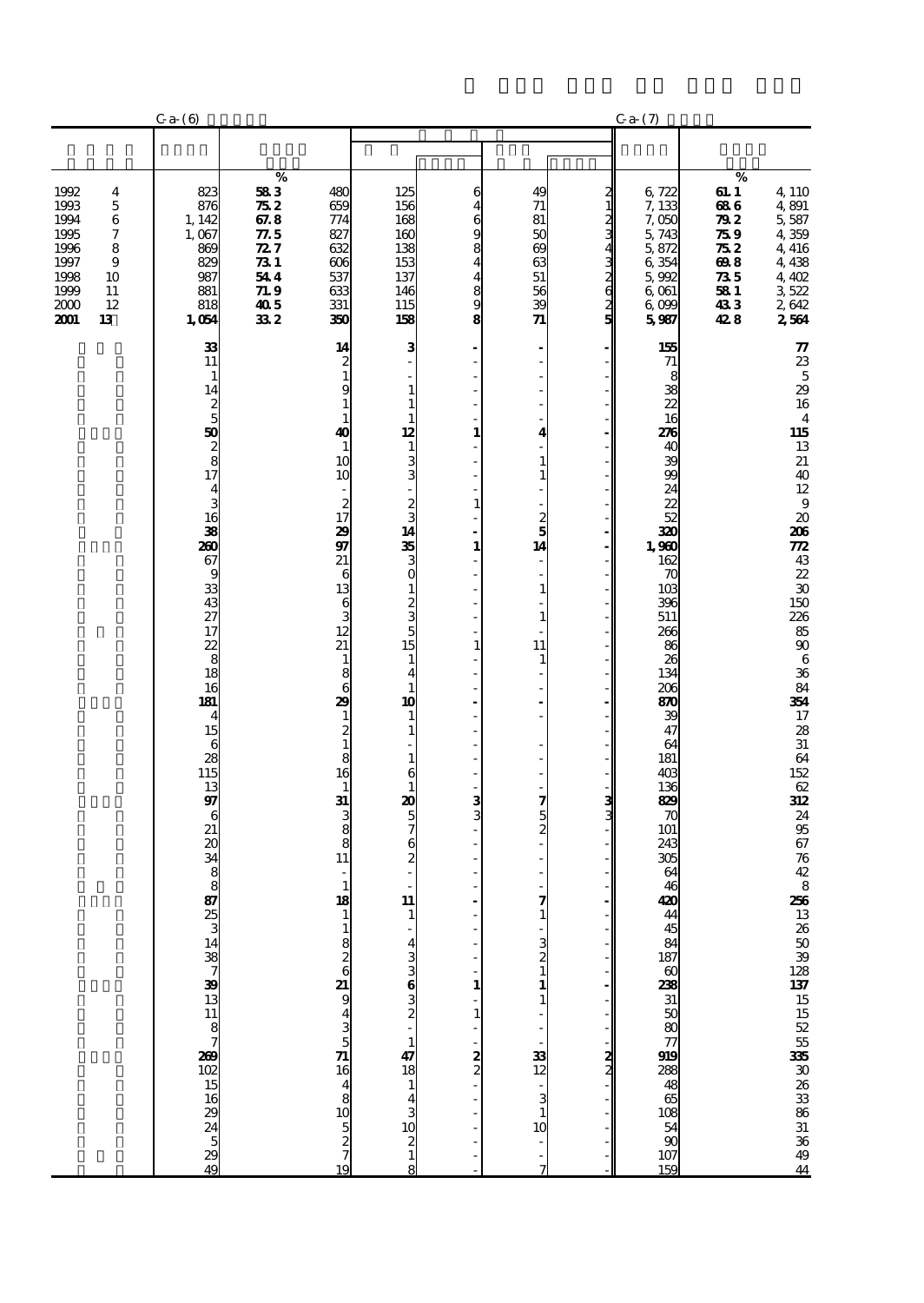| | C-a-(6) | | | | | | | C-a-(7) | | |
|---|---|---|---|---|---|---|---|---|---|---|
| | | % | | | | | | | % | |
| 1992 4 | 823 | 58.3 | 480 | 125 | 6 | 49 | 2 | 6,722 | 61.1 | 4,110 |
| 1993 5 | 876 | 75.2 | 659 | 156 | 4 | 71 | 1 | 7,133 | 68.6 | 4,891 |
| 1994 6 | 1,142 | 67.8 | 774 | 168 | 6 | 81 | 2 | 7,050 | 79.2 | 5,587 |
| 1995 7 | 1,067 | 77.5 | 827 | 160 | 9 | 50 | 3 | 5,743 | 75.9 | 4,359 |
| 1996 8 | 869 | 72.7 | 632 | 138 | 8 | 69 | 4 | 5,872 | 75.2 | 4,416 |
| 1997 9 | 829 | 73.1 | 606 | 153 | 4 | 63 | 3 | 6,354 | 69.8 | 4,438 |
| 1998 10 | 987 | 54.4 | 537 | 137 | 4 | 51 | 2 | 5,992 | 73.5 | 4,402 |
| 1999 11 | 881 | 71.9 | 633 | 146 | 8 | 56 | 6 | 6,061 | 58.1 | 3,522 |
| 2000 12 | 818 | 40.5 | 331 | 115 | 9 | 39 | 2 | 6,099 | 43.3 | 2,642 |
| **2001 13** | **1,054** | **33.2** | **350** | **158** | **8** | **71** | **5** | **5,987** | **42.8** | **2,564** |
| | **33** | | **14** | **3** | **-** | **-** | **-** | **155** | | **77** |
| | 11 | | 2 | - | - | - | - | 71 | | 23 |
| | 1 | | 1 | - | - | - | - | 8 | | 5 |
| | 14 | | 9 | 1 | - | - | - | 38 | | 29 |
| | 2 | | 1 | 1 | - | - | - | 22 | | 16 |
| | 5 | | 1 | 1 | - | - | - | 16 | | 4 |
| | **50** | | **40** | **12** | **1** | **4** | **-** | **276** | | **115** |
| | 2 | | 1 | 1 | - | - | - | 40 | | 13 |
| | 8 | | 10 | 3 | - | 1 | - | 39 | | 21 |
| | 17 | | 10 | 3 | - | 1 | - | 99 | | 40 |
| | 4 | | - | - | - | - | - | 24 | | 12 |
| | 3 | | 2 | 2 | 1 | - | - | 22 | | 9 |
| | 16 | | 17 | 3 | - | 2 | - | 52 | | 20 |
| | **38** | | **29** | **14** | **-** | **5** | **-** | **320** | | **206** |
| | **260** | | **97** | **35** | **1** | **14** | **-** | **1,960** | | **772** |
| | 67 | | 21 | 3 | - | - | - | 162 | | 43 |
| | 9 | | 6 | 0 | - | - | - | 70 | | 22 |
| | 33 | | 13 | 1 | - | 1 | - | 103 | | 30 |
| | 43 | | 6 | 2 | - | - | - | 396 | | 150 |
| | 27 | | 3 | 3 | - | 1 | - | 511 | | 226 |
| | 17 | | 12 | 5 | - | - | - | 266 | | 85 |
| | 22 | | 21 | 15 | 1 | 11 | - | 86 | | 90 |
| | 8 | | 1 | 1 | - | 1 | - | 26 | | 6 |
| | 18 | | 8 | 4 | - | - | - | 134 | | 36 |
| | 16 | | 6 | 1 | - | - | - | 206 | | 84 |
| | **181** | | **29** | **10** | **-** | **-** | **-** | **870** | | **354** |
| | 4 | | 1 | 1 | - | - | - | 39 | | 17 |
| | 15 | | 2 | 1 | - | - | - | 47 | | 28 |
| | 6 | | 1 | - | - | - | - | 64 | | 31 |
| | 28 | | 8 | 1 | - | - | - | 181 | | 64 |
| | 115 | | 16 | 6 | - | - | - | 403 | | 152 |
| | 13 | | 1 | 1 | - | - | - | 136 | | 62 |
| | **97** | | **31** | **20** | **3** | **7** | **3** | **829** | | **312** |
| | 6 | | 3 | 5 | 3 | 5 | 3 | 70 | | 24 |
| | 21 | | 8 | 7 | - | 2 | - | 101 | | 95 |
| | 20 | | 8 | 6 | - | - | - | 243 | | 67 |
| | 34 | | 11 | 2 | - | - | - | 305 | | 76 |
| | 8 | | - | - | - | - | - | 64 | | 42 |
| | 8 | | 1 | - | - | - | - | 46 | | 8 |
| | **87** | | **18** | **11** | **-** | **7** | **-** | **420** | | **256** |
| | 25 | | 1 | 1 | - | 1 | - | 44 | | 13 |
| | 3 | | 1 | - | - | - | - | 45 | | 26 |
| | 14 | | 8 | 4 | - | 3 | - | 84 | | 50 |
| | 38 | | 2 | 3 | - | 2 | - | 187 | | 39 |
| | 7 | | 6 | 3 | - | 1 | - | 60 | | 128 |
| | **39** | | **21** | **6** | **1** | **1** | **-** | **238** | | **137** |
| | 13 | | 9 | 3 | - | 1 | - | 31 | | 15 |
| | 11 | | 4 | 2 | 1 | - | - | 50 | | 15 |
| | 8 | | 3 | - | - | - | - | 80 | | 52 |
| | 7 | | 5 | 1 | - | - | - | 77 | | 55 |
| | **269** | | **71** | **47** | **2** | **33** | **2** | **919** | | **335** |
| | 102 | | 16 | 18 | 2 | 12 | 2 | 288 | | 30 |
| | 15 | | 4 | 1 | - | - | - | 48 | | 26 |
| | 16 | | 8 | 4 | - | 3 | - | 65 | | 33 |
| | 29 | | 10 | 3 | - | 1 | - | 108 | | 86 |
| | 24 | | 5 | 10 | - | 10 | - | 54 | | 31 |
| | 5 | | 2 | 2 | - | - | - | 90 | | 36 |
| | 29 | | 7 | 1 | - | - | - | 107 | | 49 |
| | 49 | | 19 | 8 | - | 7 | - | 159 | | 44 |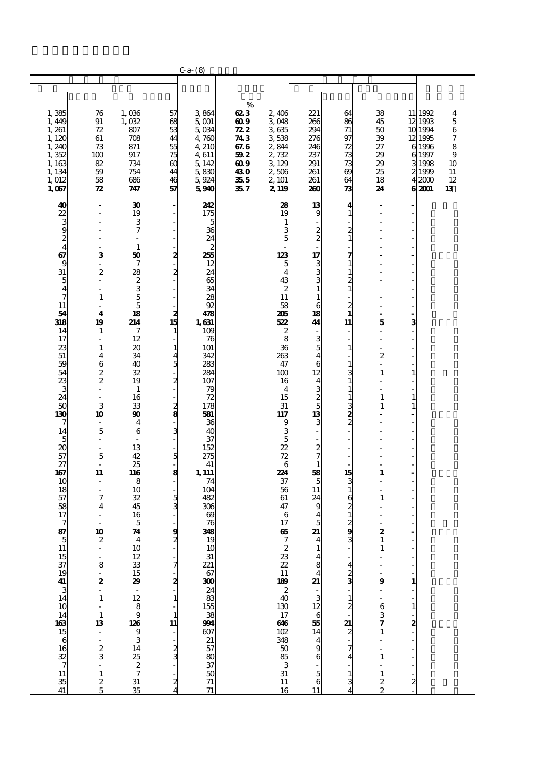C-a-(8)

| | | | | | % | | | | | | | |
|---|---|---|---|---|---|---|---|---|---|---|---|---|
| 1,385 | 76 | 1,036 | 57 | 3,864 | 62.3 | 2,406 | 221 | 64 | 38 | 11 | 1992 | 4 |
| 1,449 | 91 | 1,032 | 68 | 5,001 | 60.9 | 3,048 | 266 | 86 | 45 | 12 | 1993 | 5 |
| 1,261 | 72 | 807 | 53 | 5,034 | 72.2 | 3,635 | 294 | 71 | 50 | 10 | 1994 | 6 |
| 1,120 | 61 | 708 | 44 | 4,760 | 74.3 | 3,538 | 276 | 97 | 39 | 12 | 1995 | 7 |
| 1,240 | 73 | 871 | 55 | 4,210 | 67.6 | 2,844 | 246 | 72 | 27 | 6 | 1996 | 8 |
| 1,352 | 100 | 917 | 75 | 4,611 | 59.2 | 2,732 | 237 | 73 | 29 | 6 | 1997 | 9 |
| 1,163 | 82 | 734 | 60 | 5,142 | 60.9 | 3,129 | 291 | 73 | 29 | 3 | 1998 | 10 |
| 1,134 | 59 | 754 | 44 | 5,830 | 43.0 | 2,506 | 261 | 69 | 25 | 2 | 1999 | 11 |
| 1,012 | 58 | 686 | 46 | 5,924 | 35.5 | 2,101 | 261 | 64 | 18 | 4 | 2000 | 12 |
| **1,067** | **72** | **747** | **57** | **5,940** | **35.7** | **2,119** | **260** | **73** | **24** | **6** | **2001** | **13** |
| **40** | **-** | **30** | **-** | **242** | | **28** | **13** | **4** | **-** | **-** | | |
| 22 | - | 19 | - | 175 | | 19 | 9 | 1 | - | - | | |
| 3 | - | 3 | - | 5 | | 1 | - | - | - | - | | |
| 9 | - | 7 | - | 36 | | 3 | 2 | 2 | - | - | | |
| 2 | - | - | - | 24 | | 5 | 2 | 1 | - | - | | |
| 4 | - | 1 | - | 2 | | - | - | - | - | - | | |
| **67** | **3** | **50** | **2** | **255** | | **123** | **17** | **7** | **-** | **-** | | |
| 9 | - | 7 | - | 12 | | 5 | 3 | 1 | - | - | | |
| 31 | 2 | 28 | 2 | 24 | | 4 | 3 | 1 | - | - | | |
| 5 | - | 2 | - | 65 | | 43 | 3 | 2 | - | - | | |
| 4 | - | 3 | - | 34 | | 2 | 1 | 1 | | - | | |
| 7 | 1 | 5 | - | 28 | | 11 | 1 | - | - | - | | |
| 11 | - | 5 | - | 92 | | 58 | 6 | 2 | - | - | | |
| **54** | **4** | **18** | **2** | **478** | | **205** | **18** | **1** | **-** | **-** | | |
| **318** | **19** | **214** | **15** | **1,631** | | **522** | **44** | **11** | **5** | **3** | | |
| 14 | 1 | 7 | 1 | 109 | | 2 | - | - | - | - | | |
| 17 | - | 12 | - | 76 | | 8 | 3 | - | - | - | | |
| 23 | 1 | 20 | 1 | 101 | | 36 | 5 | 1 | - | - | | |
| 51 | 4 | 34 | 4 | 342 | | 263 | 4 | - | 2 | - | | |
| 59 | 6 | 40 | 5 | 283 | | 47 | 6 | 1 | - | - | | |
| 54 | 2 | 32 | - | 284 | | 100 | 12 | 3 | 1 | 1 | | |
| 23 | 2 | 19 | 2 | 107 | | 16 | 4 | 1 | - | - | | |
| 3 | - | 1 | - | 79 | | 4 | 3 | 1 | - | - | | |
| 24 | - | 16 | - | 72 | | 15 | 2 | 1 | 1 | 1 | | |
| 50 | 3 | 33 | 2 | 178 | | 31 | 5 | 3 | 1 | 1 | | |
| **130** | **10** | **90** | **8** | **581** | | **117** | **13** | **2** | **-** | **-** | | |
| 7 | - | 4 | - | 36 | | 9 | 3 | 2 | - | - | | |
| 14 | 5 | 6 | 3 | 40 | | 3 | - | - | - | - | | |
| 5 | - | - | - | 37 | | 5 | - | - | - | - | | |
| 20 | - | 13 | - | 152 | | 22 | 2 | - | - | - | | |
| 57 | 5 | 42 | 5 | 275 | | 72 | 7 | - | - | - | | |
| 27 | - | 25 | - | 41 | | 6 | 1 | - | - | - | | |
| **167** | **11** | **116** | **8** | **1,111** | | **224** | **58** | **15** | **1** | **-** | | |
| 10 | - | 8 | - | 74 | | 37 | 5 | 3 | - | - | | |
| 18 | - | 10 | - | 104 | | 56 | 11 | 1 | - | - | | |
| 57 | 7 | 32 | 5 | 482 | | 61 | 24 | 6 | 1 | - | | |
| 58 | 4 | 45 | 3 | 306 | | 47 | 9 | 2 | - | - | | |
| 17 | - | 16 | - | 69 | | 6 | 4 | 1 | - | - | | |
| 7 | - | 5 | - | 76 | | 17 | 5 | 2 | - | - | | |
| **87** | **10** | **74** | **9** | **348** | | **65** | **21** | **9** | **2** | **-** | | |
| 5 | 2 | 4 | 2 | 19 | | 7 | 4 | 3 | 1 | - | | |
| 11 | - | 10 | - | 10 | | 2 | 1 | - | 1 | - | | |
| 15 | - | 12 | - | 31 | | 23 | 4 | - | - | - | | |
| 37 | 8 | 33 | 7 | 221 | | 22 | 8 | 4 | - | - | | |
| 19 | - | 15 | - | 67 | | 11 | 4 | 2 | - | - | | |
| **41** | **2** | **29** | **2** | **300** | | **189** | **21** | **3** | **9** | **1** | | |
| 3 | - | - | - | 24 | | 2 | - | - | - | - | | |
| 14 | 1 | 12 | 1 | 83 | | 40 | 3 | 1 | - | - | | |
| 10 | - | 8 | - | 155 | | 130 | 12 | 2 | 6 | 1 | | |
| 14 | 1 | 9 | 1 | 38 | | 17 | 6 | - | 3 | - | | |
| **163** | **13** | **126** | **11** | **994** | | **646** | **55** | **21** | **7** | **2** | | |
| 15 | - | 9 | - | 607 | | 102 | 14 | 2 | 1 | - | | |
| 6 | - | 3 | - | 21 | | 348 | 4 | - | - | - | | |
| 16 | 2 | 14 | 2 | 57 | | 50 | 9 | 7 | - | - | | |
| 32 | 3 | 25 | 3 | 80 | | 85 | 6 | 4 | 1 | - | | |
| 7 | - | 2 | - | 37 | | 3 | - | - | - | - | | |
| 11 | 1 | 7 | - | 50 | | 31 | 5 | 1 | 1 | - | | |
| 35 | 2 | 31 | 2 | 71 | | 11 | 6 | 3 | 2 | 2 | | |
| 41 | 5 | 35 | 4 | 71 | | 16 | 11 | 4 | 2 | - | | |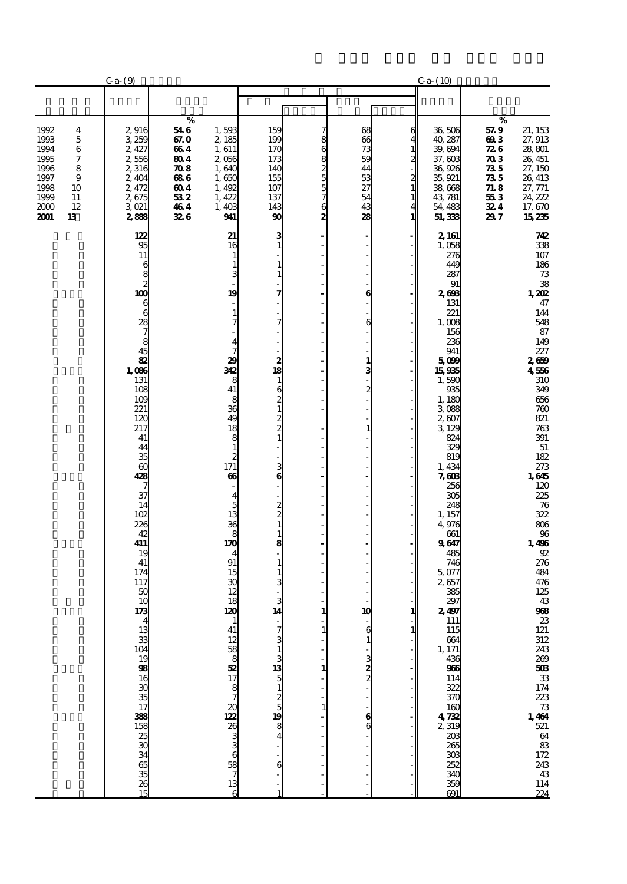| | C-a-(9) | | % | | | | | | C-a-(10) | % | |
|---|---|---|---|---|---|---|---|---|---|---|---|
| 1992 4 | 2,916 | 54.6 | 1,593 | 159 | 7 | 68 | 6 | | 36,506 | 57.9 | 21,153 |
| 1993 5 | 3,259 | 67.0 | 2,185 | 199 | 8 | 66 | 4 | | 40,287 | 69.3 | 27,913 |
| 1994 6 | 2,427 | 66.4 | 1,611 | 170 | 6 | 73 | 1 | | 39,694 | 72.6 | 28,801 |
| 1995 7 | 2,556 | 80.4 | 2,056 | 173 | 8 | 59 | 2 | | 37,603 | 70.3 | 26,451 |
| 1996 8 | 2,316 | 70.8 | 1,640 | 140 | 2 | 44 | - | | 36,926 | 73.5 | 27,150 |
| 1997 9 | 2,404 | 68.6 | 1,650 | 155 | 5 | 53 | 2 | | 35,921 | 73.5 | 26,413 |
| 1998 10 | 2,472 | 60.4 | 1,492 | 107 | 5 | 27 | 1 | | 38,668 | 71.8 | 27,771 |
| 1999 11 | 2,675 | 53.2 | 1,422 | 137 | 7 | 54 | 1 | | 43,781 | 55.3 | 24,222 |
| 2000 12 | 3,021 | 46.4 | 1,403 | 143 | 6 | 43 | 4 | | 54,483 | 32.4 | 17,670 |
| **2001 13** | **2,888** | **32.6** | **941** | **90** | **2** | **28** | **1** | | **51,333** | **29.7** | **15,235** |
| | **122** | | **21** | **3** | **-** | **-** | **-** | | **2,161** | | **742** |
| | 95 | | 16 | 1 | - | - | - | | 1,058 | | 338 |
| | 11 | | 1 | - | - | - | - | | 276 | | 107 |
| | 6 | | 1 | 1 | - | - | - | | 449 | | 186 |
| | 8 | | 3 | 1 | - | - | - | | 287 | | 73 |
| | 2 | | - | - | - | - | - | | 91 | | 38 |
| | **100** | | **19** | **7** | **-** | **6** | **-** | | **2,693** | | **1,202** |
| | 6 | | - | - | - | - | - | | 131 | | 47 |
| | 6 | | 1 | - | - | - | - | | 221 | | 144 |
| | 28 | | 7 | 7 | - | 6 | - | | 1,008 | | 548 |
| | 7 | | - | - | - | - | - | | 156 | | 87 |
| | 8 | | 4 | - | - | - | - | | 236 | | 149 |
| | 45 | | 7 | - | - | - | - | | 941 | | 227 |
| | **82** | | **29** | **2** | **-** | **1** | **-** | | **5,099** | | **2,659** |
| | **1,086** | | **342** | **18** | **-** | **3** | **-** | | **15,935** | | **4,556** |
| | 131 | | 8 | 1 | - | - | - | | 1,590 | | 310 |
| | 108 | | 41 | 6 | - | 2 | - | | 935 | | 349 |
| | 109 | | 8 | 2 | - | - | - | | 1,180 | | 656 |
| | 221 | | 36 | 1 | - | - | - | | 3,088 | | 760 |
| | 120 | | 49 | 2 | | - | - | | 2,607 | | 821 |
| | 217 | | 18 | 2 | - | 1 | - | | 3,129 | | 763 |
| | 41 | | 8 | 1 | - | - | - | | 824 | | 391 |
| | 44 | | 1 | - | - | - | - | | 329 | | 51 |
| | 35 | | 2 | - | - | - | - | | 819 | | 182 |
| | 60 | | 171 | 3 | - | - | - | | 1,434 | | 273 |
| | **428** | | **66** | **6** | **-** | **-** | **-** | | **7,603** | | **1,645** |
| | 7 | | - | - | - | - | - | | 256 | | 120 |
| | 37 | | 4 | - | - | - | - | | 305 | | 225 |
| | 14 | | 5 | 2 | - | - | - | | 248 | | 76 |
| | 102 | | 13 | 2 | - | - | - | | 1,157 | | 322 |
| | 226 | | 36 | 1 | - | - | - | | 4,976 | | 806 |
| | 42 | | 8 | 1 | - | - | - | | 661 | | 96 |
| | **411** | | **170** | **8** | **-** | **-** | **-** | | **9,647** | | **1,496** |
| | 19 | | 4 | - | - | - | - | | 485 | | 92 |
| | 41 | | 91 | 1 | - | - | - | | 746 | | 276 |
| | 174 | | 15 | 1 | - | - | - | | 5,077 | | 484 |
| | 117 | | 30 | 3 | - | - | - | | 2,657 | | 476 |
| | 50 | | 12 | - | - | - | - | | 385 | | 125 |
| | 10 | | 18 | 3 | - | - | - | | 297 | | 43 |
| | **173** | | **120** | **14** | **1** | **10** | **1** | | **2,497** | | **968** |
| | 4 | | 1 | - | - | - | - | | 111 | | 23 |
| | 13 | | 41 | 7 | 1 | 6 | 1 | | 115 | | 121 |
| | 33 | | 12 | 3 | - | 1 | - | | 664 | | 312 |
| | 104 | | 58 | 1 | - | - | - | | 1,171 | | 243 |
| | 19 | | 8 | 3 | - | 3 | - | | 436 | | 269 |
| | **98** | | **52** | **13** | **1** | **2** | **-** | | **966** | | **503** |
| | 16 | | 17 | 5 | - | 2 | - | | 114 | | 33 |
| | 30 | | 8 | 1 | - | - | - | | 322 | | 174 |
| | 35 | | 7 | 2 | - | - | - | | 370 | | 223 |
| | 17 | | 20 | 5 | 1 | - | - | | 160 | | 73 |
| | **388** | | **122** | **19** | **-** | **6** | **-** | | **4,732** | | **1,464** |
| | 158 | | 26 | 8 | - | 6 | - | | 2,319 | | 521 |
| | 25 | | 3 | 4 | - | - | - | | 203 | | 64 |
| | 30 | | 3 | - | - | - | - | | 265 | | 83 |
| | 34 | | 6 | - | - | - | - | | 303 | | 172 |
| | 65 | | 58 | 6 | - | - | - | | 252 | | 243 |
| | 35 | | 7 | - | - | - | - | | 340 | | 43 |
| | 26 | | 13 | - | - | - | - | | 359 | | 114 |
| | 15 | | 6 | 1 | - | - | - | | 691 | | 224 |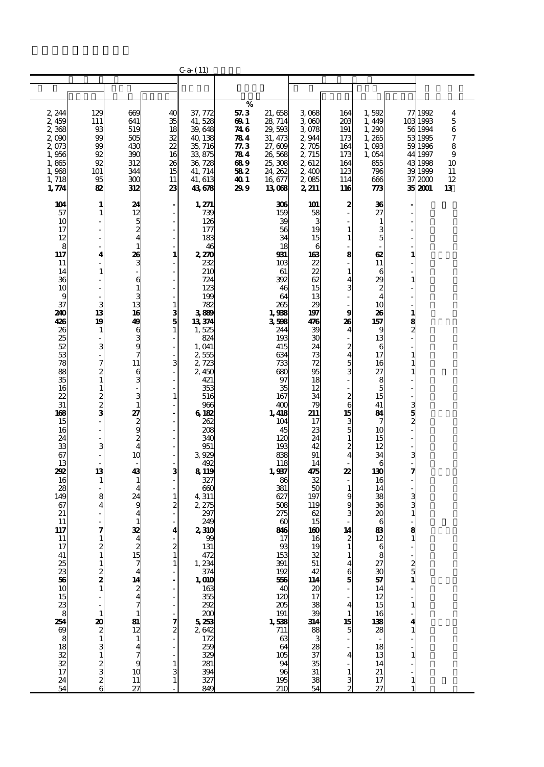C-a-(11)

| | | | | | % | | | | | | | |
|---|---|---|---|---|---|---|---|---|---|---|---|---|
| 2,244 | 129 | 669 | 40 | 37,772 | 57.3 | 21,658 | 3,068 | 164 | 1,592 | 77 | 1992 | 4 |
| 2,459 | 111 | 641 | 35 | 41,528 | 69.1 | 28,714 | 3,060 | 203 | 1,449 | 103 | 1993 | 5 |
| 2,368 | 93 | 519 | 18 | 39,648 | 74.6 | 29,593 | 3,078 | 191 | 1,290 | 56 | 1994 | 6 |
| 2,090 | 99 | 505 | 32 | 40,138 | 78.4 | 31,473 | 2,944 | 173 | 1,265 | 53 | 1995 | 7 |
| 2,073 | 99 | 430 | 22 | 35,716 | 77.3 | 27,609 | 2,705 | 164 | 1,093 | 59 | 1996 | 8 |
| 1,956 | 92 | 390 | 16 | 33,875 | 78.4 | 26,568 | 2,715 | 173 | 1,054 | 44 | 1997 | 9 |
| 1,865 | 92 | 312 | 26 | 36,728 | 68.9 | 25,308 | 2,612 | 164 | 855 | 43 | 1998 | 10 |
| 1,968 | 101 | 344 | 15 | 41,714 | 58.2 | 24,262 | 2,400 | 123 | 796 | 39 | 1999 | 11 |
| 1,718 | 95 | 300 | 11 | 41,613 | 40.1 | 16,677 | 2,085 | 114 | 666 | 37 | 2000 | 12 |
| **1,774** | **82** | **312** | **23** | **43,678** | **29.9** | **13,068** | **2,211** | **116** | **773** | **35** | **2001** | **13** |
| **104** | **1** | **24** | **-** | **1,271** | | **306** | **101** | **2** | **36** | **-** | | |
| 57 | 1 | 12 | - | 739 | | 159 | 58 | - | 27 | - | | |
| 10 | - | 5 | - | 126 | | 39 | 3 | - | 1 | - | | |
| 17 | - | 2 | - | 177 | | 56 | 19 | 1 | 3 | - | | |
| 12 | - | 4 | - | 183 | | 34 | 15 | 1 | 5 | - | | |
| 8 | - | 1 | - | 46 | | 18 | 6 | - | - | - | | |
| **117** | **4** | **26** | **1** | **2,270** | | **931** | **163** | **8** | **62** | **1** | | |
| 11 | - | 3 | - | 232 | | 103 | 22 | - | 11 | - | | |
| 14 | 1 | - | - | 210 | | 61 | 22 | 1 | 6 | - | | |
| 36 | - | 6 | - | 724 | | 392 | 62 | 4 | 29 | 1 | | |
| 10 | - | 1 | - | 123 | | 46 | 15 | 3 | 2 | - | | |
| 9 | - | 3 | - | 199 | | 64 | 13 | - | 4 | - | | |
| 37 | 3 | 13 | 1 | 782 | | 265 | 29 | - | 10 | - | | |
| **240** | **13** | **16** | **3** | **3,889** | | **1,938** | **197** | **9** | **26** | **1** | | |
| **426** | **19** | **49** | **5** | **13,374** | | **3,598** | **476** | **26** | **157** | **8** | | |
| 26 | 1 | 6 | 1 | 1,525 | | 244 | 39 | 4 | 9 | 2 | | |
| 25 | - | 3 | - | 824 | | 193 | 30 | - | 13 | - | | |
| 52 | 3 | 9 | - | 1,041 | | 415 | 24 | 2 | 6 | - | | |
| 53 | - | 7 | - | 2,555 | | 634 | 73 | 4 | 17 | 1 | | |
| 78 | 7 | 11 | 3 | 2,723 | | 733 | 72 | 5 | 16 | 1 | | |
| 88 | 2 | 6 | - | 2,450 | | 680 | 95 | 3 | 27 | 1 | | |
| 35 | 1 | 3 | - | 421 | | 97 | 18 | - | 8 | - | | |
| 16 | 1 | - | - | 353 | | 35 | 12 | - | 5 | - | | |
| 22 | 2 | 3 | 1 | 516 | | 167 | 34 | 2 | 15 | - | | |
| 31 | 2 | 1 | - | 966 | | 400 | 79 | 6 | 41 | 3 | | |
| **168** | **3** | **27** | **-** | **6,182** | | **1,418** | **211** | **15** | **84** | **5** | | |
| 15 | - | 2 | - | 262 | | 104 | 17 | 3 | 7 | 2 | | |
| 16 | - | 9 | - | 208 | | 45 | 23 | 5 | 10 | - | | |
| 24 | - | 2 | - | 340 | | 120 | 24 | 1 | 15 | - | | |
| 33 | 3 | 4 | - | 951 | | 193 | 42 | 2 | 12 | - | | |
| 67 | - | 10 | - | 3,929 | | 838 | 91 | 4 | 34 | 3 | | |
| 13 | - | - | - | 492 | | 118 | 14 | - | 6 | - | | |
| **292** | **13** | **43** | **3** | **8,119** | | **1,937** | **475** | **22** | **130** | **7** | | |
| 16 | 1 | 1 | - | 327 | | 86 | 32 | - | 16 | - | | |
| 28 | - | 4 | - | 660 | | 381 | 50 | 1 | 14 | - | | |
| 149 | 8 | 24 | 1 | 4,311 | | 627 | 197 | 9 | 38 | 3 | | |
| 67 | 4 | 9 | 2 | 2,275 | | 508 | 119 | 9 | 36 | 3 | | |
| 21 | - | 4 | - | 297 | | 275 | 62 | 3 | 20 | 1 | | |
| 11 | - | 1 | - | 249 | | 60 | 15 | - | 6 | - | | |
| **117** | **7** | **32** | **4** | **2,310** | | **846** | **160** | **14** | **83** | **8** | | |
| 11 | 1 | 4 | - | 99 | | 17 | 16 | 2 | 12 | 1 | | |
| 17 | 2 | 2 | 2 | 131 | | 93 | 19 | 1 | 6 | - | | |
| 41 | 1 | 15 | 1 | 472 | | 153 | 32 | 1 | 8 | - | | |
| 25 | 1 | 7 | 1 | 1,234 | | 391 | 51 | 4 | 27 | 2 | | |
| 23 | 2 | 4 | - | 374 | | 192 | 42 | 6 | 30 | 5 | | |
| **56** | **2** | **14** | **-** | **1,010** | | **556** | **114** | **5** | **57** | **1** | | |
| 10 | 1 | 2 | - | 163 | | 40 | 20 | - | 14 | - | | |
| 15 | - | 4 | - | 355 | | 120 | 17 | - | 12 | - | | |
| 23 | - | 7 | - | 292 | | 205 | 38 | 4 | 15 | 1 | | |
| 8 | 1 | 1 | - | 200 | | 191 | 39 | 1 | 16 | - | | |
| **254** | **20** | **81** | **7** | **5,253** | | **1,538** | **314** | **15** | **138** | **4** | | |
| 69 | 2 | 12 | 2 | 2,642 | | 711 | 88 | 5 | 28 | 1 | | |
| 8 | 1 | 1 | - | 172 | | 63 | 3 | - | - | - | | |
| 18 | 3 | 4 | - | 259 | | 64 | 28 | - | 18 | - | | |
| 32 | 1 | 7 | - | 329 | | 105 | 37 | 4 | 13 | 1 | | |
| 32 | 2 | 9 | 1 | 281 | | 94 | 35 | - | 14 | - | | |
| 17 | 3 | 10 | 3 | 394 | | 96 | 31 | 1 | 21 | - | | |
| 24 | 2 | 11 | 1 | 327 | | 195 | 38 | 3 | 17 | 1 | | |
| 54 | 6 | 27 | - | 849 | | 210 | 54 | 2 | 27 | 1 | | |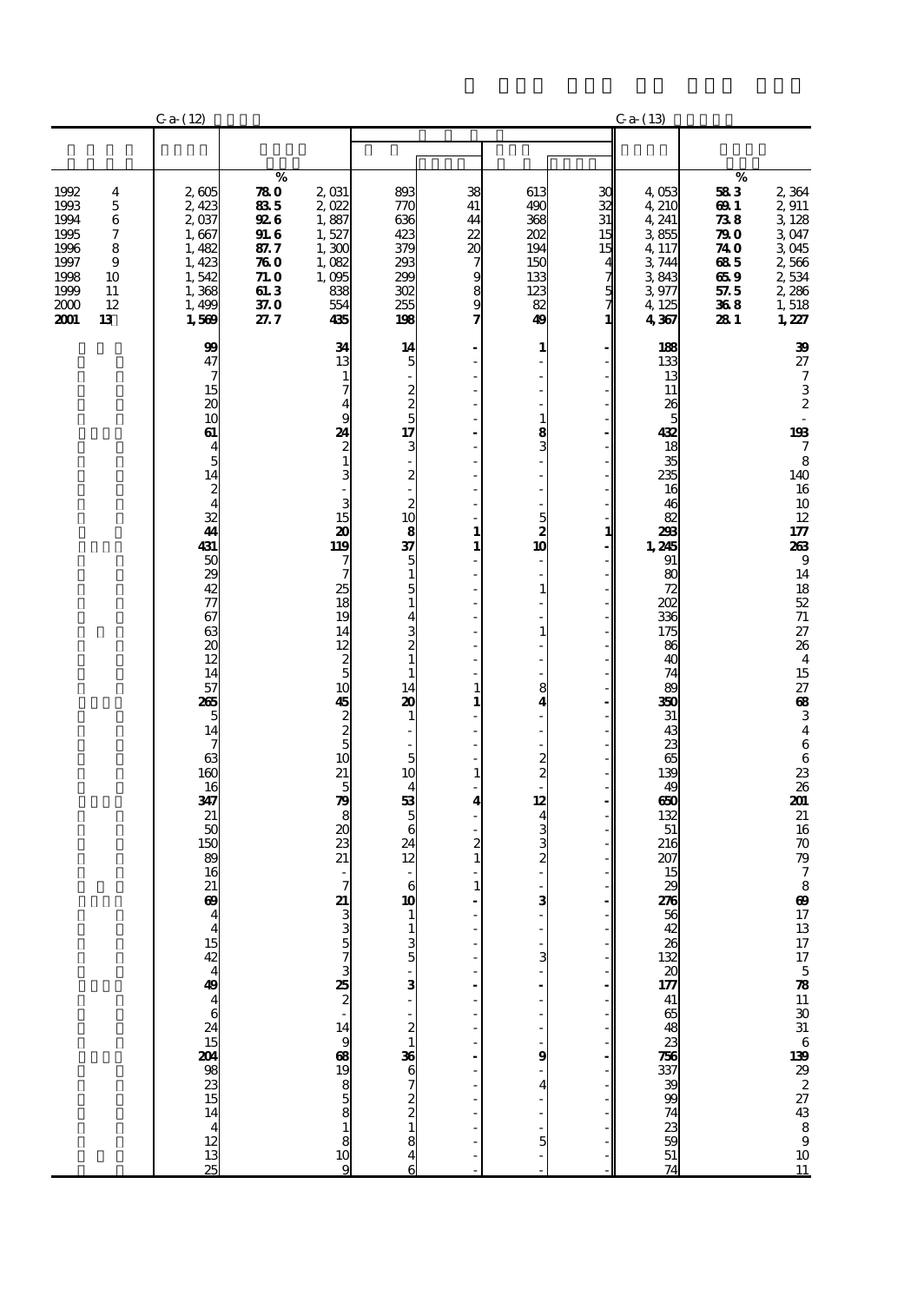| | | C-a-(12) | | | | | | | C-a-(13) | | |
|---|---|---|---|---|---|---|---|---|---|---|---|
| | | | % | | | | | | | % | |
| 1992 | 4 | 2,605 | 78.0 | 2,031 | 893 | 38 | 613 | 30 | 4,053 | 58.3 | 2,364 |
| 1993 | 5 | 2,423 | 83.5 | 2,022 | 770 | 41 | 490 | 32 | 4,210 | 69.1 | 2,911 |
| 1994 | 6 | 2,037 | 92.6 | 1,887 | 636 | 44 | 368 | 31 | 4,241 | 73.8 | 3,128 |
| 1995 | 7 | 1,667 | 91.6 | 1,527 | 423 | 22 | 202 | 15 | 3,855 | 79.0 | 3,047 |
| 1996 | 8 | 1,482 | 87.7 | 1,300 | 379 | 20 | 194 | 15 | 4,117 | 74.0 | 3,045 |
| 1997 | 9 | 1,423 | 76.0 | 1,082 | 293 | 7 | 150 | 4 | 3,744 | 68.5 | 2,566 |
| 1998 | 10 | 1,542 | 71.0 | 1,095 | 299 | 9 | 133 | 7 | 3,843 | 65.9 | 2,534 |
| 1999 | 11 | 1,368 | 61.3 | 838 | 302 | 8 | 123 | 5 | 3,977 | 57.5 | 2,286 |
| 2000 | 12 | 1,499 | 37.0 | 554 | 255 | 9 | 82 | 7 | 4,125 | 36.8 | 1,518 |
| **2001** | **13** | **1,569** | **27.7** | **435** | **198** | **7** | **49** | **1** | **4,367** | **28.1** | **1,227** |
| | | **99** | | **34** | **14** | **-** | **1** | **-** | **188** | | **39** |
| | | 47 | | 13 | 5 | - | - | - | 133 | | 27 |
| | | 7 | | 1 | - | - | - | - | 13 | | 7 |
| | | 15 | | 7 | 2 | - | - | - | 11 | | 3 |
| | | 20 | | 4 | 2 | - | - | - | 26 | | 2 |
| | | 10 | | 9 | 5 | - | 1 | - | 5 | | - |
| | | **61** | | **24** | **17** | **-** | **8** | **-** | **432** | | **193** |
| | | 4 | | 2 | 3 | - | 3 | - | 18 | | 7 |
| | | 5 | | 1 | - | - | - | - | 35 | | 8 |
| | | 14 | | 3 | 2 | - | - | - | 235 | | 140 |
| | | 2 | | - | - | - | - | - | 16 | | 16 |
| | | 4 | | 3 | 2 | - | - | - | 46 | | 10 |
| | | 32 | | 15 | 10 | - | 5 | - | 82 | | 12 |
| | | **44** | | **20** | **8** | **1** | **2** | **1** | **293** | | **177** |
| | | **431** | | **119** | **37** | **1** | **10** | **-** | **1,245** | | **263** |
| | | 50 | | 7 | 5 | - | - | - | 91 | | 9 |
| | | 29 | | 7 | 1 | - | - | - | 80 | | 14 |
| | | 42 | | 25 | 5 | - | 1 | - | 72 | | 18 |
| | | 77 | | 18 | 1 | - | - | - | 202 | | 52 |
| | | 67 | | 19 | 4 | - | - | - | 336 | | 71 |
| | | 63 | | 14 | 3 | - | 1 | - | 175 | | 27 |
| | | 20 | | 12 | 2 | - | - | - | 86 | | 26 |
| | | 12 | | 2 | 1 | - | - | - | 40 | | 4 |
| | | 14 | | 5 | 1 | - | - | - | 74 | | 15 |
| | | 57 | | 10 | 14 | 1 | 8 | - | 89 | | 27 |
| | | **265** | | **45** | **20** | **1** | **4** | **-** | **350** | | **68** |
| | | 5 | | 2 | 1 | - | - | - | 31 | | 3 |
| | | 14 | | 2 | - | - | - | - | 43 | | 4 |
| | | 7 | | 5 | - | - | - | - | 23 | | 6 |
| | | 63 | | 10 | 5 | - | 2 | - | 65 | | 6 |
| | | 160 | | 21 | 10 | 1 | 2 | - | 139 | | 23 |
| | | 16 | | 5 | 4 | - | - | - | 49 | | 26 |
| | | **347** | | **79** | **53** | **4** | **12** | **-** | **650** | | **201** |
| | | 21 | | 8 | 5 | - | 4 | - | 132 | | 21 |
| | | 50 | | 20 | 6 | - | 3 | - | 51 | | 16 |
| | | 150 | | 23 | 24 | 2 | 3 | - | 216 | | 70 |
| | | 89 | | 21 | 12 | 1 | 2 | - | 207 | | 79 |
| | | 16 | | - | - | - | - | - | 15 | | 7 |
| | | 21 | | 7 | 6 | 1 | - | - | 29 | | 8 |
| | | **69** | | **21** | **10** | **-** | **3** | **-** | **276** | | **69** |
| | | 4 | | 3 | 1 | - | - | - | 56 | | 17 |
| | | 4 | | 3 | 1 | - | - | - | 42 | | 13 |
| | | 15 | | 5 | 3 | - | - | - | 26 | | 17 |
| | | 42 | | 7 | 5 | - | 3 | - | 132 | | 17 |
| | | 4 | | 3 | - | - | - | - | 20 | | 5 |
| | | **49** | | **25** | **3** | **-** | **-** | **-** | **177** | | **78** |
| | | 4 | | 2 | - | - | - | - | 41 | | 11 |
| | | 6 | | - | - | - | - | - | 65 | | 30 |
| | | 24 | | 14 | 2 | - | - | - | 48 | | 31 |
| | | 15 | | 9 | 1 | - | - | - | 23 | | 6 |
| | | **204** | | **68** | **36** | **-** | **9** | **-** | **756** | | **139** |
| | | 98 | | 19 | 6 | - | - | - | 337 | | 29 |
| | | 23 | | 8 | 7 | - | 4 | - | 39 | | 2 |
| | | 15 | | 5 | 2 | - | - | - | 99 | | 27 |
| | | 14 | | 8 | 2 | - | - | - | 74 | | 43 |
| | | 4 | | 1 | 1 | - | - | - | 23 | | 8 |
| | | 12 | | 8 | 8 | - | 5 | - | 59 | | 9 |
| | | 13 | | 10 | 4 | - | - | - | 51 | | 10 |
| | | 25 | | 9 | 6 | - | - | - | 74 | | 11 |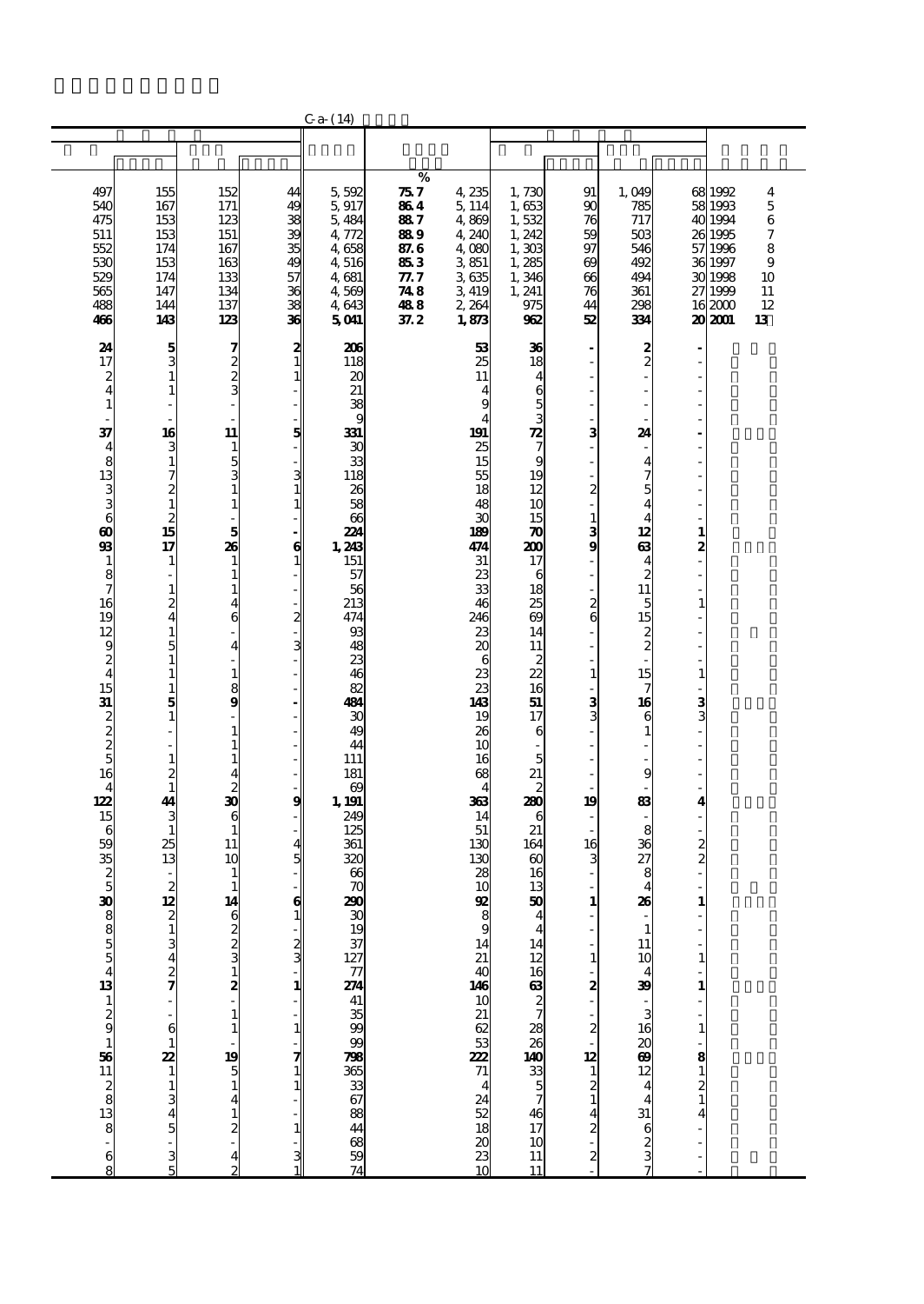C-a-(14)

| | | | | | | | | | | | | |
|---|---|---|---|---|---|---|---|---|---|---|---|---|
| | | | | | % | | | | | | | |
| 497 | 155 | 152 | 44 | 5,592 | 75.7 | 4,235 | 1,730 | 91 | 1,049 | 68 | 1992 | 4 |
| 540 | 167 | 171 | 49 | 5,917 | 86.4 | 5,114 | 1,653 | 90 | 785 | 58 | 1993 | 5 |
| 475 | 153 | 123 | 38 | 5,484 | 88.7 | 4,869 | 1,532 | 76 | 717 | 40 | 1994 | 6 |
| 511 | 153 | 151 | 39 | 4,772 | 88.9 | 4,240 | 1,242 | 59 | 503 | 26 | 1995 | 7 |
| 552 | 174 | 167 | 35 | 4,658 | 87.6 | 4,080 | 1,303 | 97 | 546 | 57 | 1996 | 8 |
| 530 | 153 | 163 | 49 | 4,516 | 85.3 | 3,851 | 1,285 | 69 | 492 | 36 | 1997 | 9 |
| 529 | 174 | 133 | 57 | 4,681 | 77.7 | 3,635 | 1,346 | 66 | 494 | 30 | 1998 | 10 |
| 565 | 147 | 134 | 36 | 4,569 | 74.8 | 3,419 | 1,241 | 76 | 361 | 27 | 1999 | 11 |
| 488 | 144 | 137 | 38 | 4,643 | 48.8 | 2,264 | 975 | 44 | 298 | 16 | 2000 | 12 |
| **466** | **143** | **123** | **36** | **5,041** | **37.2** | **1,873** | **962** | **52** | **334** | **20** | **2001** | **13** |
| **24** | **5** | **7** | **2** | **206** | | **53** | **36** | **-** | **2** | **-** | | |
| 17 | 3 | 2 | 1 | 118 | | 25 | 18 | - | 2 | - | | |
| 2 | 1 | 2 | 1 | 20 | | 11 | 4 | - | - | - | | |
| 4 | 1 | 3 | - | 21 | | 4 | 6 | - | - | - | | |
| 1 | - | - | - | 38 | | 9 | 5 | - | - | - | | |
| - | - | - | - | 9 | | 4 | 3 | - | - | - | | |
| **37** | **16** | **11** | **5** | **331** | | **191** | **72** | **3** | **24** | **-** | | |
| 4 | 3 | 1 | - | 30 | | 25 | 7 | - | - | - | | |
| 8 | 1 | 5 | - | 33 | | 15 | 9 | - | 4 | - | | |
| 13 | 7 | 3 | 3 | 118 | | 55 | 19 | - | 7 | - | | |
| 3 | 2 | 1 | 1 | 26 | | 18 | 12 | 2 | 5 | - | | |
| 3 | 1 | 1 | 1 | 58 | | 48 | 10 | - | 4 | - | | |
| 6 | 2 | - | - | 66 | | 30 | 15 | 1 | 4 | - | | |
| **60** | **15** | **5** | **-** | **224** | | **189** | **70** | **3** | **12** | **1** | | |
| **93** | **17** | **26** | **6** | **1,243** | | **474** | **200** | **9** | **63** | **2** | | |
| 1 | 1 | 1 | 1 | 151 | | 31 | 17 | - | 4 | - | | |
| 8 | - | 1 | - | 57 | | 23 | 6 | - | 2 | - | | |
| 7 | 1 | 1 | - | 56 | | 33 | 18 | - | 11 | - | | |
| 16 | 2 | 4 | - | 213 | | 46 | 25 | 2 | 5 | 1 | | |
| 19 | 4 | 6 | 2 | 474 | | 246 | 69 | 6 | 15 | - | | |
| 12 | 1 | - | - | 93 | | 23 | 14 | - | 2 | - | | |
| 9 | 5 | 4 | 3 | 48 | | 20 | 11 | - | 2 | - | | |
| 2 | 1 | - | - | 23 | | 6 | 2 | - | - | - | | |
| 4 | 1 | 1 | - | 46 | | 23 | 22 | 1 | 15 | 1 | | |
| 15 | 1 | 8 | - | 82 | | 23 | 16 | - | 7 | - | | |
| **31** | **5** | **9** | **-** | **484** | | **143** | **51** | **3** | **16** | **3** | | |
| 2 | 1 | - | - | 30 | | 19 | 17 | 3 | 6 | 3 | | |
| 2 | - | 1 | - | 49 | | 26 | 6 | - | 1 | - | | |
| 2 | - | 1 | - | 44 | | 10 | - | - | - | - | | |
| 5 | 1 | 1 | - | 111 | | 16 | 5 | - | - | - | | |
| 16 | 2 | 4 | - | 181 | | 68 | 21 | - | 9 | - | | |
| 4 | 1 | 2 | - | 69 | | 4 | 2 | - | - | - | | |
| **122** | **44** | **30** | **9** | **1,191** | | **363** | **280** | **19** | **83** | **4** | | |
| 15 | 3 | 6 | - | 249 | | 14 | 6 | - | - | - | | |
| 6 | 1 | 1 | - | 125 | | 51 | 21 | - | 8 | - | | |
| 59 | 25 | 11 | 4 | 361 | | 130 | 164 | 16 | 36 | 2 | | |
| 35 | 13 | 10 | 5 | 320 | | 130 | 60 | 3 | 27 | 2 | | |
| 2 | - | 1 | - | 66 | | 28 | 16 | - | 8 | - | | |
| 5 | 2 | 1 | - | 70 | | 10 | 13 | - | 4 | - | | |
| **30** | **12** | **14** | **6** | **290** | | **92** | **50** | **1** | **26** | **1** | | |
| 8 | 2 | 6 | 1 | 30 | | 8 | 4 | - | - | - | | |
| 8 | 1 | 2 | - | 19 | | 9 | 4 | - | 1 | - | | |
| 5 | 3 | 2 | 2 | 37 | | 14 | 14 | - | 11 | - | | |
| 5 | 4 | 3 | 3 | 127 | | 21 | 12 | 1 | 10 | 1 | | |
| 4 | 2 | 1 | - | 77 | | 40 | 16 | - | 4 | - | | |
| **13** | **7** | **2** | **1** | **274** | | **146** | **63** | **2** | **39** | **1** | | |
| 1 | - | - | - | 41 | | 10 | 2 | - | - | - | | |
| 2 | - | 1 | - | 35 | | 21 | 7 | - | 3 | - | | |
| 9 | 6 | 1 | 1 | 99 | | 62 | 28 | 2 | 16 | 1 | | |
| 1 | 1 | - | - | 99 | | 53 | 26 | - | 20 | - | | |
| **56** | **22** | **19** | **7** | **798** | | **222** | **140** | **12** | **69** | **8** | | |
| 11 | 1 | 5 | 1 | 365 | | 71 | 33 | 1 | 12 | 1 | | |
| 2 | 1 | 1 | 1 | 33 | | 4 | 5 | 2 | 4 | 2 | | |
| 8 | 3 | 4 | - | 67 | | 24 | 7 | 1 | 4 | 1 | | |
| 13 | 4 | 1 | - | 88 | | 52 | 46 | 4 | 31 | 4 | | |
| 8 | 5 | 2 | 1 | 44 | | 18 | 17 | 2 | 6 | - | | |
| - | - | - | - | 68 | | 20 | 10 | - | 2 | - | | |
| 6 | 3 | 4 | 3 | 59 | | 23 | 11 | 2 | 3 | - | | |
| 8 | 5 | 2 | 1 | 74 | | 10 | 11 | - | 7 | - | | |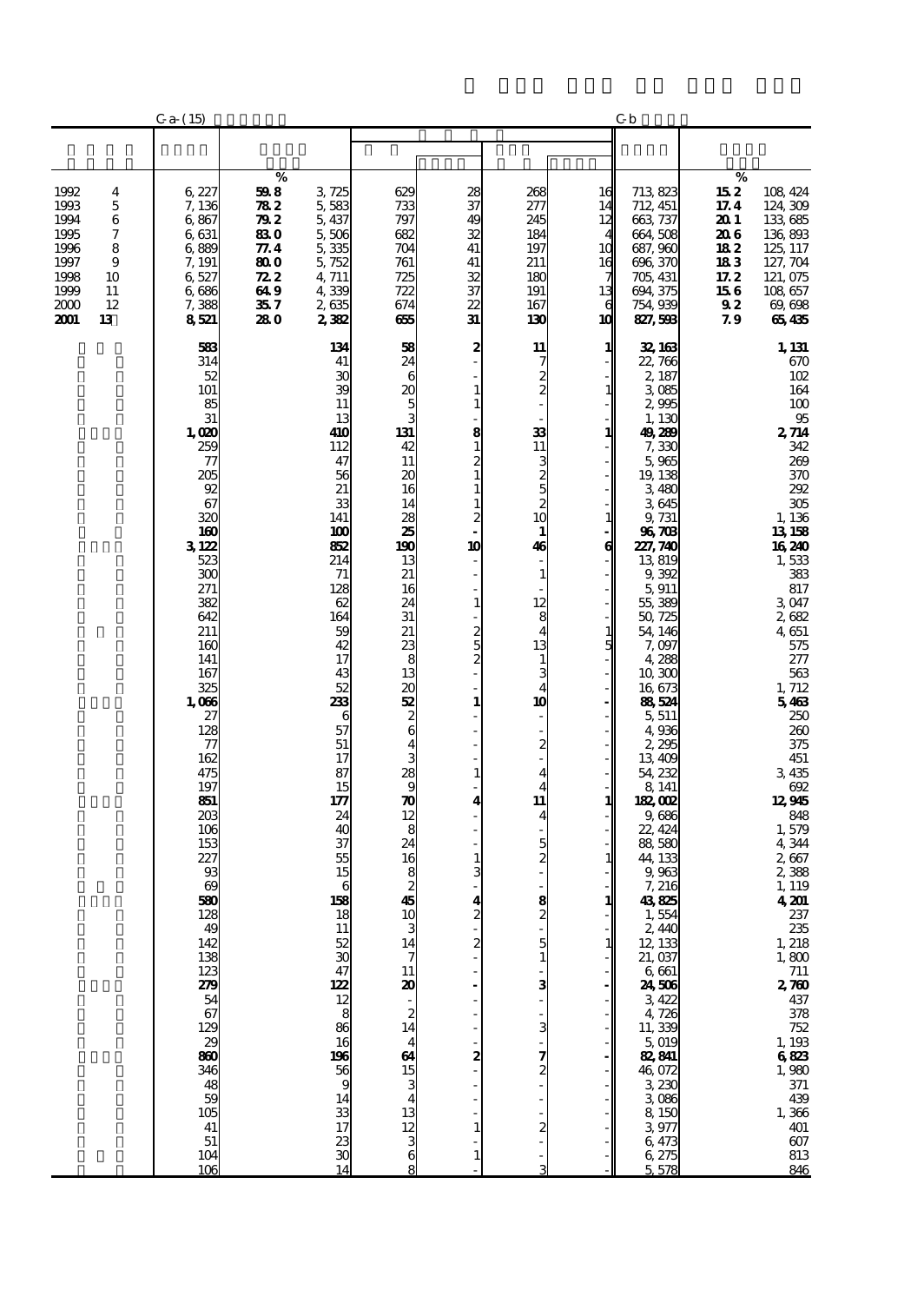| | | C-a-(15) | % | | | | | | C-b | % | |
|---|---|---|---|---|---|---|---|---|---|---|---|
| 1992 | 4 | 6,227 | 59.8 | 3,725 | 629 | 28 | 268 | 16 | 713,823 | 15.2 | 108,424 |
| 1993 | 5 | 7,136 | 78.2 | 5,583 | 733 | 37 | 277 | 14 | 712,451 | 17.4 | 124,309 |
| 1994 | 6 | 6,867 | 79.2 | 5,437 | 797 | 49 | 245 | 12 | 663,737 | 20.1 | 133,685 |
| 1995 | 7 | 6,631 | 83.0 | 5,506 | 682 | 32 | 184 | 4 | 664,508 | 20.6 | 136,893 |
| 1996 | 8 | 6,889 | 77.4 | 5,335 | 704 | 41 | 197 | 10 | 687,960 | 18.2 | 125,117 |
| 1997 | 9 | 7,191 | 80.0 | 5,752 | 761 | 41 | 211 | 16 | 696,370 | 18.3 | 127,704 |
| 1998 | 10 | 6,527 | 72.2 | 4,711 | 725 | 32 | 180 | 7 | 705,431 | 17.2 | 121,075 |
| 1999 | 11 | 6,686 | 64.9 | 4,339 | 722 | 37 | 191 | 13 | 694,375 | 15.6 | 108,657 |
| 2000 | 12 | 7,388 | 35.7 | 2,635 | 674 | 22 | 167 | 6 | 754,939 | 9.2 | 69,698 |
| **2001** | **13** | **8,521** | **28.0** | **2,382** | **655** | **31** | **130** | **10** | **827,593** | **7.9** | **65,435** |
| | | **583** | | **134** | **58** | **2** | **11** | **1** | **32,163** | | **1,131** |
| | | 314 | | 41 | 24 | - | 7 | - | 22,766 | | 670 |
| | | 52 | | 30 | 6 | - | 2 | - | 2,187 | | 102 |
| | | 101 | | 39 | 20 | 1 | 2 | 1 | 3,085 | | 164 |
| | | 85 | | 11 | 5 | 1 | - | - | 2,995 | | 100 |
| | | 31 | | 13 | 3 | - | - | - | 1,130 | | 95 |
| | | **1,020** | | **410** | **131** | **8** | **33** | **1** | **49,289** | | **2,714** |
| | | 259 | | 112 | 42 | 1 | 11 | - | 7,330 | | 342 |
| | | 77 | | 47 | 11 | 2 | 3 | - | 5,965 | | 269 |
| | | 205 | | 56 | 20 | 1 | 2 | - | 19,138 | | 370 |
| | | 92 | | 21 | 16 | 1 | 5 | - | 3,480 | | 292 |
| | | 67 | | 33 | 14 | 1 | 2 | - | 3,645 | | 305 |
| | | 320 | | 141 | 28 | 2 | 10 | 1 | 9,731 | | 1,136 |
| | | **160** | | **100** | **25** | **-** | **1** | **-** | **96,703** | | **13,158** |
| | | **3,122** | | **852** | **190** | **10** | **46** | **6** | **227,740** | | **16,240** |
| | | 523 | | 214 | 13 | - | - | - | 13,819 | | 1,533 |
| | | 300 | | 71 | 21 | - | 1 | - | 9,392 | | 383 |
| | | 271 | | 128 | 16 | - | - | - | 5,911 | | 817 |
| | | 382 | | 62 | 24 | 1 | 12 | - | 55,389 | | 3,047 |
| | | 642 | | 164 | 31 | - | 8 | - | 50,725 | | 2,682 |
| | | 211 | | 59 | 21 | 2 | 4 | 1 | 54,146 | | 4,651 |
| | | 160 | | 42 | 23 | 5 | 13 | 5 | 7,097 | | 575 |
| | | 141 | | 17 | 8 | 2 | 1 | - | 4,288 | | 277 |
| | | 167 | | 43 | 13 | - | 3 | - | 10,300 | | 563 |
| | | 325 | | 52 | 20 | - | 4 | - | 16,673 | | 1,712 |
| | | **1,066** | | **233** | **52** | **1** | **10** | **-** | **88,524** | | **5,463** |
| | | 27 | | 6 | 2 | - | - | - | 5,511 | | 250 |
| | | 128 | | 57 | 6 | - | - | - | 4,936 | | 260 |
| | | 77 | | 51 | 4 | - | 2 | - | 2,295 | | 375 |
| | | 162 | | 17 | 3 | - | - | - | 13,409 | | 451 |
| | | 475 | | 87 | 28 | 1 | 4 | - | 54,232 | | 3,435 |
| | | 197 | | 15 | 9 | - | 4 | - | 8,141 | | 692 |
| | | **851** | | **177** | **70** | **4** | **11** | **1** | **182,002** | | **12,945** |
| | | 203 | | 24 | 12 | - | 4 | - | 9,686 | | 848 |
| | | 106 | | 40 | 8 | - | - | - | 22,424 | | 1,579 |
| | | 153 | | 37 | 24 | - | 5 | - | 88,580 | | 4,344 |
| | | 227 | | 55 | 16 | 1 | 2 | 1 | 44,133 | | 2,667 |
| | | 93 | | 15 | 8 | 3 | - | - | 9,963 | | 2,388 |
| | | 69 | | 6 | 2 | - | - | - | 7,216 | | 1,119 |
| | | **580** | | **158** | **45** | **4** | **8** | **1** | **43,825** | | **4,201** |
| | | 128 | | 18 | 10 | 2 | 2 | - | 1,554 | | 237 |
| | | 49 | | 11 | 3 | - | - | - | 2,440 | | 235 |
| | | 142 | | 52 | 14 | 2 | 5 | 1 | 12,133 | | 1,218 |
| | | 138 | | 30 | 7 | - | 1 | - | 21,037 | | 1,800 |
| | | 123 | | 47 | 11 | - | - | - | 6,661 | | 711 |
| | | **279** | | **122** | **20** | **-** | **3** | **-** | **24,506** | | **2,760** |
| | | 54 | | 12 | - | - | - | - | 3,422 | | 437 |
| | | 67 | | 8 | 2 | - | - | - | 4,726 | | 378 |
| | | 129 | | 86 | 14 | - | 3 | - | 11,339 | | 752 |
| | | 29 | | 16 | 4 | - | - | - | 5,019 | | 1,193 |
| | | **860** | | **196** | **64** | **2** | **7** | **-** | **82,841** | | **6,823** |
| | | 346 | | 56 | 15 | - | 2 | - | 46,072 | | 1,980 |
| | | 48 | | 9 | 3 | - | - | - | 3,230 | | 371 |
| | | 59 | | 14 | 4 | - | - | - | 3,086 | | 439 |
| | | 105 | | 33 | 13 | - | - | - | 8,150 | | 1,366 |
| | | 41 | | 17 | 12 | 1 | 2 | - | 3,977 | | 401 |
| | | 51 | | 23 | 3 | - | - | - | 6,473 | | 607 |
| | | 104 | | 30 | 6 | 1 | - | - | 6,275 | | 813 |
| | | 106 | | 14 | 8 | - | 3 | - | 5,578 | | 846 |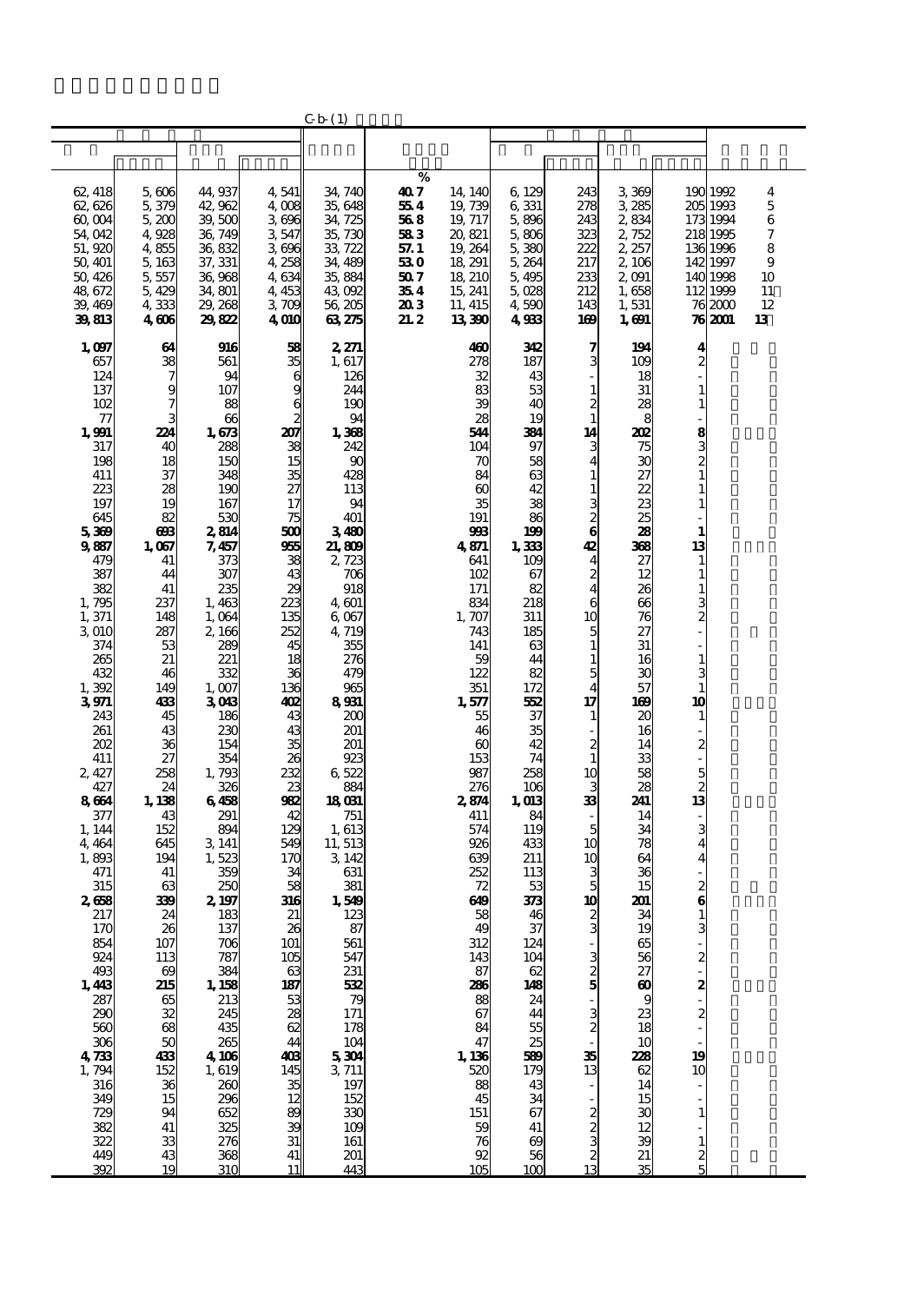C-b-(1)

| | | | | | % | | | | | | | |
|---|---|---|---|---|---|---|---|---|---|---|---|---|
| 62,418 | 5,606 | 44,937 | 4,541 | 34,740 | 40.7 | 14,140 | 6,129 | 243 | 3,369 | 190 | 1992 | 4 |
| 62,626 | 5,379 | 42,962 | 4,008 | 35,648 | 55.4 | 19,739 | 6,331 | 278 | 3,285 | 205 | 1993 | 5 |
| 60,004 | 5,200 | 39,500 | 3,696 | 34,725 | 56.8 | 19,717 | 5,896 | 243 | 2,834 | 173 | 1994 | 6 |
| 54,042 | 4,928 | 36,749 | 3,547 | 35,730 | 58.3 | 20,821 | 5,806 | 323 | 2,752 | 218 | 1995 | 7 |
| 51,920 | 4,855 | 36,832 | 3,696 | 33,722 | 57.1 | 19,264 | 5,380 | 222 | 2,257 | 136 | 1996 | 8 |
| 50,401 | 5,163 | 37,331 | 4,258 | 34,489 | 53.0 | 18,291 | 5,264 | 217 | 2,106 | 142 | 1997 | 9 |
| 50,426 | 5,557 | 36,968 | 4,634 | 35,884 | 50.7 | 18,210 | 5,495 | 233 | 2,091 | 140 | 1998 | 10 |
| 48,672 | 5,429 | 34,801 | 4,453 | 43,092 | 35.4 | 15,241 | 5,028 | 212 | 1,658 | 112 | 1999 | 11 |
| 39,469 | 4,333 | 29,268 | 3,709 | 56,205 | 20.3 | 11,415 | 4,590 | 143 | 1,531 | 76 | 2000 | 12 |
| **39,813** | **4,606** | **29,822** | **4,010** | **63,275** | **21.2** | **13,390** | **4,933** | **169** | **1,691** | **76** | **2001** | **13** |
| **1,097** | **64** | **916** | **58** | **2,271** | | **460** | **342** | **7** | **194** | **4** | | |
| 657 | 38 | 561 | 35 | 1,617 | | 278 | 187 | 3 | 109 | 2 | | |
| 124 | 7 | 94 | 6 | 126 | | 32 | 43 | - | 18 | - | | |
| 137 | 9 | 107 | 9 | 244 | | 83 | 53 | 1 | 31 | 1 | | |
| 102 | 7 | 88 | 6 | 190 | | 39 | 40 | 2 | 28 | 1 | | |
| 77 | 3 | 66 | 2 | 94 | | 28 | 19 | 1 | 8 | - | | |
| **1,991** | **224** | **1,673** | **207** | **1,368** | | **544** | **384** | **14** | **202** | **8** | | |
| 317 | 40 | 288 | 38 | 242 | | 104 | 97 | 3 | 75 | 3 | | |
| 198 | 18 | 150 | 15 | 90 | | 70 | 58 | 4 | 30 | 2 | | |
| 411 | 37 | 348 | 35 | 428 | | 84 | 63 | 1 | 27 | 1 | | |
| 223 | 28 | 190 | 27 | 113 | | 60 | 42 | 1 | 22 | 1 | | |
| 197 | 19 | 167 | 17 | 94 | | 35 | 38 | 3 | 23 | 1 | | |
| 645 | 82 | 530 | 75 | 401 | | 191 | 86 | 2 | 25 | - | | |
| **5,369** | **693** | **2,814** | **500** | **3,480** | | **993** | **199** | **6** | **28** | **1** | | |
| **9,887** | **1,067** | **7,457** | **955** | **21,809** | | **4,871** | **1,333** | **42** | **368** | **13** | | |
| 479 | 41 | 373 | 38 | 2,723 | | 641 | 109 | 4 | 27 | 1 | | |
| 387 | 44 | 307 | 43 | 706 | | 102 | 67 | 2 | 12 | 1 | | |
| 382 | 41 | 235 | 29 | 918 | | 171 | 82 | 4 | 26 | 1 | | |
| 1,795 | 237 | 1,463 | 223 | 4,601 | | 834 | 218 | 6 | 66 | 3 | | |
| 1,371 | 148 | 1,064 | 135 | 6,067 | | 1,707 | 311 | 10 | 76 | 2 | | |
| 3,010 | 287 | 2,166 | 252 | 4,719 | | 743 | 185 | 5 | 27 | - | | |
| 374 | 53 | 289 | 45 | 355 | | 141 | 63 | 1 | 31 | - | | |
| 265 | 21 | 221 | 18 | 276 | | 59 | 44 | 1 | 16 | 1 | | |
| 432 | 46 | 332 | 36 | 479 | | 122 | 82 | 5 | 30 | 3 | | |
| 1,392 | 149 | 1,007 | 136 | 965 | | 351 | 172 | 4 | 57 | 1 | | |
| **3,971** | **433** | **3,043** | **402** | **8,931** | | **1,577** | **552** | **17** | **169** | **10** | | |
| 243 | 45 | 186 | 43 | 200 | | 55 | 37 | 1 | 20 | 1 | | |
| 261 | 43 | 230 | 43 | 201 | | 46 | 35 | - | 16 | - | | |
| 202 | 36 | 154 | 35 | 201 | | 60 | 42 | 2 | 14 | 2 | | |
| 411 | 27 | 354 | 26 | 923 | | 153 | 74 | 1 | 33 | - | | |
| 2,427 | 258 | 1,793 | 232 | 6,522 | | 987 | 258 | 10 | 58 | 5 | | |
| 427 | 24 | 326 | 23 | 884 | | 276 | 106 | 3 | 28 | 2 | | |
| **8,664** | **1,138** | **6,458** | **982** | **18,031** | | **2,874** | **1,013** | **33** | **241** | **13** | | |
| 377 | 43 | 291 | 42 | 751 | | 411 | 84 | - | 14 | - | | |
| 1,144 | 152 | 894 | 129 | 1,613 | | 574 | 119 | 5 | 34 | 3 | | |
| 4,464 | 645 | 3,141 | 549 | 11,513 | | 926 | 433 | 10 | 78 | 4 | | |
| 1,893 | 194 | 1,523 | 170 | 3,142 | | 639 | 211 | 10 | 64 | 4 | | |
| 471 | 41 | 359 | 34 | 631 | | 252 | 113 | 3 | 36 | - | | |
| 315 | 63 | 250 | 58 | 381 | | 72 | 53 | 5 | 15 | 2 | | |
| **2,658** | **339** | **2,197** | **316** | **1,549** | | **649** | **373** | **10** | **201** | **6** | | |
| 217 | 24 | 183 | 21 | 123 | | 58 | 46 | 2 | 34 | 1 | | |
| 170 | 26 | 137 | 26 | 87 | | 49 | 37 | 3 | 19 | 3 | | |
| 854 | 107 | 706 | 101 | 561 | | 312 | 124 | - | 65 | - | | |
| 924 | 113 | 787 | 105 | 547 | | 143 | 104 | 3 | 56 | 2 | | |
| 493 | 69 | 384 | 63 | 231 | | 87 | 62 | 2 | 27 | - | | |
| **1,443** | **215** | **1,158** | **187** | **532** | | **286** | **148** | **5** | **60** | **2** | | |
| 287 | 65 | 213 | 53 | 79 | | 88 | 24 | - | 9 | - | | |
| 290 | 32 | 245 | 28 | 171 | | 67 | 44 | 3 | 23 | 2 | | |
| 560 | 68 | 435 | 62 | 178 | | 84 | 55 | 2 | 18 | - | | |
| 306 | 50 | 265 | 44 | 104 | | 47 | 25 | - | 10 | - | | |
| **4,733** | **433** | **4,106** | **403** | **5,304** | | **1,136** | **589** | **35** | **228** | **19** | | |
| 1,794 | 152 | 1,619 | 145 | 3,711 | | 520 | 179 | 13 | 62 | 10 | | |
| 316 | 36 | 260 | 35 | 197 | | 88 | 43 | - | 14 | - | | |
| 349 | 15 | 296 | 12 | 152 | | 45 | 34 | - | 15 | - | | |
| 729 | 94 | 652 | 89 | 330 | | 151 | 67 | 2 | 30 | 1 | | |
| 382 | 41 | 325 | 39 | 109 | | 59 | 41 | 2 | 12 | - | | |
| 322 | 33 | 276 | 31 | 161 | | 76 | 69 | 3 | 39 | 1 | | |
| 449 | 43 | 368 | 41 | 201 | | 92 | 56 | 2 | 21 | 2 | | |
| 392 | 19 | 310 | 11 | 443 | | 105 | 100 | 13 | 35 | 5 | | |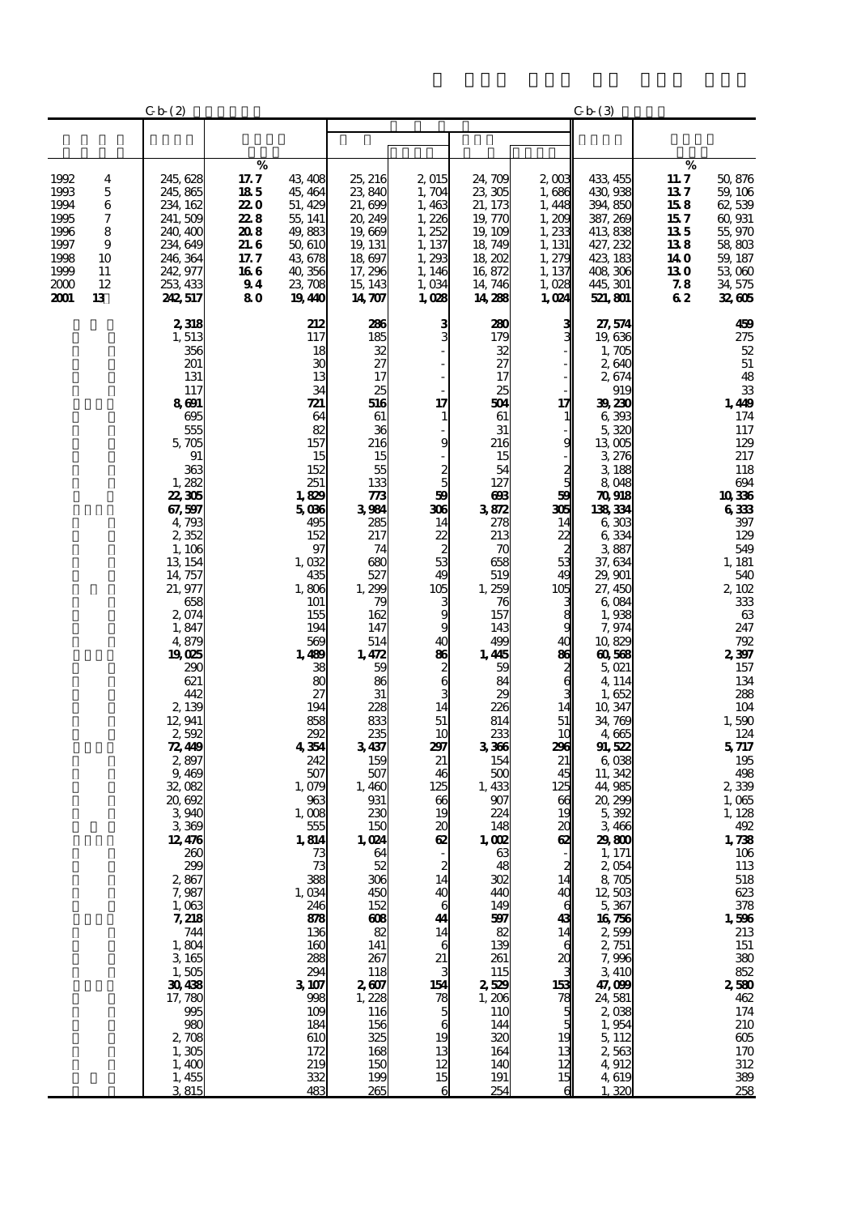| | C-b-(2) | | | | | | | C-b-(3) | | |
|---|---|---|---|---|---|---|---|---|---|---|
| | | % | | | | | | | % | |
| 1992 4 | 245,628 | 17.7 | 43,408 | 25,216 | 2,015 | 24,709 | 2,003 | 433,455 | 11.7 | 50,876 |
| 1993 5 | 245,865 | 18.5 | 45,464 | 23,840 | 1,704 | 23,305 | 1,686 | 430,938 | 13.7 | 59,106 |
| 1994 6 | 234,162 | 22.0 | 51,429 | 21,699 | 1,463 | 21,173 | 1,448 | 394,850 | 15.8 | 62,539 |
| 1995 7 | 241,509 | 22.8 | 55,141 | 20,249 | 1,226 | 19,770 | 1,209 | 387,269 | 15.7 | 60,931 |
| 1996 8 | 240,400 | 20.8 | 49,883 | 19,669 | 1,252 | 19,109 | 1,233 | 413,838 | 13.5 | 55,970 |
| 1997 9 | 234,649 | 21.6 | 50,610 | 19,131 | 1,137 | 18,749 | 1,131 | 427,232 | 13.8 | 58,803 |
| 1998 10 | 246,364 | 17.7 | 43,678 | 18,697 | 1,293 | 18,202 | 1,279 | 423,183 | 14.0 | 59,187 |
| 1999 11 | 242,977 | 16.6 | 40,356 | 17,296 | 1,146 | 16,872 | 1,137 | 408,306 | 13.0 | 53,060 |
| 2000 12 | 253,433 | 9.4 | 23,708 | 15,143 | 1,034 | 14,746 | 1,028 | 445,301 | 7.8 | 34,575 |
| **2001 13** | **242,517** | **8.0** | **19,440** | **14,707** | **1,028** | **14,288** | **1,024** | **521,801** | **6.2** | **32,605** |
| | **2,318** | | **212** | **286** | **3** | **280** | **3** | **27,574** | | **459** |
| | 1,513 | | 117 | 185 | 3 | 179 | 3 | 19,636 | | 275 |
| | 356 | | 18 | 32 | - | 32 | - | 1,705 | | 52 |
| | 201 | | 30 | 27 | - | 27 | - | 2,640 | | 51 |
| | 131 | | 13 | 17 | - | 17 | - | 2,674 | | 48 |
| | 117 | | 34 | 25 | - | 25 | - | 919 | | 33 |
| | **8,691** | | **721** | **516** | **17** | **504** | **17** | **39,230** | | **1,449** |
| | 695 | | 64 | 61 | 1 | 61 | 1 | 6,393 | | 174 |
| | 555 | | 82 | 36 | - | 31 | - | 5,320 | | 117 |
| | 5,705 | | 157 | 216 | 9 | 216 | 9 | 13,005 | | 129 |
| | 91 | | 15 | 15 | - | 15 | - | 3,276 | | 217 |
| | 363 | | 152 | 55 | 2 | 54 | 2 | 3,188 | | 118 |
| | 1,282 | | 251 | 133 | 5 | 127 | 5 | 8,048 | | 694 |
| | **22,305** | | **1,829** | **773** | **59** | **693** | **59** | **70,918** | | **10,336** |
| | **67,597** | | **5,036** | **3,984** | **306** | **3,872** | **305** | **138,334** | | **6,333** |
| | 4,793 | | 495 | 285 | 14 | 278 | 14 | 6,303 | | 397 |
| | 2,352 | | 152 | 217 | 22 | 213 | 22 | 6,334 | | 129 |
| | 1,106 | | 97 | 74 | 2 | 70 | 2 | 3,887 | | 549 |
| | 13,154 | | 1,032 | 680 | 53 | 658 | 53 | 37,634 | | 1,181 |
| | 14,757 | | 435 | 527 | 49 | 519 | 49 | 29,901 | | 540 |
| | 21,977 | | 1,806 | 1,299 | 105 | 1,259 | 105 | 27,450 | | 2,102 |
| | 658 | | 101 | 79 | 3 | 76 | 3 | 6,084 | | 333 |
| | 2,074 | | 155 | 162 | 9 | 157 | 8 | 1,938 | | 63 |
| | 1,847 | | 194 | 147 | 9 | 143 | 9 | 7,974 | | 247 |
| | 4,879 | | 569 | 514 | 40 | 499 | 40 | 10,829 | | 792 |
| | **19,025** | | **1,489** | **1,472** | **86** | **1,445** | **86** | **60,568** | | **2,397** |
| | 290 | | 38 | 59 | 2 | 59 | 2 | 5,021 | | 157 |
| | 621 | | 80 | 86 | 6 | 84 | 6 | 4,114 | | 134 |
| | 442 | | 27 | 31 | 3 | 29 | 3 | 1,652 | | 288 |
| | 2,139 | | 194 | 228 | 14 | 226 | 14 | 10,347 | | 104 |
| | 12,941 | | 858 | 833 | 51 | 814 | 51 | 34,769 | | 1,590 |
| | 2,592 | | 292 | 235 | 10 | 233 | 10 | 4,665 | | 124 |
| | **72,449** | | **4,354** | **3,437** | **297** | **3,366** | **296** | **91,522** | | **5,717** |
| | 2,897 | | 242 | 159 | 21 | 154 | 21 | 6,038 | | 195 |
| | 9,469 | | 507 | 507 | 46 | 500 | 45 | 11,342 | | 498 |
| | 32,082 | | 1,079 | 1,460 | 125 | 1,433 | 125 | 44,985 | | 2,339 |
| | 20,692 | | 963 | 931 | 66 | 907 | 66 | 20,299 | | 1,065 |
| | 3,940 | | 1,008 | 230 | 19 | 224 | 19 | 5,392 | | 1,128 |
| | 3,369 | | 555 | 150 | 20 | 148 | 20 | 3,466 | | 492 |
| | **12,476** | | **1,814** | **1,024** | **62** | **1,002** | **62** | **29,800** | | **1,738** |
| | 260 | | 73 | 64 | - | 63 | - | 1,171 | | 106 |
| | 299 | | 73 | 52 | 2 | 48 | 2 | 2,054 | | 113 |
| | 2,867 | | 388 | 306 | 14 | 302 | 14 | 8,705 | | 518 |
| | 7,987 | | 1,034 | 450 | 40 | 440 | 40 | 12,503 | | 623 |
| | 1,063 | | 246 | 152 | 6 | 149 | 6 | 5,367 | | 378 |
| | **7,218** | | **878** | **608** | **44** | **597** | **43** | **16,756** | | **1,596** |
| | 744 | | 136 | 82 | 14 | 82 | 14 | 2,599 | | 213 |
| | 1,804 | | 160 | 141 | 6 | 139 | 6 | 2,751 | | 151 |
| | 3,165 | | 288 | 267 | 21 | 261 | 20 | 7,996 | | 380 |
| | 1,505 | | 294 | 118 | 3 | 115 | 3 | 3,410 | | 852 |
| | **30,438** | | **3,107** | **2,607** | **154** | **2,529** | **153** | **47,099** | | **2,580** |
| | 17,780 | | 998 | 1,228 | 78 | 1,206 | 78 | 24,581 | | 462 |
| | 995 | | 109 | 116 | 5 | 110 | 5 | 2,038 | | 174 |
| | 980 | | 184 | 156 | 6 | 144 | 5 | 1,954 | | 210 |
| | 2,708 | | 610 | 325 | 19 | 320 | 19 | 5,112 | | 605 |
| | 1,305 | | 172 | 168 | 13 | 164 | 13 | 2,563 | | 170 |
| | 1,400 | | 219 | 150 | 12 | 140 | 12 | 4,912 | | 312 |
| | 1,455 | | 332 | 199 | 15 | 191 | 15 | 4,619 | | 389 |
| | 3,815 | | 483 | 265 | 6 | 254 | 6 | 1,320 | | 258 |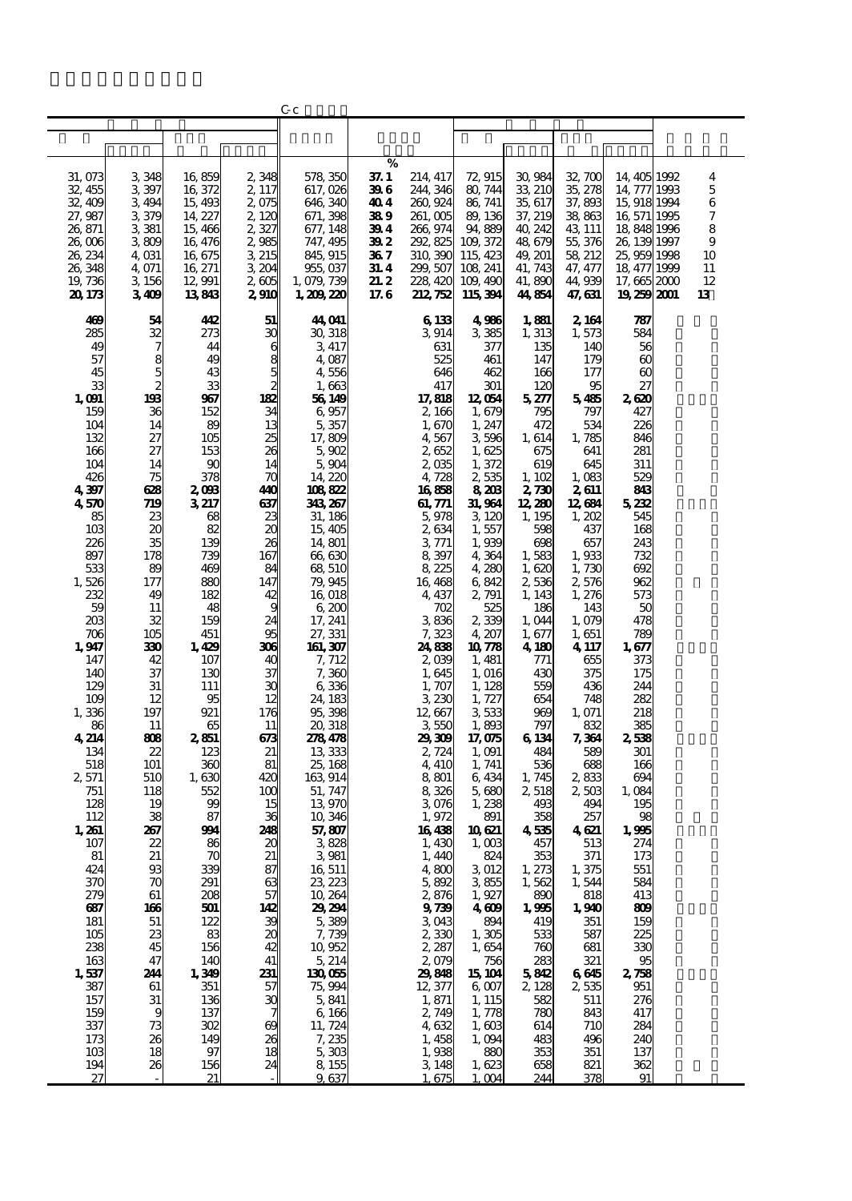C-c

| | | | | | % | | | | | | | |
|---|---|---|---|---|---|---|---|---|---|---|---|---|
| 31,073 | 3,348 | 16,859 | 2,348 | 578,350 | 37.1 | 214,417 | 72,915 | 30,984 | 32,700 | 14,405 | 1992 | 4 |
| 32,455 | 3,397 | 16,372 | 2,117 | 617,026 | 39.6 | 244,346 | 80,744 | 33,210 | 35,278 | 14,777 | 1993 | 5 |
| 32,409 | 3,494 | 15,493 | 2,075 | 646,340 | 40.4 | 260,924 | 86,741 | 35,617 | 37,893 | 15,918 | 1994 | 6 |
| 27,987 | 3,379 | 14,227 | 2,120 | 671,398 | 38.9 | 261,005 | 89,136 | 37,219 | 38,863 | 16,571 | 1995 | 7 |
| 26,871 | 3,381 | 15,466 | 2,327 | 677,148 | 39.4 | 266,974 | 94,889 | 40,242 | 43,111 | 18,848 | 1996 | 8 |
| 26,006 | 3,809 | 16,476 | 2,985 | 747,495 | 39.2 | 292,825 | 109,372 | 48,679 | 55,376 | 26,139 | 1997 | 9 |
| 26,234 | 4,031 | 16,675 | 3,215 | 845,915 | 36.7 | 310,390 | 115,423 | 49,201 | 58,212 | 25,959 | 1998 | 10 |
| 26,348 | 4,071 | 16,271 | 3,204 | 955,037 | 31.4 | 299,507 | 108,241 | 41,743 | 47,477 | 18,477 | 1999 | 11 |
| 19,736 | 3,156 | 12,991 | 2,605 | 1,079,739 | 21.2 | 228,420 | 109,490 | 41,890 | 44,939 | 17,665 | 2000 | 12 |
| **20,173** | **3,409** | **13,843** | **2,910** | **1,209,220** | **17.6** | **212,752** | **115,394** | **44,854** | **47,631** | **19,259** | **2001** | **13** |
| **469** | **54** | **442** | **51** | **44,041** | | **6,133** | **4,986** | **1,881** | **2,164** | **787** | | |
| 285 | 32 | 273 | 30 | 30,318 | | 3,914 | 3,385 | 1,313 | 1,573 | 584 | | |
| 49 | 7 | 44 | 6 | 3,417 | | 631 | 377 | 135 | 140 | 56 | | |
| 57 | 8 | 49 | 8 | 4,087 | | 525 | 461 | 147 | 179 | 60 | | |
| 45 | 5 | 43 | 5 | 4,556 | | 646 | 462 | 166 | 177 | 60 | | |
| 33 | 2 | 33 | 2 | 1,663 | | 417 | 301 | 120 | 95 | 27 | | |
| **1,091** | **193** | **967** | **182** | **56,149** | | **17,818** | **12,054** | **5,277** | **5,485** | **2,620** | | |
| 159 | 36 | 152 | 34 | 6,957 | | 2,166 | 1,679 | 795 | 797 | 427 | | |
| 104 | 14 | 89 | 13 | 5,357 | | 1,670 | 1,247 | 472 | 534 | 226 | | |
| 132 | 27 | 105 | 25 | 17,809 | | 4,567 | 3,596 | 1,614 | 1,785 | 846 | | |
| 166 | 27 | 153 | 26 | 5,902 | | 2,652 | 1,625 | 675 | 641 | 281 | | |
| 104 | 14 | 90 | 14 | 5,904 | | 2,035 | 1,372 | 619 | 645 | 311 | | |
| 426 | 75 | 378 | 70 | 14,220 | | 4,728 | 2,535 | 1,102 | 1,083 | 529 | | |
| **4,397** | **628** | **2,093** | **440** | **108,822** | | **16,858** | **8,203** | **2,730** | **2,611** | **843** | | |
| **4,570** | **719** | **3,217** | **637** | **343,267** | | **61,771** | **31,964** | **12,280** | **12,684** | **5,232** | | |
| 85 | 23 | 68 | 23 | 31,186 | | 5,978 | 3,120 | 1,195 | 1,202 | 545 | | |
| 103 | 20 | 82 | 20 | 15,405 | | 2,634 | 1,557 | 598 | 437 | 168 | | |
| 226 | 35 | 139 | 26 | 14,801 | | 3,771 | 1,939 | 698 | 657 | 243 | | |
| 897 | 178 | 739 | 167 | 66,630 | | 8,397 | 4,364 | 1,583 | 1,933 | 732 | | |
| 533 | 89 | 469 | 84 | 68,510 | | 8,225 | 4,280 | 1,620 | 1,730 | 692 | | |
| 1,526 | 177 | 880 | 147 | 79,945 | | 16,468 | 6,842 | 2,536 | 2,576 | 962 | | |
| 232 | 49 | 182 | 42 | 16,018 | | 4,437 | 2,791 | 1,143 | 1,276 | 573 | | |
| 59 | 11 | 48 | 9 | 6,200 | | 702 | 525 | 186 | 143 | 50 | | |
| 203 | 32 | 159 | 24 | 17,241 | | 3,836 | 2,339 | 1,044 | 1,079 | 478 | | |
| 706 | 105 | 451 | 95 | 27,331 | | 7,323 | 4,207 | 1,677 | 1,651 | 789 | | |
| **1,947** | **330** | **1,429** | **306** | **161,307** | | **24,838** | **10,778** | **4,180** | **4,117** | **1,677** | | |
| 147 | 42 | 107 | 40 | 7,712 | | 2,039 | 1,481 | 771 | 655 | 373 | | |
| 140 | 37 | 130 | 37 | 7,360 | | 1,645 | 1,016 | 430 | 375 | 175 | | |
| 129 | 31 | 111 | 30 | 6,336 | | 1,707 | 1,128 | 559 | 436 | 244 | | |
| 109 | 12 | 95 | 12 | 24,183 | | 3,230 | 1,727 | 654 | 748 | 282 | | |
| 1,336 | 197 | 921 | 176 | 95,398 | | 12,667 | 3,533 | 969 | 1,071 | 218 | | |
| 86 | 11 | 65 | 11 | 20,318 | | 3,550 | 1,893 | 797 | 832 | 385 | | |
| **4,214** | **808** | **2,851** | **673** | **278,478** | | **29,309** | **17,075** | **6,134** | **7,364** | **2,538** | | |
| 134 | 22 | 123 | 21 | 13,333 | | 2,724 | 1,091 | 484 | 589 | 301 | | |
| 518 | 101 | 360 | 81 | 25,168 | | 4,410 | 1,741 | 536 | 688 | 166 | | |
| 2,571 | 510 | 1,630 | 420 | 163,914 | | 8,801 | 6,434 | 1,745 | 2,833 | 694 | | |
| 751 | 118 | 552 | 100 | 51,747 | | 8,326 | 5,680 | 2,518 | 2,503 | 1,084 | | |
| 128 | 19 | 99 | 15 | 13,970 | | 3,076 | 1,238 | 493 | 494 | 195 | | |
| 112 | 38 | 87 | 36 | 10,346 | | 1,972 | 891 | 358 | 257 | 98 | | |
| **1,261** | **267** | **994** | **248** | **57,807** | | **16,438** | **10,621** | **4,535** | **4,621** | **1,995** | | |
| 107 | 22 | 86 | 20 | 3,828 | | 1,430 | 1,003 | 457 | 513 | 274 | | |
| 81 | 21 | 70 | 21 | 3,981 | | 1,440 | 824 | 353 | 371 | 173 | | |
| 424 | 93 | 339 | 87 | 16,511 | | 4,800 | 3,012 | 1,273 | 1,375 | 551 | | |
| 370 | 70 | 291 | 63 | 23,223 | | 5,892 | 3,855 | 1,562 | 1,544 | 584 | | |
| 279 | 61 | 208 | 57 | 10,264 | | 2,876 | 1,927 | 890 | 818 | 413 | | |
| **687** | **166** | **501** | **142** | **29,294** | | **9,739** | **4,609** | **1,995** | **1,940** | **809** | | |
| 181 | 51 | 122 | 39 | 5,389 | | 3,043 | 894 | 419 | 351 | 159 | | |
| 105 | 23 | 83 | 20 | 7,739 | | 2,330 | 1,305 | 533 | 587 | 225 | | |
| 238 | 45 | 156 | 42 | 10,952 | | 2,287 | 1,654 | 760 | 681 | 330 | | |
| 163 | 47 | 140 | 41 | 5,214 | | 2,079 | 756 | 283 | 321 | 95 | | |
| **1,537** | **244** | **1,349** | **231** | **130,055** | | **29,848** | **15,104** | **5,842** | **6,645** | **2,758** | | |
| 387 | 61 | 351 | 57 | 75,994 | | 12,377 | 6,007 | 2,128 | 2,535 | 951 | | |
| 157 | 31 | 136 | 30 | 5,841 | | 1,871 | 1,115 | 582 | 511 | 276 | | |
| 159 | 9 | 137 | 7 | 6,166 | | 2,749 | 1,778 | 780 | 843 | 417 | | |
| 337 | 73 | 302 | 69 | 11,724 | | 4,632 | 1,603 | 614 | 710 | 284 | | |
| 173 | 26 | 149 | 26 | 7,235 | | 1,458 | 1,094 | 483 | 496 | 240 | | |
| 103 | 18 | 97 | 18 | 5,303 | | 1,938 | 880 | 353 | 351 | 137 | | |
| 194 | 26 | 156 | 24 | 8,155 | | 3,148 | 1,623 | 658 | 821 | 362 | | |
| 27 | - | 21 | - | 9,637 | | 1,675 | 1,004 | 244 | 378 | 91 | | |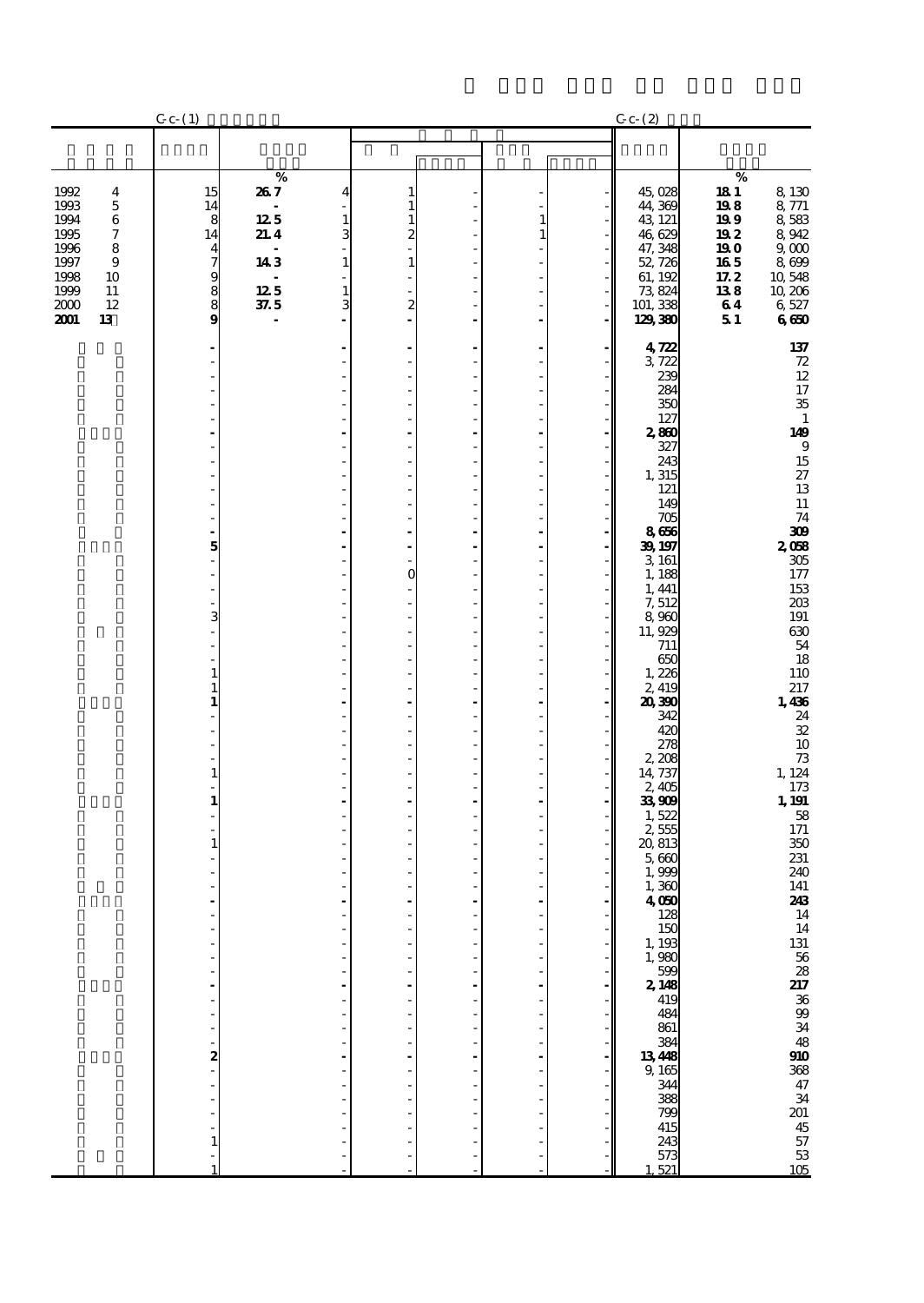| | C-c-(1) | | | | | | | C-c-(2) | | |
|---|---|---|---|---|---|---|---|---|---|---|
| | | % | | | | | | | % | |
| 1992 4 | 15 | 26.7 | 4 | 1 | - | - | - | 45,028 | 18.1 | 8,130 |
| 1993 5 | 14 | - | - | 1 | - | - | - | 44,369 | 19.8 | 8,771 |
| 1994 6 | 8 | 12.5 | 1 | 1 | - | 1 | - | 43,121 | 19.9 | 8,583 |
| 1995 7 | 14 | 21.4 | 3 | 2 | - | 1 | - | 46,629 | 19.2 | 8,942 |
| 1996 8 | 4 | - | - | - | - | - | - | 47,348 | 19.0 | 9,000 |
| 1997 9 | 7 | 14.3 | 1 | 1 | - | - | - | 52,726 | 16.5 | 8,699 |
| 1998 10 | 9 | - | - | - | - | - | - | 61,192 | 17.2 | 10,548 |
| 1999 11 | 8 | 12.5 | 1 | - | - | - | - | 73,824 | 13.8 | 10,206 |
| 2000 12 | 8 | 37.5 | 3 | 2 | - | - | - | 101,338 | 6.4 | 6,527 |
| **2001 13** | **9** | **-** | **-** | **-** | **-** | **-** | **-** | **129,380** | **5.1** | **6,650** |
| | **-** | | **-** | **-** | **-** | **-** | **-** | **4,722** | | **137** |
| | - | | - | - | - | - | - | 3,722 | | 72 |
| | - | | - | - | - | - | - | 239 | | 12 |
| | - | | - | - | - | - | - | 284 | | 17 |
| | - | | - | - | - | - | - | 350 | | 35 |
| | - | | - | - | - | - | - | 127 | | 1 |
| | **-** | | **-** | **-** | **-** | **-** | **-** | **2,860** | | **149** |
| | - | | - | - | - | - | - | 327 | | 9 |
| | - | | - | - | - | - | - | 243 | | 15 |
| | - | | - | - | - | - | - | 1,315 | | 27 |
| | - | | - | - | - | - | - | 121 | | 13 |
| | - | | - | - | - | - | - | 149 | | 11 |
| | - | | - | - | - | - | - | 705 | | 74 |
| | **-** | | **-** | **-** | **-** | **-** | **-** | **8,656** | | **309** |
| | **5** | | **-** | **-** | **-** | **-** | **-** | **39,197** | | **2,058** |
| | - | | - | - | - | - | - | 3,161 | | 305 |
| | - | | - | 0 | - | - | - | 1,188 | | 177 |
| | - | | - | - | - | - | - | 1,441 | | 153 |
| | - | | - | - | - | - | - | 7,512 | | 203 |
| | 3 | | - | - | - | - | - | 8,960 | | 191 |
| | - | | - | - | - | - | - | 11,929 | | 630 |
| | - | | - | - | - | - | - | 711 | | 54 |
| | - | | - | - | - | - | - | 650 | | 18 |
| | 1 | | - | - | - | - | - | 1,226 | | 110 |
| | 1 | | - | - | - | - | - | 2,419 | | 217 |
| | **1** | | **-** | **-** | **-** | **-** | **-** | **20,390** | | **1,436** |
| | - | | - | - | - | - | - | 342 | | 24 |
| | - | | - | - | - | - | - | 420 | | 32 |
| | - | | - | - | - | - | - | 278 | | 10 |
| | - | | - | - | - | - | - | 2,208 | | 73 |
| | 1 | | - | - | - | - | - | 14,737 | | 1,124 |
| | - | | - | - | - | - | - | 2,405 | | 173 |
| | **1** | | **-** | **-** | **-** | **-** | **-** | **33,909** | | **1,191** |
| | - | | - | - | - | - | - | 1,522 | | 58 |
| | - | | - | - | - | - | - | 2,555 | | 171 |
| | 1 | | - | - | - | - | - | 20,813 | | 350 |
| | - | | - | - | - | - | - | 5,660 | | 231 |
| | - | | - | - | - | - | - | 1,999 | | 240 |
| | - | | - | - | - | - | - | 1,360 | | 141 |
| | **-** | | **-** | **-** | **-** | **-** | **-** | **4,050** | | **243** |
| | - | | - | - | - | - | - | 128 | | 14 |
| | - | | - | - | - | - | - | 150 | | 14 |
| | - | | - | - | - | - | - | 1,193 | | 131 |
| | - | | - | - | - | - | - | 1,980 | | 56 |
| | - | | - | - | - | - | - | 599 | | 28 |
| | **-** | | **-** | **-** | **-** | **-** | **-** | **2,148** | | **217** |
| | - | | - | - | - | - | - | 419 | | 36 |
| | - | | - | - | - | - | - | 484 | | 99 |
| | - | | - | - | - | - | - | 861 | | 34 |
| | - | | - | - | - | - | - | 384 | | 48 |
| | **2** | | **-** | **-** | **-** | **-** | **-** | **13,448** | | **910** |
| | - | | - | - | - | - | - | 9,165 | | 368 |
| | - | | - | - | - | - | - | 344 | | 47 |
| | - | | - | - | - | - | - | 388 | | 34 |
| | - | | - | - | - | - | - | 799 | | 201 |
| | - | | - | - | - | - | - | 415 | | 45 |
| | 1 | | - | - | - | - | - | 243 | | 57 |
| | - | | - | - | - | - | - | 573 | | 53 |
| | 1 | | - | - | - | - | - | 1,521 | | 105 |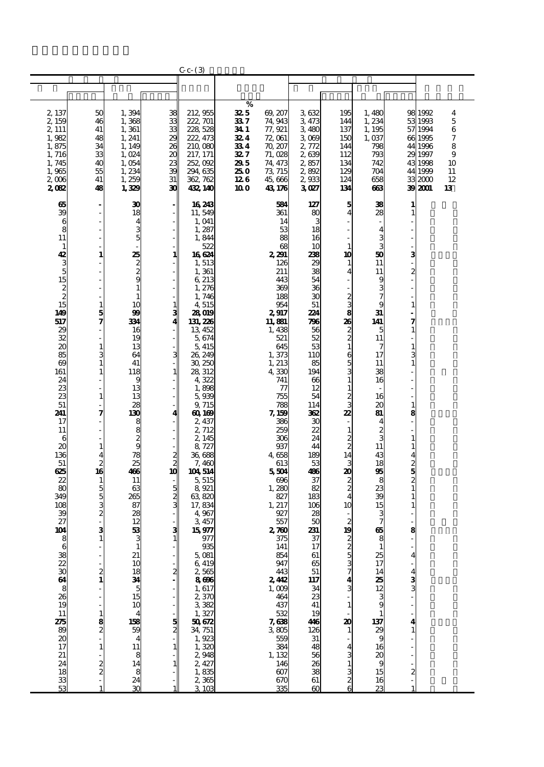C-c-(3)

| | | | | | % | | | | | | | |
|---|---|---|---|---|---|---|---|---|---|---|---|---|
| 2,137 | 50 | 1,394 | 38 | 212,955 | 32.5 | 69,207 | 3,632 | 195 | 1,480 | 98 | 1992 | 4 |
| 2,159 | 46 | 1,368 | 33 | 222,701 | 33.7 | 74,943 | 3,473 | 144 | 1,234 | 53 | 1993 | 5 |
| 2,111 | 41 | 1,361 | 33 | 228,528 | 34.1 | 77,921 | 3,480 | 137 | 1,195 | 57 | 1994 | 6 |
| 1,982 | 48 | 1,241 | 29 | 222,473 | 32.4 | 72,061 | 3,069 | 150 | 1,037 | 66 | 1995 | 7 |
| 1,875 | 34 | 1,149 | 26 | 210,080 | 33.4 | 70,207 | 2,772 | 144 | 798 | 44 | 1996 | 8 |
| 1,716 | 33 | 1,024 | 20 | 217,171 | 32.7 | 71,028 | 2,639 | 112 | 793 | 29 | 1997 | 9 |
| 1,745 | 40 | 1,054 | 23 | 252,092 | 29.5 | 74,473 | 2,857 | 134 | 742 | 43 | 1998 | 10 |
| 1,965 | 55 | 1,234 | 39 | 294,635 | 25.0 | 73,715 | 2,892 | 129 | 704 | 44 | 1999 | 11 |
| 2,006 | 41 | 1,259 | 31 | 362,762 | 12.6 | 45,666 | 2,933 | 124 | 658 | 33 | 2000 | 12 |
| **2,082** | **48** | **1,329** | **30** | **432,140** | **10.0** | **43,176** | **3,027** | **134** | **663** | **39** | **2001** | **13** |
| **65** | **-** | **30** | **-** | **16,243** | | **584** | **127** | **5** | **38** | **1** | | |
| 39 | - | 18 | - | 11,549 | | 361 | 80 | 4 | 28 | 1 | | |
| 6 | - | 4 | - | 1,041 | | 14 | 3 | - | - | - | | |
| 8 | - | 3 | - | 1,287 | | 53 | 18 | - | 4 | - | | |
| 11 | - | 5 | - | 1,844 | | 88 | 16 | - | 3 | - | | |
| 1 | - | - | - | 522 | | 68 | 10 | 1 | 3 | - | | |
| **42** | **1** | **25** | **1** | **16,624** | | **2,291** | **238** | **10** | **50** | **3** | | |
| 3 | - | 2 | - | 1,513 | | 126 | 29 | 1 | 11 | - | | |
| 5 | - | 2 | - | 1,361 | | 211 | 38 | 4 | 11 | 2 | | |
| 15 | - | 9 | - | 6,213 | | 443 | 54 | - | 9 | - | | |
| 2 | - | 1 | - | 1,276 | | 369 | 36 | - | 3 | - | | |
| 2 | - | 1 | - | 1,746 | | 188 | 30 | 2 | 7 | - | | |
| 15 | 1 | 10 | 1 | 4,515 | | 954 | 51 | 3 | 9 | 1 | | |
| **149** | **5** | **99** | **3** | **28,019** | | **2,917** | **224** | **8** | **31** | **-** | | |
| **517** | **7** | **334** | **4** | **131,226** | | **11,881** | **796** | **26** | **141** | **7** | | |
| 29 | - | 16 | - | 13,452 | | 1,438 | 56 | 2 | 5 | 1 | | |
| 32 | - | 19 | - | 5,674 | | 521 | 52 | 2 | 11 | - | | |
| 20 | 1 | 13 | - | 5,415 | | 645 | 53 | 1 | 7 | 1 | | |
| 85 | 3 | 64 | 3 | 26,249 | | 1,373 | 110 | 6 | 17 | 3 | | |
| 69 | 1 | 41 | - | 30,250 | | 1,213 | 85 | 5 | 11 | 1 | | |
| 161 | 1 | 118 | 1 | 28,312 | | 4,330 | 194 | 3 | 38 | - | | |
| 24 | - | 9 | - | 4,322 | | 741 | 66 | 1 | 16 | - | | |
| 23 | - | 13 | - | 1,898 | | 77 | 12 | 1 | - | - | | |
| 23 | 1 | 13 | - | 5,939 | | 755 | 54 | 2 | 16 | - | | |
| 51 | - | 28 | - | 9,715 | | 788 | 114 | 3 | 20 | 1 | | |
| **241** | **7** | **130** | **4** | **60,169** | | **7,159** | **362** | **22** | **81** | **8** | | |
| 17 | - | 8 | - | 2,437 | | 386 | 30 | - | 4 | - | | |
| 11 | - | 8 | - | 2,712 | | 259 | 22 | 1 | 2 | - | | |
| 6 | - | 2 | - | 2,145 | | 306 | 24 | 2 | 3 | 1 | | |
| 20 | 1 | 9 | - | 8,727 | | 937 | 44 | 2 | 11 | 1 | | |
| 136 | 4 | 78 | 2 | 36,688 | | 4,658 | 189 | 14 | 43 | 4 | | |
| 51 | 2 | 25 | 2 | 7,460 | | 613 | 53 | 3 | 18 | 2 | | |
| **625** | **16** | **466** | **10** | **104,514** | | **5,504** | **486** | **20** | **95** | **5** | | |
| 22 | 1 | 11 | - | 5,515 | | 696 | 37 | 2 | 8 | 2 | | |
| 80 | 5 | 63 | 5 | 8,921 | | 1,280 | 82 | 2 | 23 | 1 | | |
| 349 | 5 | 265 | 2 | 63,820 | | 827 | 183 | 4 | 39 | 1 | | |
| 108 | 3 | 87 | 3 | 17,834 | | 1,217 | 106 | 10 | 15 | 1 | | |
| 39 | 2 | 28 | - | 4,967 | | 927 | 28 | - | 3 | - | | |
| 27 | - | 12 | - | 3,457 | | 557 | 50 | 2 | 7 | - | | |
| **104** | **3** | **53** | **3** | **15,977** | | **2,760** | **231** | **19** | **65** | **8** | | |
| 8 | 1 | 3 | 1 | 977 | | 375 | 37 | 2 | 8 | - | | |
| 6 | - | 1 | - | 935 | | 141 | 17 | 2 | 1 | - | | |
| 38 | - | 21 | - | 5,081 | | 854 | 61 | 5 | 25 | 4 | | |
| 22 | - | 10 | - | 6,419 | | 947 | 65 | 3 | 17 | - | | |
| 30 | 2 | 18 | 2 | 2,565 | | 443 | 51 | 7 | 14 | 4 | | |
| **64** | **1** | **34** | **-** | **8,696** | | **2,442** | **117** | **4** | **25** | **3** | | |
| 8 | - | 5 | - | 1,617 | | 1,009 | 34 | 3 | 12 | 3 | | |
| 26 | - | 15 | - | 2,370 | | 464 | 23 | - | 3 | - | | |
| 19 | - | 10 | - | 3,382 | | 437 | 41 | 1 | 9 | - | | |
| 11 | 1 | 4 | - | 1,327 | | 532 | 19 | - | 1 | - | | |
| **275** | **8** | **158** | **5** | **50,672** | | **7,638** | **446** | **20** | **137** | **4** | | |
| 89 | 2 | 59 | 2 | 34,751 | | 3,805 | 126 | 1 | 29 | 1 | | |
| 20 | - | 4 | - | 1,923 | | 559 | 31 | - | 9 | - | | |
| 17 | 1 | 11 | 1 | 1,320 | | 384 | 48 | 4 | 16 | - | | |
| 21 | - | 8 | - | 2,948 | | 1,132 | 56 | 3 | 20 | - | | |
| 24 | 2 | 14 | 1 | 2,427 | | 146 | 26 | 1 | 9 | - | | |
| 18 | 2 | 8 | - | 1,835 | | 607 | 38 | 3 | 15 | 2 | | |
| 33 | - | 24 | - | 2,365 | | 670 | 61 | 2 | 16 | - | | |
| 53 | 1 | 30 | 1 | 3,103 | | 335 | 60 | 6 | 23 | 1 | | |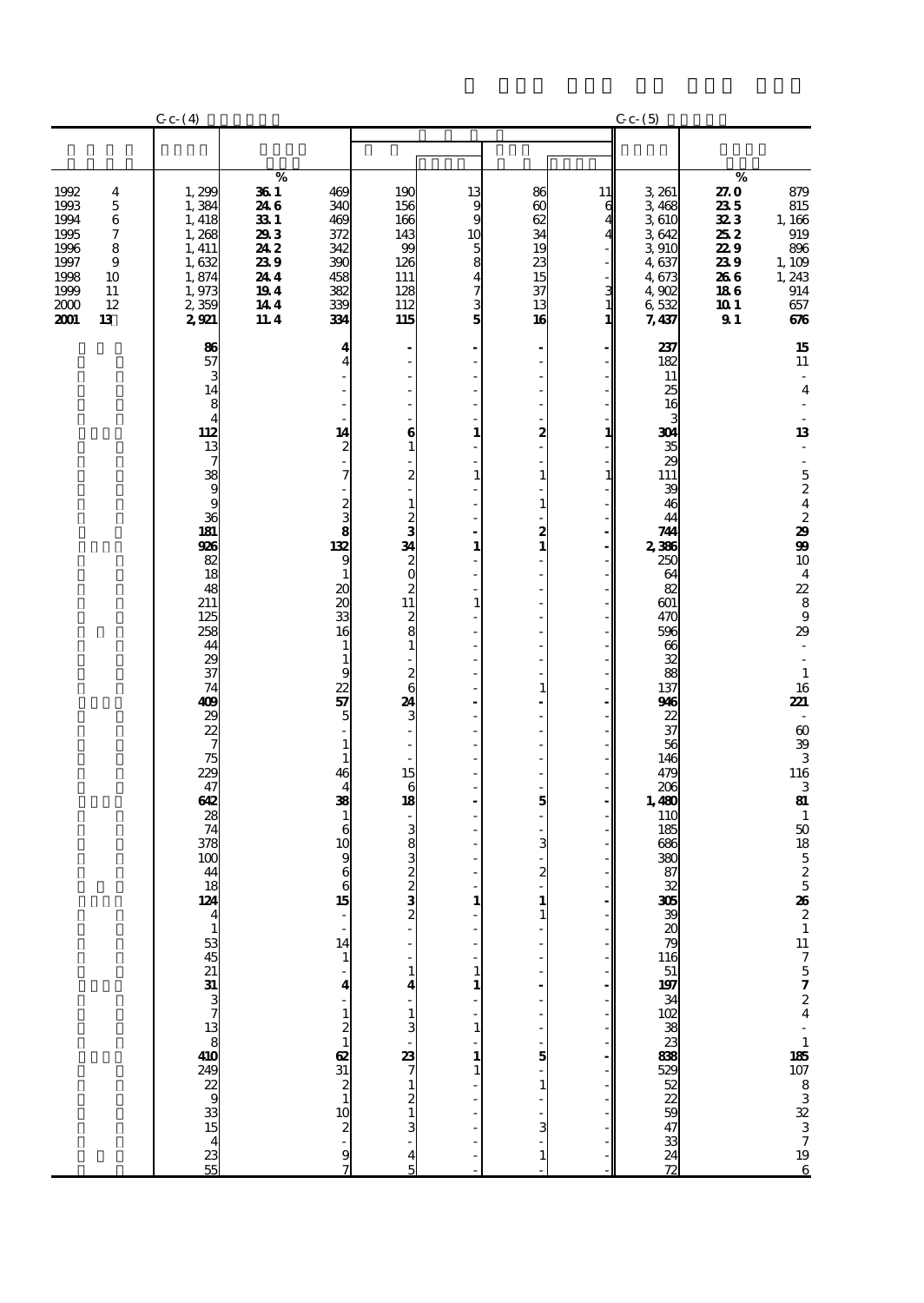| | C-c-(4) | | | | | | | C-c-(5) | | |
|---|---|---|---|---|---|---|---|---|---|---|
| | | % | | | | | | | % | |
| 1992 4 | 1,299 | 36.1 | 469 | 190 | 13 | 86 | 11 | 3,261 | 27.0 | 879 |
| 1993 5 | 1,384 | 24.6 | 340 | 156 | 9 | 60 | 6 | 3,468 | 23.5 | 815 |
| 1994 6 | 1,418 | 33.1 | 469 | 166 | 9 | 62 | 4 | 3,610 | 32.3 | 1,166 |
| 1995 7 | 1,268 | 29.3 | 372 | 143 | 10 | 34 | 4 | 3,642 | 25.2 | 919 |
| 1996 8 | 1,411 | 24.2 | 342 | 99 | 5 | 19 | - | 3,910 | 22.9 | 896 |
| 1997 9 | 1,632 | 23.9 | 390 | 126 | 8 | 23 | - | 4,637 | 23.9 | 1,109 |
| 1998 10 | 1,874 | 24.4 | 458 | 111 | 4 | 15 | - | 4,673 | 26.6 | 1,243 |
| 1999 11 | 1,973 | 19.4 | 382 | 128 | 7 | 37 | 3 | 4,902 | 18.6 | 914 |
| 2000 12 | 2,359 | 14.4 | 339 | 112 | 3 | 13 | 1 | 6,532 | 10.1 | 657 |
| **2001 13** | **2,921** | **11.4** | **334** | **115** | **5** | **16** | **1** | **7,437** | **9.1** | **676** |
| | **86** | | **4** | **-** | **-** | **-** | **-** | **237** | | **15** |
| | 57 | | 4 | - | - | - | - | 182 | | 11 |
| | 3 | | - | - | - | - | - | 11 | | - |
| | 14 | | - | - | - | - | - | 25 | | 4 |
| | 8 | | - | - | - | - | - | 16 | | - |
| | 4 | | - | - | - | - | - | 3 | | - |
| | **112** | | **14** | **6** | **1** | **2** | **1** | **304** | | **13** |
| | 13 | | 2 | 1 | - | - | - | 35 | | - |
| | 7 | | - | - | - | - | - | 29 | | - |
| | 38 | | 7 | 2 | 1 | 1 | 1 | 111 | | 5 |
| | 9 | | - | - | - | - | - | 39 | | 2 |
| | 9 | | 2 | 1 | - | 1 | - | 46 | | 4 |
| | 36 | | 3 | 2 | - | - | - | 44 | | 2 |
| | **181** | | **8** | **3** | **-** | **2** | **-** | **744** | | **29** |
| | **926** | | **132** | **34** | **1** | **1** | **-** | **2,386** | | **99** |
| | 82 | | 9 | 2 | - | - | - | 250 | | 10 |
| | 18 | | 1 | 0 | - | - | - | 64 | | 4 |
| | 48 | | 20 | 2 | - | - | - | 82 | | 22 |
| | 211 | | 20 | 11 | 1 | - | - | 601 | | 8 |
| | 125 | | 33 | 2 | - | - | - | 470 | | 9 |
| | 258 | | 16 | 8 | - | - | - | 596 | | 29 |
| | 44 | | 1 | 1 | - | - | - | 66 | | - |
| | 29 | | 1 | - | - | - | - | 32 | | - |
| | 37 | | 9 | 2 | - | - | - | 88 | | 1 |
| | 74 | | 22 | 6 | - | 1 | - | 137 | | 16 |
| | **409** | | **57** | **24** | **-** | **-** | **-** | **946** | | **221** |
| | 29 | | 5 | 3 | - | - | - | 22 | | - |
| | 22 | | - | - | - | - | - | 37 | | 60 |
| | 7 | | 1 | - | - | - | - | 56 | | 39 |
| | 75 | | 1 | - | - | - | - | 146 | | 3 |
| | 229 | | 46 | 15 | - | - | - | 479 | | 116 |
| | 47 | | 4 | 6 | - | - | - | 206 | | 3 |
| | **642** | | **38** | **18** | **-** | **5** | **-** | **1,480** | | **81** |
| | 28 | | 1 | - | - | - | - | 110 | | 1 |
| | 74 | | 6 | 3 | - | - | - | 185 | | 50 |
| | 378 | | 10 | 8 | - | 3 | - | 686 | | 18 |
| | 100 | | 9 | 3 | - | - | - | 380 | | 5 |
| | 44 | | 6 | 2 | - | 2 | - | 87 | | 2 |
| | 18 | | 6 | 2 | - | - | - | 32 | | 5 |
| | **124** | | **15** | **3** | **1** | **1** | **-** | **305** | | **26** |
| | 4 | | - | 2 | - | 1 | - | 39 | | 2 |
| | 1 | | - | - | - | - | - | 20 | | 1 |
| | 53 | | 14 | - | - | - | - | 79 | | 11 |
| | 45 | | 1 | - | - | - | - | 116 | | 7 |
| | 21 | | - | 1 | 1 | - | - | 51 | | 5 |
| | **31** | | **4** | **4** | **1** | **-** | **-** | **197** | | **7** |
| | 3 | | - | - | - | - | - | 34 | | 2 |
| | 7 | | 1 | 1 | - | - | - | 102 | | 4 |
| | 13 | | 2 | 3 | 1 | - | - | 38 | | - |
| | 8 | | 1 | - | - | - | - | 23 | | 1 |
| | **410** | | **62** | **23** | **1** | **5** | **-** | **838** | | **185** |
| | 249 | | 31 | 7 | 1 | - | - | 529 | | 107 |
| | 22 | | 2 | 1 | - | 1 | - | 52 | | 8 |
| | 9 | | 1 | 2 | - | - | - | 22 | | 3 |
| | 33 | | 10 | 1 | - | - | - | 59 | | 32 |
| | 15 | | 2 | 3 | - | 3 | - | 47 | | 3 |
| | 4 | | - | - | - | - | - | 33 | | 7 |
| | 23 | | 9 | 4 | - | 1 | - | 24 | | 19 |
| | 55 | | 7 | 5 | - | - | - | 72 | | 6 |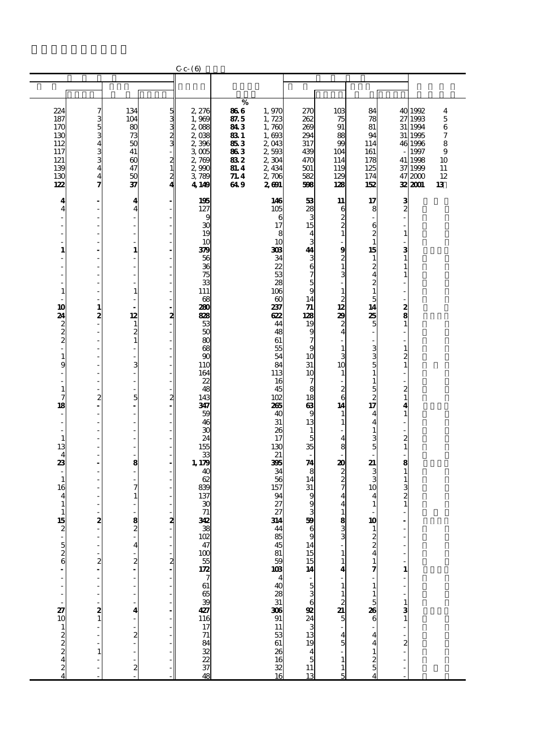C-c-(6)

| | | | | | % | | | | | | | |
|---|---|---|---|---|---|---|---|---|---|---|---|---|
| 224 | 7 | 134 | 5 | 2,276 | 86.6 | 1,970 | 270 | 103 | 84 | 40 | 1992 | 4 |
| 187 | 3 | 104 | 3 | 1,969 | 87.5 | 1,723 | 262 | 75 | 78 | 27 | 1993 | 5 |
| 170 | 5 | 80 | 3 | 2,088 | 84.3 | 1,760 | 269 | 91 | 81 | 31 | 1994 | 6 |
| 130 | 3 | 73 | 2 | 2,038 | 83.1 | 1,693 | 294 | 88 | 94 | 31 | 1995 | 7 |
| 112 | 4 | 50 | 3 | 2,396 | 85.3 | 2,043 | 317 | 99 | 114 | 46 | 1996 | 8 |
| 117 | 3 | 41 | - | 3,005 | 86.3 | 2,593 | 439 | 104 | 161 | - | 1997 | 9 |
| 121 | 3 | 60 | 2 | 2,769 | 83.2 | 2,304 | 470 | 114 | 178 | 41 | 1998 | 10 |
| 139 | 4 | 47 | 1 | 2,990 | 81.4 | 2,434 | 501 | 119 | 125 | 37 | 1999 | 11 |
| 130 | 4 | 50 | 2 | 3,789 | 71.4 | 2,706 | 582 | 129 | 174 | 47 | 2000 | 12 |
| **122** | **7** | **37** | **4** | **4,149** | **64.9** | **2,691** | **598** | **128** | **152** | **32** | **2001** | **13** |
| **4** | **-** | **4** | **-** | **195** | | **146** | **53** | **11** | **17** | **3** | | |
| 4 | - | 4 | - | 127 | | 105 | 28 | 6 | 8 | 2 | | |
| - | - | - | - | 9 | | 6 | 3 | 2 | - | - | | |
| - | - | - | - | 30 | | 17 | 15 | 2 | 6 | - | | |
| - | - | - | - | 19 | | 8 | 4 | 1 | 2 | 1 | | |
| - | - | - | - | 10 | | 10 | 3 | - | 1 | - | | |
| **1** | **-** | **1** | **-** | **379** | | **303** | **44** | **9** | **15** | **3** | | |
| - | - | - | - | 56 | | 34 | 3 | 2 | 1 | 1 | | |
| - | - | - | - | 36 | | 22 | 6 | 1 | 2 | 1 | | |
| - | - | - | - | 75 | | 53 | 7 | 3 | 4 | 1 | | |
| - | - | - | - | 33 | | 28 | 5 | - | 2 | - | | |
| 1 | - | 1 | - | 111 | | 106 | 9 | 1 | 1 | - | | |
| - | - | - | - | 68 | | 60 | 14 | 2 | 5 | - | | |
| **10** | **1** | **-** | **-** | **280** | | **237** | **71** | **12** | **14** | **2** | | |
| **24** | **2** | **12** | **2** | **828** | | **622** | **128** | **29** | **25** | **8** | | |
| 2 | - | 1 | - | 53 | | 44 | 19 | 2 | 5 | 1 | | |
| 2 | - | 2 | - | 50 | | 48 | 9 | 4 | - | - | | |
| 2 | - | 1 | - | 80 | | 61 | 7 | - | - | - | | |
| - | - | - | - | 68 | | 55 | 9 | 1 | 3 | 1 | | |
| 1 | - | - | - | 90 | | 54 | 10 | 3 | 3 | 2 | | |
| 9 | - | 3 | - | 110 | | 84 | 31 | 10 | 5 | 1 | | |
| - | - | - | - | 164 | | 113 | 10 | 1 | 1 | - | | |
| - | - | - | - | 22 | | 16 | 7 | - | 1 | - | | |
| 1 | - | - | - | 48 | | 45 | 8 | 2 | 5 | 2 | | |
| 7 | 2 | 5 | 2 | 143 | | 102 | 18 | 6 | 2 | 1 | | |
| **18** | **-** | **-** | **-** | **347** | | **265** | **63** | **14** | **17** | **4** | | |
| - | - | - | - | 59 | | 40 | 9 | 1 | 4 | 1 | | |
| - | - | - | - | 46 | | 31 | 13 | 1 | 4 | - | | |
| - | - | - | - | 30 | | 26 | 1 | - | 1 | - | | |
| 1 | - | - | - | 24 | | 17 | 5 | 4 | 3 | 2 | | |
| 13 | - | - | - | 155 | | 130 | 35 | 8 | 5 | 1 | | |
| 4 | - | - | - | 33 | | 21 | - | - | - | - | | |
| **23** | **-** | **8** | **-** | **1,179** | | **395** | **74** | **20** | **21** | **8** | | |
| - | - | - | - | 40 | | 34 | 8 | 2 | 3 | 1 | | |
| 1 | - | - | - | 62 | | 56 | 14 | 2 | 3 | 1 | | |
| 16 | - | 7 | - | 839 | | 157 | 31 | 7 | 10 | 3 | | |
| 4 | - | 1 | - | 137 | | 94 | 9 | 4 | 4 | 2 | | |
| 1 | - | - | - | 30 | | 27 | 9 | 4 | 1 | 1 | | |
| 1 | - | - | - | 71 | | 27 | 3 | 1 | - | - | | |
| **15** | **2** | **8** | **2** | **342** | | **314** | **59** | **8** | **10** | **-** | | |
| 2 | - | 2 | - | 38 | | 44 | 6 | 3 | 1 | - | | |
| - | - | - | - | 102 | | 85 | 9 | 3 | 2 | - | | |
| 5 | - | 4 | - | 47 | | 45 | 14 | - | 2 | - | | |
| 2 | - | - | - | 100 | | 81 | 15 | 1 | 4 | - | | |
| 6 | 2 | 2 | 2 | 55 | | 59 | 15 | 1 | 1 | - | | |
| **-** | **-** | **-** | **-** | **172** | | **103** | **14** | **4** | **7** | **1** | | |
| - | - | - | - | 7 | | 4 | - | - | - | - | | |
| - | - | - | - | 61 | | 40 | 5 | 1 | 1 | - | | |
| - | - | - | - | 65 | | 28 | 3 | 1 | 1 | - | | |
| - | - | - | - | 39 | | 31 | 6 | 2 | 5 | 1 | | |
| **27** | **2** | **4** | **-** | **427** | | **306** | **92** | **21** | **26** | **3** | | |
| 10 | 1 | - | - | 116 | | 91 | 24 | 5 | 6 | 1 | | |
| 1 | - | - | - | 17 | | 11 | 3 | - | - | - | | |
| 2 | - | 2 | - | 71 | | 53 | 13 | 4 | 4 | - | | |
| 2 | - | - | - | 84 | | 61 | 19 | 5 | 4 | 2 | | |
| 2 | 1 | - | - | 32 | | 26 | 4 | - | 1 | - | | |
| 4 | - | - | - | 22 | | 16 | 5 | 1 | 2 | - | | |
| 2 | - | 2 | - | 37 | | 32 | 11 | 1 | 5 | - | | |
| 4 | - | - | - | 48 | | 16 | 13 | 5 | 4 | - | | |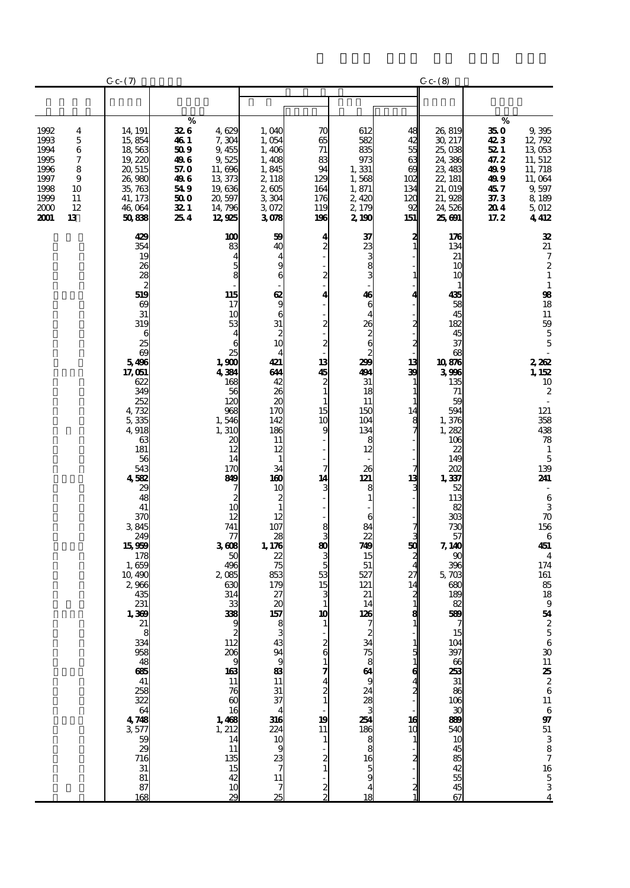| | C-c-(7) | | | | | | | C-c-(8) | | |
|---|---|---|---|---|---|---|---|---|---|---|
| | | % | | | | | | | % | |
| 1992 4 | 14,191 | 32.6 | 4,629 | 1,040 | 70 | 612 | 48 | 26,819 | 35.0 | 9,395 |
| 1993 5 | 15,854 | 46.1 | 7,304 | 1,054 | 65 | 582 | 42 | 30,217 | 42.3 | 12,792 |
| 1994 6 | 18,563 | 50.9 | 9,455 | 1,406 | 71 | 835 | 55 | 25,038 | 52.1 | 13,053 |
| 1995 7 | 19,220 | 49.6 | 9,525 | 1,408 | 83 | 973 | 63 | 24,386 | 47.2 | 11,512 |
| 1996 8 | 20,515 | 57.0 | 11,696 | 1,845 | 94 | 1,331 | 69 | 23,483 | 49.9 | 11,718 |
| 1997 9 | 26,980 | 49.6 | 13,373 | 2,118 | 129 | 1,568 | 102 | 22,181 | 49.9 | 11,064 |
| 1998 10 | 35,763 | 54.9 | 19,636 | 2,605 | 164 | 1,871 | 134 | 21,019 | 45.7 | 9,597 |
| 1999 11 | 41,173 | 50.0 | 20,597 | 3,304 | 176 | 2,420 | 120 | 21,928 | 37.3 | 8,189 |
| 2000 12 | 46,064 | 32.1 | 14,796 | 3,072 | 119 | 2,179 | 92 | 24,526 | 20.4 | 5,012 |
| 2001 13 | 50,838 | 25.4 | 12,925 | 3,078 | 196 | 2,190 | 151 | 25,691 | 17.2 | 4,412 |
| | 429 | | 100 | 59 | 4 | 37 | 2 | 176 | | 32 |
| | 354 | | 83 | 40 | 2 | 23 | 1 | 134 | | 21 |
| | 19 | | 4 | 4 | - | 3 | - | 21 | | 7 |
| | 26 | | 5 | 9 | - | 8 | - | 10 | | 2 |
| | 28 | | 8 | 6 | 2 | 3 | 1 | 10 | | 1 |
| | 2 | | - | - | - | - | - | 1 | | 1 |
| | 519 | | 115 | 62 | 4 | 46 | 4 | 435 | | 98 |
| | 69 | | 17 | 9 | - | 6 | - | 58 | | 18 |
| | 31 | | 10 | 6 | - | 4 | - | 45 | | 11 |
| | 319 | | 53 | 31 | 2 | 26 | 2 | 182 | | 59 |
| | 6 | | 4 | 2 | - | 2 | - | 45 | | 5 |
| | 25 | | 6 | 10 | 2 | 6 | 2 | 37 | | 5 |
| | 69 | | 25 | 4 | - | 2 | - | 68 | | - |
| | 5,496 | | 1,900 | 421 | 13 | 299 | 13 | 10,876 | | 2,262 |
| | 17,051 | | 4,384 | 644 | 45 | 494 | 39 | 3,996 | | 1,152 |
| | 622 | | 168 | 42 | 2 | 31 | 1 | 135 | | 10 |
| | 349 | | 56 | 26 | 1 | 18 | 1 | 71 | | 2 |
| | 252 | | 120 | 20 | 1 | 11 | 1 | 59 | | - |
| | 4,732 | | 968 | 170 | 15 | 150 | 14 | 594 | | 121 |
| | 5,335 | | 1,546 | 142 | 10 | 104 | 8 | 1,376 | | 358 |
| | 4,918 | | 1,310 | 186 | 9 | 134 | 7 | 1,282 | | 438 |
| | 63 | | 20 | 11 | - | 8 | - | 106 | | 78 |
| | 181 | | 12 | 12 | - | 12 | - | 22 | | 1 |
| | 56 | | 14 | 1 | - | - | - | 149 | | 5 |
| | 543 | | 170 | 34 | 7 | 26 | 7 | 202 | | 139 |
| | 4,582 | | 849 | 160 | 14 | 121 | 13 | 1,337 | | 241 |
| | 29 | | 7 | 10 | 3 | 8 | 3 | 52 | | - |
| | 48 | | 2 | 2 | - | 1 | - | 113 | | 6 |
| | 41 | | 10 | 1 | - | - | - | 82 | | 3 |
| | 370 | | 12 | 12 | - | 6 | - | 303 | | 70 |
| | 3,845 | | 741 | 107 | 8 | 84 | 7 | 730 | | 156 |
| | 249 | | 77 | 28 | 3 | 22 | 3 | 57 | | 6 |
| | 15,959 | | 3,608 | 1,176 | 80 | 749 | 50 | 7,140 | | 451 |
| | 178 | | 50 | 22 | 3 | 15 | 2 | 90 | | 4 |
| | 1,659 | | 496 | 75 | 5 | 51 | 4 | 396 | | 174 |
| | 10,490 | | 2,085 | 853 | 53 | 527 | 27 | 5,703 | | 161 |
| | 2,966 | | 630 | 179 | 15 | 121 | 14 | 680 | | 85 |
| | 435 | | 314 | 27 | 3 | 21 | 2 | 189 | | 18 |
| | 231 | | 33 | 20 | 1 | 14 | 1 | 82 | | 9 |
| | 1,369 | | 338 | 157 | 10 | 126 | 8 | 589 | | 54 |
| | 21 | | 9 | 8 | 1 | 7 | 1 | 7 | | 2 |
| | 8 | | 2 | 3 | - | 2 | - | 15 | | 5 |
| | 334 | | 112 | 43 | 2 | 34 | 1 | 104 | | 6 |
| | 958 | | 206 | 94 | 6 | 75 | 5 | 397 | | 30 |
| | 48 | | 9 | 9 | 1 | 8 | 1 | 66 | | 11 |
| | 685 | | 163 | 83 | 7 | 64 | 6 | 253 | | 25 |
| | 41 | | 11 | 11 | 4 | 9 | 4 | 31 | | 2 |
| | 258 | | 76 | 31 | 2 | 24 | 2 | 86 | | 6 |
| | 322 | | 60 | 37 | 1 | 28 | - | 106 | | 11 |
| | 64 | | 16 | 4 | - | 3 | - | 30 | | 6 |
| | 4,748 | | 1,468 | 316 | 19 | 254 | 16 | 889 | | 97 |
| | 3,577 | | 1,212 | 224 | 11 | 186 | 10 | 540 | | 51 |
| | 59 | | 14 | 10 | 1 | 8 | 1 | 10 | | 3 |
| | 29 | | 11 | 9 | - | 8 | - | 45 | | 8 |
| | 716 | | 135 | 23 | 2 | 16 | 2 | 85 | | 7 |
| | 31 | | 15 | 7 | 1 | 5 | - | 42 | | 16 |
| | 81 | | 42 | 11 | - | 9 | - | 55 | | 5 |
| | 87 | | 10 | 7 | 2 | 4 | 2 | 45 | | 3 |
| | 168 | | 29 | 25 | 2 | 18 | 1 | 67 | | 4 |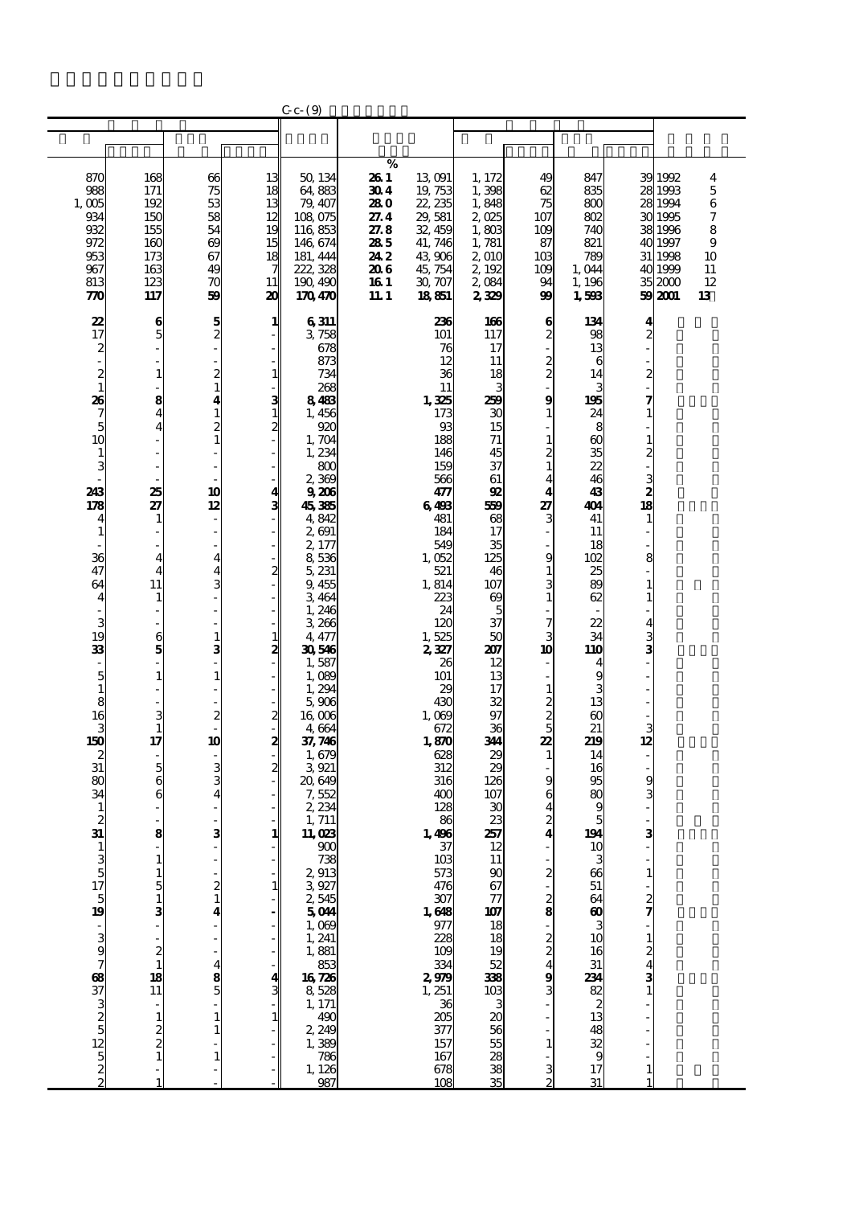C-c-(9)

| | | | | | % | | | | | | | |
|---|---|---|---|---|---|---|---|---|---|---|---|---|
| 870 | 168 | 66 | 13 | 50,134 | 26.1 | 13,091 | 1,172 | 49 | 847 | 39 | 1992 | 4 |
| 988 | 171 | 75 | 18 | 64,883 | 30.4 | 19,753 | 1,398 | 62 | 835 | 28 | 1993 | 5 |
| 1,005 | 192 | 53 | 13 | 79,407 | 28.0 | 22,235 | 1,848 | 75 | 800 | 28 | 1994 | 6 |
| 934 | 150 | 58 | 12 | 108,075 | 27.4 | 29,581 | 2,025 | 107 | 802 | 30 | 1995 | 7 |
| 932 | 155 | 54 | 19 | 116,853 | 27.8 | 32,459 | 1,803 | 109 | 740 | 38 | 1996 | 8 |
| 972 | 160 | 69 | 15 | 146,674 | 28.5 | 41,746 | 1,781 | 87 | 821 | 40 | 1997 | 9 |
| 953 | 173 | 67 | 18 | 181,444 | 24.2 | 43,906 | 2,010 | 103 | 789 | 31 | 1998 | 10 |
| 967 | 163 | 49 | 7 | 222,328 | 20.6 | 45,754 | 2,192 | 109 | 1,044 | 40 | 1999 | 11 |
| 813 | 123 | 70 | 11 | 190,490 | 16.1 | 30,707 | 2,084 | 94 | 1,196 | 35 | 2000 | 12 |
| **770** | **117** | **59** | **20** | **170,470** | **11.1** | **18,851** | **2,329** | **99** | **1,593** | **59** | **2001** | **13** |
| **22** | **6** | **5** | **1** | **6,311** | | **236** | **166** | **6** | **134** | **4** | | |
| 17 | 5 | 2 | - | 3,758 | | 101 | 117 | 2 | 98 | 2 | | |
| 2 | - | - | - | 678 | | 76 | 17 | - | 13 | - | | |
| - | - | - | - | 873 | | 12 | 11 | 2 | 6 | - | | |
| 2 | 1 | 2 | 1 | 734 | | 36 | 18 | 2 | 14 | 2 | | |
| 1 | - | 1 | - | 268 | | 11 | 3 | - | 3 | - | | |
| **26** | **8** | **4** | **3** | **8,483** | | **1,325** | **259** | **9** | **195** | **7** | | |
| 7 | 4 | 1 | 1 | 1,456 | | 173 | 30 | 1 | 24 | 1 | | |
| 5 | 4 | 2 | 2 | 920 | | 93 | 15 | - | 8 | - | | |
| 10 | - | 1 | - | 1,704 | | 188 | 71 | 1 | 60 | 1 | | |
| 1 | - | - | - | 1,234 | | 146 | 45 | 2 | 35 | 2 | | |
| 3 | - | - | - | 800 | | 159 | 37 | 1 | 22 | - | | |
| - | - | - | - | 2,369 | | 566 | 61 | 4 | 46 | 3 | | |
| **243** | **25** | **10** | **4** | **9,206** | | **477** | **92** | **4** | **43** | **2** | | |
| **178** | **27** | **12** | **3** | **45,385** | | **6,493** | **559** | **27** | **404** | **18** | | |
| 4 | 1 | - | - | 4,842 | | 481 | 68 | 3 | 41 | 1 | | |
| 1 | - | - | - | 2,691 | | 184 | 17 | - | 11 | - | | |
| - | - | - | - | 2,177 | | 549 | 35 | - | 18 | - | | |
| 36 | 4 | 4 | - | 8,536 | | 1,052 | 125 | 9 | 102 | 8 | | |
| 47 | 4 | 4 | 2 | 5,231 | | 521 | 46 | 1 | 25 | - | | |
| 64 | 11 | 3 | - | 9,455 | | 1,814 | 107 | 3 | 89 | 1 | | |
| 4 | 1 | - | - | 3,464 | | 223 | 69 | 1 | 62 | 1 | | |
| - | - | - | - | 1,246 | | 24 | 5 | - | - | - | | |
| 3 | - | - | - | 3,266 | | 120 | 37 | 7 | 22 | 4 | | |
| 19 | 6 | 1 | 1 | 4,477 | | 1,525 | 50 | 3 | 34 | 3 | | |
| **33** | **5** | **3** | **2** | **30,546** | | **2,327** | **207** | **10** | **110** | **3** | | |
| - | - | - | - | 1,587 | | 26 | 12 | - | 4 | - | | |
| 5 | 1 | 1 | - | 1,089 | | 101 | 13 | - | 9 | - | | |
| 1 | - | - | - | 1,294 | | 29 | 17 | 1 | 3 | - | | |
| 8 | - | - | - | 5,906 | | 430 | 32 | 2 | 13 | - | | |
| 16 | 3 | 2 | 2 | 16,006 | | 1,069 | 97 | 2 | 60 | - | | |
| 3 | 1 | - | - | 4,664 | | 672 | 36 | 5 | 21 | 3 | | |
| **150** | **17** | **10** | **2** | **37,746** | | **1,870** | **344** | **22** | **219** | **12** | | |
| 2 | - | - | - | 1,679 | | 628 | 29 | 1 | 14 | - | | |
| 31 | 5 | 3 | 2 | 3,921 | | 312 | 29 | - | 16 | - | | |
| 80 | 6 | 3 | - | 20,649 | | 316 | 126 | 9 | 95 | 9 | | |
| 34 | 6 | 4 | - | 7,552 | | 400 | 107 | 6 | 80 | 3 | | |
| 1 | - | - | - | 2,234 | | 128 | 30 | 4 | 9 | - | | |
| 2 | - | - | - | 1,711 | | 86 | 23 | 2 | 5 | - | | |
| **31** | **8** | **3** | **1** | **11,023** | | **1,496** | **257** | **4** | **194** | **3** | | |
| 1 | - | - | - | 900 | | 37 | 12 | - | 10 | - | | |
| 3 | 1 | - | - | 738 | | 103 | 11 | - | 3 | - | | |
| 5 | 1 | - | - | 2,913 | | 573 | 90 | 2 | 66 | 1 | | |
| 17 | 5 | 2 | 1 | 3,927 | | 476 | 67 | - | 51 | - | | |
| 5 | 1 | 1 | - | 2,545 | | 307 | 77 | 2 | 64 | 2 | | |
| **19** | **3** | **4** | **-** | **5,044** | | **1,648** | **107** | **8** | **60** | **7** | | |
| - | - | - | - | 1,069 | | 977 | 18 | - | 3 | - | | |
| 3 | - | - | - | 1,241 | | 228 | 18 | 2 | 10 | 1 | | |
| 9 | 2 | - | - | 1,881 | | 109 | 19 | 2 | 16 | 2 | | |
| 7 | 1 | 4 | - | 853 | | 334 | 52 | 4 | 31 | 4 | | |
| **68** | **18** | **8** | **4** | **16,726** | | **2,979** | **338** | **9** | **234** | **3** | | |
| 37 | 11 | 5 | 3 | 8,528 | | 1,251 | 103 | 3 | 82 | 1 | | |
| 3 | - | - | - | 1,171 | | 36 | 3 | - | 2 | - | | |
| 2 | 1 | 1 | 1 | 490 | | 205 | 20 | - | 13 | - | | |
| 5 | 2 | 1 | - | 2,249 | | 377 | 56 | - | 48 | - | | |
| 12 | 2 | - | - | 1,389 | | 157 | 55 | 1 | 32 | - | | |
| 5 | 1 | 1 | - | 786 | | 167 | 28 | - | 9 | - | | |
| 2 | - | - | - | 1,126 | | 678 | 38 | 3 | 17 | 1 | | |
| 2 | 1 | - | - | 987 | | 108 | 35 | 2 | 31 | 1 | | |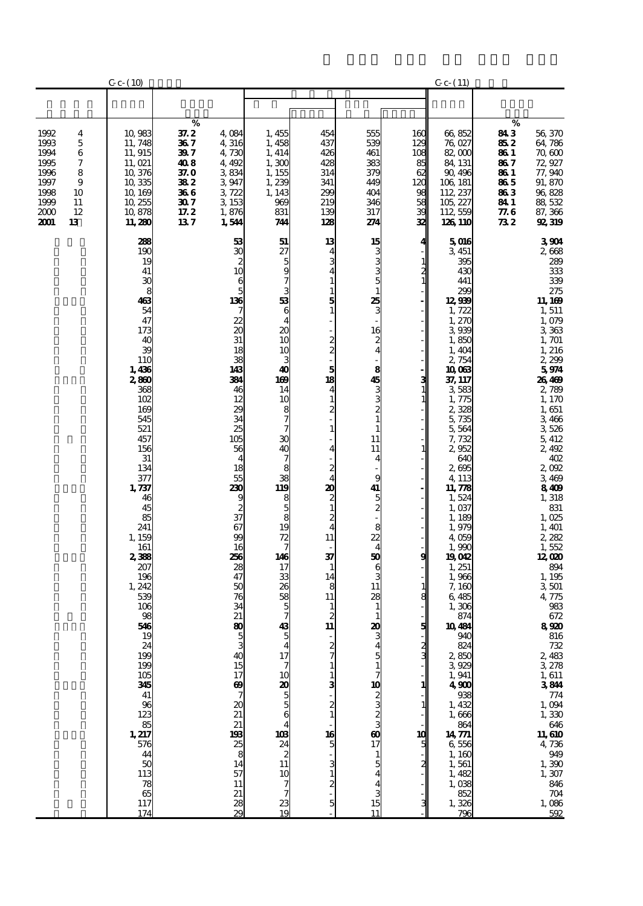C-c-(10) / C-c-(11)

| | | | | | | | | | | |
|---|---|---|---|---|---|---|---|---|---|---|
| | | % | | | | | | | % | |
| 1992　4 | 10,983 | 37.2 | 4,084 | 1,455 | 454 | 555 | 160 | 66,852 | 84.3 | 56,370 |
| 1993　5 | 11,748 | 36.7 | 4,316 | 1,458 | 437 | 539 | 129 | 76,027 | 85.2 | 64,786 |
| 1994　6 | 11,915 | 39.7 | 4,730 | 1,414 | 426 | 461 | 108 | 82,000 | 86.1 | 70,600 |
| 1995　7 | 11,021 | 40.8 | 4,492 | 1,300 | 428 | 383 | 85 | 84,131 | 86.7 | 72,927 |
| 1996　8 | 10,376 | 37.0 | 3,834 | 1,155 | 314 | 379 | 62 | 90,496 | 86.1 | 77,940 |
| 1997　9 | 10,335 | 38.2 | 3,947 | 1,239 | 341 | 449 | 120 | 106,181 | 86.5 | 91,870 |
| 1998　10 | 10,169 | 36.6 | 3,722 | 1,143 | 299 | 404 | 98 | 112,237 | 86.3 | 96,828 |
| 1999　11 | 10,255 | 30.7 | 3,153 | 969 | 219 | 346 | 58 | 105,227 | 84.1 | 88,532 |
| 2000　12 | 10,878 | 17.2 | 1,876 | 831 | 139 | 317 | 39 | 112,559 | 77.6 | 87,366 |
| **2001　13** | **11,280** | **13.7** | **1,544** | **744** | **128** | **274** | **32** | **126,110** | **73.2** | **92,319** |
| | **288** | | **53** | **51** | **13** | **15** | **4** | **5,016** | | **3,904** |
| | 190 | | 30 | 27 | 4 | 3 | - | 3,451 | | 2,668 |
| | 19 | | 2 | 5 | 3 | 3 | 1 | 395 | | 289 |
| | 41 | | 10 | 9 | 4 | 3 | 2 | 430 | | 333 |
| | 30 | | 6 | 7 | 1 | 5 | 1 | 441 | | 339 |
| | 8 | | 5 | 3 | 1 | 1 | - | 299 | | 275 |
| | **463** | | **136** | **53** | **5** | **25** | **-** | **12,939** | | **11,169** |
| | 54 | | 7 | 6 | 1 | 3 | - | 1,722 | | 1,511 |
| | 47 | | 22 | 4 | - | - | - | 1,270 | | 1,079 |
| | 173 | | 20 | 20 | - | 16 | - | 3,939 | | 3,363 |
| | 40 | | 31 | 10 | 2 | 2 | - | 1,850 | | 1,701 |
| | 39 | | 18 | 10 | 2 | 4 | - | 1,404 | | 1,216 |
| | 110 | | 38 | 3 | - | - | - | 2,754 | | 2,299 |
| | **1,436** | | **143** | **40** | **5** | **8** | **-** | **10,063** | | **5,974** |
| | **2,860** | | **384** | **169** | **18** | **45** | **3** | **37,117** | | **26,469** |
| | 368 | | 46 | 14 | 4 | 3 | 1 | 3,583 | | 2,789 |
| | 102 | | 12 | 10 | 1 | 3 | 1 | 1,775 | | 1,170 |
| | 169 | | 29 | 8 | 2 | 2 | - | 2,328 | | 1,651 |
| | 545 | | 34 | 7 | - | 1 | - | 5,735 | | 3,466 |
| | 521 | | 25 | 7 | 1 | 1 | - | 5,564 | | 3,526 |
| | 457 | | 105 | 30 | - | 11 | - | 7,732 | | 5,412 |
| | 156 | | 56 | 40 | 4 | 11 | 1 | 2,952 | | 2,492 |
| | 31 | | 4 | 7 | - | 4 | - | 640 | | 402 |
| | 134 | | 18 | 8 | 2 | - | - | 2,695 | | 2,092 |
| | 377 | | 55 | 38 | 4 | 9 | - | 4,113 | | 3,469 |
| | **1,737** | | **230** | **119** | **20** | **41** | **-** | **11,778** | | **8,409** |
| | 46 | | 9 | 8 | 2 | 5 | - | 1,524 | | 1,318 |
| | 45 | | 2 | 5 | 1 | 2 | - | 1,037 | | 831 |
| | 85 | | 37 | 8 | 2 | - | - | 1,189 | | 1,025 |
| | 241 | | 67 | 19 | 4 | 8 | - | 1,979 | | 1,401 |
| | 1,159 | | 99 | 72 | 11 | 22 | - | 4,059 | | 2,282 |
| | 161 | | 16 | 7 | - | 4 | - | 1,990 | | 1,552 |
| | **2,388** | | **256** | **146** | **37** | **50** | **9** | **19,042** | | **12,020** |
| | 207 | | 28 | 17 | 1 | 6 | - | 1,251 | | 894 |
| | 196 | | 47 | 33 | 14 | 3 | - | 1,966 | | 1,195 |
| | 1,242 | | 50 | 26 | 8 | 11 | 1 | 7,160 | | 3,501 |
| | 539 | | 76 | 58 | 11 | 28 | 8 | 6,485 | | 4,775 |
| | 106 | | 34 | 5 | 1 | 1 | - | 1,306 | | 983 |
| | 98 | | 21 | 7 | 2 | 1 | - | 874 | | 672 |
| | **546** | | **80** | **43** | **11** | **20** | **5** | **10,484** | | **8,920** |
| | 19 | | 5 | 5 | - | 3 | - | 940 | | 816 |
| | 24 | | 3 | 4 | 2 | 4 | 2 | 824 | | 732 |
| | 199 | | 40 | 17 | 7 | 5 | 3 | 2,850 | | 2,483 |
| | 199 | | 15 | 7 | 1 | 1 | - | 3,929 | | 3,278 |
| | 105 | | 17 | 10 | 1 | 7 | - | 1,941 | | 1,611 |
| | **345** | | **69** | **20** | **3** | **10** | **1** | **4,900** | | **3,844** |
| | 41 | | 7 | 5 | - | 2 | - | 938 | | 774 |
| | 96 | | 20 | 5 | 2 | 3 | 1 | 1,432 | | 1,094 |
| | 123 | | 21 | 6 | 1 | 2 | - | 1,666 | | 1,330 |
| | 85 | | 21 | 4 | - | 3 | - | 864 | | 646 |
| | **1,217** | | **193** | **103** | **16** | **60** | **10** | **14,771** | | **11,610** |
| | 576 | | 25 | 24 | 5 | 17 | 5 | 6,556 | | 4,736 |
| | 44 | | 8 | 2 | - | 1 | - | 1,160 | | 949 |
| | 50 | | 14 | 11 | 3 | 5 | 2 | 1,561 | | 1,390 |
| | 113 | | 57 | 10 | 1 | 4 | - | 1,482 | | 1,307 |
| | 78 | | 11 | 7 | 2 | 4 | - | 1,038 | | 846 |
| | 65 | | 21 | 7 | - | 3 | - | 852 | | 704 |
| | 117 | | 28 | 23 | 5 | 15 | 3 | 1,326 | | 1,086 |
| | 174 | | 29 | 19 | - | 11 | - | 796 | | 592 |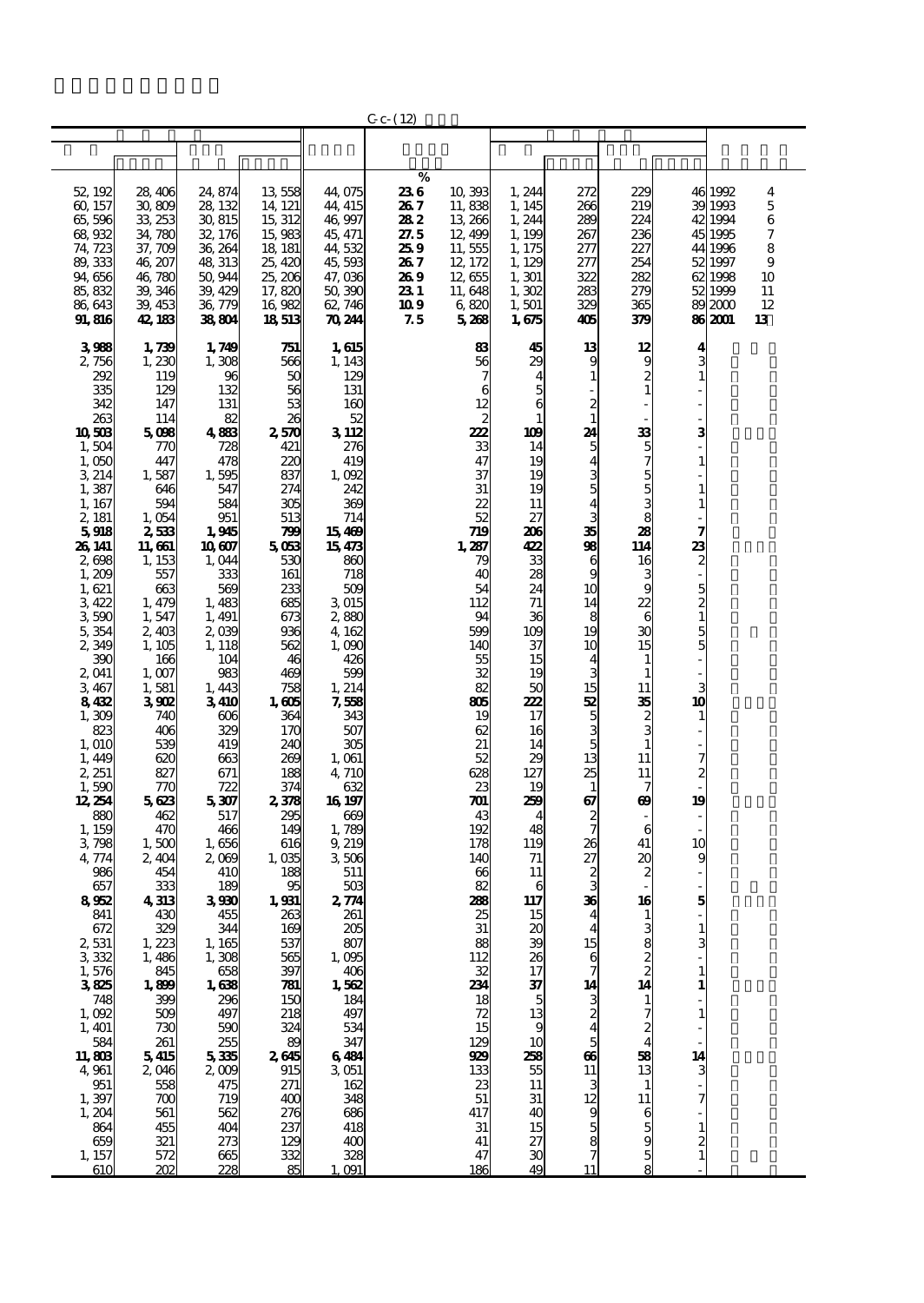C c- (12)

| | | | | | | | | | | | | |
|---|---|---|---|---|---|---|---|---|---|---|---|---|
| | | | | | % | | | | | | | |
| 52,192 | 28,406 | 24,874 | 13,558 | 44,075 | 23.6 | 10,393 | 1,244 | 272 | 229 | 46 | 1992 | 4 |
| 60,157 | 30,809 | 28,132 | 14,121 | 44,415 | 26.7 | 11,838 | 1,145 | 266 | 219 | 39 | 1993 | 5 |
| 65,596 | 33,253 | 30,815 | 15,312 | 46,997 | 28.2 | 13,266 | 1,244 | 289 | 224 | 42 | 1994 | 6 |
| 68,932 | 34,780 | 32,176 | 15,983 | 45,471 | 27.5 | 12,499 | 1,199 | 267 | 236 | 45 | 1995 | 7 |
| 74,723 | 37,709 | 36,264 | 18,181 | 44,532 | 25.9 | 11,555 | 1,175 | 277 | 227 | 44 | 1996 | 8 |
| 89,333 | 46,207 | 48,313 | 25,420 | 45,593 | 26.7 | 12,172 | 1,129 | 277 | 254 | 52 | 1997 | 9 |
| 94,656 | 46,780 | 50,944 | 25,206 | 47,036 | 26.9 | 12,655 | 1,301 | 322 | 282 | 62 | 1998 | 10 |
| 85,832 | 39,346 | 39,429 | 17,820 | 50,390 | 23.1 | 11,648 | 1,302 | 283 | 279 | 52 | 1999 | 11 |
| 86,643 | 39,453 | 36,779 | 16,982 | 62,746 | 10.9 | 6,820 | 1,501 | 329 | 365 | 89 | 2000 | 12 |
| **91,816** | **42,183** | **38,804** | **18,513** | **70,244** | **7.5** | **5,268** | **1,675** | **405** | **379** | **86** | **2001** | **13** |
| **3,988** | **1,739** | **1,749** | **751** | **1,615** | | **83** | **45** | **13** | **12** | **4** | | |
| 2,756 | 1,230 | 1,308 | 566 | 1,143 | | 56 | 29 | 9 | 9 | 3 | | |
| 292 | 119 | 96 | 50 | 129 | | 7 | 4 | 1 | 2 | 1 | | |
| 335 | 129 | 132 | 56 | 131 | | 6 | 5 | - | 1 | - | | |
| 342 | 147 | 131 | 53 | 160 | | 12 | 6 | 2 | - | - | | |
| 263 | 114 | 82 | 26 | 52 | | 2 | 1 | 1 | - | - | | |
| **10,503** | **5,098** | **4,883** | **2,570** | **3,112** | | **222** | **109** | **24** | **33** | **3** | | |
| 1,504 | 770 | 728 | 421 | 276 | | 33 | 14 | 5 | 5 | - | | |
| 1,050 | 447 | 478 | 220 | 419 | | 47 | 19 | 4 | 7 | 1 | | |
| 3,214 | 1,587 | 1,595 | 837 | 1,092 | | 37 | 19 | 3 | 5 | - | | |
| 1,387 | 646 | 547 | 274 | 242 | | 31 | 19 | 5 | 5 | 1 | | |
| 1,167 | 594 | 584 | 305 | 369 | | 22 | 11 | 4 | 3 | 1 | | |
| 2,181 | 1,054 | 951 | 513 | 714 | | 52 | 27 | 3 | 8 | - | | |
| **5,918** | **2,533** | **1,945** | **799** | **15,469** | | **719** | **206** | **35** | **28** | **7** | | |
| **26,141** | **11,661** | **10,607** | **5,053** | **15,473** | | **1,287** | **422** | **98** | **114** | **23** | | |
| 2,698 | 1,153 | 1,044 | 530 | 860 | | 79 | 33 | 6 | 16 | 2 | | |
| 1,209 | 557 | 333 | 161 | 718 | | 40 | 28 | 9 | 3 | - | | |
| 1,621 | 663 | 569 | 233 | 509 | | 54 | 24 | 10 | 9 | 5 | | |
| 3,422 | 1,479 | 1,483 | 685 | 3,015 | | 112 | 71 | 14 | 22 | 2 | | |
| 3,590 | 1,547 | 1,491 | 673 | 2,880 | | 94 | 36 | 8 | 6 | 1 | | |
| 5,354 | 2,403 | 2,039 | 936 | 4,162 | | 599 | 109 | 19 | 30 | 5 | | |
| 2,349 | 1,105 | 1,118 | 562 | 1,090 | | 140 | 37 | 10 | 15 | 5 | | |
| 390 | 166 | 104 | 46 | 426 | | 55 | 15 | 4 | 1 | - | | |
| 2,041 | 1,007 | 983 | 469 | 599 | | 32 | 19 | 3 | 1 | - | | |
| 3,467 | 1,581 | 1,443 | 758 | 1,214 | | 82 | 50 | 15 | 11 | 3 | | |
| **8,432** | **3,902** | **3,410** | **1,605** | **7,558** | | **805** | **222** | **52** | **35** | **10** | | |
| 1,309 | 740 | 606 | 364 | 343 | | 19 | 17 | 5 | 2 | 1 | | |
| 823 | 406 | 329 | 170 | 507 | | 62 | 16 | 3 | 3 | - | | |
| 1,010 | 539 | 419 | 240 | 305 | | 21 | 14 | 5 | 1 | - | | |
| 1,449 | 620 | 663 | 269 | 1,061 | | 52 | 29 | 13 | 11 | 7 | | |
| 2,251 | 827 | 671 | 188 | 4,710 | | 628 | 127 | 25 | 11 | 2 | | |
| 1,590 | 770 | 722 | 374 | 632 | | 23 | 19 | 1 | 7 | - | | |
| **12,254** | **5,623** | **5,307** | **2,378** | **16,197** | | **701** | **259** | **67** | **69** | **19** | | |
| 880 | 462 | 517 | 295 | 669 | | 43 | 4 | 2 | - | - | | |
| 1,159 | 470 | 466 | 149 | 1,789 | | 192 | 48 | 7 | 6 | - | | |
| 3,798 | 1,500 | 1,656 | 616 | 9,219 | | 178 | 119 | 26 | 41 | 10 | | |
| 4,774 | 2,404 | 2,069 | 1,035 | 3,506 | | 140 | 71 | 27 | 20 | 9 | | |
| 986 | 454 | 410 | 188 | 511 | | 66 | 11 | 2 | 2 | - | | |
| 657 | 333 | 189 | 95 | 503 | | 82 | 6 | 3 | - | - | | |
| **8,952** | **4,313** | **3,930** | **1,931** | **2,774** | | **288** | **117** | **36** | **16** | **5** | | |
| 841 | 430 | 455 | 263 | 261 | | 25 | 15 | 4 | 1 | - | | |
| 672 | 329 | 344 | 169 | 205 | | 31 | 20 | 4 | 3 | 1 | | |
| 2,531 | 1,223 | 1,165 | 537 | 807 | | 88 | 39 | 15 | 8 | 3 | | |
| 3,332 | 1,486 | 1,308 | 565 | 1,095 | | 112 | 26 | 6 | 2 | - | | |
| 1,576 | 845 | 658 | 397 | 406 | | 32 | 17 | 7 | 2 | 1 | | |
| **3,825** | **1,899** | **1,638** | **781** | **1,562** | | **234** | **37** | **14** | **14** | **1** | | |
| 748 | 399 | 296 | 150 | 184 | | 18 | 5 | 3 | 1 | - | | |
| 1,092 | 509 | 497 | 218 | 497 | | 72 | 13 | 2 | 7 | 1 | | |
| 1,401 | 730 | 590 | 324 | 534 | | 15 | 9 | 4 | 2 | - | | |
| 584 | 261 | 255 | 89 | 347 | | 129 | 10 | 5 | 4 | - | | |
| **11,803** | **5,415** | **5,335** | **2,645** | **6,484** | | **929** | **258** | **66** | **58** | **14** | | |
| 4,961 | 2,046 | 2,009 | 915 | 3,051 | | 133 | 55 | 11 | 13 | 3 | | |
| 951 | 558 | 475 | 271 | 162 | | 23 | 11 | 3 | 1 | - | | |
| 1,397 | 700 | 719 | 400 | 348 | | 51 | 31 | 12 | 11 | 7 | | |
| 1,204 | 561 | 562 | 276 | 686 | | 417 | 40 | 9 | 6 | - | | |
| 864 | 455 | 404 | 237 | 418 | | 31 | 15 | 5 | 5 | 1 | | |
| 659 | 321 | 273 | 129 | 400 | | 41 | 27 | 8 | 9 | 2 | | |
| 1,157 | 572 | 665 | 332 | 328 | | 47 | 30 | 7 | 5 | 1 | | |
| 610 | 202 | 228 | 85 | 1,091 | | 186 | 49 | 11 | 8 | - | | |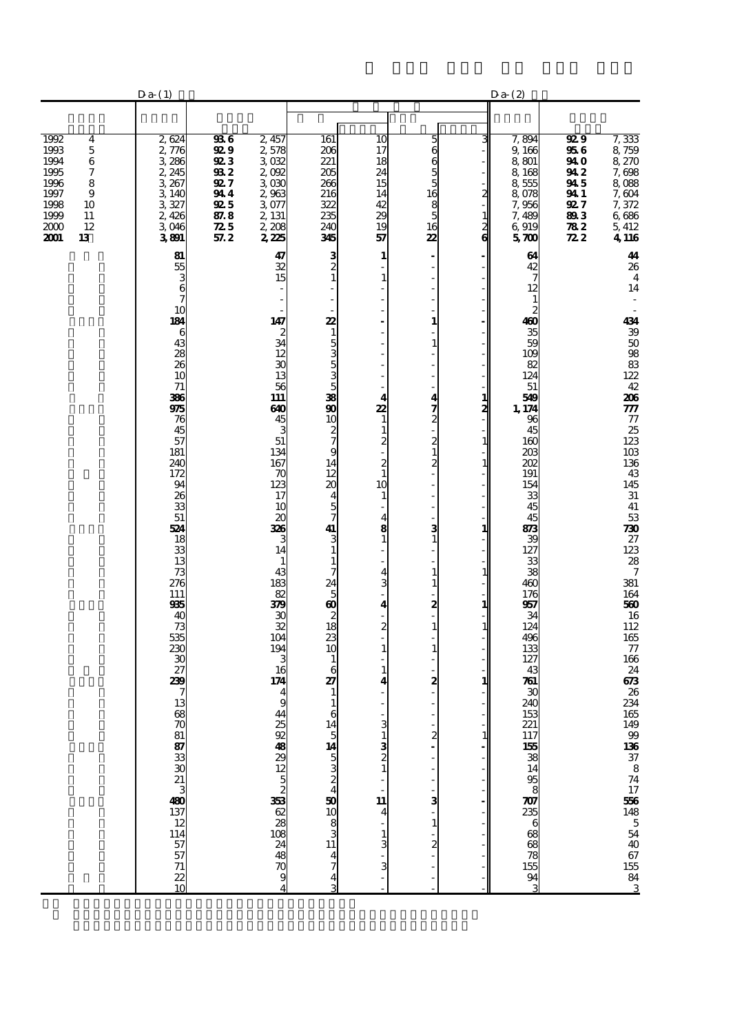| | | D-a-(1) | | | | | | | D-a-(2) | | |
|---|---|---|---|---|---|---|---|---|---|---|---|
| 1992 | 4 | 2,624 | 93.6 | 2,457 | 161 | 10 | 5 | 3 | 7,894 | 92.9 | 7,333 |
| 1993 | 5 | 2,776 | 92.9 | 2,578 | 206 | 17 | 6 | - | 9,166 | 95.6 | 8,759 |
| 1994 | 6 | 3,286 | 92.3 | 3,032 | 221 | 18 | 6 | - | 8,801 | 94.0 | 8,270 |
| 1995 | 7 | 2,245 | 93.2 | 2,092 | 205 | 24 | 5 | - | 8,168 | 94.2 | 7,698 |
| 1996 | 8 | 3,267 | 92.7 | 3,030 | 266 | 15 | 5 | - | 8,555 | 94.5 | 8,088 |
| 1997 | 9 | 3,140 | 94.4 | 2,963 | 216 | 14 | 16 | 2 | 8,078 | 94.1 | 7,604 |
| 1998 | 10 | 3,327 | 92.5 | 3,077 | 322 | 42 | 8 | - | 7,956 | 92.7 | 7,372 |
| 1999 | 11 | 2,426 | 87.8 | 2,131 | 235 | 29 | 5 | 1 | 7,489 | 89.3 | 6,686 |
| 2000 | 12 | 3,046 | 72.5 | 2,208 | 240 | 19 | 16 | 2 | 6,919 | 78.2 | 5,412 |
| **2001** | **13** | **3,891** | **57.2** | **2,225** | **345** | **57** | **22** | **6** | **5,700** | **72.2** | **4,116** |
| | | **81** | | **47** | **3** | **1** | **-** | **-** | **64** | | **44** |
| | | 55 | | 32 | 2 | - | - | - | 42 | | 26 |
| | | 3 | | 15 | 1 | 1 | - | - | 7 | | 4 |
| | | 6 | | - | - | - | - | - | 12 | | 14 |
| | | 7 | | - | - | - | - | - | 1 | | - |
| | | 10 | | - | - | - | - | - | 2 | | - |
| | | **184** | | **147** | **22** | **-** | **1** | **-** | **460** | | **434** |
| | | 6 | | 2 | 1 | - | - | - | 35 | | 39 |
| | | 43 | | 34 | 5 | - | 1 | - | 59 | | 50 |
| | | 28 | | 12 | 3 | - | - | - | 109 | | 98 |
| | | 26 | | 30 | 5 | - | - | - | 82 | | 83 |
| | | 10 | | 13 | 3 | - | - | - | 124 | | 122 |
| | | 71 | | 56 | 5 | - | - | - | 51 | | 42 |
| | | **386** | | **111** | **38** | **4** | **4** | **1** | **549** | | **206** |
| | | **975** | | **640** | **90** | **22** | **7** | **2** | **1,174** | | **777** |
| | | 76 | | 45 | 10 | 1 | 2 | - | 96 | | 77 |
| | | 45 | | 3 | 2 | 1 | - | - | 45 | | 25 |
| | | 57 | | 51 | 7 | 2 | 2 | 1 | 160 | | 123 |
| | | 181 | | 134 | 9 | - | 1 | - | 203 | | 103 |
| | | 240 | | 167 | 14 | 2 | 2 | 1 | 202 | | 136 |
| | | 172 | | 70 | 12 | 1 | - | - | 191 | | 43 |
| | | 94 | | 123 | 20 | 10 | - | - | 154 | | 145 |
| | | 26 | | 17 | 4 | 1 | - | - | 33 | | 31 |
| | | 33 | | 10 | 5 | - | - | - | 45 | | 41 |
| | | 51 | | 20 | 7 | 4 | - | - | 45 | | 53 |
| | | **524** | | **326** | **41** | **8** | **3** | **1** | **873** | | **730** |
| | | 18 | | 3 | 3 | 1 | 1 | - | 39 | | 27 |
| | | 33 | | 14 | 1 | - | - | - | 127 | | 123 |
| | | 13 | | 1 | 1 | - | - | - | 33 | | 28 |
| | | 73 | | 43 | 7 | 4 | 1 | 1 | 38 | | 7 |
| | | 276 | | 183 | 24 | 3 | 1 | - | 460 | | 381 |
| | | 111 | | 82 | 5 | - | - | - | 176 | | 164 |
| | | **935** | | **379** | **60** | **4** | **2** | **1** | **957** | | **560** |
| | | 40 | | 30 | 2 | - | - | - | 34 | | 16 |
| | | 73 | | 32 | 18 | 2 | 1 | 1 | 124 | | 112 |
| | | 535 | | 104 | 23 | - | - | - | 496 | | 165 |
| | | 230 | | 194 | 10 | 1 | 1 | - | 133 | | 77 |
| | | 30 | | 3 | 1 | - | - | - | 127 | | 166 |
| | | 27 | | 16 | 6 | 1 | - | - | 43 | | 24 |
| | | **239** | | **174** | **27** | **4** | **2** | **1** | **761** | | **673** |
| | | 7 | | 4 | 1 | - | - | - | 30 | | 26 |
| | | 13 | | 9 | 1 | - | - | - | 240 | | 234 |
| | | 68 | | 44 | 6 | - | - | - | 153 | | 165 |
| | | 70 | | 25 | 14 | 3 | - | - | 221 | | 149 |
| | | 81 | | 92 | 5 | 1 | 2 | 1 | 117 | | 99 |
| | | **87** | | **48** | **14** | **3** | **-** | **-** | **155** | | **136** |
| | | 33 | | 29 | 5 | 2 | - | - | 38 | | 37 |
| | | 30 | | 12 | 3 | 1 | - | - | 14 | | 8 |
| | | 21 | | 5 | 2 | - | - | - | 95 | | 74 |
| | | 3 | | 2 | 4 | - | - | - | 8 | | 17 |
| | | **480** | | **353** | **50** | **11** | **3** | **-** | **707** | | **556** |
| | | 137 | | 62 | 10 | 4 | - | - | 235 | | 148 |
| | | 12 | | 28 | 8 | - | 1 | - | 6 | | 5 |
| | | 114 | | 108 | 3 | 1 | - | - | 68 | | 54 |
| | | 57 | | 24 | 11 | 3 | 2 | - | 68 | | 40 |
| | | 57 | | 48 | 4 | - | - | - | 78 | | 67 |
| | | 71 | | 70 | 7 | 3 | - | - | 155 | | 155 |
| | | 22 | | 9 | 4 | - | - | - | 94 | | 84 |
| | | 10 | | 4 | 3 | - | - | - | 3 | | 3 |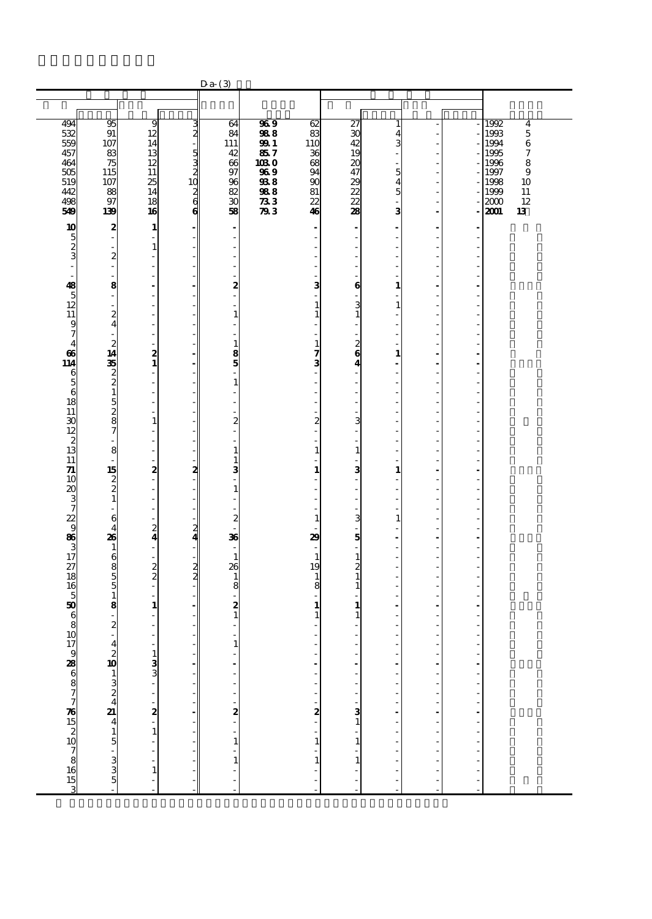D-a-(3)

| | | | | | | | | | | | | | |
|---|---|---|---|---|---|---|---|---|---|---|---|---|---|
| 494 | 95 | 9 | 3 | 64 | 96.9 | 62 | 27 | 1 | - | - | 1992 | 4 |
| 532 | 91 | 12 | 2 | 84 | 98.8 | 83 | 30 | 4 | - | - | 1993 | 5 |
| 559 | 107 | 14 | - | 111 | 99.1 | 110 | 42 | 3 | - | - | 1994 | 6 |
| 457 | 83 | 13 | 5 | 42 | 85.7 | 36 | 19 | - | - | - | 1995 | 7 |
| 464 | 75 | 12 | 3 | 66 | 103.0 | 68 | 20 | - | - | - | 1996 | 8 |
| 505 | 115 | 11 | 2 | 97 | 96.9 | 94 | 47 | 5 | - | - | 1997 | 9 |
| 519 | 107 | 25 | 10 | 96 | 93.8 | 90 | 29 | 4 | - | - | 1998 | 10 |
| 442 | 88 | 14 | 2 | 82 | 98.8 | 81 | 22 | 5 | - | - | 1999 | 11 |
| 498 | 97 | 18 | 6 | 30 | 73.3 | 22 | 22 | - | - | - | 2000 | 12 |
| **549** | **139** | **16** | **6** | **58** | **79.3** | **46** | **28** | **3** | **-** | **-** | **2001** | **13** |
| **10** | **2** | **1** | **-** | **-** | | **-** | **-** | **-** | **-** | **-** | | |
| 5 | - | - | - | - | | - | - | - | - | - | | |
| 2 | - | 1 | - | - | | - | - | - | - | - | | |
| 3 | 2 | - | - | - | | - | - | - | - | - | | |
| - | - | - | - | - | | - | - | - | - | - | | |
| - | - | - | - | - | | - | - | - | - | - | | |
| **48** | **8** | **-** | **-** | **2** | | **3** | **6** | **1** | **-** | **-** | | |
| 5 | - | - | - | - | | - | - | - | - | - | | |
| 12 | - | - | - | - | | 1 | 3 | 1 | - | - | | |
| 11 | 2 | - | - | 1 | | 1 | 1 | - | - | - | | |
| 9 | 4 | - | - | - | | - | - | - | - | - | | |
| 7 | - | - | - | - | | - | - | - | - | - | | |
| 4 | 2 | - | - | 1 | | 1 | 2 | - | - | - | | |
| **66** | **14** | **2** | **-** | **8** | | **7** | **6** | **1** | **-** | **-** | | |
| **114** | **35** | **1** | **-** | **5** | | **3** | **4** | **-** | **-** | **-** | | |
| 6 | 2 | - | - | - | | - | - | - | - | - | | |
| 5 | 2 | - | - | 1 | | - | - | - | - | - | | |
| 6 | 1 | - | - | - | | - | - | - | - | - | | |
| 18 | 5 | - | - | - | | - | - | - | - | - | | |
| 11 | 2 | - | - | - | | - | - | - | - | - | | |
| 30 | 8 | 1 | - | 2 | | 2 | 3 | - | - | - | | |
| 12 | 7 | - | - | - | | - | - | - | - | - | | |
| 2 | - | - | - | - | | - | - | - | - | - | | |
| 13 | 8 | - | - | 1 | | 1 | 1 | - | - | - | | |
| 11 | - | - | - | 1 | | - | - | - | - | - | | |
| **71** | **15** | **2** | **2** | **3** | | **1** | **3** | **1** | **-** | **-** | | |
| 10 | 2 | - | - | - | | - | - | - | - | - | | |
| 20 | 2 | - | - | 1 | | - | - | - | - | - | | |
| 3 | 1 | - | - | - | | - | - | - | - | - | | |
| 7 | - | - | - | - | | - | - | - | - | - | | |
| 22 | 6 | - | - | 2 | | 1 | 3 | 1 | - | - | | |
| 9 | 4 | 2 | 2 | - | | - | - | - | - | - | | |
| **86** | **26** | **4** | **4** | **36** | | **29** | **5** | **-** | **-** | **-** | | |
| 3 | 1 | - | - | - | | - | - | - | - | - | | |
| 17 | 6 | - | - | 1 | | 1 | 1 | - | - | - | | |
| 27 | 8 | 2 | 2 | 26 | | 19 | 2 | - | - | - | | |
| 18 | 5 | 2 | 2 | 1 | | 1 | 1 | - | - | - | | |
| 16 | 5 | - | - | 8 | | 8 | 1 | - | - | - | | |
| 5 | 1 | - | - | - | | - | - | - | - | - | | |
| **50** | **8** | **1** | **-** | **2** | | **1** | **1** | **-** | **-** | **-** | | |
| 6 | - | - | - | 1 | | 1 | 1 | - | - | - | | |
| 8 | 2 | - | - | - | | - | - | - | - | - | | |
| 10 | - | - | - | - | | - | - | - | - | - | | |
| 17 | 4 | - | - | 1 | | - | - | - | - | - | | |
| 9 | 2 | 1 | - | - | | - | - | - | - | - | | |
| **28** | **10** | **3** | **-** | **-** | | **-** | **-** | **-** | **-** | **-** | | |
| 6 | 1 | 3 | - | - | | - | - | - | - | - | | |
| 8 | 3 | - | - | - | | - | - | - | - | - | | |
| 7 | 2 | - | - | - | | - | - | - | - | - | | |
| 7 | 4 | - | - | - | | - | - | - | - | - | | |
| **76** | **21** | **2** | **-** | **2** | | **2** | **3** | **-** | **-** | **-** | | |
| 15 | 4 | - | - | - | | - | 1 | - | - | - | | |
| 2 | 1 | 1 | - | - | | - | - | - | - | - | | |
| 10 | 5 | - | - | 1 | | 1 | 1 | - | - | - | | |
| 7 | - | - | - | - | | - | - | - | - | - | | |
| 8 | 3 | - | - | 1 | | 1 | 1 | - | - | - | | |
| 16 | 3 | 1 | - | - | | - | - | - | - | - | | |
| 15 | 5 | - | - | - | | - | - | - | - | - | | |
| 3 | - | - | - | - | | - | - | - | - | - | | |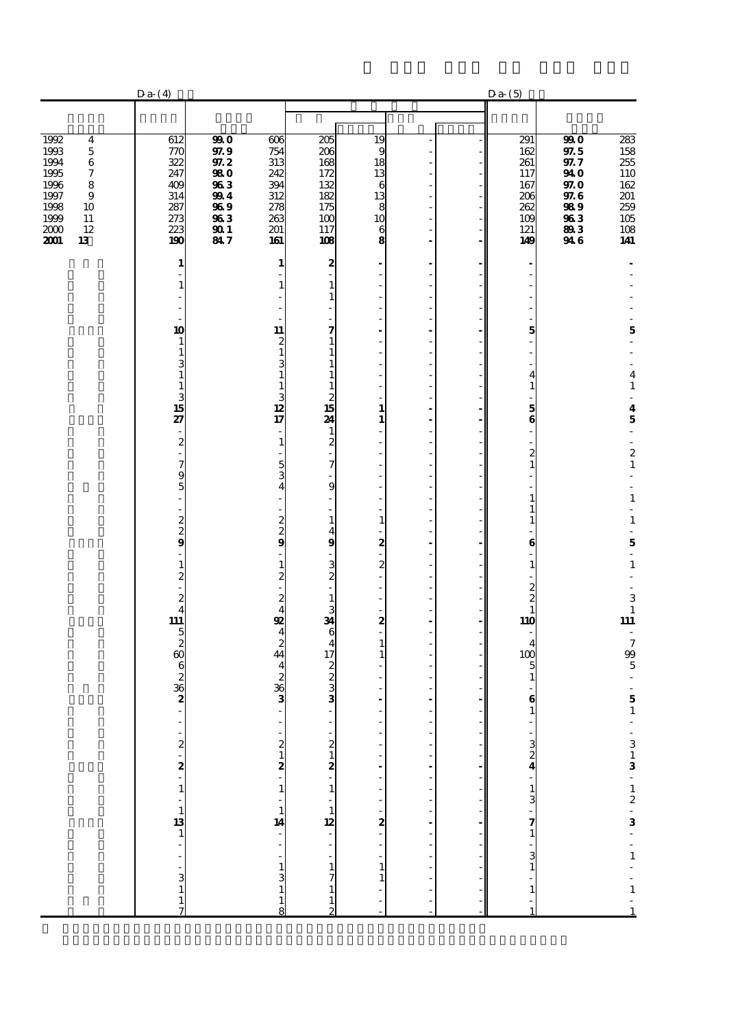| | | D-a-(4) | | | | | | | D-a-(5) | | |
|---|---|---|---|---|---|---|---|---|---|---|---|
| | | | | | | | | | | | |
| 1992 | 4 | 612 | 99.0 | 606 | 205 | 19 | - | - | 291 | 99.0 | 283 |
| 1993 | 5 | 770 | 97.9 | 754 | 206 | 9 | - | - | 162 | 97.5 | 158 |
| 1994 | 6 | 322 | 97.2 | 313 | 168 | 18 | - | - | 261 | 97.7 | 255 |
| 1995 | 7 | 247 | 98.0 | 242 | 172 | 13 | - | - | 117 | 94.0 | 110 |
| 1996 | 8 | 409 | 96.3 | 394 | 132 | 6 | - | - | 167 | 97.0 | 162 |
| 1997 | 9 | 314 | 99.4 | 312 | 182 | 13 | - | - | 206 | 97.6 | 201 |
| 1998 | 10 | 287 | 96.9 | 278 | 175 | 8 | - | - | 262 | 98.9 | 259 |
| 1999 | 11 | 273 | 96.3 | 263 | 100 | 10 | - | - | 109 | 96.3 | 105 |
| 2000 | 12 | 223 | 90.1 | 201 | 117 | 6 | - | - | 121 | 89.3 | 108 |
| **2001** | **13** | **190** | **84.7** | **161** | **108** | **8** | **-** | **-** | **149** | **94.6** | **141** |
| | | **1** | | **1** | **2** | **-** | **-** | **-** | **-** | | **-** |
| | | - | | - | - | - | - | - | - | | - |
| | | 1 | | 1 | 1 | - | - | - | - | | - |
| | | - | | - | 1 | - | - | - | - | | - |
| | | - | | - | - | - | - | - | - | | - |
| | | - | | - | - | - | - | - | - | | - |
| | | **10** | | **11** | **7** | **-** | **-** | **-** | **5** | | **5** |
| | | 1 | | 2 | 1 | - | - | - | - | | - |
| | | 1 | | 1 | 1 | - | - | - | - | | - |
| | | 3 | | 3 | 1 | - | - | - | - | | - |
| | | 1 | | 1 | 1 | - | - | - | 4 | | 4 |
| | | 1 | | 1 | 1 | - | - | - | 1 | | 1 |
| | | 3 | | 3 | 2 | - | - | - | - | | - |
| | | **15** | | **12** | **15** | **1** | **-** | **-** | **5** | | **4** |
| | | **27** | | **17** | **24** | **1** | **-** | **-** | **6** | | **5** |
| | | - | | - | 1 | - | - | - | - | | - |
| | | 2 | | 1 | 2 | - | - | - | - | | - |
| | | - | | - | - | - | - | - | 2 | | 2 |
| | | 7 | | 5 | 7 | - | - | - | 1 | | 1 |
| | | 9 | | 3 | - | - | - | - | - | | - |
| | | 5 | | 4 | 9 | - | - | - | - | | - |
| | | - | | - | - | - | - | - | 1 | | 1 |
| | | - | | - | - | - | - | - | 1 | | - |
| | | 2 | | 2 | 1 | 1 | - | - | 1 | | 1 |
| | | 2 | | 2 | 4 | - | - | - | - | | - |
| | | **9** | | **9** | **9** | **2** | **-** | **-** | **6** | | **5** |
| | | - | | - | - | - | - | - | - | | - |
| | | 1 | | 1 | 3 | 2 | - | - | 1 | | 1 |
| | | 2 | | 2 | 2 | - | - | - | - | | - |
| | | - | | - | - | - | - | - | 2 | | - |
| | | 2 | | 2 | 1 | - | - | - | 2 | | 3 |
| | | 4 | | 4 | 3 | - | - | - | 1 | | 1 |
| | | **111** | | **92** | **34** | **2** | **-** | **-** | **110** | | **111** |
| | | 5 | | 4 | 6 | - | - | - | - | | - |
| | | 2 | | 2 | 4 | 1 | - | - | 4 | | 7 |
| | | 60 | | 44 | 17 | 1 | - | - | 100 | | 99 |
| | | 6 | | 4 | 2 | - | - | - | 5 | | 5 |
| | | 2 | | 2 | 2 | - | - | - | 1 | | - |
| | | 36 | | 36 | 3 | - | - | - | - | | - |
| | | **2** | | **3** | **3** | **-** | **-** | **-** | **6** | | **5** |
| | | - | | - | - | - | - | - | 1 | | 1 |
| | | - | | - | - | - | - | - | - | | - |
| | | - | | - | - | - | - | - | - | | - |
| | | 2 | | 2 | 2 | - | - | - | 3 | | 3 |
| | | - | | 1 | 1 | - | - | - | 2 | | 1 |
| | | **2** | | **2** | **2** | **-** | **-** | **-** | **4** | | **3** |
| | | - | | - | - | - | - | - | - | | - |
| | | 1 | | 1 | 1 | - | - | - | 1 | | 1 |
| | | - | | - | - | - | - | - | 3 | | 2 |
| | | 1 | | 1 | 1 | - | - | - | - | | - |
| | | **13** | | **14** | **12** | **2** | **-** | **-** | **7** | | **3** |
| | | 1 | | - | - | - | - | - | 1 | | - |
| | | - | | - | - | - | - | - | - | | - |
| | | - | | - | - | - | - | - | 3 | | 1 |
| | | - | | 1 | 1 | 1 | - | - | 1 | | - |
| | | 3 | | 3 | 7 | 1 | - | - | - | | - |
| | | 1 | | 1 | 1 | - | - | - | 1 | | 1 |
| | | 1 | | 1 | 1 | - | - | - | - | | - |
| | | 7 | | 8 | 2 | - | - | - | 1 | | 1 |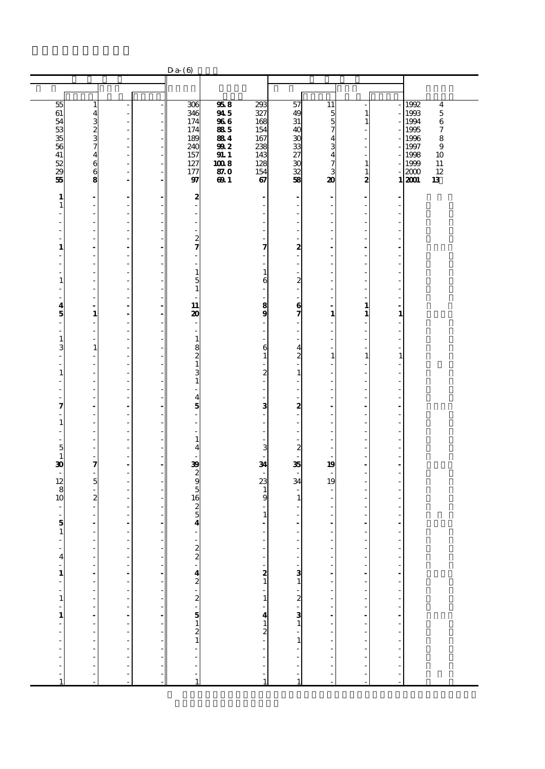D-a-(6)

| | | | | | | | | | | | | |
|---|---|---|---|---|---|---|---|---|---|---|---|---|
| 55 | 1 | - | - | 306 | **95.8** | 293 | 57 | 11 | - | - | 1992 | 4 |
| 61 | 4 | - | - | 346 | **94.5** | 327 | 49 | 5 | 1 | - | 1993 | 5 |
| 54 | 3 | - | - | 174 | **96.6** | 168 | 31 | 5 | 1 | - | 1994 | 6 |
| 53 | 2 | - | - | 174 | **88.5** | 154 | 40 | 7 | - | - | 1995 | 7 |
| 35 | 3 | - | - | 189 | **88.4** | 167 | 30 | 4 | - | - | 1996 | 8 |
| 56 | 7 | - | - | 240 | **99.2** | 238 | 33 | 3 | - | - | 1997 | 9 |
| 41 | 4 | - | - | 157 | **91.1** | 143 | 27 | 4 | - | - | 1998 | 10 |
| 52 | 6 | - | - | 127 | **100.8** | 128 | 30 | 7 | 1 | - | 1999 | 11 |
| 29 | 6 | - | - | 177 | **87.0** | 154 | 32 | 3 | 1 | - | 2000 | 12 |
| **55** | **8** | **-** | **-** | **97** | **69.1** | **67** | **58** | **20** | **2** | **1** | **2001** | **13** |
| **1** | **-** | **-** | **-** | **2** | | **-** | **-** | **-** | **-** | **-** | | |
| 1 | - | - | - | - | | - | - | - | - | - | | |
| - | - | - | - | - | | - | - | - | - | - | | |
| - | - | - | - | - | | - | - | - | - | - | | |
| - | - | - | - | - | | - | - | - | - | - | | |
| - | - | - | - | 2 | | - | - | - | - | - | | |
| **1** | **-** | **-** | **-** | **7** | | **7** | **2** | **-** | **-** | **-** | | |
| - | - | - | - | - | | - | - | - | - | - | | |
| - | - | - | - | - | | - | - | - | - | - | | |
| - | - | - | - | 1 | | 1 | - | - | - | - | | |
| 1 | - | - | - | 5 | | 6 | 2 | - | - | - | | |
| - | - | - | - | 1 | | - | - | - | - | - | | |
| - | - | - | - | - | | - | - | - | - | - | | |
| **4** | **-** | **-** | **-** | **11** | | **8** | **6** | **-** | **1** | **-** | | |
| **5** | **1** | **-** | **-** | **20** | | **9** | **7** | **1** | **1** | **1** | | |
| - | - | - | - | - | | - | - | - | - | - | | |
| - | - | - | - | - | | - | - | - | - | - | | |
| 1 | - | - | - | 1 | | - | - | - | - | - | | |
| 3 | 1 | - | - | 8 | | 6 | 4 | - | - | - | | |
| - | - | - | - | 2 | | 1 | 2 | 1 | 1 | 1 | | |
| - | - | - | - | 1 | | - | - | - | - | - | | |
| 1 | - | - | - | 3 | | 2 | 1 | - | - | - | | |
| - | - | - | - | 1 | | - | - | - | - | - | | |
| - | - | - | - | - | | - | - | - | - | - | | |
| - | - | - | - | 4 | | - | - | - | - | - | | |
| **7** | **-** | **-** | **-** | **5** | | **3** | **2** | **-** | **-** | **-** | | |
| - | - | - | - | - | | - | - | - | - | - | | |
| 1 | - | - | - | - | | - | - | - | - | - | | |
| - | - | - | - | - | | - | - | - | - | - | | |
| - | - | - | - | 1 | | - | - | - | - | - | | |
| 5 | - | - | - | 4 | | 3 | 2 | - | - | - | | |
| 1 | - | - | - | - | | - | - | - | - | - | | |
| **30** | **7** | **-** | **-** | **39** | | **34** | **35** | **19** | **-** | **-** | | |
| - | - | - | - | 2 | | - | - | - | - | - | | |
| 12 | 5 | - | - | 9 | | 23 | 34 | 19 | - | - | | |
| 8 | - | - | - | 5 | | 1 | - | - | - | - | | |
| 10 | 2 | - | - | 16 | | 9 | 1 | - | - | - | | |
| - | - | - | - | 2 | | - | - | - | - | - | | |
| - | - | - | - | 5 | | 1 | - | - | - | - | | |
| **5** | **-** | **-** | **-** | **4** | | **-** | **-** | **-** | **-** | **-** | | |
| 1 | - | - | - | - | | - | - | - | - | - | | |
| - | - | - | - | - | | - | - | - | - | - | | |
| - | - | - | - | 2 | | - | - | - | - | - | | |
| 4 | - | - | - | 2 | | - | - | - | - | - | | |
| - | - | - | - | - | | - | - | - | - | - | | |
| **1** | **-** | **-** | **-** | **4** | | **2** | **3** | **-** | **-** | **-** | | |
| - | - | - | - | 2 | | 1 | 1 | - | - | - | | |
| - | - | - | - | - | | - | - | - | - | - | | |
| 1 | - | - | - | 2 | | 1 | 2 | - | - | - | | |
| - | - | - | - | - | | - | - | - | - | - | | |
| **1** | **-** | **-** | **-** | **5** | | **4** | **3** | **-** | **-** | **-** | | |
| - | - | - | - | 1 | | 1 | 1 | - | - | - | | |
| - | - | - | - | 2 | | 2 | - | - | - | - | | |
| - | - | - | - | 1 | | - | 1 | - | - | - | | |
| - | - | - | - | - | | - | - | - | - | - | | |
| - | - | - | - | - | | - | - | - | - | - | | |
| - | - | - | - | - | | - | - | - | - | - | | |
| - | - | - | - | - | | - | - | - | - | - | | |
| 1 | - | - | - | 1 | | 1 | 1 | - | - | - | | |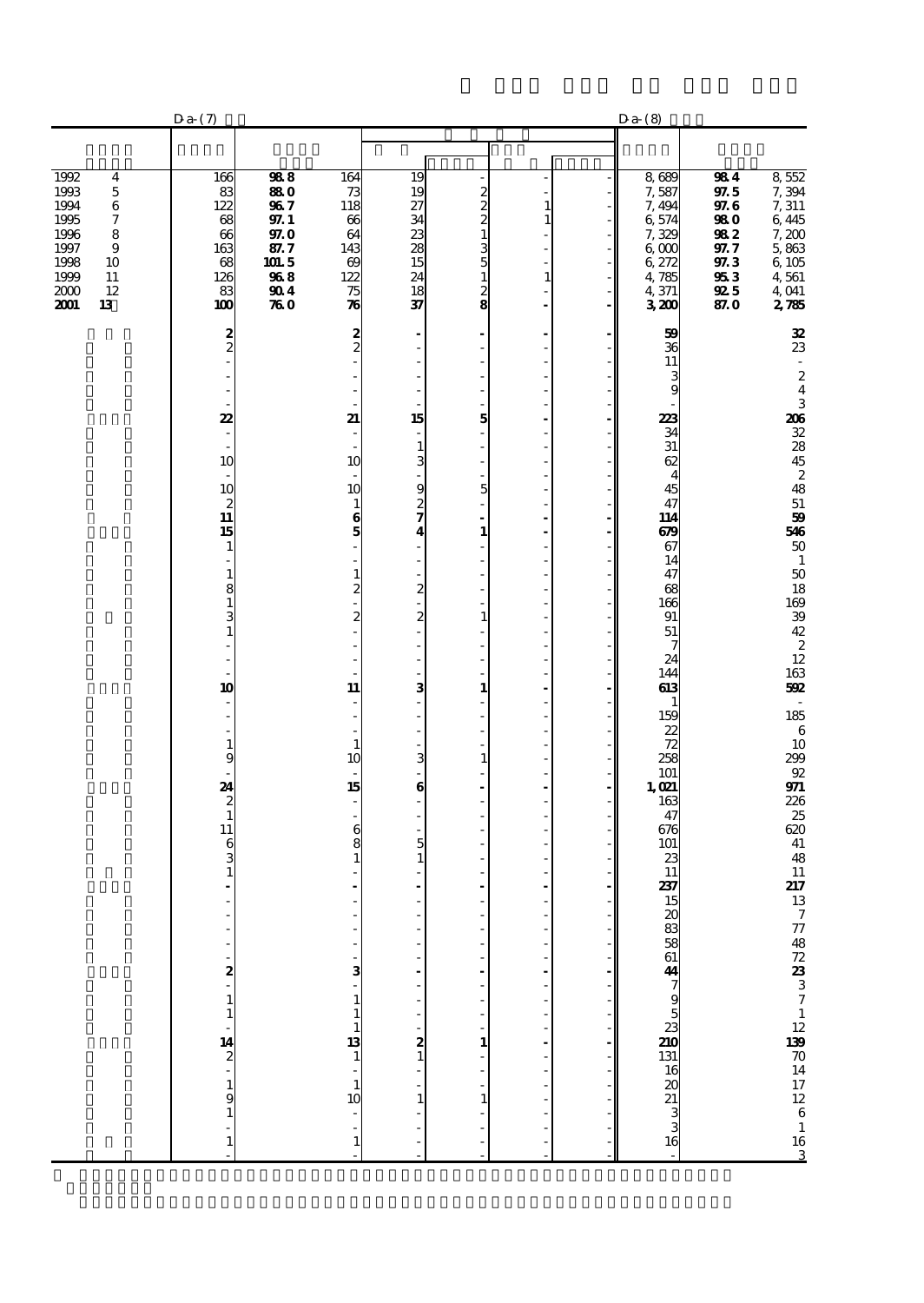| | | D-a-(7) | | | | | | | D-a-(8) | | |
|---|---|---|---|---|---|---|---|---|---|---|---|
| 1992 | 4 | 166 | 98.8 | 164 | 19 | - | - | - | 8,689 | 98.4 | 8,552 |
| 1993 | 5 | 83 | 88.0 | 73 | 19 | 2 | - | - | 7,587 | 97.5 | 7,394 |
| 1994 | 6 | 122 | 96.7 | 118 | 27 | 2 | 1 | - | 7,494 | 97.6 | 7,311 |
| 1995 | 7 | 68 | 97.1 | 66 | 34 | 2 | 1 | - | 6,574 | 98.0 | 6,445 |
| 1996 | 8 | 66 | 97.0 | 64 | 23 | 1 | - | - | 7,329 | 98.2 | 7,200 |
| 1997 | 9 | 163 | 87.7 | 143 | 28 | 3 | - | - | 6,000 | 97.7 | 5,863 |
| 1998 | 10 | 68 | 101.5 | 69 | 15 | 5 | - | - | 6,272 | 97.3 | 6,105 |
| 1999 | 11 | 126 | 96.8 | 122 | 24 | 1 | 1 | - | 4,785 | 95.3 | 4,561 |
| 2000 | 12 | 83 | 90.4 | 75 | 18 | 2 | - | - | 4,371 | 92.5 | 4,041 |
| **2001** | **13** | **100** | **76.0** | **76** | **37** | **8** | **-** | **-** | **3,200** | **87.0** | **2,785** |
| | | **2** | | **2** | **-** | **-** | **-** | **-** | **59** | | **32** |
| | | 2 | | 2 | - | - | - | - | 36 | | 23 |
| | | - | | - | - | - | - | - | 11 | | - |
| | | - | | - | - | - | - | - | 3 | | 2 |
| | | - | | - | - | - | - | - | 9 | | 4 |
| | | - | | - | - | - | - | - | - | | 3 |
| | | **22** | | **21** | **15** | **5** | **-** | **-** | **223** | | **206** |
| | | - | | - | - | - | - | - | 34 | | 32 |
| | | - | | - | 1 | - | - | - | 31 | | 28 |
| | | 10 | | 10 | 3 | - | - | - | 62 | | 45 |
| | | - | | - | - | - | - | - | 4 | | 2 |
| | | 10 | | 10 | 9 | 5 | - | - | 45 | | 48 |
| | | 2 | | 1 | 2 | - | - | - | 47 | | 51 |
| | | **11** | | **6** | **7** | **-** | **-** | **-** | **114** | | **59** |
| | | **15** | | **5** | **4** | **1** | **-** | **-** | **679** | | **546** |
| | | 1 | | - | - | - | - | - | 67 | | 50 |
| | | - | | - | - | - | - | - | 14 | | 1 |
| | | 1 | | 1 | - | - | - | - | 47 | | 50 |
| | | 8 | | 2 | 2 | - | - | - | 68 | | 18 |
| | | 1 | | - | - | - | - | - | 166 | | 169 |
| | | 3 | | 2 | 2 | 1 | - | - | 91 | | 39 |
| | | 1 | | - | - | - | - | - | 51 | | 42 |
| | | - | | - | - | - | - | - | 7 | | 2 |
| | | - | | - | - | - | - | - | 24 | | 12 |
| | | - | | - | - | - | - | - | 144 | | 163 |
| | | **10** | | **11** | **3** | **1** | **-** | **-** | **613** | | **592** |
| | | - | | - | - | - | - | - | 1 | | - |
| | | - | | - | - | - | - | - | 159 | | 185 |
| | | - | | - | - | - | - | - | 22 | | 6 |
| | | 1 | | 1 | - | - | - | - | 72 | | 10 |
| | | 9 | | 10 | 3 | 1 | - | - | 258 | | 299 |
| | | - | | - | - | - | - | - | 101 | | 92 |
| | | **24** | | **15** | **6** | **-** | **-** | **-** | **1,021** | | **971** |
| | | 2 | | - | - | - | - | - | 163 | | 226 |
| | | 1 | | - | - | - | - | - | 47 | | 25 |
| | | 11 | | 6 | - | - | - | - | 676 | | 620 |
| | | 6 | | 8 | 5 | - | - | - | 101 | | 41 |
| | | 3 | | 1 | 1 | - | - | - | 23 | | 48 |
| | | 1 | | - | - | - | - | - | 11 | | 11 |
| | | **-** | | **-** | **-** | **-** | **-** | **-** | **237** | | **217** |
| | | - | | - | - | - | - | - | 15 | | 13 |
| | | - | | - | - | - | - | - | 20 | | 7 |
| | | - | | - | - | - | - | - | 83 | | 77 |
| | | - | | - | - | - | - | - | 58 | | 48 |
| | | - | | - | - | - | - | - | 61 | | 72 |
| | | **2** | | **3** | **-** | **-** | **-** | **-** | **44** | | **23** |
| | | - | | - | - | - | - | - | 7 | | 3 |
| | | 1 | | 1 | - | - | - | - | 9 | | 7 |
| | | 1 | | 1 | - | - | - | - | 5 | | 1 |
| | | - | | 1 | - | - | - | - | 23 | | 12 |
| | | **14** | | **13** | **2** | **1** | **-** | **-** | **210** | | **139** |
| | | 2 | | 1 | 1 | - | - | - | 131 | | 70 |
| | | - | | - | - | - | - | - | 16 | | 14 |
| | | 1 | | 1 | - | - | - | - | 20 | | 17 |
| | | 9 | | 10 | 1 | 1 | - | - | 21 | | 12 |
| | | 1 | | - | - | - | - | - | 3 | | 6 |
| | | - | | - | - | - | - | - | 3 | | 1 |
| | | 1 | | 1 | - | - | - | - | 16 | | 16 |
| | | - | | - | - | - | - | - | - | | 3 |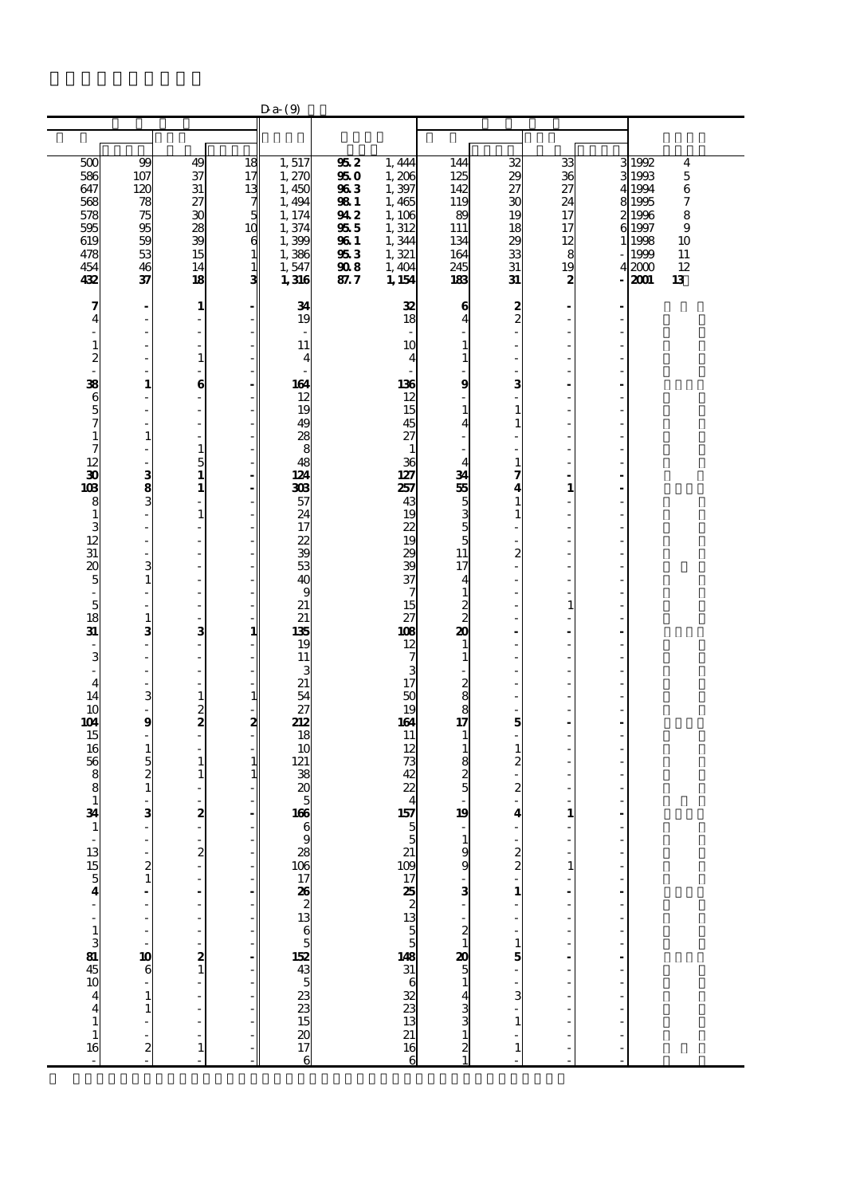D-a-(9)

| | | | | | | | | | | | | |
|---|---|---|---|---|---|---|---|---|---|---|---|---|
| 500 | 99 | 49 | 18 | 1,517 | 95.2 | 1,444 | 144 | 32 | 33 | 3 | 1992 | 4 |
| 586 | 107 | 37 | 17 | 1,270 | 95.0 | 1,206 | 125 | 29 | 36 | 3 | 1993 | 5 |
| 647 | 120 | 31 | 13 | 1,450 | 96.3 | 1,397 | 142 | 27 | 27 | 4 | 1994 | 6 |
| 568 | 78 | 27 | 7 | 1,494 | 98.1 | 1,465 | 119 | 30 | 24 | 8 | 1995 | 7 |
| 578 | 75 | 30 | 5 | 1,174 | 94.2 | 1,106 | 89 | 19 | 17 | 2 | 1996 | 8 |
| 595 | 95 | 28 | 10 | 1,374 | 95.5 | 1,312 | 111 | 18 | 17 | 6 | 1997 | 9 |
| 619 | 59 | 39 | 6 | 1,399 | 96.1 | 1,344 | 134 | 29 | 12 | 1 | 1998 | 10 |
| 478 | 53 | 15 | 1 | 1,386 | 95.3 | 1,321 | 164 | 33 | 8 | - | 1999 | 11 |
| 454 | 46 | 14 | 1 | 1,547 | 90.8 | 1,404 | 245 | 31 | 19 | 4 | 2000 | 12 |
| **432** | **37** | **18** | **3** | **1,316** | **87.7** | **1,154** | **183** | **31** | **2** | **-** | **2001** | **13** |
| **7** | **-** | **1** | **-** | **34** | | **32** | **6** | **2** | **-** | **-** | | |
| 4 | - | - | - | 19 | | 18 | 4 | 2 | - | - | | |
| - | - | - | - | - | | - | - | - | - | - | | |
| 1 | - | - | - | 11 | | 10 | 1 | - | - | - | | |
| 2 | - | 1 | - | 4 | | 4 | 1 | - | - | - | | |
| - | - | - | - | - | | - | - | - | - | - | | |
| **38** | **1** | **6** | **-** | **164** | | **136** | **9** | **3** | **-** | **-** | | |
| 6 | - | - | - | 12 | | 12 | - | - | - | - | | |
| 5 | - | - | - | 19 | | 15 | 1 | 1 | - | - | | |
| 7 | - | - | - | 49 | | 45 | 4 | 1 | - | - | | |
| 1 | 1 | - | - | 28 | | 27 | - | - | - | - | | |
| 7 | - | 1 | - | 8 | | 1 | - | - | - | - | | |
| 12 | - | 5 | - | 48 | | 36 | 4 | 1 | - | - | | |
| **30** | **3** | **1** | **-** | **124** | | **127** | **34** | **7** | **-** | **-** | | |
| **103** | **8** | **1** | **-** | **303** | | **257** | **55** | **4** | **1** | **-** | | |
| 8 | 3 | - | - | 57 | | 43 | 5 | 1 | - | - | | |
| 1 | - | 1 | - | 24 | | 19 | 3 | 1 | - | - | | |
| 3 | - | - | - | 17 | | 22 | 5 | - | - | - | | |
| 12 | - | - | - | 22 | | 19 | 5 | - | - | - | | |
| 31 | - | - | - | 39 | | 29 | 11 | 2 | - | - | | |
| 20 | 3 | - | - | 53 | | 39 | 17 | - | - | - | | |
| 5 | 1 | - | - | 40 | | 37 | 4 | - | - | - | | |
| - | - | - | - | 9 | | 7 | 1 | - | - | - | | |
| 5 | - | - | - | 21 | | 15 | 2 | - | 1 | - | | |
| 18 | 1 | - | - | 21 | | 27 | 2 | - | - | - | | |
| **31** | **3** | **3** | **1** | **135** | | **108** | **20** | **-** | **-** | **-** | | |
| - | - | - | - | 19 | | 12 | 1 | - | - | - | | |
| 3 | - | - | - | 11 | | 7 | 1 | - | - | - | | |
| - | - | - | - | 3 | | 3 | - | - | - | - | | |
| 4 | - | - | - | 21 | | 17 | 2 | - | - | - | | |
| 14 | 3 | 1 | 1 | 54 | | 50 | 8 | - | - | - | | |
| 10 | - | 2 | - | 27 | | 19 | 8 | - | - | - | | |
| **104** | **9** | **2** | **2** | **212** | | **164** | **17** | **5** | **-** | **-** | | |
| 15 | - | - | - | 18 | | 11 | 1 | - | - | - | | |
| 16 | 1 | - | - | 10 | | 12 | 1 | 1 | - | - | | |
| 56 | 5 | 1 | 1 | 121 | | 73 | 8 | 2 | - | - | | |
| 8 | 2 | 1 | 1 | 38 | | 42 | 2 | - | - | - | | |
| 8 | 1 | - | - | 20 | | 22 | 5 | 2 | - | - | | |
| 1 | - | - | - | 5 | | 4 | - | - | - | - | | |
| **34** | **3** | **2** | **-** | **166** | | **157** | **19** | **4** | **1** | **-** | | |
| 1 | - | - | - | 6 | | 5 | - | - | - | - | | |
| - | - | - | - | 9 | | 5 | 1 | - | - | - | | |
| 13 | - | 2 | - | 28 | | 21 | 9 | 2 | - | - | | |
| 15 | 2 | - | - | 106 | | 109 | 9 | 2 | 1 | - | | |
| 5 | 1 | - | - | 17 | | 17 | - | - | - | - | | |
| **4** | **-** | **-** | **-** | **26** | | **25** | **3** | **1** | **-** | **-** | | |
| - | - | - | - | 2 | | 2 | - | - | - | - | | |
| - | - | - | - | 13 | | 13 | - | - | - | - | | |
| 1 | - | - | - | 6 | | 5 | 2 | - | - | - | | |
| 3 | - | - | - | 5 | | 5 | 1 | 1 | - | - | | |
| **81** | **10** | **2** | **-** | **152** | | **148** | **20** | **5** | **-** | **-** | | |
| 45 | 6 | 1 | - | 43 | | 31 | 5 | - | - | - | | |
| 10 | - | - | - | 5 | | 6 | 1 | - | - | - | | |
| 4 | 1 | - | - | 23 | | 32 | 4 | 3 | - | - | | |
| 4 | 1 | - | - | 23 | | 23 | 3 | - | - | - | | |
| 1 | - | - | - | 15 | | 13 | 3 | 1 | - | - | | |
| 1 | - | - | - | 20 | | 21 | 1 | - | - | - | | |
| 16 | 2 | 1 | - | 17 | | 16 | 2 | 1 | - | - | | |
| - | - | - | - | 6 | | 6 | 1 | - | - | - | | |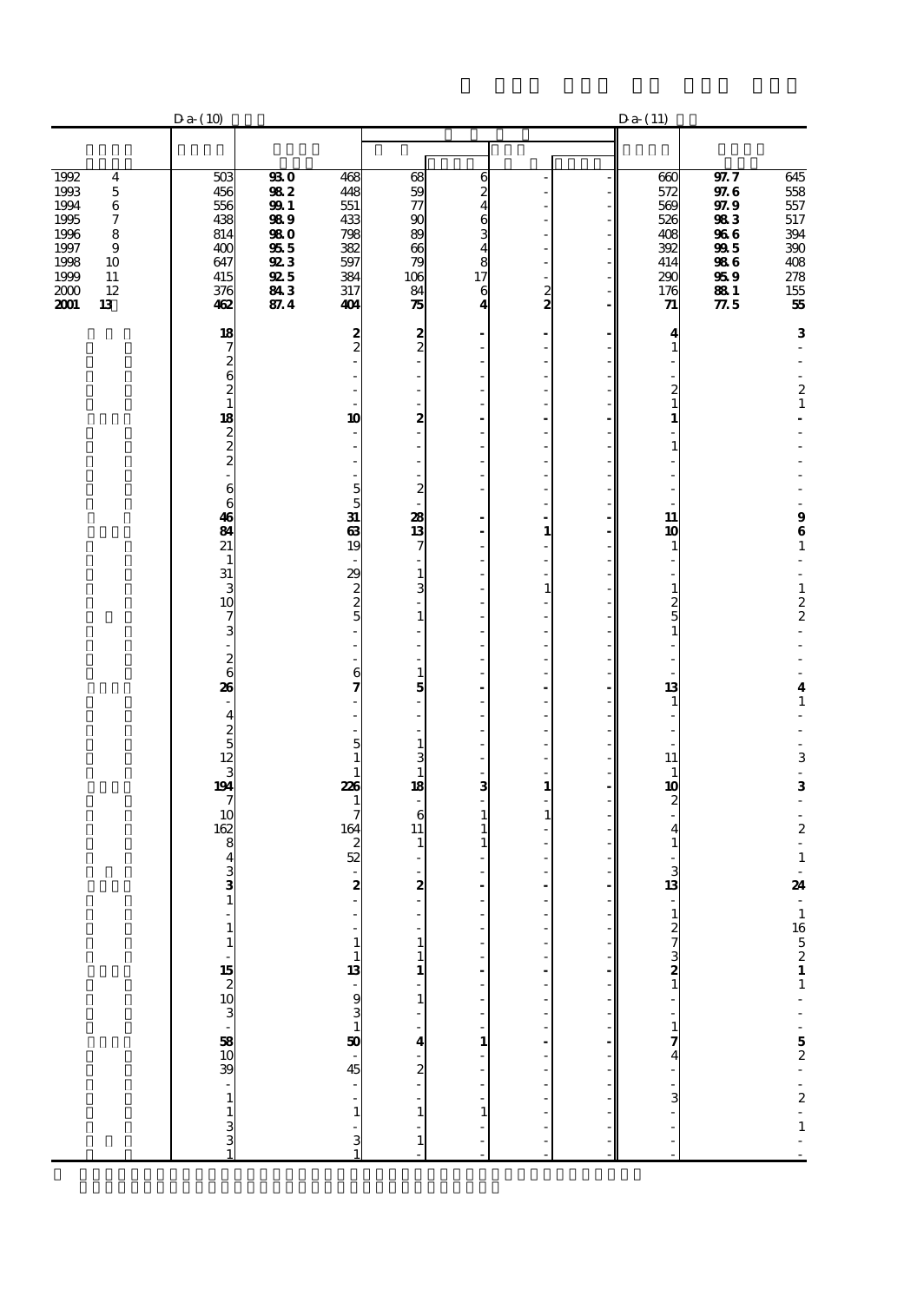| | D-a-(10) | | | | | | | D-a-(11) | | |
|---|---|---|---|---|---|---|---|---|---|---|
| 1992 4 | 503 | **93.0** | 468 | 68 | 6 | - | - | 660 | **97.7** | 645 |
| 1993 5 | 456 | **98.2** | 448 | 59 | 2 | - | - | 572 | **97.6** | 558 |
| 1994 6 | 556 | **99.1** | 551 | 77 | 4 | - | - | 569 | **97.9** | 557 |
| 1995 7 | 438 | **98.9** | 433 | 90 | 6 | - | - | 526 | **98.3** | 517 |
| 1996 8 | 814 | **98.0** | 798 | 89 | 3 | - | - | 408 | **96.6** | 394 |
| 1997 9 | 400 | **95.5** | 382 | 66 | 4 | - | - | 392 | **99.5** | 390 |
| 1998 10 | 647 | **92.3** | 597 | 79 | 8 | - | - | 414 | **98.6** | 408 |
| 1999 11 | 415 | **92.5** | 384 | 106 | 17 | - | - | 290 | **95.9** | 278 |
| 2000 12 | 376 | **84.3** | 317 | 84 | 6 | 2 | - | 176 | **88.1** | 155 |
| **2001 13** | **462** | **87.4** | **404** | **75** | **4** | **2** | **-** | **71** | **77.5** | **55** |
| | **18** | | **2** | **2** | **-** | **-** | **-** | **4** | | **3** |
| | 7 | | 2 | 2 | - | - | - | 1 | | - |
| | 2 | | - | - | - | - | - | - | | - |
| | 6 | | - | - | - | - | - | - | | - |
| | 2 | | - | - | - | - | - | 2 | | 2 |
| | 1 | | - | - | - | - | - | 1 | | 1 |
| | **18** | | **10** | **2** | **-** | **-** | **-** | **1** | | **-** |
| | 2 | | - | - | - | - | - | - | | - |
| | 2 | | - | - | - | - | - | 1 | | - |
| | 2 | | - | - | - | - | - | - | | - |
| | - | | - | - | - | - | - | - | | - |
| | 6 | | 5 | 2 | - | - | - | - | | - |
| | 6 | | 5 | - | - | - | - | - | | - |
| | **46** | | **31** | **28** | **-** | **-** | **-** | **11** | | **9** |
| | **84** | | **63** | **13** | **-** | **1** | **-** | **10** | | **6** |
| | 21 | | 19 | 7 | - | - | - | 1 | | 1 |
| | 1 | | - | - | - | - | - | - | | - |
| | 31 | | 29 | 1 | - | - | - | - | | - |
| | 3 | | 2 | 3 | - | 1 | - | 1 | | 1 |
| | 10 | | 2 | - | - | - | - | 2 | | 2 |
| | 7 | | 5 | 1 | - | - | - | 5 | | 2 |
| | 3 | | - | - | - | - | - | 1 | | - |
| | - | | - | - | - | - | - | - | | - |
| | 2 | | - | - | - | - | - | - | | - |
| | 6 | | 6 | 1 | - | - | - | - | | - |
| | **26** | | **7** | **5** | **-** | **-** | **-** | **13** | | **4** |
| | - | | - | - | - | - | - | 1 | | 1 |
| | 4 | | - | - | - | - | - | - | | - |
| | 2 | | - | - | - | - | - | - | | - |
| | 5 | | 5 | 1 | - | - | - | - | | - |
| | 12 | | 1 | 3 | - | - | - | 11 | | 3 |
| | 3 | | 1 | 1 | - | - | - | 1 | | - |
| | **194** | | **226** | **18** | **3** | **1** | **-** | **10** | | **3** |
| | 7 | | 1 | - | - | - | - | 2 | | - |
| | 10 | | 7 | 6 | 1 | 1 | - | - | | - |
| | 162 | | 164 | 11 | 1 | - | - | 4 | | 2 |
| | 8 | | 2 | 1 | 1 | - | - | 1 | | - |
| | 4 | | 52 | - | - | - | - | - | | 1 |
| | 3 | | - | - | - | - | - | 3 | | - |
| | **3** | | **2** | **2** | **-** | **-** | **-** | **13** | | **24** |
| | 1 | | - | - | - | - | - | - | | - |
| | - | | - | - | - | - | - | 1 | | 1 |
| | 1 | | - | - | - | - | - | 2 | | 16 |
| | 1 | | 1 | 1 | - | - | - | 7 | | 5 |
| | - | | 1 | 1 | - | - | - | 3 | | 2 |
| | **15** | | **13** | **1** | **-** | **-** | **-** | **2** | | **1** |
| | 2 | | - | - | - | - | - | 1 | | 1 |
| | 10 | | 9 | 1 | - | - | - | - | | - |
| | 3 | | 3 | - | - | - | - | - | | - |
| | - | | 1 | - | - | - | - | 1 | | - |
| | **58** | | **50** | **4** | **1** | **-** | **-** | **7** | | **5** |
| | 10 | | - | - | - | - | - | 4 | | 2 |
| | 39 | | 45 | 2 | - | - | - | - | | - |
| | - | | - | - | - | - | - | - | | - |
| | 1 | | - | - | - | - | - | 3 | | 2 |
| | 1 | | 1 | 1 | 1 | - | - | - | | - |
| | 3 | | - | - | - | - | - | - | | 1 |
| | 3 | | 3 | 1 | - | - | - | - | | - |
| | 1 | | 1 | - | - | - | - | - | | - |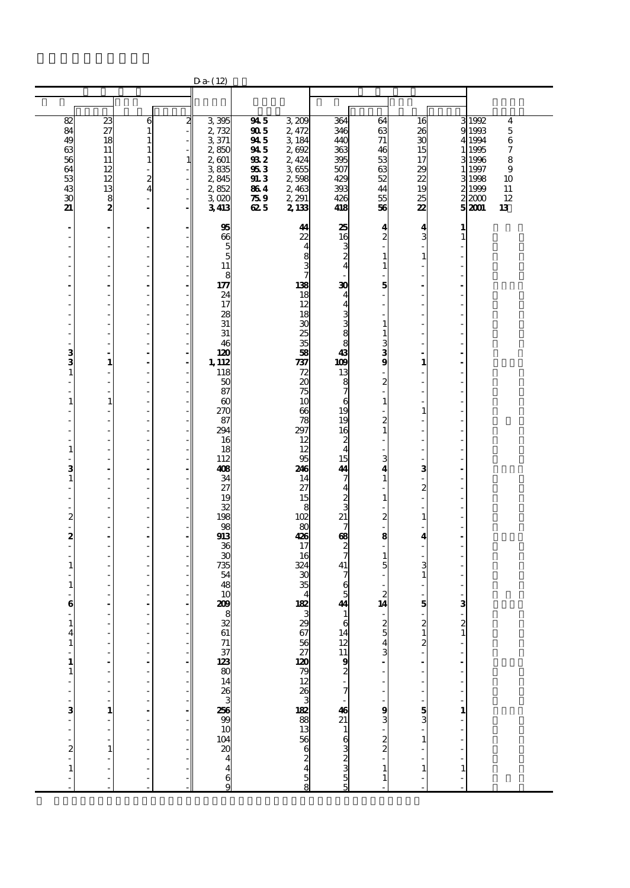D-a-(12)

| | | | | | | | | | | | | |
|---|---|---|---|---|---|---|---|---|---|---|---|---|
| 82 | 23 | 6 | 2 | 3,395 | 94.5 | 3,209 | 364 | 64 | 16 | 3 | 1992 | 4 |
| 84 | 27 | 1 | - | 2,732 | 90.5 | 2,472 | 346 | 63 | 26 | 9 | 1993 | 5 |
| 49 | 18 | 1 | - | 3,371 | 94.5 | 3,184 | 440 | 71 | 30 | 4 | 1994 | 6 |
| 63 | 11 | 1 | - | 2,850 | 94.5 | 2,692 | 363 | 46 | 15 | 1 | 1995 | 7 |
| 56 | 11 | 1 | 1 | 2,601 | 93.2 | 2,424 | 395 | 53 | 17 | 3 | 1996 | 8 |
| 64 | 12 | - | - | 3,835 | 95.3 | 3,655 | 507 | 63 | 29 | 1 | 1997 | 9 |
| 53 | 12 | 2 | - | 2,845 | 91.3 | 2,598 | 429 | 52 | 22 | 3 | 1998 | 10 |
| 43 | 13 | 4 | - | 2,852 | 86.4 | 2,463 | 393 | 44 | 19 | 2 | 1999 | 11 |
| 30 | 8 | - | - | 3,020 | 75.9 | 2,291 | 426 | 55 | 25 | 2 | 2000 | 12 |
| **21** | **2** | **-** | **-** | **3,413** | **62.5** | **2,133** | **418** | **56** | **22** | **5** | **2001** | **13** |
| **-** | **-** | **-** | **-** | **95** | | **44** | **25** | **4** | **4** | **1** | | |
| - | - | - | - | 66 | | 22 | 16 | 2 | 3 | 1 | | |
| - | - | - | - | 5 | | 4 | 3 | - | - | - | | |
| - | - | - | - | 5 | | 8 | 2 | 1 | 1 | - | | |
| - | - | - | - | 11 | | 3 | 4 | 1 | - | - | | |
| - | - | - | - | 8 | | 7 | - | - | - | - | | |
| **-** | **-** | **-** | **-** | **177** | | **138** | **30** | **5** | **-** | **-** | | |
| - | - | - | - | 24 | | 18 | 4 | - | - | - | | |
| - | - | - | - | 17 | | 12 | 4 | - | - | - | | |
| - | - | - | - | 28 | | 18 | 3 | - | - | - | | |
| - | - | - | - | 31 | | 30 | 3 | 1 | - | - | | |
| - | - | - | - | 31 | | 25 | 8 | 1 | - | - | | |
| - | - | - | - | 46 | | 35 | 8 | 3 | - | - | | |
| **3** | **-** | **-** | **-** | **120** | | **58** | **43** | **3** | **-** | **-** | | |
| **3** | **1** | **-** | **-** | **1,112** | | **737** | **109** | **9** | **1** | **-** | | |
| 1 | - | - | - | 118 | | 72 | 13 | - | - | - | | |
| - | - | - | - | 50 | | 20 | 8 | 2 | - | - | | |
| - | - | - | - | 87 | | 75 | 7 | - | - | - | | |
| 1 | 1 | - | - | 60 | | 10 | 6 | 1 | - | - | | |
| - | - | - | - | 270 | | 66 | 19 | - | 1 | - | | |
| - | - | - | - | 87 | | 78 | 19 | 2 | - | - | | |
| - | - | - | - | 294 | | 297 | 16 | 1 | - | - | | |
| - | - | - | - | 16 | | 12 | 2 | - | - | - | | |
| 1 | - | - | - | 18 | | 12 | 4 | - | - | - | | |
| - | - | - | - | 112 | | 95 | 15 | 3 | - | - | | |
| **3** | **-** | **-** | **-** | **408** | | **246** | **44** | **4** | **3** | **-** | | |
| 1 | - | - | - | 34 | | 14 | 7 | 1 | - | - | | |
| - | - | - | - | 27 | | 27 | 4 | - | 2 | - | | |
| - | - | - | - | 19 | | 15 | 2 | 1 | - | - | | |
| - | - | - | - | 32 | | 8 | 3 | - | - | - | | |
| 2 | - | - | - | 198 | | 102 | 21 | 2 | 1 | - | | |
| - | - | - | - | 98 | | 80 | 7 | - | - | - | | |
| **2** | **-** | **-** | **-** | **913** | | **426** | **68** | **8** | **4** | **-** | | |
| - | - | - | - | 36 | | 17 | 2 | - | - | - | | |
| - | - | - | - | 30 | | 16 | 7 | 1 | - | - | | |
| 1 | - | - | - | 735 | | 324 | 41 | 5 | 3 | - | | |
| - | - | - | - | 54 | | 30 | 7 | - | 1 | - | | |
| 1 | - | - | - | 48 | | 35 | 6 | - | - | - | | |
| - | - | - | - | 10 | | 4 | 5 | 2 | - | - | | |
| **6** | **-** | **-** | **-** | **209** | | **182** | **44** | **14** | **5** | **3** | | |
| - | - | - | - | 8 | | 3 | 1 | - | - | - | | |
| 1 | - | - | - | 32 | | 29 | 6 | 2 | 2 | 2 | | |
| 4 | - | - | - | 61 | | 67 | 14 | 5 | 1 | 1 | | |
| 1 | - | - | - | 71 | | 56 | 12 | 4 | 2 | - | | |
| - | - | - | - | 37 | | 27 | 11 | 3 | - | - | | |
| **1** | **-** | **-** | **-** | **123** | | **120** | **9** | **-** | **-** | **-** | | |
| 1 | - | - | - | 80 | | 79 | 2 | - | - | - | | |
| - | - | - | - | 14 | | 12 | - | - | - | - | | |
| - | - | - | - | 26 | | 26 | 7 | - | - | - | | |
| - | - | - | - | 3 | | 3 | - | - | - | - | | |
| **3** | **1** | **-** | **-** | **256** | | **182** | **46** | **9** | **5** | **1** | | |
| - | - | - | - | 99 | | 88 | 21 | 3 | 3 | - | | |
| - | - | - | - | 10 | | 13 | 1 | - | - | - | | |
| - | - | - | - | 104 | | 56 | 6 | 2 | 1 | - | | |
| 2 | 1 | - | - | 20 | | 6 | 3 | 2 | - | - | | |
| - | - | - | - | 4 | | 2 | 2 | - | - | - | | |
| 1 | - | - | - | 4 | | 4 | 3 | 1 | 1 | 1 | | |
| - | - | - | - | 6 | | 5 | 5 | 1 | - | - | | |
| - | - | - | - | 9 | | 8 | 5 | - | - | - | | |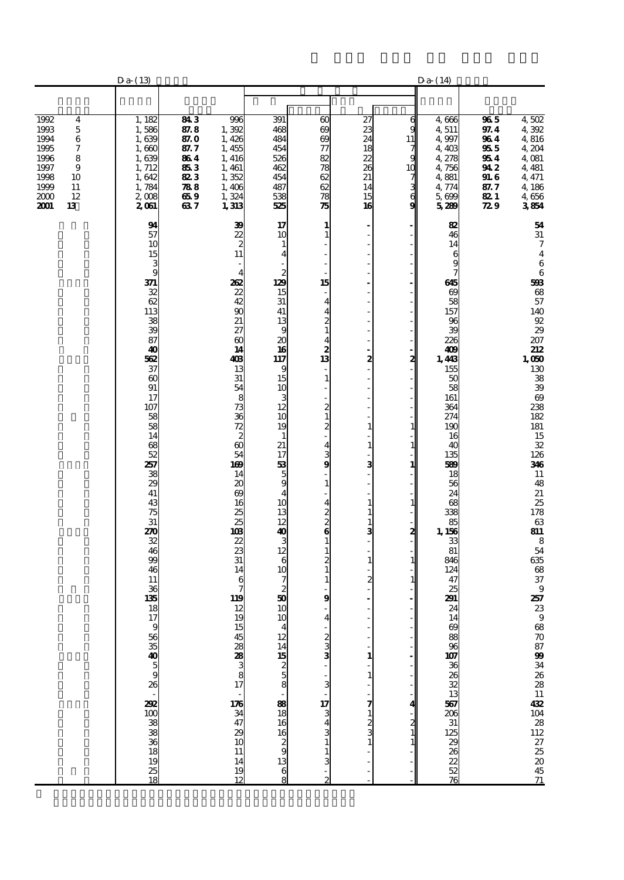| | | D a-(13) | | | | | | | D a-(14) | | |
|---|---|---|---|---|---|---|---|---|---|---|---|
| 1992 | 4 | 1,182 | **84.3** | 996 | 391 | 60 | 27 | 6 | 4,666 | **96.5** | 4,502 |
| 1993 | 5 | 1,586 | **87.8** | 1,392 | 468 | 69 | 23 | 9 | 4,511 | **97.4** | 4,392 |
| 1994 | 6 | 1,639 | **87.0** | 1,426 | 484 | 69 | 24 | 11 | 4,997 | **96.4** | 4,816 |
| 1995 | 7 | 1,660 | **87.7** | 1,455 | 454 | 77 | 18 | 7 | 4,403 | **95.5** | 4,204 |
| 1996 | 8 | 1,639 | **86.4** | 1,416 | 526 | 82 | 22 | 9 | 4,278 | **95.4** | 4,081 |
| 1997 | 9 | 1,712 | **85.3** | 1,461 | 462 | 78 | 26 | 10 | 4,756 | **94.2** | 4,481 |
| 1998 | 10 | 1,642 | **82.3** | 1,352 | 454 | 62 | 21 | 7 | 4,881 | **91.6** | 4,471 |
| 1999 | 11 | 1,784 | **78.8** | 1,406 | 487 | 62 | 14 | 3 | 4,774 | **87.7** | 4,186 |
| 2000 | 12 | 2,008 | **65.9** | 1,324 | 538 | 78 | 15 | 6 | 5,699 | **82.1** | 4,656 |
| **2001** | **13** | **2,061** | **63.7** | **1,313** | **525** | **75** | **16** | **9** | **5,289** | **72.9** | **3,854** |
| | | **94** | | **39** | **17** | **1** | **-** | **-** | **82** | | **54** |
| | | 57 | | 22 | 10 | 1 | - | - | 46 | | 31 |
| | | 10 | | 2 | 1 | - | - | - | 14 | | 7 |
| | | 15 | | 11 | 4 | - | - | - | 6 | | 4 |
| | | 3 | | - | - | - | - | - | 9 | | 6 |
| | | 9 | | 4 | 2 | - | - | - | 7 | | 6 |
| | | **371** | | **262** | **129** | **15** | **-** | **-** | **645** | | **593** |
| | | 32 | | 22 | 15 | - | - | - | 69 | | 68 |
| | | 62 | | 42 | 31 | 4 | - | - | 58 | | 57 |
| | | 113 | | 90 | 41 | 4 | - | - | 157 | | 140 |
| | | 38 | | 21 | 13 | 2 | - | - | 96 | | 92 |
| | | 39 | | 27 | 9 | 1 | - | - | 39 | | 29 |
| | | 87 | | 60 | 20 | 4 | - | - | 226 | | 207 |
| | | **40** | | **14** | **16** | **2** | **-** | **-** | **409** | | **212** |
| | | **562** | | **403** | **117** | **13** | **2** | **2** | **1,443** | | **1,050** |
| | | 37 | | 13 | 9 | - | - | - | 155 | | 130 |
| | | 60 | | 31 | 15 | 1 | - | - | 50 | | 38 |
| | | 91 | | 54 | 10 | - | - | - | 58 | | 39 |
| | | 17 | | 8 | 3 | - | - | - | 161 | | 69 |
| | | 107 | | 73 | 12 | 2 | - | - | 364 | | 238 |
| | | 58 | | 36 | 10 | 1 | - | - | 274 | | 182 |
| | | 58 | | 72 | 19 | 2 | 1 | 1 | 190 | | 181 |
| | | 14 | | 2 | 1 | - | - | - | 16 | | 15 |
| | | 68 | | 60 | 21 | 4 | 1 | 1 | 40 | | 32 |
| | | 52 | | 54 | 17 | 3 | - | - | 135 | | 126 |
| | | **257** | | **169** | **53** | **9** | **3** | **1** | **589** | | **346** |
| | | 38 | | 14 | 5 | - | - | - | 18 | | 11 |
| | | 29 | | 20 | 9 | 1 | - | - | 56 | | 48 |
| | | 41 | | 69 | 4 | - | - | - | 24 | | 21 |
| | | 43 | | 16 | 10 | 4 | 1 | 1 | 68 | | 25 |
| | | 75 | | 25 | 13 | 2 | 1 | - | 338 | | 178 |
| | | 31 | | 25 | 12 | 2 | 1 | - | 85 | | 63 |
| | | **270** | | **103** | **40** | **6** | **3** | **2** | **1,156** | | **811** |
| | | 32 | | 22 | 3 | 1 | - | - | 33 | | 8 |
| | | 46 | | 23 | 12 | 1 | - | - | 81 | | 54 |
| | | 99 | | 31 | 6 | 2 | 1 | 1 | 846 | | 635 |
| | | 46 | | 14 | 10 | 1 | - | - | 124 | | 68 |
| | | 11 | | 6 | 7 | 1 | 2 | 1 | 47 | | 37 |
| | | 36 | | 7 | 2 | - | - | - | 25 | | 9 |
| | | **135** | | **119** | **50** | **9** | **-** | **-** | **291** | | **257** |
| | | 18 | | 12 | 10 | - | - | - | 24 | | 23 |
| | | 17 | | 19 | 10 | 4 | - | - | 14 | | 9 |
| | | 9 | | 15 | 4 | - | - | - | 69 | | 68 |
| | | 56 | | 45 | 12 | 2 | - | - | 88 | | 70 |
| | | 35 | | 28 | 14 | 3 | - | - | 96 | | 87 |
| | | **40** | | **28** | **15** | **3** | **1** | **-** | **107** | | **99** |
| | | 5 | | 3 | 2 | - | - | - | 36 | | 34 |
| | | 9 | | 8 | 5 | - | 1 | - | 26 | | 26 |
| | | 26 | | 17 | 8 | 3 | - | - | 32 | | 28 |
| | | - | | - | - | - | - | - | 13 | | 11 |
| | | **292** | | **176** | **88** | **17** | **7** | **4** | **567** | | **432** |
| | | 100 | | 34 | 18 | 3 | 1 | - | 206 | | 104 |
| | | 38 | | 47 | 16 | 4 | 2 | 2 | 31 | | 28 |
| | | 38 | | 29 | 16 | 3 | 3 | 1 | 125 | | 112 |
| | | 36 | | 10 | 2 | 1 | 1 | 1 | 29 | | 27 |
| | | 18 | | 11 | 9 | 1 | - | - | 26 | | 25 |
| | | 19 | | 14 | 13 | 3 | - | - | 22 | | 20 |
| | | 25 | | 19 | 6 | - | - | - | 52 | | 45 |
| | | 18 | | 12 | 8 | 2 | - | - | 76 | | 71 |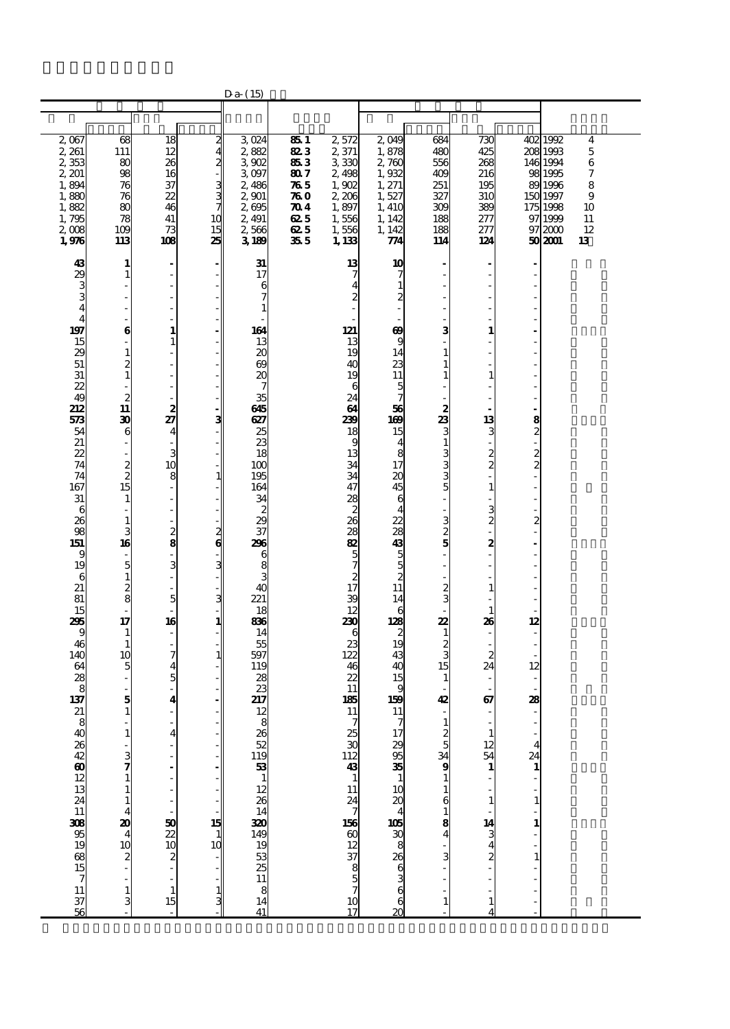D-a-(15)

| | | | | | | | | | | | | |
|---|---|---|---|---|---|---|---|---|---|---|---|---|
| 2,067 | 68 | 18 | 2 | 3,024 | 85.1 | 2,572 | 2,049 | 684 | 730 | 402 | 1992 | 4 |
| 2,261 | 111 | 12 | 4 | 2,882 | 82.3 | 2,371 | 1,878 | 480 | 425 | 208 | 1993 | 5 |
| 2,353 | 80 | 26 | 2 | 3,902 | 85.3 | 3,330 | 2,760 | 556 | 268 | 146 | 1994 | 6 |
| 2,201 | 98 | 16 | - | 3,097 | 80.7 | 2,498 | 1,932 | 409 | 216 | 98 | 1995 | 7 |
| 1,894 | 76 | 37 | 3 | 2,486 | 76.5 | 1,902 | 1,271 | 251 | 195 | 89 | 1996 | 8 |
| 1,880 | 76 | 22 | 3 | 2,901 | 76.0 | 2,206 | 1,527 | 327 | 310 | 150 | 1997 | 9 |
| 1,882 | 80 | 46 | 7 | 2,695 | 70.4 | 1,897 | 1,410 | 309 | 389 | 175 | 1998 | 10 |
| 1,795 | 78 | 41 | 10 | 2,491 | 62.5 | 1,556 | 1,142 | 188 | 277 | 97 | 1999 | 11 |
| 2,008 | 109 | 73 | 15 | 2,566 | 62.5 | 1,556 | 1,142 | 188 | 277 | 97 | 2000 | 12 |
| **1,976** | **113** | **108** | **25** | **3,189** | **35.5** | **1,133** | **774** | **114** | **124** | **50** | **2001** | **13** |
| **43** | **1** | **-** | **-** | **31** | | **13** | **10** | **-** | **-** | **-** | | |
| 29 | 1 | - | - | 17 | | 7 | 7 | - | - | - | | |
| 3 | - | - | - | 6 | | 4 | 1 | - | - | - | | |
| 3 | - | - | - | 7 | | 2 | 2 | - | - | - | | |
| 4 | - | - | - | 1 | | - | - | - | - | - | | |
| 4 | - | - | - | - | | - | - | - | - | - | | |
| **197** | **6** | **1** | **-** | **164** | | **121** | **69** | **3** | **1** | **-** | | |
| 15 | - | 1 | - | 13 | | 13 | 9 | - | - | - | | |
| 29 | 1 | - | - | 20 | | 19 | 14 | 1 | - | - | | |
| 51 | 2 | - | - | 69 | | 40 | 23 | 1 | - | - | | |
| 31 | 1 | - | - | 20 | | 19 | 11 | 1 | 1 | - | | |
| 22 | - | - | - | 7 | | 6 | 5 | - | - | - | | |
| 49 | 2 | - | - | 35 | | 24 | 7 | - | - | - | | |
| **212** | **11** | **2** | **-** | **645** | | **64** | **56** | **2** | **-** | **-** | | |
| **573** | **30** | **27** | **3** | **627** | | **239** | **169** | **23** | **13** | **8** | | |
| 54 | 6 | 4 | - | 25 | | 18 | 15 | 3 | 3 | 2 | | |
| 21 | - | - | - | 23 | | 9 | 4 | 1 | - | - | | |
| 22 | - | 3 | - | 18 | | 13 | 8 | 3 | 2 | 2 | | |
| 74 | 2 | 10 | - | 100 | | 34 | 17 | 3 | 2 | 2 | | |
| 74 | 2 | 8 | 1 | 195 | | 34 | 20 | 3 | - | - | | |
| 167 | 15 | - | - | 164 | | 47 | 45 | 5 | 1 | - | | |
| 31 | 1 | - | - | 34 | | 28 | 6 | - | - | - | | |
| 6 | - | - | - | 2 | | 2 | 4 | - | 3 | - | | |
| 26 | 1 | - | - | 29 | | 26 | 22 | 3 | 2 | 2 | | |
| 98 | 3 | 2 | 2 | 37 | | 28 | 28 | 2 | - | - | | |
| **151** | **16** | **8** | **6** | **296** | | **82** | **43** | **5** | **2** | **-** | | |
| 9 | - | - | - | 6 | | 5 | 5 | - | - | - | | |
| 19 | 5 | 3 | 3 | 8 | | 7 | 5 | - | - | - | | |
| 6 | 1 | - | - | 3 | | 2 | 2 | - | - | - | | |
| 21 | 2 | - | - | 40 | | 17 | 11 | 2 | 1 | - | | |
| 81 | 8 | 5 | 3 | 221 | | 39 | 14 | 3 | - | - | | |
| 15 | - | - | - | 18 | | 12 | 6 | - | 1 | - | | |
| **295** | **17** | **16** | **1** | **836** | | **230** | **128** | **22** | **26** | **12** | | |
| 9 | 1 | - | - | 14 | | 6 | 2 | 1 | - | - | | |
| 46 | 1 | - | - | 55 | | 23 | 19 | 2 | - | - | | |
| 140 | 10 | 7 | 1 | 597 | | 122 | 43 | 3 | 2 | - | | |
| 64 | 5 | 4 | - | 119 | | 46 | 40 | 15 | 24 | 12 | | |
| 28 | - | 5 | - | 28 | | 22 | 15 | 1 | - | - | | |
| 8 | - | - | - | 23 | | 11 | 9 | - | - | - | | |
| **137** | **5** | **4** | **-** | **217** | | **185** | **159** | **42** | **67** | **28** | | |
| 21 | 1 | - | - | 12 | | 11 | 11 | - | - | - | | |
| 8 | - | - | - | 8 | | 7 | 7 | 1 | - | - | | |
| 40 | 1 | 4 | - | 26 | | 25 | 17 | 2 | 1 | - | | |
| 26 | - | - | - | 52 | | 30 | 29 | 5 | 12 | 4 | | |
| 42 | 3 | - | - | 119 | | 112 | 95 | 34 | 54 | 24 | | |
| **60** | **7** | **-** | **-** | **53** | | **43** | **35** | **9** | **1** | **1** | | |
| 12 | 1 | - | - | 1 | | 1 | 1 | 1 | - | - | | |
| 13 | 1 | - | - | 12 | | 11 | 10 | 1 | - | - | | |
| 24 | 1 | - | - | 26 | | 24 | 20 | 6 | 1 | 1 | | |
| 11 | 4 | - | - | 14 | | 7 | 4 | 1 | - | - | | |
| **308** | **20** | **50** | **15** | **320** | | **156** | **105** | **8** | **14** | **1** | | |
| 95 | 4 | 22 | 1 | 149 | | 60 | 30 | 4 | 3 | - | | |
| 19 | 10 | 10 | 10 | 19 | | 12 | 8 | - | 4 | - | | |
| 68 | 2 | 2 | - | 53 | | 37 | 26 | 3 | 2 | 1 | | |
| 15 | - | - | - | 25 | | 8 | 6 | - | - | - | | |
| 7 | - | - | - | 11 | | 5 | 3 | - | - | - | | |
| 11 | 1 | 1 | 1 | 8 | | 7 | 6 | - | - | - | | |
| 37 | 3 | 15 | 3 | 14 | | 10 | 6 | 1 | 1 | - | | |
| 56 | - | - | - | 41 | | 17 | 20 | - | 4 | - | | |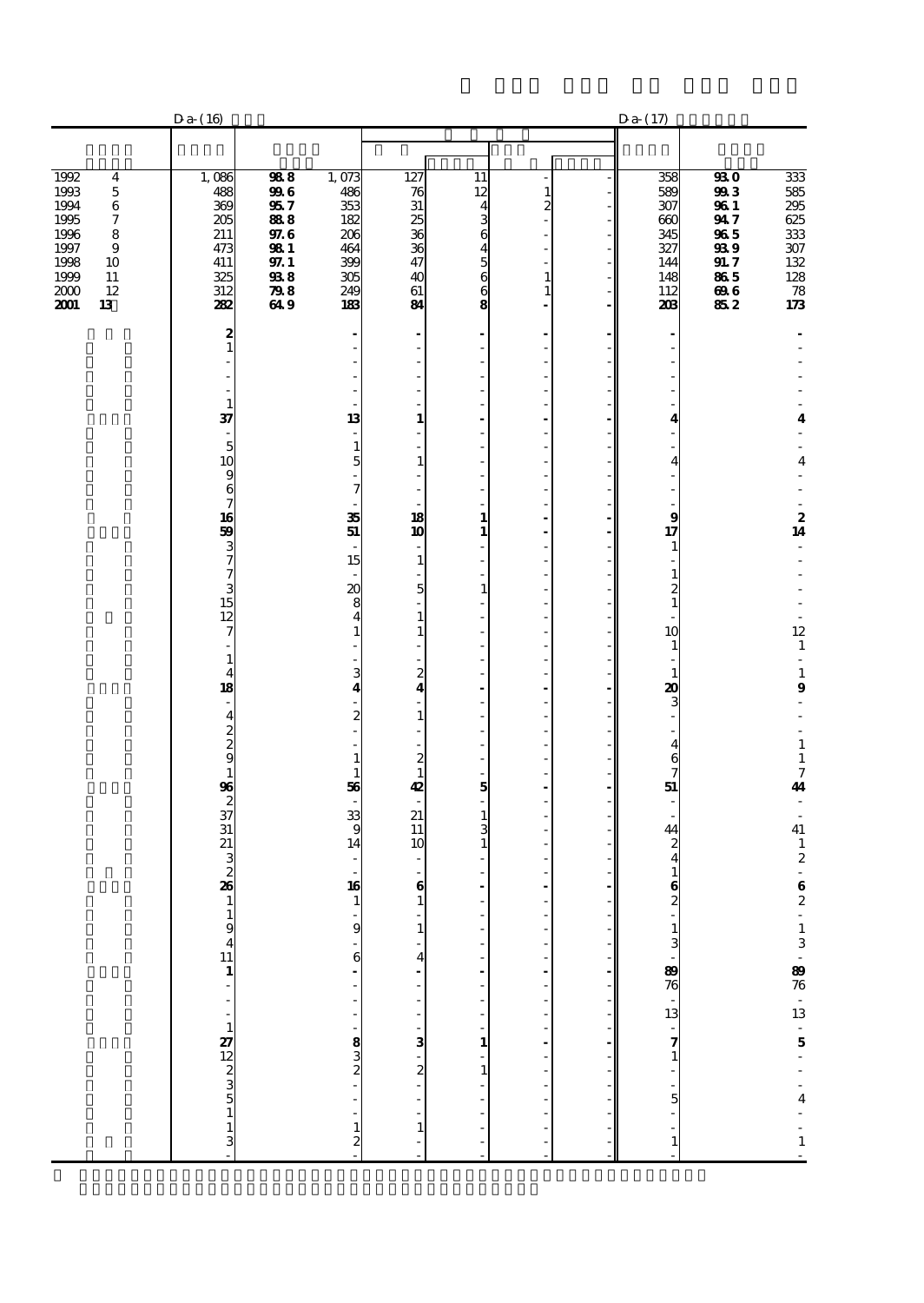| | | D-a-(16) | | | | | | | D-a-(17) | | |
|---|---|---|---|---|---|---|---|---|---|---|---|
| 1992 | 4 | 1,086 | 98.8 | 1,073 | 127 | 11 | - | - | 358 | 93.0 | 333 |
| 1993 | 5 | 488 | 99.6 | 486 | 76 | 12 | 1 | - | 589 | 99.3 | 585 |
| 1994 | 6 | 369 | 95.7 | 353 | 31 | 4 | 2 | - | 307 | 96.1 | 295 |
| 1995 | 7 | 205 | 88.8 | 182 | 25 | 3 | - | - | 660 | 94.7 | 625 |
| 1996 | 8 | 211 | 97.6 | 206 | 36 | 6 | - | - | 345 | 96.5 | 333 |
| 1997 | 9 | 473 | 98.1 | 464 | 36 | 4 | - | - | 327 | 93.9 | 307 |
| 1998 | 10 | 411 | 97.1 | 399 | 47 | 5 | - | - | 144 | 91.7 | 132 |
| 1999 | 11 | 325 | 93.8 | 305 | 40 | 6 | 1 | - | 148 | 86.5 | 128 |
| 2000 | 12 | 312 | 79.8 | 249 | 61 | 6 | 1 | - | 112 | 69.6 | 78 |
| **2001** | **13** | **282** | **64.9** | **183** | **84** | **8** | **-** | **-** | **203** | **85.2** | **173** |
| | | 2 | | - | - | - | - | - | - | | - |
| | | 1 | | - | - | - | - | - | - | | - |
| | | - | | - | - | - | - | - | - | | - |
| | | - | | - | - | - | - | - | - | | - |
| | | - | | - | - | - | - | - | - | | - |
| | | - | | - | - | - | - | - | - | | - |
| | | 1 | | - | - | - | - | - | - | | - |
| | | 37 | | 13 | 1 | - | - | - | 4 | | 4 |
| | | - | | - | - | - | - | - | - | | - |
| | | 5 | | 1 | - | - | - | - | - | | - |
| | | 10 | | 5 | 1 | - | - | - | 4 | | 4 |
| | | 9 | | - | - | - | - | - | - | | - |
| | | 6 | | 7 | - | - | - | - | - | | - |
| | | 7 | | - | - | - | - | - | - | | - |
| | | 16 | | 35 | 18 | 1 | - | - | 9 | | 2 |
| | | 59 | | 51 | 10 | 1 | - | - | 17 | | 14 |
| | | 3 | | - | - | - | - | - | 1 | | - |
| | | 7 | | 15 | 1 | - | - | - | - | | - |
| | | 7 | | - | - | - | - | - | 1 | | - |
| | | 3 | | 20 | 5 | 1 | - | - | 2 | | - |
| | | 15 | | 8 | - | - | - | - | 1 | | - |
| | | 12 | | 4 | 1 | - | - | - | - | | - |
| | | 7 | | 1 | 1 | - | - | - | 10 | | 12 |
| | | - | | - | - | - | - | - | 1 | | 1 |
| | | 1 | | - | - | - | - | - | - | | - |
| | | 4 | | 3 | 2 | - | - | - | 1 | | 1 |
| | | 18 | | 4 | 4 | - | - | - | 20 | | 9 |
| | | - | | - | - | - | - | - | 3 | | - |
| | | 4 | | 2 | 1 | - | - | - | - | | - |
| | | 2 | | - | - | - | - | - | - | | - |
| | | 2 | | - | - | - | - | - | 4 | | 1 |
| | | 9 | | 1 | 2 | - | - | - | 6 | | 1 |
| | | 1 | | 1 | 1 | - | - | - | 7 | | 7 |
| | | 96 | | 56 | 42 | 5 | - | - | 51 | | 44 |
| | | 2 | | - | - | - | - | - | - | | - |
| | | 37 | | 33 | 21 | 1 | - | - | - | | - |
| | | 31 | | 9 | 11 | 3 | - | - | 44 | | 41 |
| | | 21 | | 14 | 10 | 1 | - | - | 2 | | 1 |
| | | 3 | | - | - | - | - | - | 4 | | 2 |
| | | 2 | | - | - | - | - | - | 1 | | - |
| | | 26 | | 16 | 6 | - | - | - | 6 | | 6 |
| | | 1 | | 1 | 1 | - | - | - | 2 | | 2 |
| | | 1 | | - | - | - | - | - | - | | - |
| | | 9 | | 9 | 1 | - | - | - | 1 | | 1 |
| | | 4 | | - | - | - | - | - | 3 | | 3 |
| | | 11 | | 6 | 4 | - | - | - | - | | - |
| | | 1 | | - | - | - | - | - | 89 | | 89 |
| | | - | | - | - | - | - | - | 76 | | 76 |
| | | - | | - | - | - | - | - | - | | - |
| | | - | | - | - | - | - | - | 13 | | 13 |
| | | 1 | | - | - | - | - | - | - | | - |
| | | 27 | | 8 | 3 | 1 | - | - | 7 | | 5 |
| | | 12 | | 3 | - | - | - | - | 1 | | - |
| | | 2 | | 2 | 2 | 1 | - | - | - | | - |
| | | 3 | | - | - | - | - | - | - | | - |
| | | 5 | | - | - | - | - | - | 5 | | 4 |
| | | 1 | | - | - | - | - | - | - | | - |
| | | 1 | | 1 | 1 | - | - | - | - | | - |
| | | 3 | | 2 | - | - | - | - | 1 | | 1 |
| | | - | | - | - | - | - | - | - | | - |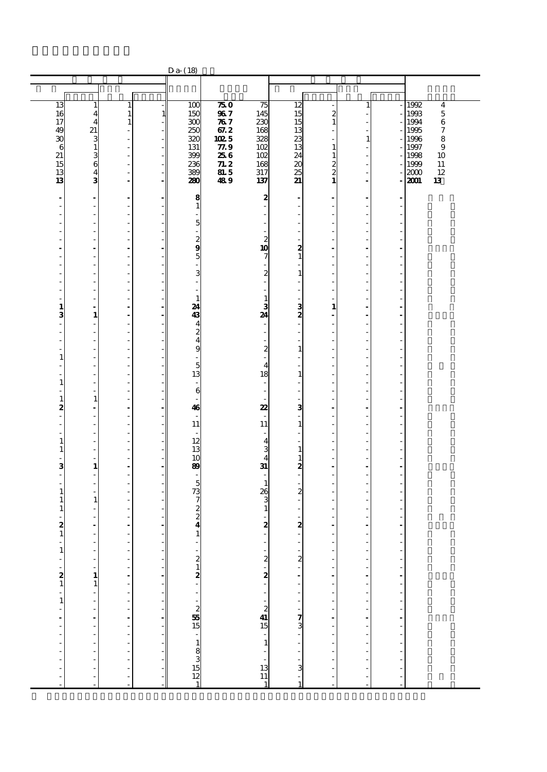D-a-(18)

| | | | | | | | | | | | | |
|---|---|---|---|---|---|---|---|---|---|---|---|---|
| 13 | 1 | 1 | - | 100 | **75.0** | 75 | 12 | - | 1 | - | 1992 | 4 |
| 16 | 4 | 1 | 1 | 150 | **96.7** | 145 | 15 | 2 | - | - | 1993 | 5 |
| 17 | 4 | 1 | - | 300 | **76.7** | 230 | 15 | 1 | - | - | 1994 | 6 |
| 49 | 21 | - | - | 250 | **67.2** | 168 | 13 | - | - | - | 1995 | 7 |
| 30 | 3 | - | - | 320 | **102.5** | 328 | 23 | - | 1 | - | 1996 | 8 |
| 6 | 1 | - | - | 131 | **77.9** | 102 | 13 | 1 | - | - | 1997 | 9 |
| 21 | 3 | - | - | 399 | **25.6** | 102 | 24 | 1 | - | - | 1998 | 10 |
| 15 | 6 | - | - | 236 | **71.2** | 168 | 20 | 2 | - | - | 1999 | 11 |
| 13 | 4 | - | - | 389 | **81.5** | 317 | 25 | 2 | - | - | 2000 | 12 |
| **13** | **3** | **-** | **-** | **280** | **48.9** | **137** | **21** | **1** | **-** | **-** | **2001** | **13** |
| **-** | **-** | **-** | **-** | **8** | | **2** | **-** | **-** | **-** | **-** | | |
| - | - | - | - | 1 | | - | - | - | - | - | | |
| - | - | - | - | - | | - | - | - | - | - | | |
| - | - | - | - | 5 | | - | - | - | - | - | | |
| - | - | - | - | - | | - | - | - | - | - | | |
| - | - | - | - | 2 | | 2 | - | - | - | - | | |
| **-** | **-** | **-** | **-** | **9** | | **10** | **2** | **-** | **-** | **-** | | |
| - | - | - | - | 5 | | 7 | 1 | - | - | - | | |
| - | - | - | - | - | | - | - | - | - | - | | |
| - | - | - | - | 3 | | 2 | 1 | - | - | - | | |
| - | - | - | - | - | | - | - | - | - | - | | |
| - | - | - | - | - | | - | - | - | - | - | | |
| - | - | - | - | 1 | | 1 | - | - | - | - | | |
| **1** | **-** | **-** | **-** | **24** | | **3** | **3** | **1** | **-** | **-** | | |
| **3** | **1** | **-** | **-** | **43** | | **24** | **2** | **-** | **-** | **-** | | |
| - | - | - | - | 4 | | - | - | - | - | - | | |
| - | - | - | - | 2 | | - | - | - | - | - | | |
| - | - | - | - | 4 | | - | - | - | - | - | | |
| - | - | - | - | 9 | | 2 | 1 | - | - | - | | |
| 1 | - | - | - | - | | - | - | - | - | - | | |
| - | - | - | - | 5 | | 4 | - | - | - | - | | |
| - | - | - | - | 13 | | 18 | 1 | - | - | - | | |
| 1 | - | - | - | - | | - | - | - | - | - | | |
| - | - | - | - | 6 | | - | - | - | - | - | | |
| 1 | 1 | - | - | - | | - | - | - | - | - | | |
| **2** | **-** | **-** | **-** | **46** | | **22** | **3** | **-** | **-** | **-** | | |
| - | - | - | - | - | | - | - | - | - | - | | |
| - | - | - | - | 11 | | 11 | 1 | - | - | - | | |
| - | - | - | - | - | | - | - | - | - | - | | |
| 1 | - | - | - | 12 | | 4 | - | - | - | - | | |
| 1 | - | - | - | 13 | | 3 | 1 | - | - | - | | |
| - | - | - | - | 10 | | 4 | 1 | - | - | - | | |
| **3** | **1** | **-** | **-** | **89** | | **31** | **2** | **-** | **-** | **-** | | |
| - | - | - | - | - | | - | - | - | - | - | | |
| - | - | - | - | 5 | | 1 | - | - | - | - | | |
| 1 | - | - | - | 73 | | 26 | 2 | - | - | - | | |
| 1 | 1 | - | - | 7 | | 3 | - | - | - | - | | |
| 1 | - | - | - | 2 | | 1 | - | - | - | - | | |
| - | - | - | - | 2 | | - | - | - | - | - | | |
| **2** | **-** | **-** | **-** | **4** | | **2** | **2** | **-** | **-** | **-** | | |
| 1 | - | - | - | 1 | | - | - | - | - | - | | |
| - | - | - | - | - | | - | - | - | - | - | | |
| 1 | - | - | - | - | | - | - | - | - | - | | |
| - | - | - | - | 2 | | 2 | 2 | - | - | - | | |
| - | - | - | - | 1 | | - | - | - | - | - | | |
| **2** | **1** | **-** | **-** | **2** | | **2** | **-** | **-** | **-** | **-** | | |
| 1 | 1 | - | - | - | | - | - | - | - | - | | |
| - | - | - | - | - | | - | - | - | - | - | | |
| 1 | - | - | - | - | | - | - | - | - | - | | |
| - | - | - | - | 2 | | 2 | - | - | - | - | | |
| **-** | **-** | **-** | **-** | **55** | | **41** | **7** | **-** | **-** | **-** | | |
| - | - | - | - | 15 | | 15 | 3 | - | - | - | | |
| - | - | - | - | - | | - | - | - | - | - | | |
| - | - | - | - | 1 | | 1 | - | - | - | - | | |
| - | - | - | - | 8 | | - | - | - | - | - | | |
| - | - | - | - | 3 | | - | - | - | - | - | | |
| - | - | - | - | 15 | | 13 | 3 | - | - | - | | |
| - | - | - | - | 12 | | 11 | - | - | - | - | | |
| - | - | - | - | 1 | | 1 | 1 | - | - | - | | |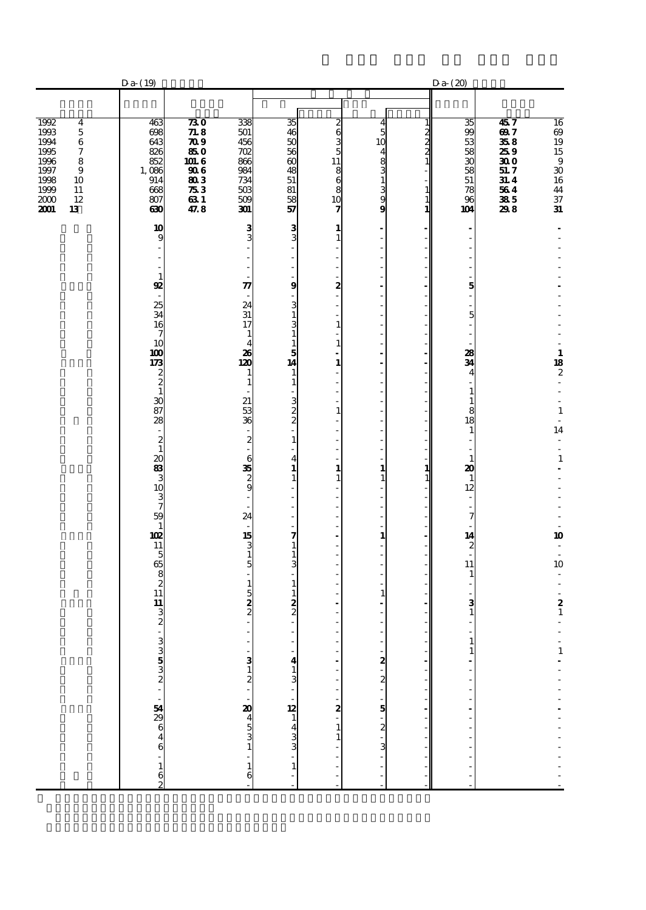| | | D-a-(19) | | | | | | | D-a-(20) | | |
|---|---|---|---|---|---|---|---|---|---|---|---|
| 1992 | 4 | 463 | 73.0 | 338 | 35 | 2 | 4 | 1 | 35 | 45.7 | 16 |
| 1993 | 5 | 698 | 71.8 | 501 | 46 | 6 | 5 | 2 | 99 | 69.7 | 69 |
| 1994 | 6 | 643 | 70.9 | 456 | 50 | 3 | 10 | 2 | 53 | 35.8 | 19 |
| 1995 | 7 | 826 | 85.0 | 702 | 56 | 5 | 4 | 2 | 58 | 25.9 | 15 |
| 1996 | 8 | 852 | 101.6 | 866 | 60 | 11 | 8 | 1 | 30 | 30.0 | 9 |
| 1997 | 9 | 1,086 | 90.6 | 984 | 48 | 8 | 3 | - | 58 | 51.7 | 30 |
| 1998 | 10 | 914 | 80.3 | 734 | 51 | 6 | 1 | - | 51 | 31.4 | 16 |
| 1999 | 11 | 668 | 75.3 | 503 | 81 | 8 | 3 | 1 | 78 | 56.4 | 44 |
| 2000 | 12 | 807 | 63.1 | 509 | 58 | 10 | 9 | 1 | 96 | 38.5 | 37 |
| **2001** | **13** | **630** | **47.8** | **301** | **57** | **7** | **9** | **1** | **104** | **29.8** | **31** |
| | | **10** | | **3** | **3** | **1** | **-** | **-** | **-** | | **-** |
| | | 9 | | 3 | 3 | 1 | - | - | - | | - |
| | | - | | - | - | - | - | - | - | | - |
| | | - | | - | - | - | - | - | - | | - |
| | | - | | - | - | - | - | - | - | | - |
| | | 1 | | - | - | - | - | - | - | | - |
| | | **92** | | **77** | **9** | **2** | **-** | **-** | **5** | | **-** |
| | | - | | - | - | - | - | - | - | | - |
| | | 25 | | 24 | 3 | - | - | - | - | | - |
| | | 34 | | 31 | 1 | - | - | - | 5 | | - |
| | | 16 | | 17 | 3 | 1 | - | - | - | | - |
| | | 7 | | 1 | 1 | - | - | - | - | | - |
| | | 10 | | 4 | 1 | 1 | - | - | - | | - |
| | | **100** | | **26** | **5** | **-** | **-** | **-** | **28** | | **1** |
| | | **173** | | **120** | **14** | **1** | **-** | **-** | **34** | | **18** |
| | | 2 | | 1 | 1 | - | - | - | 4 | | 2 |
| | | 2 | | 1 | 1 | - | - | - | - | | - |
| | | 1 | | - | - | - | - | - | 1 | | - |
| | | 30 | | 21 | 3 | - | - | - | 1 | | - |
| | | 87 | | 53 | 2 | 1 | - | - | 8 | | 1 |
| | | 28 | | 36 | 2 | - | - | - | 18 | | - |
| | | - | | - | - | - | - | - | 1 | | 14 |
| | | 2 | | 2 | 1 | - | - | - | - | | - |
| | | 1 | | - | - | - | - | - | - | | - |
| | | 20 | | 6 | 4 | - | - | - | 1 | | 1 |
| | | **83** | | **35** | **1** | **1** | **1** | **1** | **20** | | **-** |
| | | 3 | | 2 | 1 | 1 | 1 | 1 | 1 | | - |
| | | 10 | | 9 | - | - | - | - | 12 | | - |
| | | 3 | | - | - | - | - | - | - | | - |
| | | 7 | | - | - | - | - | - | - | | - |
| | | 59 | | 24 | - | - | - | - | 7 | | - |
| | | 1 | | - | - | - | - | - | - | | - |
| | | **102** | | **15** | **7** | **-** | **1** | **-** | **14** | | **10** |
| | | 11 | | 3 | 1 | - | - | - | 2 | | - |
| | | 5 | | 1 | 1 | - | - | - | - | | - |
| | | 65 | | 5 | 3 | - | - | - | 11 | | 10 |
| | | 8 | | - | - | - | - | - | 1 | | - |
| | | 2 | | 1 | 1 | - | - | - | - | | - |
| | | 11 | | 5 | 1 | - | 1 | - | - | | - |
| | | **11** | | **2** | **2** | **-** | **-** | **-** | **3** | | **2** |
| | | 3 | | 2 | 2 | - | - | - | 1 | | 1 |
| | | 2 | | - | - | - | - | - | - | | - |
| | | - | | - | - | - | - | - | - | | - |
| | | 3 | | - | - | - | - | - | 1 | | - |
| | | 3 | | - | - | - | - | - | 1 | | 1 |
| | | **5** | | **3** | **4** | **-** | **2** | **-** | **-** | | **-** |
| | | 3 | | 1 | 1 | - | - | - | - | | - |
| | | 2 | | 2 | 3 | - | 2 | - | - | | - |
| | | - | | - | - | - | - | - | - | | - |
| | | - | | - | - | - | - | - | - | | - |
| | | **54** | | **20** | **12** | **2** | **5** | **-** | **-** | | **-** |
| | | 29 | | 4 | 1 | - | - | - | - | | - |
| | | 6 | | 5 | 4 | 1 | 2 | - | - | | - |
| | | 4 | | 3 | 3 | 1 | - | - | - | | - |
| | | 6 | | 1 | 3 | - | 3 | - | - | | - |
| | | - | | - | - | - | - | - | - | | - |
| | | 1 | | 1 | 1 | - | - | - | - | | - |
| | | 6 | | 6 | - | - | - | - | - | | - |
| | | 2 | | - | - | - | - | - | - | | - |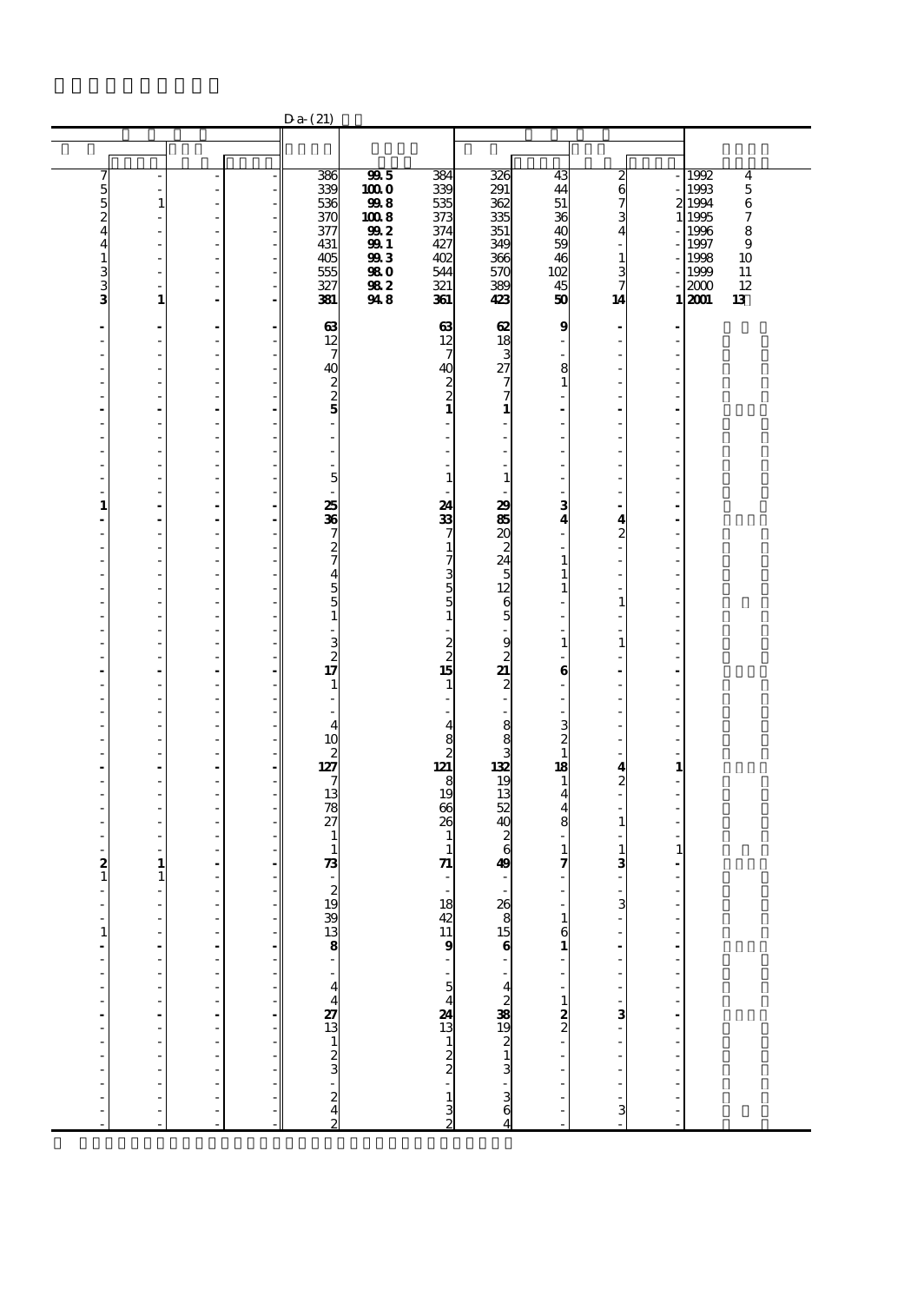D a-(21)

| | | | | | | | | | | | |
|---|---|---|---|---|---|---|---|---|---|---|---|
| 7 | - | - | - | 386 | 99.5 | 384 | 326 | 43 | 2 | - | 1992 4 |
| 5 | - | - | - | 339 | 100.0 | 339 | 291 | 44 | 6 | - | 1993 5 |
| 5 | 1 | - | - | 536 | 99.8 | 535 | 362 | 51 | 7 | 2 | 1994 6 |
| 2 | - | - | - | 370 | 100.8 | 373 | 335 | 36 | 3 | 1 | 1995 7 |
| 4 | - | - | - | 377 | 99.2 | 374 | 351 | 40 | 4 | - | 1996 8 |
| 4 | - | - | - | 431 | 99.1 | 427 | 349 | 59 | - | - | 1997 9 |
| 1 | - | - | - | 405 | 99.3 | 402 | 366 | 46 | 1 | - | 1998 10 |
| 3 | - | - | - | 555 | 98.0 | 544 | 570 | 102 | 3 | - | 1999 11 |
| 3 | - | - | - | 327 | 98.2 | 321 | 389 | 45 | 7 | - | 2000 12 |
| **3** | **1** | **-** | **-** | **381** | **94.8** | **361** | **423** | **50** | **14** | **1** | **2001 13** |
| **-** | **-** | **-** | **-** | **63** | | **63** | **62** | **9** | **-** | **-** | |
| - | - | - | - | 12 | | 12 | 18 | - | - | - | |
| - | - | - | - | 7 | | 7 | 3 | - | - | - | |
| - | - | - | - | 40 | | 40 | 27 | 8 | - | - | |
| - | - | - | - | 2 | | 2 | 7 | 1 | - | - | |
| - | - | - | - | 2 | | 2 | 7 | - | - | - | |
| **-** | **-** | **-** | **-** | **5** | | **1** | **1** | **-** | **-** | **-** | |
| - | - | - | - | - | | - | - | - | - | - | |
| - | - | - | - | - | | - | - | - | - | - | |
| - | - | - | - | - | | - | - | - | - | - | |
| - | - | - | - | - | | - | - | - | - | - | |
| - | - | - | - | - | | - | - | - | - | - | |
| - | - | - | - | 5 | | 1 | 1 | - | - | - | |
| - | - | - | - | - | | - | - | - | - | - | |
| **1** | **-** | **-** | **-** | **25** | | **24** | **29** | **3** | **-** | **-** | |
| **-** | **-** | **-** | **-** | **36** | | **33** | **85** | **4** | **4** | **-** | |
| - | - | - | - | 7 | | 7 | 20 | - | 2 | - | |
| - | - | - | - | 2 | | 1 | 2 | - | - | - | |
| - | - | - | - | 7 | | 7 | 24 | 1 | - | - | |
| - | - | - | - | 4 | | 3 | 5 | 1 | - | - | |
| - | - | - | - | 5 | | 5 | 12 | 1 | - | - | |
| - | - | - | - | 5 | | 5 | 6 | - | 1 | - | |
| - | - | - | - | 1 | | 1 | 5 | - | - | - | |
| - | - | - | - | - | | - | - | - | - | - | |
| - | - | - | - | 3 | | 2 | 9 | 1 | 1 | - | |
| - | - | - | - | 2 | | 2 | 2 | - | - | - | |
| **-** | **-** | **-** | **-** | **17** | | **15** | **21** | **6** | **-** | **-** | |
| - | - | - | - | 1 | | 1 | 2 | - | - | - | |
| - | - | - | - | - | | - | - | - | - | - | |
| - | - | - | - | - | | - | - | - | - | - | |
| - | - | - | - | 4 | | 4 | 8 | 3 | - | - | |
| - | - | - | - | 10 | | 8 | 8 | 2 | - | - | |
| - | - | - | - | 2 | | 2 | 3 | 1 | - | - | |
| **-** | **-** | **-** | **-** | **127** | | **121** | **132** | **18** | **4** | **1** | |
| - | - | - | - | 7 | | 8 | 19 | 1 | 2 | - | |
| - | - | - | - | 13 | | 19 | 13 | 4 | - | - | |
| - | - | - | - | 78 | | 66 | 52 | 4 | - | - | |
| - | - | - | - | 27 | | 26 | 40 | 8 | 1 | - | |
| - | - | - | - | 1 | | 1 | 2 | - | - | - | |
| - | - | - | - | 1 | | 1 | 6 | 1 | 1 | 1 | |
| **2** | **1** | **-** | **-** | **73** | | **71** | **49** | **7** | **3** | **-** | |
| 1 | 1 | - | - | - | | - | - | - | - | - | |
| - | - | - | - | 2 | | - | - | - | - | - | |
| - | - | - | - | 19 | | 18 | 26 | - | 3 | - | |
| - | - | - | - | 39 | | 42 | 8 | 1 | - | - | |
| 1 | - | - | - | 13 | | 11 | 15 | 6 | - | - | |
| **-** | **-** | **-** | **-** | **8** | | **9** | **6** | **1** | **-** | **-** | |
| - | - | - | - | - | | - | - | - | - | - | |
| - | - | - | - | - | | - | - | - | - | - | |
| - | - | - | - | 4 | | 5 | 4 | - | - | - | |
| - | - | - | - | 4 | | 4 | 2 | 1 | - | - | |
| **-** | **-** | **-** | **-** | **27** | | **24** | **38** | **2** | **3** | **-** | |
| - | - | - | - | 13 | | 13 | 19 | 2 | - | - | |
| - | - | - | - | 1 | | 1 | 2 | - | - | - | |
| - | - | - | - | 2 | | 2 | 1 | - | - | - | |
| - | - | - | - | 3 | | 2 | 3 | - | - | - | |
| - | - | - | - | - | | - | - | - | - | - | |
| - | - | - | - | 2 | | 1 | 3 | - | - | - | |
| - | - | - | - | 4 | | 3 | 6 | - | 3 | - | |
| - | - | - | - | 2 | | 2 | 4 | - | - | - | |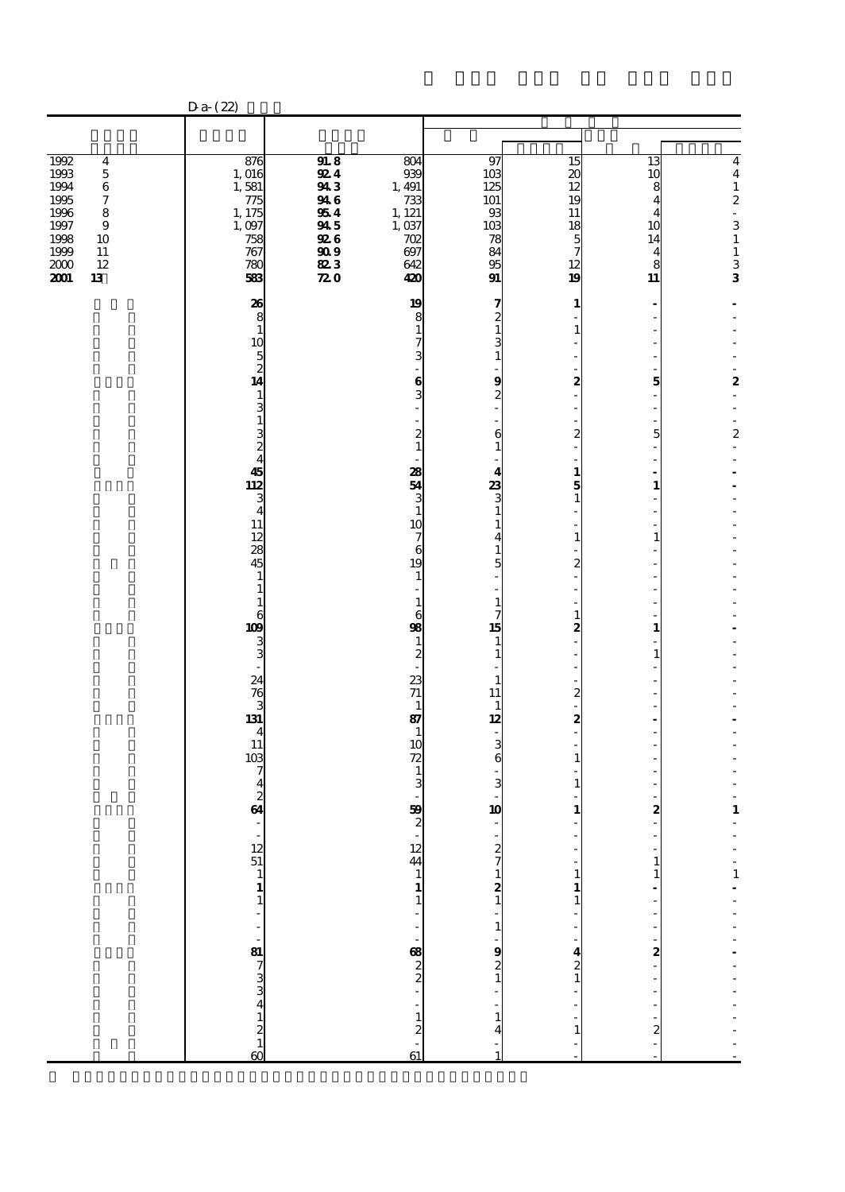D-a-(22)

| | | | | | | | |
|---|---|---|---|---|---|---|---|
| 1992 4 | 876 | 91.8 | 804 | 97 | 15 | 13 | 4 |
| 1993 5 | 1,016 | 92.4 | 939 | 103 | 20 | 10 | 4 |
| 1994 6 | 1,581 | 94.3 | 1,491 | 125 | 12 | 8 | 1 |
| 1995 7 | 775 | 94.6 | 733 | 101 | 19 | 4 | 2 |
| 1996 8 | 1,175 | 95.4 | 1,121 | 93 | 11 | 4 | - |
| 1997 9 | 1,097 | 94.5 | 1,037 | 103 | 18 | 10 | 3 |
| 1998 10 | 758 | 92.6 | 702 | 78 | 5 | 14 | 1 |
| 1999 11 | 767 | 90.9 | 697 | 84 | 7 | 4 | 1 |
| 2000 12 | 780 | 82.3 | 642 | 95 | 12 | 8 | 3 |
| **2001 13** | **583** | **72.0** | **420** | **91** | **19** | **11** | **3** |
| | **26** | | **19** | **7** | **1** | **-** | **-** |
| | 8 | | 8 | 2 | - | - | - |
| | 1 | | 1 | 1 | 1 | - | - |
| | 10 | | 7 | 3 | - | - | - |
| | 5 | | 3 | 1 | - | - | - |
| | 2 | | - | - | - | - | - |
| | **14** | | **6** | **9** | **2** | **5** | **2** |
| | 1 | | 3 | 2 | - | - | - |
| | 3 | | - | - | - | - | - |
| | 1 | | - | - | - | - | - |
| | 3 | | 2 | 6 | 2 | 5 | 2 |
| | 2 | | 1 | 1 | - | - | - |
| | 4 | | - | - | - | - | - |
| | **45** | | **28** | **4** | **1** | **-** | **-** |
| | **112** | | **54** | **23** | **5** | **1** | **-** |
| | 3 | | 3 | 3 | 1 | - | - |
| | 4 | | 1 | 1 | - | - | - |
| | 11 | | 10 | 1 | - | - | - |
| | 12 | | 7 | 4 | 1 | 1 | - |
| | 28 | | 6 | 1 | - | - | - |
| | 45 | | 19 | 5 | 2 | - | - |
| | 1 | | 1 | - | - | - | - |
| | 1 | | - | - | - | - | - |
| | 1 | | 1 | 1 | - | - | - |
| | 6 | | 6 | 7 | 1 | - | - |
| | **109** | | **98** | **15** | **2** | **1** | **-** |
| | 3 | | 1 | 1 | - | - | - |
| | 3 | | 2 | 1 | - | 1 | - |
| | - | | - | - | - | - | - |
| | 24 | | 23 | 1 | - | - | - |
| | 76 | | 71 | 11 | 2 | - | - |
| | 3 | | 1 | 1 | - | - | - |
| | **131** | | **87** | **12** | **2** | **-** | **-** |
| | 4 | | 1 | - | - | - | - |
| | 11 | | 10 | 3 | - | - | - |
| | 103 | | 72 | 6 | 1 | - | - |
| | 7 | | 1 | - | - | - | - |
| | 4 | | 3 | 3 | 1 | - | - |
| | 2 | | - | - | - | - | - |
| | **64** | | **59** | **10** | **1** | **2** | **1** |
| | - | | 2 | - | - | - | - |
| | - | | - | - | - | - | - |
| | 12 | | 12 | 2 | - | - | - |
| | 51 | | 44 | 7 | - | 1 | - |
| | 1 | | 1 | 1 | 1 | 1 | 1 |
| | **1** | | **1** | **2** | **1** | **-** | **-** |
| | 1 | | 1 | 1 | 1 | - | - |
| | - | | - | - | - | - | - |
| | - | | - | 1 | - | - | - |
| | - | | - | - | - | - | - |
| | **81** | | **68** | **9** | **4** | **2** | **-** |
| | 7 | | 2 | 2 | 2 | - | - |
| | 3 | | 2 | 1 | 1 | - | - |
| | 3 | | - | - | - | - | - |
| | 4 | | - | - | - | - | - |
| | 1 | | 1 | 1 | - | - | - |
| | 2 | | 2 | 4 | 1 | 2 | - |
| | 1 | | - | - | - | - | - |
| | 60 | | 61 | 1 | - | - | - |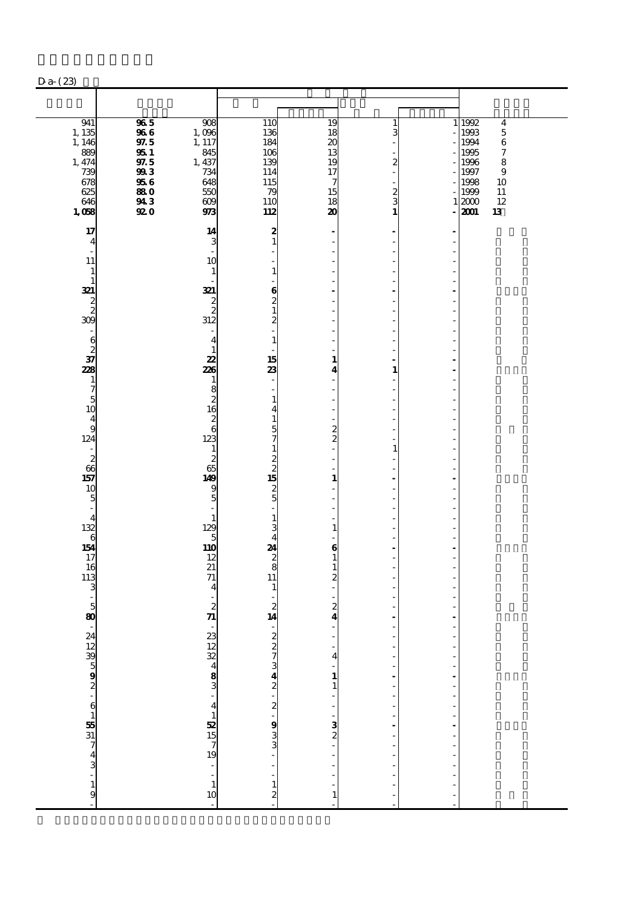D-a-(23)

| | | | | | | | |
|---|---|---|---|---|---|---|---|
| 941 | 96.5 | 908 | 110 | 19 | 1 | 1 | 1992 4 |
| 1,135 | 96.6 | 1,096 | 136 | 18 | 3 | - | 1993 5 |
| 1,146 | 97.5 | 1,117 | 184 | 20 | - | - | 1994 6 |
| 889 | 95.1 | 845 | 106 | 13 | - | - | 1995 7 |
| 1,474 | 97.5 | 1,437 | 139 | 19 | 2 | - | 1996 8 |
| 739 | 99.3 | 734 | 114 | 17 | - | - | 1997 9 |
| 678 | 95.6 | 648 | 115 | 7 | - | - | 1998 10 |
| 625 | 88.0 | 550 | 79 | 15 | 2 | - | 1999 11 |
| 646 | 94.3 | 609 | 110 | 18 | 3 | 1 | 2000 12 |
| **1,058** | **92.0** | **973** | **112** | **20** | **1** | **-** | **2001 13** |
| **17** | | **14** | **2** | **-** | **-** | **-** | |
| 4 | | 3 | 1 | - | - | - | |
| - | | - | - | - | - | - | |
| 11 | | 10 | - | - | - | - | |
| 1 | | 1 | 1 | - | - | - | |
| 1 | | - | - | - | - | - | |
| **321** | | **321** | **6** | **-** | **-** | **-** | |
| 2 | | 2 | 2 | - | - | - | |
| 2 | | 2 | 1 | - | - | - | |
| 309 | | 312 | 2 | - | - | - | |
| - | | - | - | - | - | - | |
| 6 | | 4 | 1 | - | - | - | |
| 2 | | 1 | - | - | - | - | |
| **37** | | **22** | **15** | **1** | **-** | **-** | |
| **228** | | **226** | **23** | **4** | **1** | **-** | |
| 1 | | 1 | - | - | - | - | |
| 7 | | 8 | - | - | - | - | |
| 5 | | 2 | 1 | - | - | - | |
| 10 | | 16 | 4 | - | - | - | |
| 4 | | 2 | 1 | - | - | - | |
| 9 | | 6 | 5 | 2 | - | - | |
| 124 | | 123 | 7 | 2 | - | - | |
| - | | 1 | 1 | - | 1 | - | |
| 2 | | 2 | 2 | - | - | - | |
| 66 | | 65 | 2 | - | - | - | |
| **157** | | **149** | **15** | **1** | **-** | **-** | |
| 10 | | 9 | 2 | - | - | - | |
| 5 | | 5 | 5 | - | - | - | |
| - | | - | - | - | - | - | |
| 4 | | 1 | 1 | - | - | - | |
| 132 | | 129 | 3 | 1 | - | - | |
| 6 | | 5 | 4 | - | - | - | |
| **154** | | **110** | **24** | **6** | **-** | **-** | |
| 17 | | 12 | 2 | 1 | - | - | |
| 16 | | 21 | 8 | 1 | - | - | |
| 113 | | 71 | 11 | 2 | - | - | |
| 3 | | 4 | 1 | - | - | - | |
| - | | - | - | - | - | - | |
| 5 | | 2 | 2 | 2 | - | - | |
| **80** | | **71** | **14** | **4** | **-** | **-** | |
| - | | - | - | - | - | - | |
| 24 | | 23 | 2 | - | - | - | |
| 12 | | 12 | 2 | - | - | - | |
| 39 | | 32 | 7 | 4 | - | - | |
| 5 | | 4 | 3 | - | - | - | |
| **9** | | **8** | **4** | **1** | **-** | **-** | |
| 2 | | 3 | 2 | 1 | - | - | |
| - | | - | - | - | - | - | |
| 6 | | 4 | 2 | - | - | - | |
| 1 | | 1 | - | - | - | - | |
| **55** | | **52** | **9** | **3** | **-** | **-** | |
| 31 | | 15 | 3 | 2 | - | - | |
| 7 | | 7 | 3 | - | - | - | |
| 4 | | 19 | - | - | - | - | |
| 3 | | - | - | - | - | - | |
| - | | - | - | - | - | - | |
| 1 | | 1 | 1 | - | - | - | |
| 9 | | 10 | 2 | 1 | - | - | |
| - | | - | - | - | - | - | |